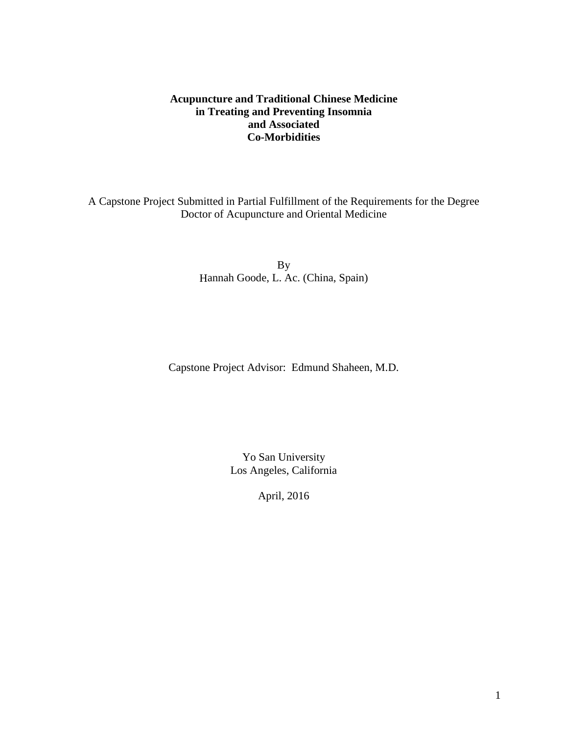# Acupuncture and Traditional Chinese Medicine in Treating and Preventing Insomnia and Associated Co-Morbidities

A Capstone Project Submitted in Partial Fulfillment of the Requirements for the Degree Doctor of Acupuncture and Oriental Medicine

By
Hannah Goode, L. Ac. (China, Spain)

Capstone Project Advisor: Edmund Shaheen, M.D.

Yo San University
Los Angeles, California

April, 2016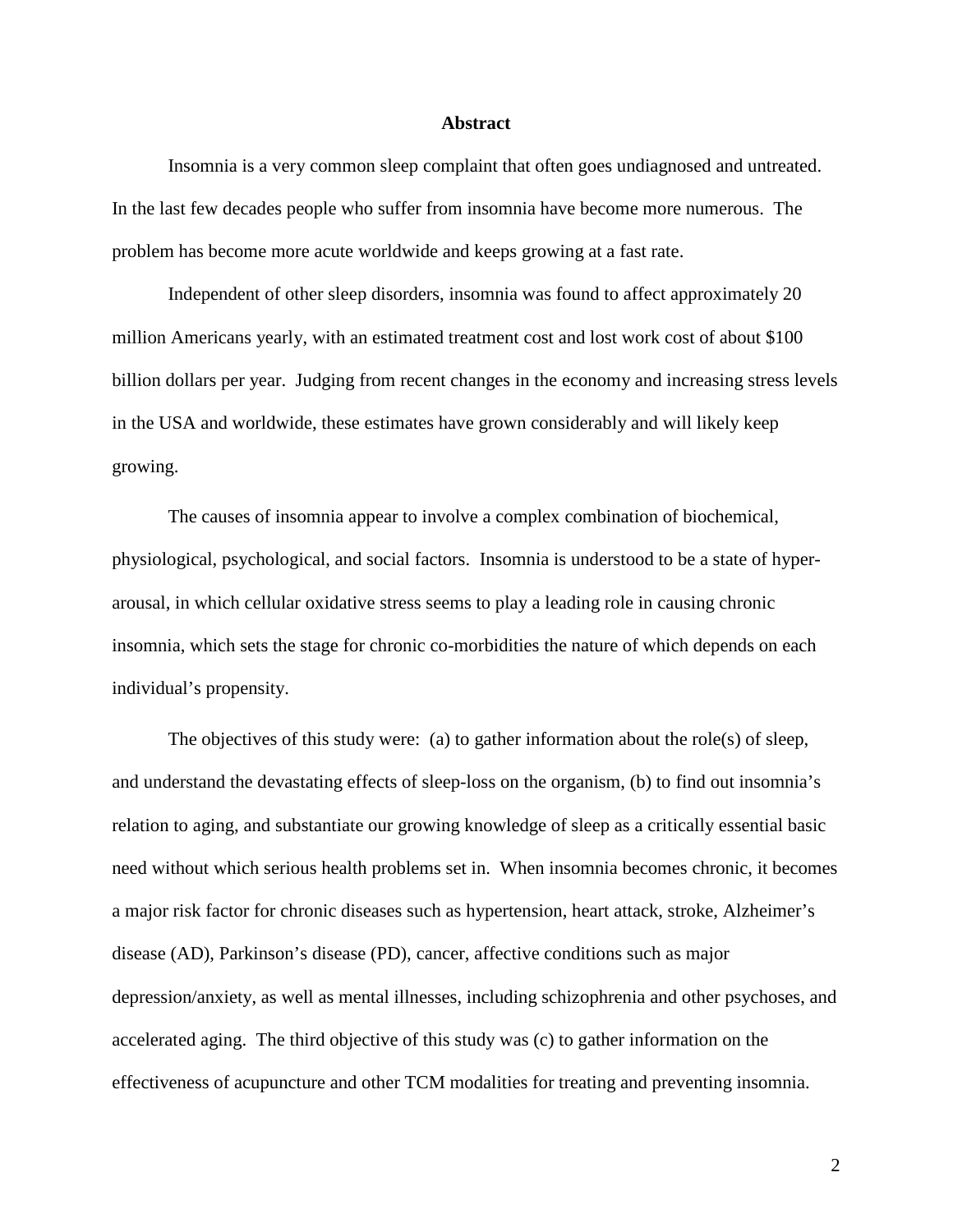# Abstract

Insomnia is a very common sleep complaint that often goes undiagnosed and untreated. In the last few decades people who suffer from insomnia have become more numerous. The problem has become more acute worldwide and keeps growing at a fast rate.

Independent of other sleep disorders, insomnia was found to affect approximately 20 million Americans yearly, with an estimated treatment cost and lost work cost of about $100 billion dollars per year. Judging from recent changes in the economy and increasing stress levels in the USA and worldwide, these estimates have grown considerably and will likely keep growing.

The causes of insomnia appear to involve a complex combination of biochemical, physiological, psychological, and social factors. Insomnia is understood to be a state of hyper-arousal, in which cellular oxidative stress seems to play a leading role in causing chronic insomnia, which sets the stage for chronic co-morbidities the nature of which depends on each individual's propensity.

The objectives of this study were: (a) to gather information about the role(s) of sleep, and understand the devastating effects of sleep-loss on the organism, (b) to find out insomnia's relation to aging, and substantiate our growing knowledge of sleep as a critically essential basic need without which serious health problems set in. When insomnia becomes chronic, it becomes a major risk factor for chronic diseases such as hypertension, heart attack, stroke, Alzheimer's disease (AD), Parkinson's disease (PD), cancer, affective conditions such as major depression/anxiety, as well as mental illnesses, including schizophrenia and other psychoses, and accelerated aging. The third objective of this study was (c) to gather information on the effectiveness of acupuncture and other TCM modalities for treating and preventing insomnia.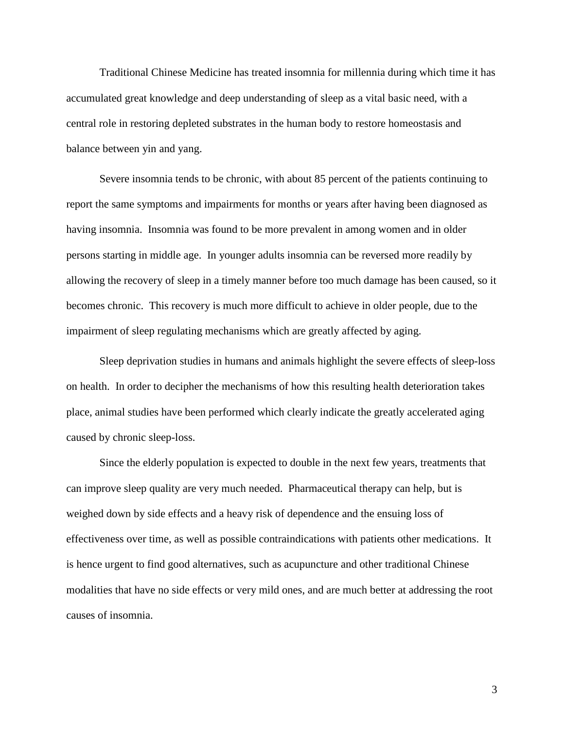Traditional Chinese Medicine has treated insomnia for millennia during which time it has accumulated great knowledge and deep understanding of sleep as a vital basic need, with a central role in restoring depleted substrates in the human body to restore homeostasis and balance between yin and yang.

Severe insomnia tends to be chronic, with about 85 percent of the patients continuing to report the same symptoms and impairments for months or years after having been diagnosed as having insomnia. Insomnia was found to be more prevalent in among women and in older persons starting in middle age. In younger adults insomnia can be reversed more readily by allowing the recovery of sleep in a timely manner before too much damage has been caused, so it becomes chronic. This recovery is much more difficult to achieve in older people, due to the impairment of sleep regulating mechanisms which are greatly affected by aging.

Sleep deprivation studies in humans and animals highlight the severe effects of sleep-loss on health. In order to decipher the mechanisms of how this resulting health deterioration takes place, animal studies have been performed which clearly indicate the greatly accelerated aging caused by chronic sleep-loss.

Since the elderly population is expected to double in the next few years, treatments that can improve sleep quality are very much needed. Pharmaceutical therapy can help, but is weighed down by side effects and a heavy risk of dependence and the ensuing loss of effectiveness over time, as well as possible contraindications with patients other medications. It is hence urgent to find good alternatives, such as acupuncture and other traditional Chinese modalities that have no side effects or very mild ones, and are much better at addressing the root causes of insomnia.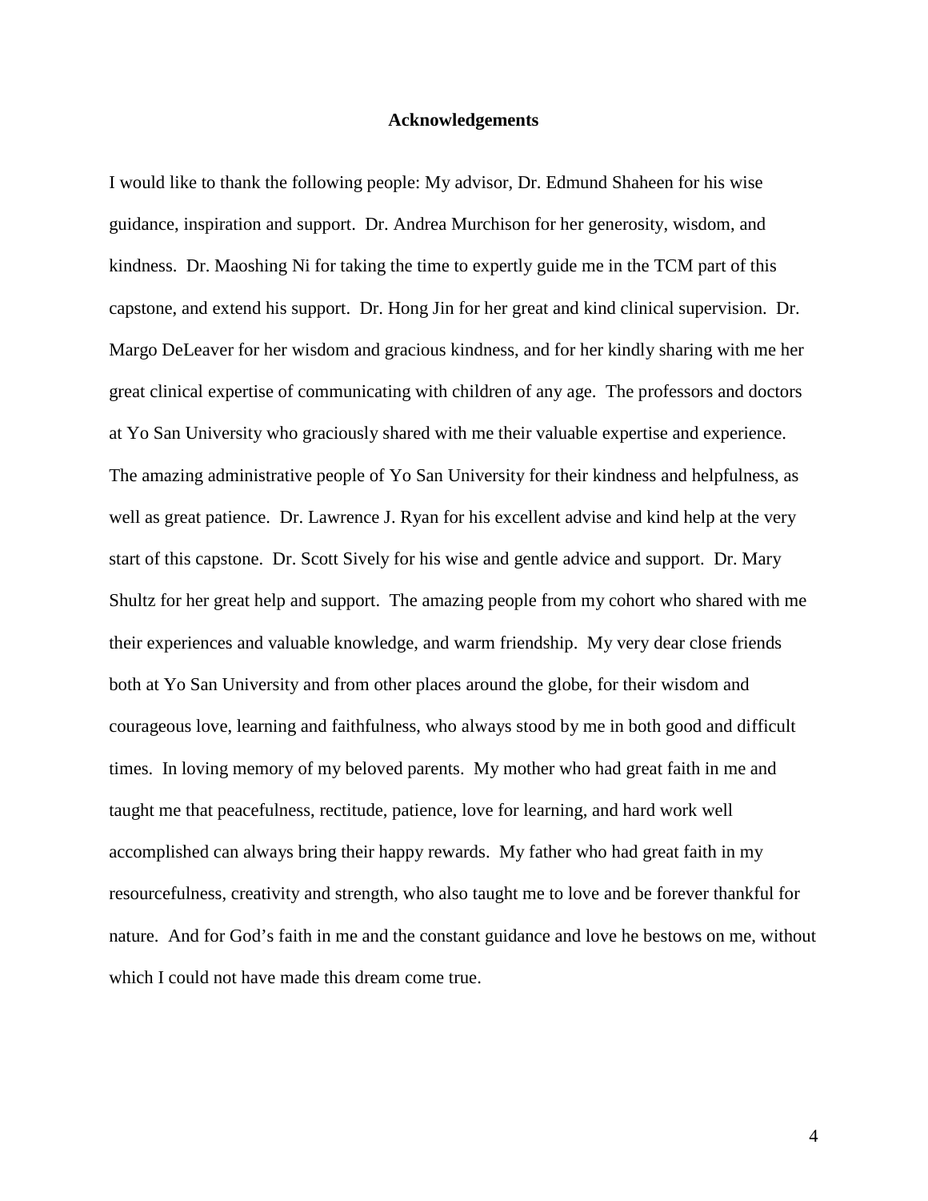## Acknowledgements

I would like to thank the following people: My advisor, Dr. Edmund Shaheen for his wise guidance, inspiration and support. Dr. Andrea Murchison for her generosity, wisdom, and kindness. Dr. Maoshing Ni for taking the time to expertly guide me in the TCM part of this capstone, and extend his support. Dr. Hong Jin for her great and kind clinical supervision. Dr. Margo DeLeaver for her wisdom and gracious kindness, and for her kindly sharing with me her great clinical expertise of communicating with children of any age. The professors and doctors at Yo San University who graciously shared with me their valuable expertise and experience. The amazing administrative people of Yo San University for their kindness and helpfulness, as well as great patience. Dr. Lawrence J. Ryan for his excellent advise and kind help at the very start of this capstone. Dr. Scott Sively for his wise and gentle advice and support. Dr. Mary Shultz for her great help and support. The amazing people from my cohort who shared with me their experiences and valuable knowledge, and warm friendship. My very dear close friends both at Yo San University and from other places around the globe, for their wisdom and courageous love, learning and faithfulness, who always stood by me in both good and difficult times. In loving memory of my beloved parents. My mother who had great faith in me and taught me that peacefulness, rectitude, patience, love for learning, and hard work well accomplished can always bring their happy rewards. My father who had great faith in my resourcefulness, creativity and strength, who also taught me to love and be forever thankful for nature. And for God's faith in me and the constant guidance and love he bestows on me, without which I could not have made this dream come true.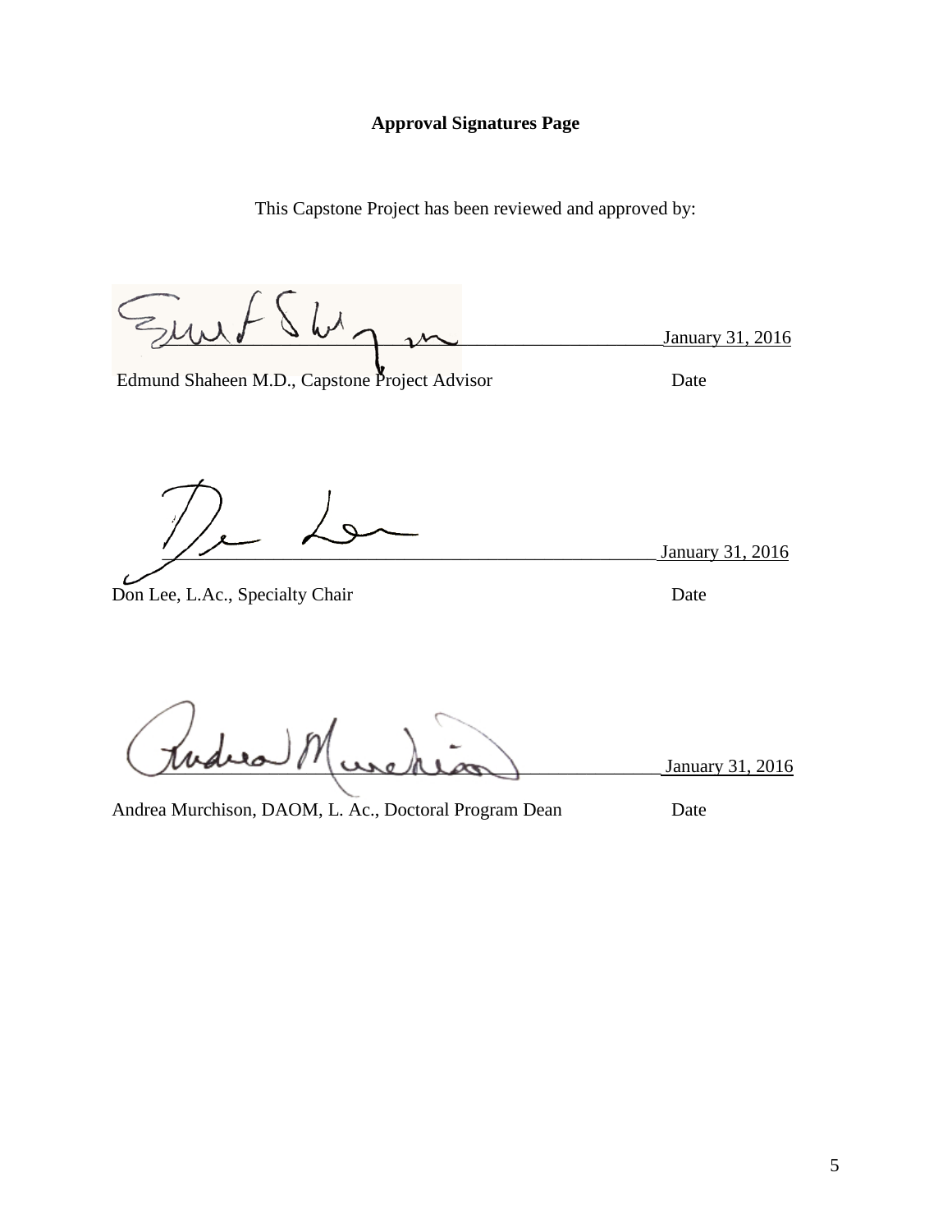**Approval Signatures Page**

This Capstone Project has been reviewed and approved by:

\_\_\_\_\_\_\_\_\_\_\_\_\_\_\_\_\_\_\_\_\_\_\_\_\_\_\_\_\_\_\_\_\_\_\_\_\_\_\_\_\_\_\_\_\_\_ January 31, 2016

Edmund Shaheen M.D., Capstone Project Advisor Date

\_\_\_\_\_\_\_\_\_\_\_\_\_\_\_\_\_\_\_\_\_\_\_\_\_\_\_\_\_\_\_\_\_\_\_\_\_\_\_\_\_\_\_\_\_\_ January 31, 2016

Don Lee, L.Ac., Specialty Chair Date

\_\_\_\_\_\_\_\_\_\_\_\_\_\_\_\_\_\_\_\_\_\_\_\_\_\_\_\_\_\_\_\_\_\_\_\_\_\_\_\_\_\_\_\_\_\_ January 31, 2016

Andrea Murchison, DAOM, L. Ac., Doctoral Program Dean Date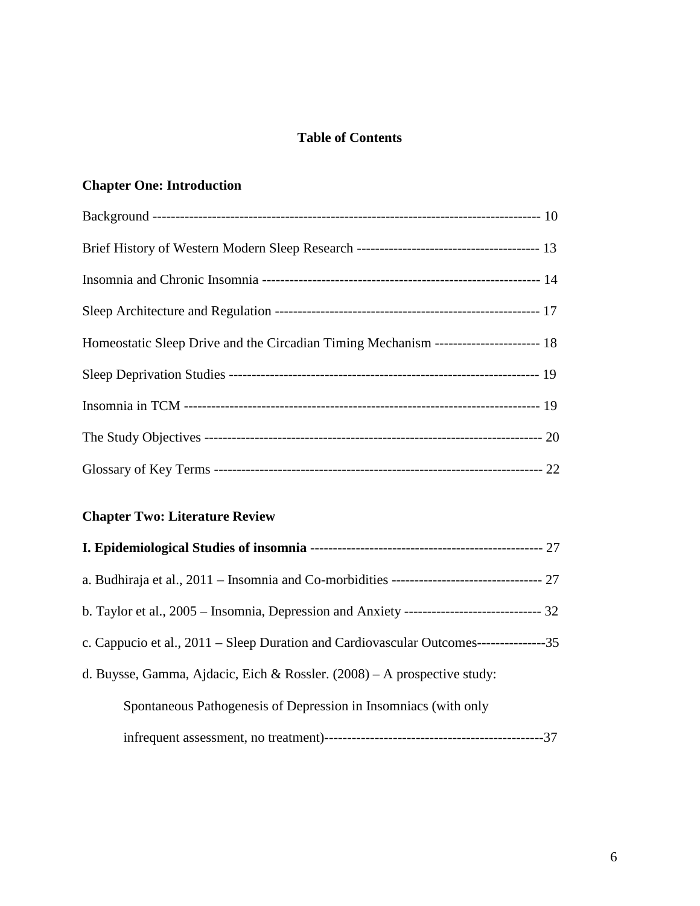# Table of Contents

## Chapter One: Introduction

Background ---------------------------------------------------------------------------------- 10

Brief History of Western Modern Sleep Research ---------------------------------------- 13

Insomnia and Chronic Insomnia ------------------------------------------------------------ 14

Sleep Architecture and Regulation ---------------------------------------------------------- 17

Homeostatic Sleep Drive and the Circadian Timing Mechanism ----------------------- 18

Sleep Deprivation Studies -------------------------------------------------------------------- 19

Insomnia in TCM ----------------------------------------------------------------------------- 19

The Study Objectives ------------------------------------------------------------------------- 20

Glossary of Key Terms ----------------------------------------------------------------------- 22

## Chapter Two: Literature Review

**I. Epidemiological Studies of insomnia** --------------------------------------------------- 27

a. Budhiraja et al., 2011 – Insomnia and Co-morbidities --------------------------------- 27

b. Taylor et al., 2005 – Insomnia, Depression and Anxiety ------------------------------ 32

c. Cappucio et al., 2011 – Sleep Duration and Cardiovascular Outcomes---------------35

d. Buysse, Gamma, Ajdacic, Eich & Rossler. (2008) – A prospective study:

Spontaneous Pathogenesis of Depression in Insomniacs (with only

infrequent assessment, no treatment)------------------------------------------------37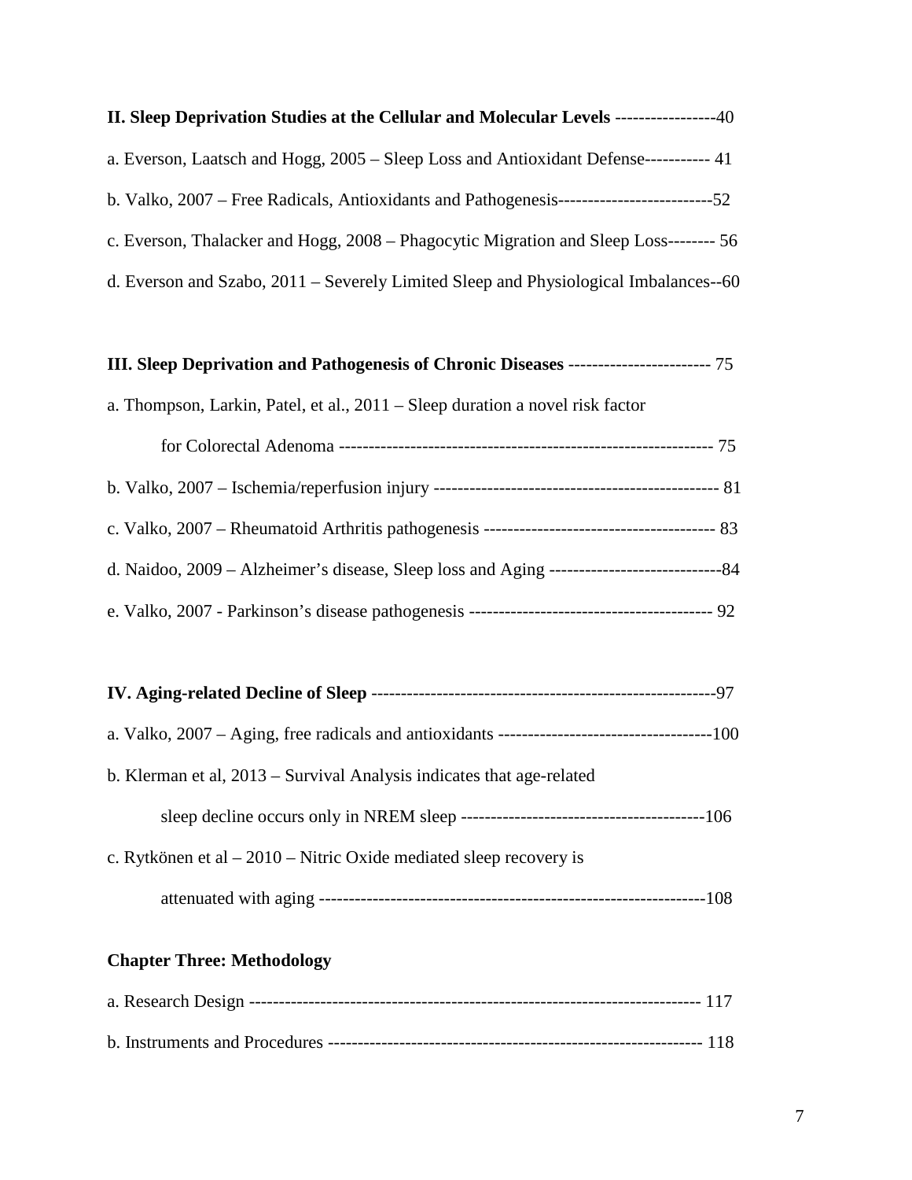**II. Sleep Deprivation Studies at the Cellular and Molecular Levels** -----------------40

a. Everson, Laatsch and Hogg, 2005 – Sleep Loss and Antioxidant Defense----------- 41

b. Valko, 2007 – Free Radicals, Antioxidants and Pathogenesis--------------------------52

c. Everson, Thalacker and Hogg, 2008 – Phagocytic Migration and Sleep Loss-------- 56

d. Everson and Szabo, 2011 – Severely Limited Sleep and Physiological Imbalances--60

**III. Sleep Deprivation and Pathogenesis of Chronic Diseases** ------------------------ 75

a. Thompson, Larkin, Patel, et al., 2011 – Sleep duration a novel risk factor for Colorectal Adenoma --------------------------------------------------------------- 75

b. Valko, 2007 – Ischemia/reperfusion injury ------------------------------------------------ 81

c. Valko, 2007 – Rheumatoid Arthritis pathogenesis --------------------------------------- 83

d. Naidoo, 2009 – Alzheimer's disease, Sleep loss and Aging -----------------------------84

e. Valko, 2007 - Parkinson's disease pathogenesis ----------------------------------------- 92

**IV. Aging-related Decline of Sleep** ----------------------------------------------------------97

a. Valko, 2007 – Aging, free radicals and antioxidants ------------------------------------100

b. Klerman et al, 2013 – Survival Analysis indicates that age-related sleep decline occurs only in NREM sleep -----------------------------------------106

c. Rytkönen et al – 2010 – Nitric Oxide mediated sleep recovery is attenuated with aging ----------------------------------------------------------------108

**Chapter Three: Methodology**

a. Research Design ------------------------------------------------------------------------- 117

b. Instruments and Procedures ------------------------------------------------------------ 118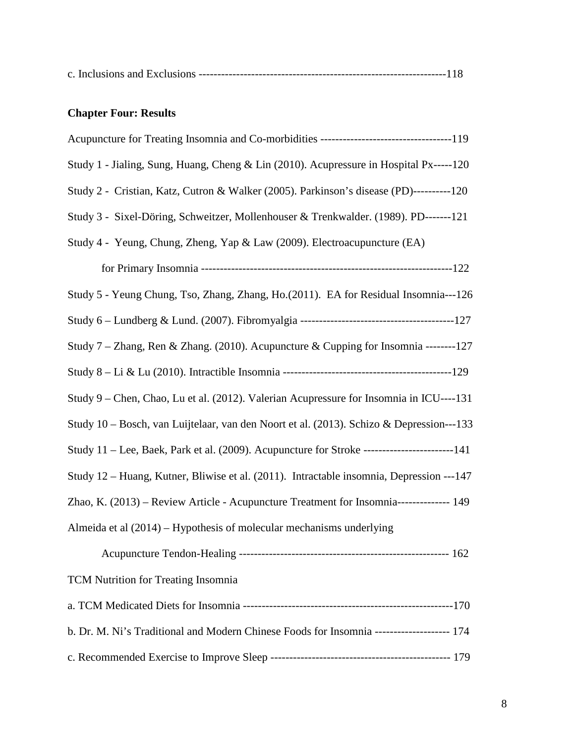c. Inclusions and Exclusions ------------------------------------------------------------------118

**Chapter Four: Results**

Acupuncture for Treating Insomnia and Co-morbidities -----------------------------------119

Study 1 - Jialing, Sung, Huang, Cheng & Lin (2010). Acupressure in Hospital Px-----120

Study 2 - Cristian, Katz, Cutron & Walker (2005). Parkinson's disease (PD)----------120

Study 3 - Sixel-Döring, Schweitzer, Mollenhouser & Trenkwalder. (1989). PD-------121

Study 4 - Yeung, Chung, Zheng, Yap & Law (2009). Electroacupuncture (EA)

for Primary Insomnia -------------------------------------------------------------------122

Study 5 - Yeung Chung, Tso, Zhang, Zhang, Ho.(2011). EA for Residual Insomnia---126

Study 6 – Lundberg & Lund. (2007). Fibromyalgia -----------------------------------------127

Study 7 – Zhang, Ren & Zhang. (2010). Acupuncture & Cupping for Insomnia --------127

Study 8 – Li & Lu (2010). Intractible Insomnia ---------------------------------------------129

Study 9 – Chen, Chao, Lu et al. (2012). Valerian Acupressure for Insomnia in ICU----131

Study 10 – Bosch, van Luijtelaar, van den Noort et al. (2013). Schizo & Depression---133

Study 11 – Lee, Baek, Park et al. (2009). Acupuncture for Stroke ------------------------141

Study 12 – Huang, Kutner, Bliwise et al. (2011). Intractable insomnia, Depression ---147

Zhao, K. (2013) – Review Article - Acupuncture Treatment for Insomnia-------------- 149

Almeida et al (2014) – Hypothesis of molecular mechanisms underlying

Acupuncture Tendon-Healing -------------------------------------------------------- 162

TCM Nutrition for Treating Insomnia

a. TCM Medicated Diets for Insomnia -------------------------------------------------------170

b. Dr. M. Ni's Traditional and Modern Chinese Foods for Insomnia -------------------- 174

c. Recommended Exercise to Improve Sleep ----------------------------------------------- 179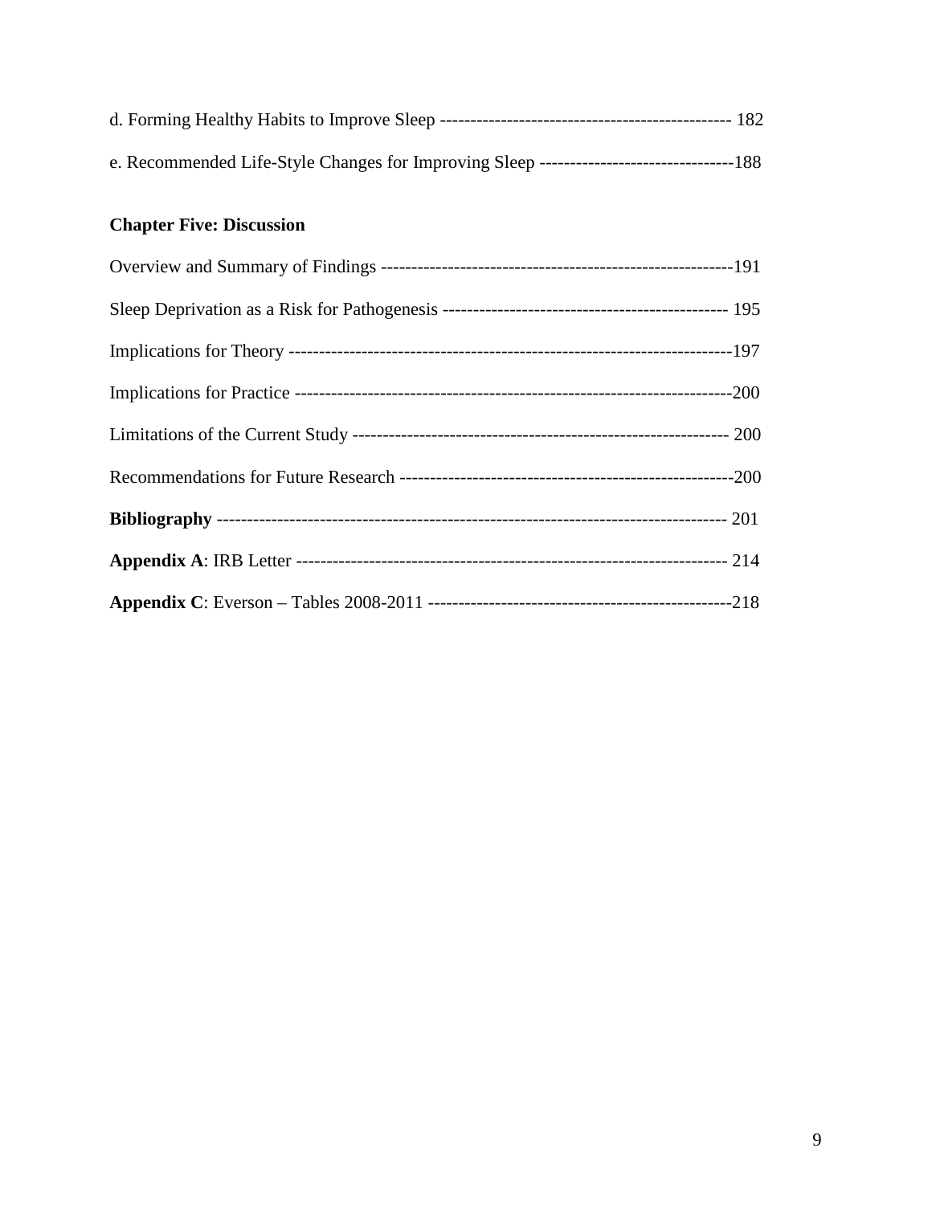d. Forming Healthy Habits to Improve Sleep ------------------------------------------------ 182

e. Recommended Life-Style Changes for Improving Sleep --------------------------------188

**Chapter Five: Discussion**

Overview and Summary of Findings ----------------------------------------------------------191

Sleep Deprivation as a Risk for Pathogenesis ----------------------------------------------- 195

Implications for Theory ---------------------------------------------------------------------197

Implications for Practice ----------------------------------------------------------------------200

Limitations of the Current Study ------------------------------------------------------------ 200

Recommendations for Future Research ----------------------------------------------------200

**Bibliography** --------------------------------------------------------------------------------- 201

**Appendix A**: IRB Letter ---------------------------------------------------------------------- 214

**Appendix C**: Everson – Tables 2008-2011 -------------------------------------------------218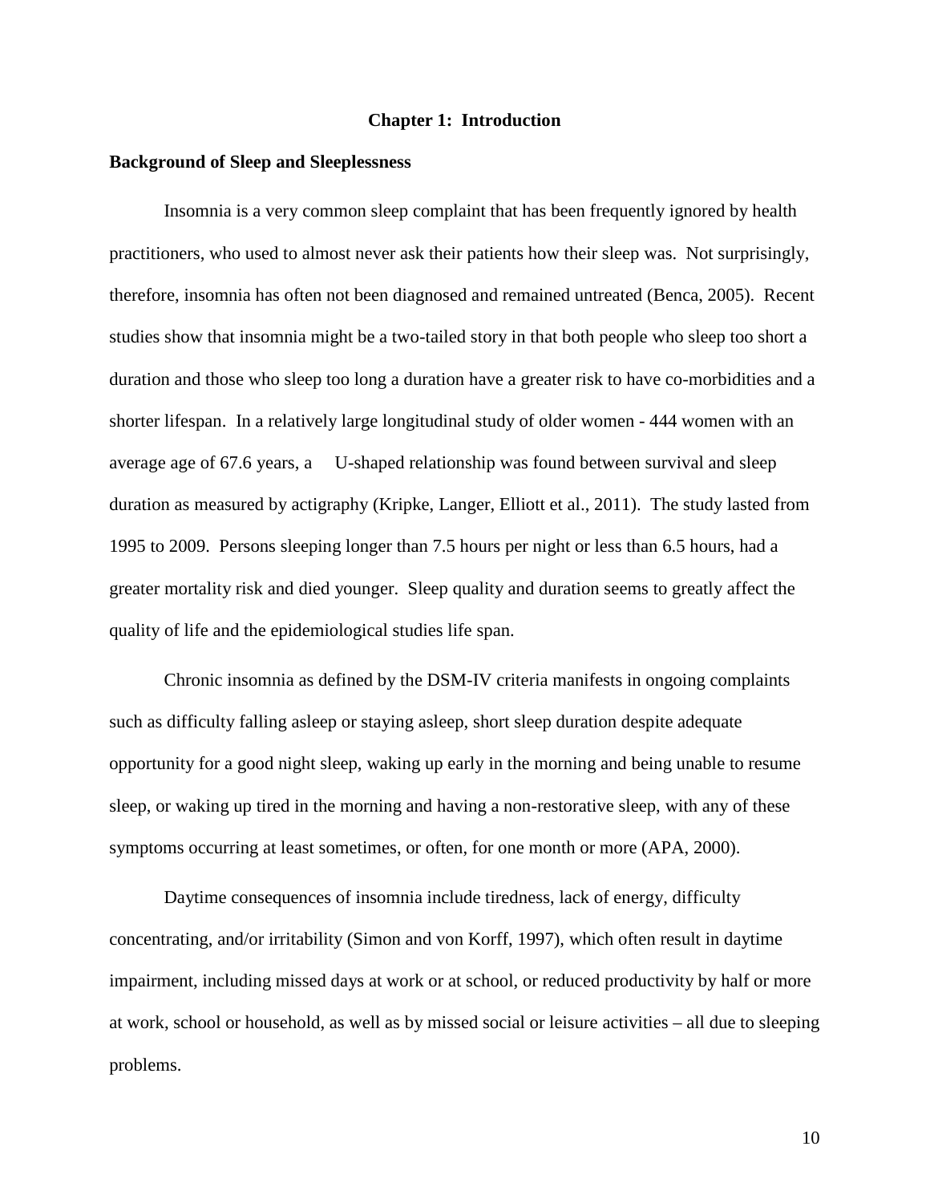# Chapter 1: Introduction

## Background of Sleep and Sleeplessness

Insomnia is a very common sleep complaint that has been frequently ignored by health practitioners, who used to almost never ask their patients how their sleep was. Not surprisingly, therefore, insomnia has often not been diagnosed and remained untreated (Benca, 2005). Recent studies show that insomnia might be a two-tailed story in that both people who sleep too short a duration and those who sleep too long a duration have a greater risk to have co-morbidities and a shorter lifespan. In a relatively large longitudinal study of older women - 444 women with an average age of 67.6 years, a U-shaped relationship was found between survival and sleep duration as measured by actigraphy (Kripke, Langer, Elliott et al., 2011). The study lasted from 1995 to 2009. Persons sleeping longer than 7.5 hours per night or less than 6.5 hours, had a greater mortality risk and died younger. Sleep quality and duration seems to greatly affect the quality of life and the epidemiological studies life span.

Chronic insomnia as defined by the DSM-IV criteria manifests in ongoing complaints such as difficulty falling asleep or staying asleep, short sleep duration despite adequate opportunity for a good night sleep, waking up early in the morning and being unable to resume sleep, or waking up tired in the morning and having a non-restorative sleep, with any of these symptoms occurring at least sometimes, or often, for one month or more (APA, 2000).

Daytime consequences of insomnia include tiredness, lack of energy, difficulty concentrating, and/or irritability (Simon and von Korff, 1997), which often result in daytime impairment, including missed days at work or at school, or reduced productivity by half or more at work, school or household, as well as by missed social or leisure activities – all due to sleeping problems.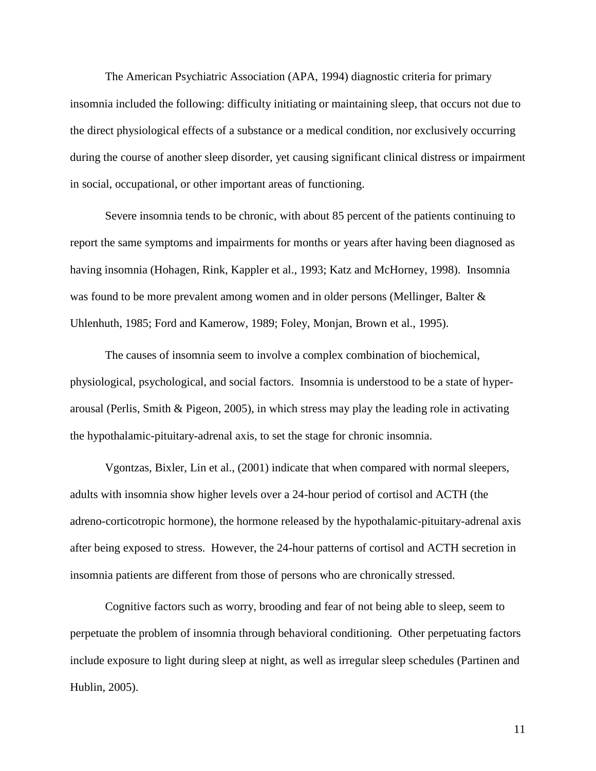The American Psychiatric Association (APA, 1994) diagnostic criteria for primary insomnia included the following: difficulty initiating or maintaining sleep, that occurs not due to the direct physiological effects of a substance or a medical condition, nor exclusively occurring during the course of another sleep disorder, yet causing significant clinical distress or impairment in social, occupational, or other important areas of functioning.

Severe insomnia tends to be chronic, with about 85 percent of the patients continuing to report the same symptoms and impairments for months or years after having been diagnosed as having insomnia (Hohagen, Rink, Kappler et al., 1993; Katz and McHorney, 1998). Insomnia was found to be more prevalent among women and in older persons (Mellinger, Balter & Uhlenhuth, 1985; Ford and Kamerow, 1989; Foley, Monjan, Brown et al., 1995).

The causes of insomnia seem to involve a complex combination of biochemical, physiological, psychological, and social factors. Insomnia is understood to be a state of hyper-arousal (Perlis, Smith & Pigeon, 2005), in which stress may play the leading role in activating the hypothalamic-pituitary-adrenal axis, to set the stage for chronic insomnia.

Vgontzas, Bixler, Lin et al., (2001) indicate that when compared with normal sleepers, adults with insomnia show higher levels over a 24-hour period of cortisol and ACTH (the adreno-corticotropic hormone), the hormone released by the hypothalamic-pituitary-adrenal axis after being exposed to stress. However, the 24-hour patterns of cortisol and ACTH secretion in insomnia patients are different from those of persons who are chronically stressed.

Cognitive factors such as worry, brooding and fear of not being able to sleep, seem to perpetuate the problem of insomnia through behavioral conditioning. Other perpetuating factors include exposure to light during sleep at night, as well as irregular sleep schedules (Partinen and Hublin, 2005).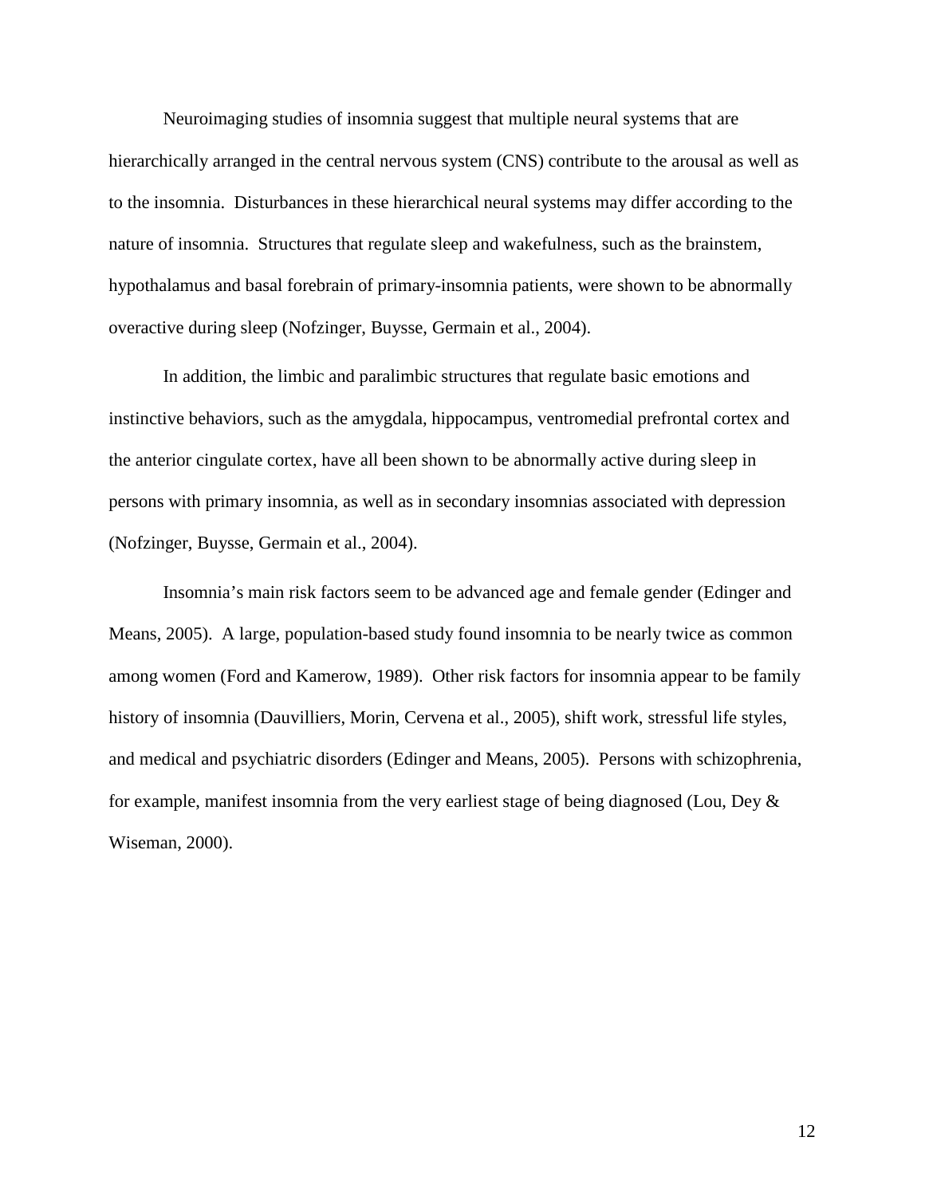Neuroimaging studies of insomnia suggest that multiple neural systems that are hierarchically arranged in the central nervous system (CNS) contribute to the arousal as well as to the insomnia. Disturbances in these hierarchical neural systems may differ according to the nature of insomnia. Structures that regulate sleep and wakefulness, such as the brainstem, hypothalamus and basal forebrain of primary-insomnia patients, were shown to be abnormally overactive during sleep (Nofzinger, Buysse, Germain et al., 2004).

In addition, the limbic and paralimbic structures that regulate basic emotions and instinctive behaviors, such as the amygdala, hippocampus, ventromedial prefrontal cortex and the anterior cingulate cortex, have all been shown to be abnormally active during sleep in persons with primary insomnia, as well as in secondary insomnias associated with depression (Nofzinger, Buysse, Germain et al., 2004).

Insomnia's main risk factors seem to be advanced age and female gender (Edinger and Means, 2005). A large, population-based study found insomnia to be nearly twice as common among women (Ford and Kamerow, 1989). Other risk factors for insomnia appear to be family history of insomnia (Dauvilliers, Morin, Cervena et al., 2005), shift work, stressful life styles, and medical and psychiatric disorders (Edinger and Means, 2005). Persons with schizophrenia, for example, manifest insomnia from the very earliest stage of being diagnosed (Lou, Dey & Wiseman, 2000).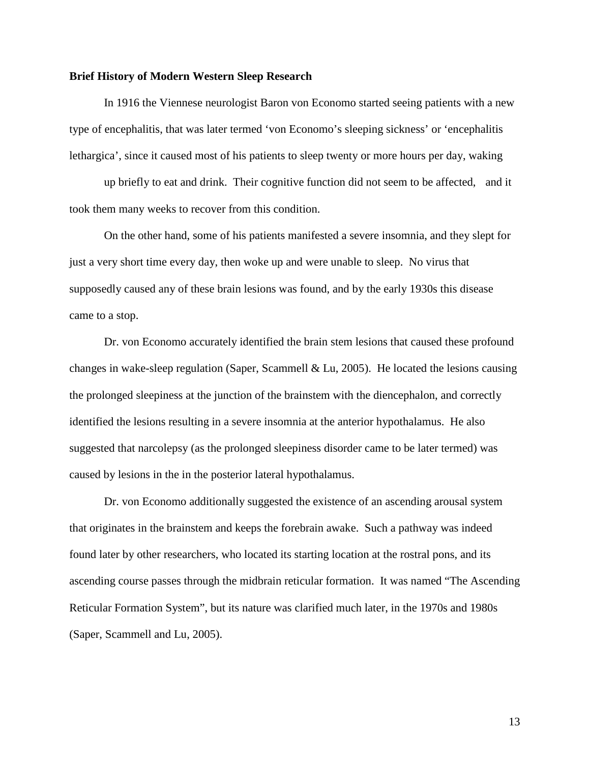**Brief History of Modern Western Sleep Research**

In 1916 the Viennese neurologist Baron von Economo started seeing patients with a new type of encephalitis, that was later termed 'von Economo's sleeping sickness' or 'encephalitis lethargica', since it caused most of his patients to sleep twenty or more hours per day, waking up briefly to eat and drink. Their cognitive function did not seem to be affected, and it took them many weeks to recover from this condition.

On the other hand, some of his patients manifested a severe insomnia, and they slept for just a very short time every day, then woke up and were unable to sleep. No virus that supposedly caused any of these brain lesions was found, and by the early 1930s this disease came to a stop.

Dr. von Economo accurately identified the brain stem lesions that caused these profound changes in wake-sleep regulation (Saper, Scammell & Lu, 2005). He located the lesions causing the prolonged sleepiness at the junction of the brainstem with the diencephalon, and correctly identified the lesions resulting in a severe insomnia at the anterior hypothalamus. He also suggested that narcolepsy (as the prolonged sleepiness disorder came to be later termed) was caused by lesions in the in the posterior lateral hypothalamus.

Dr. von Economo additionally suggested the existence of an ascending arousal system that originates in the brainstem and keeps the forebrain awake. Such a pathway was indeed found later by other researchers, who located its starting location at the rostral pons, and its ascending course passes through the midbrain reticular formation. It was named "The Ascending Reticular Formation System", but its nature was clarified much later, in the 1970s and 1980s (Saper, Scammell and Lu, 2005).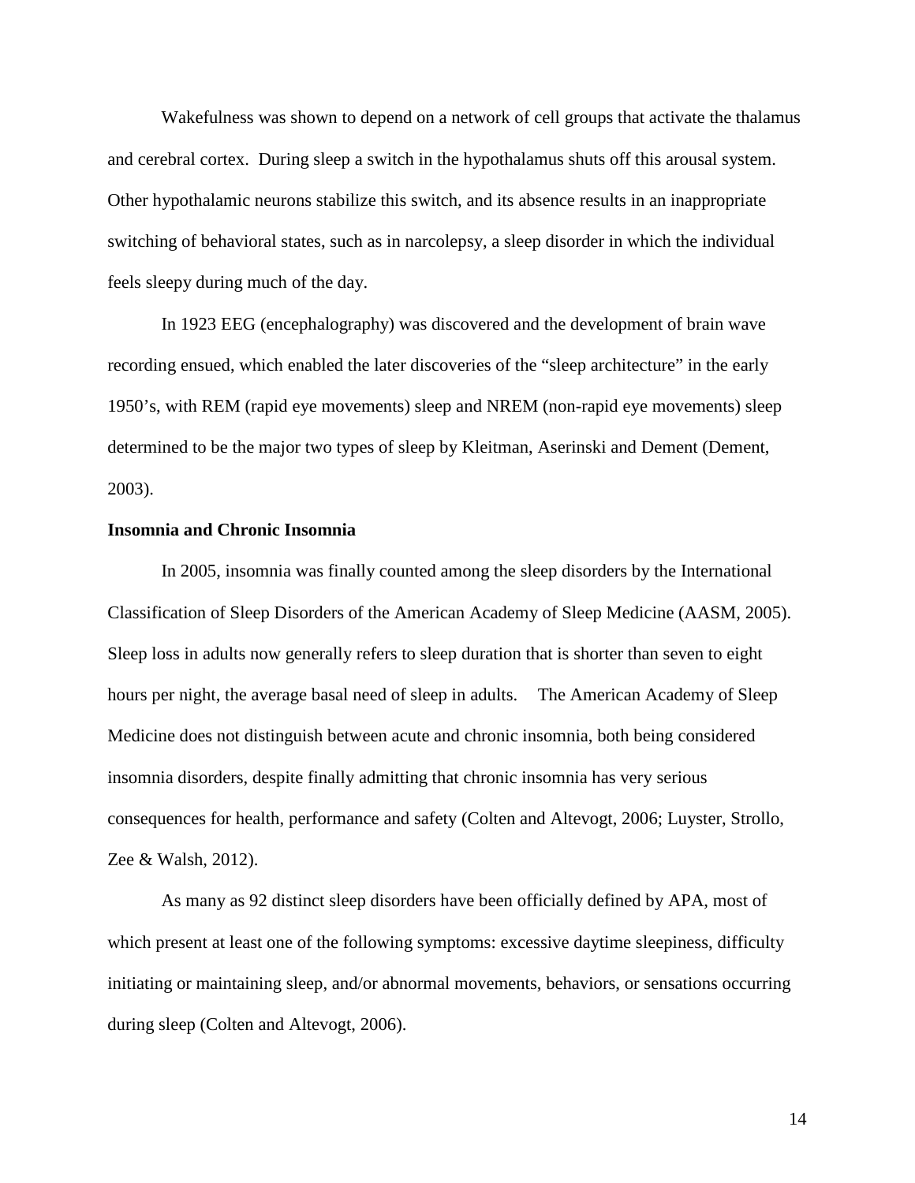Wakefulness was shown to depend on a network of cell groups that activate the thalamus and cerebral cortex. During sleep a switch in the hypothalamus shuts off this arousal system. Other hypothalamic neurons stabilize this switch, and its absence results in an inappropriate switching of behavioral states, such as in narcolepsy, a sleep disorder in which the individual feels sleepy during much of the day.

In 1923 EEG (encephalography) was discovered and the development of brain wave recording ensued, which enabled the later discoveries of the "sleep architecture" in the early 1950's, with REM (rapid eye movements) sleep and NREM (non-rapid eye movements) sleep determined to be the major two types of sleep by Kleitman, Aserinski and Dement (Dement, 2003).

**Insomnia and Chronic Insomnia**

In 2005, insomnia was finally counted among the sleep disorders by the International Classification of Sleep Disorders of the American Academy of Sleep Medicine (AASM, 2005). Sleep loss in adults now generally refers to sleep duration that is shorter than seven to eight hours per night, the average basal need of sleep in adults. The American Academy of Sleep Medicine does not distinguish between acute and chronic insomnia, both being considered insomnia disorders, despite finally admitting that chronic insomnia has very serious consequences for health, performance and safety (Colten and Altevogt, 2006; Luyster, Strollo, Zee & Walsh, 2012).

As many as 92 distinct sleep disorders have been officially defined by APA, most of which present at least one of the following symptoms: excessive daytime sleepiness, difficulty initiating or maintaining sleep, and/or abnormal movements, behaviors, or sensations occurring during sleep (Colten and Altevogt, 2006).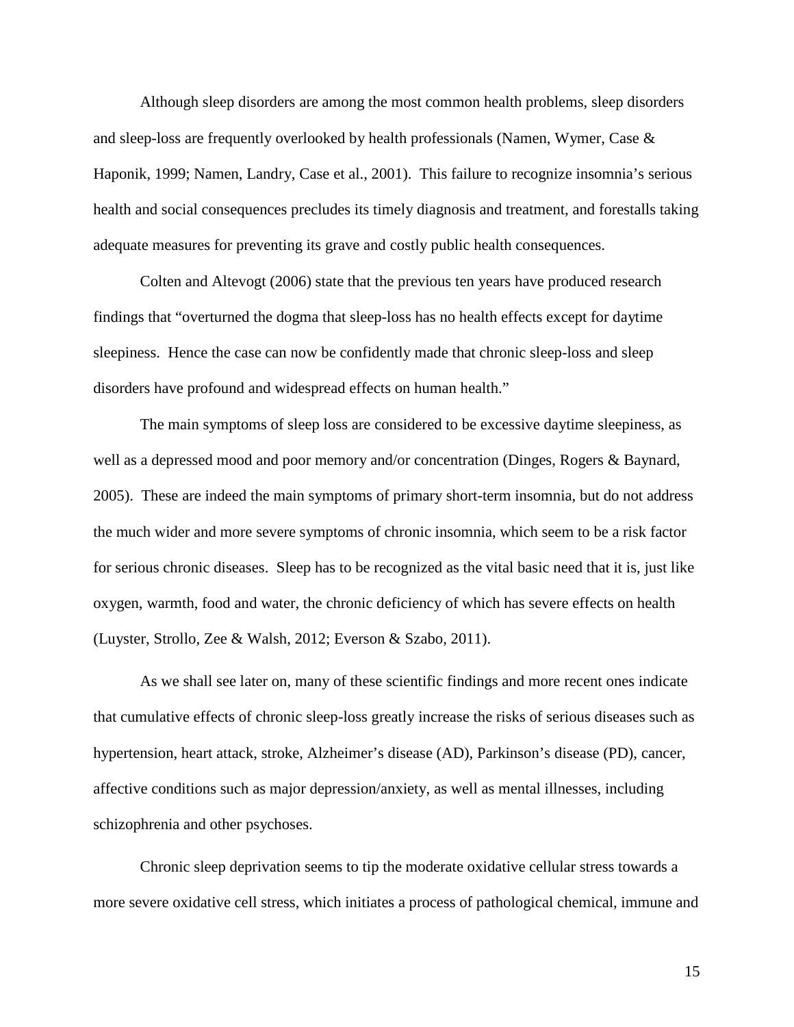Although sleep disorders are among the most common health problems, sleep disorders and sleep-loss are frequently overlooked by health professionals (Namen, Wymer, Case & Haponik, 1999; Namen, Landry, Case et al., 2001). This failure to recognize insomnia's serious health and social consequences precludes its timely diagnosis and treatment, and forestalls taking adequate measures for preventing its grave and costly public health consequences.

Colten and Altevogt (2006) state that the previous ten years have produced research findings that "overturned the dogma that sleep-loss has no health effects except for daytime sleepiness. Hence the case can now be confidently made that chronic sleep-loss and sleep disorders have profound and widespread effects on human health."

The main symptoms of sleep loss are considered to be excessive daytime sleepiness, as well as a depressed mood and poor memory and/or concentration (Dinges, Rogers & Baynard, 2005). These are indeed the main symptoms of primary short-term insomnia, but do not address the much wider and more severe symptoms of chronic insomnia, which seem to be a risk factor for serious chronic diseases. Sleep has to be recognized as the vital basic need that it is, just like oxygen, warmth, food and water, the chronic deficiency of which has severe effects on health (Luyster, Strollo, Zee & Walsh, 2012; Everson & Szabo, 2011).

As we shall see later on, many of these scientific findings and more recent ones indicate that cumulative effects of chronic sleep-loss greatly increase the risks of serious diseases such as hypertension, heart attack, stroke, Alzheimer's disease (AD), Parkinson's disease (PD), cancer, affective conditions such as major depression/anxiety, as well as mental illnesses, including schizophrenia and other psychoses.

Chronic sleep deprivation seems to tip the moderate oxidative cellular stress towards a more severe oxidative cell stress, which initiates a process of pathological chemical, immune and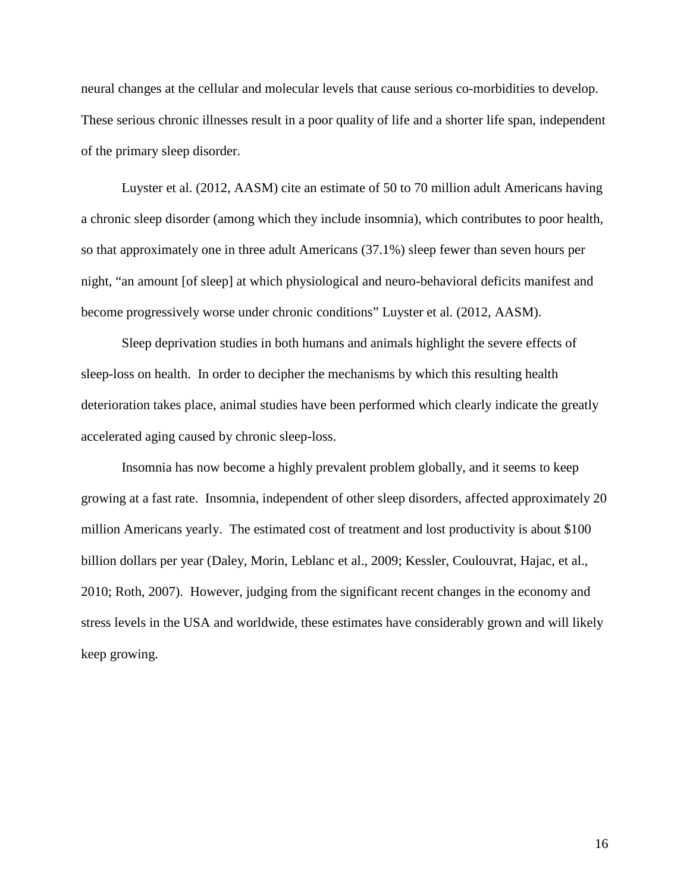neural changes at the cellular and molecular levels that cause serious co-morbidities to develop. These serious chronic illnesses result in a poor quality of life and a shorter life span, independent of the primary sleep disorder.

Luyster et al. (2012, AASM) cite an estimate of 50 to 70 million adult Americans having a chronic sleep disorder (among which they include insomnia), which contributes to poor health, so that approximately one in three adult Americans (37.1%) sleep fewer than seven hours per night, "an amount [of sleep] at which physiological and neuro-behavioral deficits manifest and become progressively worse under chronic conditions" Luyster et al. (2012, AASM).

Sleep deprivation studies in both humans and animals highlight the severe effects of sleep-loss on health. In order to decipher the mechanisms by which this resulting health deterioration takes place, animal studies have been performed which clearly indicate the greatly accelerated aging caused by chronic sleep-loss.

Insomnia has now become a highly prevalent problem globally, and it seems to keep growing at a fast rate. Insomnia, independent of other sleep disorders, affected approximately 20 million Americans yearly. The estimated cost of treatment and lost productivity is about $100 billion dollars per year (Daley, Morin, Leblanc et al., 2009; Kessler, Coulouvrat, Hajac, et al., 2010; Roth, 2007). However, judging from the significant recent changes in the economy and stress levels in the USA and worldwide, these estimates have considerably grown and will likely keep growing.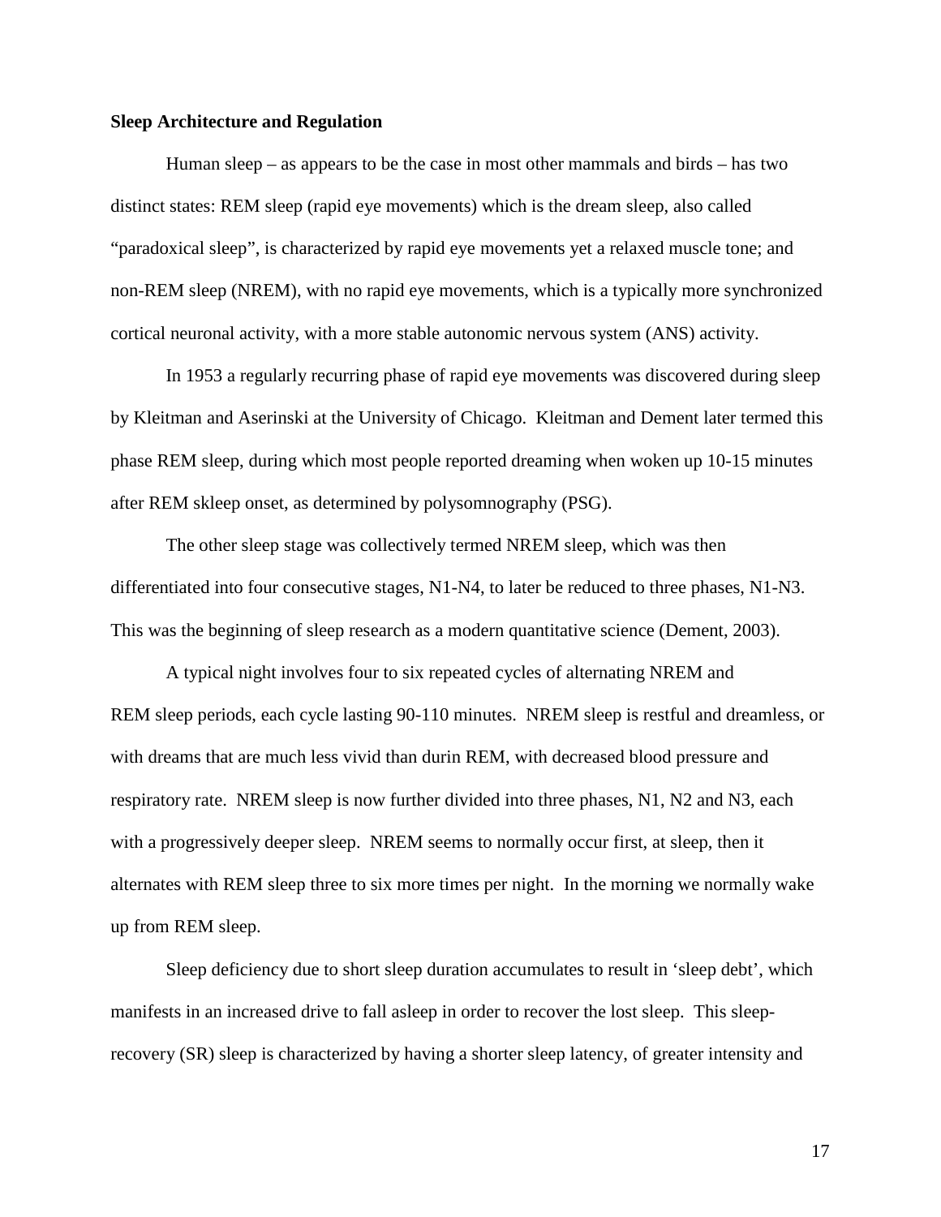**Sleep Architecture and Regulation**

Human sleep – as appears to be the case in most other mammals and birds – has two distinct states: REM sleep (rapid eye movements) which is the dream sleep, also called "paradoxical sleep", is characterized by rapid eye movements yet a relaxed muscle tone; and non-REM sleep (NREM), with no rapid eye movements, which is a typically more synchronized cortical neuronal activity, with a more stable autonomic nervous system (ANS) activity.

In 1953 a regularly recurring phase of rapid eye movements was discovered during sleep by Kleitman and Aserinski at the University of Chicago. Kleitman and Dement later termed this phase REM sleep, during which most people reported dreaming when woken up 10-15 minutes after REM skleep onset, as determined by polysomnography (PSG).

The other sleep stage was collectively termed NREM sleep, which was then differentiated into four consecutive stages, N1-N4, to later be reduced to three phases, N1-N3. This was the beginning of sleep research as a modern quantitative science (Dement, 2003).

A typical night involves four to six repeated cycles of alternating NREM and REM sleep periods, each cycle lasting 90-110 minutes. NREM sleep is restful and dreamless, or with dreams that are much less vivid than durin REM, with decreased blood pressure and respiratory rate. NREM sleep is now further divided into three phases, N1, N2 and N3, each with a progressively deeper sleep. NREM seems to normally occur first, at sleep, then it alternates with REM sleep three to six more times per night. In the morning we normally wake up from REM sleep.

Sleep deficiency due to short sleep duration accumulates to result in 'sleep debt', which manifests in an increased drive to fall asleep in order to recover the lost sleep. This sleep-recovery (SR) sleep is characterized by having a shorter sleep latency, of greater intensity and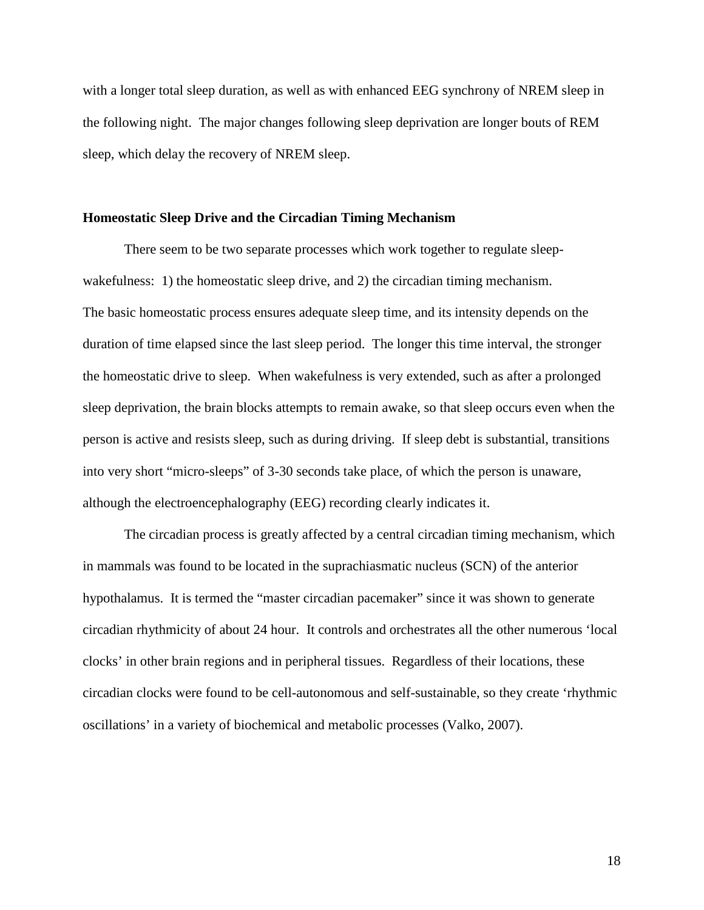with a longer total sleep duration, as well as with enhanced EEG synchrony of NREM sleep in the following night. The major changes following sleep deprivation are longer bouts of REM sleep, which delay the recovery of NREM sleep.

**Homeostatic Sleep Drive and the Circadian Timing Mechanism**

There seem to be two separate processes which work together to regulate sleep-wakefulness: 1) the homeostatic sleep drive, and 2) the circadian timing mechanism. The basic homeostatic process ensures adequate sleep time, and its intensity depends on the duration of time elapsed since the last sleep period. The longer this time interval, the stronger the homeostatic drive to sleep. When wakefulness is very extended, such as after a prolonged sleep deprivation, the brain blocks attempts to remain awake, so that sleep occurs even when the person is active and resists sleep, such as during driving. If sleep debt is substantial, transitions into very short "micro-sleeps" of 3-30 seconds take place, of which the person is unaware, although the electroencephalography (EEG) recording clearly indicates it.

The circadian process is greatly affected by a central circadian timing mechanism, which in mammals was found to be located in the suprachiasmatic nucleus (SCN) of the anterior hypothalamus. It is termed the "master circadian pacemaker" since it was shown to generate circadian rhythmicity of about 24 hour. It controls and orchestrates all the other numerous 'local clocks' in other brain regions and in peripheral tissues. Regardless of their locations, these circadian clocks were found to be cell-autonomous and self-sustainable, so they create 'rhythmic oscillations' in a variety of biochemical and metabolic processes (Valko, 2007).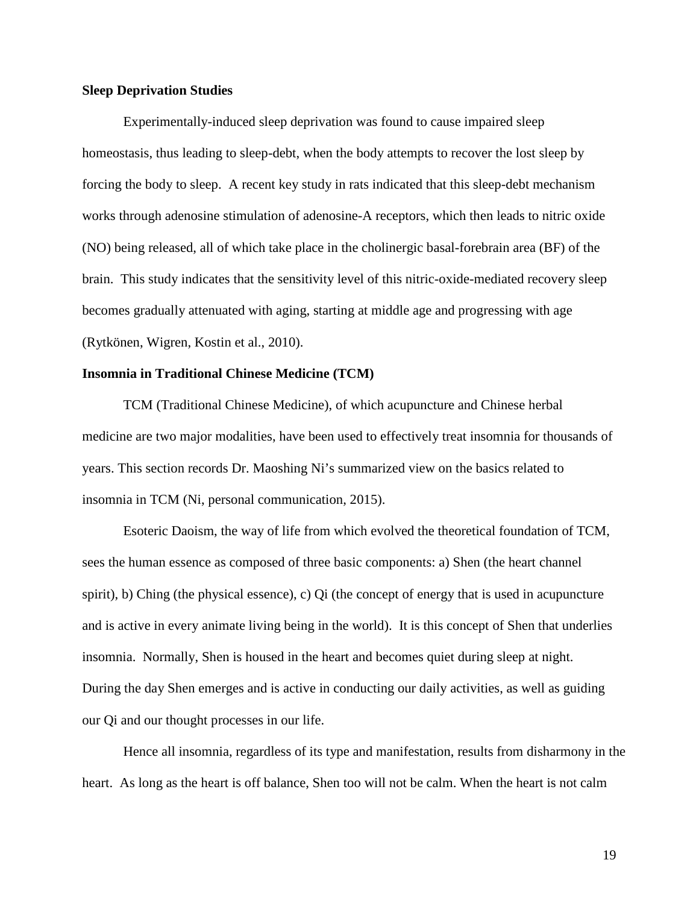**Sleep Deprivation Studies**

Experimentally-induced sleep deprivation was found to cause impaired sleep homeostasis, thus leading to sleep-debt, when the body attempts to recover the lost sleep by forcing the body to sleep. A recent key study in rats indicated that this sleep-debt mechanism works through adenosine stimulation of adenosine-A receptors, which then leads to nitric oxide (NO) being released, all of which take place in the cholinergic basal-forebrain area (BF) of the brain. This study indicates that the sensitivity level of this nitric-oxide-mediated recovery sleep becomes gradually attenuated with aging, starting at middle age and progressing with age (Rytkönen, Wigren, Kostin et al., 2010).

**Insomnia in Traditional Chinese Medicine (TCM)**

TCM (Traditional Chinese Medicine), of which acupuncture and Chinese herbal medicine are two major modalities, have been used to effectively treat insomnia for thousands of years. This section records Dr. Maoshing Ni's summarized view on the basics related to insomnia in TCM (Ni, personal communication, 2015).

Esoteric Daoism, the way of life from which evolved the theoretical foundation of TCM, sees the human essence as composed of three basic components: a) Shen (the heart channel spirit), b) Ching (the physical essence), c) Qi (the concept of energy that is used in acupuncture and is active in every animate living being in the world). It is this concept of Shen that underlies insomnia. Normally, Shen is housed in the heart and becomes quiet during sleep at night. During the day Shen emerges and is active in conducting our daily activities, as well as guiding our Qi and our thought processes in our life.

Hence all insomnia, regardless of its type and manifestation, results from disharmony in the heart. As long as the heart is off balance, Shen too will not be calm. When the heart is not calm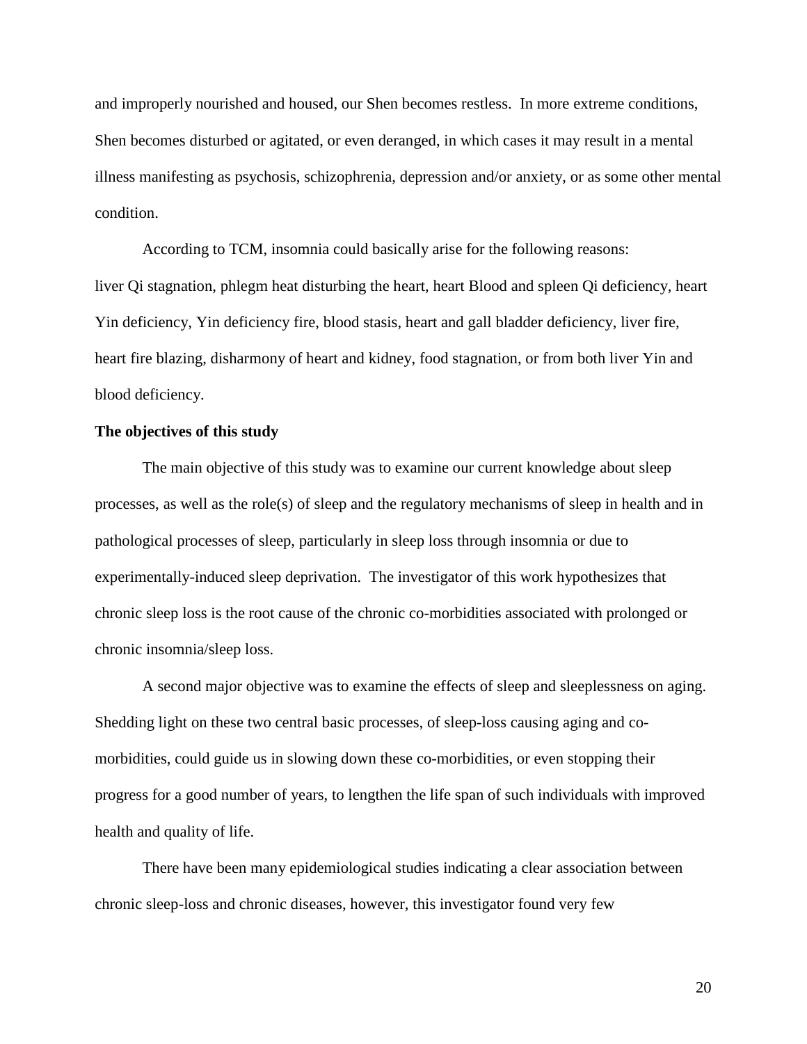and improperly nourished and housed, our Shen becomes restless. In more extreme conditions, Shen becomes disturbed or agitated, or even deranged, in which cases it may result in a mental illness manifesting as psychosis, schizophrenia, depression and/or anxiety, or as some other mental condition.

According to TCM, insomnia could basically arise for the following reasons: liver Qi stagnation, phlegm heat disturbing the heart, heart Blood and spleen Qi deficiency, heart Yin deficiency, Yin deficiency fire, blood stasis, heart and gall bladder deficiency, liver fire, heart fire blazing, disharmony of heart and kidney, food stagnation, or from both liver Yin and blood deficiency.

**The objectives of this study**

The main objective of this study was to examine our current knowledge about sleep processes, as well as the role(s) of sleep and the regulatory mechanisms of sleep in health and in pathological processes of sleep, particularly in sleep loss through insomnia or due to experimentally-induced sleep deprivation. The investigator of this work hypothesizes that chronic sleep loss is the root cause of the chronic co-morbidities associated with prolonged or chronic insomnia/sleep loss.

A second major objective was to examine the effects of sleep and sleeplessness on aging. Shedding light on these two central basic processes, of sleep-loss causing aging and co-morbidities, could guide us in slowing down these co-morbidities, or even stopping their progress for a good number of years, to lengthen the life span of such individuals with improved health and quality of life.

There have been many epidemiological studies indicating a clear association between chronic sleep-loss and chronic diseases, however, this investigator found very few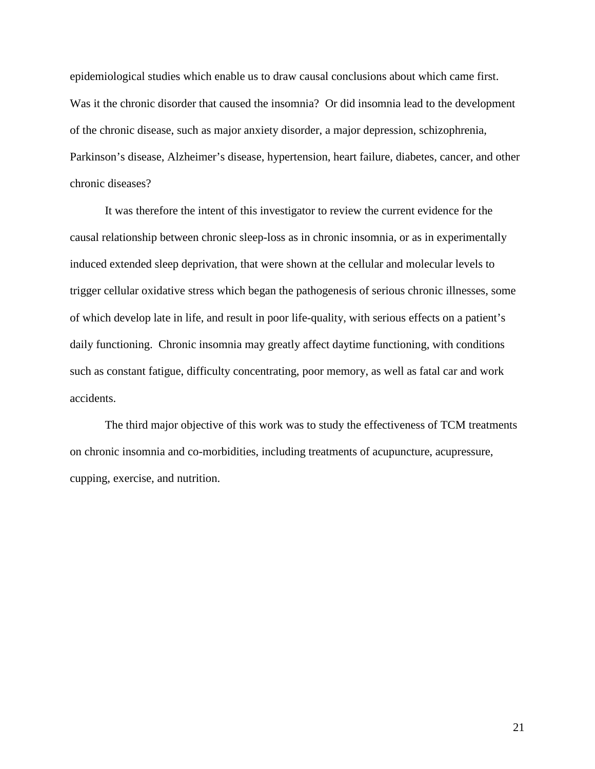epidemiological studies which enable us to draw causal conclusions about which came first. Was it the chronic disorder that caused the insomnia? Or did insomnia lead to the development of the chronic disease, such as major anxiety disorder, a major depression, schizophrenia, Parkinson's disease, Alzheimer's disease, hypertension, heart failure, diabetes, cancer, and other chronic diseases?

It was therefore the intent of this investigator to review the current evidence for the causal relationship between chronic sleep-loss as in chronic insomnia, or as in experimentally induced extended sleep deprivation, that were shown at the cellular and molecular levels to trigger cellular oxidative stress which began the pathogenesis of serious chronic illnesses, some of which develop late in life, and result in poor life-quality, with serious effects on a patient's daily functioning. Chronic insomnia may greatly affect daytime functioning, with conditions such as constant fatigue, difficulty concentrating, poor memory, as well as fatal car and work accidents.

The third major objective of this work was to study the effectiveness of TCM treatments on chronic insomnia and co-morbidities, including treatments of acupuncture, acupressure, cupping, exercise, and nutrition.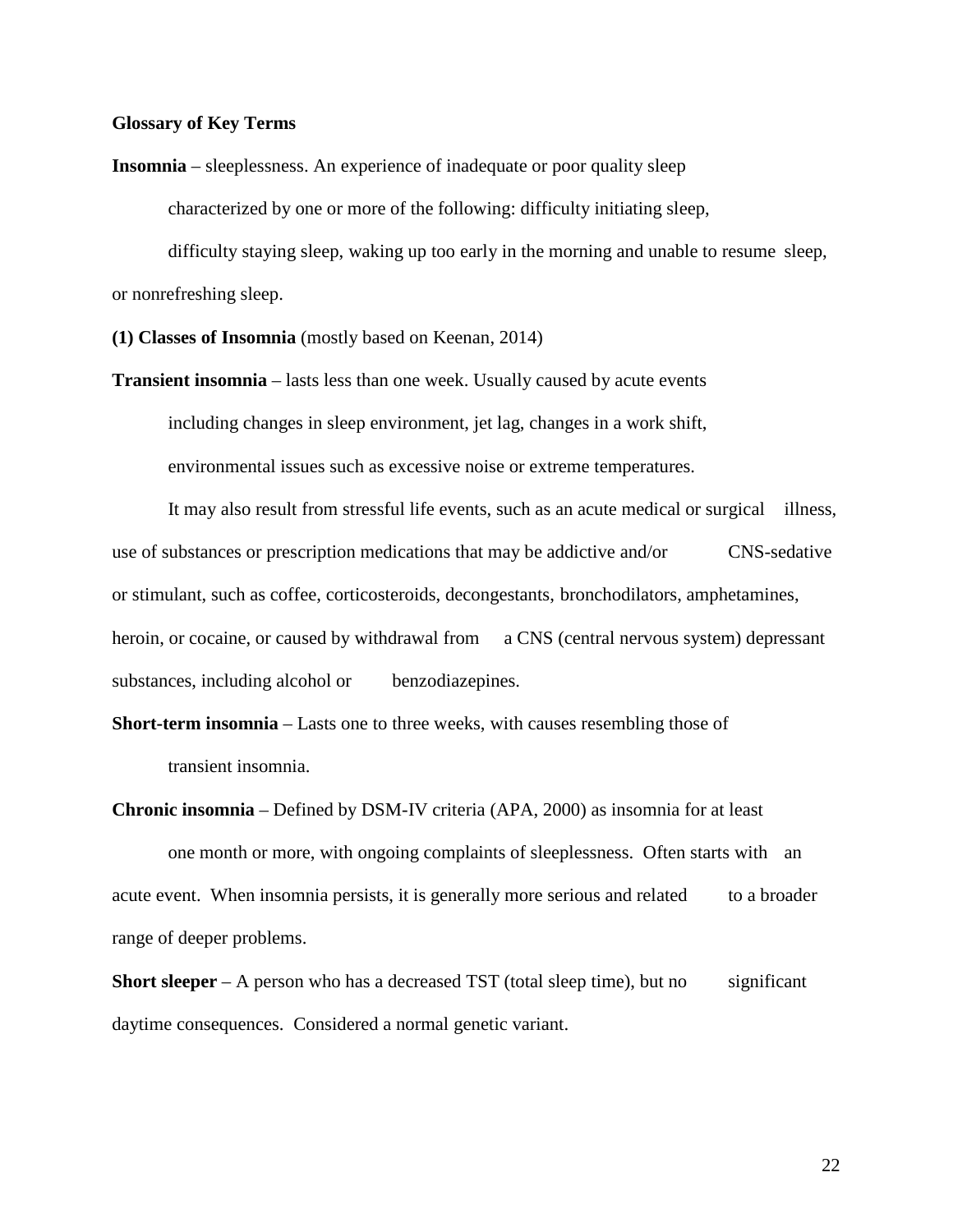**Glossary of Key Terms**

**Insomnia** – sleeplessness. An experience of inadequate or poor quality sleep characterized by one or more of the following: difficulty initiating sleep, difficulty staying sleep, waking up too early in the morning and unable to resume sleep, or nonrefreshing sleep.

**(1) Classes of Insomnia** (mostly based on Keenan, 2014)

**Transient insomnia** – lasts less than one week. Usually caused by acute events including changes in sleep environment, jet lag, changes in a work shift, environmental issues such as excessive noise or extreme temperatures.

It may also result from stressful life events, such as an acute medical or surgical illness, use of substances or prescription medications that may be addictive and/or CNS-sedative or stimulant, such as coffee, corticosteroids, decongestants, bronchodilators, amphetamines, heroin, or cocaine, or caused by withdrawal from a CNS (central nervous system) depressant substances, including alcohol or benzodiazepines.

**Short-term insomnia** – Lasts one to three weeks, with causes resembling those of transient insomnia.

**Chronic insomnia** – Defined by DSM-IV criteria (APA, 2000) as insomnia for at least one month or more, with ongoing complaints of sleeplessness. Often starts with an acute event. When insomnia persists, it is generally more serious and related to a broader range of deeper problems.

**Short sleeper** – A person who has a decreased TST (total sleep time), but no significant daytime consequences. Considered a normal genetic variant.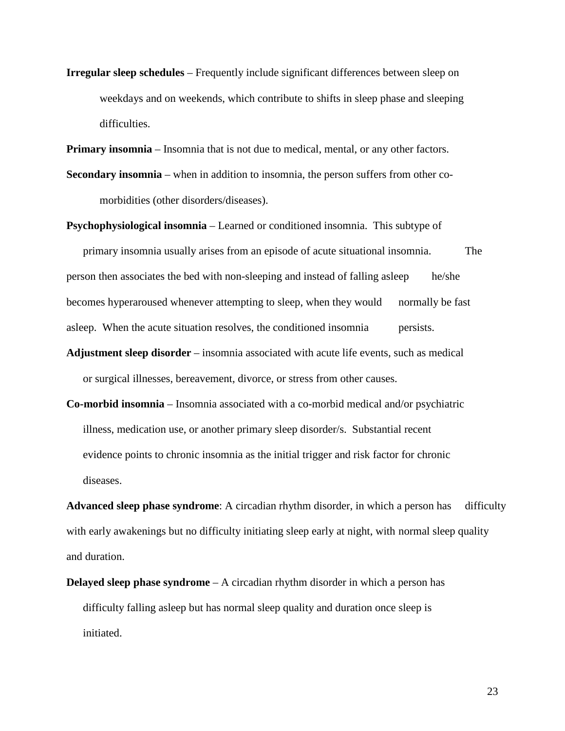**Irregular sleep schedules** – Frequently include significant differences between sleep on weekdays and on weekends, which contribute to shifts in sleep phase and sleeping difficulties.

**Primary insomnia** – Insomnia that is not due to medical, mental, or any other factors.

**Secondary insomnia** – when in addition to insomnia, the person suffers from other co-morbidities (other disorders/diseases).

**Psychophysiological insomnia** – Learned or conditioned insomnia. This subtype of primary insomnia usually arises from an episode of acute situational insomnia. The person then associates the bed with non-sleeping and instead of falling asleep he/she becomes hyperaroused whenever attempting to sleep, when they would normally be fast asleep. When the acute situation resolves, the conditioned insomnia persists.

**Adjustment sleep disorder** – insomnia associated with acute life events, such as medical or surgical illnesses, bereavement, divorce, or stress from other causes.

**Co-morbid insomnia** – Insomnia associated with a co-morbid medical and/or psychiatric illness, medication use, or another primary sleep disorder/s. Substantial recent evidence points to chronic insomnia as the initial trigger and risk factor for chronic diseases.

**Advanced sleep phase syndrome**: A circadian rhythm disorder, in which a person has difficulty with early awakenings but no difficulty initiating sleep early at night, with normal sleep quality and duration.

**Delayed sleep phase syndrome** – A circadian rhythm disorder in which a person has difficulty falling asleep but has normal sleep quality and duration once sleep is initiated.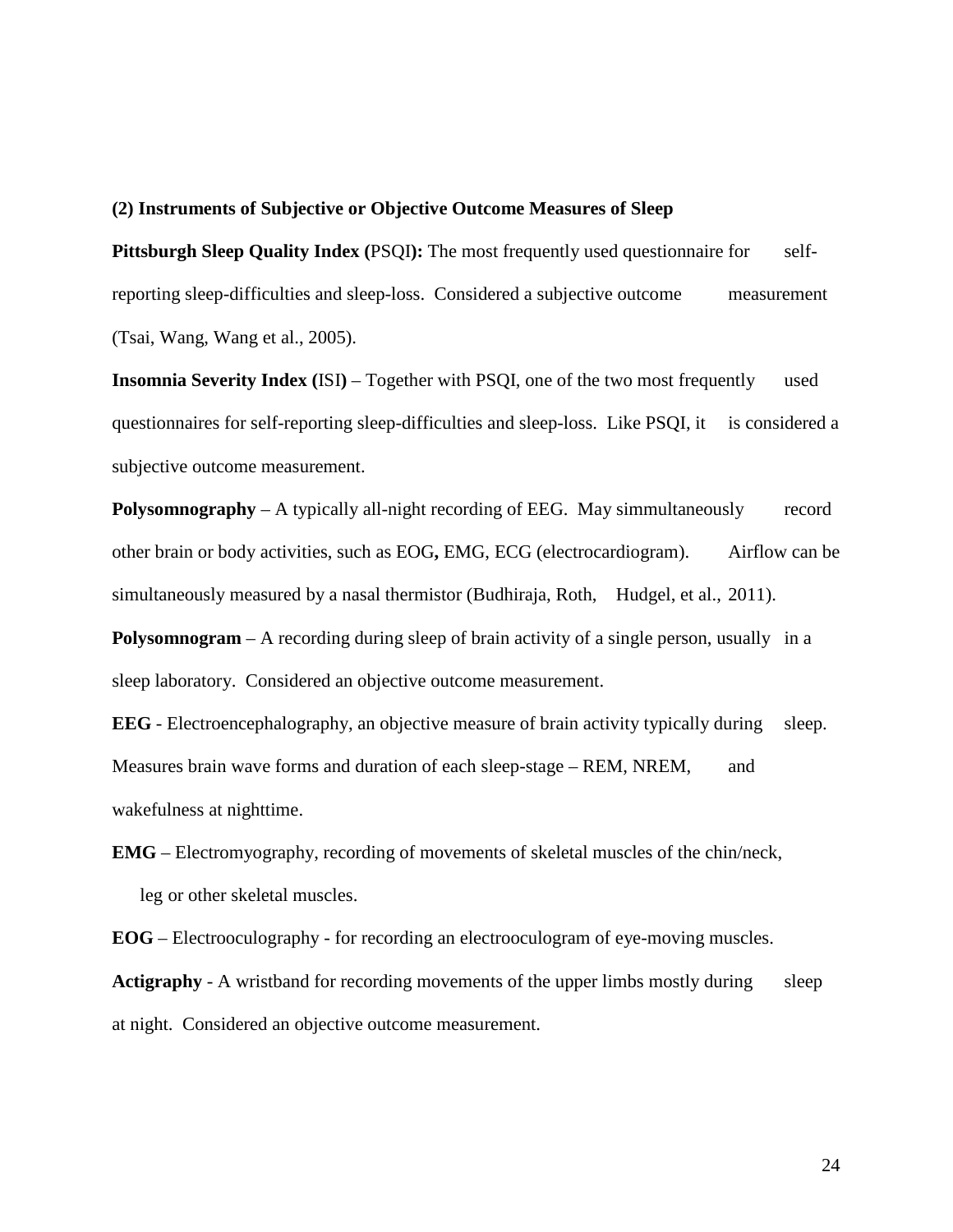**(2) Instruments of Subjective or Objective Outcome Measures of Sleep**

**Pittsburgh Sleep Quality Index (**PSQI**):** The most frequently used questionnaire for self-reporting sleep-difficulties and sleep-loss. Considered a subjective outcome measurement (Tsai, Wang, Wang et al., 2005).

**Insomnia Severity Index (**ISI**)** – Together with PSQI, one of the two most frequently used questionnaires for self-reporting sleep-difficulties and sleep-loss. Like PSQI, it is considered a subjective outcome measurement.

**Polysomnography** – A typically all-night recording of EEG. May simmultaneously record other brain or body activities, such as EOG**,** EMG, ECG (electrocardiogram). Airflow can be simultaneously measured by a nasal thermistor (Budhiraja, Roth, Hudgel, et al., 2011).

**Polysomnogram** – A recording during sleep of brain activity of a single person, usually in a sleep laboratory. Considered an objective outcome measurement.

**EEG** - Electroencephalography, an objective measure of brain activity typically during sleep. Measures brain wave forms and duration of each sleep-stage – REM, NREM, and wakefulness at nighttime.

**EMG** – Electromyography, recording of movements of skeletal muscles of the chin/neck, leg or other skeletal muscles.

**EOG** – Electrooculography - for recording an electrooculogram of eye-moving muscles.

**Actigraphy** - A wristband for recording movements of the upper limbs mostly during sleep at night. Considered an objective outcome measurement.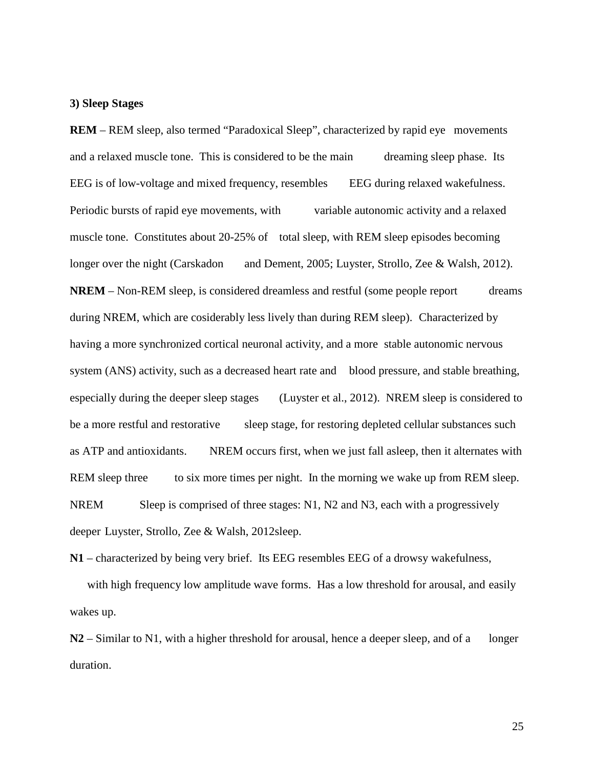**3) Sleep Stages**

**REM** – REM sleep, also termed "Paradoxical Sleep", characterized by rapid eye movements and a relaxed muscle tone. This is considered to be the main dreaming sleep phase. Its EEG is of low-voltage and mixed frequency, resembles EEG during relaxed wakefulness. Periodic bursts of rapid eye movements, with variable autonomic activity and a relaxed muscle tone. Constitutes about 20-25% of total sleep, with REM sleep episodes becoming longer over the night (Carskadon and Dement, 2005; Luyster, Strollo, Zee & Walsh, 2012).

**NREM** – Non-REM sleep, is considered dreamless and restful (some people report dreams during NREM, which are cosiderably less lively than during REM sleep). Characterized by having a more synchronized cortical neuronal activity, and a more stable autonomic nervous system (ANS) activity, such as a decreased heart rate and blood pressure, and stable breathing, especially during the deeper sleep stages (Luyster et al., 2012). NREM sleep is considered to be a more restful and restorative sleep stage, for restoring depleted cellular substances such as ATP and antioxidants. NREM occurs first, when we just fall asleep, then it alternates with REM sleep three to six more times per night. In the morning we wake up from REM sleep. NREM Sleep is comprised of three stages: N1, N2 and N3, each with a progressively deeper Luyster, Strollo, Zee & Walsh, 2012sleep.

**N1** – characterized by being very brief. Its EEG resembles EEG of a drowsy wakefulness, with high frequency low amplitude wave forms. Has a low threshold for arousal, and easily wakes up.

**N2** – Similar to N1, with a higher threshold for arousal, hence a deeper sleep, and of a longer duration.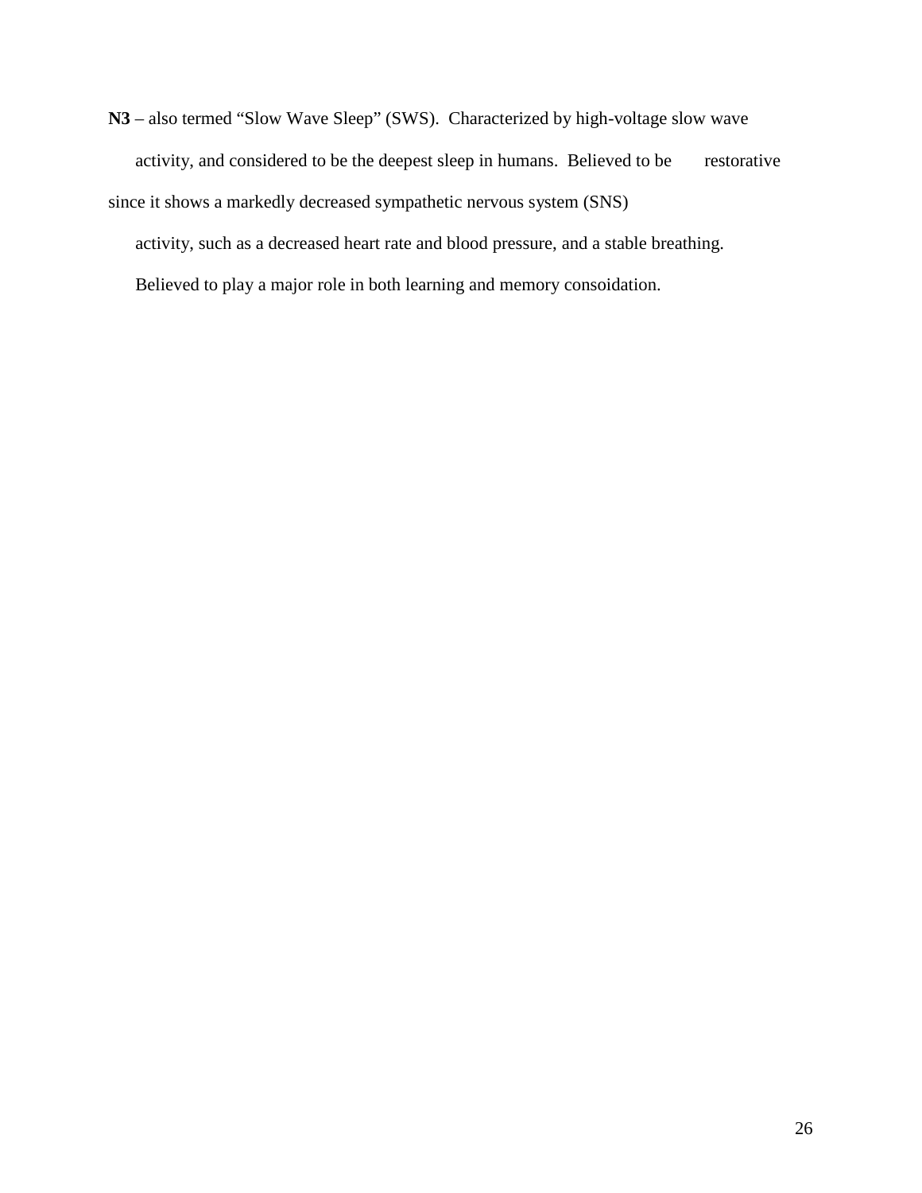**N3** – also termed "Slow Wave Sleep" (SWS). Characterized by high-voltage slow wave activity, and considered to be the deepest sleep in humans. Believed to be restorative since it shows a markedly decreased sympathetic nervous system (SNS) activity, such as a decreased heart rate and blood pressure, and a stable breathing. Believed to play a major role in both learning and memory consoidation.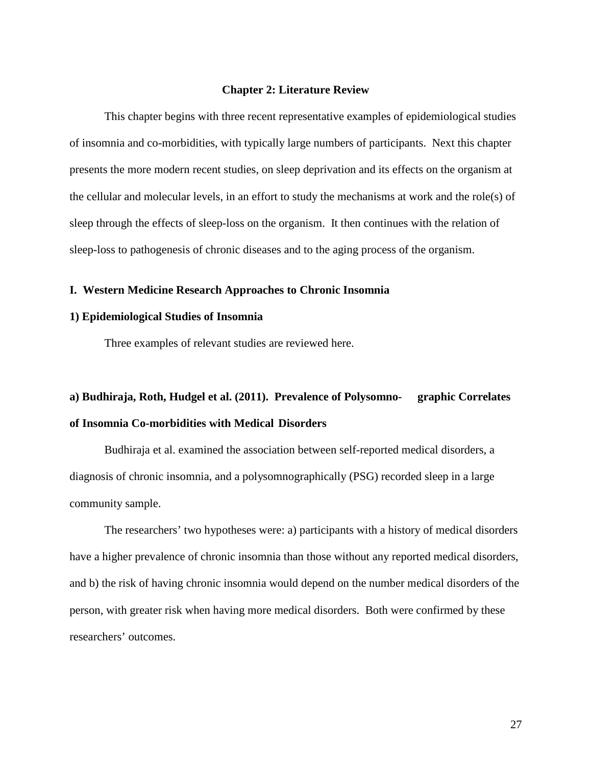# Chapter 2: Literature Review

This chapter begins with three recent representative examples of epidemiological studies of insomnia and co-morbidities, with typically large numbers of participants. Next this chapter presents the more modern recent studies, on sleep deprivation and its effects on the organism at the cellular and molecular levels, in an effort to study the mechanisms at work and the role(s) of sleep through the effects of sleep-loss on the organism. It then continues with the relation of sleep-loss to pathogenesis of chronic diseases and to the aging process of the organism.

## I. Western Medicine Research Approaches to Chronic Insomnia

### 1) Epidemiological Studies of Insomnia

Three examples of relevant studies are reviewed here.

#### a) Budhiraja, Roth, Hudgel et al. (2011). Prevalence of Polysomno- graphic Correlates of Insomnia Co-morbidities with Medical Disorders

Budhiraja et al. examined the association between self-reported medical disorders, a diagnosis of chronic insomnia, and a polysomnographically (PSG) recorded sleep in a large community sample.

The researchers' two hypotheses were: a) participants with a history of medical disorders have a higher prevalence of chronic insomnia than those without any reported medical disorders, and b) the risk of having chronic insomnia would depend on the number medical disorders of the person, with greater risk when having more medical disorders. Both were confirmed by these researchers' outcomes.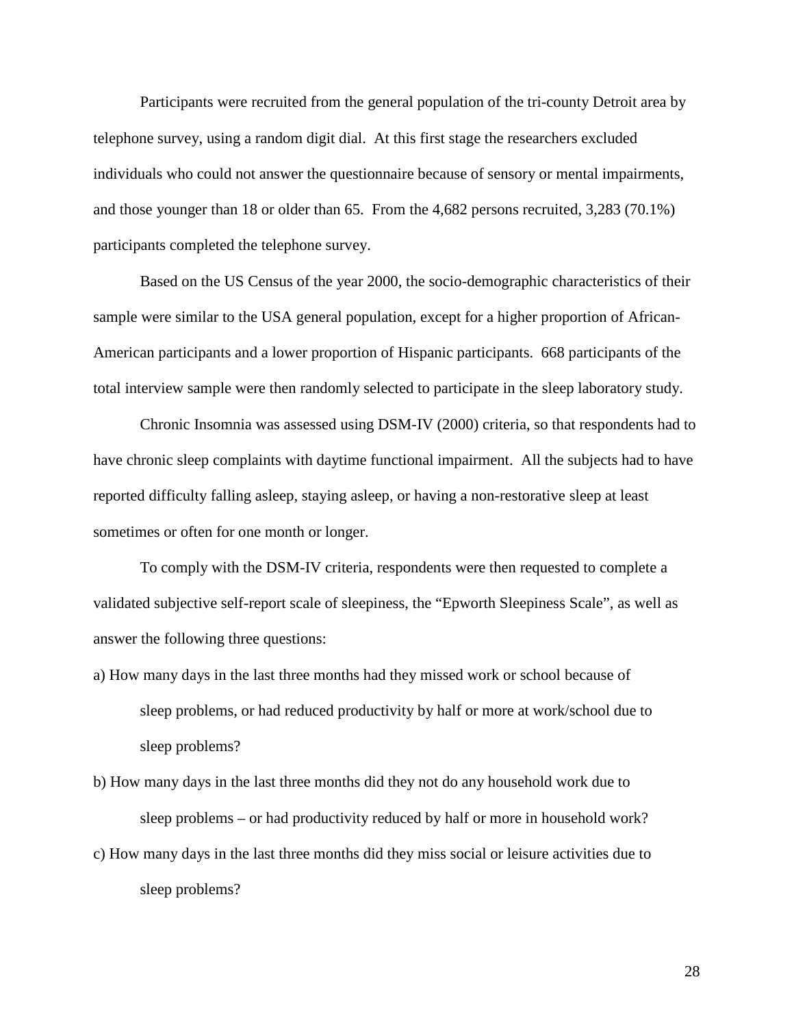Participants were recruited from the general population of the tri-county Detroit area by telephone survey, using a random digit dial. At this first stage the researchers excluded individuals who could not answer the questionnaire because of sensory or mental impairments, and those younger than 18 or older than 65. From the 4,682 persons recruited, 3,283 (70.1%) participants completed the telephone survey.

Based on the US Census of the year 2000, the socio-demographic characteristics of their sample were similar to the USA general population, except for a higher proportion of African-American participants and a lower proportion of Hispanic participants. 668 participants of the total interview sample were then randomly selected to participate in the sleep laboratory study.

Chronic Insomnia was assessed using DSM-IV (2000) criteria, so that respondents had to have chronic sleep complaints with daytime functional impairment. All the subjects had to have reported difficulty falling asleep, staying asleep, or having a non-restorative sleep at least sometimes or often for one month or longer.

To comply with the DSM-IV criteria, respondents were then requested to complete a validated subjective self-report scale of sleepiness, the "Epworth Sleepiness Scale", as well as answer the following three questions:

a) How many days in the last three months had they missed work or school because of sleep problems, or had reduced productivity by half or more at work/school due to sleep problems?

b) How many days in the last three months did they not do any household work due to sleep problems – or had productivity reduced by half or more in household work?

c) How many days in the last three months did they miss social or leisure activities due to sleep problems?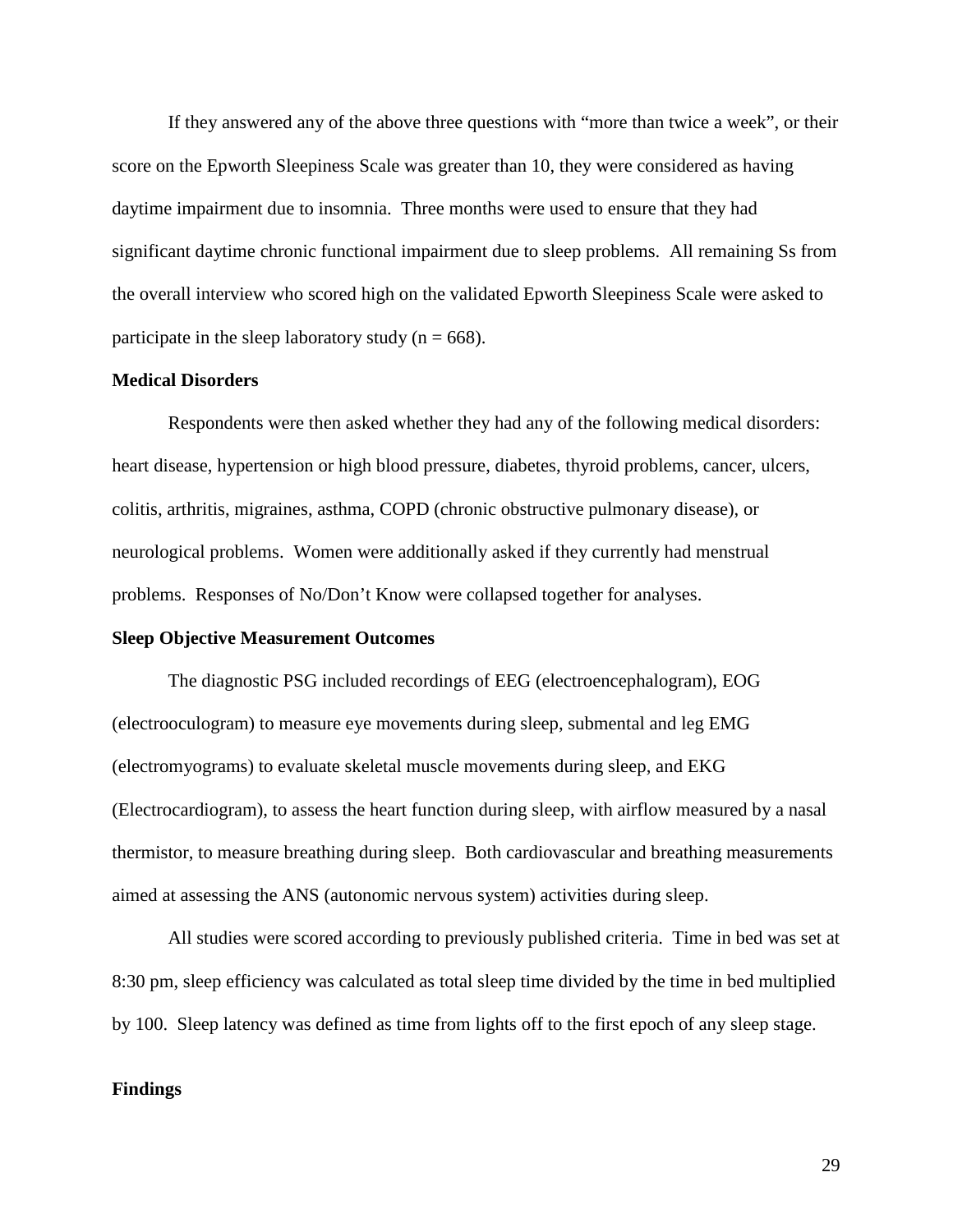If they answered any of the above three questions with "more than twice a week", or their score on the Epworth Sleepiness Scale was greater than 10, they were considered as having daytime impairment due to insomnia. Three months were used to ensure that they had significant daytime chronic functional impairment due to sleep problems. All remaining Ss from the overall interview who scored high on the validated Epworth Sleepiness Scale were asked to participate in the sleep laboratory study (n = 668).

**Medical Disorders**

Respondents were then asked whether they had any of the following medical disorders: heart disease, hypertension or high blood pressure, diabetes, thyroid problems, cancer, ulcers, colitis, arthritis, migraines, asthma, COPD (chronic obstructive pulmonary disease), or neurological problems. Women were additionally asked if they currently had menstrual problems. Responses of No/Don't Know were collapsed together for analyses.

**Sleep Objective Measurement Outcomes**

The diagnostic PSG included recordings of EEG (electroencephalogram), EOG (electrooculogram) to measure eye movements during sleep, submental and leg EMG (electromyograms) to evaluate skeletal muscle movements during sleep, and EKG (Electrocardiogram), to assess the heart function during sleep, with airflow measured by a nasal thermistor, to measure breathing during sleep. Both cardiovascular and breathing measurements aimed at assessing the ANS (autonomic nervous system) activities during sleep.

All studies were scored according to previously published criteria. Time in bed was set at 8:30 pm, sleep efficiency was calculated as total sleep time divided by the time in bed multiplied by 100. Sleep latency was defined as time from lights off to the first epoch of any sleep stage.

**Findings**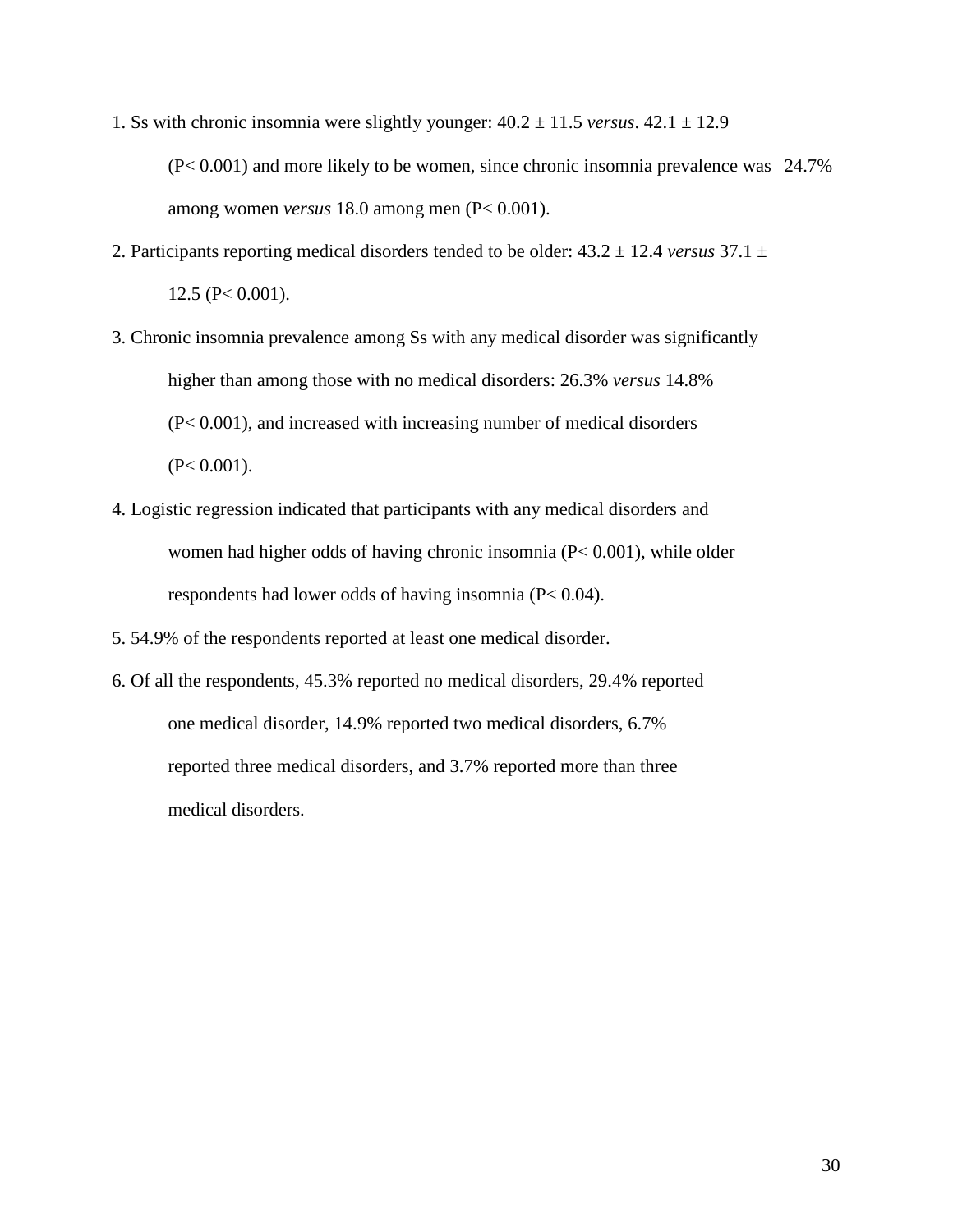1. Ss with chronic insomnia were slightly younger: 40.2 ± 11.5 *versus*. 42.1 ± 12.9 ($P < 0.001$) and more likely to be women, since chronic insomnia prevalence was 24.7% among women *versus* 18.0 among men ($P < 0.001$).
2. Participants reporting medical disorders tended to be older: 43.2 ± 12.4 *versus* 37.1 ± 12.5 ($P < 0.001$).
3. Chronic insomnia prevalence among Ss with any medical disorder was significantly higher than among those with no medical disorders: 26.3% *versus* 14.8% ($P < 0.001$), and increased with increasing number of medical disorders ($P < 0.001$).
4. Logistic regression indicated that participants with any medical disorders and women had higher odds of having chronic insomnia ($P < 0.001$), while older respondents had lower odds of having insomnia ($P < 0.04$).
5. 54.9% of the respondents reported at least one medical disorder.
6. Of all the respondents, 45.3% reported no medical disorders, 29.4% reported one medical disorder, 14.9% reported two medical disorders, 6.7% reported three medical disorders, and 3.7% reported more than three medical disorders.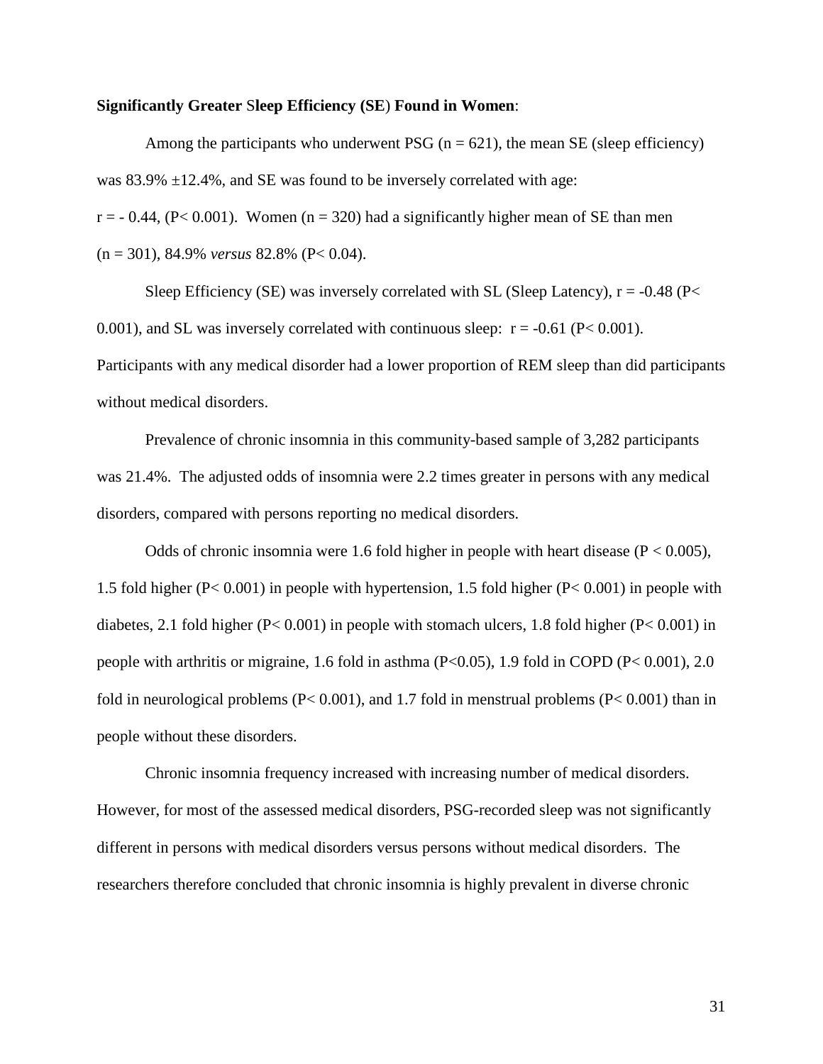**Significantly Greater Sleep Efficiency (SE) Found in Women**:

Among the participants who underwent PSG ($n = 621$), the mean SE (sleep efficiency) was 83.9% ±12.4%, and SE was found to be inversely correlated with age: $r = -0.44$, ($P < 0.001$). Women ($n = 320$) had a significantly higher mean of SE than men ($n = 301$), 84.9% *versus* 82.8% ($P < 0.04$).

Sleep Efficiency (SE) was inversely correlated with SL (Sleep Latency), $r = -0.48$ ($P < 0.001$), and SL was inversely correlated with continuous sleep: $r = -0.61$ ($P < 0.001$). Participants with any medical disorder had a lower proportion of REM sleep than did participants without medical disorders.

Prevalence of chronic insomnia in this community-based sample of 3,282 participants was 21.4%. The adjusted odds of insomnia were 2.2 times greater in persons with any medical disorders, compared with persons reporting no medical disorders.

Odds of chronic insomnia were 1.6 fold higher in people with heart disease ($P < 0.005$), 1.5 fold higher ($P < 0.001$) in people with hypertension, 1.5 fold higher ($P < 0.001$) in people with diabetes, 2.1 fold higher ($P < 0.001$) in people with stomach ulcers, 1.8 fold higher ($P < 0.001$) in people with arthritis or migraine, 1.6 fold in asthma ($P < 0.05$), 1.9 fold in COPD ($P < 0.001$), 2.0 fold in neurological problems ($P < 0.001$), and 1.7 fold in menstrual problems ($P < 0.001$) than in people without these disorders.

Chronic insomnia frequency increased with increasing number of medical disorders. However, for most of the assessed medical disorders, PSG-recorded sleep was not significantly different in persons with medical disorders versus persons without medical disorders. The researchers therefore concluded that chronic insomnia is highly prevalent in diverse chronic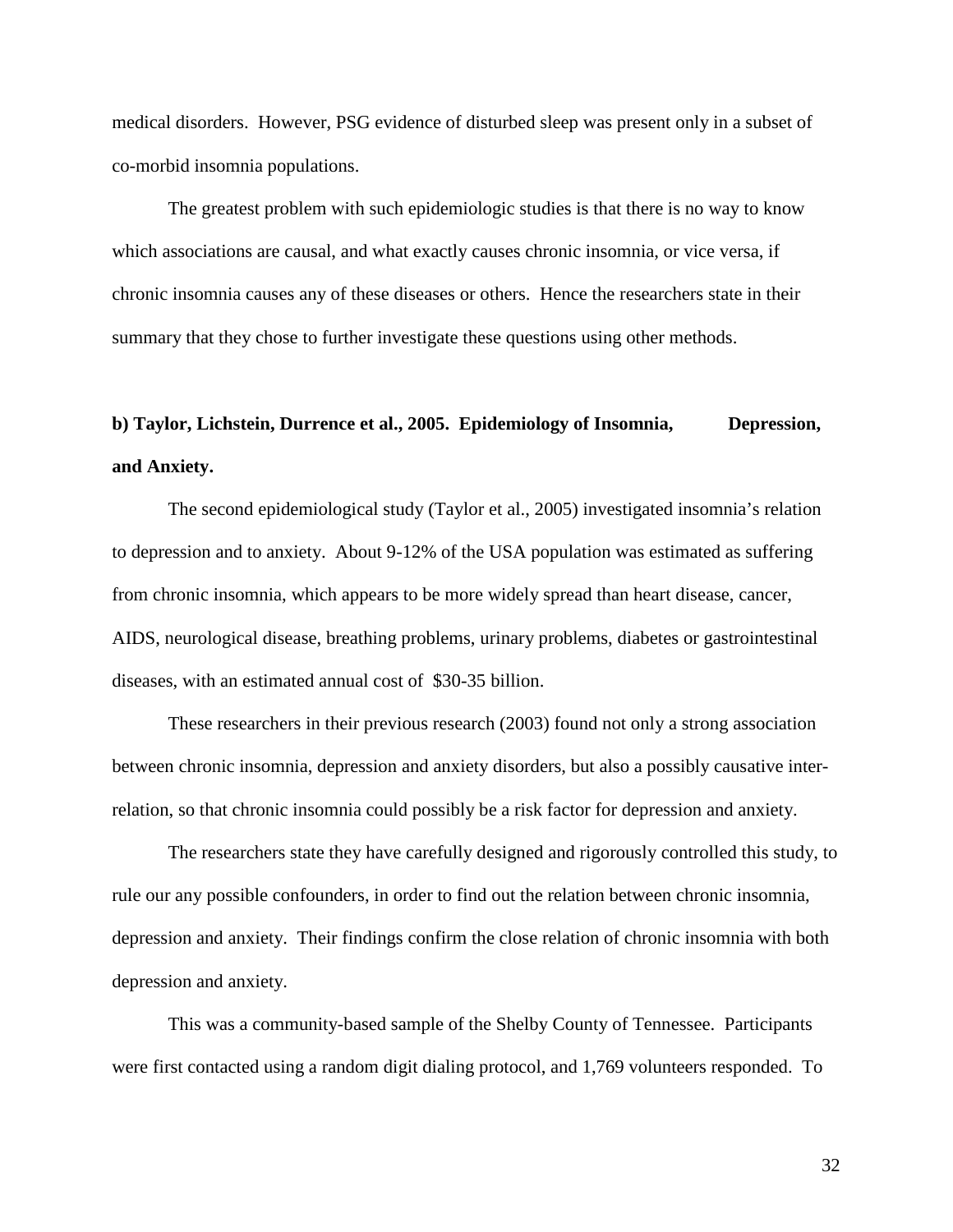medical disorders. However, PSG evidence of disturbed sleep was present only in a subset of co-morbid insomnia populations.

The greatest problem with such epidemiologic studies is that there is no way to know which associations are causal, and what exactly causes chronic insomnia, or vice versa, if chronic insomnia causes any of these diseases or others. Hence the researchers state in their summary that they chose to further investigate these questions using other methods.

**b) Taylor, Lichstein, Durrence et al., 2005. Epidemiology of Insomnia, Depression, and Anxiety.**

The second epidemiological study (Taylor et al., 2005) investigated insomnia's relation to depression and to anxiety. About 9-12% of the USA population was estimated as suffering from chronic insomnia, which appears to be more widely spread than heart disease, cancer, AIDS, neurological disease, breathing problems, urinary problems, diabetes or gastrointestinal diseases, with an estimated annual cost of $30-35 billion.

These researchers in their previous research (2003) found not only a strong association between chronic insomnia, depression and anxiety disorders, but also a possibly causative inter-relation, so that chronic insomnia could possibly be a risk factor for depression and anxiety.

The researchers state they have carefully designed and rigorously controlled this study, to rule our any possible confounders, in order to find out the relation between chronic insomnia, depression and anxiety. Their findings confirm the close relation of chronic insomnia with both depression and anxiety.

This was a community-based sample of the Shelby County of Tennessee. Participants were first contacted using a random digit dialing protocol, and 1,769 volunteers responded. To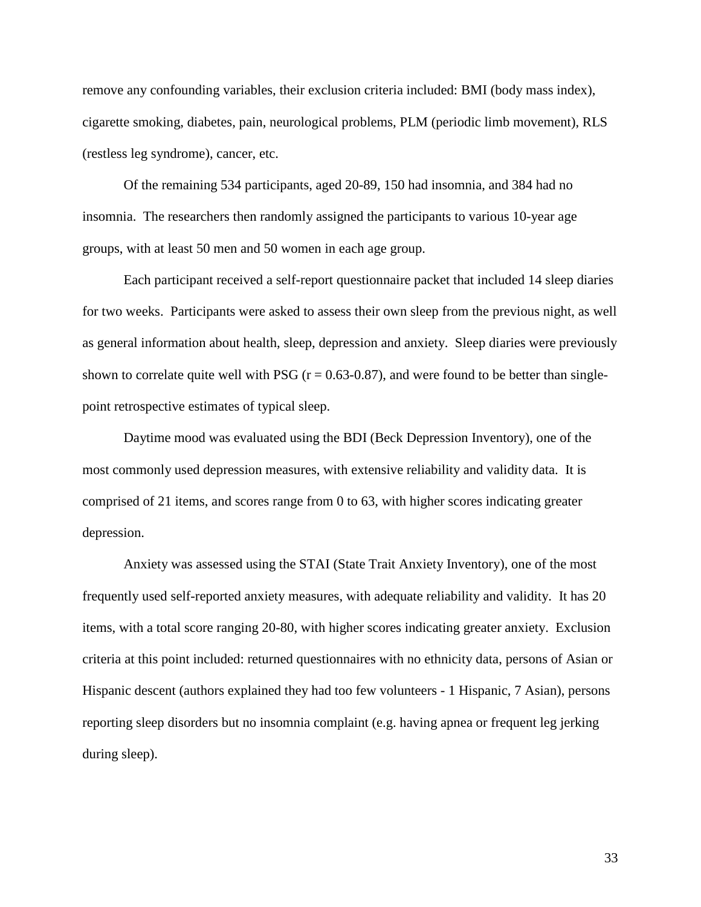remove any confounding variables, their exclusion criteria included: BMI (body mass index), cigarette smoking, diabetes, pain, neurological problems, PLM (periodic limb movement), RLS (restless leg syndrome), cancer, etc.

Of the remaining 534 participants, aged 20-89, 150 had insomnia, and 384 had no insomnia. The researchers then randomly assigned the participants to various 10-year age groups, with at least 50 men and 50 women in each age group.

Each participant received a self-report questionnaire packet that included 14 sleep diaries for two weeks. Participants were asked to assess their own sleep from the previous night, as well as general information about health, sleep, depression and anxiety. Sleep diaries were previously shown to correlate quite well with PSG ($r = 0.63$-$0.87$), and were found to be better than single-point retrospective estimates of typical sleep.

Daytime mood was evaluated using the BDI (Beck Depression Inventory), one of the most commonly used depression measures, with extensive reliability and validity data. It is comprised of 21 items, and scores range from 0 to 63, with higher scores indicating greater depression.

Anxiety was assessed using the STAI (State Trait Anxiety Inventory), one of the most frequently used self-reported anxiety measures, with adequate reliability and validity. It has 20 items, with a total score ranging 20-80, with higher scores indicating greater anxiety. Exclusion criteria at this point included: returned questionnaires with no ethnicity data, persons of Asian or Hispanic descent (authors explained they had too few volunteers - 1 Hispanic, 7 Asian), persons reporting sleep disorders but no insomnia complaint (e.g. having apnea or frequent leg jerking during sleep).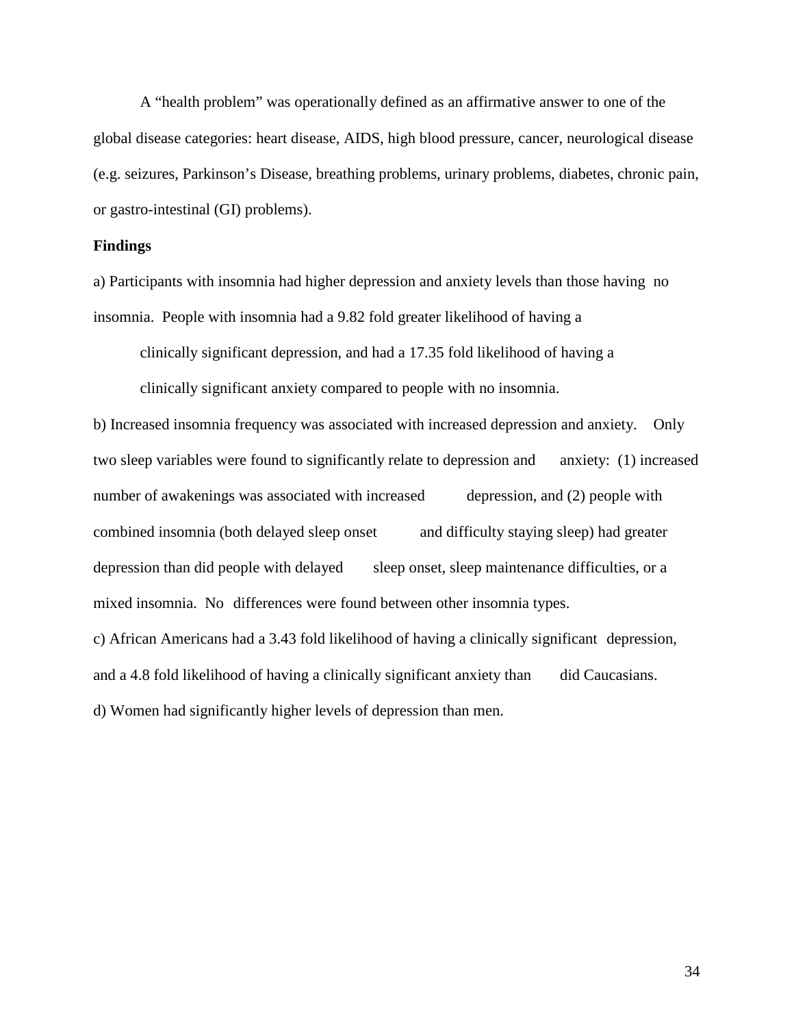A "health problem" was operationally defined as an affirmative answer to one of the global disease categories: heart disease, AIDS, high blood pressure, cancer, neurological disease (e.g. seizures, Parkinson's Disease, breathing problems, urinary problems, diabetes, chronic pain, or gastro-intestinal (GI) problems).

**Findings**

a) Participants with insomnia had higher depression and anxiety levels than those having no insomnia. People with insomnia had a 9.82 fold greater likelihood of having a clinically significant depression, and had a 17.35 fold likelihood of having a clinically significant anxiety compared to people with no insomnia.

b) Increased insomnia frequency was associated with increased depression and anxiety. Only two sleep variables were found to significantly relate to depression and anxiety: (1) increased number of awakenings was associated with increased depression, and (2) people with combined insomnia (both delayed sleep onset and difficulty staying sleep) had greater depression than did people with delayed sleep onset, sleep maintenance difficulties, or a mixed insomnia. No differences were found between other insomnia types.

c) African Americans had a 3.43 fold likelihood of having a clinically significant depression, and a 4.8 fold likelihood of having a clinically significant anxiety than did Caucasians.

d) Women had significantly higher levels of depression than men.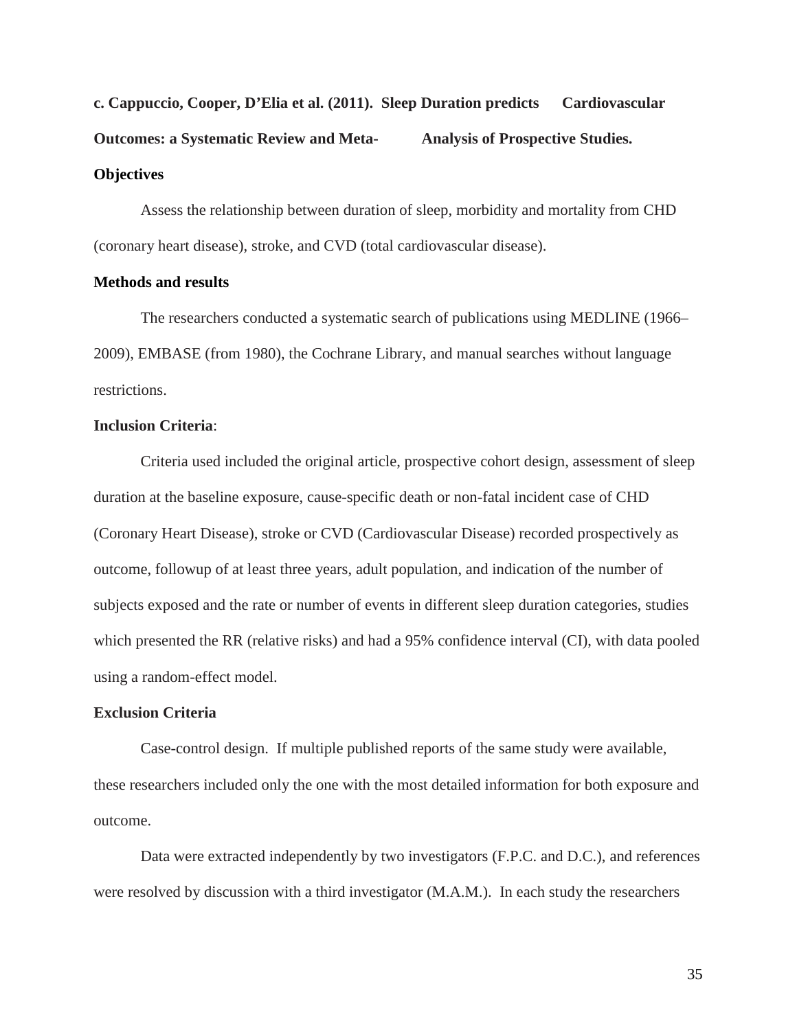**c. Cappuccio, Cooper, D'Elia et al. (2011). Sleep Duration predicts Cardiovascular Outcomes: a Systematic Review and Meta- Analysis of Prospective Studies.**

**Objectives**

Assess the relationship between duration of sleep, morbidity and mortality from CHD (coronary heart disease), stroke, and CVD (total cardiovascular disease).

**Methods and results**

The researchers conducted a systematic search of publications using MEDLINE (1966–2009), EMBASE (from 1980), the Cochrane Library, and manual searches without language restrictions.

**Inclusion Criteria**:

Criteria used included the original article, prospective cohort design, assessment of sleep duration at the baseline exposure, cause-specific death or non-fatal incident case of CHD (Coronary Heart Disease), stroke or CVD (Cardiovascular Disease) recorded prospectively as outcome, followup of at least three years, adult population, and indication of the number of subjects exposed and the rate or number of events in different sleep duration categories, studies which presented the RR (relative risks) and had a 95% confidence interval (CI), with data pooled using a random-effect model.

**Exclusion Criteria**

Case-control design. If multiple published reports of the same study were available, these researchers included only the one with the most detailed information for both exposure and outcome.

Data were extracted independently by two investigators (F.P.C. and D.C.), and references were resolved by discussion with a third investigator (M.A.M.). In each study the researchers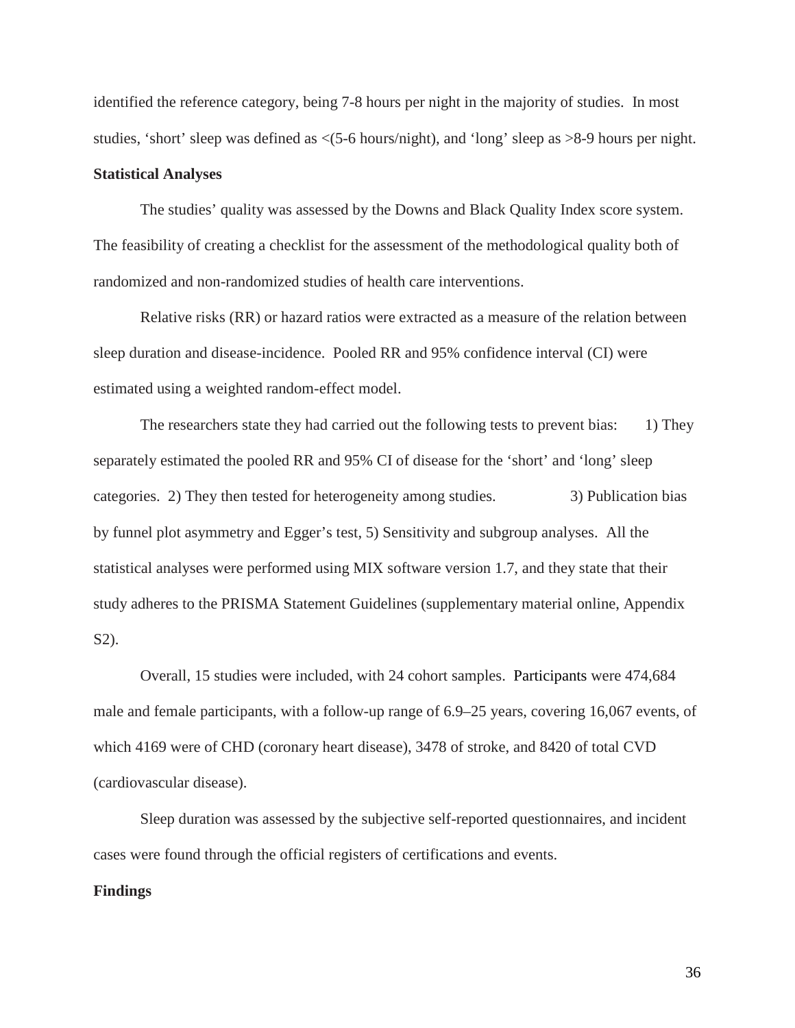identified the reference category, being 7-8 hours per night in the majority of studies. In most studies, 'short' sleep was defined as <(5-6 hours/night), and 'long' sleep as >8-9 hours per night.

**Statistical Analyses**

The studies' quality was assessed by the Downs and Black Quality Index score system. The feasibility of creating a checklist for the assessment of the methodological quality both of randomized and non-randomized studies of health care interventions.

Relative risks (RR) or hazard ratios were extracted as a measure of the relation between sleep duration and disease-incidence. Pooled RR and 95% confidence interval (CI) were estimated using a weighted random-effect model.

The researchers state they had carried out the following tests to prevent bias: 1) They separately estimated the pooled RR and 95% CI of disease for the 'short' and 'long' sleep categories. 2) They then tested for heterogeneity among studies. 3) Publication bias by funnel plot asymmetry and Egger's test, 5) Sensitivity and subgroup analyses. All the statistical analyses were performed using MIX software version 1.7, and they state that their study adheres to the PRISMA Statement Guidelines (supplementary material online, Appendix S2).

Overall, 15 studies were included, with 24 cohort samples. Participants were 474,684 male and female participants, with a follow-up range of 6.9–25 years, covering 16,067 events, of which 4169 were of CHD (coronary heart disease), 3478 of stroke, and 8420 of total CVD (cardiovascular disease).

Sleep duration was assessed by the subjective self-reported questionnaires, and incident cases were found through the official registers of certifications and events.

**Findings**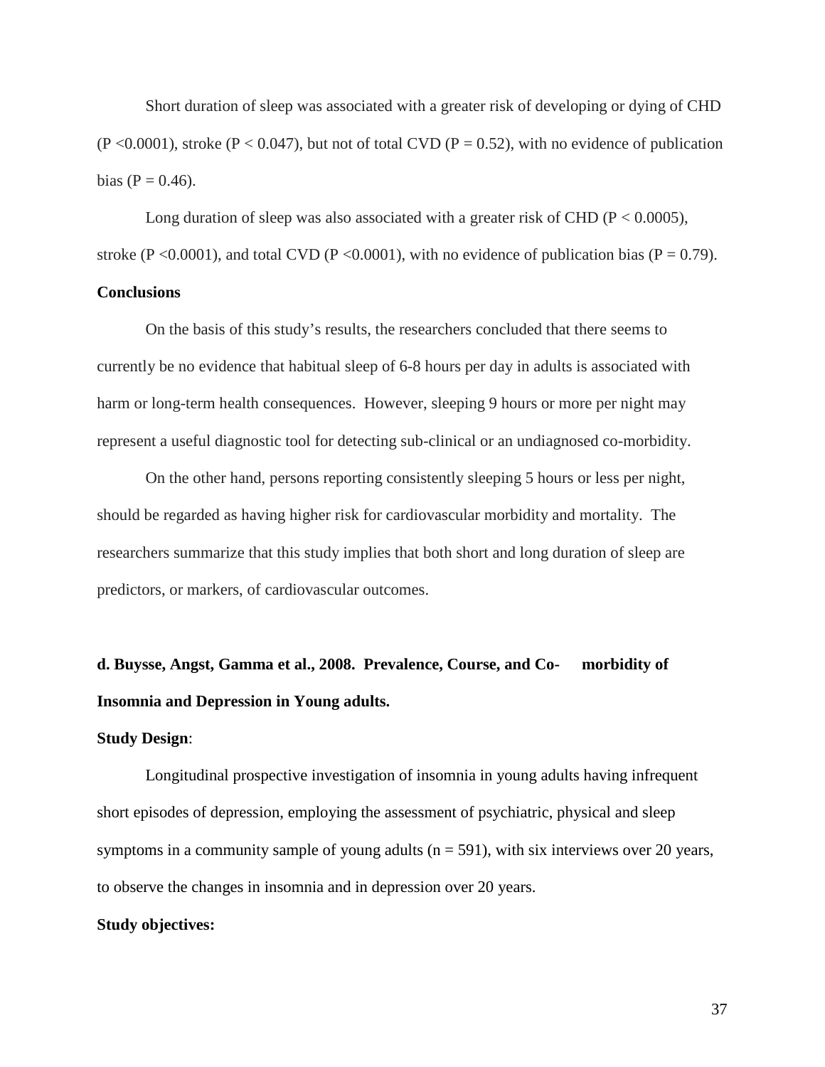Short duration of sleep was associated with a greater risk of developing or dying of CHD ($P < 0.0001$), stroke ($P < 0.047$), but not of total CVD ($P = 0.52$), with no evidence of publication bias ($P = 0.46$).

Long duration of sleep was also associated with a greater risk of CHD ($P < 0.0005$), stroke ($P < 0.0001$), and total CVD ($P < 0.0001$), with no evidence of publication bias ($P = 0.79$).

**Conclusions**

On the basis of this study's results, the researchers concluded that there seems to currently be no evidence that habitual sleep of 6-8 hours per day in adults is associated with harm or long-term health consequences. However, sleeping 9 hours or more per night may represent a useful diagnostic tool for detecting sub-clinical or an undiagnosed co-morbidity.

On the other hand, persons reporting consistently sleeping 5 hours or less per night, should be regarded as having higher risk for cardiovascular morbidity and mortality. The researchers summarize that this study implies that both short and long duration of sleep are predictors, or markers, of cardiovascular outcomes.

**d. Buysse, Angst, Gamma et al., 2008. Prevalence, Course, and Co- morbidity of Insomnia and Depression in Young adults.**

**Study Design**:

Longitudinal prospective investigation of insomnia in young adults having infrequent short episodes of depression, employing the assessment of psychiatric, physical and sleep symptoms in a community sample of young adults ($n = 591$), with six interviews over 20 years, to observe the changes in insomnia and in depression over 20 years.

**Study objectives:**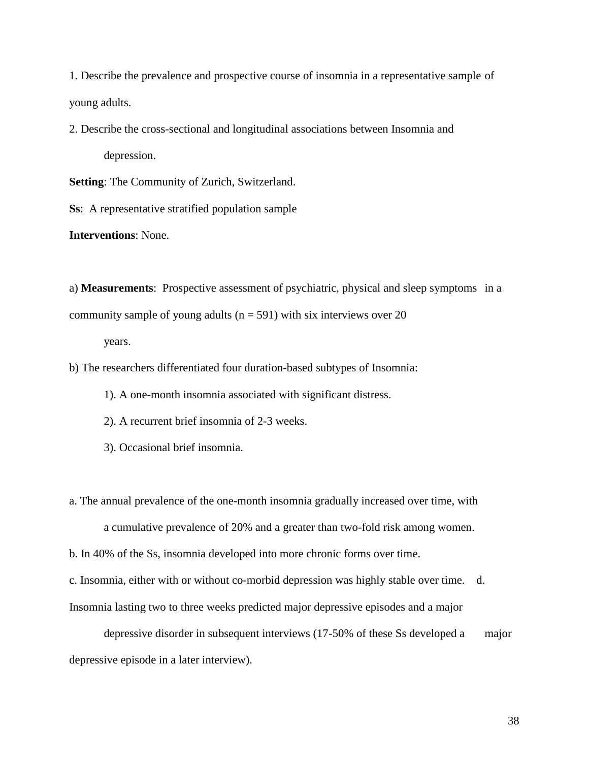1. Describe the prevalence and prospective course of insomnia in a representative sample of young adults.

2. Describe the cross-sectional and longitudinal associations between Insomnia and depression.

**Setting**: The Community of Zurich, Switzerland.

**Ss**: A representative stratified population sample

**Interventions**: None.

a) **Measurements**: Prospective assessment of psychiatric, physical and sleep symptoms in a community sample of young adults (n = 591) with six interviews over 20 years.

b) The researchers differentiated four duration-based subtypes of Insomnia:

1). A one-month insomnia associated with significant distress.

2). A recurrent brief insomnia of 2-3 weeks.

3). Occasional brief insomnia.

a. The annual prevalence of the one-month insomnia gradually increased over time, with a cumulative prevalence of 20% and a greater than two-fold risk among women.

b. In 40% of the Ss, insomnia developed into more chronic forms over time.

c. Insomnia, either with or without co-morbid depression was highly stable over time.

d. Insomnia lasting two to three weeks predicted major depressive episodes and a major depressive disorder in subsequent interviews (17-50% of these Ss developed a major depressive episode in a later interview).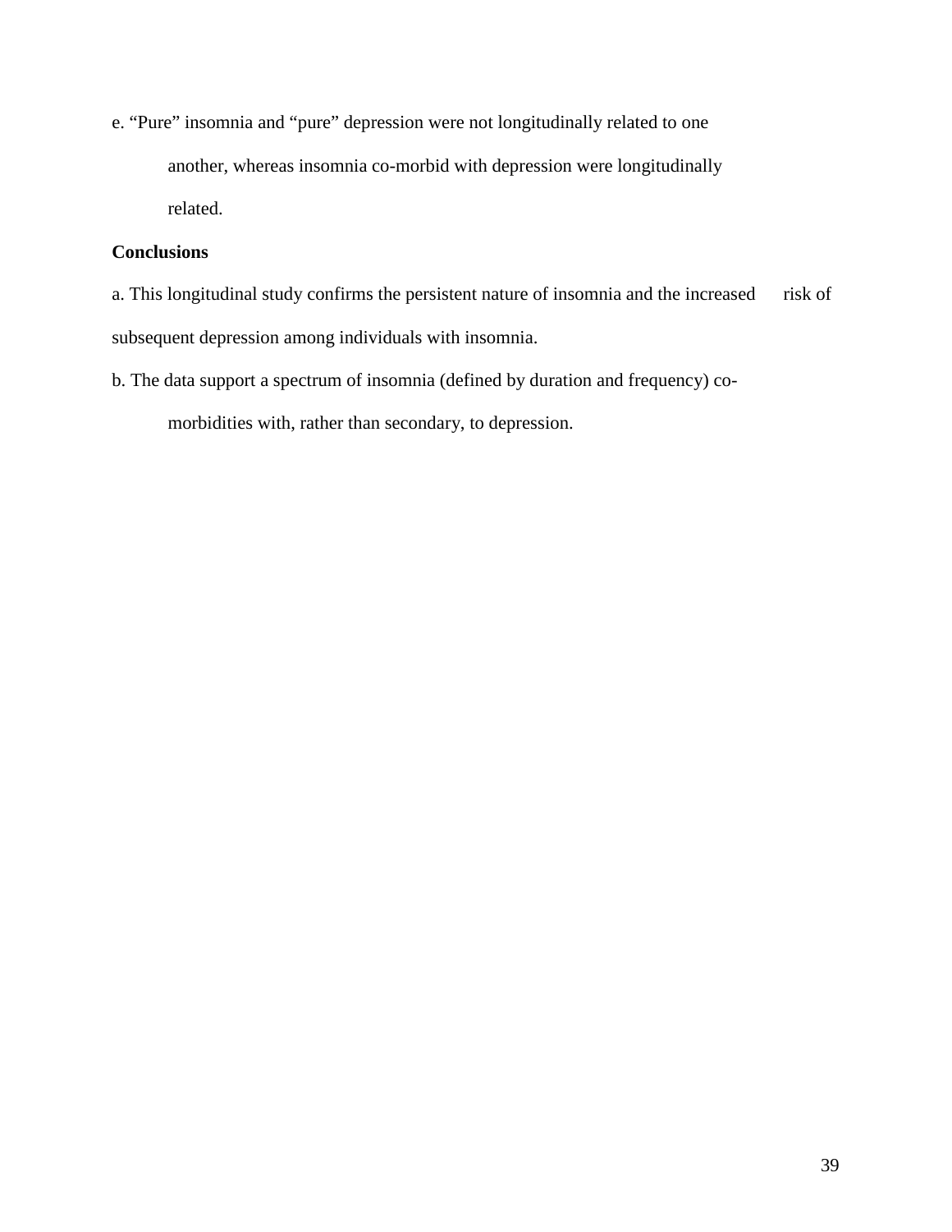e. “Pure” insomnia and “pure” depression were not longitudinally related to one another, whereas insomnia co-morbid with depression were longitudinally related.

**Conclusions**

a. This longitudinal study confirms the persistent nature of insomnia and the increased risk of subsequent depression among individuals with insomnia.

b. The data support a spectrum of insomnia (defined by duration and frequency) co-morbidities with, rather than secondary, to depression.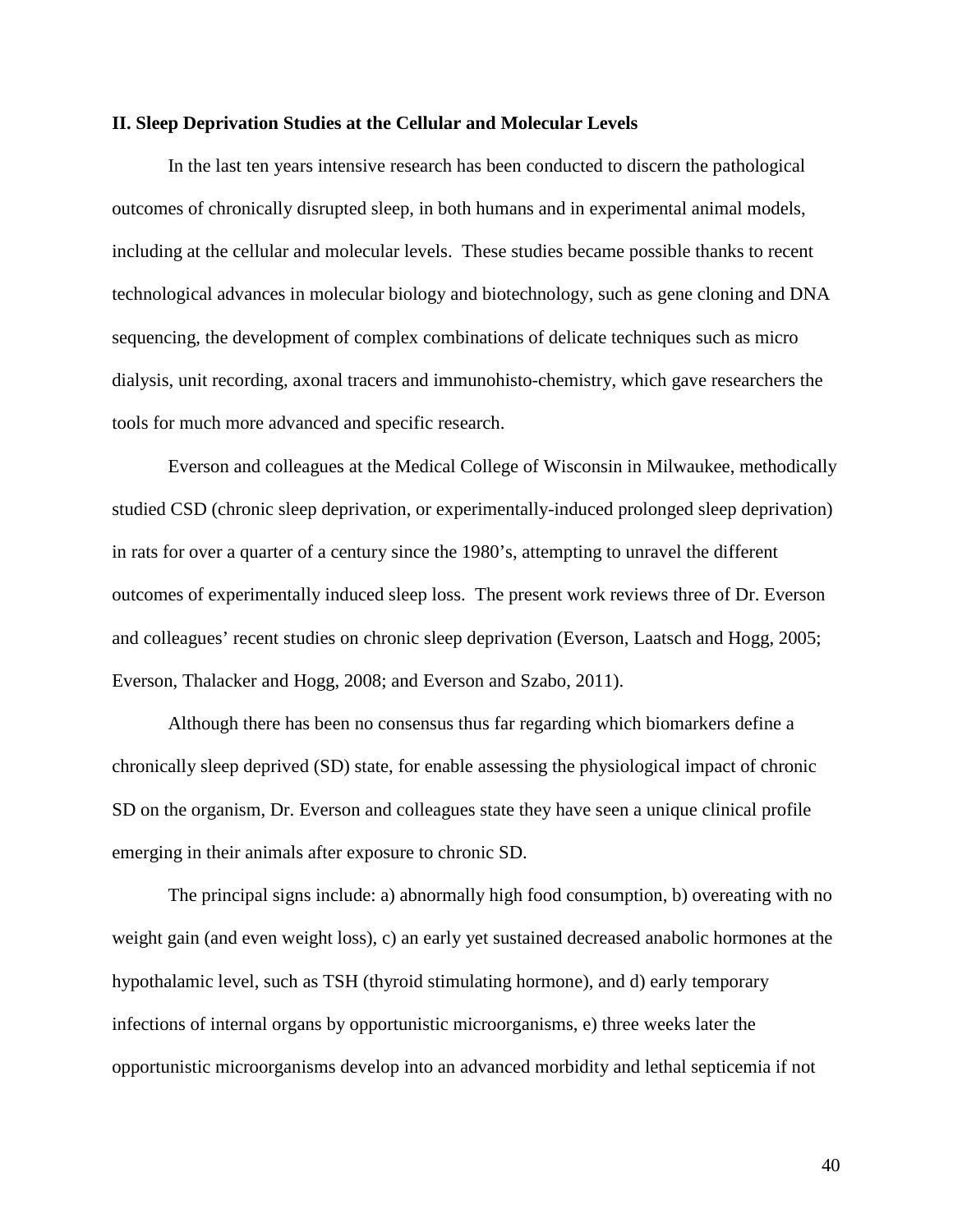## II. Sleep Deprivation Studies at the Cellular and Molecular Levels

In the last ten years intensive research has been conducted to discern the pathological outcomes of chronically disrupted sleep, in both humans and in experimental animal models, including at the cellular and molecular levels. These studies became possible thanks to recent technological advances in molecular biology and biotechnology, such as gene cloning and DNA sequencing, the development of complex combinations of delicate techniques such as micro dialysis, unit recording, axonal tracers and immunohisto-chemistry, which gave researchers the tools for much more advanced and specific research.

Everson and colleagues at the Medical College of Wisconsin in Milwaukee, methodically studied CSD (chronic sleep deprivation, or experimentally-induced prolonged sleep deprivation) in rats for over a quarter of a century since the 1980's, attempting to unravel the different outcomes of experimentally induced sleep loss. The present work reviews three of Dr. Everson and colleagues' recent studies on chronic sleep deprivation (Everson, Laatsch and Hogg, 2005; Everson, Thalacker and Hogg, 2008; and Everson and Szabo, 2011).

Although there has been no consensus thus far regarding which biomarkers define a chronically sleep deprived (SD) state, for enable assessing the physiological impact of chronic SD on the organism, Dr. Everson and colleagues state they have seen a unique clinical profile emerging in their animals after exposure to chronic SD.

The principal signs include: a) abnormally high food consumption, b) overeating with no weight gain (and even weight loss), c) an early yet sustained decreased anabolic hormones at the hypothalamic level, such as TSH (thyroid stimulating hormone), and d) early temporary infections of internal organs by opportunistic microorganisms, e) three weeks later the opportunistic microorganisms develop into an advanced morbidity and lethal septicemia if not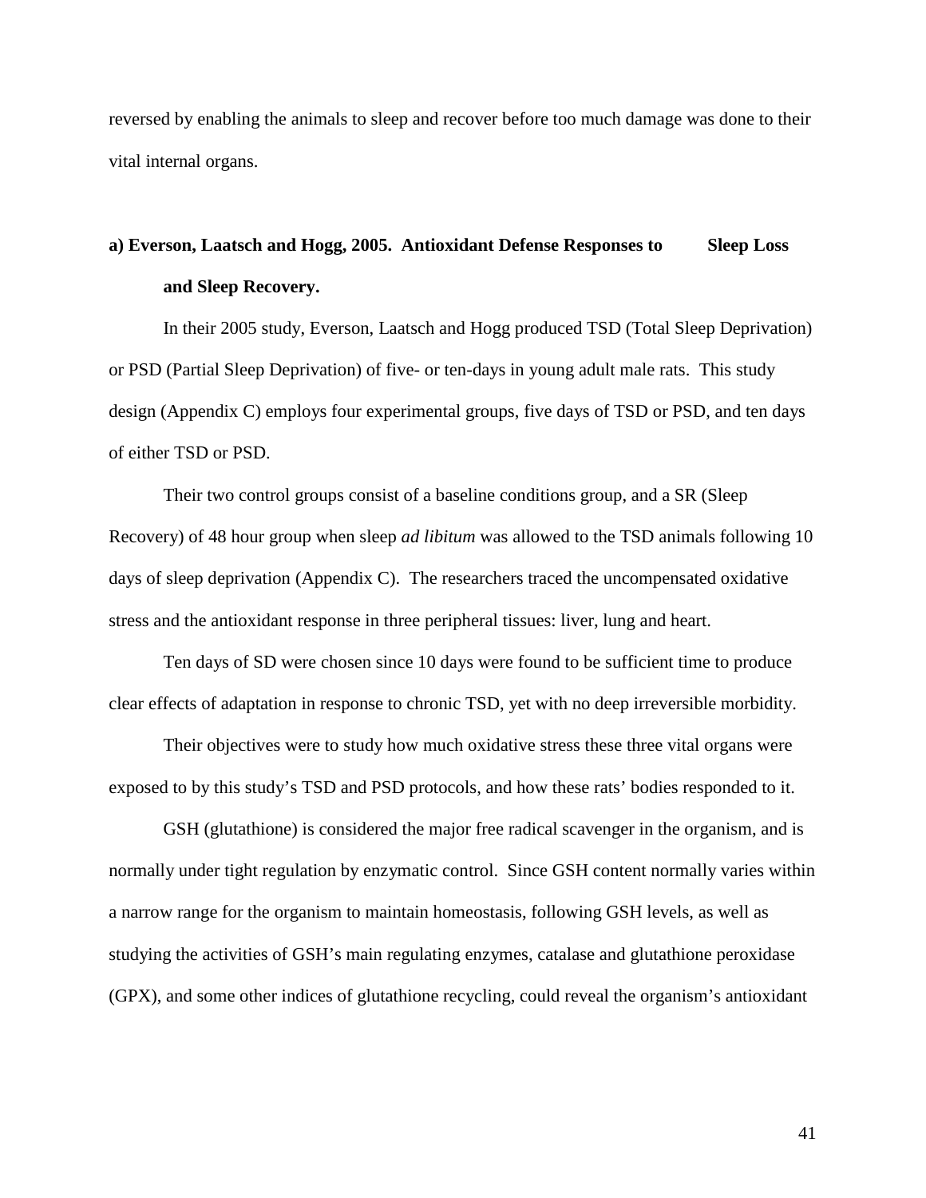reversed by enabling the animals to sleep and recover before too much damage was done to their vital internal organs.

### a) Everson, Laatsch and Hogg, 2005. Antioxidant Defense Responses to Sleep Loss and Sleep Recovery.

In their 2005 study, Everson, Laatsch and Hogg produced TSD (Total Sleep Deprivation) or PSD (Partial Sleep Deprivation) of five- or ten-days in young adult male rats. This study design (Appendix C) employs four experimental groups, five days of TSD or PSD, and ten days of either TSD or PSD.

Their two control groups consist of a baseline conditions group, and a SR (Sleep Recovery) of 48 hour group when sleep *ad libitum* was allowed to the TSD animals following 10 days of sleep deprivation (Appendix C). The researchers traced the uncompensated oxidative stress and the antioxidant response in three peripheral tissues: liver, lung and heart.

Ten days of SD were chosen since 10 days were found to be sufficient time to produce clear effects of adaptation in response to chronic TSD, yet with no deep irreversible morbidity.

Their objectives were to study how much oxidative stress these three vital organs were exposed to by this study's TSD and PSD protocols, and how these rats' bodies responded to it.

GSH (glutathione) is considered the major free radical scavenger in the organism, and is normally under tight regulation by enzymatic control. Since GSH content normally varies within a narrow range for the organism to maintain homeostasis, following GSH levels, as well as studying the activities of GSH's main regulating enzymes, catalase and glutathione peroxidase (GPX), and some other indices of glutathione recycling, could reveal the organism's antioxidant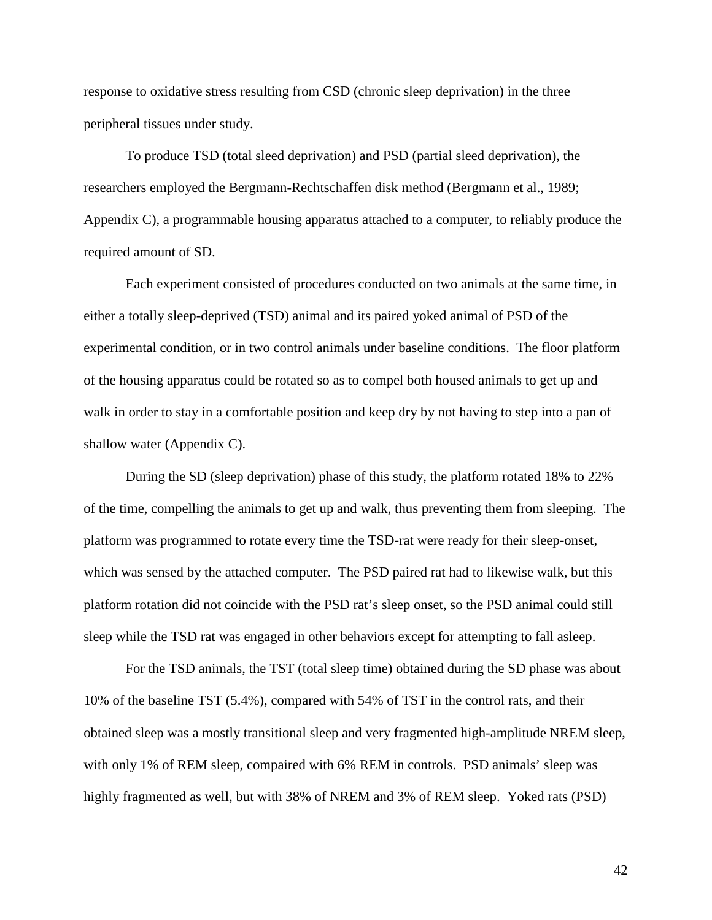response to oxidative stress resulting from CSD (chronic sleep deprivation) in the three peripheral tissues under study.

To produce TSD (total sleed deprivation) and PSD (partial sleed deprivation), the researchers employed the Bergmann-Rechtschaffen disk method (Bergmann et al., 1989; Appendix C), a programmable housing apparatus attached to a computer, to reliably produce the required amount of SD.

Each experiment consisted of procedures conducted on two animals at the same time, in either a totally sleep-deprived (TSD) animal and its paired yoked animal of PSD of the experimental condition, or in two control animals under baseline conditions. The floor platform of the housing apparatus could be rotated so as to compel both housed animals to get up and walk in order to stay in a comfortable position and keep dry by not having to step into a pan of shallow water (Appendix C).

During the SD (sleep deprivation) phase of this study, the platform rotated 18% to 22% of the time, compelling the animals to get up and walk, thus preventing them from sleeping. The platform was programmed to rotate every time the TSD-rat were ready for their sleep-onset, which was sensed by the attached computer. The PSD paired rat had to likewise walk, but this platform rotation did not coincide with the PSD rat's sleep onset, so the PSD animal could still sleep while the TSD rat was engaged in other behaviors except for attempting to fall asleep.

For the TSD animals, the TST (total sleep time) obtained during the SD phase was about 10% of the baseline TST (5.4%), compared with 54% of TST in the control rats, and their obtained sleep was a mostly transitional sleep and very fragmented high-amplitude NREM sleep, with only 1% of REM sleep, compaired with 6% REM in controls. PSD animals' sleep was highly fragmented as well, but with 38% of NREM and 3% of REM sleep. Yoked rats (PSD)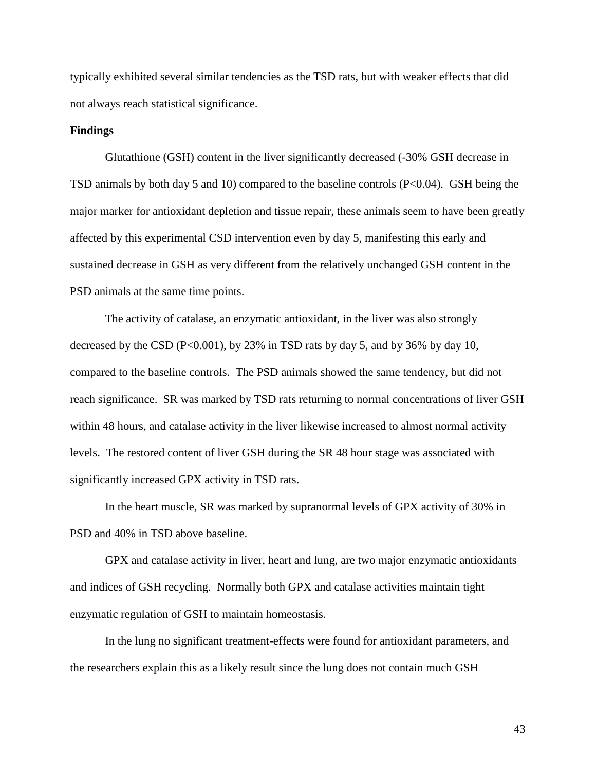typically exhibited several similar tendencies as the TSD rats, but with weaker effects that did not always reach statistical significance.

**Findings**

Glutathione (GSH) content in the liver significantly decreased (-30% GSH decrease in TSD animals by both day 5 and 10) compared to the baseline controls ($P<0.04$). GSH being the major marker for antioxidant depletion and tissue repair, these animals seem to have been greatly affected by this experimental CSD intervention even by day 5, manifesting this early and sustained decrease in GSH as very different from the relatively unchanged GSH content in the PSD animals at the same time points.

The activity of catalase, an enzymatic antioxidant, in the liver was also strongly decreased by the CSD ($P<0.001$), by 23% in TSD rats by day 5, and by 36% by day 10, compared to the baseline controls. The PSD animals showed the same tendency, but did not reach significance. SR was marked by TSD rats returning to normal concentrations of liver GSH within 48 hours, and catalase activity in the liver likewise increased to almost normal activity levels. The restored content of liver GSH during the SR 48 hour stage was associated with significantly increased GPX activity in TSD rats.

In the heart muscle, SR was marked by supranormal levels of GPX activity of 30% in PSD and 40% in TSD above baseline.

GPX and catalase activity in liver, heart and lung, are two major enzymatic antioxidants and indices of GSH recycling. Normally both GPX and catalase activities maintain tight enzymatic regulation of GSH to maintain homeostasis.

In the lung no significant treatment-effects were found for antioxidant parameters, and the researchers explain this as a likely result since the lung does not contain much GSH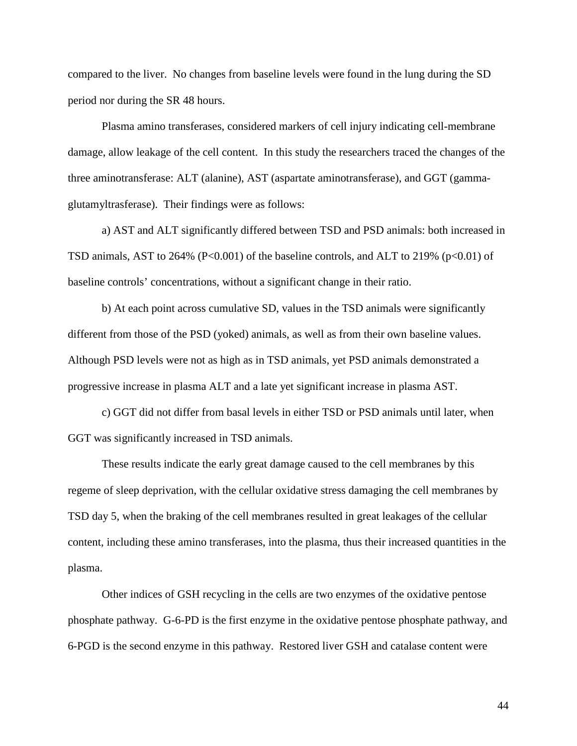compared to the liver. No changes from baseline levels were found in the lung during the SD period nor during the SR 48 hours.

Plasma amino transferases, considered markers of cell injury indicating cell-membrane damage, allow leakage of the cell content. In this study the researchers traced the changes of the three aminotransferase: ALT (alanine), AST (aspartate aminotransferase), and GGT (gamma-glutamyltrasferase). Their findings were as follows:

a) AST and ALT significantly differed between TSD and PSD animals: both increased in TSD animals, AST to 264% ($P<0.001$) of the baseline controls, and ALT to 219% ($p<0.01$) of baseline controls' concentrations, without a significant change in their ratio.

b) At each point across cumulative SD, values in the TSD animals were significantly different from those of the PSD (yoked) animals, as well as from their own baseline values. Although PSD levels were not as high as in TSD animals, yet PSD animals demonstrated a progressive increase in plasma ALT and a late yet significant increase in plasma AST.

c) GGT did not differ from basal levels in either TSD or PSD animals until later, when GGT was significantly increased in TSD animals.

These results indicate the early great damage caused to the cell membranes by this regeme of sleep deprivation, with the cellular oxidative stress damaging the cell membranes by TSD day 5, when the braking of the cell membranes resulted in great leakages of the cellular content, including these amino transferases, into the plasma, thus their increased quantities in the plasma.

Other indices of GSH recycling in the cells are two enzymes of the oxidative pentose phosphate pathway. G-6-PD is the first enzyme in the oxidative pentose phosphate pathway, and 6-PGD is the second enzyme in this pathway. Restored liver GSH and catalase content were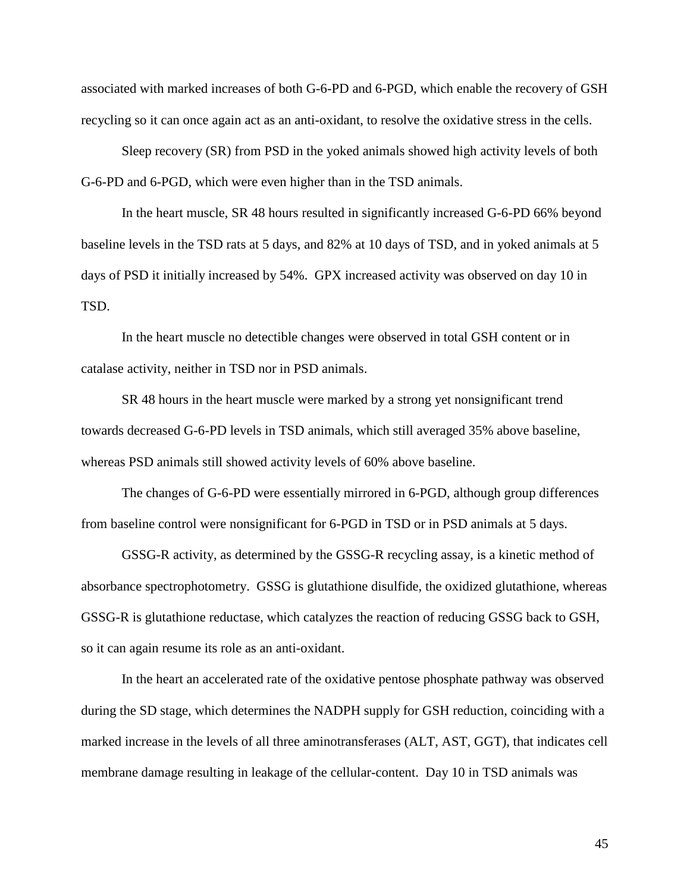associated with marked increases of both G-6-PD and 6-PGD, which enable the recovery of GSH recycling so it can once again act as an anti-oxidant, to resolve the oxidative stress in the cells.

Sleep recovery (SR) from PSD in the yoked animals showed high activity levels of both G-6-PD and 6-PGD, which were even higher than in the TSD animals.

In the heart muscle, SR 48 hours resulted in significantly increased G-6-PD 66% beyond baseline levels in the TSD rats at 5 days, and 82% at 10 days of TSD, and in yoked animals at 5 days of PSD it initially increased by 54%. GPX increased activity was observed on day 10 in TSD.

In the heart muscle no detectible changes were observed in total GSH content or in catalase activity, neither in TSD nor in PSD animals.

SR 48 hours in the heart muscle were marked by a strong yet nonsignificant trend towards decreased G-6-PD levels in TSD animals, which still averaged 35% above baseline, whereas PSD animals still showed activity levels of 60% above baseline.

The changes of G-6-PD were essentially mirrored in 6-PGD, although group differences from baseline control were nonsignificant for 6-PGD in TSD or in PSD animals at 5 days.

GSSG-R activity, as determined by the GSSG-R recycling assay, is a kinetic method of absorbance spectrophotometry. GSSG is glutathione disulfide, the oxidized glutathione, whereas GSSG-R is glutathione reductase, which catalyzes the reaction of reducing GSSG back to GSH, so it can again resume its role as an anti-oxidant.

In the heart an accelerated rate of the oxidative pentose phosphate pathway was observed during the SD stage, which determines the NADPH supply for GSH reduction, coinciding with a marked increase in the levels of all three aminotransferases (ALT, AST, GGT), that indicates cell membrane damage resulting in leakage of the cellular-content. Day 10 in TSD animals was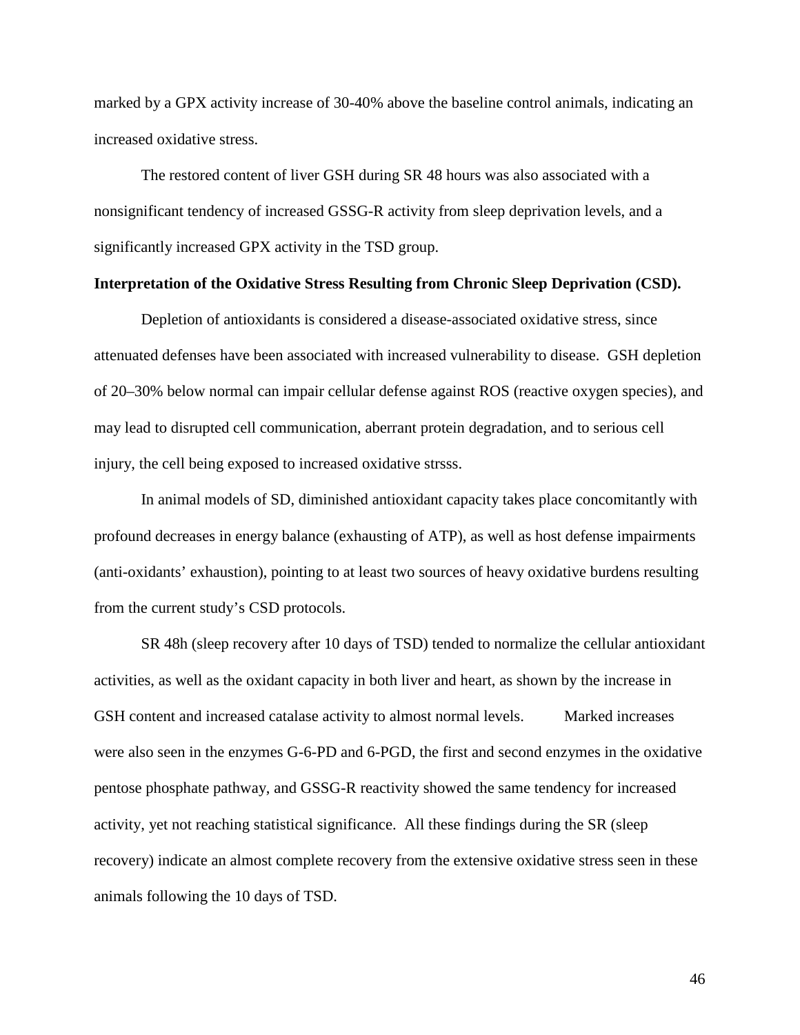marked by a GPX activity increase of 30-40% above the baseline control animals, indicating an increased oxidative stress.

The restored content of liver GSH during SR 48 hours was also associated with a nonsignificant tendency of increased GSSG-R activity from sleep deprivation levels, and a significantly increased GPX activity in the TSD group.

**Interpretation of the Oxidative Stress Resulting from Chronic Sleep Deprivation (CSD).**

Depletion of antioxidants is considered a disease-associated oxidative stress, since attenuated defenses have been associated with increased vulnerability to disease. GSH depletion of 20–30% below normal can impair cellular defense against ROS (reactive oxygen species), and may lead to disrupted cell communication, aberrant protein degradation, and to serious cell injury, the cell being exposed to increased oxidative strsss.

In animal models of SD, diminished antioxidant capacity takes place concomitantly with profound decreases in energy balance (exhausting of ATP), as well as host defense impairments (anti-oxidants' exhaustion), pointing to at least two sources of heavy oxidative burdens resulting from the current study's CSD protocols.

SR 48h (sleep recovery after 10 days of TSD) tended to normalize the cellular antioxidant activities, as well as the oxidant capacity in both liver and heart, as shown by the increase in GSH content and increased catalase activity to almost normal levels. Marked increases were also seen in the enzymes G-6-PD and 6-PGD, the first and second enzymes in the oxidative pentose phosphate pathway, and GSSG-R reactivity showed the same tendency for increased activity, yet not reaching statistical significance. All these findings during the SR (sleep recovery) indicate an almost complete recovery from the extensive oxidative stress seen in these animals following the 10 days of TSD.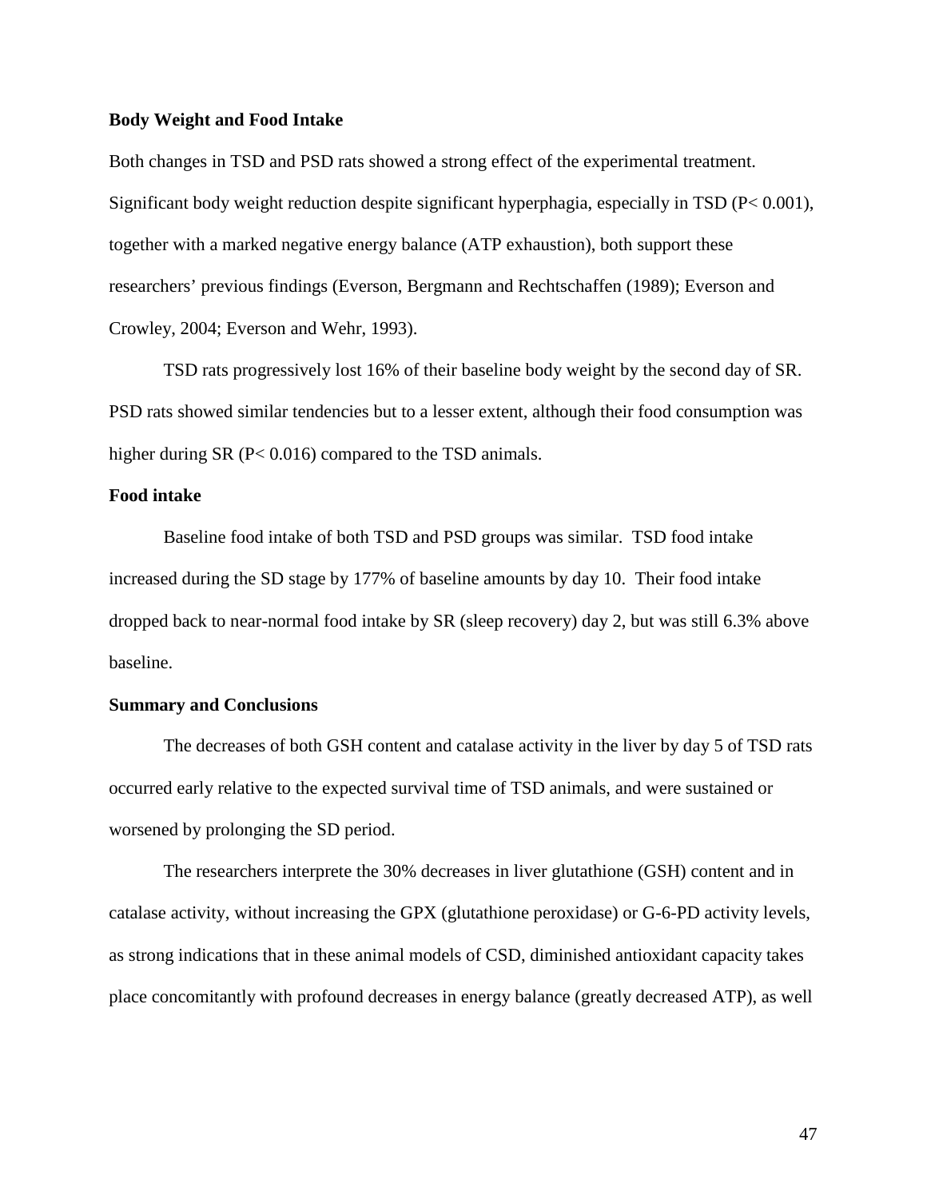**Body Weight and Food Intake**

Both changes in TSD and PSD rats showed a strong effect of the experimental treatment. Significant body weight reduction despite significant hyperphagia, especially in TSD ($P < 0.001$), together with a marked negative energy balance (ATP exhaustion), both support these researchers' previous findings (Everson, Bergmann and Rechtschaffen (1989); Everson and Crowley, 2004; Everson and Wehr, 1993).

TSD rats progressively lost 16% of their baseline body weight by the second day of SR. PSD rats showed similar tendencies but to a lesser extent, although their food consumption was higher during SR ($P < 0.016$) compared to the TSD animals.

**Food intake**

Baseline food intake of both TSD and PSD groups was similar. TSD food intake increased during the SD stage by 177% of baseline amounts by day 10. Their food intake dropped back to near-normal food intake by SR (sleep recovery) day 2, but was still 6.3% above baseline.

**Summary and Conclusions**

The decreases of both GSH content and catalase activity in the liver by day 5 of TSD rats occurred early relative to the expected survival time of TSD animals, and were sustained or worsened by prolonging the SD period.

The researchers interprete the 30% decreases in liver glutathione (GSH) content and in catalase activity, without increasing the GPX (glutathione peroxidase) or G-6-PD activity levels, as strong indications that in these animal models of CSD, diminished antioxidant capacity takes place concomitantly with profound decreases in energy balance (greatly decreased ATP), as well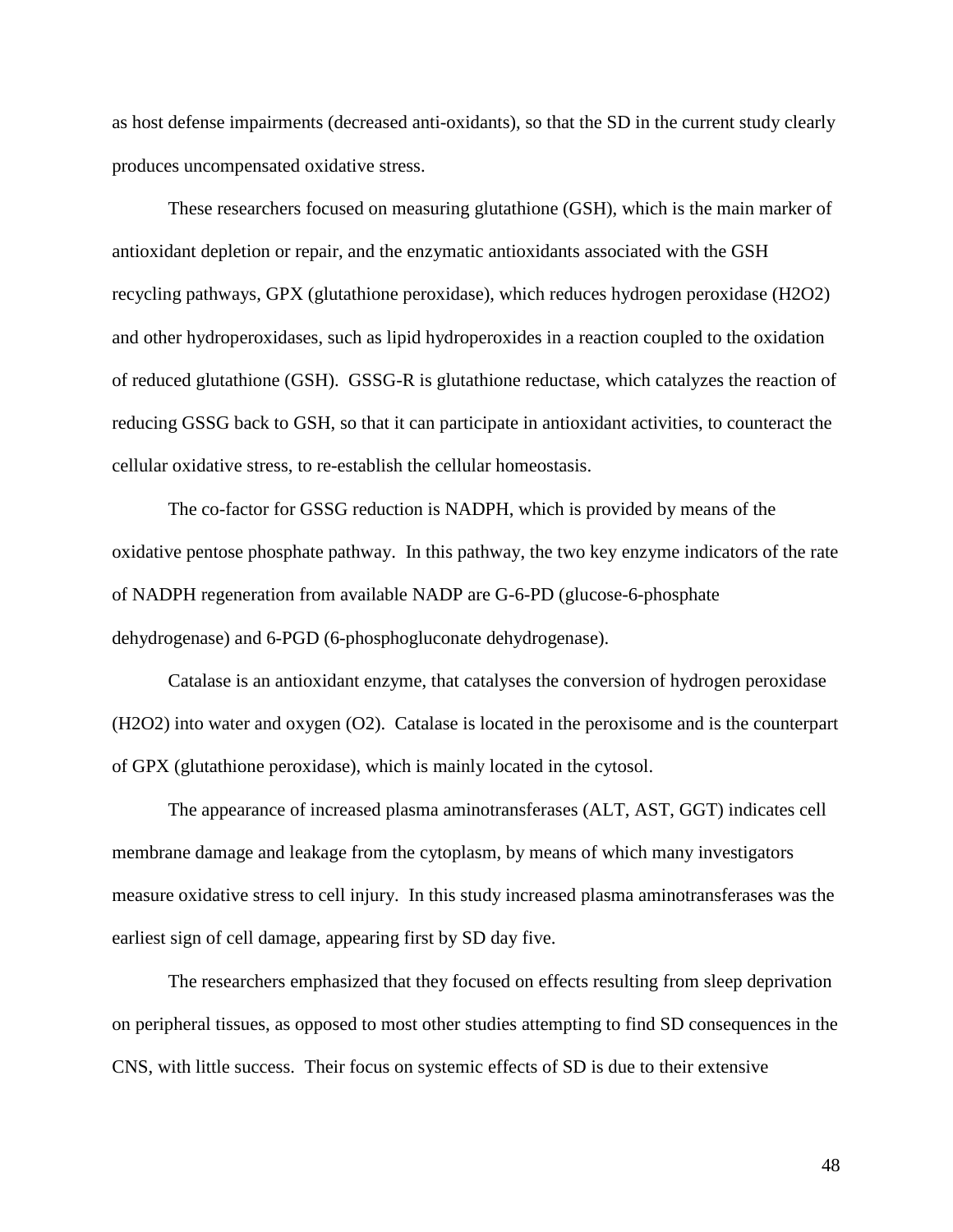as host defense impairments (decreased anti-oxidants), so that the SD in the current study clearly produces uncompensated oxidative stress.

These researchers focused on measuring glutathione (GSH), which is the main marker of antioxidant depletion or repair, and the enzymatic antioxidants associated with the GSH recycling pathways, GPX (glutathione peroxidase), which reduces hydrogen peroxidase ($H_2O_2$) and other hydroperoxidases, such as lipid hydroperoxides in a reaction coupled to the oxidation of reduced glutathione (GSH). GSSG-R is glutathione reductase, which catalyzes the reaction of reducing GSSG back to GSH, so that it can participate in antioxidant activities, to counteract the cellular oxidative stress, to re-establish the cellular homeostasis.

The co-factor for GSSG reduction is NADPH, which is provided by means of the oxidative pentose phosphate pathway. In this pathway, the two key enzyme indicators of the rate of NADPH regeneration from available NADP are G-6-PD (glucose-6-phosphate dehydrogenase) and 6-PGD (6-phosphogluconate dehydrogenase).

Catalase is an antioxidant enzyme, that catalyses the conversion of hydrogen peroxidase ($H_2O_2$) into water and oxygen ($O_2$). Catalase is located in the peroxisome and is the counterpart of GPX (glutathione peroxidase), which is mainly located in the cytosol.

The appearance of increased plasma aminotransferases (ALT, AST, GGT) indicates cell membrane damage and leakage from the cytoplasm, by means of which many investigators measure oxidative stress to cell injury. In this study increased plasma aminotransferases was the earliest sign of cell damage, appearing first by SD day five.

The researchers emphasized that they focused on effects resulting from sleep deprivation on peripheral tissues, as opposed to most other studies attempting to find SD consequences in the CNS, with little success. Their focus on systemic effects of SD is due to their extensive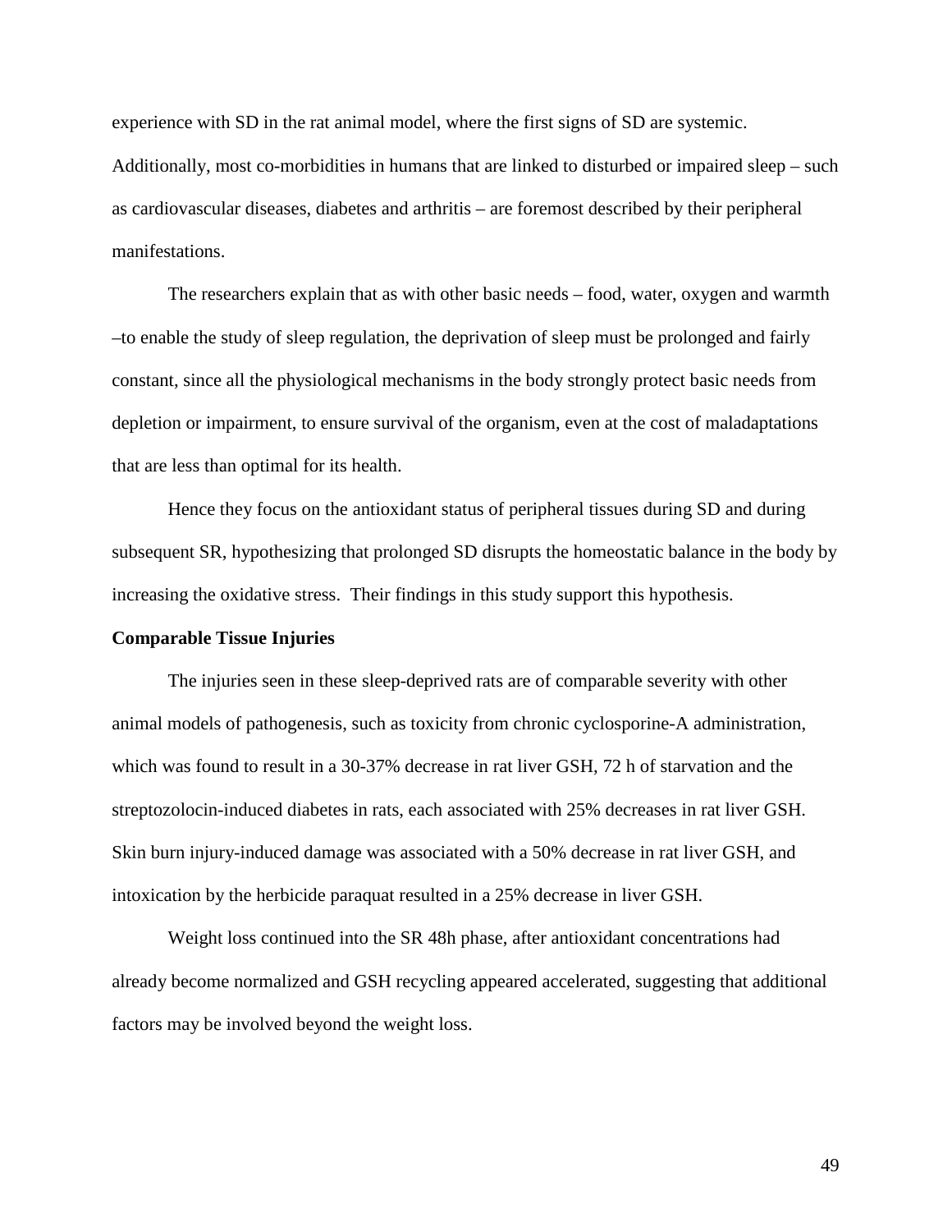experience with SD in the rat animal model, where the first signs of SD are systemic. Additionally, most co-morbidities in humans that are linked to disturbed or impaired sleep – such as cardiovascular diseases, diabetes and arthritis – are foremost described by their peripheral manifestations.

The researchers explain that as with other basic needs – food, water, oxygen and warmth –to enable the study of sleep regulation, the deprivation of sleep must be prolonged and fairly constant, since all the physiological mechanisms in the body strongly protect basic needs from depletion or impairment, to ensure survival of the organism, even at the cost of maladaptations that are less than optimal for its health.

Hence they focus on the antioxidant status of peripheral tissues during SD and during subsequent SR, hypothesizing that prolonged SD disrupts the homeostatic balance in the body by increasing the oxidative stress. Their findings in this study support this hypothesis.

**Comparable Tissue Injuries**

The injuries seen in these sleep-deprived rats are of comparable severity with other animal models of pathogenesis, such as toxicity from chronic cyclosporine-A administration, which was found to result in a 30-37% decrease in rat liver GSH, 72 h of starvation and the streptozolocin-induced diabetes in rats, each associated with 25% decreases in rat liver GSH. Skin burn injury-induced damage was associated with a 50% decrease in rat liver GSH, and intoxication by the herbicide paraquat resulted in a 25% decrease in liver GSH.

Weight loss continued into the SR 48h phase, after antioxidant concentrations had already become normalized and GSH recycling appeared accelerated, suggesting that additional factors may be involved beyond the weight loss.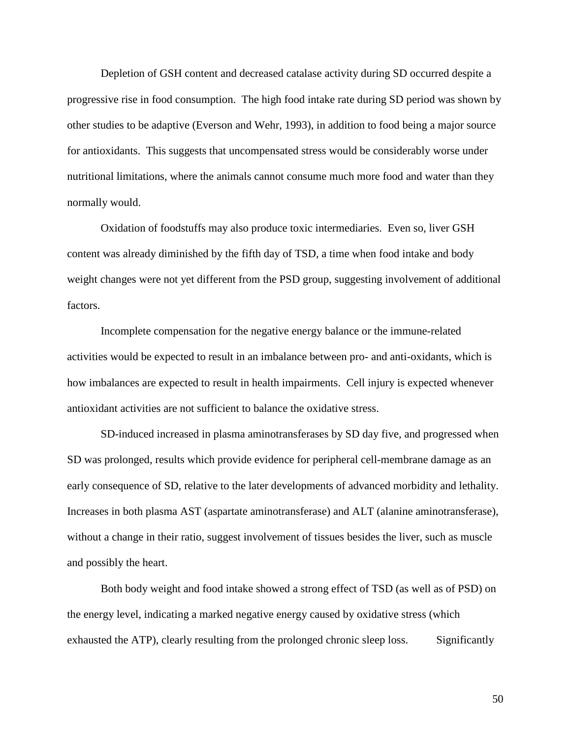Depletion of GSH content and decreased catalase activity during SD occurred despite a progressive rise in food consumption. The high food intake rate during SD period was shown by other studies to be adaptive (Everson and Wehr, 1993), in addition to food being a major source for antioxidants. This suggests that uncompensated stress would be considerably worse under nutritional limitations, where the animals cannot consume much more food and water than they normally would.

Oxidation of foodstuffs may also produce toxic intermediaries. Even so, liver GSH content was already diminished by the fifth day of TSD, a time when food intake and body weight changes were not yet different from the PSD group, suggesting involvement of additional factors.

Incomplete compensation for the negative energy balance or the immune-related activities would be expected to result in an imbalance between pro- and anti-oxidants, which is how imbalances are expected to result in health impairments. Cell injury is expected whenever antioxidant activities are not sufficient to balance the oxidative stress.

SD-induced increased in plasma aminotransferases by SD day five, and progressed when SD was prolonged, results which provide evidence for peripheral cell-membrane damage as an early consequence of SD, relative to the later developments of advanced morbidity and lethality. Increases in both plasma AST (aspartate aminotransferase) and ALT (alanine aminotransferase), without a change in their ratio, suggest involvement of tissues besides the liver, such as muscle and possibly the heart.

Both body weight and food intake showed a strong effect of TSD (as well as of PSD) on the energy level, indicating a marked negative energy caused by oxidative stress (which exhausted the ATP), clearly resulting from the prolonged chronic sleep loss. Significantly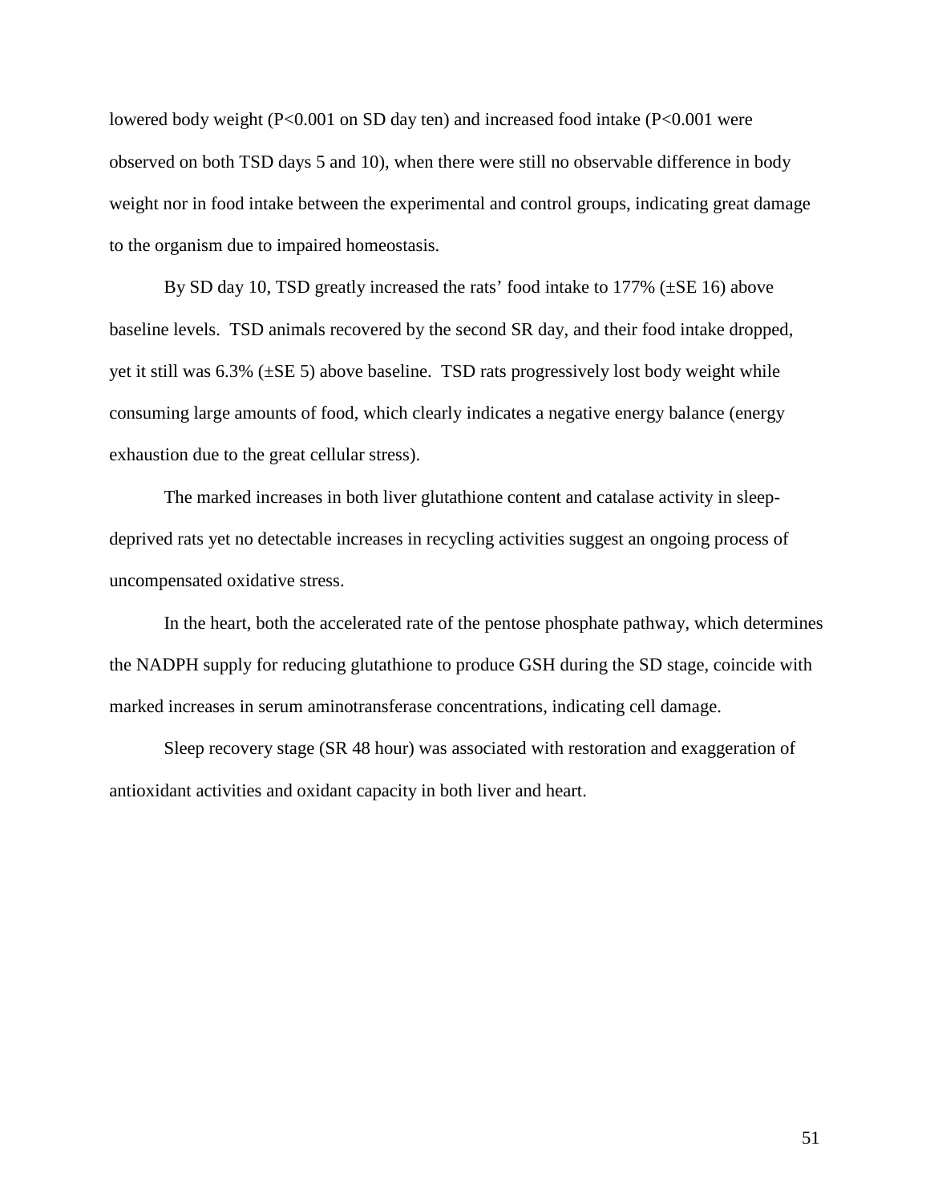lowered body weight ($P<0.001$ on SD day ten) and increased food intake ($P<0.001$ were observed on both TSD days 5 and 10), when there were still no observable difference in body weight nor in food intake between the experimental and control groups, indicating great damage to the organism due to impaired homeostasis.

By SD day 10, TSD greatly increased the rats' food intake to 177% (±SE 16) above baseline levels. TSD animals recovered by the second SR day, and their food intake dropped, yet it still was 6.3% (±SE 5) above baseline. TSD rats progressively lost body weight while consuming large amounts of food, which clearly indicates a negative energy balance (energy exhaustion due to the great cellular stress).

The marked increases in both liver glutathione content and catalase activity in sleep-deprived rats yet no detectable increases in recycling activities suggest an ongoing process of uncompensated oxidative stress.

In the heart, both the accelerated rate of the pentose phosphate pathway, which determines the NADPH supply for reducing glutathione to produce GSH during the SD stage, coincide with marked increases in serum aminotransferase concentrations, indicating cell damage.

Sleep recovery stage (SR 48 hour) was associated with restoration and exaggeration of antioxidant activities and oxidant capacity in both liver and heart.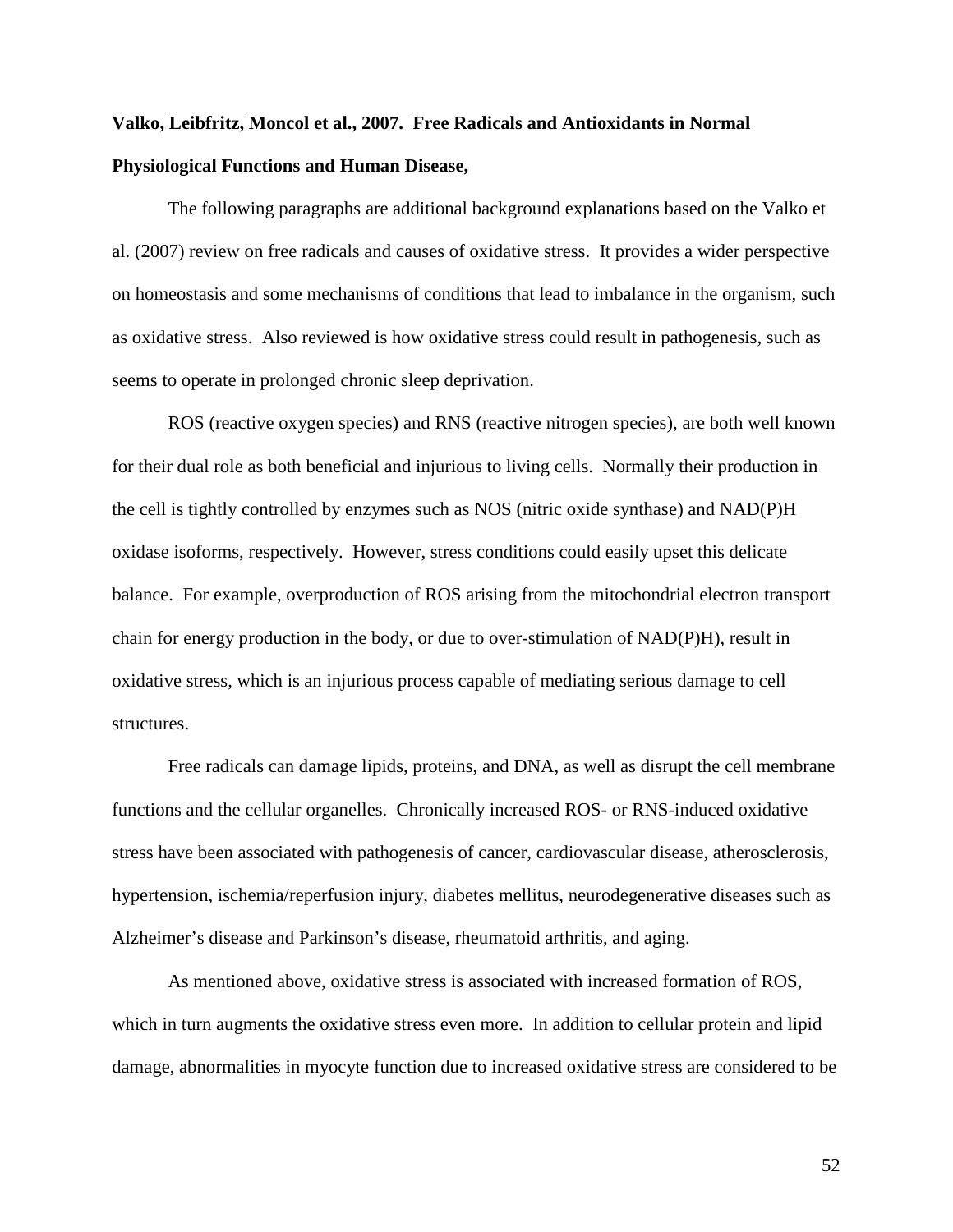**Valko, Leibfritz, Moncol et al., 2007. Free Radicals and Antioxidants in Normal Physiological Functions and Human Disease,**

The following paragraphs are additional background explanations based on the Valko et al. (2007) review on free radicals and causes of oxidative stress. It provides a wider perspective on homeostasis and some mechanisms of conditions that lead to imbalance in the organism, such as oxidative stress. Also reviewed is how oxidative stress could result in pathogenesis, such as seems to operate in prolonged chronic sleep deprivation.

ROS (reactive oxygen species) and RNS (reactive nitrogen species), are both well known for their dual role as both beneficial and injurious to living cells. Normally their production in the cell is tightly controlled by enzymes such as NOS (nitric oxide synthase) and NAD(P)H oxidase isoforms, respectively. However, stress conditions could easily upset this delicate balance. For example, overproduction of ROS arising from the mitochondrial electron transport chain for energy production in the body, or due to over-stimulation of NAD(P)H), result in oxidative stress, which is an injurious process capable of mediating serious damage to cell structures.

Free radicals can damage lipids, proteins, and DNA, as well as disrupt the cell membrane functions and the cellular organelles. Chronically increased ROS- or RNS-induced oxidative stress have been associated with pathogenesis of cancer, cardiovascular disease, atherosclerosis, hypertension, ischemia/reperfusion injury, diabetes mellitus, neurodegenerative diseases such as Alzheimer's disease and Parkinson's disease, rheumatoid arthritis, and aging.

As mentioned above, oxidative stress is associated with increased formation of ROS, which in turn augments the oxidative stress even more. In addition to cellular protein and lipid damage, abnormalities in myocyte function due to increased oxidative stress are considered to be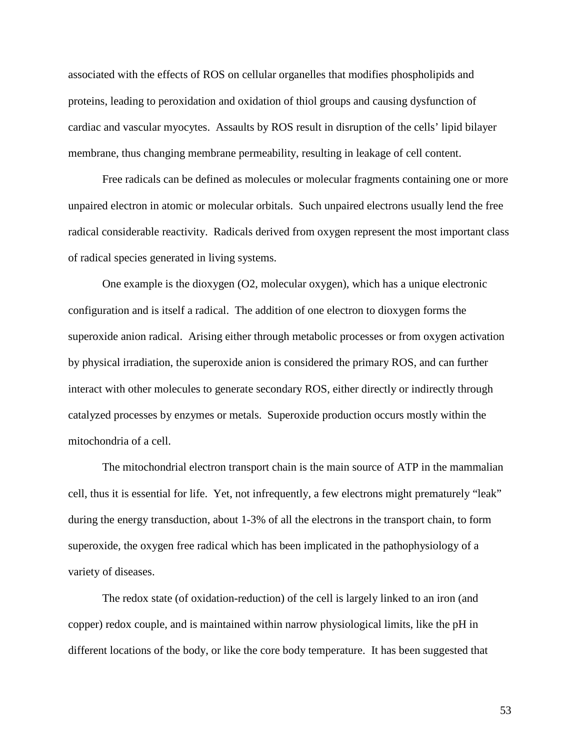associated with the effects of ROS on cellular organelles that modifies phospholipids and proteins, leading to peroxidation and oxidation of thiol groups and causing dysfunction of cardiac and vascular myocytes. Assaults by ROS result in disruption of the cells' lipid bilayer membrane, thus changing membrane permeability, resulting in leakage of cell content.

Free radicals can be defined as molecules or molecular fragments containing one or more unpaired electron in atomic or molecular orbitals. Such unpaired electrons usually lend the free radical considerable reactivity. Radicals derived from oxygen represent the most important class of radical species generated in living systems.

One example is the dioxygen ($O_2$, molecular oxygen), which has a unique electronic configuration and is itself a radical. The addition of one electron to dioxygen forms the superoxide anion radical. Arising either through metabolic processes or from oxygen activation by physical irradiation, the superoxide anion is considered the primary ROS, and can further interact with other molecules to generate secondary ROS, either directly or indirectly through catalyzed processes by enzymes or metals. Superoxide production occurs mostly within the mitochondria of a cell.

The mitochondrial electron transport chain is the main source of ATP in the mammalian cell, thus it is essential for life. Yet, not infrequently, a few electrons might prematurely "leak" during the energy transduction, about 1-3% of all the electrons in the transport chain, to form superoxide, the oxygen free radical which has been implicated in the pathophysiology of a variety of diseases.

The redox state (of oxidation-reduction) of the cell is largely linked to an iron (and copper) redox couple, and is maintained within narrow physiological limits, like the pH in different locations of the body, or like the core body temperature. It has been suggested that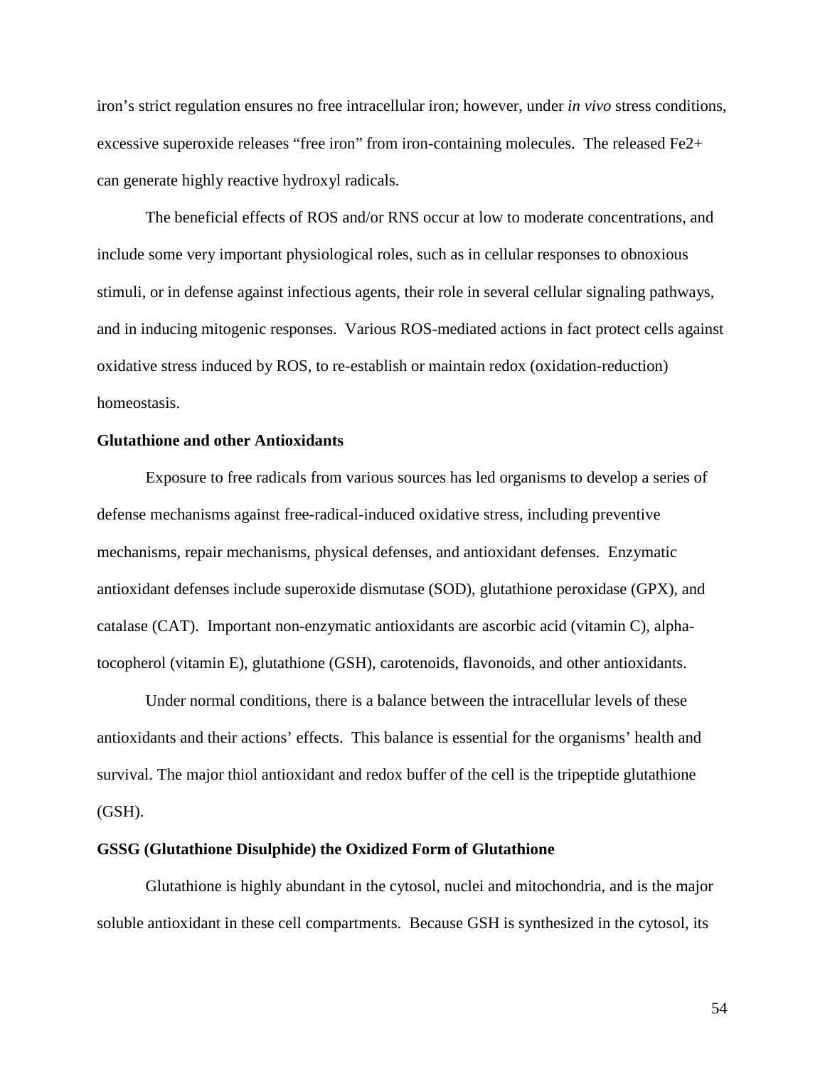iron's strict regulation ensures no free intracellular iron; however, under *in vivo* stress conditions, excessive superoxide releases "free iron" from iron-containing molecules. The released $Fe^{2+}$ can generate highly reactive hydroxyl radicals.

The beneficial effects of ROS and/or RNS occur at low to moderate concentrations, and include some very important physiological roles, such as in cellular responses to obnoxious stimuli, or in defense against infectious agents, their role in several cellular signaling pathways, and in inducing mitogenic responses. Various ROS-mediated actions in fact protect cells against oxidative stress induced by ROS, to re-establish or maintain redox (oxidation-reduction) homeostasis.

**Glutathione and other Antioxidants**

Exposure to free radicals from various sources has led organisms to develop a series of defense mechanisms against free-radical-induced oxidative stress, including preventive mechanisms, repair mechanisms, physical defenses, and antioxidant defenses. Enzymatic antioxidant defenses include superoxide dismutase (SOD), glutathione peroxidase (GPX), and catalase (CAT). Important non-enzymatic antioxidants are ascorbic acid (vitamin C), alpha-tocopherol (vitamin E), glutathione (GSH), carotenoids, flavonoids, and other antioxidants.

Under normal conditions, there is a balance between the intracellular levels of these antioxidants and their actions' effects. This balance is essential for the organisms' health and survival. The major thiol antioxidant and redox buffer of the cell is the tripeptide glutathione (GSH).

**GSSG (Glutathione Disulphide) the Oxidized Form of Glutathione**

Glutathione is highly abundant in the cytosol, nuclei and mitochondria, and is the major soluble antioxidant in these cell compartments. Because GSH is synthesized in the cytosol, its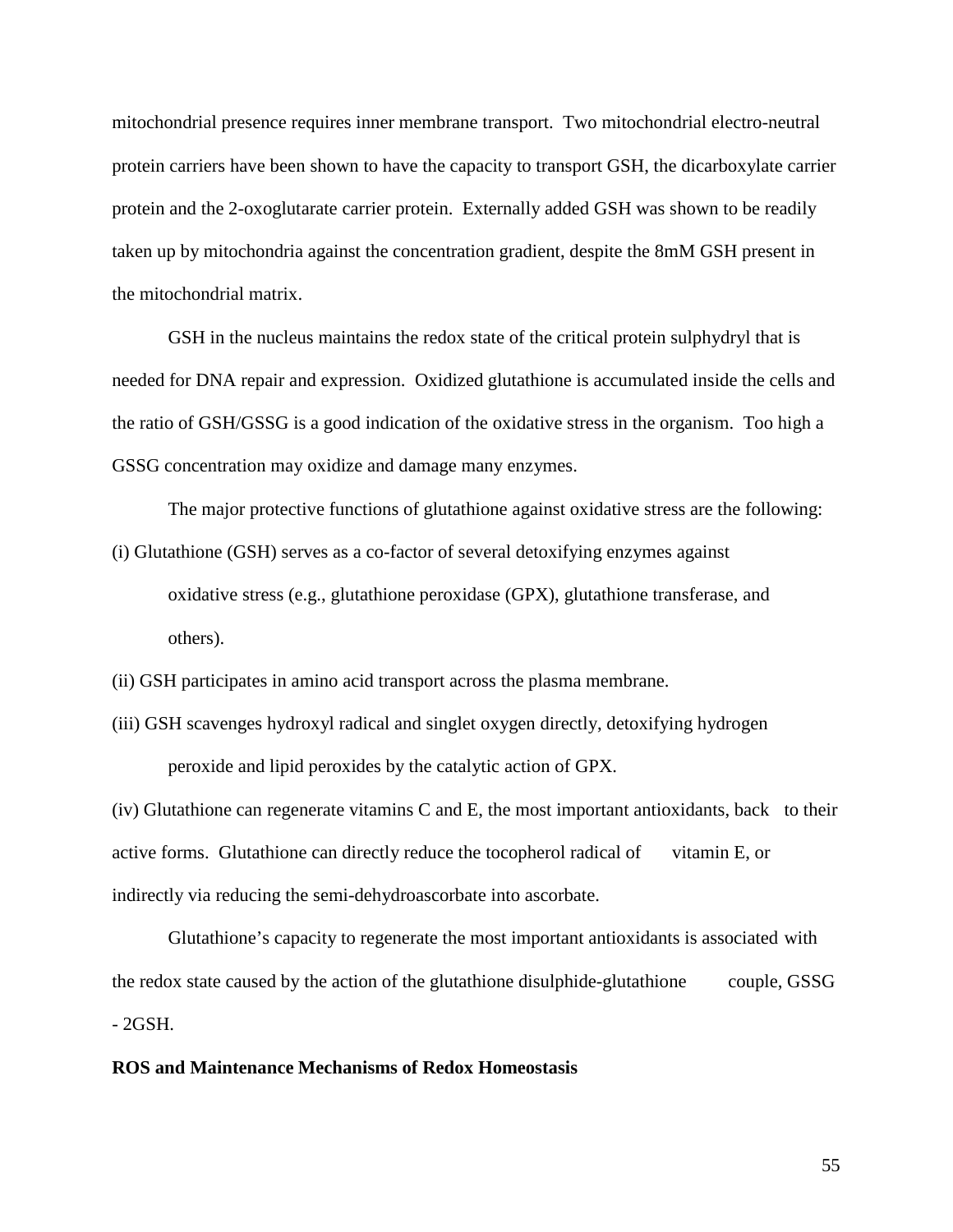mitochondrial presence requires inner membrane transport. Two mitochondrial electro-neutral protein carriers have been shown to have the capacity to transport GSH, the dicarboxylate carrier protein and the 2-oxoglutarate carrier protein. Externally added GSH was shown to be readily taken up by mitochondria against the concentration gradient, despite the 8mM GSH present in the mitochondrial matrix.

GSH in the nucleus maintains the redox state of the critical protein sulphydryl that is needed for DNA repair and expression. Oxidized glutathione is accumulated inside the cells and the ratio of GSH/GSSG is a good indication of the oxidative stress in the organism. Too high a GSSG concentration may oxidize and damage many enzymes.

The major protective functions of glutathione against oxidative stress are the following:

(i) Glutathione (GSH) serves as a co-factor of several detoxifying enzymes against oxidative stress (e.g., glutathione peroxidase (GPX), glutathione transferase, and others).

(ii) GSH participates in amino acid transport across the plasma membrane.

(iii) GSH scavenges hydroxyl radical and singlet oxygen directly, detoxifying hydrogen peroxide and lipid peroxides by the catalytic action of GPX.

(iv) Glutathione can regenerate vitamins C and E, the most important antioxidants, back to their active forms. Glutathione can directly reduce the tocopherol radical of vitamin E, or indirectly via reducing the semi-dehydroascorbate into ascorbate.

Glutathione's capacity to regenerate the most important antioxidants is associated with the redox state caused by the action of the glutathione disulphide-glutathione couple, GSSG - 2GSH.

**ROS and Maintenance Mechanisms of Redox Homeostasis**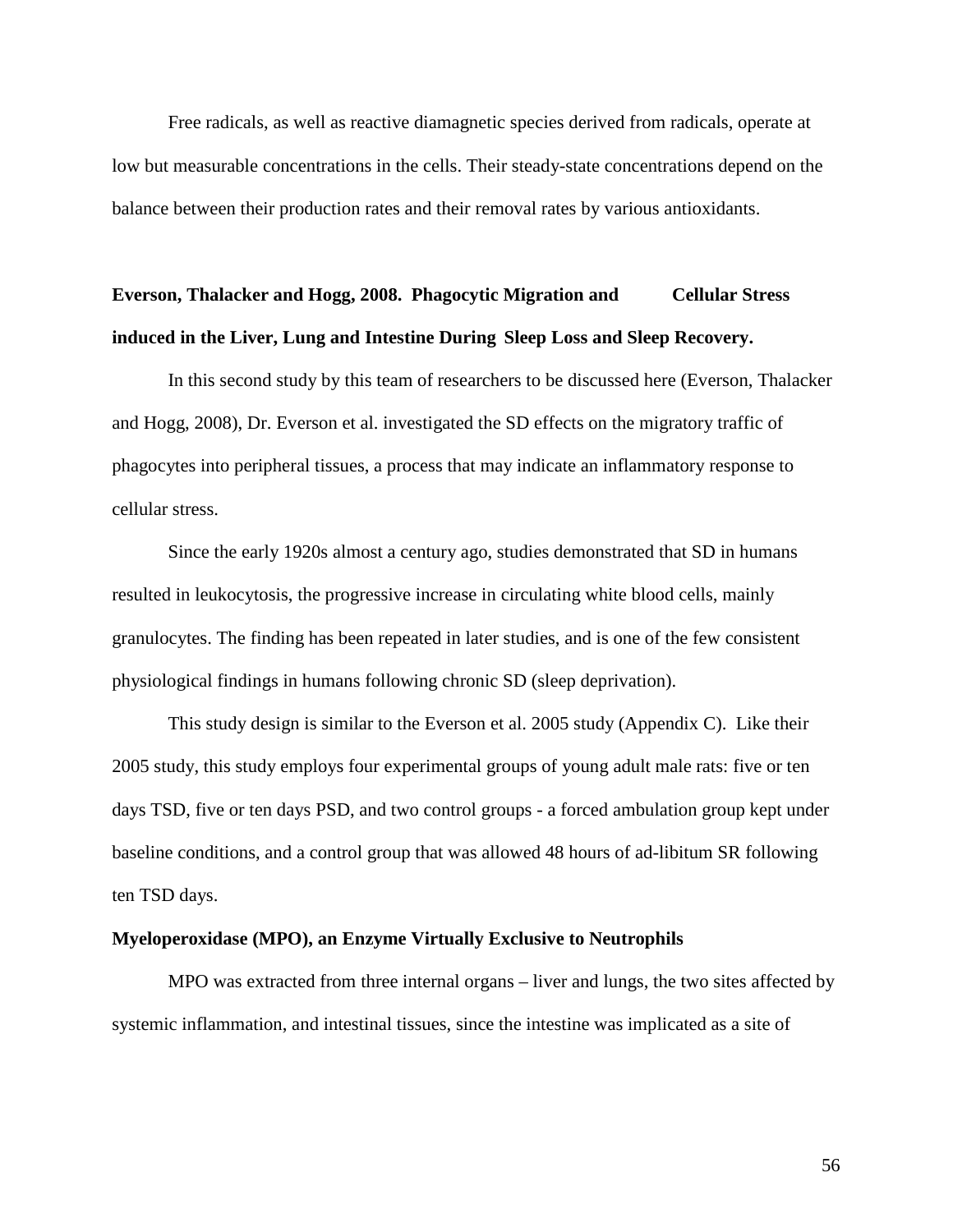Free radicals, as well as reactive diamagnetic species derived from radicals, operate at low but measurable concentrations in the cells. Their steady-state concentrations depend on the balance between their production rates and their removal rates by various antioxidants.

**Everson, Thalacker and Hogg, 2008. Phagocytic Migration and Cellular Stress induced in the Liver, Lung and Intestine During Sleep Loss and Sleep Recovery.**

In this second study by this team of researchers to be discussed here (Everson, Thalacker and Hogg, 2008), Dr. Everson et al. investigated the SD effects on the migratory traffic of phagocytes into peripheral tissues, a process that may indicate an inflammatory response to cellular stress.

Since the early 1920s almost a century ago, studies demonstrated that SD in humans resulted in leukocytosis, the progressive increase in circulating white blood cells, mainly granulocytes. The finding has been repeated in later studies, and is one of the few consistent physiological findings in humans following chronic SD (sleep deprivation).

This study design is similar to the Everson et al. 2005 study (Appendix C). Like their 2005 study, this study employs four experimental groups of young adult male rats: five or ten days TSD, five or ten days PSD, and two control groups - a forced ambulation group kept under baseline conditions, and a control group that was allowed 48 hours of ad-libitum SR following ten TSD days.

**Myeloperoxidase (MPO), an Enzyme Virtually Exclusive to Neutrophils**

MPO was extracted from three internal organs – liver and lungs, the two sites affected by systemic inflammation, and intestinal tissues, since the intestine was implicated as a site of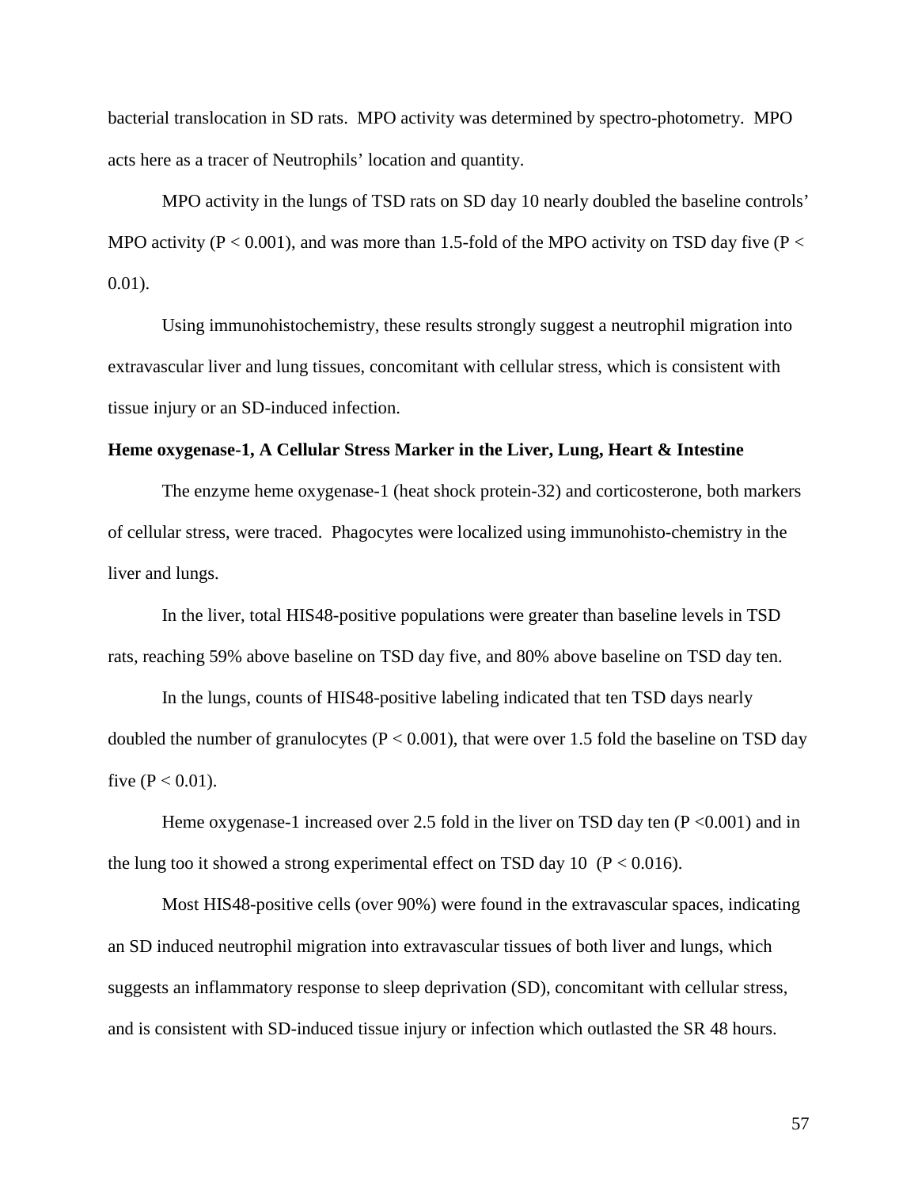bacterial translocation in SD rats. MPO activity was determined by spectro-photometry. MPO acts here as a tracer of Neutrophils' location and quantity.

MPO activity in the lungs of TSD rats on SD day 10 nearly doubled the baseline controls' MPO activity ($P < 0.001$), and was more than 1.5-fold of the MPO activity on TSD day five ($P < 0.01$).

Using immunohistochemistry, these results strongly suggest a neutrophil migration into extravascular liver and lung tissues, concomitant with cellular stress, which is consistent with tissue injury or an SD-induced infection.

**Heme oxygenase-1, A Cellular Stress Marker in the Liver, Lung, Heart & Intestine**

The enzyme heme oxygenase-1 (heat shock protein-32) and corticosterone, both markers of cellular stress, were traced. Phagocytes were localized using immunohisto-chemistry in the liver and lungs.

In the liver, total HIS48-positive populations were greater than baseline levels in TSD rats, reaching 59% above baseline on TSD day five, and 80% above baseline on TSD day ten.

In the lungs, counts of HIS48-positive labeling indicated that ten TSD days nearly doubled the number of granulocytes ($P < 0.001$), that were over 1.5 fold the baseline on TSD day five ($P < 0.01$).

Heme oxygenase-1 increased over 2.5 fold in the liver on TSD day ten ($P < 0.001$) and in the lung too it showed a strong experimental effect on TSD day 10 ($P < 0.016$).

Most HIS48-positive cells (over 90%) were found in the extravascular spaces, indicating an SD induced neutrophil migration into extravascular tissues of both liver and lungs, which suggests an inflammatory response to sleep deprivation (SD), concomitant with cellular stress, and is consistent with SD-induced tissue injury or infection which outlasted the SR 48 hours.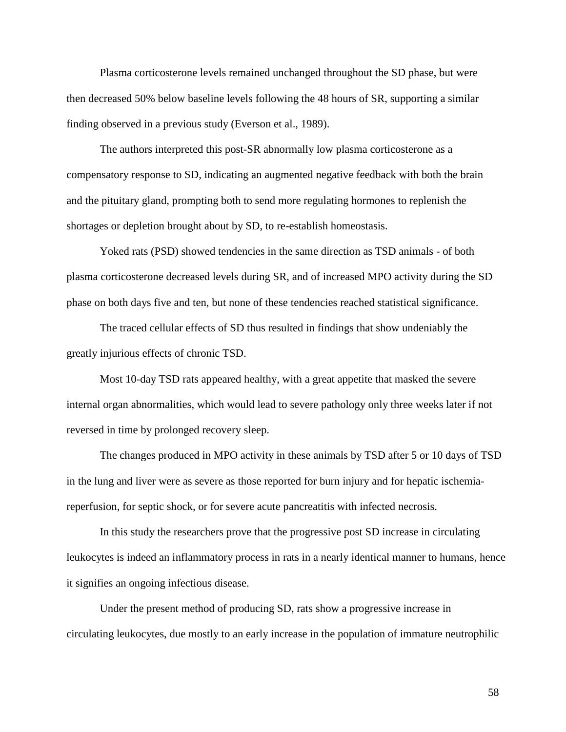Plasma corticosterone levels remained unchanged throughout the SD phase, but were then decreased 50% below baseline levels following the 48 hours of SR, supporting a similar finding observed in a previous study (Everson et al., 1989).

The authors interpreted this post-SR abnormally low plasma corticosterone as a compensatory response to SD, indicating an augmented negative feedback with both the brain and the pituitary gland, prompting both to send more regulating hormones to replenish the shortages or depletion brought about by SD, to re-establish homeostasis.

Yoked rats (PSD) showed tendencies in the same direction as TSD animals - of both plasma corticosterone decreased levels during SR, and of increased MPO activity during the SD phase on both days five and ten, but none of these tendencies reached statistical significance.

The traced cellular effects of SD thus resulted in findings that show undeniably the greatly injurious effects of chronic TSD.

Most 10-day TSD rats appeared healthy, with a great appetite that masked the severe internal organ abnormalities, which would lead to severe pathology only three weeks later if not reversed in time by prolonged recovery sleep.

The changes produced in MPO activity in these animals by TSD after 5 or 10 days of TSD in the lung and liver were as severe as those reported for burn injury and for hepatic ischemia-reperfusion, for septic shock, or for severe acute pancreatitis with infected necrosis.

In this study the researchers prove that the progressive post SD increase in circulating leukocytes is indeed an inflammatory process in rats in a nearly identical manner to humans, hence it signifies an ongoing infectious disease.

Under the present method of producing SD, rats show a progressive increase in circulating leukocytes, due mostly to an early increase in the population of immature neutrophilic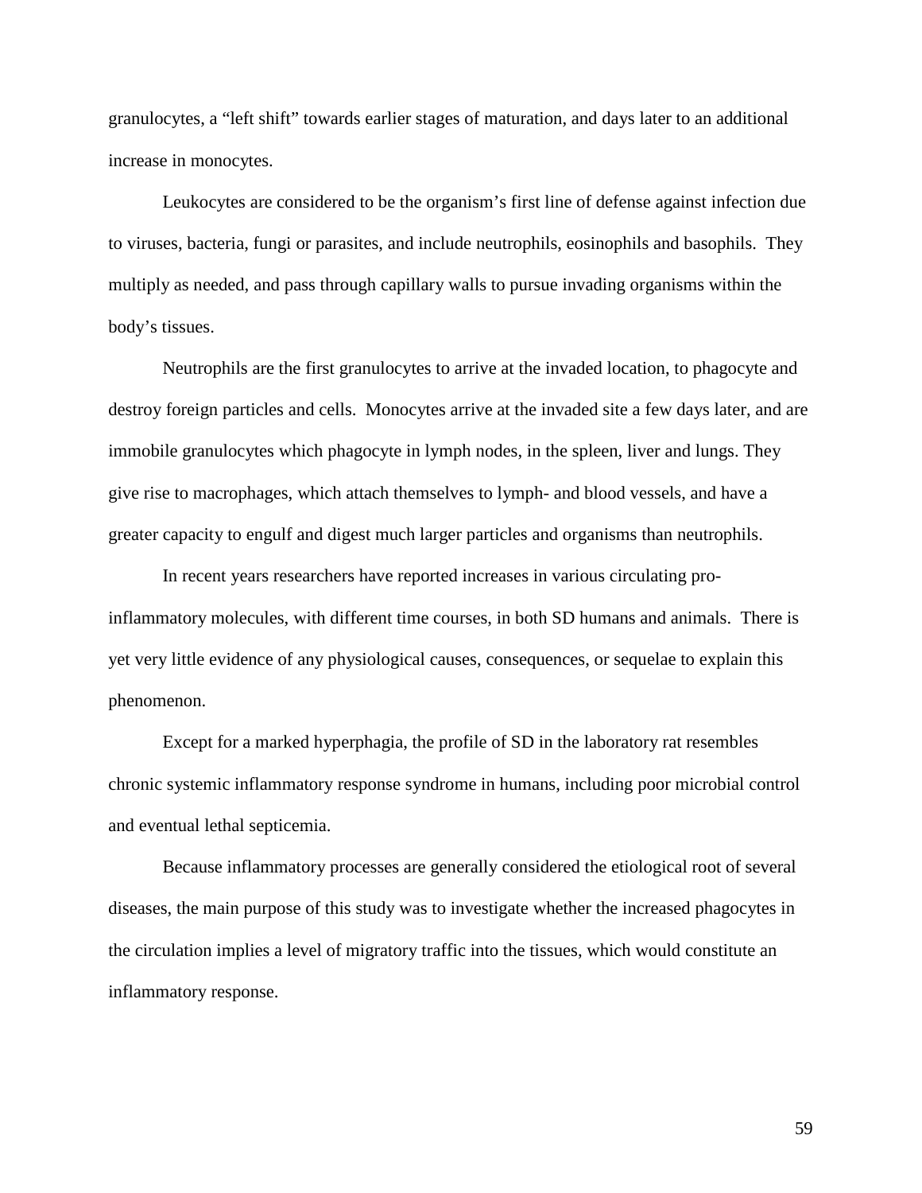granulocytes, a "left shift" towards earlier stages of maturation, and days later to an additional increase in monocytes.

Leukocytes are considered to be the organism's first line of defense against infection due to viruses, bacteria, fungi or parasites, and include neutrophils, eosinophils and basophils. They multiply as needed, and pass through capillary walls to pursue invading organisms within the body's tissues.

Neutrophils are the first granulocytes to arrive at the invaded location, to phagocyte and destroy foreign particles and cells. Monocytes arrive at the invaded site a few days later, and are immobile granulocytes which phagocyte in lymph nodes, in the spleen, liver and lungs. They give rise to macrophages, which attach themselves to lymph- and blood vessels, and have a greater capacity to engulf and digest much larger particles and organisms than neutrophils.

In recent years researchers have reported increases in various circulating pro-inflammatory molecules, with different time courses, in both SD humans and animals. There is yet very little evidence of any physiological causes, consequences, or sequelae to explain this phenomenon.

Except for a marked hyperphagia, the profile of SD in the laboratory rat resembles chronic systemic inflammatory response syndrome in humans, including poor microbial control and eventual lethal septicemia.

Because inflammatory processes are generally considered the etiological root of several diseases, the main purpose of this study was to investigate whether the increased phagocytes in the circulation implies a level of migratory traffic into the tissues, which would constitute an inflammatory response.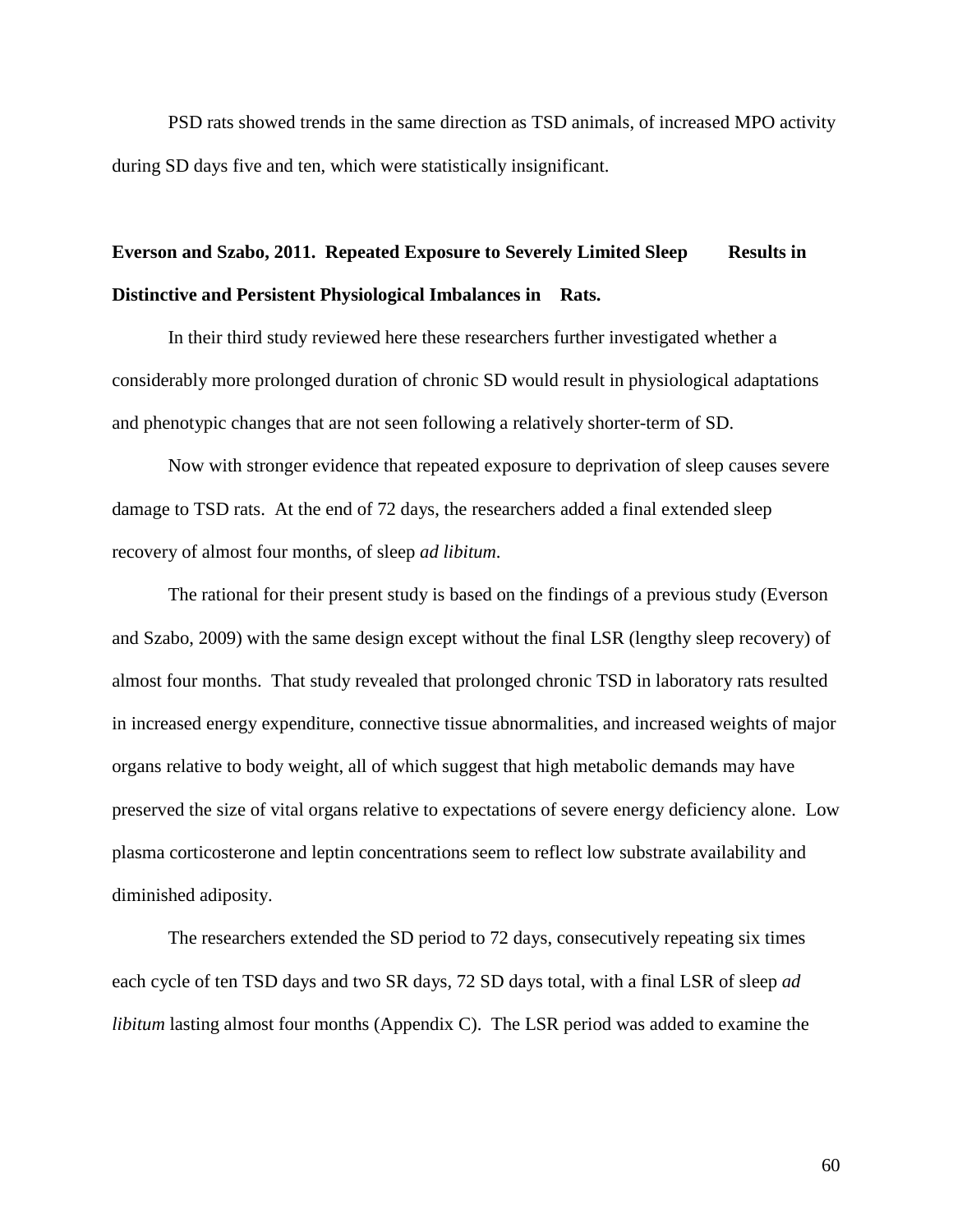PSD rats showed trends in the same direction as TSD animals, of increased MPO activity during SD days five and ten, which were statistically insignificant.

**Everson and Szabo, 2011. Repeated Exposure to Severely Limited Sleep Results in Distinctive and Persistent Physiological Imbalances in Rats.**

In their third study reviewed here these researchers further investigated whether a considerably more prolonged duration of chronic SD would result in physiological adaptations and phenotypic changes that are not seen following a relatively shorter-term of SD.

Now with stronger evidence that repeated exposure to deprivation of sleep causes severe damage to TSD rats. At the end of 72 days, the researchers added a final extended sleep recovery of almost four months, of sleep *ad libitum*.

The rational for their present study is based on the findings of a previous study (Everson and Szabo, 2009) with the same design except without the final LSR (lengthy sleep recovery) of almost four months. That study revealed that prolonged chronic TSD in laboratory rats resulted in increased energy expenditure, connective tissue abnormalities, and increased weights of major organs relative to body weight, all of which suggest that high metabolic demands may have preserved the size of vital organs relative to expectations of severe energy deficiency alone. Low plasma corticosterone and leptin concentrations seem to reflect low substrate availability and diminished adiposity.

The researchers extended the SD period to 72 days, consecutively repeating six times each cycle of ten TSD days and two SR days, 72 SD days total, with a final LSR of sleep *ad libitum* lasting almost four months (Appendix C). The LSR period was added to examine the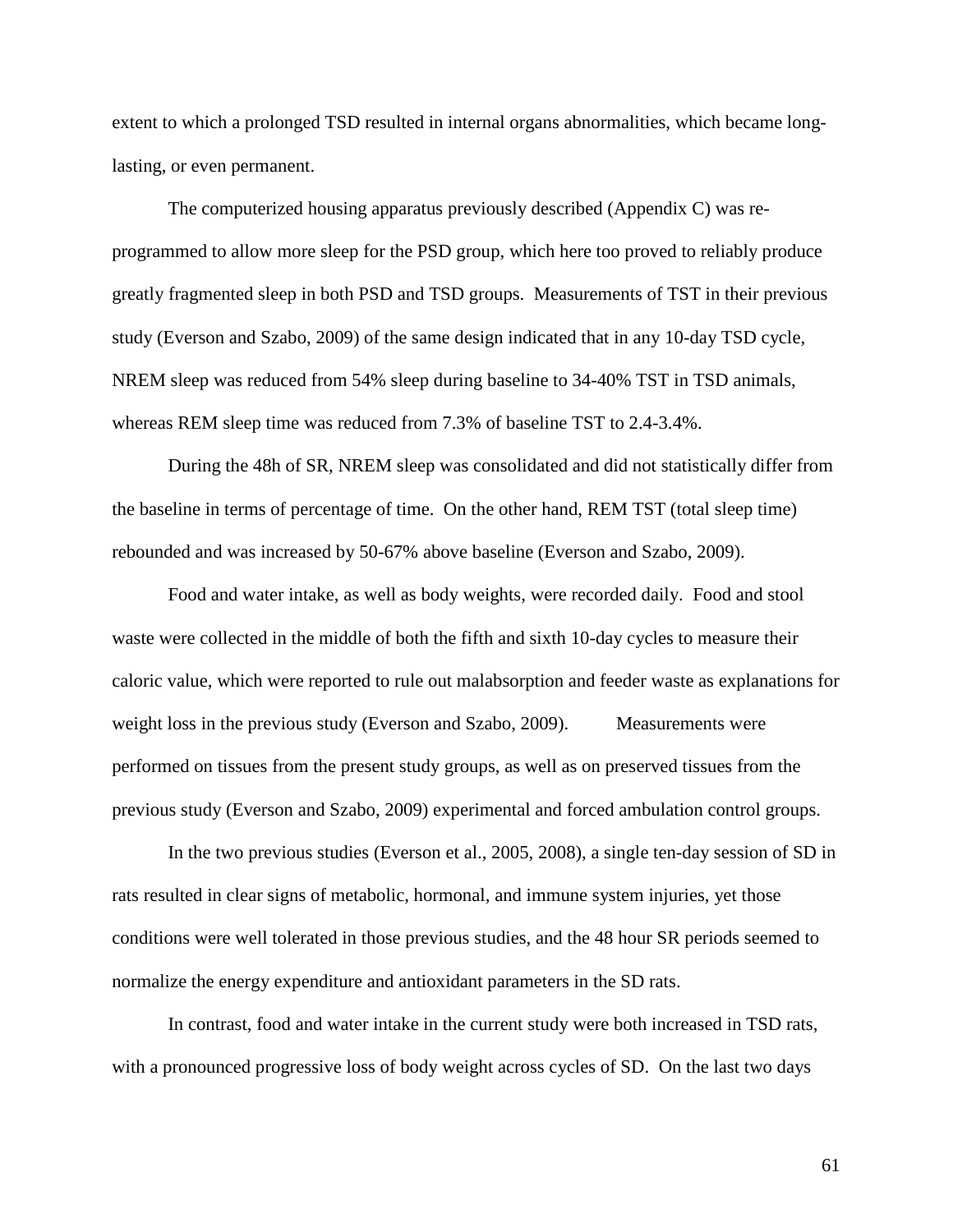extent to which a prolonged TSD resulted in internal organs abnormalities, which became long-lasting, or even permanent.

The computerized housing apparatus previously described (Appendix C) was re-programmed to allow more sleep for the PSD group, which here too proved to reliably produce greatly fragmented sleep in both PSD and TSD groups. Measurements of TST in their previous study (Everson and Szabo, 2009) of the same design indicated that in any 10-day TSD cycle, NREM sleep was reduced from 54% sleep during baseline to 34-40% TST in TSD animals, whereas REM sleep time was reduced from 7.3% of baseline TST to 2.4-3.4%.

During the 48h of SR, NREM sleep was consolidated and did not statistically differ from the baseline in terms of percentage of time. On the other hand, REM TST (total sleep time) rebounded and was increased by 50-67% above baseline (Everson and Szabo, 2009).

Food and water intake, as well as body weights, were recorded daily. Food and stool waste were collected in the middle of both the fifth and sixth 10-day cycles to measure their caloric value, which were reported to rule out malabsorption and feeder waste as explanations for weight loss in the previous study (Everson and Szabo, 2009). Measurements were performed on tissues from the present study groups, as well as on preserved tissues from the previous study (Everson and Szabo, 2009) experimental and forced ambulation control groups.

In the two previous studies (Everson et al., 2005, 2008), a single ten-day session of SD in rats resulted in clear signs of metabolic, hormonal, and immune system injuries, yet those conditions were well tolerated in those previous studies, and the 48 hour SR periods seemed to normalize the energy expenditure and antioxidant parameters in the SD rats.

In contrast, food and water intake in the current study were both increased in TSD rats, with a pronounced progressive loss of body weight across cycles of SD. On the last two days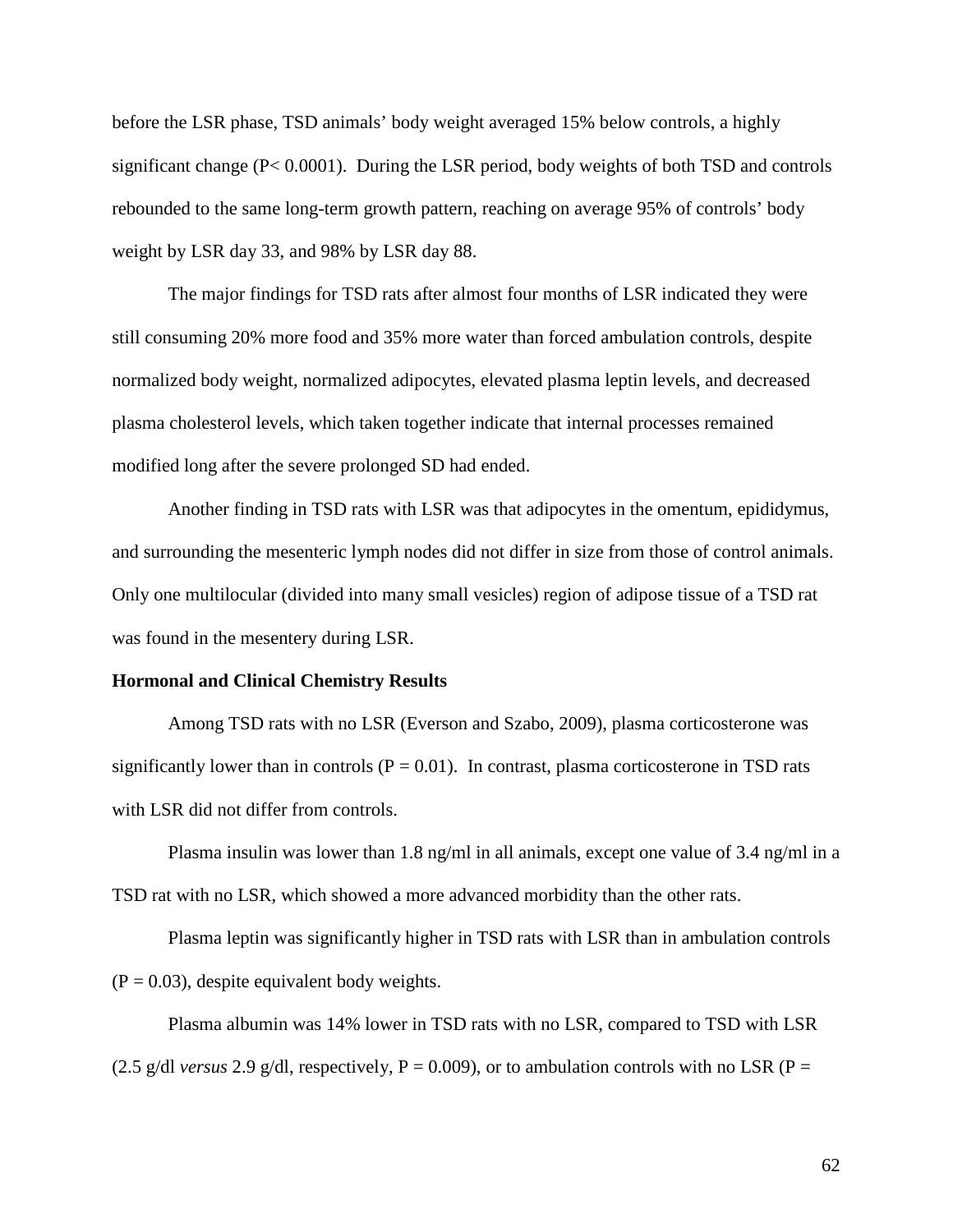before the LSR phase, TSD animals' body weight averaged 15% below controls, a highly significant change ($P < 0.0001$). During the LSR period, body weights of both TSD and controls rebounded to the same long-term growth pattern, reaching on average 95% of controls' body weight by LSR day 33, and 98% by LSR day 88.

The major findings for TSD rats after almost four months of LSR indicated they were still consuming 20% more food and 35% more water than forced ambulation controls, despite normalized body weight, normalized adipocytes, elevated plasma leptin levels, and decreased plasma cholesterol levels, which taken together indicate that internal processes remained modified long after the severe prolonged SD had ended.

Another finding in TSD rats with LSR was that adipocytes in the omentum, epididymus, and surrounding the mesenteric lymph nodes did not differ in size from those of control animals. Only one multilocular (divided into many small vesicles) region of adipose tissue of a TSD rat was found in the mesentery during LSR.

**Hormonal and Clinical Chemistry Results**

Among TSD rats with no LSR (Everson and Szabo, 2009), plasma corticosterone was significantly lower than in controls ($P = 0.01$). In contrast, plasma corticosterone in TSD rats with LSR did not differ from controls.

Plasma insulin was lower than 1.8 ng/ml in all animals, except one value of 3.4 ng/ml in a TSD rat with no LSR, which showed a more advanced morbidity than the other rats.

Plasma leptin was significantly higher in TSD rats with LSR than in ambulation controls ($P = 0.03$), despite equivalent body weights.

Plasma albumin was 14% lower in TSD rats with no LSR, compared to TSD with LSR (2.5 g/dl *versus* 2.9 g/dl, respectively, $P = 0.009$), or to ambulation controls with no LSR ($P =$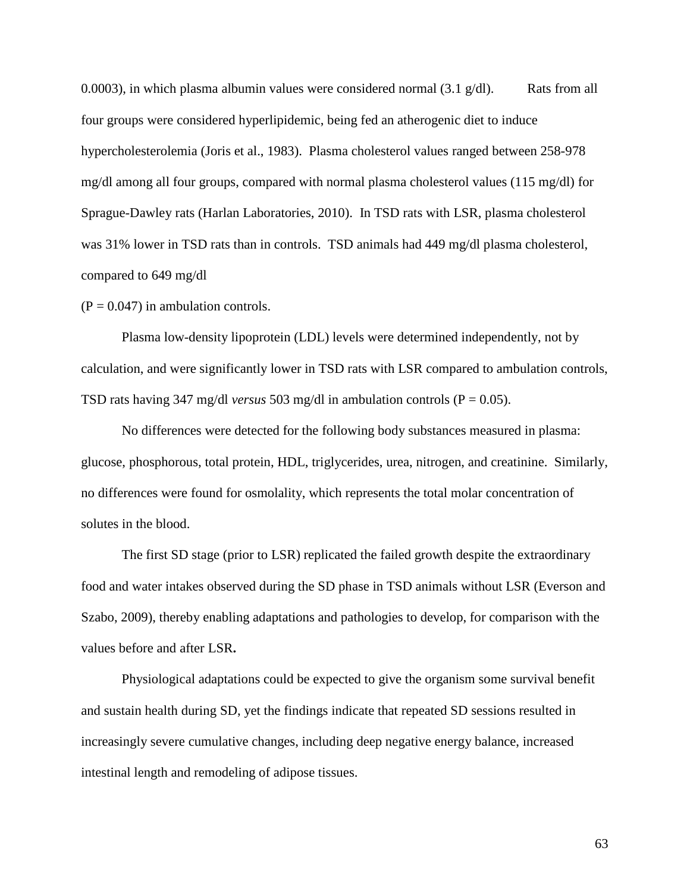0.0003), in which plasma albumin values were considered normal (3.1 g/dl). Rats from all four groups were considered hyperlipidemic, being fed an atherogenic diet to induce hypercholesterolemia (Joris et al., 1983). Plasma cholesterol values ranged between 258-978 mg/dl among all four groups, compared with normal plasma cholesterol values (115 mg/dl) for Sprague-Dawley rats (Harlan Laboratories, 2010). In TSD rats with LSR, plasma cholesterol was 31% lower in TSD rats than in controls. TSD animals had 449 mg/dl plasma cholesterol, compared to 649 mg/dl ($P = 0.047$) in ambulation controls.

Plasma low-density lipoprotein (LDL) levels were determined independently, not by calculation, and were significantly lower in TSD rats with LSR compared to ambulation controls, TSD rats having 347 mg/dl *versus* 503 mg/dl in ambulation controls ($P = 0.05$).

No differences were detected for the following body substances measured in plasma: glucose, phosphorous, total protein, HDL, triglycerides, urea, nitrogen, and creatinine. Similarly, no differences were found for osmolality, which represents the total molar concentration of solutes in the blood.

The first SD stage (prior to LSR) replicated the failed growth despite the extraordinary food and water intakes observed during the SD phase in TSD animals without LSR (Everson and Szabo, 2009), thereby enabling adaptations and pathologies to develop, for comparison with the values before and after LSR**.**

Physiological adaptations could be expected to give the organism some survival benefit and sustain health during SD, yet the findings indicate that repeated SD sessions resulted in increasingly severe cumulative changes, including deep negative energy balance, increased intestinal length and remodeling of adipose tissues.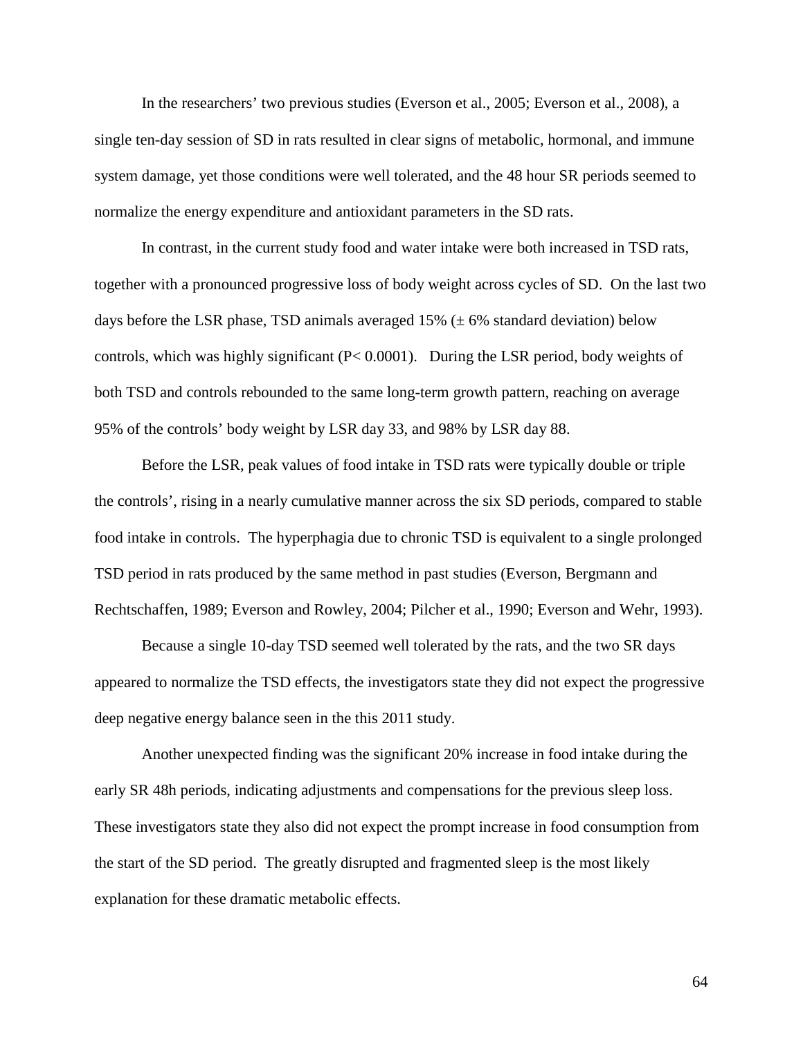In the researchers' two previous studies (Everson et al., 2005; Everson et al., 2008), a single ten-day session of SD in rats resulted in clear signs of metabolic, hormonal, and immune system damage, yet those conditions were well tolerated, and the 48 hour SR periods seemed to normalize the energy expenditure and antioxidant parameters in the SD rats.

In contrast, in the current study food and water intake were both increased in TSD rats, together with a pronounced progressive loss of body weight across cycles of SD. On the last two days before the LSR phase, TSD animals averaged 15% (± 6% standard deviation) below controls, which was highly significant ($P < 0.0001$). During the LSR period, body weights of both TSD and controls rebounded to the same long-term growth pattern, reaching on average 95% of the controls' body weight by LSR day 33, and 98% by LSR day 88.

Before the LSR, peak values of food intake in TSD rats were typically double or triple the controls', rising in a nearly cumulative manner across the six SD periods, compared to stable food intake in controls. The hyperphagia due to chronic TSD is equivalent to a single prolonged TSD period in rats produced by the same method in past studies (Everson, Bergmann and Rechtschaffen, 1989; Everson and Rowley, 2004; Pilcher et al., 1990; Everson and Wehr, 1993).

Because a single 10-day TSD seemed well tolerated by the rats, and the two SR days appeared to normalize the TSD effects, the investigators state they did not expect the progressive deep negative energy balance seen in the this 2011 study.

Another unexpected finding was the significant 20% increase in food intake during the early SR 48h periods, indicating adjustments and compensations for the previous sleep loss. These investigators state they also did not expect the prompt increase in food consumption from the start of the SD period. The greatly disrupted and fragmented sleep is the most likely explanation for these dramatic metabolic effects.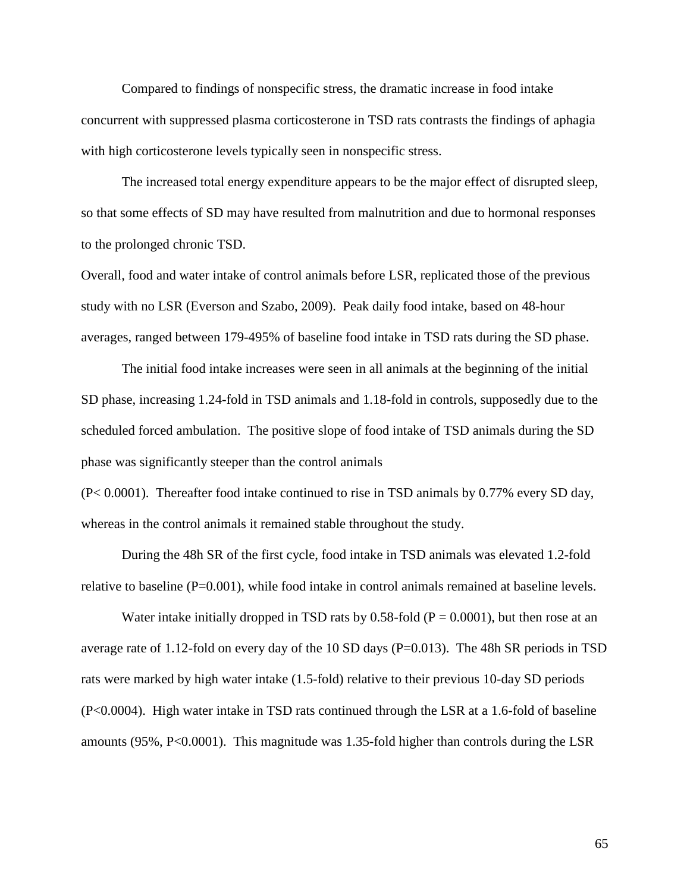Compared to findings of nonspecific stress, the dramatic increase in food intake concurrent with suppressed plasma corticosterone in TSD rats contrasts the findings of aphagia with high corticosterone levels typically seen in nonspecific stress.

The increased total energy expenditure appears to be the major effect of disrupted sleep, so that some effects of SD may have resulted from malnutrition and due to hormonal responses to the prolonged chronic TSD.

Overall, food and water intake of control animals before LSR, replicated those of the previous study with no LSR (Everson and Szabo, 2009). Peak daily food intake, based on 48-hour averages, ranged between 179-495% of baseline food intake in TSD rats during the SD phase.

The initial food intake increases were seen in all animals at the beginning of the initial SD phase, increasing 1.24-fold in TSD animals and 1.18-fold in controls, supposedly due to the scheduled forced ambulation. The positive slope of food intake of TSD animals during the SD phase was significantly steeper than the control animals ($P < 0.0001$). Thereafter food intake continued to rise in TSD animals by 0.77% every SD day, whereas in the control animals it remained stable throughout the study.

During the 48h SR of the first cycle, food intake in TSD animals was elevated 1.2-fold relative to baseline ($P=0.001$), while food intake in control animals remained at baseline levels.

Water intake initially dropped in TSD rats by 0.58-fold ($P = 0.0001$), but then rose at an average rate of 1.12-fold on every day of the 10 SD days ($P=0.013$). The 48h SR periods in TSD rats were marked by high water intake (1.5-fold) relative to their previous 10-day SD periods ($P<0.0004$). High water intake in TSD rats continued through the LSR at a 1.6-fold of baseline amounts (95%, $P<0.0001$). This magnitude was 1.35-fold higher than controls during the LSR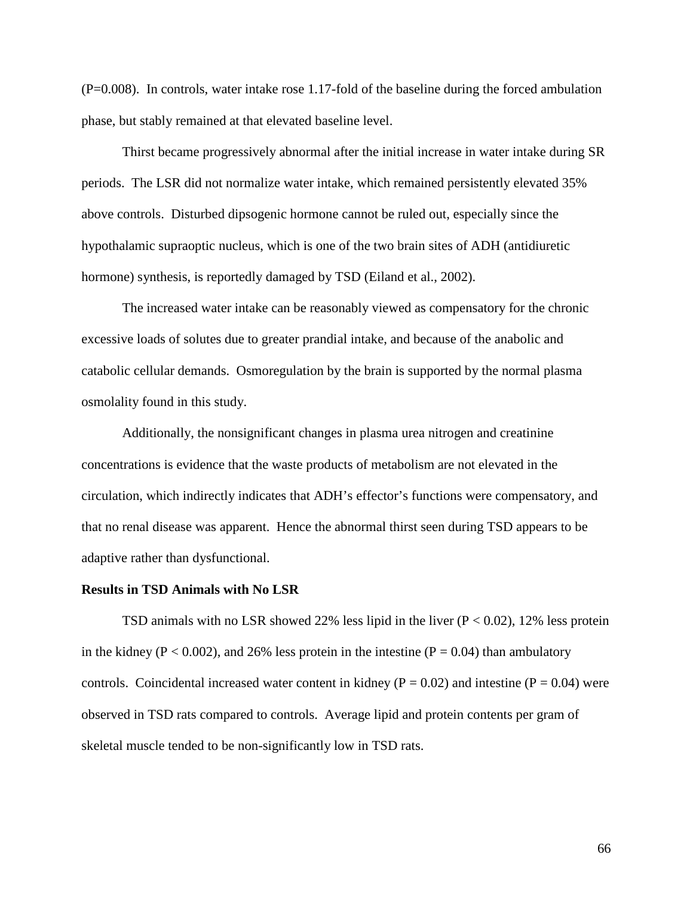(P=0.008). In controls, water intake rose 1.17-fold of the baseline during the forced ambulation phase, but stably remained at that elevated baseline level.

Thirst became progressively abnormal after the initial increase in water intake during SR periods. The LSR did not normalize water intake, which remained persistently elevated 35% above controls. Disturbed dipsogenic hormone cannot be ruled out, especially since the hypothalamic supraoptic nucleus, which is one of the two brain sites of ADH (antidiuretic hormone) synthesis, is reportedly damaged by TSD (Eiland et al., 2002).

The increased water intake can be reasonably viewed as compensatory for the chronic excessive loads of solutes due to greater prandial intake, and because of the anabolic and catabolic cellular demands. Osmoregulation by the brain is supported by the normal plasma osmolality found in this study.

Additionally, the nonsignificant changes in plasma urea nitrogen and creatinine concentrations is evidence that the waste products of metabolism are not elevated in the circulation, which indirectly indicates that ADH's effector's functions were compensatory, and that no renal disease was apparent. Hence the abnormal thirst seen during TSD appears to be adaptive rather than dysfunctional.

**Results in TSD Animals with No LSR**

TSD animals with no LSR showed 22% less lipid in the liver ($P < 0.02$), 12% less protein in the kidney ($P < 0.002$), and 26% less protein in the intestine ($P = 0.04$) than ambulatory controls. Coincidental increased water content in kidney ($P = 0.02$) and intestine ($P = 0.04$) were observed in TSD rats compared to controls. Average lipid and protein contents per gram of skeletal muscle tended to be non-significantly low in TSD rats.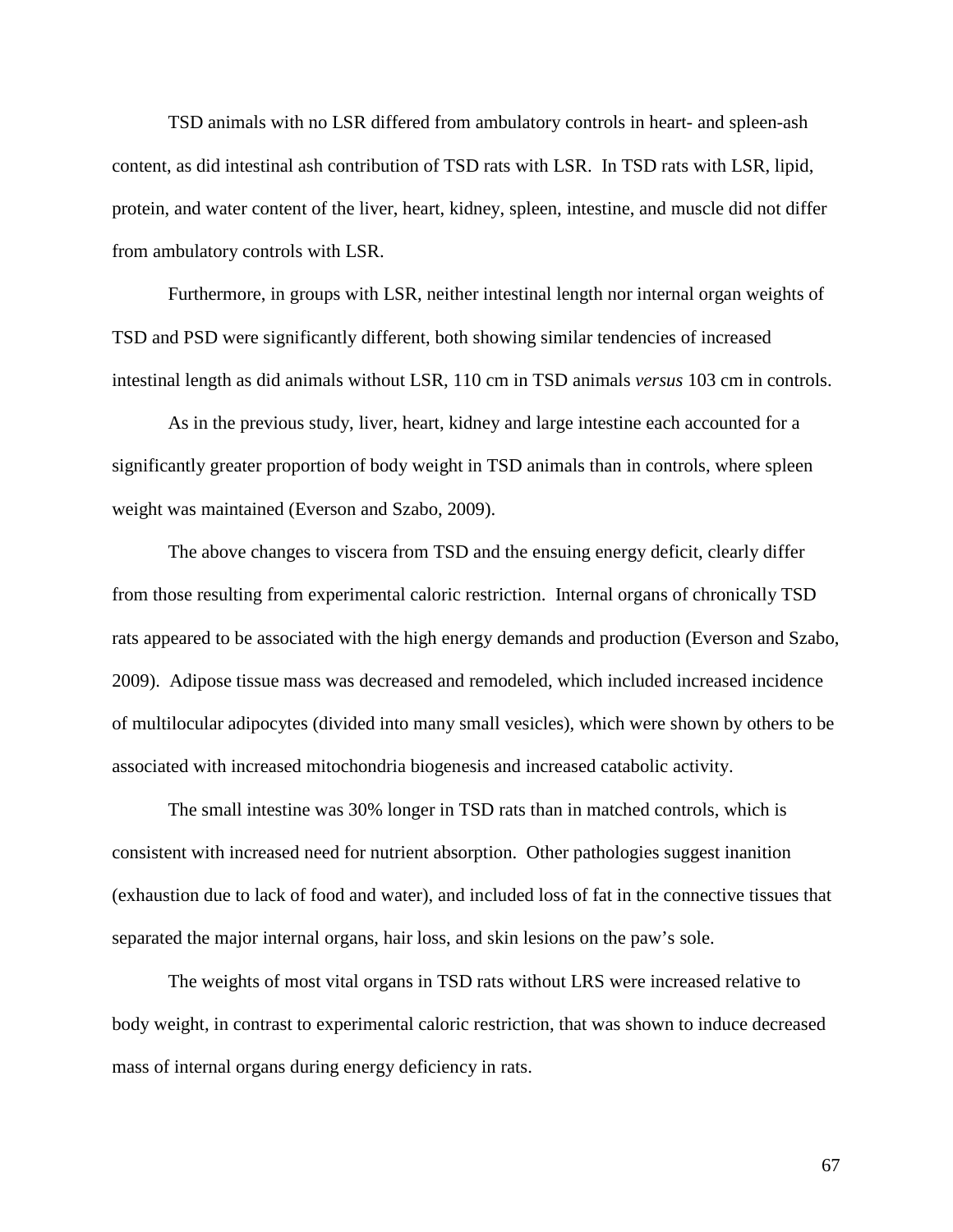TSD animals with no LSR differed from ambulatory controls in heart- and spleen-ash content, as did intestinal ash contribution of TSD rats with LSR. In TSD rats with LSR, lipid, protein, and water content of the liver, heart, kidney, spleen, intestine, and muscle did not differ from ambulatory controls with LSR.

Furthermore, in groups with LSR, neither intestinal length nor internal organ weights of TSD and PSD were significantly different, both showing similar tendencies of increased intestinal length as did animals without LSR, 110 cm in TSD animals *versus* 103 cm in controls.

As in the previous study, liver, heart, kidney and large intestine each accounted for a significantly greater proportion of body weight in TSD animals than in controls, where spleen weight was maintained (Everson and Szabo, 2009).

The above changes to viscera from TSD and the ensuing energy deficit, clearly differ from those resulting from experimental caloric restriction. Internal organs of chronically TSD rats appeared to be associated with the high energy demands and production (Everson and Szabo, 2009). Adipose tissue mass was decreased and remodeled, which included increased incidence of multilocular adipocytes (divided into many small vesicles), which were shown by others to be associated with increased mitochondria biogenesis and increased catabolic activity.

The small intestine was 30% longer in TSD rats than in matched controls, which is consistent with increased need for nutrient absorption. Other pathologies suggest inanition (exhaustion due to lack of food and water), and included loss of fat in the connective tissues that separated the major internal organs, hair loss, and skin lesions on the paw's sole.

The weights of most vital organs in TSD rats without LRS were increased relative to body weight, in contrast to experimental caloric restriction, that was shown to induce decreased mass of internal organs during energy deficiency in rats.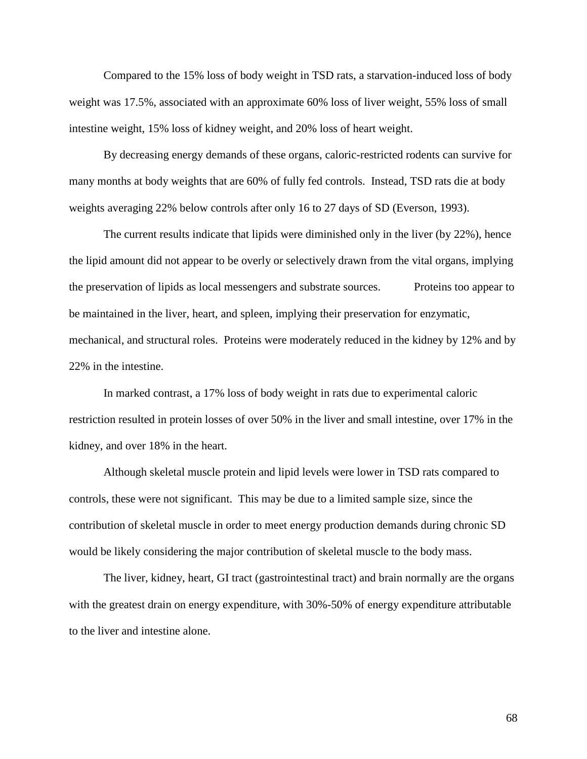Compared to the 15% loss of body weight in TSD rats, a starvation-induced loss of body weight was 17.5%, associated with an approximate 60% loss of liver weight, 55% loss of small intestine weight, 15% loss of kidney weight, and 20% loss of heart weight.

By decreasing energy demands of these organs, caloric-restricted rodents can survive for many months at body weights that are 60% of fully fed controls. Instead, TSD rats die at body weights averaging 22% below controls after only 16 to 27 days of SD (Everson, 1993).

The current results indicate that lipids were diminished only in the liver (by 22%), hence the lipid amount did not appear to be overly or selectively drawn from the vital organs, implying the preservation of lipids as local messengers and substrate sources. Proteins too appear to be maintained in the liver, heart, and spleen, implying their preservation for enzymatic, mechanical, and structural roles. Proteins were moderately reduced in the kidney by 12% and by 22% in the intestine.

In marked contrast, a 17% loss of body weight in rats due to experimental caloric restriction resulted in protein losses of over 50% in the liver and small intestine, over 17% in the kidney, and over 18% in the heart.

Although skeletal muscle protein and lipid levels were lower in TSD rats compared to controls, these were not significant. This may be due to a limited sample size, since the contribution of skeletal muscle in order to meet energy production demands during chronic SD would be likely considering the major contribution of skeletal muscle to the body mass.

The liver, kidney, heart, GI tract (gastrointestinal tract) and brain normally are the organs with the greatest drain on energy expenditure, with 30%-50% of energy expenditure attributable to the liver and intestine alone.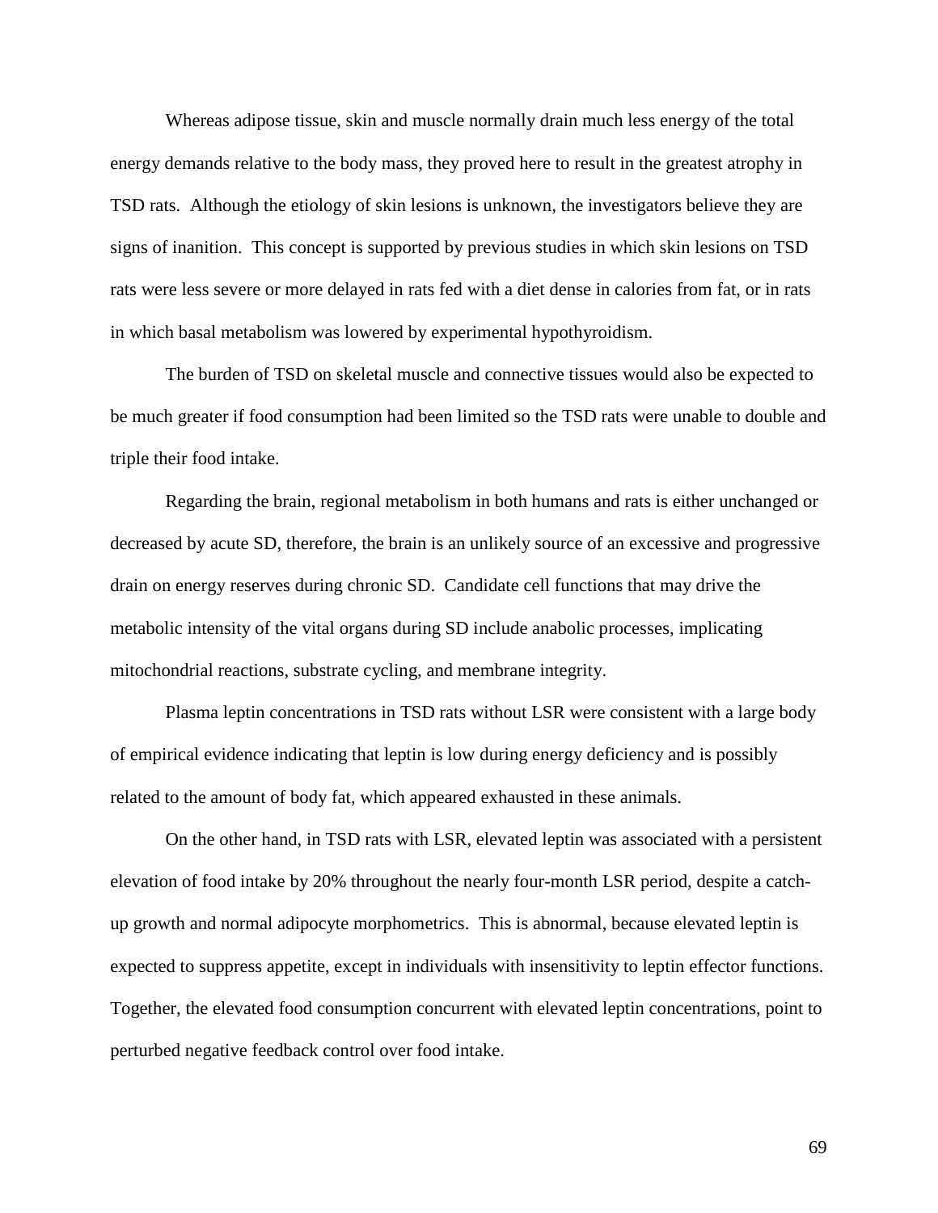Whereas adipose tissue, skin and muscle normally drain much less energy of the total energy demands relative to the body mass, they proved here to result in the greatest atrophy in TSD rats. Although the etiology of skin lesions is unknown, the investigators believe they are signs of inanition. This concept is supported by previous studies in which skin lesions on TSD rats were less severe or more delayed in rats fed with a diet dense in calories from fat, or in rats in which basal metabolism was lowered by experimental hypothyroidism.

The burden of TSD on skeletal muscle and connective tissues would also be expected to be much greater if food consumption had been limited so the TSD rats were unable to double and triple their food intake.

Regarding the brain, regional metabolism in both humans and rats is either unchanged or decreased by acute SD, therefore, the brain is an unlikely source of an excessive and progressive drain on energy reserves during chronic SD. Candidate cell functions that may drive the metabolic intensity of the vital organs during SD include anabolic processes, implicating mitochondrial reactions, substrate cycling, and membrane integrity.

Plasma leptin concentrations in TSD rats without LSR were consistent with a large body of empirical evidence indicating that leptin is low during energy deficiency and is possibly related to the amount of body fat, which appeared exhausted in these animals.

On the other hand, in TSD rats with LSR, elevated leptin was associated with a persistent elevation of food intake by 20% throughout the nearly four-month LSR period, despite a catch-up growth and normal adipocyte morphometrics. This is abnormal, because elevated leptin is expected to suppress appetite, except in individuals with insensitivity to leptin effector functions. Together, the elevated food consumption concurrent with elevated leptin concentrations, point to perturbed negative feedback control over food intake.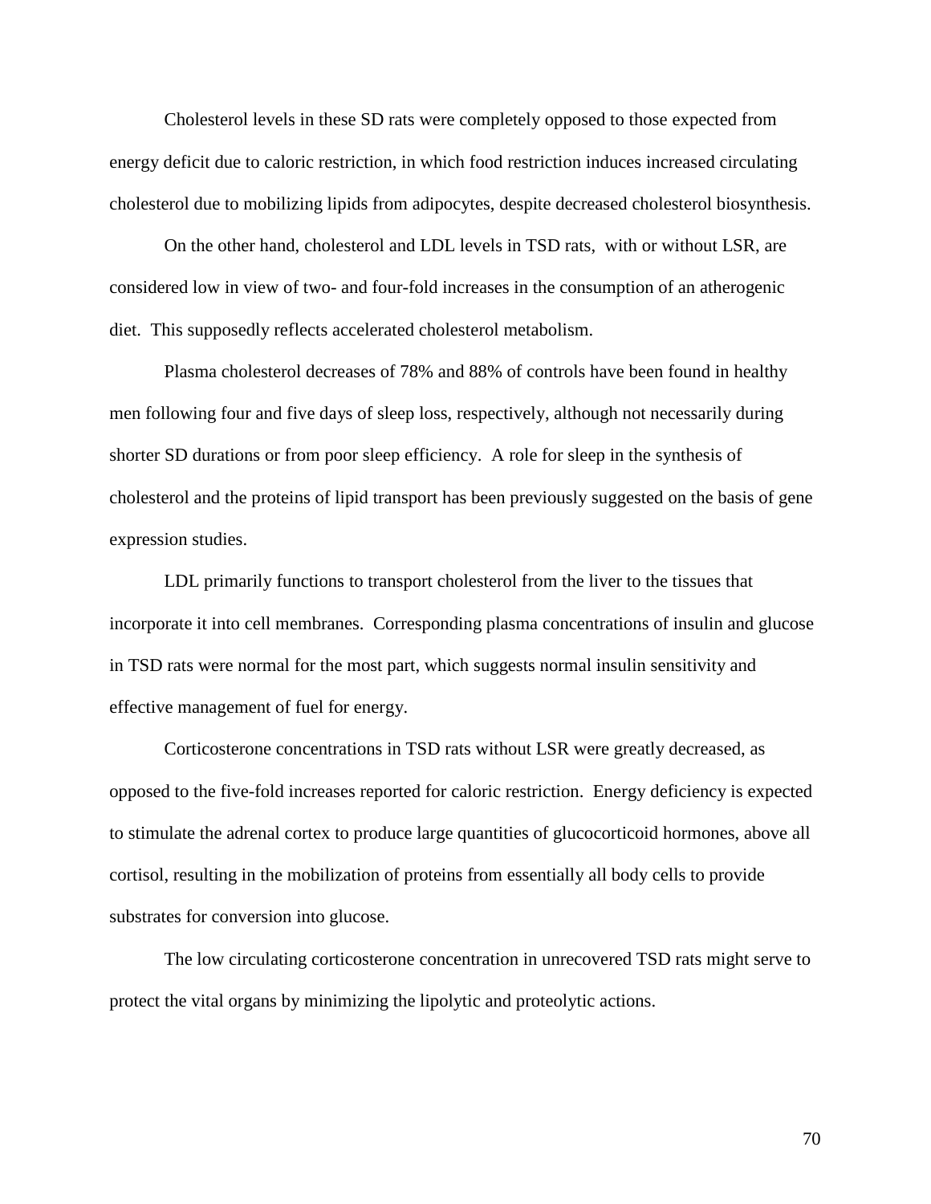Cholesterol levels in these SD rats were completely opposed to those expected from energy deficit due to caloric restriction, in which food restriction induces increased circulating cholesterol due to mobilizing lipids from adipocytes, despite decreased cholesterol biosynthesis.

On the other hand, cholesterol and LDL levels in TSD rats,  with or without LSR, are considered low in view of two- and four-fold increases in the consumption of an atherogenic diet.  This supposedly reflects accelerated cholesterol metabolism.

Plasma cholesterol decreases of 78% and 88% of controls have been found in healthy men following four and five days of sleep loss, respectively, although not necessarily during shorter SD durations or from poor sleep efficiency.  A role for sleep in the synthesis of cholesterol and the proteins of lipid transport has been previously suggested on the basis of gene expression studies.

LDL primarily functions to transport cholesterol from the liver to the tissues that incorporate it into cell membranes.  Corresponding plasma concentrations of insulin and glucose in TSD rats were normal for the most part, which suggests normal insulin sensitivity and effective management of fuel for energy.

Corticosterone concentrations in TSD rats without LSR were greatly decreased, as opposed to the five-fold increases reported for caloric restriction.  Energy deficiency is expected to stimulate the adrenal cortex to produce large quantities of glucocorticoid hormones, above all cortisol, resulting in the mobilization of proteins from essentially all body cells to provide substrates for conversion into glucose.

The low circulating corticosterone concentration in unrecovered TSD rats might serve to protect the vital organs by minimizing the lipolytic and proteolytic actions.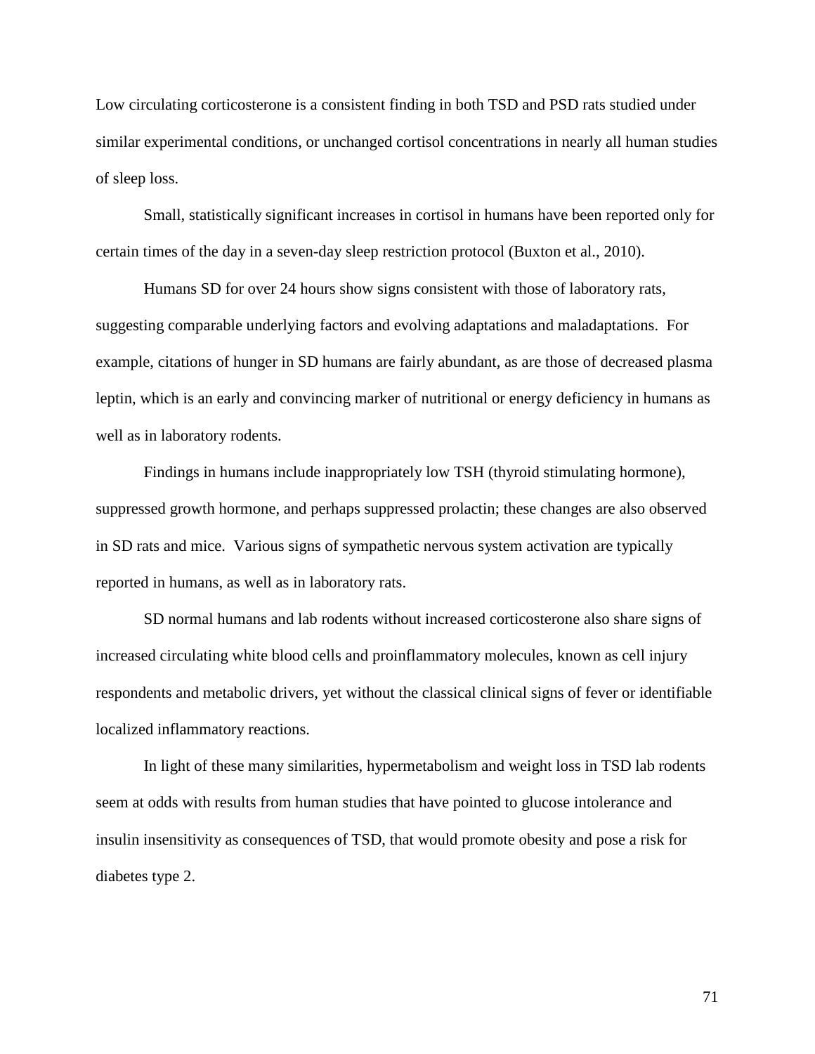Low circulating corticosterone is a consistent finding in both TSD and PSD rats studied under similar experimental conditions, or unchanged cortisol concentrations in nearly all human studies of sleep loss.

Small, statistically significant increases in cortisol in humans have been reported only for certain times of the day in a seven-day sleep restriction protocol (Buxton et al., 2010).

Humans SD for over 24 hours show signs consistent with those of laboratory rats, suggesting comparable underlying factors and evolving adaptations and maladaptations. For example, citations of hunger in SD humans are fairly abundant, as are those of decreased plasma leptin, which is an early and convincing marker of nutritional or energy deficiency in humans as well as in laboratory rodents.

Findings in humans include inappropriately low TSH (thyroid stimulating hormone), suppressed growth hormone, and perhaps suppressed prolactin; these changes are also observed in SD rats and mice. Various signs of sympathetic nervous system activation are typically reported in humans, as well as in laboratory rats.

SD normal humans and lab rodents without increased corticosterone also share signs of increased circulating white blood cells and proinflammatory molecules, known as cell injury respondents and metabolic drivers, yet without the classical clinical signs of fever or identifiable localized inflammatory reactions.

In light of these many similarities, hypermetabolism and weight loss in TSD lab rodents seem at odds with results from human studies that have pointed to glucose intolerance and insulin insensitivity as consequences of TSD, that would promote obesity and pose a risk for diabetes type 2.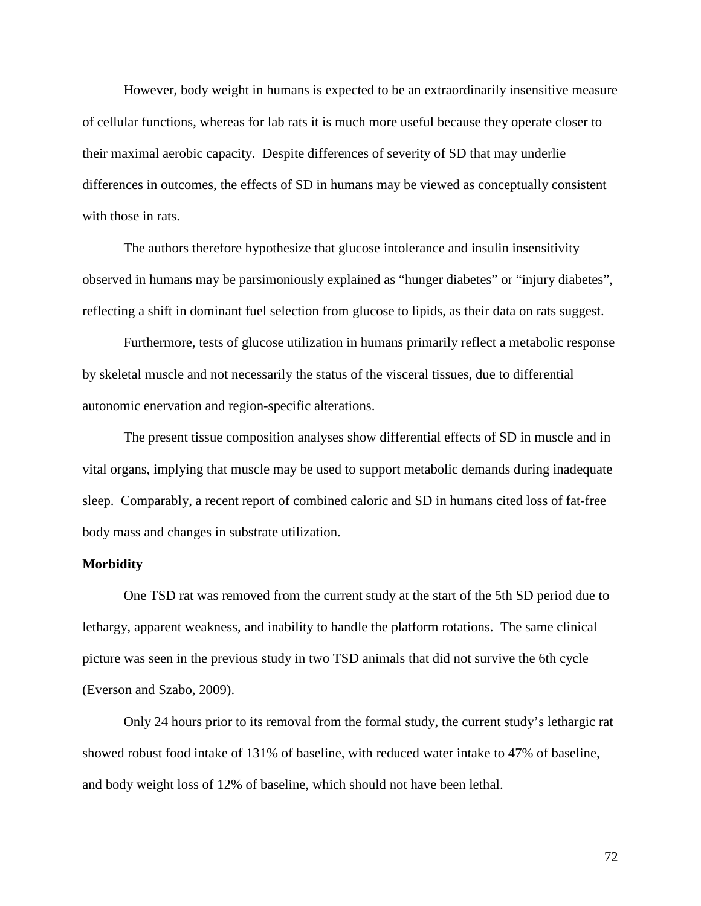However, body weight in humans is expected to be an extraordinarily insensitive measure of cellular functions, whereas for lab rats it is much more useful because they operate closer to their maximal aerobic capacity. Despite differences of severity of SD that may underlie differences in outcomes, the effects of SD in humans may be viewed as conceptually consistent with those in rats.

The authors therefore hypothesize that glucose intolerance and insulin insensitivity observed in humans may be parsimoniously explained as "hunger diabetes" or "injury diabetes", reflecting a shift in dominant fuel selection from glucose to lipids, as their data on rats suggest.

Furthermore, tests of glucose utilization in humans primarily reflect a metabolic response by skeletal muscle and not necessarily the status of the visceral tissues, due to differential autonomic enervation and region-specific alterations.

The present tissue composition analyses show differential effects of SD in muscle and in vital organs, implying that muscle may be used to support metabolic demands during inadequate sleep. Comparably, a recent report of combined caloric and SD in humans cited loss of fat-free body mass and changes in substrate utilization.

**Morbidity**

One TSD rat was removed from the current study at the start of the 5th SD period due to lethargy, apparent weakness, and inability to handle the platform rotations. The same clinical picture was seen in the previous study in two TSD animals that did not survive the 6th cycle (Everson and Szabo, 2009).

Only 24 hours prior to its removal from the formal study, the current study's lethargic rat showed robust food intake of 131% of baseline, with reduced water intake to 47% of baseline, and body weight loss of 12% of baseline, which should not have been lethal.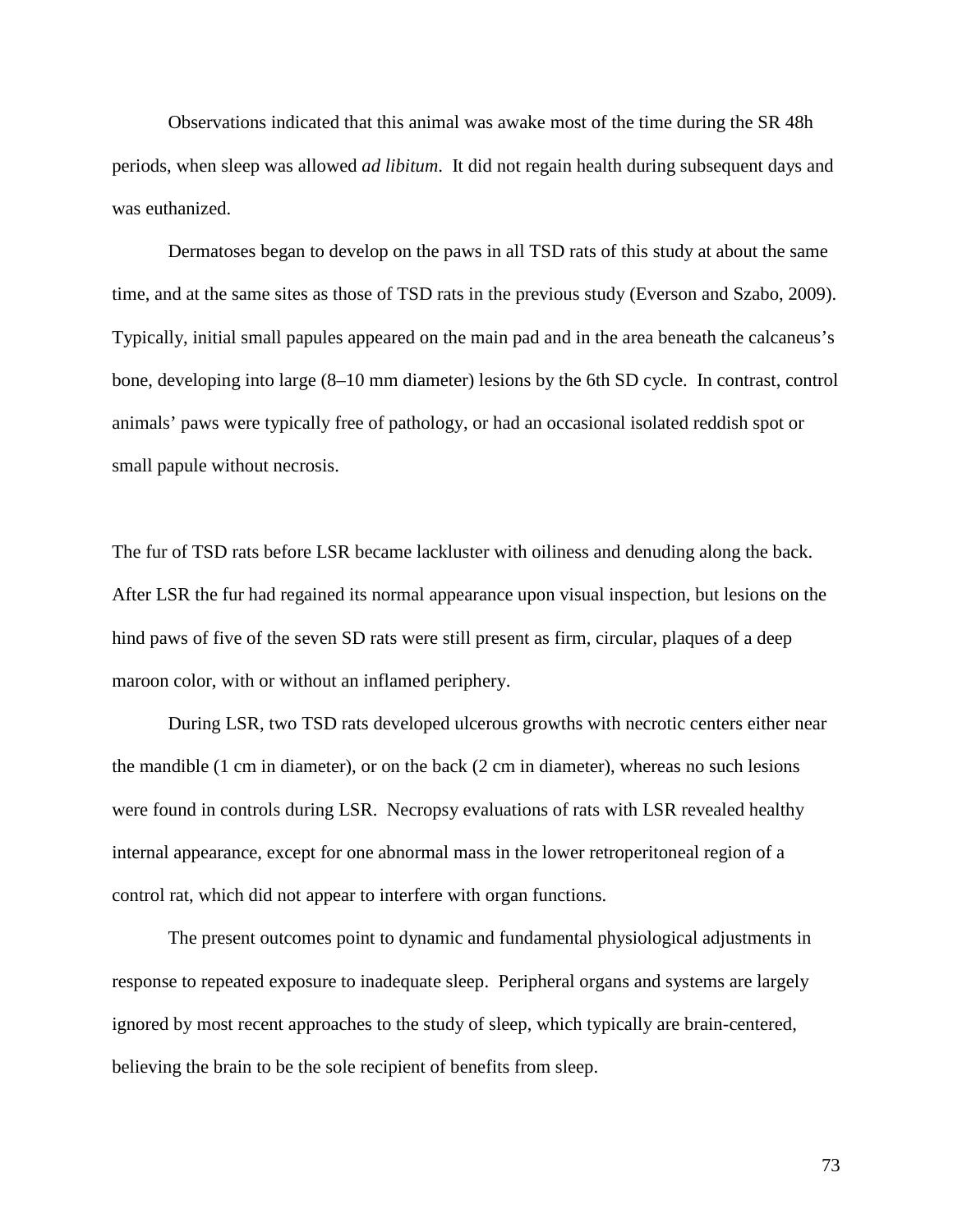Observations indicated that this animal was awake most of the time during the SR 48h periods, when sleep was allowed *ad libitum*. It did not regain health during subsequent days and was euthanized.

Dermatoses began to develop on the paws in all TSD rats of this study at about the same time, and at the same sites as those of TSD rats in the previous study (Everson and Szabo, 2009). Typically, initial small papules appeared on the main pad and in the area beneath the calcaneus's bone, developing into large (8–10 mm diameter) lesions by the 6th SD cycle. In contrast, control animals' paws were typically free of pathology, or had an occasional isolated reddish spot or small papule without necrosis.

The fur of TSD rats before LSR became lackluster with oiliness and denuding along the back. After LSR the fur had regained its normal appearance upon visual inspection, but lesions on the hind paws of five of the seven SD rats were still present as firm, circular, plaques of a deep maroon color, with or without an inflamed periphery.

During LSR, two TSD rats developed ulcerous growths with necrotic centers either near the mandible (1 cm in diameter), or on the back (2 cm in diameter), whereas no such lesions were found in controls during LSR. Necropsy evaluations of rats with LSR revealed healthy internal appearance, except for one abnormal mass in the lower retroperitoneal region of a control rat, which did not appear to interfere with organ functions.

The present outcomes point to dynamic and fundamental physiological adjustments in response to repeated exposure to inadequate sleep. Peripheral organs and systems are largely ignored by most recent approaches to the study of sleep, which typically are brain-centered, believing the brain to be the sole recipient of benefits from sleep.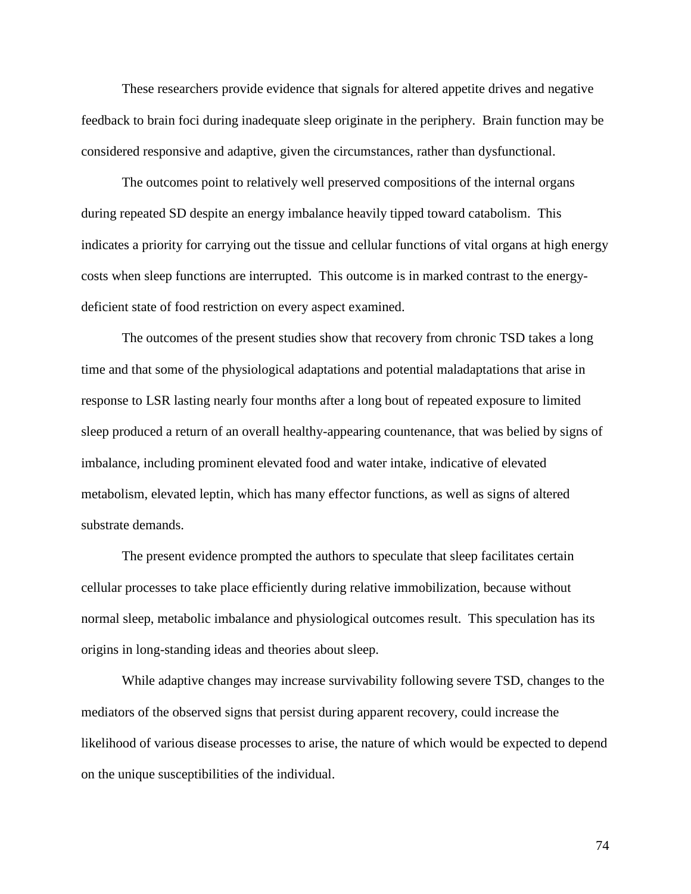These researchers provide evidence that signals for altered appetite drives and negative feedback to brain foci during inadequate sleep originate in the periphery. Brain function may be considered responsive and adaptive, given the circumstances, rather than dysfunctional.

The outcomes point to relatively well preserved compositions of the internal organs during repeated SD despite an energy imbalance heavily tipped toward catabolism. This indicates a priority for carrying out the tissue and cellular functions of vital organs at high energy costs when sleep functions are interrupted. This outcome is in marked contrast to the energy-deficient state of food restriction on every aspect examined.

The outcomes of the present studies show that recovery from chronic TSD takes a long time and that some of the physiological adaptations and potential maladaptations that arise in response to LSR lasting nearly four months after a long bout of repeated exposure to limited sleep produced a return of an overall healthy-appearing countenance, that was belied by signs of imbalance, including prominent elevated food and water intake, indicative of elevated metabolism, elevated leptin, which has many effector functions, as well as signs of altered substrate demands.

The present evidence prompted the authors to speculate that sleep facilitates certain cellular processes to take place efficiently during relative immobilization, because without normal sleep, metabolic imbalance and physiological outcomes result. This speculation has its origins in long-standing ideas and theories about sleep.

While adaptive changes may increase survivability following severe TSD, changes to the mediators of the observed signs that persist during apparent recovery, could increase the likelihood of various disease processes to arise, the nature of which would be expected to depend on the unique susceptibilities of the individual.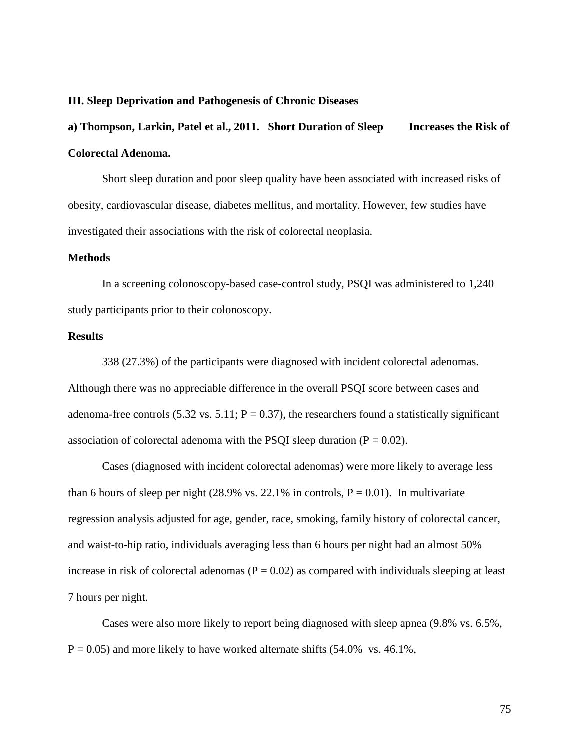**III. Sleep Deprivation and Pathogenesis of Chronic Diseases**

**a) Thompson, Larkin, Patel et al., 2011. Short Duration of Sleep Increases the Risk of Colorectal Adenoma.**

Short sleep duration and poor sleep quality have been associated with increased risks of obesity, cardiovascular disease, diabetes mellitus, and mortality. However, few studies have investigated their associations with the risk of colorectal neoplasia.

**Methods**

In a screening colonoscopy-based case-control study, PSQI was administered to 1,240 study participants prior to their colonoscopy.

**Results**

338 (27.3%) of the participants were diagnosed with incident colorectal adenomas. Although there was no appreciable difference in the overall PSQI score between cases and adenoma-free controls (5.32 vs. 5.11; $P = 0.37$), the researchers found a statistically significant association of colorectal adenoma with the PSQI sleep duration ($P = 0.02$).

Cases (diagnosed with incident colorectal adenomas) were more likely to average less than 6 hours of sleep per night (28.9% vs. 22.1% in controls, $P = 0.01$). In multivariate regression analysis adjusted for age, gender, race, smoking, family history of colorectal cancer, and waist-to-hip ratio, individuals averaging less than 6 hours per night had an almost 50% increase in risk of colorectal adenomas ($P = 0.02$) as compared with individuals sleeping at least 7 hours per night.

Cases were also more likely to report being diagnosed with sleep apnea (9.8% vs. 6.5%, $P = 0.05$) and more likely to have worked alternate shifts (54.0% vs. 46.1%,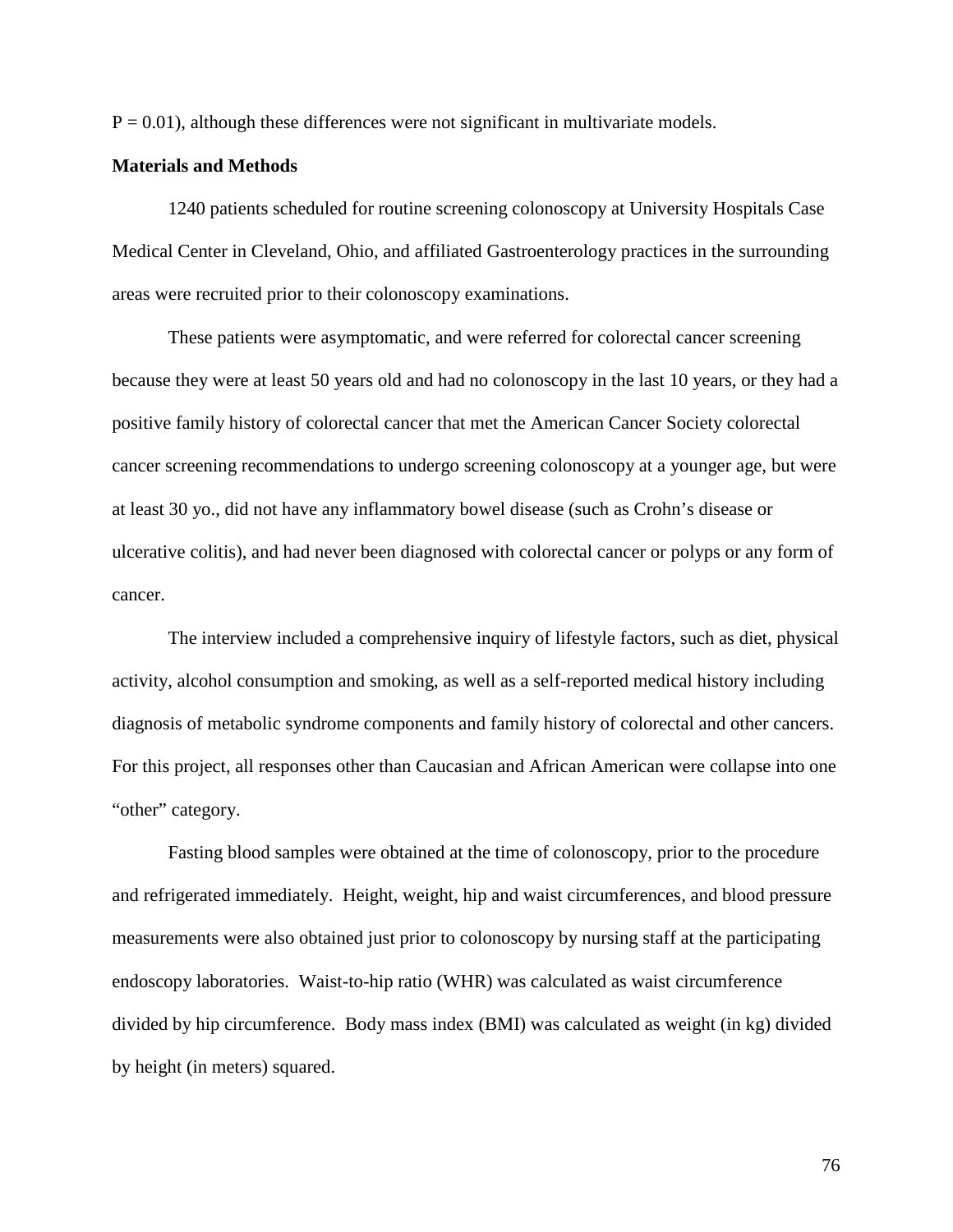$P = 0.01$), although these differences were not significant in multivariate models.

**Materials and Methods**

1240 patients scheduled for routine screening colonoscopy at University Hospitals Case Medical Center in Cleveland, Ohio, and affiliated Gastroenterology practices in the surrounding areas were recruited prior to their colonoscopy examinations.

These patients were asymptomatic, and were referred for colorectal cancer screening because they were at least 50 years old and had no colonoscopy in the last 10 years, or they had a positive family history of colorectal cancer that met the American Cancer Society colorectal cancer screening recommendations to undergo screening colonoscopy at a younger age, but were at least 30 yo., did not have any inflammatory bowel disease (such as Crohn's disease or ulcerative colitis), and had never been diagnosed with colorectal cancer or polyps or any form of cancer.

The interview included a comprehensive inquiry of lifestyle factors, such as diet, physical activity, alcohol consumption and smoking, as well as a self-reported medical history including diagnosis of metabolic syndrome components and family history of colorectal and other cancers. For this project, all responses other than Caucasian and African American were collapse into one "other" category.

Fasting blood samples were obtained at the time of colonoscopy, prior to the procedure and refrigerated immediately. Height, weight, hip and waist circumferences, and blood pressure measurements were also obtained just prior to colonoscopy by nursing staff at the participating endoscopy laboratories. Waist-to-hip ratio (WHR) was calculated as waist circumference divided by hip circumference. Body mass index (BMI) was calculated as weight (in kg) divided by height (in meters) squared.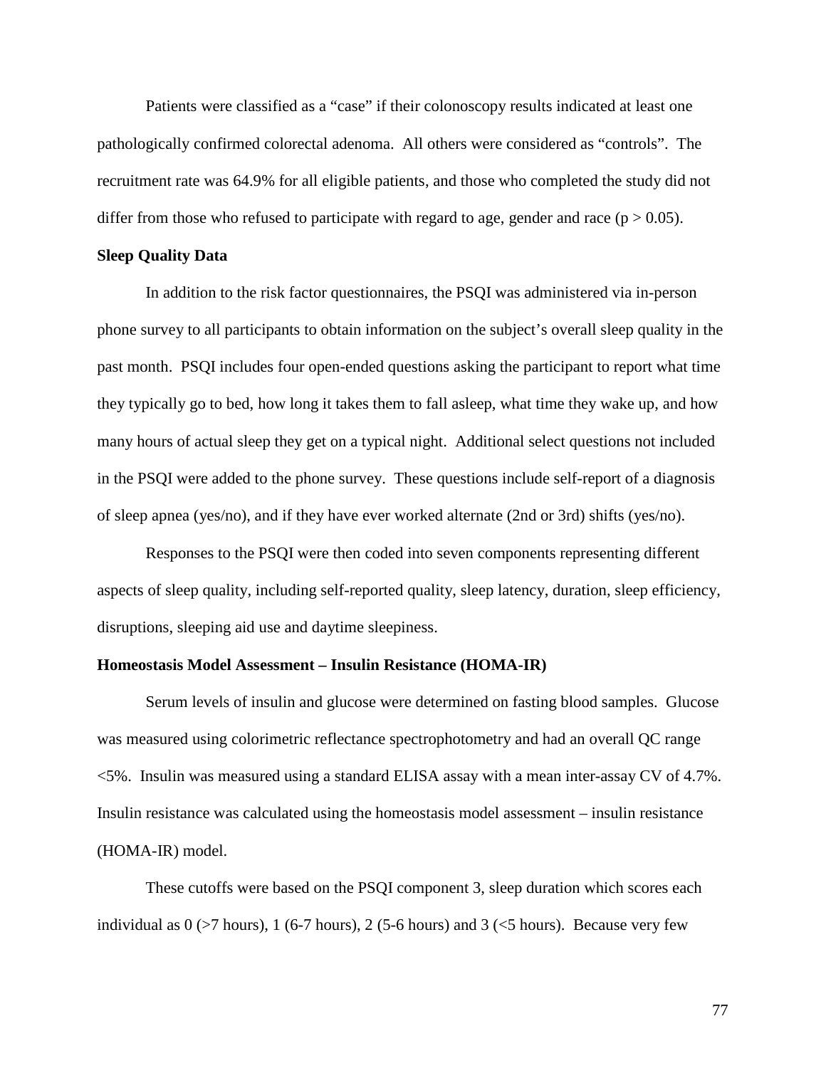Patients were classified as a "case" if their colonoscopy results indicated at least one pathologically confirmed colorectal adenoma. All others were considered as "controls". The recruitment rate was 64.9% for all eligible patients, and those who completed the study did not differ from those who refused to participate with regard to age, gender and race ($p > 0.05$).

**Sleep Quality Data**

In addition to the risk factor questionnaires, the PSQI was administered via in-person phone survey to all participants to obtain information on the subject's overall sleep quality in the past month. PSQI includes four open-ended questions asking the participant to report what time they typically go to bed, how long it takes them to fall asleep, what time they wake up, and how many hours of actual sleep they get on a typical night. Additional select questions not included in the PSQI were added to the phone survey. These questions include self-report of a diagnosis of sleep apnea (yes/no), and if they have ever worked alternate (2nd or 3rd) shifts (yes/no).

Responses to the PSQI were then coded into seven components representing different aspects of sleep quality, including self-reported quality, sleep latency, duration, sleep efficiency, disruptions, sleeping aid use and daytime sleepiness.

**Homeostasis Model Assessment – Insulin Resistance (HOMA-IR)**

Serum levels of insulin and glucose were determined on fasting blood samples. Glucose was measured using colorimetric reflectance spectrophotometry and had an overall QC range <5%. Insulin was measured using a standard ELISA assay with a mean inter-assay CV of 4.7%. Insulin resistance was calculated using the homeostasis model assessment – insulin resistance (HOMA-IR) model.

These cutoffs were based on the PSQI component 3, sleep duration which scores each individual as 0 (>7 hours), 1 (6-7 hours), 2 (5-6 hours) and 3 (<5 hours). Because very few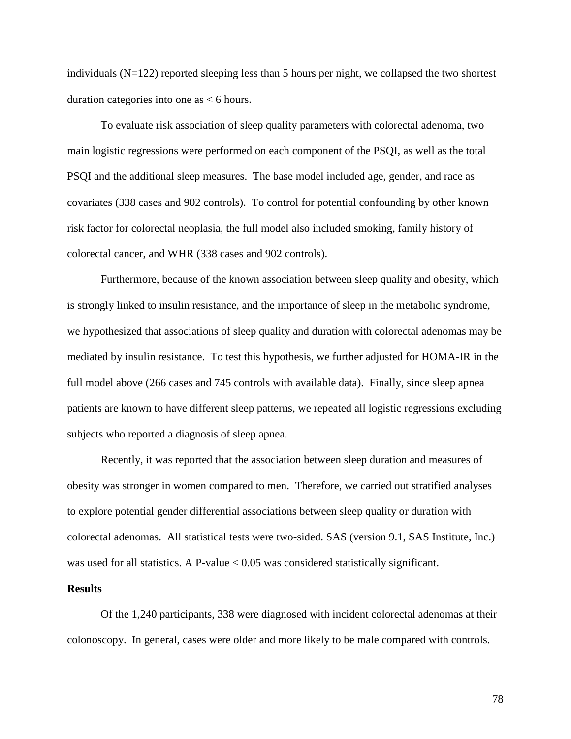individuals (N=122) reported sleeping less than 5 hours per night, we collapsed the two shortest duration categories into one as < 6 hours.

To evaluate risk association of sleep quality parameters with colorectal adenoma, two main logistic regressions were performed on each component of the PSQI, as well as the total PSQI and the additional sleep measures. The base model included age, gender, and race as covariates (338 cases and 902 controls). To control for potential confounding by other known risk factor for colorectal neoplasia, the full model also included smoking, family history of colorectal cancer, and WHR (338 cases and 902 controls).

Furthermore, because of the known association between sleep quality and obesity, which is strongly linked to insulin resistance, and the importance of sleep in the metabolic syndrome, we hypothesized that associations of sleep quality and duration with colorectal adenomas may be mediated by insulin resistance. To test this hypothesis, we further adjusted for HOMA-IR in the full model above (266 cases and 745 controls with available data). Finally, since sleep apnea patients are known to have different sleep patterns, we repeated all logistic regressions excluding subjects who reported a diagnosis of sleep apnea.

Recently, it was reported that the association between sleep duration and measures of obesity was stronger in women compared to men. Therefore, we carried out stratified analyses to explore potential gender differential associations between sleep quality or duration with colorectal adenomas. All statistical tests were two-sided. SAS (version 9.1, SAS Institute, Inc.) was used for all statistics. A P-value < 0.05 was considered statistically significant.

**Results**

Of the 1,240 participants, 338 were diagnosed with incident colorectal adenomas at their colonoscopy. In general, cases were older and more likely to be male compared with controls.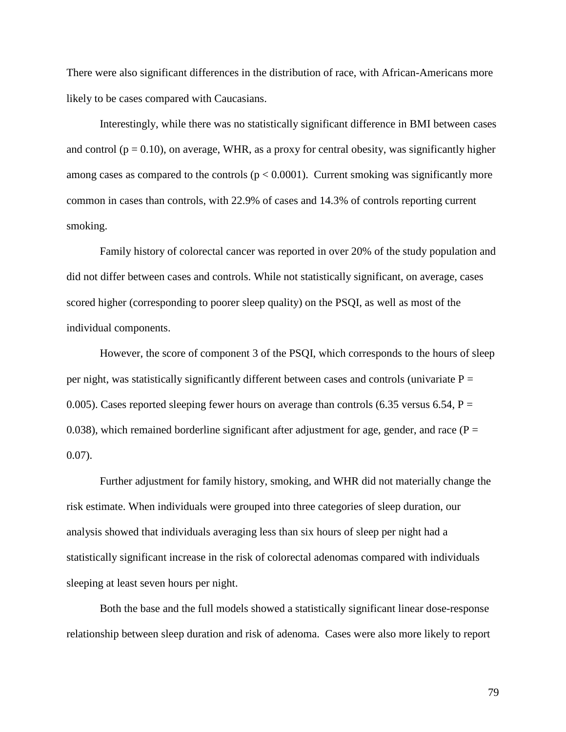There were also significant differences in the distribution of race, with African-Americans more likely to be cases compared with Caucasians.

Interestingly, while there was no statistically significant difference in BMI between cases and control ($p = 0.10$), on average, WHR, as a proxy for central obesity, was significantly higher among cases as compared to the controls ($p < 0.0001$). Current smoking was significantly more common in cases than controls, with 22.9% of cases and 14.3% of controls reporting current smoking.

Family history of colorectal cancer was reported in over 20% of the study population and did not differ between cases and controls. While not statistically significant, on average, cases scored higher (corresponding to poorer sleep quality) on the PSQI, as well as most of the individual components.

However, the score of component 3 of the PSQI, which corresponds to the hours of sleep per night, was statistically significantly different between cases and controls (univariate $P = 0.005$). Cases reported sleeping fewer hours on average than controls (6.35 versus 6.54, $P = 0.038$), which remained borderline significant after adjustment for age, gender, and race ($P = 0.07$).

Further adjustment for family history, smoking, and WHR did not materially change the risk estimate. When individuals were grouped into three categories of sleep duration, our analysis showed that individuals averaging less than six hours of sleep per night had a statistically significant increase in the risk of colorectal adenomas compared with individuals sleeping at least seven hours per night.

Both the base and the full models showed a statistically significant linear dose-response relationship between sleep duration and risk of adenoma. Cases were also more likely to report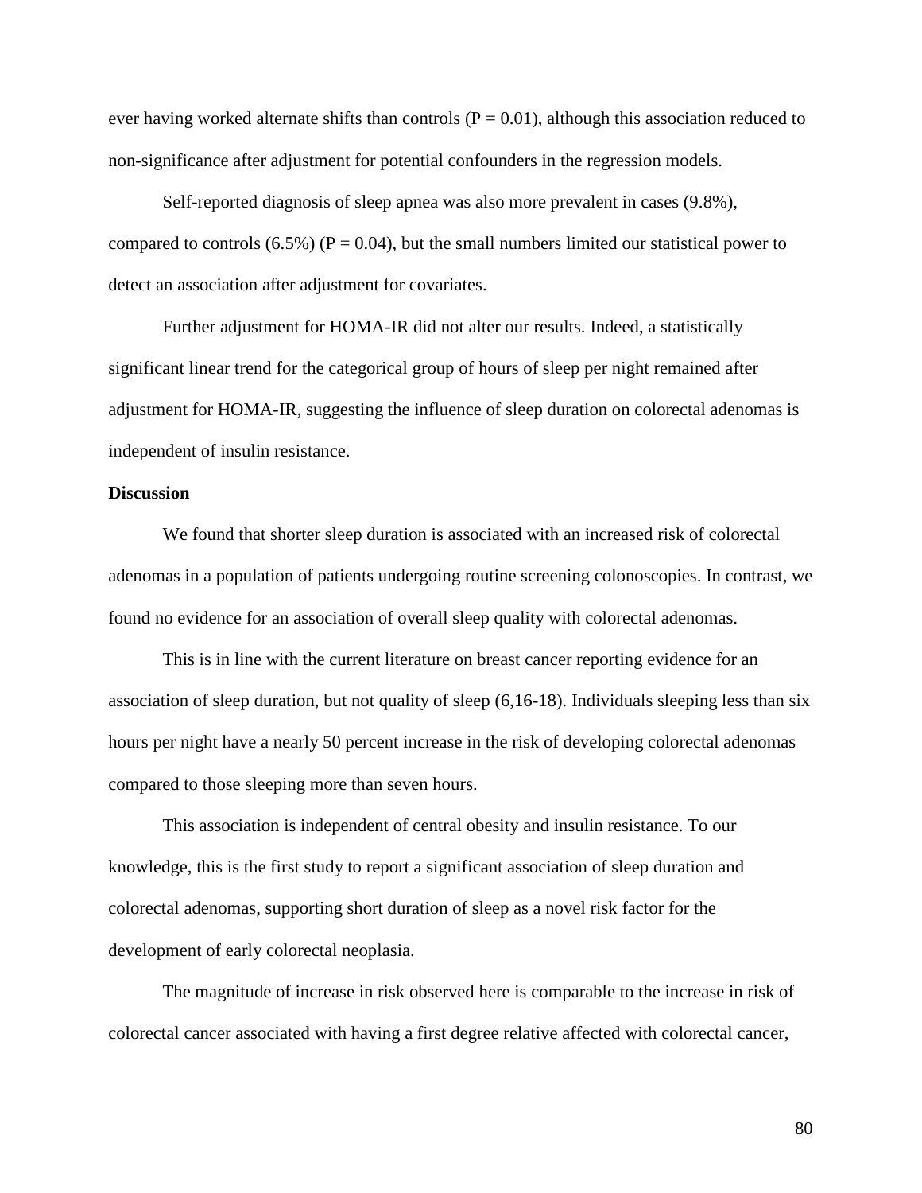ever having worked alternate shifts than controls ($P = 0.01$), although this association reduced to non-significance after adjustment for potential confounders in the regression models.

Self-reported diagnosis of sleep apnea was also more prevalent in cases (9.8%), compared to controls (6.5%) ($P = 0.04$), but the small numbers limited our statistical power to detect an association after adjustment for covariates.

Further adjustment for HOMA-IR did not alter our results. Indeed, a statistically significant linear trend for the categorical group of hours of sleep per night remained after adjustment for HOMA-IR, suggesting the influence of sleep duration on colorectal adenomas is independent of insulin resistance.

**Discussion**

We found that shorter sleep duration is associated with an increased risk of colorectal adenomas in a population of patients undergoing routine screening colonoscopies. In contrast, we found no evidence for an association of overall sleep quality with colorectal adenomas.

This is in line with the current literature on breast cancer reporting evidence for an association of sleep duration, but not quality of sleep (6,16-18). Individuals sleeping less than six hours per night have a nearly 50 percent increase in the risk of developing colorectal adenomas compared to those sleeping more than seven hours.

This association is independent of central obesity and insulin resistance. To our knowledge, this is the first study to report a significant association of sleep duration and colorectal adenomas, supporting short duration of sleep as a novel risk factor for the development of early colorectal neoplasia.

The magnitude of increase in risk observed here is comparable to the increase in risk of colorectal cancer associated with having a first degree relative affected with colorectal cancer,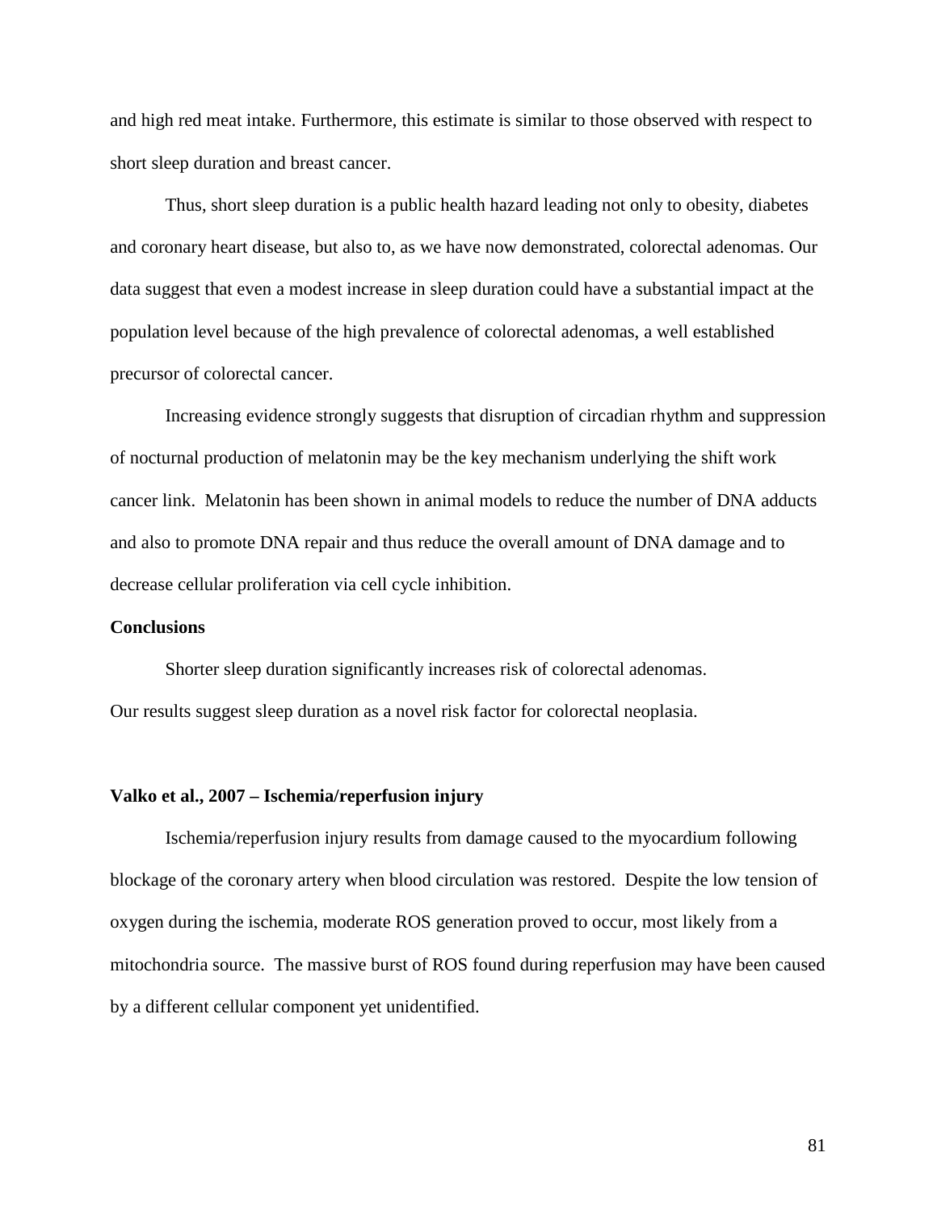and high red meat intake. Furthermore, this estimate is similar to those observed with respect to short sleep duration and breast cancer.

Thus, short sleep duration is a public health hazard leading not only to obesity, diabetes and coronary heart disease, but also to, as we have now demonstrated, colorectal adenomas. Our data suggest that even a modest increase in sleep duration could have a substantial impact at the population level because of the high prevalence of colorectal adenomas, a well established precursor of colorectal cancer.

Increasing evidence strongly suggests that disruption of circadian rhythm and suppression of nocturnal production of melatonin may be the key mechanism underlying the shift work cancer link. Melatonin has been shown in animal models to reduce the number of DNA adducts and also to promote DNA repair and thus reduce the overall amount of DNA damage and to decrease cellular proliferation via cell cycle inhibition.

**Conclusions**

Shorter sleep duration significantly increases risk of colorectal adenomas. Our results suggest sleep duration as a novel risk factor for colorectal neoplasia.

**Valko et al., 2007 – Ischemia/reperfusion injury**

Ischemia/reperfusion injury results from damage caused to the myocardium following blockage of the coronary artery when blood circulation was restored. Despite the low tension of oxygen during the ischemia, moderate ROS generation proved to occur, most likely from a mitochondria source. The massive burst of ROS found during reperfusion may have been caused by a different cellular component yet unidentified.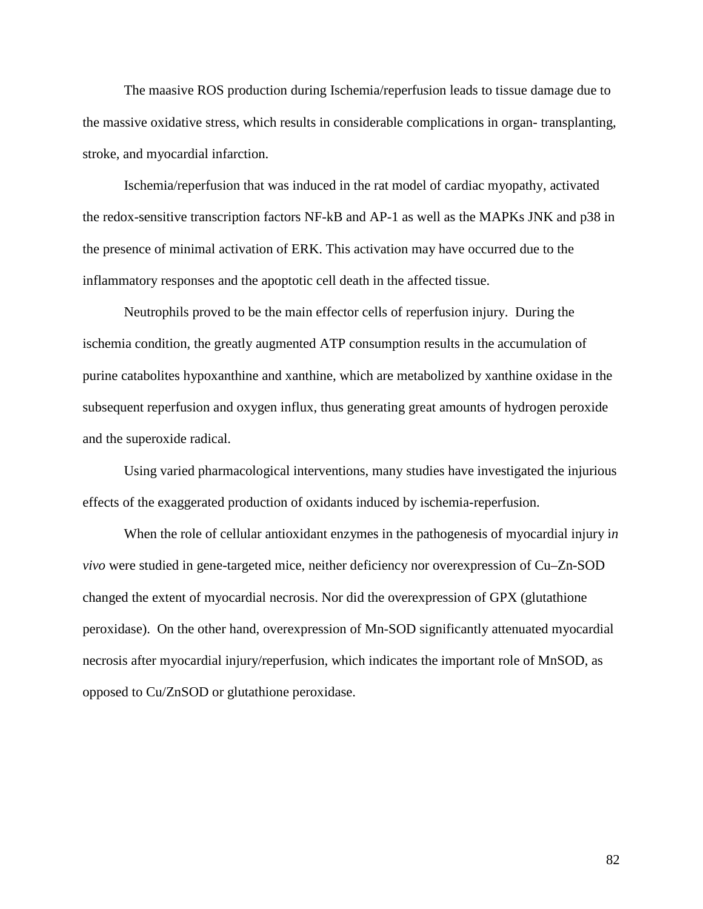The maasive ROS production during Ischemia/reperfusion leads to tissue damage due to the massive oxidative stress, which results in considerable complications in organ- transplanting, stroke, and myocardial infarction.

Ischemia/reperfusion that was induced in the rat model of cardiac myopathy, activated the redox-sensitive transcription factors NF-kB and AP-1 as well as the MAPKs JNK and p38 in the presence of minimal activation of ERK. This activation may have occurred due to the inflammatory responses and the apoptotic cell death in the affected tissue.

Neutrophils proved to be the main effector cells of reperfusion injury. During the ischemia condition, the greatly augmented ATP consumption results in the accumulation of purine catabolites hypoxanthine and xanthine, which are metabolized by xanthine oxidase in the subsequent reperfusion and oxygen influx, thus generating great amounts of hydrogen peroxide and the superoxide radical.

Using varied pharmacological interventions, many studies have investigated the injurious effects of the exaggerated production of oxidants induced by ischemia-reperfusion.

When the role of cellular antioxidant enzymes in the pathogenesis of myocardial injury i*n vivo* were studied in gene-targeted mice, neither deficiency nor overexpression of Cu–Zn-SOD changed the extent of myocardial necrosis. Nor did the overexpression of GPX (glutathione peroxidase). On the other hand, overexpression of Mn-SOD significantly attenuated myocardial necrosis after myocardial injury/reperfusion, which indicates the important role of MnSOD, as opposed to Cu/ZnSOD or glutathione peroxidase.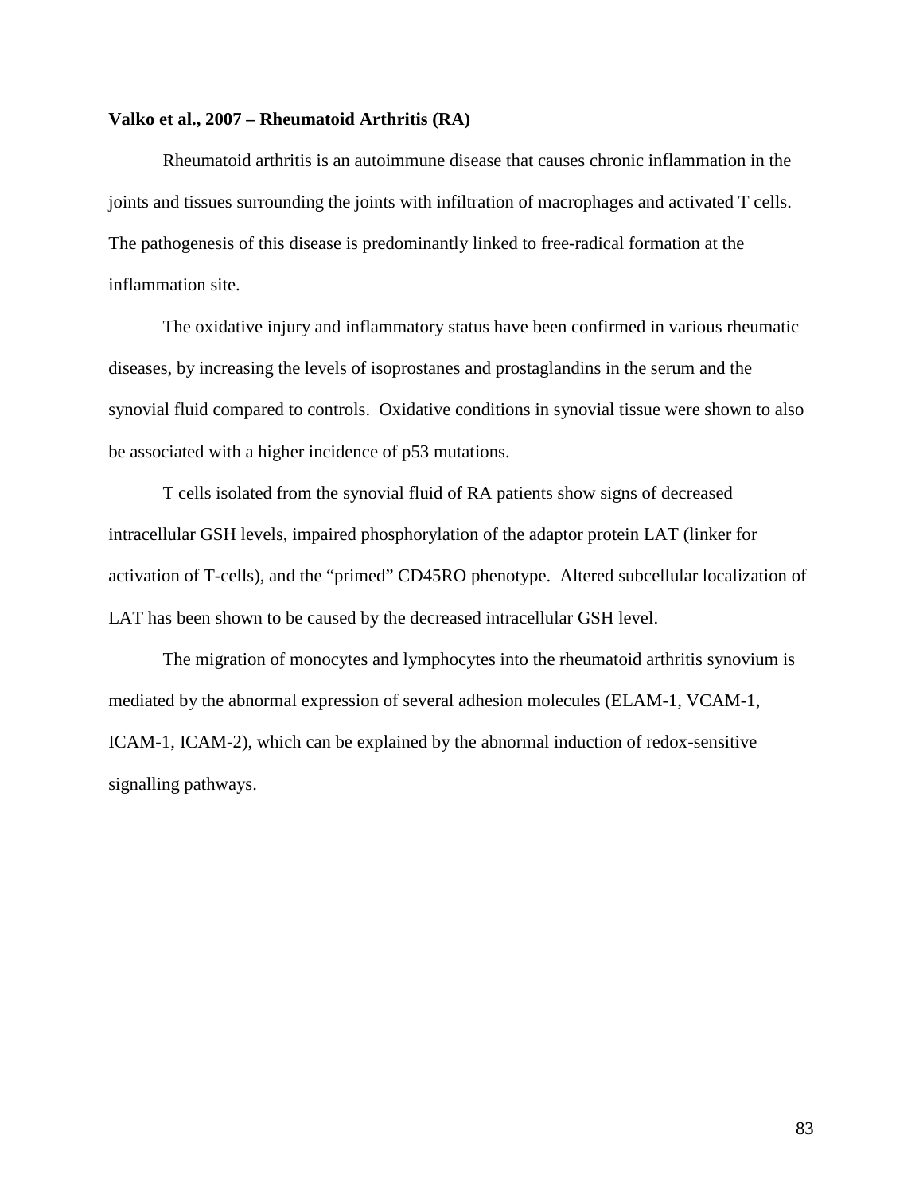**Valko et al., 2007 – Rheumatoid Arthritis (RA)**

Rheumatoid arthritis is an autoimmune disease that causes chronic inflammation in the joints and tissues surrounding the joints with infiltration of macrophages and activated T cells. The pathogenesis of this disease is predominantly linked to free-radical formation at the inflammation site.

The oxidative injury and inflammatory status have been confirmed in various rheumatic diseases, by increasing the levels of isoprostanes and prostaglandins in the serum and the synovial fluid compared to controls. Oxidative conditions in synovial tissue were shown to also be associated with a higher incidence of p53 mutations.

T cells isolated from the synovial fluid of RA patients show signs of decreased intracellular GSH levels, impaired phosphorylation of the adaptor protein LAT (linker for activation of T-cells), and the "primed" CD45RO phenotype. Altered subcellular localization of LAT has been shown to be caused by the decreased intracellular GSH level.

The migration of monocytes and lymphocytes into the rheumatoid arthritis synovium is mediated by the abnormal expression of several adhesion molecules (ELAM-1, VCAM-1, ICAM-1, ICAM-2), which can be explained by the abnormal induction of redox-sensitive signalling pathways.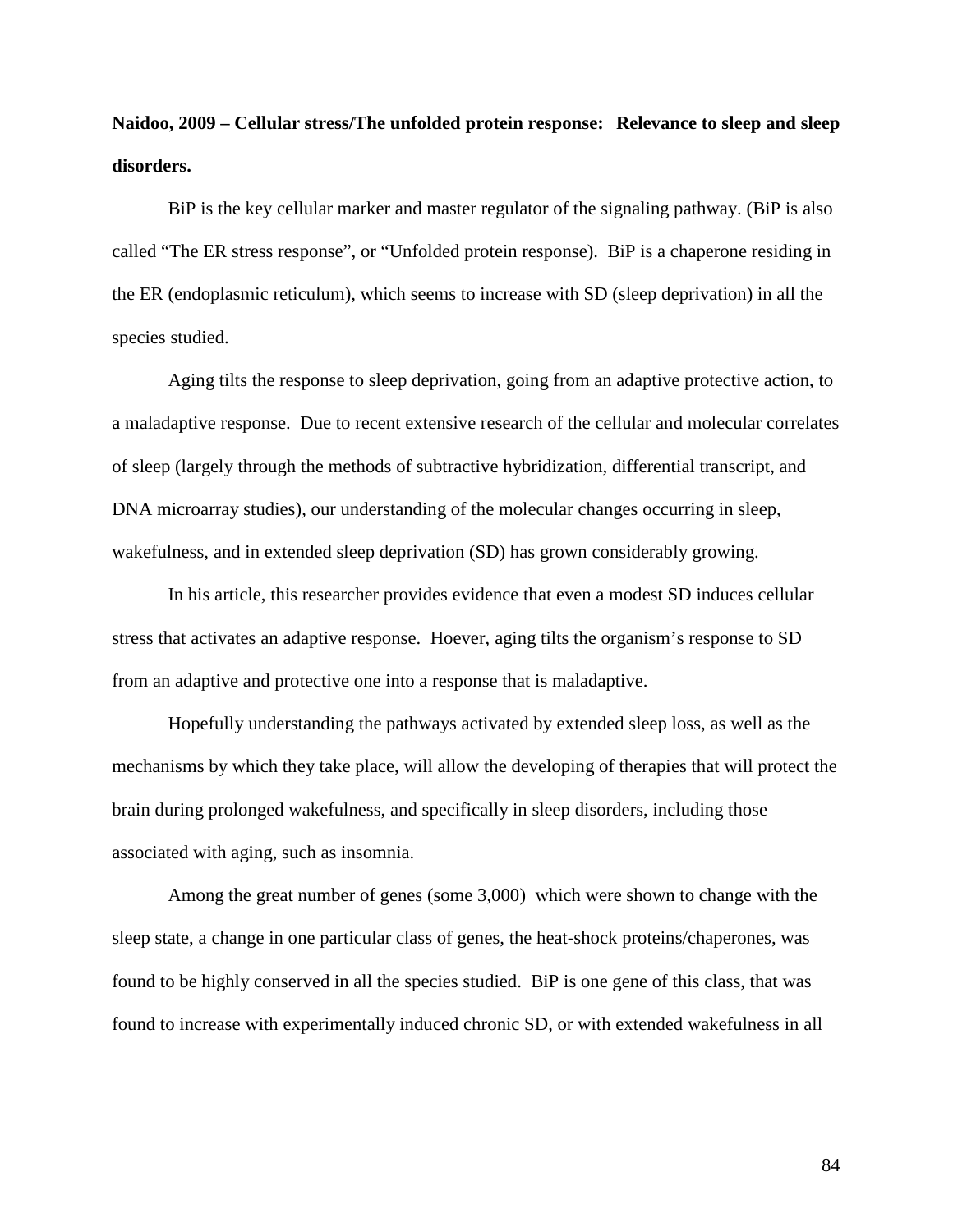**Naidoo, 2009 – Cellular stress/The unfolded protein response: Relevance to sleep and sleep disorders.**

BiP is the key cellular marker and master regulator of the signaling pathway. (BiP is also called "The ER stress response", or "Unfolded protein response). BiP is a chaperone residing in the ER (endoplasmic reticulum), which seems to increase with SD (sleep deprivation) in all the species studied.

Aging tilts the response to sleep deprivation, going from an adaptive protective action, to a maladaptive response. Due to recent extensive research of the cellular and molecular correlates of sleep (largely through the methods of subtractive hybridization, differential transcript, and DNA microarray studies), our understanding of the molecular changes occurring in sleep, wakefulness, and in extended sleep deprivation (SD) has grown considerably growing.

In his article, this researcher provides evidence that even a modest SD induces cellular stress that activates an adaptive response. Hoever, aging tilts the organism's response to SD from an adaptive and protective one into a response that is maladaptive.

Hopefully understanding the pathways activated by extended sleep loss, as well as the mechanisms by which they take place, will allow the developing of therapies that will protect the brain during prolonged wakefulness, and specifically in sleep disorders, including those associated with aging, such as insomnia.

Among the great number of genes (some 3,000) which were shown to change with the sleep state, a change in one particular class of genes, the heat-shock proteins/chaperones, was found to be highly conserved in all the species studied. BiP is one gene of this class, that was found to increase with experimentally induced chronic SD, or with extended wakefulness in all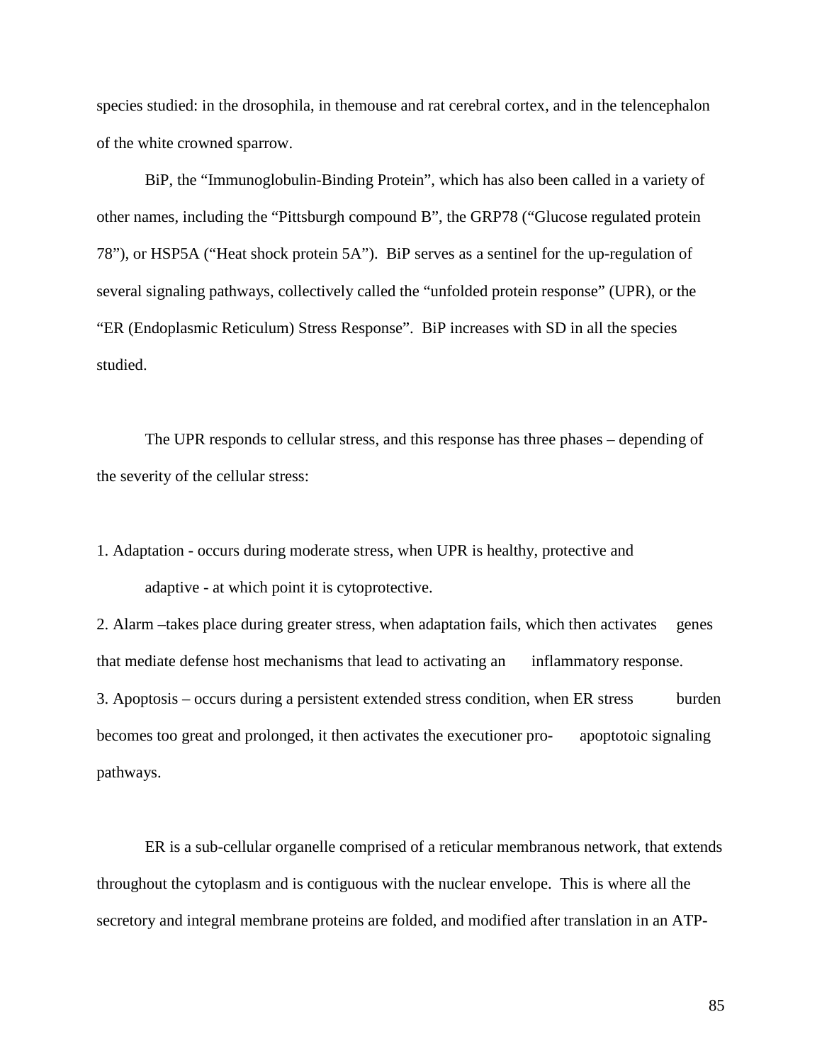species studied: in the drosophila, in themouse and rat cerebral cortex, and in the telencephalon of the white crowned sparrow.

BiP, the "Immunoglobulin-Binding Protein", which has also been called in a variety of other names, including the "Pittsburgh compound B", the GRP78 ("Glucose regulated protein 78"), or HSP5A ("Heat shock protein 5A"). BiP serves as a sentinel for the up-regulation of several signaling pathways, collectively called the "unfolded protein response" (UPR), or the "ER (Endoplasmic Reticulum) Stress Response". BiP increases with SD in all the species studied.

The UPR responds to cellular stress, and this response has three phases – depending of the severity of the cellular stress:

1. Adaptation - occurs during moderate stress, when UPR is healthy, protective and adaptive - at which point it is cytoprotective.
2. Alarm –takes place during greater stress, when adaptation fails, which then activates genes that mediate defense host mechanisms that lead to activating an inflammatory response.
3. Apoptosis – occurs during a persistent extended stress condition, when ER stress burden becomes too great and prolonged, it then activates the executioner pro- apoptotoic signaling pathways.

ER is a sub-cellular organelle comprised of a reticular membranous network, that extends throughout the cytoplasm and is contiguous with the nuclear envelope. This is where all the secretory and integral membrane proteins are folded, and modified after translation in an ATP-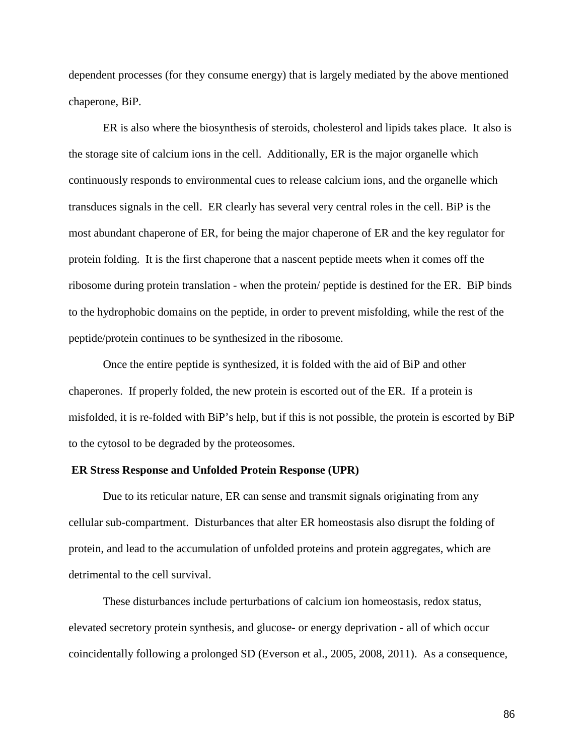dependent processes (for they consume energy) that is largely mediated by the above mentioned chaperone, BiP.

ER is also where the biosynthesis of steroids, cholesterol and lipids takes place. It also is the storage site of calcium ions in the cell. Additionally, ER is the major organelle which continuously responds to environmental cues to release calcium ions, and the organelle which transduces signals in the cell. ER clearly has several very central roles in the cell. BiP is the most abundant chaperone of ER, for being the major chaperone of ER and the key regulator for protein folding. It is the first chaperone that a nascent peptide meets when it comes off the ribosome during protein translation - when the protein/ peptide is destined for the ER. BiP binds to the hydrophobic domains on the peptide, in order to prevent misfolding, while the rest of the peptide/protein continues to be synthesized in the ribosome.

Once the entire peptide is synthesized, it is folded with the aid of BiP and other chaperones. If properly folded, the new protein is escorted out of the ER. If a protein is misfolded, it is re-folded with BiP's help, but if this is not possible, the protein is escorted by BiP to the cytosol to be degraded by the proteosomes.

**ER Stress Response and Unfolded Protein Response (UPR)**

Due to its reticular nature, ER can sense and transmit signals originating from any cellular sub-compartment. Disturbances that alter ER homeostasis also disrupt the folding of protein, and lead to the accumulation of unfolded proteins and protein aggregates, which are detrimental to the cell survival.

These disturbances include perturbations of calcium ion homeostasis, redox status, elevated secretory protein synthesis, and glucose- or energy deprivation - all of which occur coincidentally following a prolonged SD (Everson et al., 2005, 2008, 2011). As a consequence,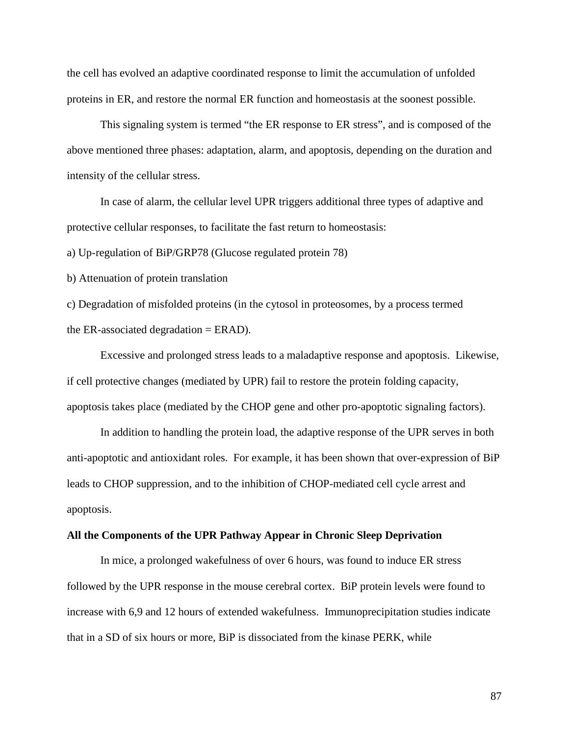the cell has evolved an adaptive coordinated response to limit the accumulation of unfolded proteins in ER, and restore the normal ER function and homeostasis at the soonest possible.

This signaling system is termed “the ER response to ER stress”, and is composed of the above mentioned three phases: adaptation, alarm, and apoptosis, depending on the duration and intensity of the cellular stress.

In case of alarm, the cellular level UPR triggers additional three types of adaptive and protective cellular responses, to facilitate the fast return to homeostasis:

a) Up-regulation of BiP/GRP78 (Glucose regulated protein 78)

b) Attenuation of protein translation

c) Degradation of misfolded proteins (in the cytosol in proteosomes, by a process termed the ER-associated degradation = ERAD).

Excessive and prolonged stress leads to a maladaptive response and apoptosis. Likewise, if cell protective changes (mediated by UPR) fail to restore the protein folding capacity, apoptosis takes place (mediated by the CHOP gene and other pro-apoptotic signaling factors).

In addition to handling the protein load, the adaptive response of the UPR serves in both anti-apoptotic and antioxidant roles. For example, it has been shown that over-expression of BiP leads to CHOP suppression, and to the inhibition of CHOP-mediated cell cycle arrest and apoptosis.

**All the Components of the UPR Pathway Appear in Chronic Sleep Deprivation**

In mice, a prolonged wakefulness of over 6 hours, was found to induce ER stress followed by the UPR response in the mouse cerebral cortex. BiP protein levels were found to increase with 6,9 and 12 hours of extended wakefulness. Immunoprecipitation studies indicate that in a SD of six hours or more, BiP is dissociated from the kinase PERK, while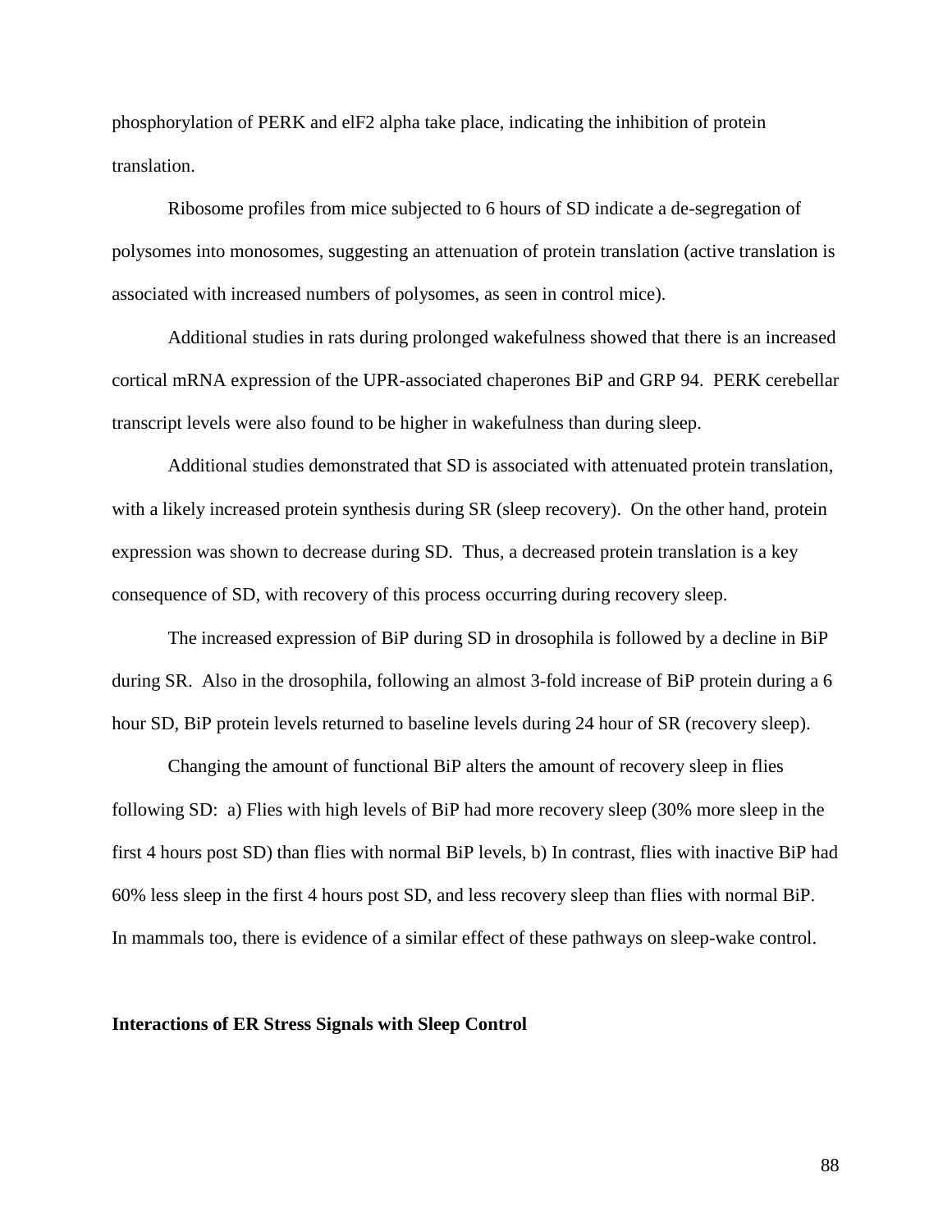phosphorylation of PERK and elF2 alpha take place, indicating the inhibition of protein translation.

Ribosome profiles from mice subjected to 6 hours of SD indicate a de-segregation of polysomes into monosomes, suggesting an attenuation of protein translation (active translation is associated with increased numbers of polysomes, as seen in control mice).

Additional studies in rats during prolonged wakefulness showed that there is an increased cortical mRNA expression of the UPR-associated chaperones BiP and GRP 94. PERK cerebellar transcript levels were also found to be higher in wakefulness than during sleep.

Additional studies demonstrated that SD is associated with attenuated protein translation, with a likely increased protein synthesis during SR (sleep recovery). On the other hand, protein expression was shown to decrease during SD. Thus, a decreased protein translation is a key consequence of SD, with recovery of this process occurring during recovery sleep.

The increased expression of BiP during SD in drosophila is followed by a decline in BiP during SR. Also in the drosophila, following an almost 3-fold increase of BiP protein during a 6 hour SD, BiP protein levels returned to baseline levels during 24 hour of SR (recovery sleep).

Changing the amount of functional BiP alters the amount of recovery sleep in flies following SD: a) Flies with high levels of BiP had more recovery sleep (30% more sleep in the first 4 hours post SD) than flies with normal BiP levels, b) In contrast, flies with inactive BiP had 60% less sleep in the first 4 hours post SD, and less recovery sleep than flies with normal BiP. In mammals too, there is evidence of a similar effect of these pathways on sleep-wake control.

**Interactions of ER Stress Signals with Sleep Control**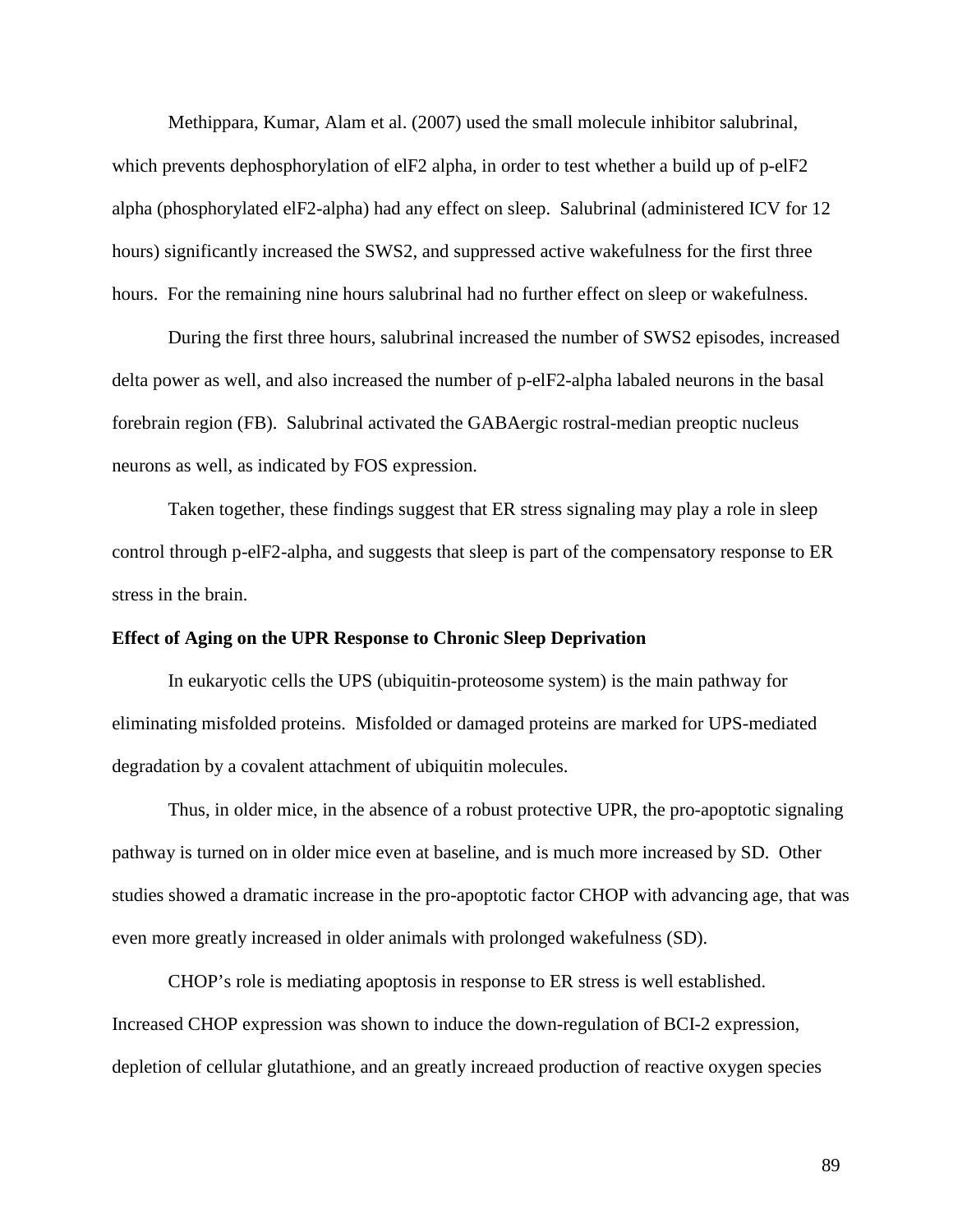Methippara, Kumar, Alam et al. (2007) used the small molecule inhibitor salubrinal, which prevents dephosphorylation of elF2 alpha, in order to test whether a build up of p-elF2 alpha (phosphorylated elF2-alpha) had any effect on sleep. Salubrinal (administered ICV for 12 hours) significantly increased the SWS2, and suppressed active wakefulness for the first three hours. For the remaining nine hours salubrinal had no further effect on sleep or wakefulness.

During the first three hours, salubrinal increased the number of SWS2 episodes, increased delta power as well, and also increased the number of p-elF2-alpha labaled neurons in the basal forebrain region (FB). Salubrinal activated the GABAergic rostral-median preoptic nucleus neurons as well, as indicated by FOS expression.

Taken together, these findings suggest that ER stress signaling may play a role in sleep control through p-elF2-alpha, and suggests that sleep is part of the compensatory response to ER stress in the brain.

**Effect of Aging on the UPR Response to Chronic Sleep Deprivation**

In eukaryotic cells the UPS (ubiquitin-proteosome system) is the main pathway for eliminating misfolded proteins. Misfolded or damaged proteins are marked for UPS-mediated degradation by a covalent attachment of ubiquitin molecules.

Thus, in older mice, in the absence of a robust protective UPR, the pro-apoptotic signaling pathway is turned on in older mice even at baseline, and is much more increased by SD. Other studies showed a dramatic increase in the pro-apoptotic factor CHOP with advancing age, that was even more greatly increased in older animals with prolonged wakefulness (SD).

CHOP's role is mediating apoptosis in response to ER stress is well established. Increased CHOP expression was shown to induce the down-regulation of BCI-2 expression, depletion of cellular glutathione, and an greatly increaed production of reactive oxygen species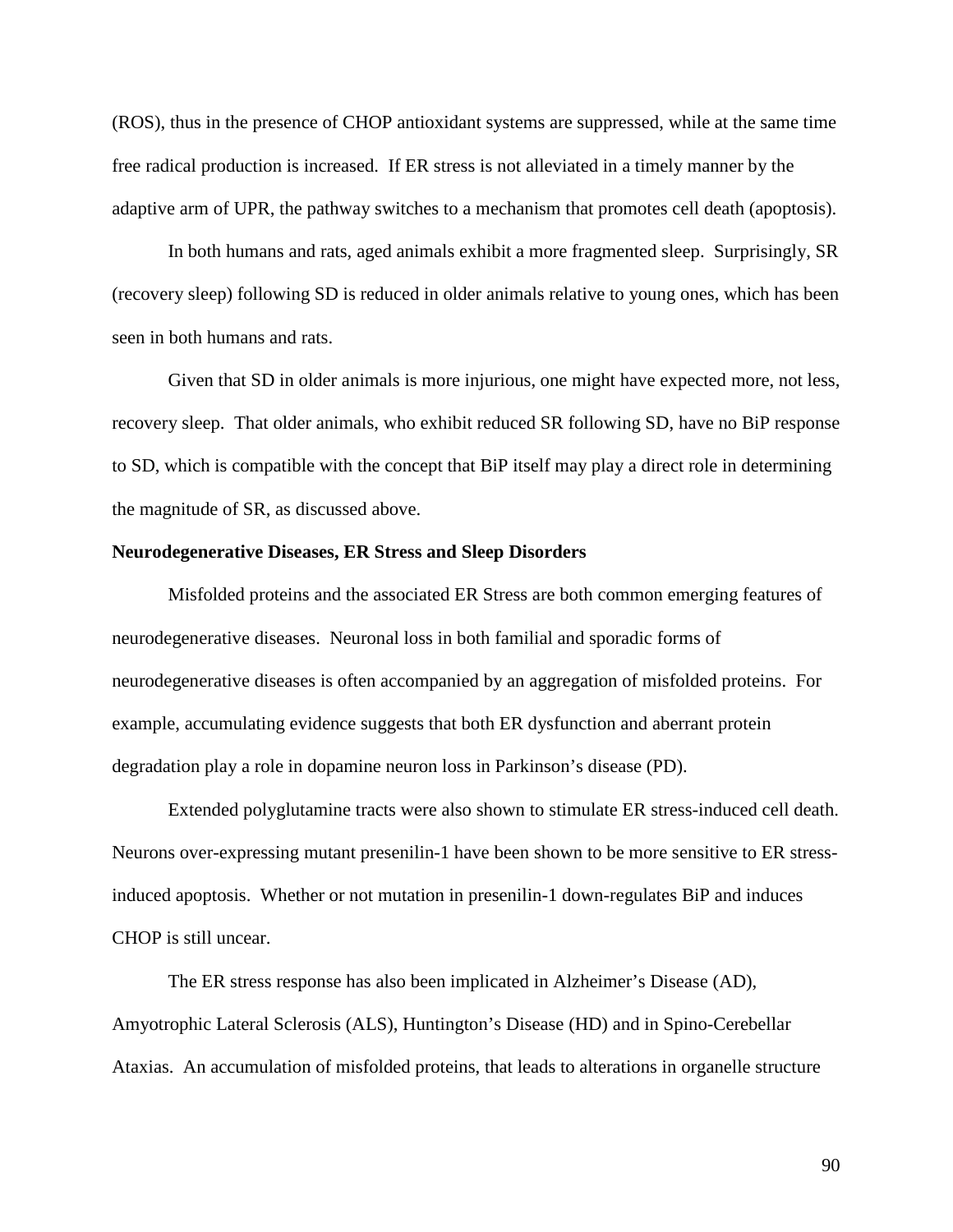(ROS), thus in the presence of CHOP antioxidant systems are suppressed, while at the same time free radical production is increased. If ER stress is not alleviated in a timely manner by the adaptive arm of UPR, the pathway switches to a mechanism that promotes cell death (apoptosis).

In both humans and rats, aged animals exhibit a more fragmented sleep. Surprisingly, SR (recovery sleep) following SD is reduced in older animals relative to young ones, which has been seen in both humans and rats.

Given that SD in older animals is more injurious, one might have expected more, not less, recovery sleep. That older animals, who exhibit reduced SR following SD, have no BiP response to SD, which is compatible with the concept that BiP itself may play a direct role in determining the magnitude of SR, as discussed above.

**Neurodegenerative Diseases, ER Stress and Sleep Disorders**

Misfolded proteins and the associated ER Stress are both common emerging features of neurodegenerative diseases. Neuronal loss in both familial and sporadic forms of neurodegenerative diseases is often accompanied by an aggregation of misfolded proteins. For example, accumulating evidence suggests that both ER dysfunction and aberrant protein degradation play a role in dopamine neuron loss in Parkinson's disease (PD).

Extended polyglutamine tracts were also shown to stimulate ER stress-induced cell death. Neurons over-expressing mutant presenilin-1 have been shown to be more sensitive to ER stress-induced apoptosis. Whether or not mutation in presenilin-1 down-regulates BiP and induces CHOP is still uncear.

The ER stress response has also been implicated in Alzheimer's Disease (AD), Amyotrophic Lateral Sclerosis (ALS), Huntington's Disease (HD) and in Spino-Cerebellar Ataxias. An accumulation of misfolded proteins, that leads to alterations in organelle structure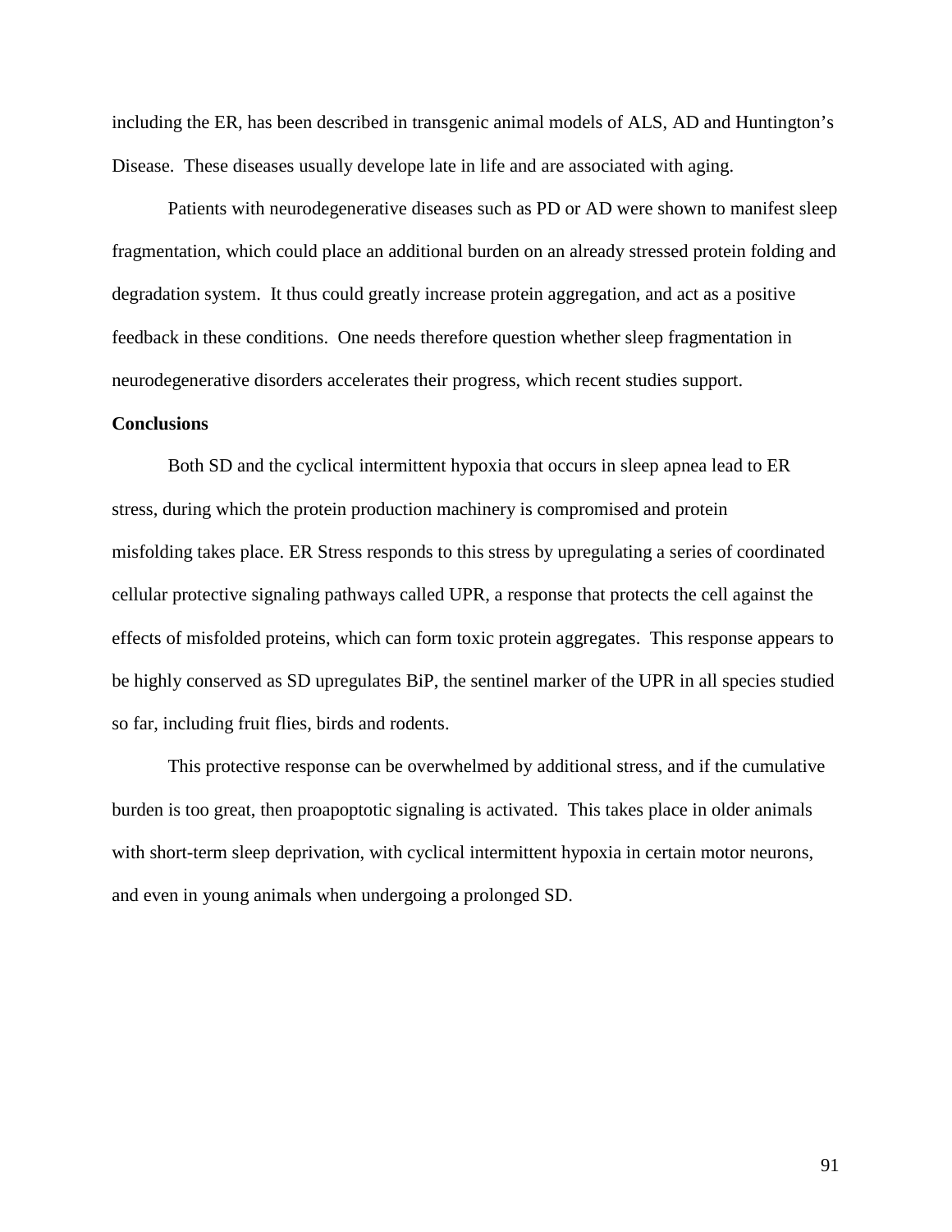including the ER, has been described in transgenic animal models of ALS, AD and Huntington's Disease. These diseases usually develope late in life and are associated with aging.

Patients with neurodegenerative diseases such as PD or AD were shown to manifest sleep fragmentation, which could place an additional burden on an already stressed protein folding and degradation system. It thus could greatly increase protein aggregation, and act as a positive feedback in these conditions. One needs therefore question whether sleep fragmentation in neurodegenerative disorders accelerates their progress, which recent studies support.

**Conclusions**

Both SD and the cyclical intermittent hypoxia that occurs in sleep apnea lead to ER stress, during which the protein production machinery is compromised and protein misfolding takes place. ER Stress responds to this stress by upregulating a series of coordinated cellular protective signaling pathways called UPR, a response that protects the cell against the effects of misfolded proteins, which can form toxic protein aggregates. This response appears to be highly conserved as SD upregulates BiP, the sentinel marker of the UPR in all species studied so far, including fruit flies, birds and rodents.

This protective response can be overwhelmed by additional stress, and if the cumulative burden is too great, then proapoptotic signaling is activated. This takes place in older animals with short-term sleep deprivation, with cyclical intermittent hypoxia in certain motor neurons, and even in young animals when undergoing a prolonged SD.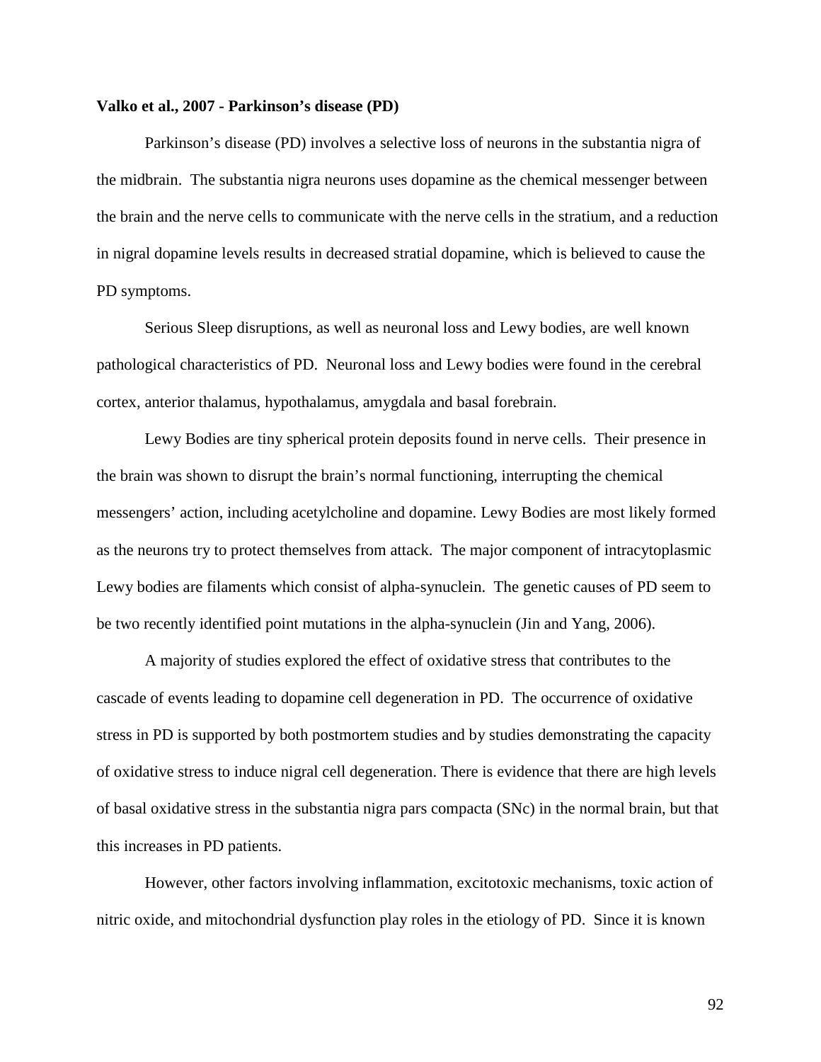**Valko et al., 2007 - Parkinson's disease (PD)**

Parkinson's disease (PD) involves a selective loss of neurons in the substantia nigra of the midbrain. The substantia nigra neurons uses dopamine as the chemical messenger between the brain and the nerve cells to communicate with the nerve cells in the stratium, and a reduction in nigral dopamine levels results in decreased stratial dopamine, which is believed to cause the PD symptoms.

Serious Sleep disruptions, as well as neuronal loss and Lewy bodies, are well known pathological characteristics of PD. Neuronal loss and Lewy bodies were found in the cerebral cortex, anterior thalamus, hypothalamus, amygdala and basal forebrain.

Lewy Bodies are tiny spherical protein deposits found in nerve cells. Their presence in the brain was shown to disrupt the brain's normal functioning, interrupting the chemical messengers' action, including acetylcholine and dopamine. Lewy Bodies are most likely formed as the neurons try to protect themselves from attack. The major component of intracytoplasmic Lewy bodies are filaments which consist of alpha-synuclein. The genetic causes of PD seem to be two recently identified point mutations in the alpha-synuclein (Jin and Yang, 2006).

A majority of studies explored the effect of oxidative stress that contributes to the cascade of events leading to dopamine cell degeneration in PD. The occurrence of oxidative stress in PD is supported by both postmortem studies and by studies demonstrating the capacity of oxidative stress to induce nigral cell degeneration. There is evidence that there are high levels of basal oxidative stress in the substantia nigra pars compacta (SNc) in the normal brain, but that this increases in PD patients.

However, other factors involving inflammation, excitotoxic mechanisms, toxic action of nitric oxide, and mitochondrial dysfunction play roles in the etiology of PD. Since it is known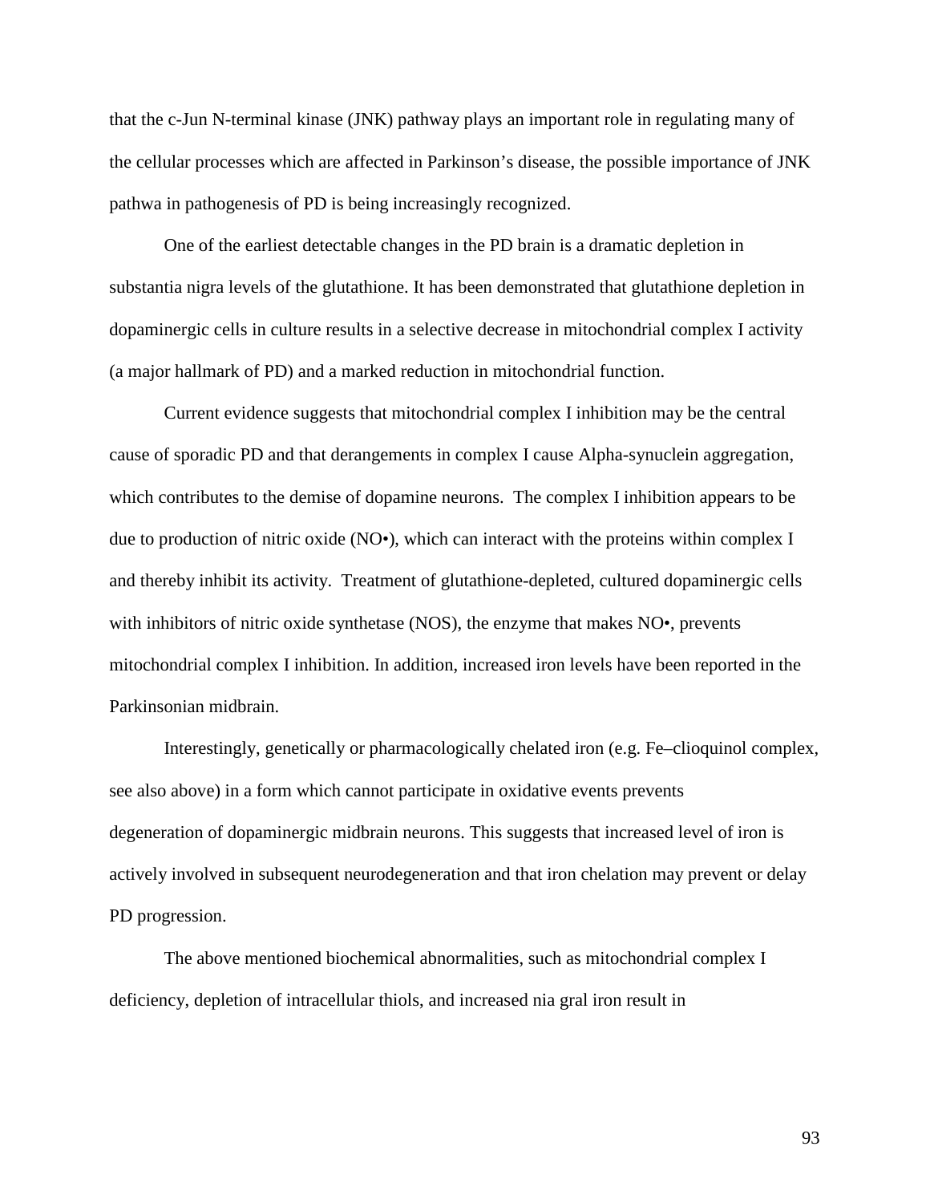that the c-Jun N-terminal kinase (JNK) pathway plays an important role in regulating many of the cellular processes which are affected in Parkinson's disease, the possible importance of JNK pathwa in pathogenesis of PD is being increasingly recognized.

One of the earliest detectable changes in the PD brain is a dramatic depletion in substantia nigra levels of the glutathione. It has been demonstrated that glutathione depletion in dopaminergic cells in culture results in a selective decrease in mitochondrial complex I activity (a major hallmark of PD) and a marked reduction in mitochondrial function.

Current evidence suggests that mitochondrial complex I inhibition may be the central cause of sporadic PD and that derangements in complex I cause Alpha-synuclein aggregation, which contributes to the demise of dopamine neurons. The complex I inhibition appears to be due to production of nitric oxide (NO•), which can interact with the proteins within complex I and thereby inhibit its activity. Treatment of glutathione-depleted, cultured dopaminergic cells with inhibitors of nitric oxide synthetase (NOS), the enzyme that makes NO•, prevents mitochondrial complex I inhibition. In addition, increased iron levels have been reported in the Parkinsonian midbrain.

Interestingly, genetically or pharmacologically chelated iron (e.g. Fe–clioquinol complex, see also above) in a form which cannot participate in oxidative events prevents degeneration of dopaminergic midbrain neurons. This suggests that increased level of iron is actively involved in subsequent neurodegeneration and that iron chelation may prevent or delay PD progression.

The above mentioned biochemical abnormalities, such as mitochondrial complex I deficiency, depletion of intracellular thiols, and increased nia gral iron result in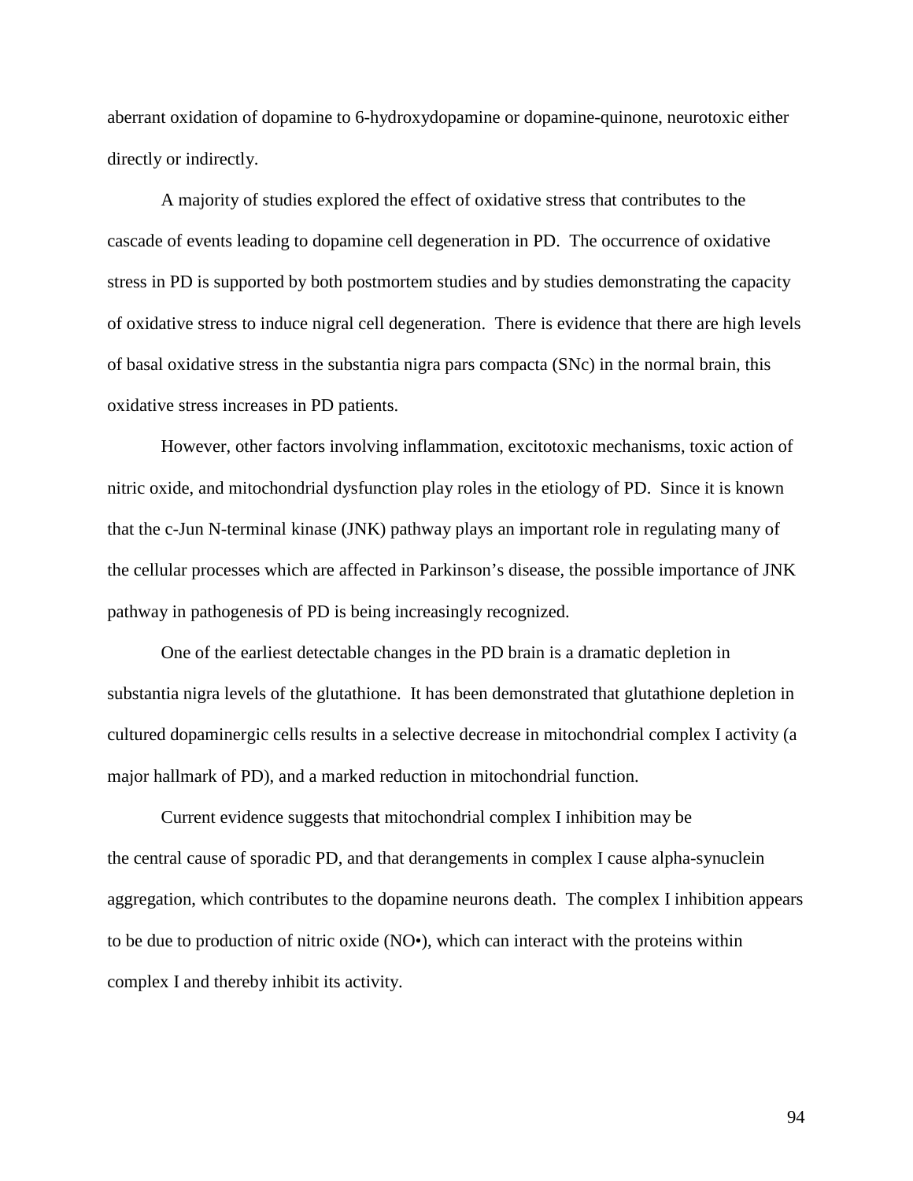aberrant oxidation of dopamine to 6-hydroxydopamine or dopamine-quinone, neurotoxic either directly or indirectly.

A majority of studies explored the effect of oxidative stress that contributes to the cascade of events leading to dopamine cell degeneration in PD. The occurrence of oxidative stress in PD is supported by both postmortem studies and by studies demonstrating the capacity of oxidative stress to induce nigral cell degeneration. There is evidence that there are high levels of basal oxidative stress in the substantia nigra pars compacta (SNc) in the normal brain, this oxidative stress increases in PD patients.

However, other factors involving inflammation, excitotoxic mechanisms, toxic action of nitric oxide, and mitochondrial dysfunction play roles in the etiology of PD. Since it is known that the c-Jun N-terminal kinase (JNK) pathway plays an important role in regulating many of the cellular processes which are affected in Parkinson's disease, the possible importance of JNK pathway in pathogenesis of PD is being increasingly recognized.

One of the earliest detectable changes in the PD brain is a dramatic depletion in substantia nigra levels of the glutathione. It has been demonstrated that glutathione depletion in cultured dopaminergic cells results in a selective decrease in mitochondrial complex I activity (a major hallmark of PD), and a marked reduction in mitochondrial function.

Current evidence suggests that mitochondrial complex I inhibition may be the central cause of sporadic PD, and that derangements in complex I cause alpha-synuclein aggregation, which contributes to the dopamine neurons death. The complex I inhibition appears to be due to production of nitric oxide (NO•), which can interact with the proteins within complex I and thereby inhibit its activity.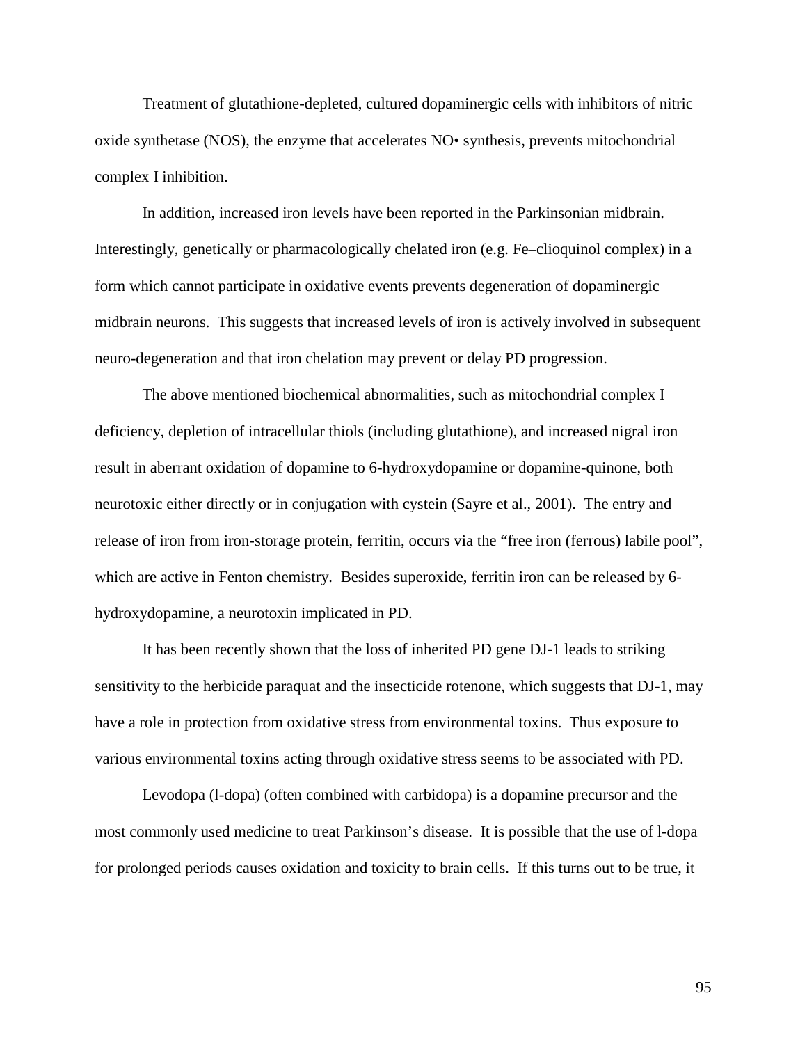Treatment of glutathione-depleted, cultured dopaminergic cells with inhibitors of nitric oxide synthetase (NOS), the enzyme that accelerates NO• synthesis, prevents mitochondrial complex I inhibition.

In addition, increased iron levels have been reported in the Parkinsonian midbrain. Interestingly, genetically or pharmacologically chelated iron (e.g. Fe–clioquinol complex) in a form which cannot participate in oxidative events prevents degeneration of dopaminergic midbrain neurons. This suggests that increased levels of iron is actively involved in subsequent neuro-degeneration and that iron chelation may prevent or delay PD progression.

The above mentioned biochemical abnormalities, such as mitochondrial complex I deficiency, depletion of intracellular thiols (including glutathione), and increased nigral iron result in aberrant oxidation of dopamine to 6-hydroxydopamine or dopamine-quinone, both neurotoxic either directly or in conjugation with cystein (Sayre et al., 2001). The entry and release of iron from iron-storage protein, ferritin, occurs via the "free iron (ferrous) labile pool", which are active in Fenton chemistry. Besides superoxide, ferritin iron can be released by 6-hydroxydopamine, a neurotoxin implicated in PD.

It has been recently shown that the loss of inherited PD gene DJ-1 leads to striking sensitivity to the herbicide paraquat and the insecticide rotenone, which suggests that DJ-1, may have a role in protection from oxidative stress from environmental toxins. Thus exposure to various environmental toxins acting through oxidative stress seems to be associated with PD.

Levodopa (l-dopa) (often combined with carbidopa) is a dopamine precursor and the most commonly used medicine to treat Parkinson's disease. It is possible that the use of l-dopa for prolonged periods causes oxidation and toxicity to brain cells. If this turns out to be true, it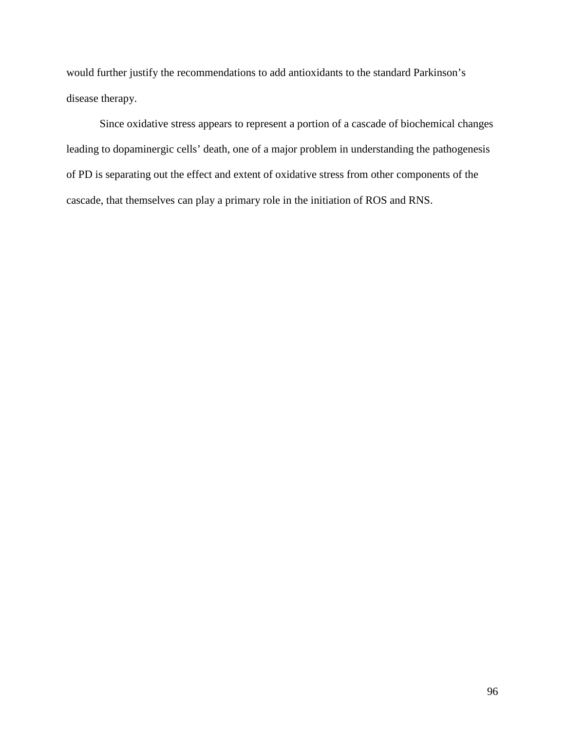would further justify the recommendations to add antioxidants to the standard Parkinson's disease therapy.

Since oxidative stress appears to represent a portion of a cascade of biochemical changes leading to dopaminergic cells' death, one of a major problem in understanding the pathogenesis of PD is separating out the effect and extent of oxidative stress from other components of the cascade, that themselves can play a primary role in the initiation of ROS and RNS.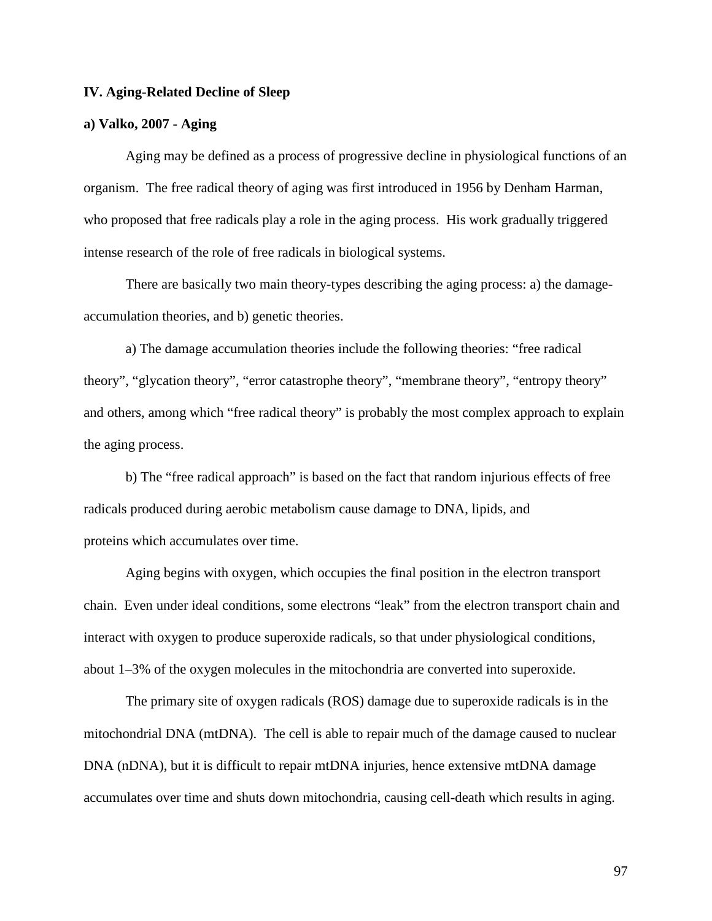**IV. Aging-Related Decline of Sleep**

**a) Valko, 2007 - Aging**

Aging may be defined as a process of progressive decline in physiological functions of an organism. The free radical theory of aging was first introduced in 1956 by Denham Harman, who proposed that free radicals play a role in the aging process. His work gradually triggered intense research of the role of free radicals in biological systems.

There are basically two main theory-types describing the aging process: a) the damage-accumulation theories, and b) genetic theories.

a) The damage accumulation theories include the following theories: "free radical theory", "glycation theory", "error catastrophe theory", "membrane theory", "entropy theory" and others, among which "free radical theory" is probably the most complex approach to explain the aging process.

b) The "free radical approach" is based on the fact that random injurious effects of free radicals produced during aerobic metabolism cause damage to DNA, lipids, and proteins which accumulates over time.

Aging begins with oxygen, which occupies the final position in the electron transport chain. Even under ideal conditions, some electrons "leak" from the electron transport chain and interact with oxygen to produce superoxide radicals, so that under physiological conditions, about 1–3% of the oxygen molecules in the mitochondria are converted into superoxide.

The primary site of oxygen radicals (ROS) damage due to superoxide radicals is in the mitochondrial DNA (mtDNA). The cell is able to repair much of the damage caused to nuclear DNA (nDNA), but it is difficult to repair mtDNA injuries, hence extensive mtDNA damage accumulates over time and shuts down mitochondria, causing cell-death which results in aging.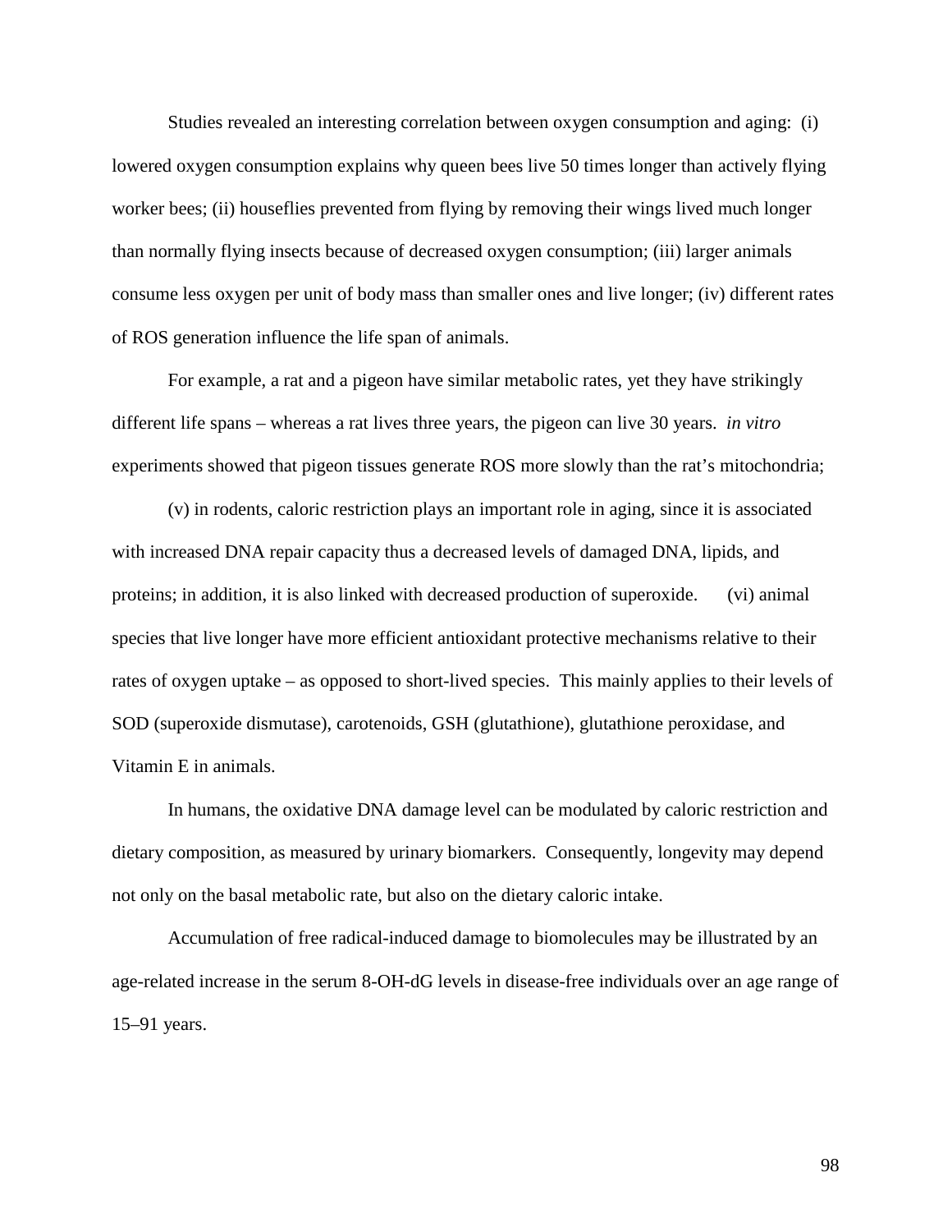Studies revealed an interesting correlation between oxygen consumption and aging: (i) lowered oxygen consumption explains why queen bees live 50 times longer than actively flying worker bees; (ii) houseflies prevented from flying by removing their wings lived much longer than normally flying insects because of decreased oxygen consumption; (iii) larger animals consume less oxygen per unit of body mass than smaller ones and live longer; (iv) different rates of ROS generation influence the life span of animals.

For example, a rat and a pigeon have similar metabolic rates, yet they have strikingly different life spans – whereas a rat lives three years, the pigeon can live 30 years. *in vitro* experiments showed that pigeon tissues generate ROS more slowly than the rat's mitochondria;

(v) in rodents, caloric restriction plays an important role in aging, since it is associated with increased DNA repair capacity thus a decreased levels of damaged DNA, lipids, and proteins; in addition, it is also linked with decreased production of superoxide. (vi) animal species that live longer have more efficient antioxidant protective mechanisms relative to their rates of oxygen uptake – as opposed to short-lived species. This mainly applies to their levels of SOD (superoxide dismutase), carotenoids, GSH (glutathione), glutathione peroxidase, and Vitamin E in animals.

In humans, the oxidative DNA damage level can be modulated by caloric restriction and dietary composition, as measured by urinary biomarkers. Consequently, longevity may depend not only on the basal metabolic rate, but also on the dietary caloric intake.

Accumulation of free radical-induced damage to biomolecules may be illustrated by an age-related increase in the serum 8-OH-dG levels in disease-free individuals over an age range of 15–91 years.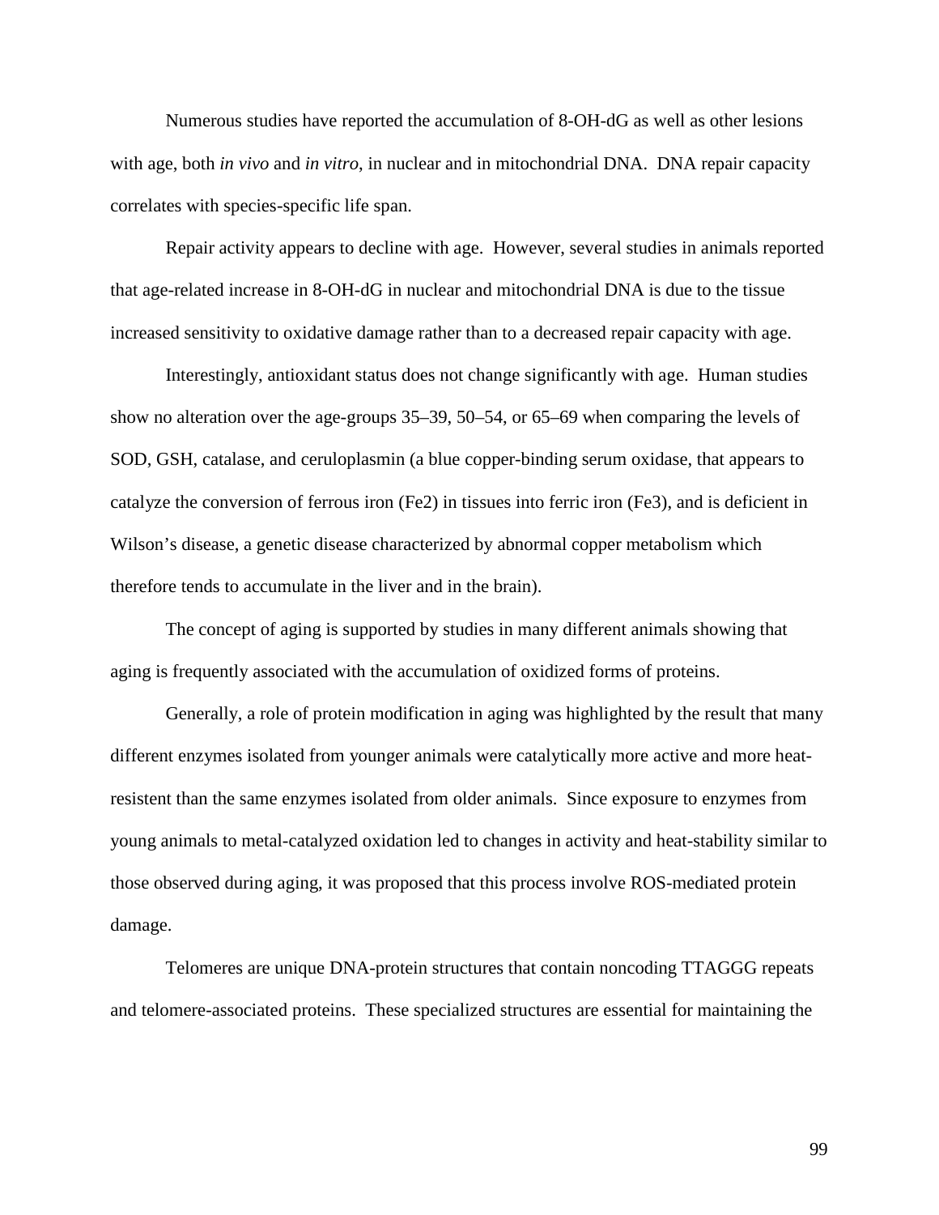Numerous studies have reported the accumulation of 8-OH-dG as well as other lesions with age, both *in vivo* and *in vitro*, in nuclear and in mitochondrial DNA. DNA repair capacity correlates with species-specific life span.

Repair activity appears to decline with age. However, several studies in animals reported that age-related increase in 8-OH-dG in nuclear and mitochondrial DNA is due to the tissue increased sensitivity to oxidative damage rather than to a decreased repair capacity with age.

Interestingly, antioxidant status does not change significantly with age. Human studies show no alteration over the age-groups 35–39, 50–54, or 65–69 when comparing the levels of SOD, GSH, catalase, and ceruloplasmin (a blue copper-binding serum oxidase, that appears to catalyze the conversion of ferrous iron (Fe2) in tissues into ferric iron (Fe3), and is deficient in Wilson's disease, a genetic disease characterized by abnormal copper metabolism which therefore tends to accumulate in the liver and in the brain).

The concept of aging is supported by studies in many different animals showing that aging is frequently associated with the accumulation of oxidized forms of proteins.

Generally, a role of protein modification in aging was highlighted by the result that many different enzymes isolated from younger animals were catalytically more active and more heat-resistent than the same enzymes isolated from older animals. Since exposure to enzymes from young animals to metal-catalyzed oxidation led to changes in activity and heat-stability similar to those observed during aging, it was proposed that this process involve ROS-mediated protein damage.

Telomeres are unique DNA-protein structures that contain noncoding TTAGGG repeats and telomere-associated proteins. These specialized structures are essential for maintaining the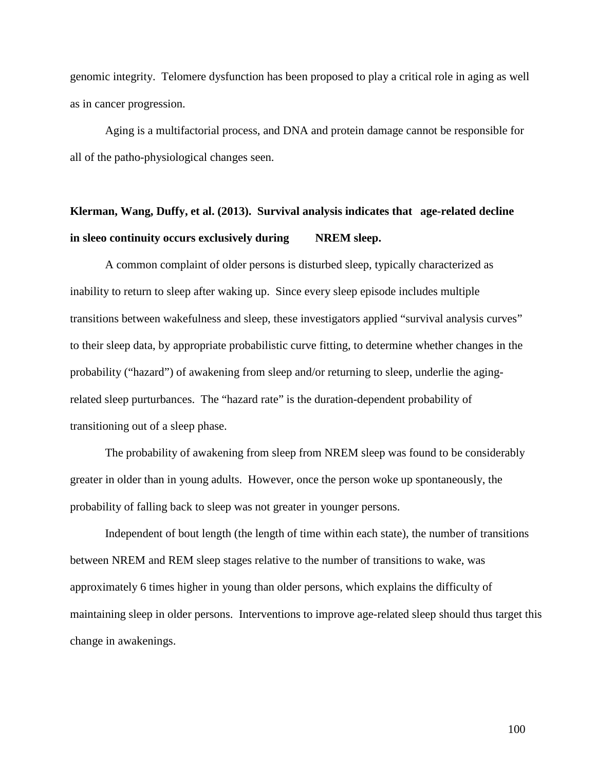genomic integrity. Telomere dysfunction has been proposed to play a critical role in aging as well as in cancer progression.

Aging is a multifactorial process, and DNA and protein damage cannot be responsible for all of the patho-physiological changes seen.

**Klerman, Wang, Duffy, et al. (2013). Survival analysis indicates that age-related decline in sleeo continuity occurs exclusively during NREM sleep.**

A common complaint of older persons is disturbed sleep, typically characterized as inability to return to sleep after waking up. Since every sleep episode includes multiple transitions between wakefulness and sleep, these investigators applied "survival analysis curves" to their sleep data, by appropriate probabilistic curve fitting, to determine whether changes in the probability ("hazard") of awakening from sleep and/or returning to sleep, underlie the aging-related sleep purturbances. The "hazard rate" is the duration-dependent probability of transitioning out of a sleep phase.

The probability of awakening from sleep from NREM sleep was found to be considerably greater in older than in young adults. However, once the person woke up spontaneously, the probability of falling back to sleep was not greater in younger persons.

Independent of bout length (the length of time within each state), the number of transitions between NREM and REM sleep stages relative to the number of transitions to wake, was approximately 6 times higher in young than older persons, which explains the difficulty of maintaining sleep in older persons. Interventions to improve age-related sleep should thus target this change in awakenings.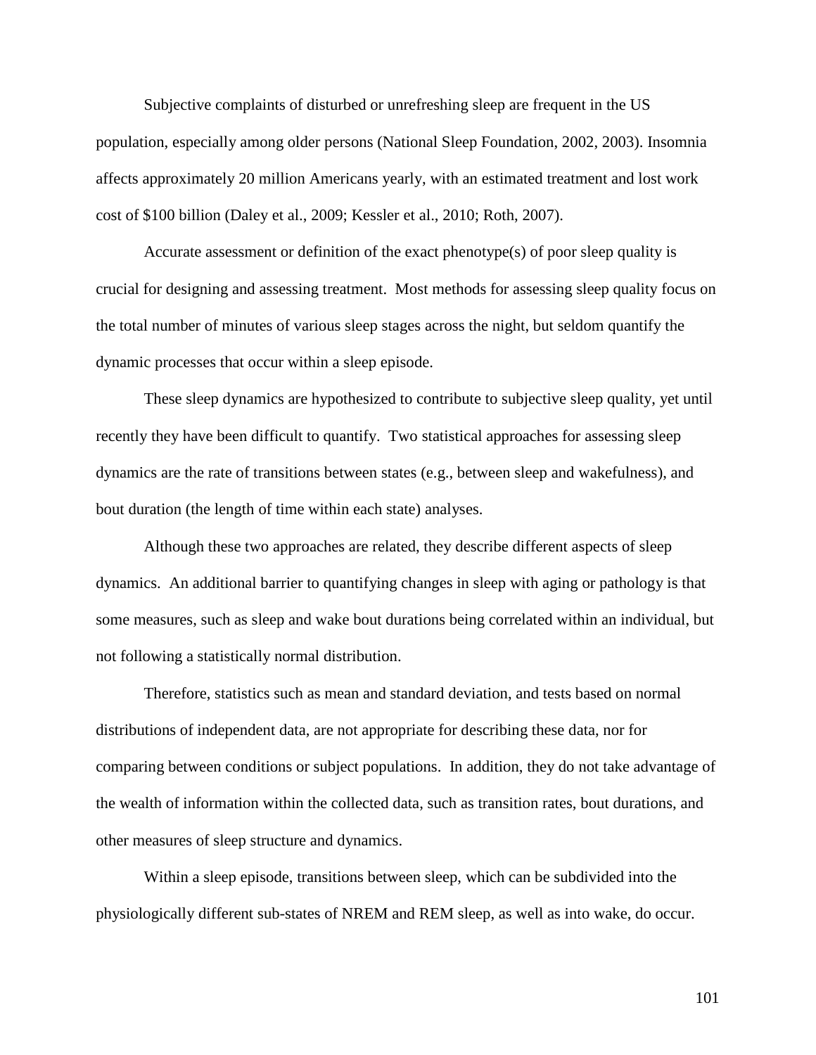Subjective complaints of disturbed or unrefreshing sleep are frequent in the US population, especially among older persons (National Sleep Foundation, 2002, 2003). Insomnia affects approximately 20 million Americans yearly, with an estimated treatment and lost work cost of $100 billion (Daley et al., 2009; Kessler et al., 2010; Roth, 2007).

Accurate assessment or definition of the exact phenotype(s) of poor sleep quality is crucial for designing and assessing treatment. Most methods for assessing sleep quality focus on the total number of minutes of various sleep stages across the night, but seldom quantify the dynamic processes that occur within a sleep episode.

These sleep dynamics are hypothesized to contribute to subjective sleep quality, yet until recently they have been difficult to quantify. Two statistical approaches for assessing sleep dynamics are the rate of transitions between states (e.g., between sleep and wakefulness), and bout duration (the length of time within each state) analyses.

Although these two approaches are related, they describe different aspects of sleep dynamics. An additional barrier to quantifying changes in sleep with aging or pathology is that some measures, such as sleep and wake bout durations being correlated within an individual, but not following a statistically normal distribution.

Therefore, statistics such as mean and standard deviation, and tests based on normal distributions of independent data, are not appropriate for describing these data, nor for comparing between conditions or subject populations. In addition, they do not take advantage of the wealth of information within the collected data, such as transition rates, bout durations, and other measures of sleep structure and dynamics.

Within a sleep episode, transitions between sleep, which can be subdivided into the physiologically different sub-states of NREM and REM sleep, as well as into wake, do occur.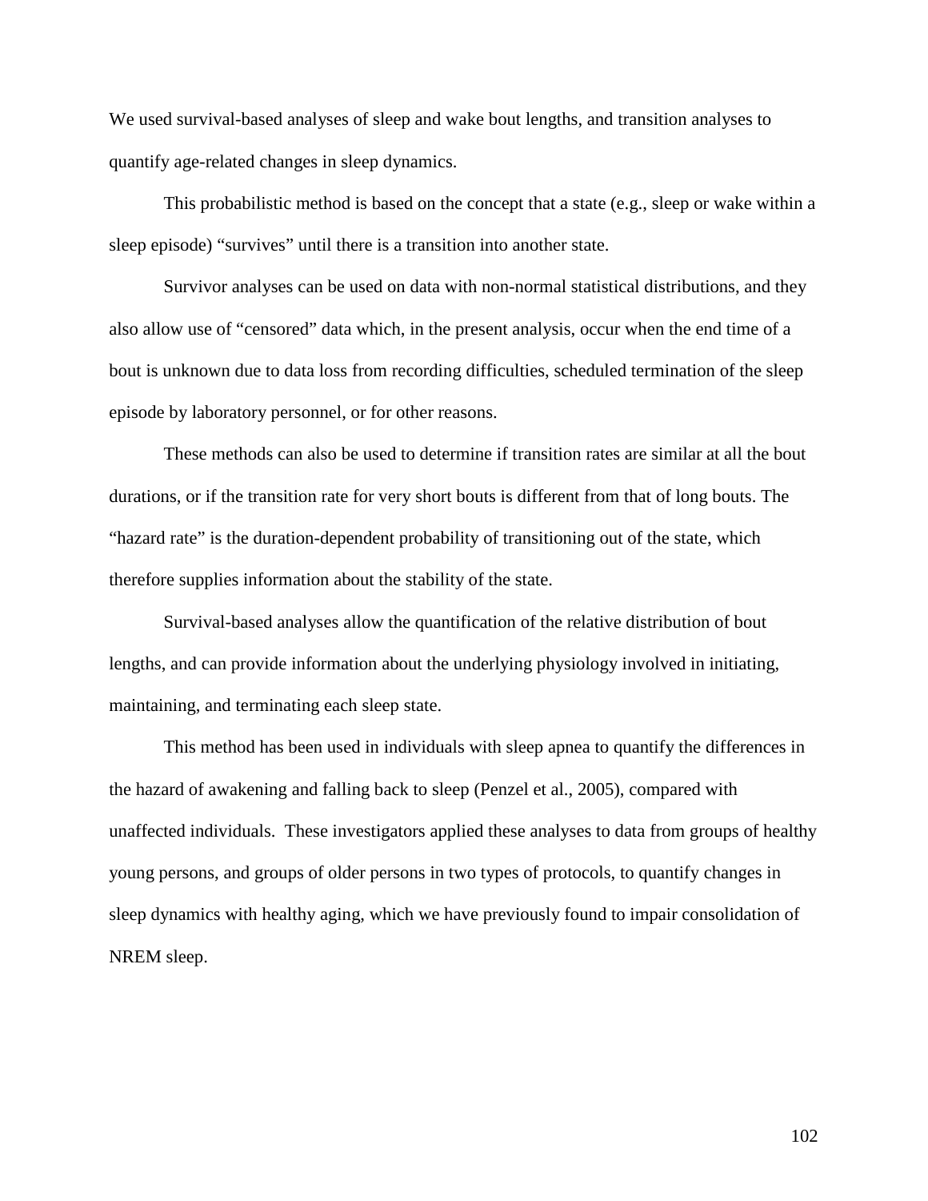We used survival-based analyses of sleep and wake bout lengths, and transition analyses to quantify age-related changes in sleep dynamics.

This probabilistic method is based on the concept that a state (e.g., sleep or wake within a sleep episode) "survives" until there is a transition into another state.

Survivor analyses can be used on data with non-normal statistical distributions, and they also allow use of "censored" data which, in the present analysis, occur when the end time of a bout is unknown due to data loss from recording difficulties, scheduled termination of the sleep episode by laboratory personnel, or for other reasons.

These methods can also be used to determine if transition rates are similar at all the bout durations, or if the transition rate for very short bouts is different from that of long bouts. The "hazard rate" is the duration-dependent probability of transitioning out of the state, which therefore supplies information about the stability of the state.

Survival-based analyses allow the quantification of the relative distribution of bout lengths, and can provide information about the underlying physiology involved in initiating, maintaining, and terminating each sleep state.

This method has been used in individuals with sleep apnea to quantify the differences in the hazard of awakening and falling back to sleep (Penzel et al., 2005), compared with unaffected individuals. These investigators applied these analyses to data from groups of healthy young persons, and groups of older persons in two types of protocols, to quantify changes in sleep dynamics with healthy aging, which we have previously found to impair consolidation of NREM sleep.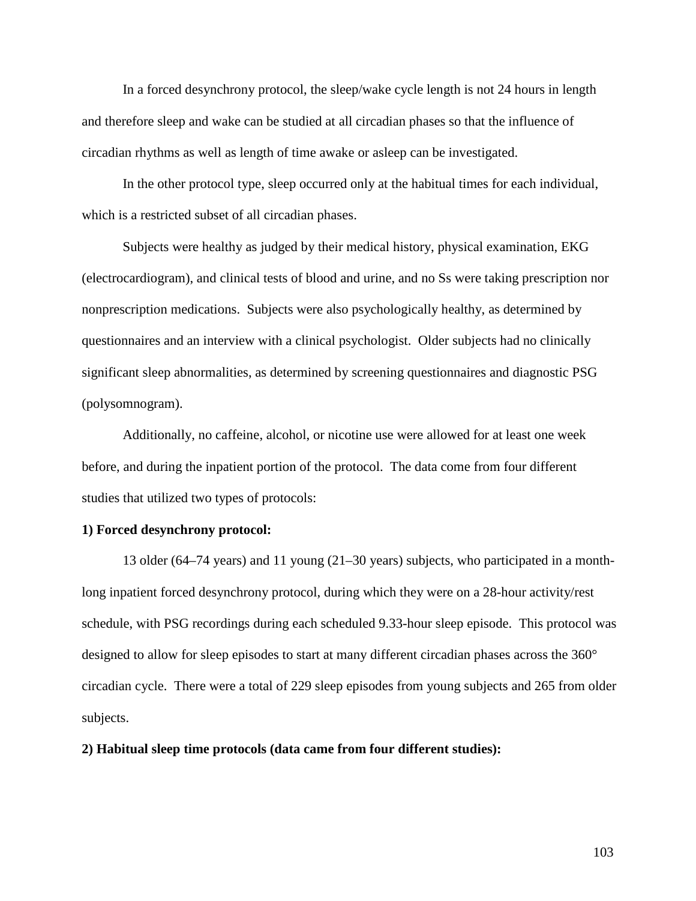In a forced desynchrony protocol, the sleep/wake cycle length is not 24 hours in length and therefore sleep and wake can be studied at all circadian phases so that the influence of circadian rhythms as well as length of time awake or asleep can be investigated.

In the other protocol type, sleep occurred only at the habitual times for each individual, which is a restricted subset of all circadian phases.

Subjects were healthy as judged by their medical history, physical examination, EKG (electrocardiogram), and clinical tests of blood and urine, and no Ss were taking prescription nor nonprescription medications. Subjects were also psychologically healthy, as determined by questionnaires and an interview with a clinical psychologist. Older subjects had no clinically significant sleep abnormalities, as determined by screening questionnaires and diagnostic PSG (polysomnogram).

Additionally, no caffeine, alcohol, or nicotine use were allowed for at least one week before, and during the inpatient portion of the protocol. The data come from four different studies that utilized two types of protocols:

**1) Forced desynchrony protocol:**

13 older (64–74 years) and 11 young (21–30 years) subjects, who participated in a month-long inpatient forced desynchrony protocol, during which they were on a 28-hour activity/rest schedule, with PSG recordings during each scheduled 9.33-hour sleep episode. This protocol was designed to allow for sleep episodes to start at many different circadian phases across the 360° circadian cycle. There were a total of 229 sleep episodes from young subjects and 265 from older subjects.

**2) Habitual sleep time protocols (data came from four different studies):**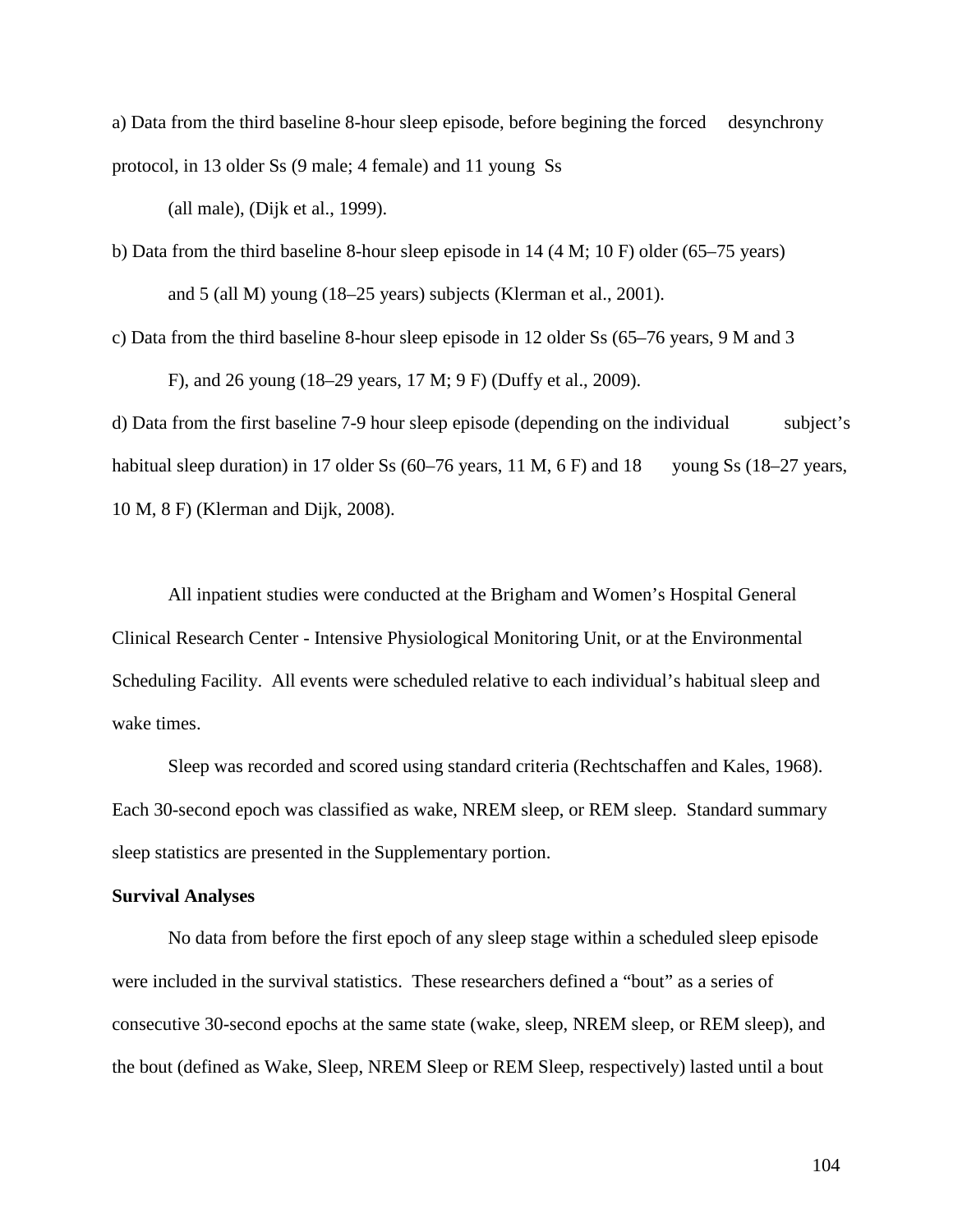a) Data from the third baseline 8-hour sleep episode, before begining the forced desynchrony protocol, in 13 older Ss (9 male; 4 female) and 11 young Ss (all male), (Dijk et al., 1999).

b) Data from the third baseline 8-hour sleep episode in 14 (4 M; 10 F) older (65–75 years) and 5 (all M) young (18–25 years) subjects (Klerman et al., 2001).

c) Data from the third baseline 8-hour sleep episode in 12 older Ss (65–76 years, 9 M and 3 F), and 26 young (18–29 years, 17 M; 9 F) (Duffy et al., 2009).

d) Data from the first baseline 7-9 hour sleep episode (depending on the individual subject's habitual sleep duration) in 17 older Ss (60–76 years, 11 M, 6 F) and 18 young Ss (18–27 years, 10 M, 8 F) (Klerman and Dijk, 2008).

All inpatient studies were conducted at the Brigham and Women's Hospital General Clinical Research Center - Intensive Physiological Monitoring Unit, or at the Environmental Scheduling Facility. All events were scheduled relative to each individual's habitual sleep and wake times.

Sleep was recorded and scored using standard criteria (Rechtschaffen and Kales, 1968). Each 30-second epoch was classified as wake, NREM sleep, or REM sleep. Standard summary sleep statistics are presented in the Supplementary portion.

**Survival Analyses**

No data from before the first epoch of any sleep stage within a scheduled sleep episode were included in the survival statistics. These researchers defined a "bout" as a series of consecutive 30-second epochs at the same state (wake, sleep, NREM sleep, or REM sleep), and the bout (defined as Wake, Sleep, NREM Sleep or REM Sleep, respectively) lasted until a bout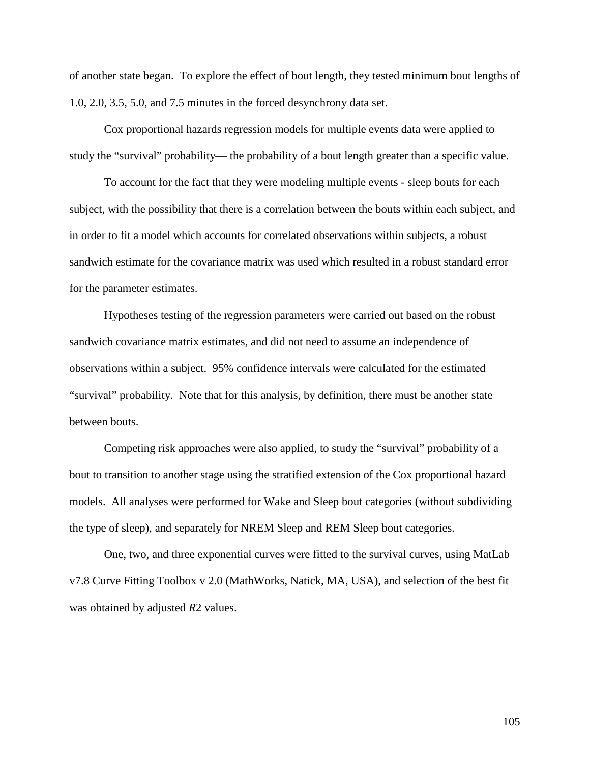of another state began.  To explore the effect of bout length, they tested minimum bout lengths of 1.0, 2.0, 3.5, 5.0, and 7.5 minutes in the forced desynchrony data set.

Cox proportional hazards regression models for multiple events data were applied to study the "survival" probability— the probability of a bout length greater than a specific value.

To account for the fact that they were modeling multiple events - sleep bouts for each subject, with the possibility that there is a correlation between the bouts within each subject, and in order to fit a model which accounts for correlated observations within subjects, a robust sandwich estimate for the covariance matrix was used which resulted in a robust standard error for the parameter estimates.

Hypotheses testing of the regression parameters were carried out based on the robust sandwich covariance matrix estimates, and did not need to assume an independence of observations within a subject.  95% confidence intervals were calculated for the estimated "survival" probability.  Note that for this analysis, by definition, there must be another state between bouts.

Competing risk approaches were also applied, to study the "survival" probability of a bout to transition to another stage using the stratified extension of the Cox proportional hazard models.  All analyses were performed for Wake and Sleep bout categories (without subdividing the type of sleep), and separately for NREM Sleep and REM Sleep bout categories.

One, two, and three exponential curves were fitted to the survival curves, using MatLab v7.8 Curve Fitting Toolbox v 2.0 (MathWorks, Natick, MA, USA), and selection of the best fit was obtained by adjusted $R2$ values.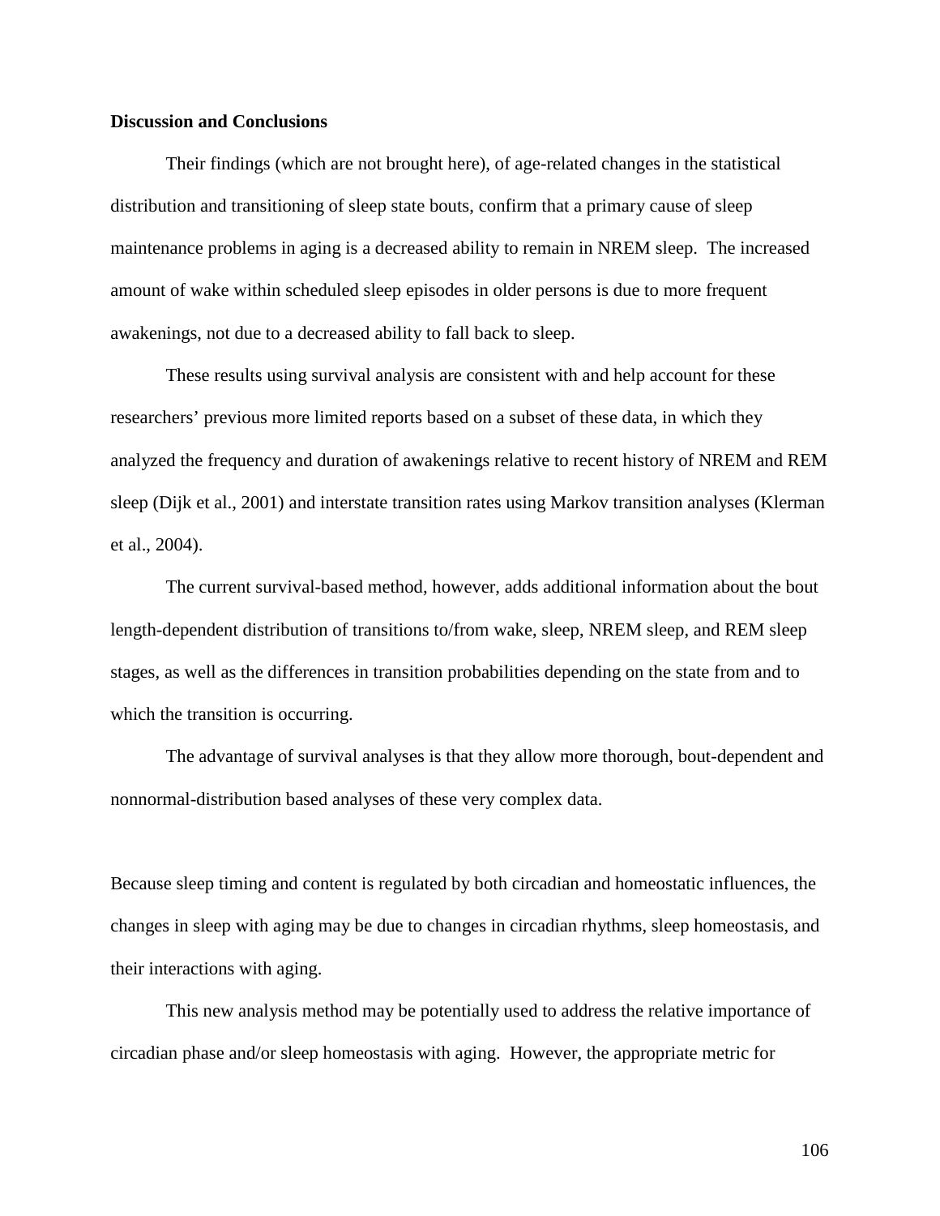**Discussion and Conclusions**

Their findings (which are not brought here), of age-related changes in the statistical distribution and transitioning of sleep state bouts, confirm that a primary cause of sleep maintenance problems in aging is a decreased ability to remain in NREM sleep. The increased amount of wake within scheduled sleep episodes in older persons is due to more frequent awakenings, not due to a decreased ability to fall back to sleep.

These results using survival analysis are consistent with and help account for these researchers' previous more limited reports based on a subset of these data, in which they analyzed the frequency and duration of awakenings relative to recent history of NREM and REM sleep (Dijk et al., 2001) and interstate transition rates using Markov transition analyses (Klerman et al., 2004).

The current survival-based method, however, adds additional information about the bout length-dependent distribution of transitions to/from wake, sleep, NREM sleep, and REM sleep stages, as well as the differences in transition probabilities depending on the state from and to which the transition is occurring.

The advantage of survival analyses is that they allow more thorough, bout-dependent and nonnormal-distribution based analyses of these very complex data.

Because sleep timing and content is regulated by both circadian and homeostatic influences, the changes in sleep with aging may be due to changes in circadian rhythms, sleep homeostasis, and their interactions with aging.

This new analysis method may be potentially used to address the relative importance of circadian phase and/or sleep homeostasis with aging. However, the appropriate metric for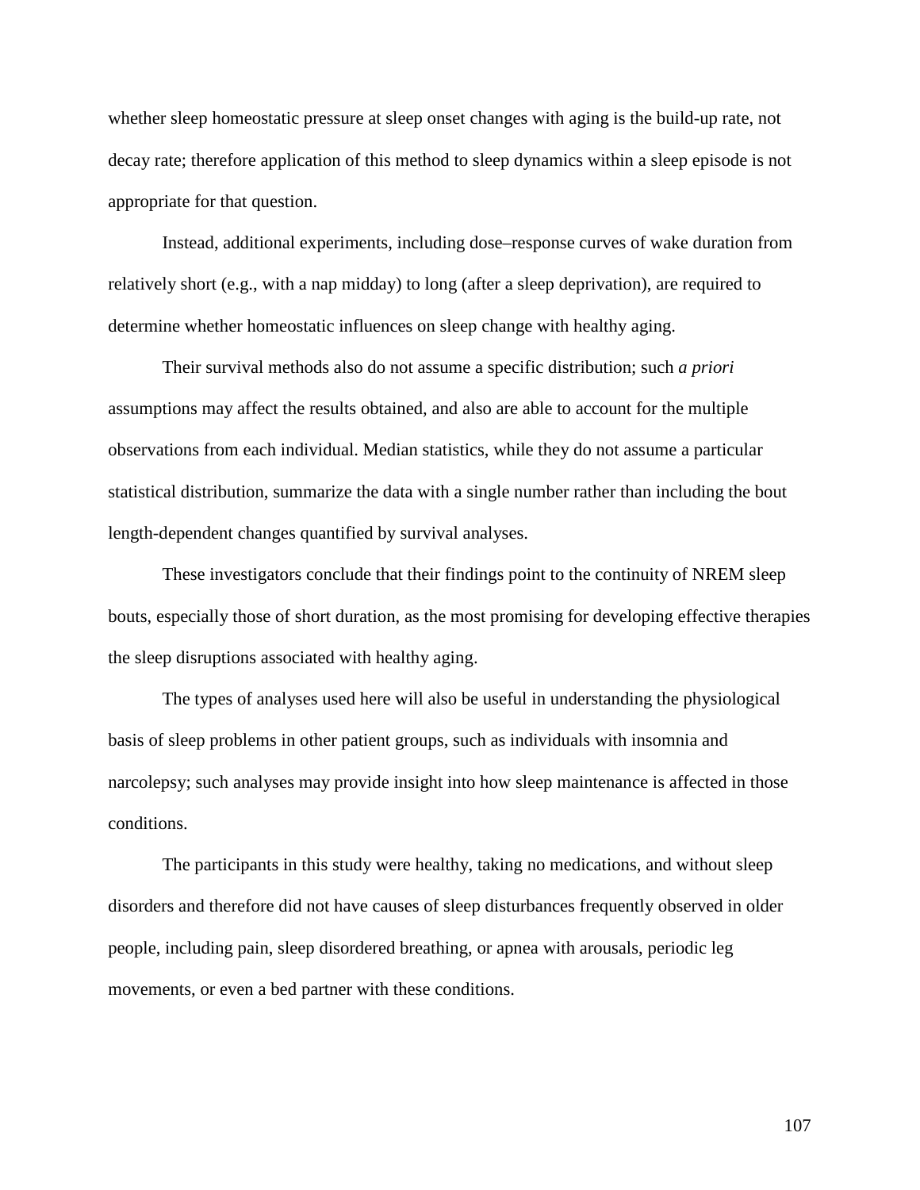whether sleep homeostatic pressure at sleep onset changes with aging is the build-up rate, not decay rate; therefore application of this method to sleep dynamics within a sleep episode is not appropriate for that question.

Instead, additional experiments, including dose–response curves of wake duration from relatively short (e.g., with a nap midday) to long (after a sleep deprivation), are required to determine whether homeostatic influences on sleep change with healthy aging.

Their survival methods also do not assume a specific distribution; such *a priori* assumptions may affect the results obtained, and also are able to account for the multiple observations from each individual. Median statistics, while they do not assume a particular statistical distribution, summarize the data with a single number rather than including the bout length-dependent changes quantified by survival analyses.

These investigators conclude that their findings point to the continuity of NREM sleep bouts, especially those of short duration, as the most promising for developing effective therapies the sleep disruptions associated with healthy aging.

The types of analyses used here will also be useful in understanding the physiological basis of sleep problems in other patient groups, such as individuals with insomnia and narcolepsy; such analyses may provide insight into how sleep maintenance is affected in those conditions.

The participants in this study were healthy, taking no medications, and without sleep disorders and therefore did not have causes of sleep disturbances frequently observed in older people, including pain, sleep disordered breathing, or apnea with arousals, periodic leg movements, or even a bed partner with these conditions.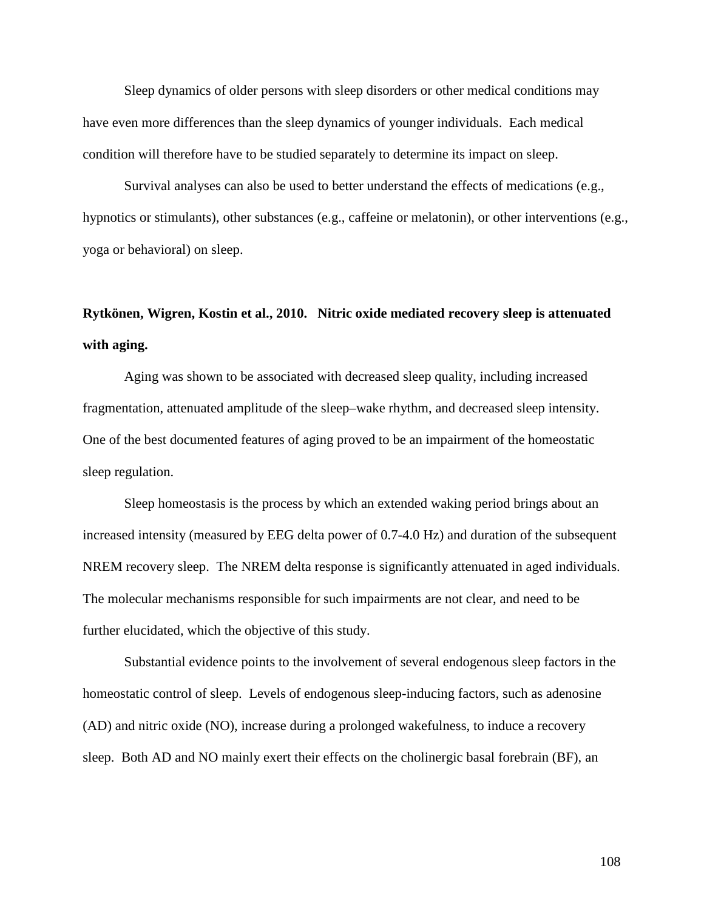Sleep dynamics of older persons with sleep disorders or other medical conditions may have even more differences than the sleep dynamics of younger individuals. Each medical condition will therefore have to be studied separately to determine its impact on sleep.

Survival analyses can also be used to better understand the effects of medications (e.g., hypnotics or stimulants), other substances (e.g., caffeine or melatonin), or other interventions (e.g., yoga or behavioral) on sleep.

**Rytkönen, Wigren, Kostin et al., 2010. Nitric oxide mediated recovery sleep is attenuated with aging.**

Aging was shown to be associated with decreased sleep quality, including increased fragmentation, attenuated amplitude of the sleep–wake rhythm, and decreased sleep intensity. One of the best documented features of aging proved to be an impairment of the homeostatic sleep regulation.

Sleep homeostasis is the process by which an extended waking period brings about an increased intensity (measured by EEG delta power of 0.7-4.0 Hz) and duration of the subsequent NREM recovery sleep. The NREM delta response is significantly attenuated in aged individuals. The molecular mechanisms responsible for such impairments are not clear, and need to be further elucidated, which the objective of this study.

Substantial evidence points to the involvement of several endogenous sleep factors in the homeostatic control of sleep. Levels of endogenous sleep-inducing factors, such as adenosine (AD) and nitric oxide (NO), increase during a prolonged wakefulness, to induce a recovery sleep. Both AD and NO mainly exert their effects on the cholinergic basal forebrain (BF), an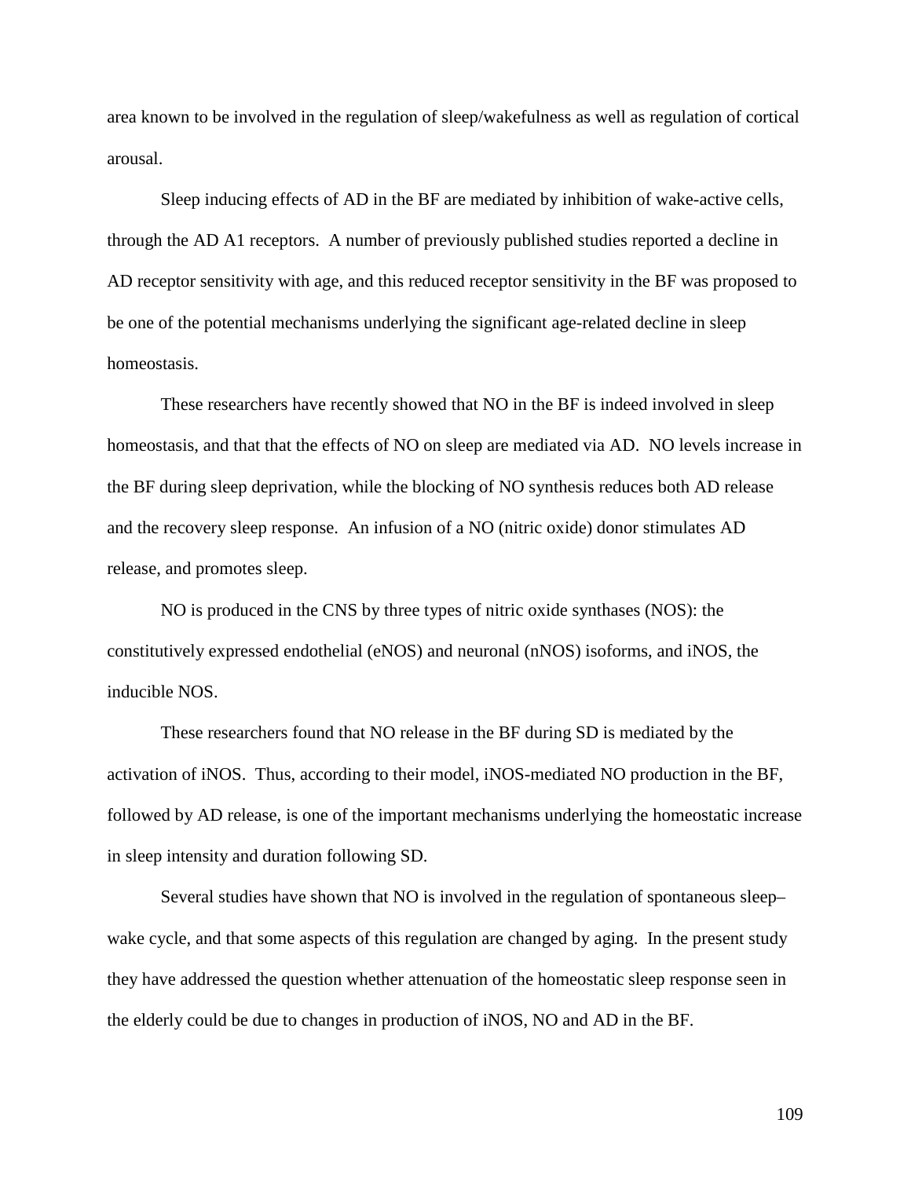area known to be involved in the regulation of sleep/wakefulness as well as regulation of cortical arousal.

Sleep inducing effects of AD in the BF are mediated by inhibition of wake-active cells, through the AD A1 receptors. A number of previously published studies reported a decline in AD receptor sensitivity with age, and this reduced receptor sensitivity in the BF was proposed to be one of the potential mechanisms underlying the significant age-related decline in sleep homeostasis.

These researchers have recently showed that NO in the BF is indeed involved in sleep homeostasis, and that that the effects of NO on sleep are mediated via AD. NO levels increase in the BF during sleep deprivation, while the blocking of NO synthesis reduces both AD release and the recovery sleep response. An infusion of a NO (nitric oxide) donor stimulates AD release, and promotes sleep.

NO is produced in the CNS by three types of nitric oxide synthases (NOS): the constitutively expressed endothelial (eNOS) and neuronal (nNOS) isoforms, and iNOS, the inducible NOS.

These researchers found that NO release in the BF during SD is mediated by the activation of iNOS. Thus, according to their model, iNOS-mediated NO production in the BF, followed by AD release, is one of the important mechanisms underlying the homeostatic increase in sleep intensity and duration following SD.

Several studies have shown that NO is involved in the regulation of spontaneous sleep–wake cycle, and that some aspects of this regulation are changed by aging. In the present study they have addressed the question whether attenuation of the homeostatic sleep response seen in the elderly could be due to changes in production of iNOS, NO and AD in the BF.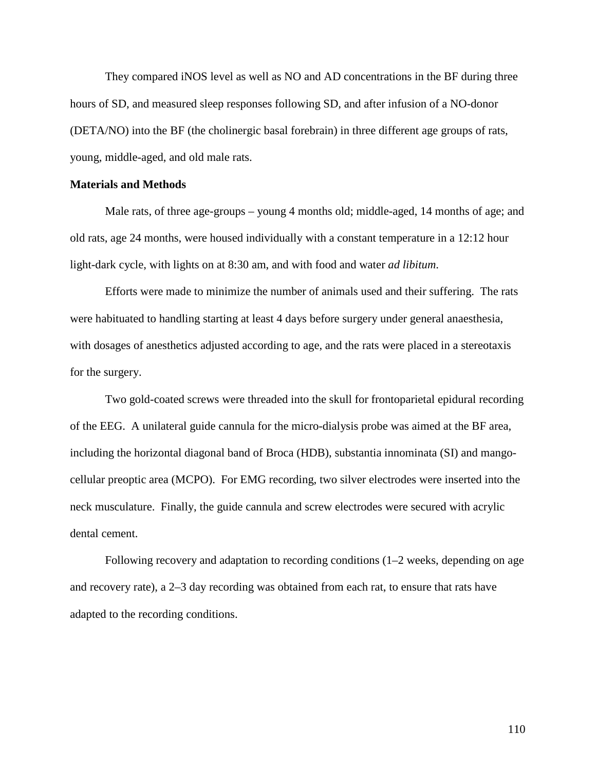They compared iNOS level as well as NO and AD concentrations in the BF during three hours of SD, and measured sleep responses following SD, and after infusion of a NO-donor (DETA/NO) into the BF (the cholinergic basal forebrain) in three different age groups of rats, young, middle-aged, and old male rats.

**Materials and Methods**

Male rats, of three age-groups – young 4 months old; middle-aged, 14 months of age; and old rats, age 24 months, were housed individually with a constant temperature in a 12:12 hour light-dark cycle, with lights on at 8:30 am, and with food and water *ad libitum*.

Efforts were made to minimize the number of animals used and their suffering. The rats were habituated to handling starting at least 4 days before surgery under general anaesthesia, with dosages of anesthetics adjusted according to age, and the rats were placed in a stereotaxis for the surgery.

Two gold-coated screws were threaded into the skull for frontoparietal epidural recording of the EEG. A unilateral guide cannula for the micro-dialysis probe was aimed at the BF area, including the horizontal diagonal band of Broca (HDB), substantia innominata (SI) and mango-cellular preoptic area (MCPO). For EMG recording, two silver electrodes were inserted into the neck musculature. Finally, the guide cannula and screw electrodes were secured with acrylic dental cement.

Following recovery and adaptation to recording conditions (1–2 weeks, depending on age and recovery rate), a 2–3 day recording was obtained from each rat, to ensure that rats have adapted to the recording conditions.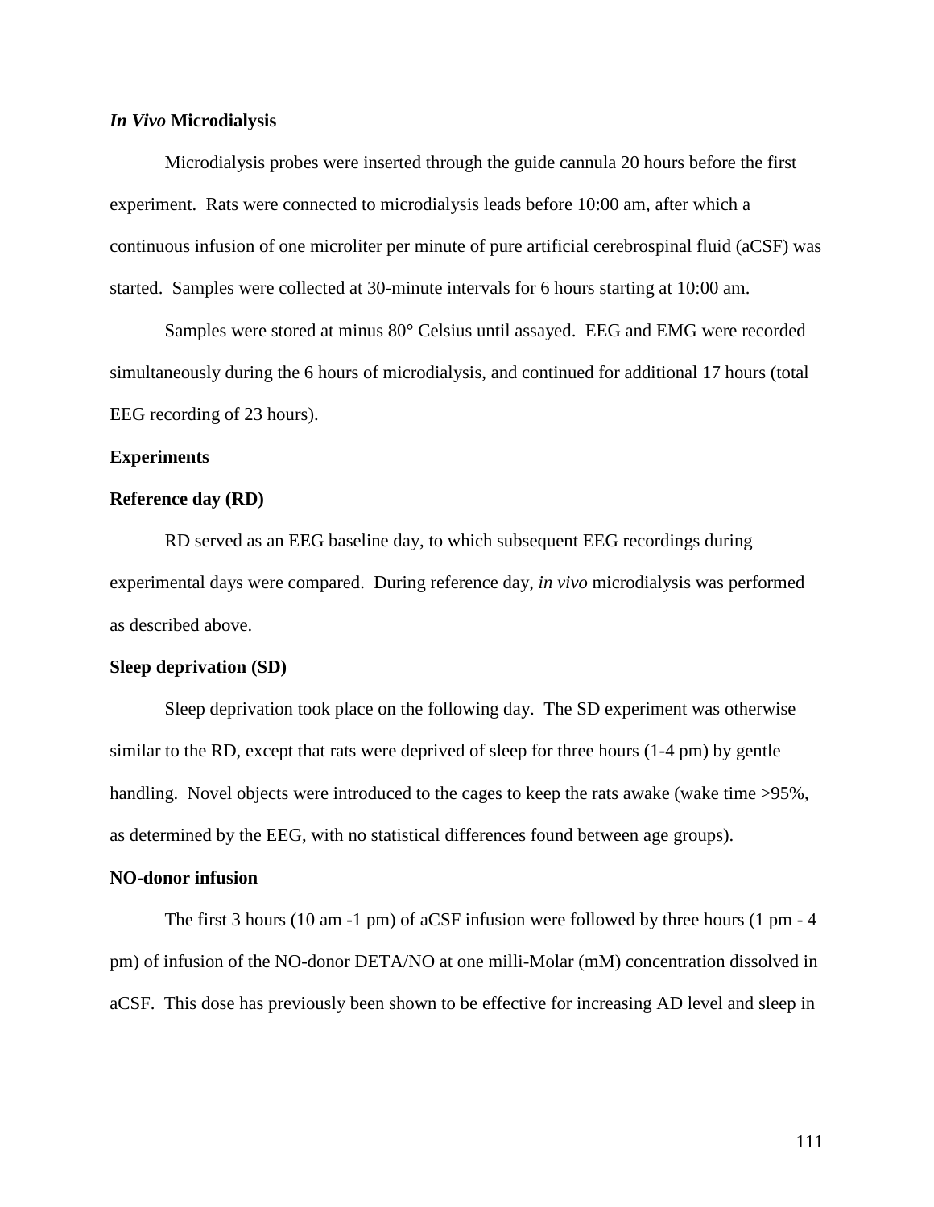### *In Vivo* Microdialysis

Microdialysis probes were inserted through the guide cannula 20 hours before the first experiment. Rats were connected to microdialysis leads before 10:00 am, after which a continuous infusion of one microliter per minute of pure artificial cerebrospinal fluid (aCSF) was started. Samples were collected at 30-minute intervals for 6 hours starting at 10:00 am.

Samples were stored at minus 80° Celsius until assayed. EEG and EMG were recorded simultaneously during the 6 hours of microdialysis, and continued for additional 17 hours (total EEG recording of 23 hours).

### Experiments

#### Reference day (RD)

RD served as an EEG baseline day, to which subsequent EEG recordings during experimental days were compared. During reference day, *in vivo* microdialysis was performed as described above.

#### Sleep deprivation (SD)

Sleep deprivation took place on the following day. The SD experiment was otherwise similar to the RD, except that rats were deprived of sleep for three hours (1-4 pm) by gentle handling. Novel objects were introduced to the cages to keep the rats awake (wake time >95%, as determined by the EEG, with no statistical differences found between age groups).

#### NO-donor infusion

The first 3 hours (10 am -1 pm) of aCSF infusion were followed by three hours (1 pm - 4 pm) of infusion of the NO-donor DETA/NO at one milli-Molar (mM) concentration dissolved in aCSF. This dose has previously been shown to be effective for increasing AD level and sleep in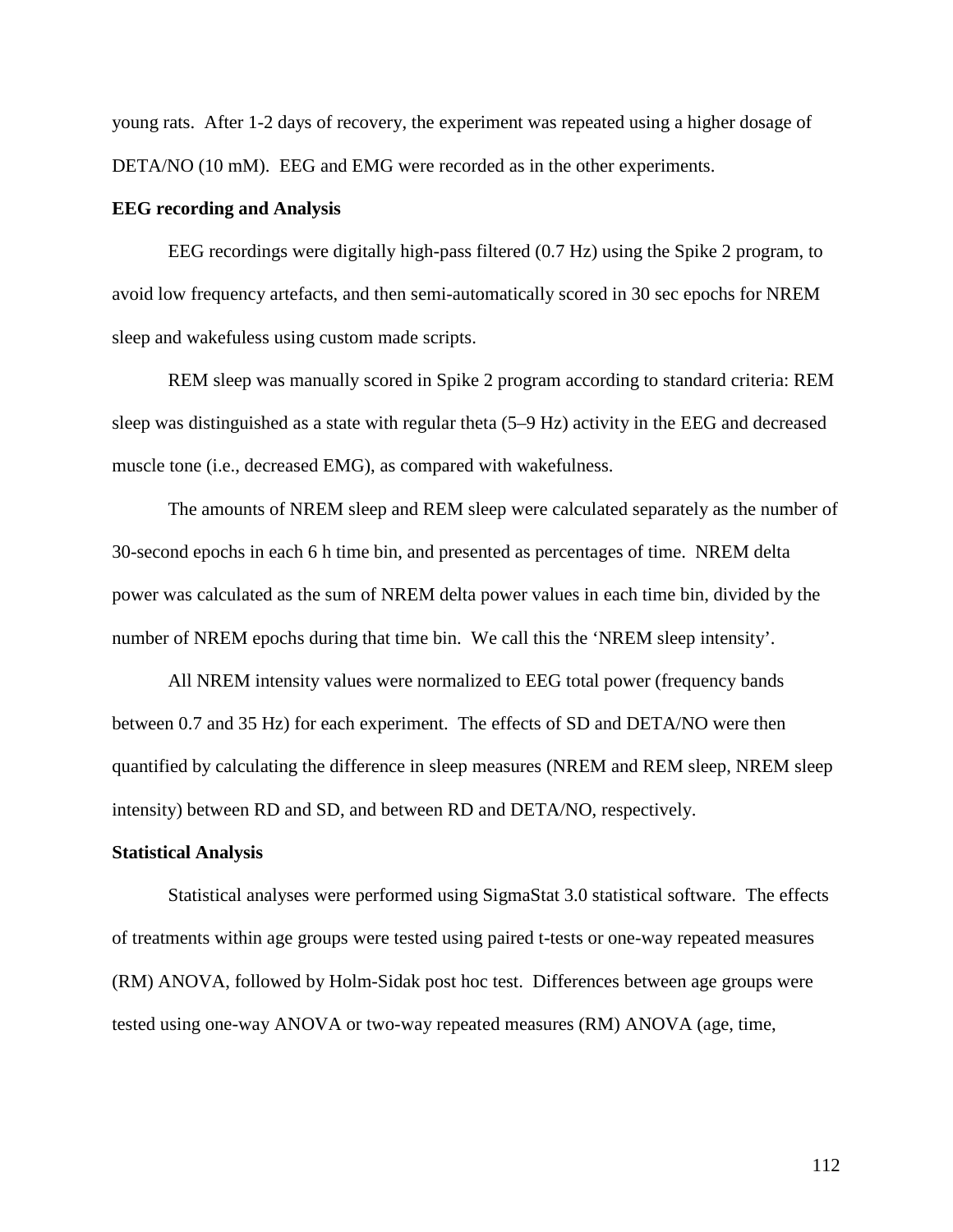young rats. After 1-2 days of recovery, the experiment was repeated using a higher dosage of DETA/NO (10 mM). EEG and EMG were recorded as in the other experiments.

**EEG recording and Analysis**

EEG recordings were digitally high-pass filtered (0.7 Hz) using the Spike 2 program, to avoid low frequency artefacts, and then semi-automatically scored in 30 sec epochs for NREM sleep and wakefuless using custom made scripts.

REM sleep was manually scored in Spike 2 program according to standard criteria: REM sleep was distinguished as a state with regular theta (5–9 Hz) activity in the EEG and decreased muscle tone (i.e., decreased EMG), as compared with wakefulness.

The amounts of NREM sleep and REM sleep were calculated separately as the number of 30-second epochs in each 6 h time bin, and presented as percentages of time. NREM delta power was calculated as the sum of NREM delta power values in each time bin, divided by the number of NREM epochs during that time bin. We call this the 'NREM sleep intensity'.

All NREM intensity values were normalized to EEG total power (frequency bands between 0.7 and 35 Hz) for each experiment. The effects of SD and DETA/NO were then quantified by calculating the difference in sleep measures (NREM and REM sleep, NREM sleep intensity) between RD and SD, and between RD and DETA/NO, respectively.

**Statistical Analysis**

Statistical analyses were performed using SigmaStat 3.0 statistical software. The effects of treatments within age groups were tested using paired t-tests or one-way repeated measures (RM) ANOVA, followed by Holm-Sidak post hoc test. Differences between age groups were tested using one-way ANOVA or two-way repeated measures (RM) ANOVA (age, time,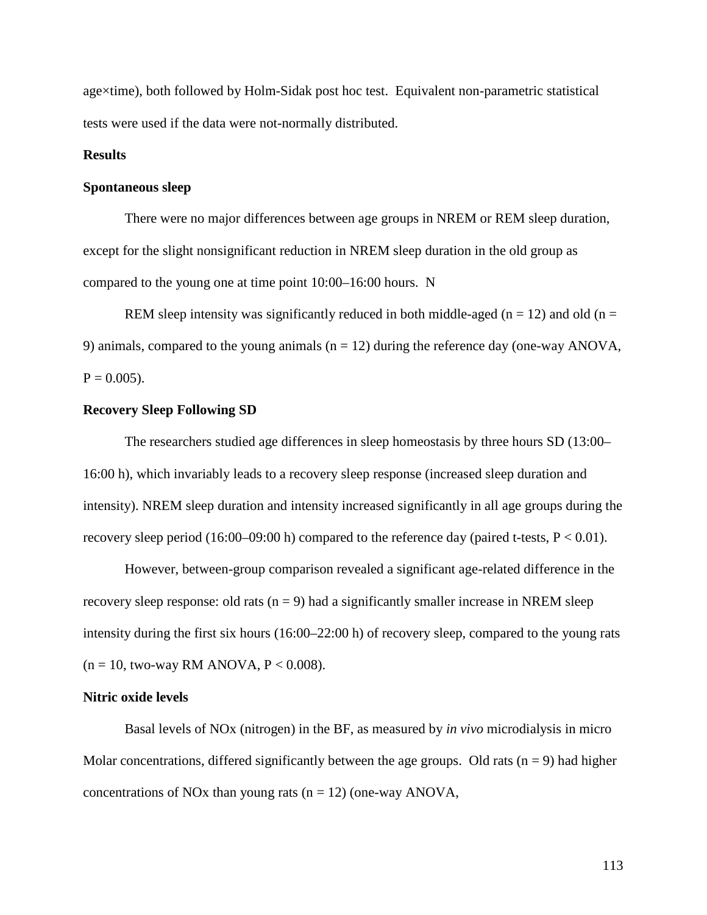age×time), both followed by Holm-Sidak post hoc test. Equivalent non-parametric statistical tests were used if the data were not-normally distributed.

**Results**

**Spontaneous sleep**

There were no major differences between age groups in NREM or REM sleep duration, except for the slight nonsignificant reduction in NREM sleep duration in the old group as compared to the young one at time point 10:00–16:00 hours. N

REM sleep intensity was significantly reduced in both middle-aged ($n = 12$) and old ($n = 9$) animals, compared to the young animals ($n = 12$) during the reference day (one-way ANOVA, $P = 0.005$).

**Recovery Sleep Following SD**

The researchers studied age differences in sleep homeostasis by three hours SD (13:00–16:00 h), which invariably leads to a recovery sleep response (increased sleep duration and intensity). NREM sleep duration and intensity increased significantly in all age groups during the recovery sleep period (16:00–09:00 h) compared to the reference day (paired t-tests, $P < 0.01$).

However, between-group comparison revealed a significant age-related difference in the recovery sleep response: old rats ($n = 9$) had a significantly smaller increase in NREM sleep intensity during the first six hours (16:00–22:00 h) of recovery sleep, compared to the young rats ($n = 10$, two-way RM ANOVA, $P < 0.008$).

**Nitric oxide levels**

Basal levels of NOx (nitrogen) in the BF, as measured by *in vivo* microdialysis in micro Molar concentrations, differed significantly between the age groups. Old rats ($n = 9$) had higher concentrations of NOx than young rats ($n = 12$) (one-way ANOVA,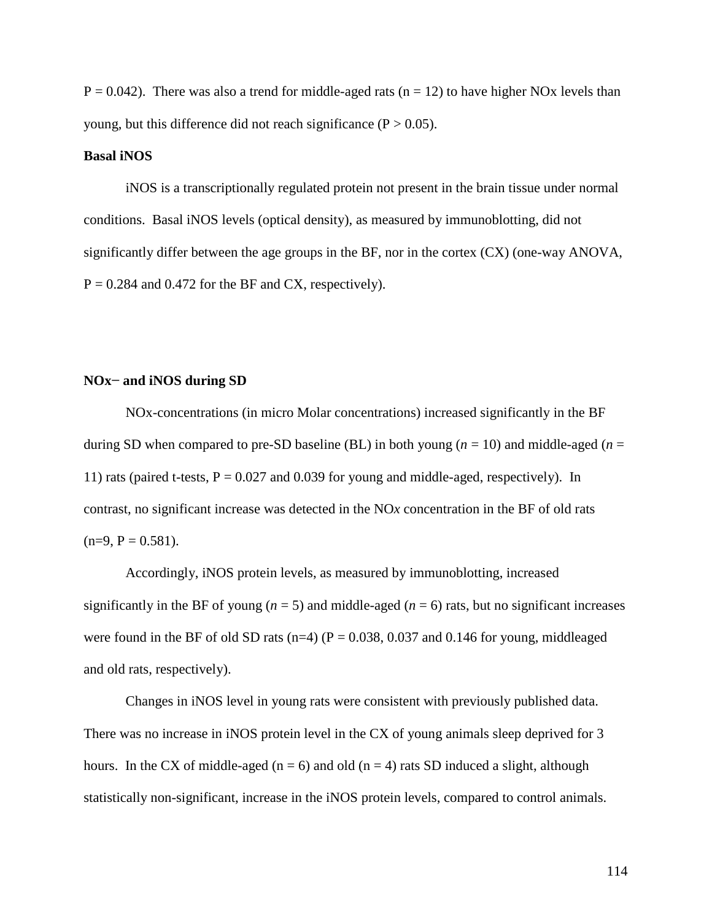P = 0.042). There was also a trend for middle-aged rats (n = 12) to have higher NOx levels than young, but this difference did not reach significance (P > 0.05).

**Basal iNOS**

iNOS is a transcriptionally regulated protein not present in the brain tissue under normal conditions. Basal iNOS levels (optical density), as measured by immunoblotting, did not significantly differ between the age groups in the BF, nor in the cortex (CX) (one-way ANOVA, P = 0.284 and 0.472 for the BF and CX, respectively).

**NOx− and iNOS during SD**

NOx-concentrations (in micro Molar concentrations) increased significantly in the BF during SD when compared to pre-SD baseline (BL) in both young (*n* = 10) and middle-aged (*n* = 11) rats (paired t-tests, P = 0.027 and 0.039 for young and middle-aged, respectively). In contrast, no significant increase was detected in the NO*x* concentration in the BF of old rats (n=9, P = 0.581).

Accordingly, iNOS protein levels, as measured by immunoblotting, increased significantly in the BF of young (*n* = 5) and middle-aged (*n* = 6) rats, but no significant increases were found in the BF of old SD rats (n=4) (P = 0.038, 0.037 and 0.146 for young, middleaged and old rats, respectively).

Changes in iNOS level in young rats were consistent with previously published data. There was no increase in iNOS protein level in the CX of young animals sleep deprived for 3 hours. In the CX of middle-aged (n = 6) and old (n = 4) rats SD induced a slight, although statistically non-significant, increase in the iNOS protein levels, compared to control animals.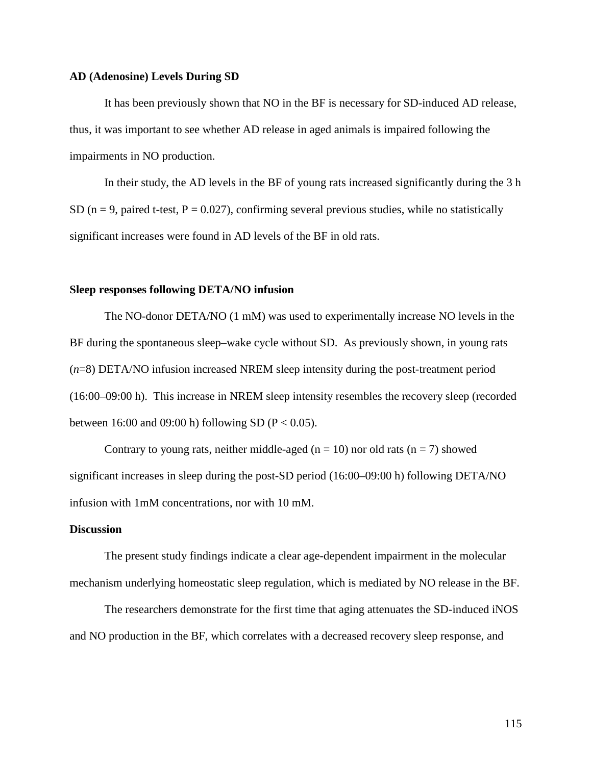**AD (Adenosine) Levels During SD**

It has been previously shown that NO in the BF is necessary for SD-induced AD release, thus, it was important to see whether AD release in aged animals is impaired following the impairments in NO production.

In their study, the AD levels in the BF of young rats increased significantly during the 3 h SD ($n = 9$, paired t-test, $P = 0.027$), confirming several previous studies, while no statistically significant increases were found in AD levels of the BF in old rats.

**Sleep responses following DETA/NO infusion**

The NO-donor DETA/NO (1 mM) was used to experimentally increase NO levels in the BF during the spontaneous sleep–wake cycle without SD. As previously shown, in young rats ($n$=8) DETA/NO infusion increased NREM sleep intensity during the post-treatment period (16:00–09:00 h). This increase in NREM sleep intensity resembles the recovery sleep (recorded between 16:00 and 09:00 h) following SD ($P < 0.05$).

Contrary to young rats, neither middle-aged ($n = 10$) nor old rats ($n = 7$) showed significant increases in sleep during the post-SD period (16:00–09:00 h) following DETA/NO infusion with 1mM concentrations, nor with 10 mM.

**Discussion**

The present study findings indicate a clear age-dependent impairment in the molecular mechanism underlying homeostatic sleep regulation, which is mediated by NO release in the BF.

The researchers demonstrate for the first time that aging attenuates the SD-induced iNOS and NO production in the BF, which correlates with a decreased recovery sleep response, and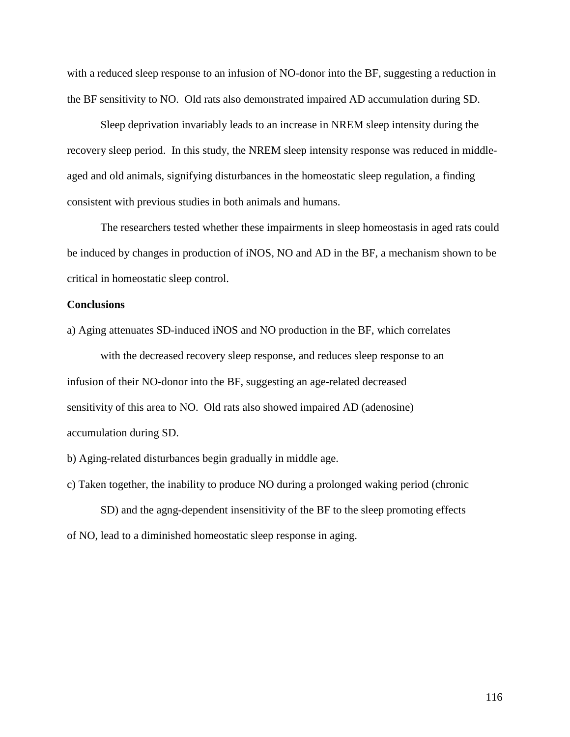with a reduced sleep response to an infusion of NO-donor into the BF, suggesting a reduction in the BF sensitivity to NO. Old rats also demonstrated impaired AD accumulation during SD.

Sleep deprivation invariably leads to an increase in NREM sleep intensity during the recovery sleep period. In this study, the NREM sleep intensity response was reduced in middle-aged and old animals, signifying disturbances in the homeostatic sleep regulation, a finding consistent with previous studies in both animals and humans.

The researchers tested whether these impairments in sleep homeostasis in aged rats could be induced by changes in production of iNOS, NO and AD in the BF, a mechanism shown to be critical in homeostatic sleep control.

**Conclusions**

a) Aging attenuates SD-induced iNOS and NO production in the BF, which correlates with the decreased recovery sleep response, and reduces sleep response to an infusion of their NO-donor into the BF, suggesting an age-related decreased sensitivity of this area to NO. Old rats also showed impaired AD (adenosine) accumulation during SD.

b) Aging-related disturbances begin gradually in middle age.

c) Taken together, the inability to produce NO during a prolonged waking period (chronic SD) and the agng-dependent insensitivity of the BF to the sleep promoting effects of NO, lead to a diminished homeostatic sleep response in aging.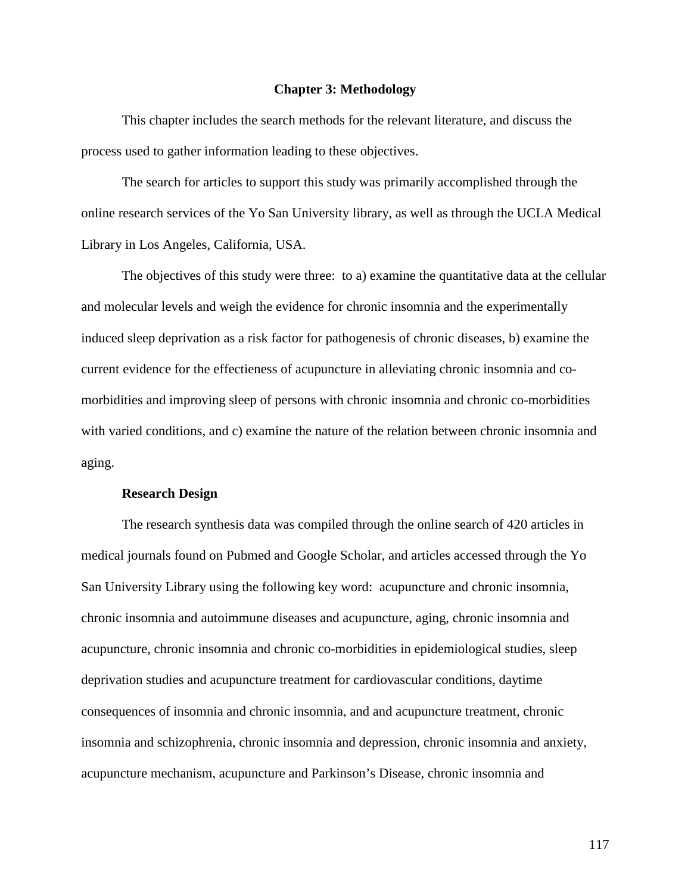# Chapter 3: Methodology

This chapter includes the search methods for the relevant literature, and discuss the process used to gather information leading to these objectives.

The search for articles to support this study was primarily accomplished through the online research services of the Yo San University library, as well as through the UCLA Medical Library in Los Angeles, California, USA.

The objectives of this study were three:  to a) examine the quantitative data at the cellular and molecular levels and weigh the evidence for chronic insomnia and the experimentally induced sleep deprivation as a risk factor for pathogenesis of chronic diseases, b) examine the current evidence for the effectieness of acupuncture in alleviating chronic insomnia and co-morbidities and improving sleep of persons with chronic insomnia and chronic co-morbidities with varied conditions, and c) examine the nature of the relation between chronic insomnia and aging.

## Research Design

The research synthesis data was compiled through the online search of 420 articles in medical journals found on Pubmed and Google Scholar, and articles accessed through the Yo San University Library using the following key word:  acupuncture and chronic insomnia, chronic insomnia and autoimmune diseases and acupuncture, aging, chronic insomnia and acupuncture, chronic insomnia and chronic co-morbidities in epidemiological studies, sleep deprivation studies and acupuncture treatment for cardiovascular conditions, daytime consequences of insomnia and chronic insomnia, and and acupuncture treatment, chronic insomnia and schizophrenia, chronic insomnia and depression, chronic insomnia and anxiety, acupuncture mechanism, acupuncture and Parkinson's Disease, chronic insomnia and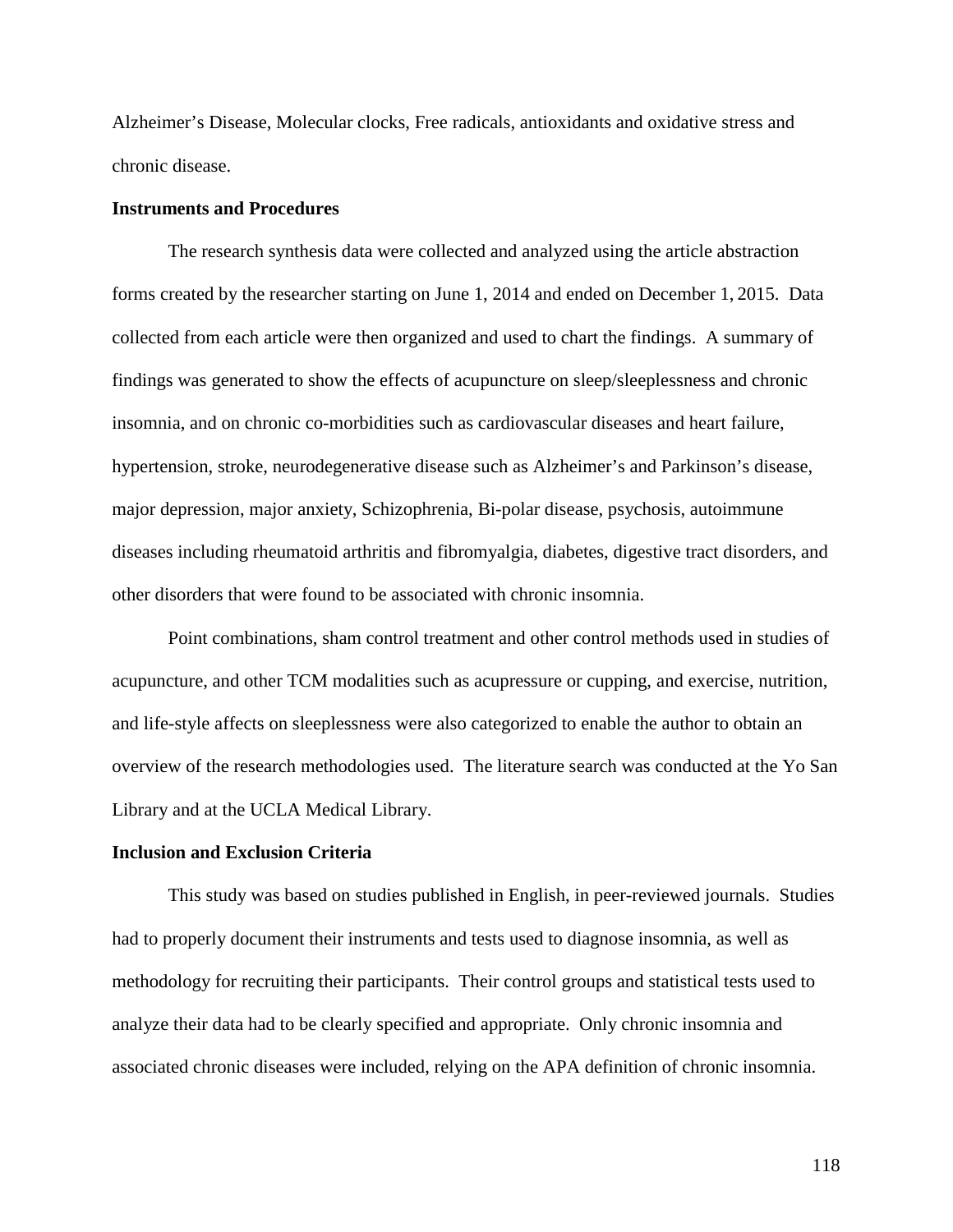Alzheimer's Disease, Molecular clocks, Free radicals, antioxidants and oxidative stress and chronic disease.

**Instruments and Procedures**

The research synthesis data were collected and analyzed using the article abstraction forms created by the researcher starting on June 1, 2014 and ended on December 1, 2015. Data collected from each article were then organized and used to chart the findings. A summary of findings was generated to show the effects of acupuncture on sleep/sleeplessness and chronic insomnia, and on chronic co-morbidities such as cardiovascular diseases and heart failure, hypertension, stroke, neurodegenerative disease such as Alzheimer's and Parkinson's disease, major depression, major anxiety, Schizophrenia, Bi-polar disease, psychosis, autoimmune diseases including rheumatoid arthritis and fibromyalgia, diabetes, digestive tract disorders, and other disorders that were found to be associated with chronic insomnia.

Point combinations, sham control treatment and other control methods used in studies of acupuncture, and other TCM modalities such as acupressure or cupping, and exercise, nutrition, and life-style affects on sleeplessness were also categorized to enable the author to obtain an overview of the research methodologies used. The literature search was conducted at the Yo San Library and at the UCLA Medical Library.

**Inclusion and Exclusion Criteria**

This study was based on studies published in English, in peer-reviewed journals. Studies had to properly document their instruments and tests used to diagnose insomnia, as well as methodology for recruiting their participants. Their control groups and statistical tests used to analyze their data had to be clearly specified and appropriate. Only chronic insomnia and associated chronic diseases were included, relying on the APA definition of chronic insomnia.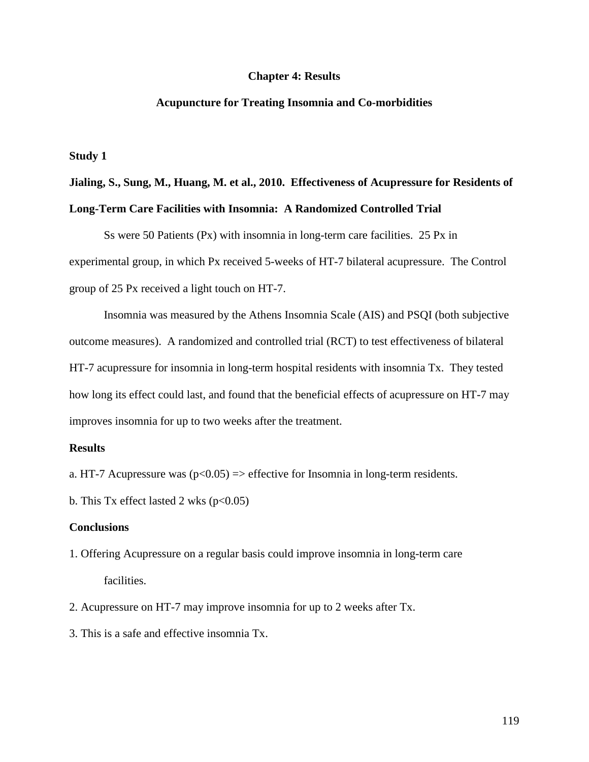# Chapter 4: Results

## Acupuncture for Treating Insomnia and Co-morbidities

**Study 1**

**Jialing, S., Sung, M., Huang, M. et al., 2010. Effectiveness of Acupressure for Residents of Long-Term Care Facilities with Insomnia: A Randomized Controlled Trial**

Ss were 50 Patients (Px) with insomnia in long-term care facilities. 25 Px in experimental group, in which Px received 5-weeks of HT-7 bilateral acupressure. The Control group of 25 Px received a light touch on HT-7.

Insomnia was measured by the Athens Insomnia Scale (AIS) and PSQI (both subjective outcome measures). A randomized and controlled trial (RCT) to test effectiveness of bilateral HT-7 acupressure for insomnia in long-term hospital residents with insomnia Tx. They tested how long its effect could last, and found that the beneficial effects of acupressure on HT-7 may improves insomnia for up to two weeks after the treatment.

**Results**

a. HT-7 Acupressure was ($p<0.05$) => effective for Insomnia in long-term residents.

b. This Tx effect lasted 2 wks ($p<0.05$)

**Conclusions**

1. Offering Acupressure on a regular basis could improve insomnia in long-term care facilities.
2. Acupressure on HT-7 may improve insomnia for up to 2 weeks after Tx.
3. This is a safe and effective insomnia Tx.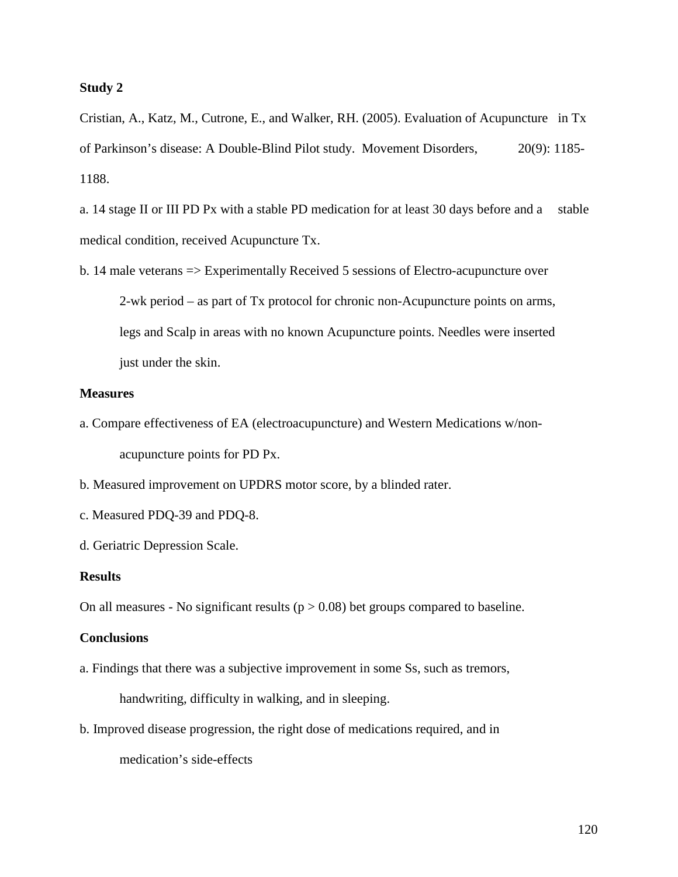**Study 2**

Cristian, A., Katz, M., Cutrone, E., and Walker, RH. (2005). Evaluation of Acupuncture in Tx of Parkinson's disease: A Double-Blind Pilot study. Movement Disorders, 20(9): 1185-1188.

a. 14 stage II or III PD Px with a stable PD medication for at least 30 days before and a stable medical condition, received Acupuncture Tx.

b. 14 male veterans => Experimentally Received 5 sessions of Electro-acupuncture over 2-wk period – as part of Tx protocol for chronic non-Acupuncture points on arms, legs and Scalp in areas with no known Acupuncture points. Needles were inserted just under the skin.

**Measures**

a. Compare effectiveness of EA (electroacupuncture) and Western Medications w/non-acupuncture points for PD Px.

b. Measured improvement on UPDRS motor score, by a blinded rater.

c. Measured PDQ-39 and PDQ-8.

d. Geriatric Depression Scale.

**Results**

On all measures - No significant results ($p > 0.08$) bet groups compared to baseline.

**Conclusions**

a. Findings that there was a subjective improvement in some Ss, such as tremors, handwriting, difficulty in walking, and in sleeping.

b. Improved disease progression, the right dose of medications required, and in medication's side-effects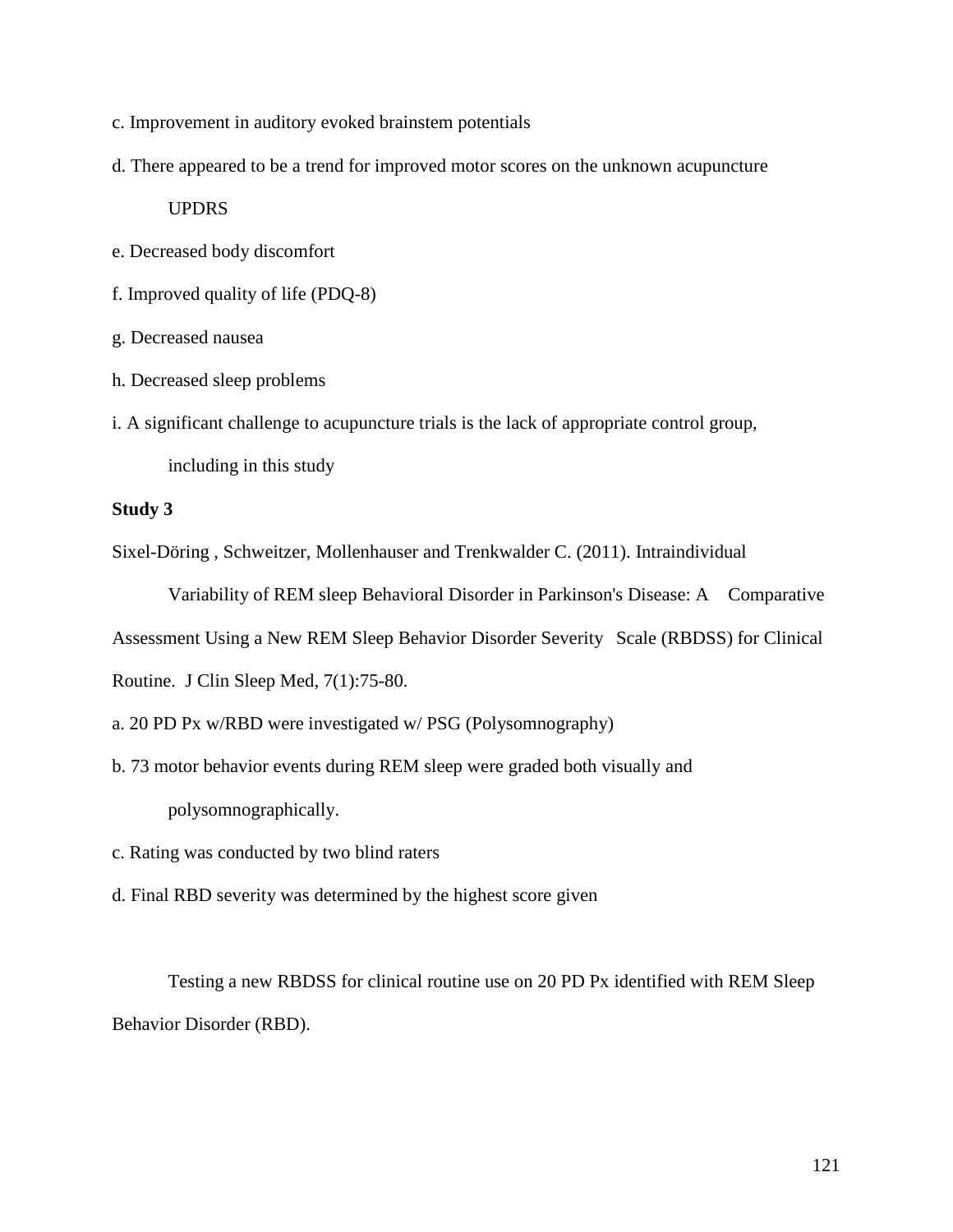c. Improvement in auditory evoked brainstem potentials

d. There appeared to be a trend for improved motor scores on the unknown acupuncture UPDRS

e. Decreased body discomfort

f. Improved quality of life (PDQ-8)

g. Decreased nausea

h. Decreased sleep problems

i. A significant challenge to acupuncture trials is the lack of appropriate control group, including in this study

**Study 3**

Sixel-Döring , Schweitzer, Mollenhauser and Trenkwalder C. (2011). Intraindividual Variability of REM sleep Behavioral Disorder in Parkinson's Disease: A Comparative Assessment Using a New REM Sleep Behavior Disorder Severity Scale (RBDSS) for Clinical Routine. J Clin Sleep Med, 7(1):75-80.

a. 20 PD Px w/RBD were investigated w/ PSG (Polysomnography)

b. 73 motor behavior events during REM sleep were graded both visually and polysomnographically.

c. Rating was conducted by two blind raters

d. Final RBD severity was determined by the highest score given

Testing a new RBDSS for clinical routine use on 20 PD Px identified with REM Sleep Behavior Disorder (RBD).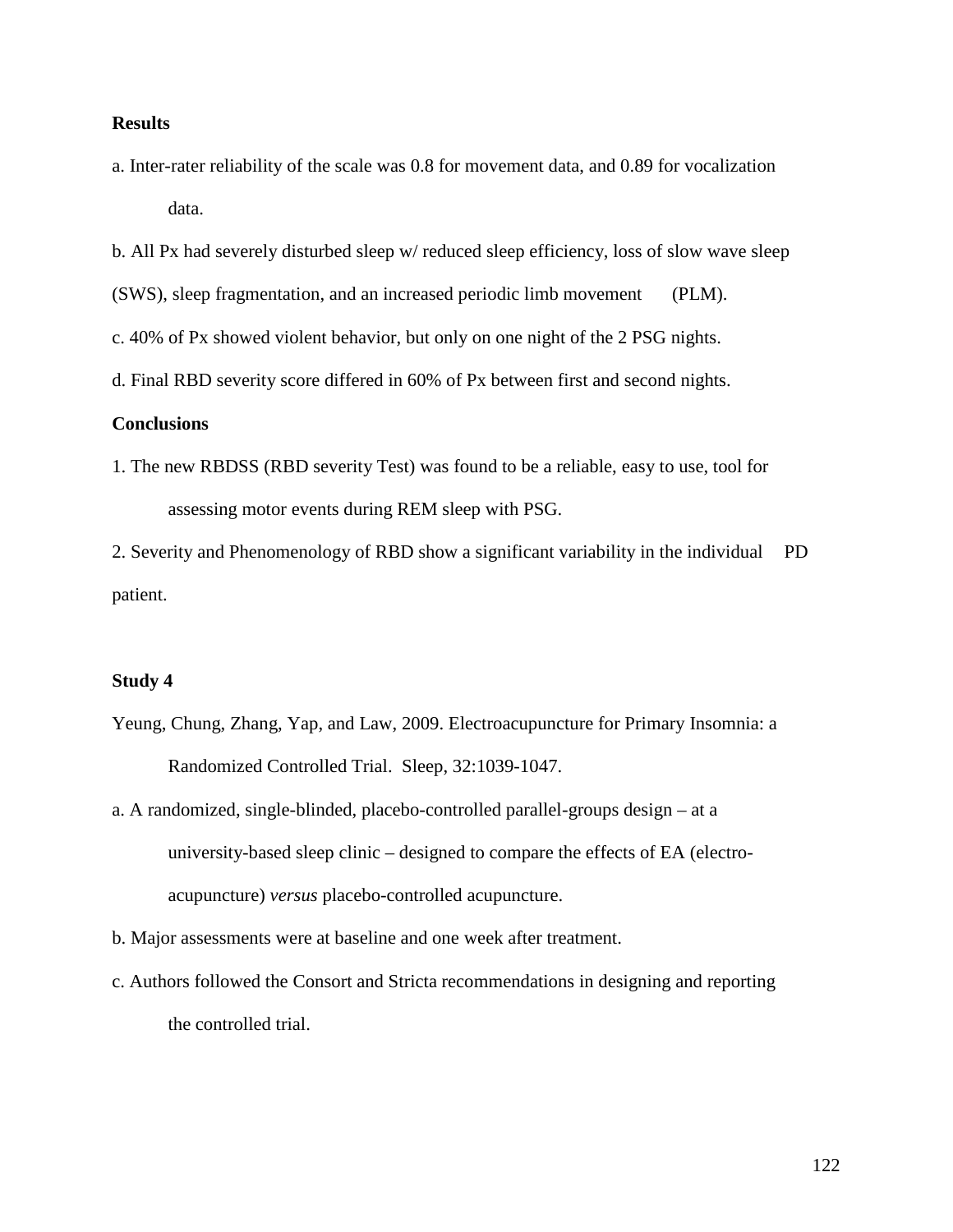**Results**

a. Inter-rater reliability of the scale was 0.8 for movement data, and 0.89 for vocalization data.

b. All Px had severely disturbed sleep w/ reduced sleep efficiency, loss of slow wave sleep (SWS), sleep fragmentation, and an increased periodic limb movement (PLM).

c. 40% of Px showed violent behavior, but only on one night of the 2 PSG nights.

d. Final RBD severity score differed in 60% of Px between first and second nights.

**Conclusions**

1. The new RBDSS (RBD severity Test) was found to be a reliable, easy to use, tool for assessing motor events during REM sleep with PSG.

2. Severity and Phenomenology of RBD show a significant variability in the individual PD patient.

**Study 4**

Yeung, Chung, Zhang, Yap, and Law, 2009. Electroacupuncture for Primary Insomnia: a Randomized Controlled Trial. Sleep, 32:1039-1047.

a. A randomized, single-blinded, placebo-controlled parallel-groups design – at a university-based sleep clinic – designed to compare the effects of EA (electro-acupuncture) *versus* placebo-controlled acupuncture.

b. Major assessments were at baseline and one week after treatment.

c. Authors followed the Consort and Stricta recommendations in designing and reporting the controlled trial.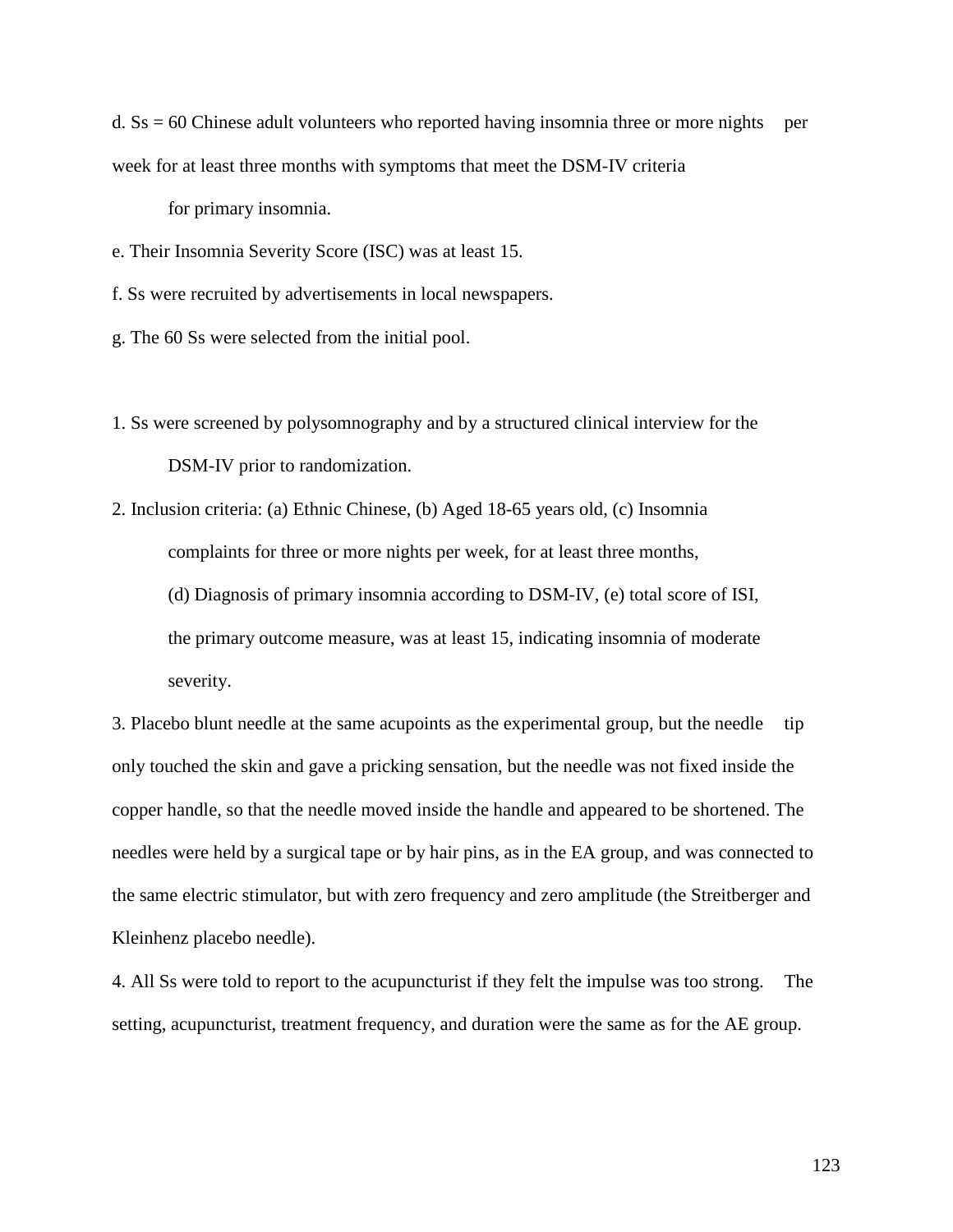d. Ss = 60 Chinese adult volunteers who reported having insomnia three or more nights per week for at least three months with symptoms that meet the DSM-IV criteria for primary insomnia.

e. Their Insomnia Severity Score (ISC) was at least 15.

f. Ss were recruited by advertisements in local newspapers.

g. The 60 Ss were selected from the initial pool.

1. Ss were screened by polysomnography and by a structured clinical interview for the DSM-IV prior to randomization.

2. Inclusion criteria: (a) Ethnic Chinese, (b) Aged 18-65 years old, (c) Insomnia complaints for three or more nights per week, for at least three months, (d) Diagnosis of primary insomnia according to DSM-IV, (e) total score of ISI, the primary outcome measure, was at least 15, indicating insomnia of moderate severity.

3. Placebo blunt needle at the same acupoints as the experimental group, but the needle tip only touched the skin and gave a pricking sensation, but the needle was not fixed inside the copper handle, so that the needle moved inside the handle and appeared to be shortened. The needles were held by a surgical tape or by hair pins, as in the EA group, and was connected to the same electric stimulator, but with zero frequency and zero amplitude (the Streitberger and Kleinhenz placebo needle).

4. All Ss were told to report to the acupuncturist if they felt the impulse was too strong. The setting, acupuncturist, treatment frequency, and duration were the same as for the AE group.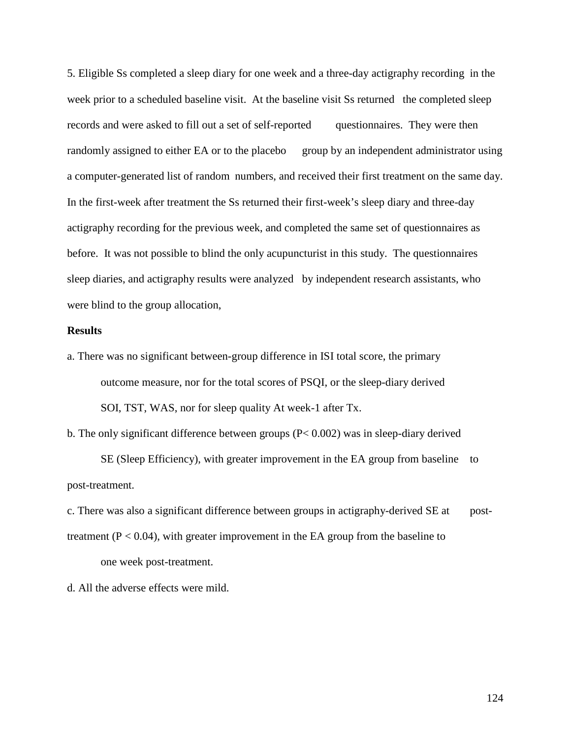5. Eligible Ss completed a sleep diary for one week and a three-day actigraphy recording in the week prior to a scheduled baseline visit. At the baseline visit Ss returned the completed sleep records and were asked to fill out a set of self-reported questionnaires. They were then randomly assigned to either EA or to the placebo group by an independent administrator using a computer-generated list of random numbers, and received their first treatment on the same day. In the first-week after treatment the Ss returned their first-week's sleep diary and three-day actigraphy recording for the previous week, and completed the same set of questionnaires as before. It was not possible to blind the only acupuncturist in this study. The questionnaires sleep diaries, and actigraphy results were analyzed by independent research assistants, who were blind to the group allocation,

**Results**

a. There was no significant between-group difference in ISI total score, the primary outcome measure, nor for the total scores of PSQI, or the sleep-diary derived SOI, TST, WAS, nor for sleep quality At week-1 after Tx.

b. The only significant difference between groups ($P < 0.002$) was in sleep-diary derived SE (Sleep Efficiency), with greater improvement in the EA group from baseline to post-treatment.

c. There was also a significant difference between groups in actigraphy-derived SE at post-treatment ($P < 0.04$), with greater improvement in the EA group from the baseline to one week post-treatment.

d. All the adverse effects were mild.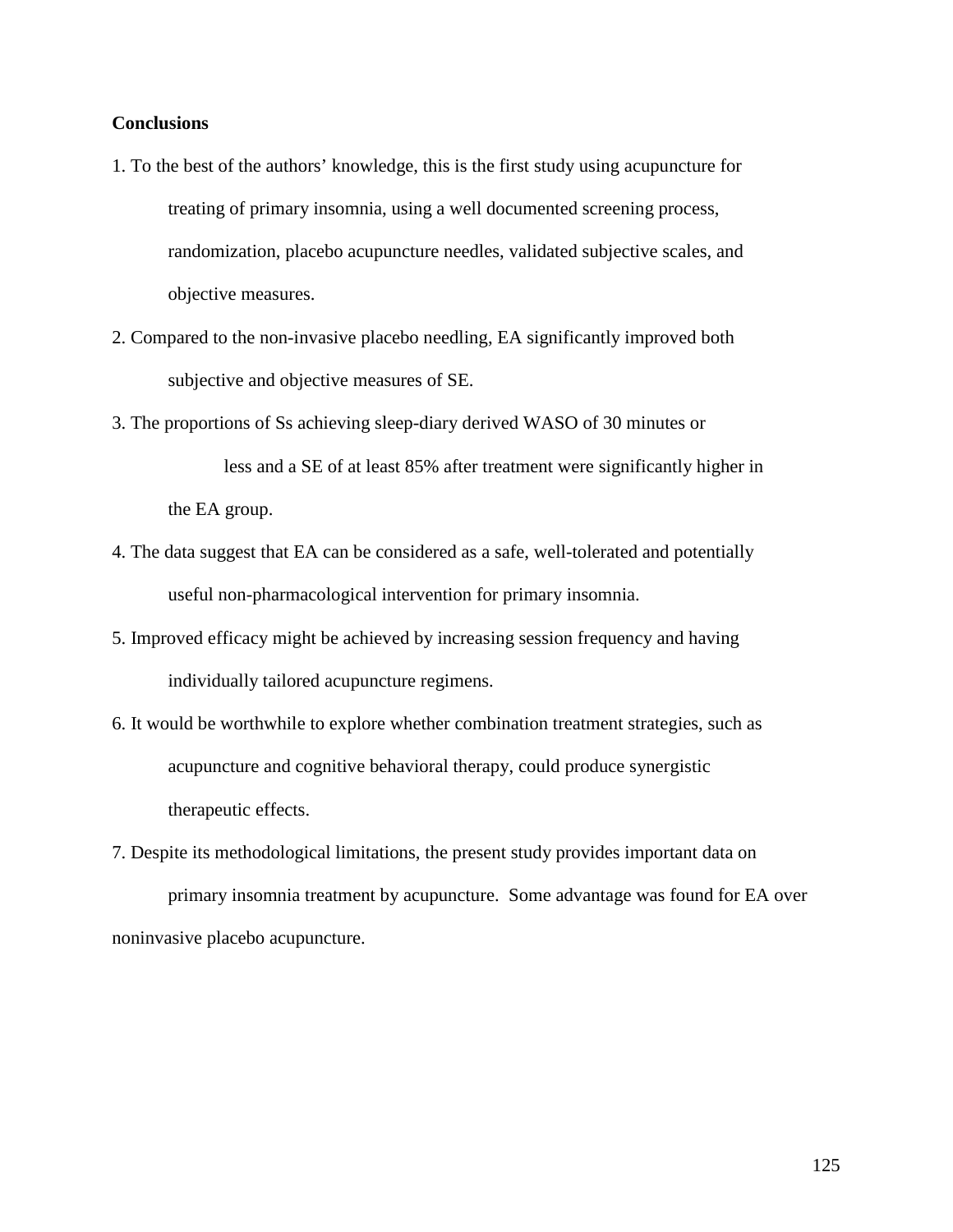**Conclusions**

1. To the best of the authors' knowledge, this is the first study using acupuncture for treating of primary insomnia, using a well documented screening process, randomization, placebo acupuncture needles, validated subjective scales, and objective measures.
2. Compared to the non-invasive placebo needling, EA significantly improved both subjective and objective measures of SE.
3. The proportions of Ss achieving sleep-diary derived WASO of 30 minutes or less and a SE of at least 85% after treatment were significantly higher in the EA group.
4. The data suggest that EA can be considered as a safe, well-tolerated and potentially useful non-pharmacological intervention for primary insomnia.
5. Improved efficacy might be achieved by increasing session frequency and having individually tailored acupuncture regimens.
6. It would be worthwhile to explore whether combination treatment strategies, such as acupuncture and cognitive behavioral therapy, could produce synergistic therapeutic effects.
7. Despite its methodological limitations, the present study provides important data on primary insomnia treatment by acupuncture. Some advantage was found for EA over noninvasive placebo acupuncture.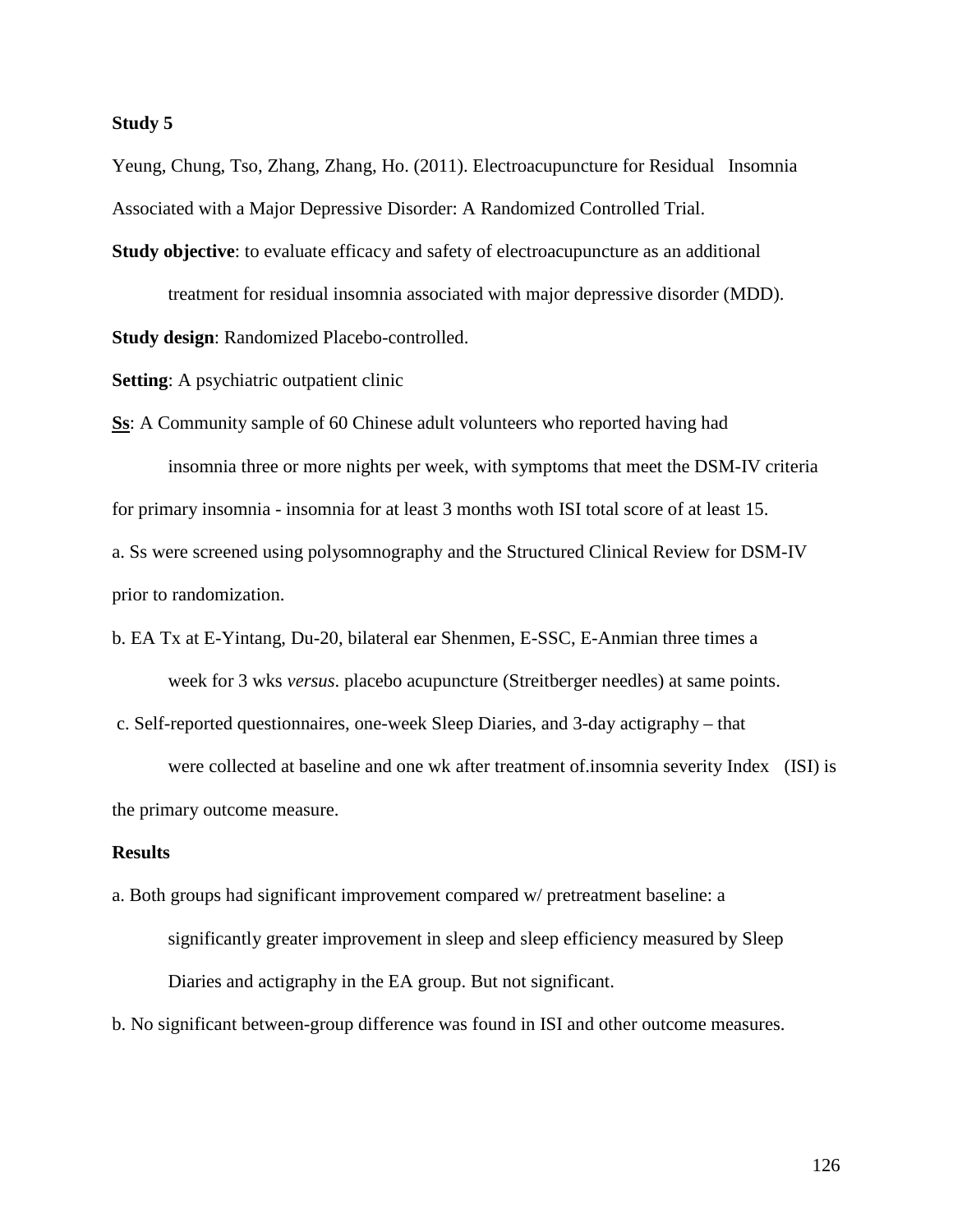**Study 5**

Yeung, Chung, Tso, Zhang, Zhang, Ho. (2011). Electroacupuncture for Residual Insomnia Associated with a Major Depressive Disorder: A Randomized Controlled Trial.

**Study objective**: to evaluate efficacy and safety of electroacupuncture as an additional treatment for residual insomnia associated with major depressive disorder (MDD).

**Study design**: Randomized Placebo-controlled.

**Setting**: A psychiatric outpatient clinic

**<u>Ss</u>**: A Community sample of 60 Chinese adult volunteers who reported having had insomnia three or more nights per week, with symptoms that meet the DSM-IV criteria for primary insomnia - insomnia for at least 3 months woth ISI total score of at least 15.

a. Ss were screened using polysomnography and the Structured Clinical Review for DSM-IV prior to randomization.

b. EA Tx at E-Yintang, Du-20, bilateral ear Shenmen, E-SSC, E-Anmian three times a week for 3 wks *versus*. placebo acupuncture (Streitberger needles) at same points.

c. Self-reported questionnaires, one-week Sleep Diaries, and 3-day actigraphy – that were collected at baseline and one wk after treatment of.insomnia severity Index (ISI) is the primary outcome measure.

**Results**

a. Both groups had significant improvement compared w/ pretreatment baseline: a significantly greater improvement in sleep and sleep efficiency measured by Sleep Diaries and actigraphy in the EA group. But not significant.

b. No significant between-group difference was found in ISI and other outcome measures.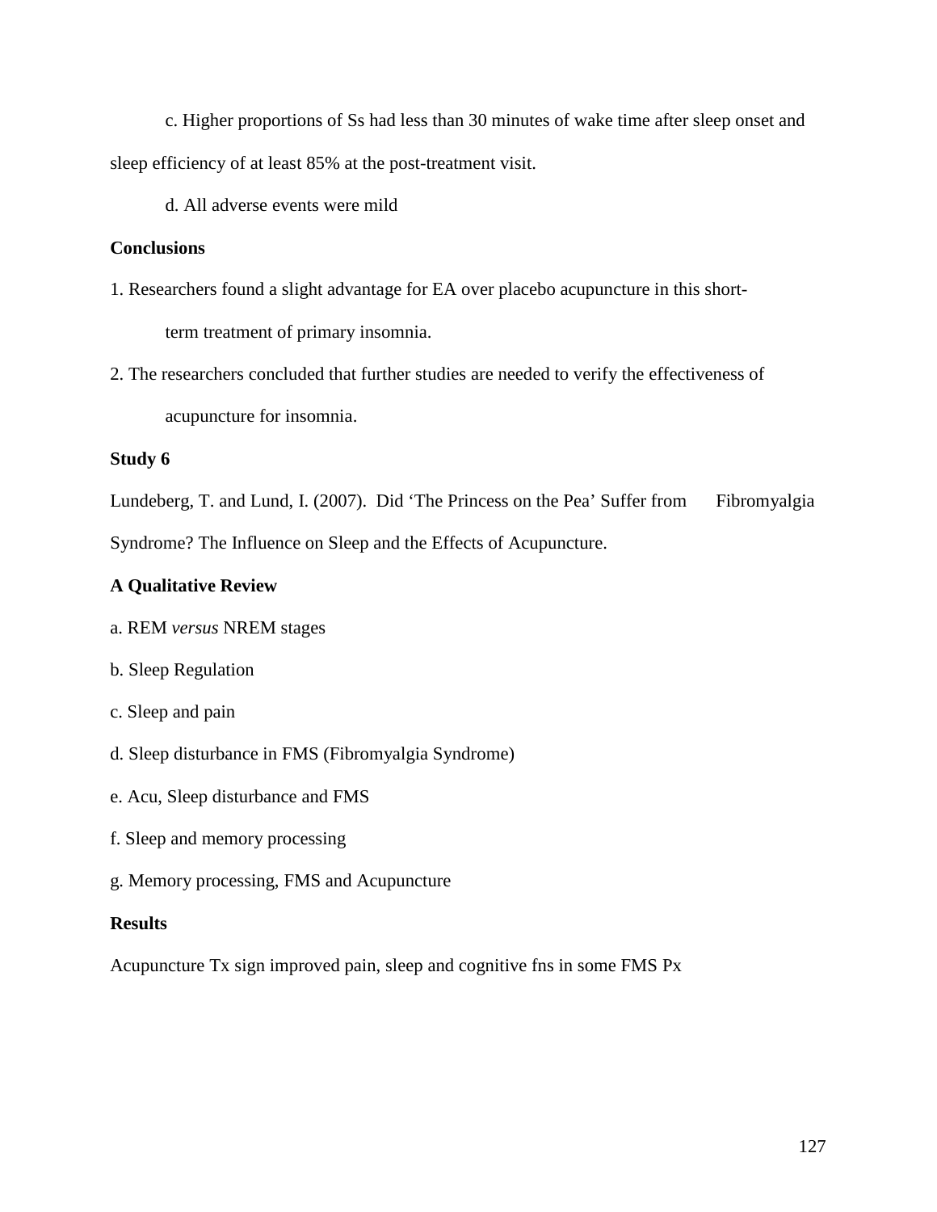c. Higher proportions of Ss had less than 30 minutes of wake time after sleep onset and sleep efficiency of at least 85% at the post-treatment visit.

d. All adverse events were mild

**Conclusions**

1. Researchers found a slight advantage for EA over placebo acupuncture in this short-term treatment of primary insomnia.
2. The researchers concluded that further studies are needed to verify the effectiveness of acupuncture for insomnia.

**Study 6**

Lundeberg, T. and Lund, I. (2007). Did 'The Princess on the Pea' Suffer from Fibromyalgia Syndrome? The Influence on Sleep and the Effects of Acupuncture.

**A Qualitative Review**

a. REM *versus* NREM stages

b. Sleep Regulation

c. Sleep and pain

d. Sleep disturbance in FMS (Fibromyalgia Syndrome)

e. Acu, Sleep disturbance and FMS

f. Sleep and memory processing

g. Memory processing, FMS and Acupuncture

**Results**

Acupuncture Tx sign improved pain, sleep and cognitive fns in some FMS Px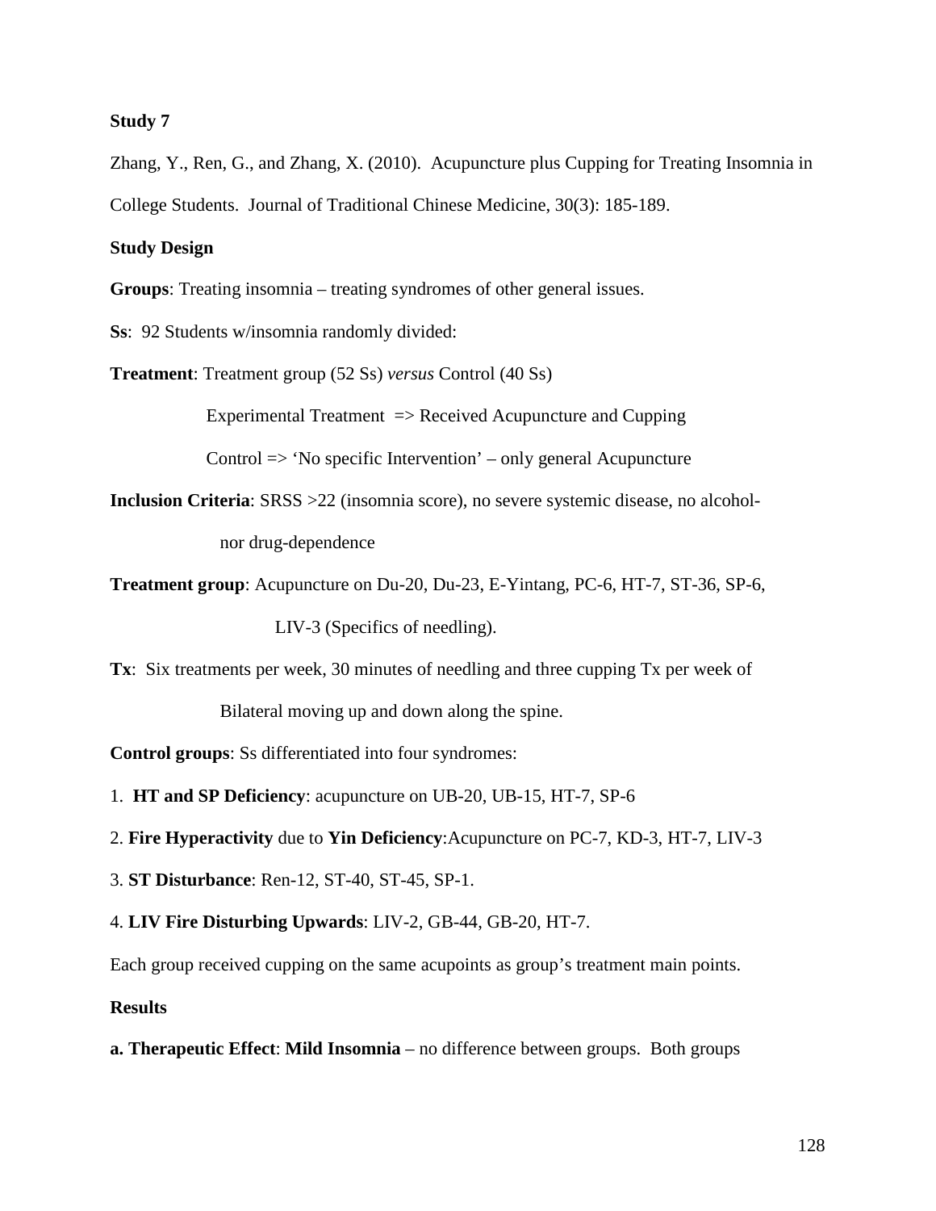**Study 7**

Zhang, Y., Ren, G., and Zhang, X. (2010). Acupuncture plus Cupping for Treating Insomnia in College Students. Journal of Traditional Chinese Medicine, 30(3): 185-189.

**Study Design**

**Groups**: Treating insomnia – treating syndromes of other general issues.

**Ss**: 92 Students w/insomnia randomly divided:

**Treatment**: Treatment group (52 Ss) *versus* Control (40 Ss)

Experimental Treatment => Received Acupuncture and Cupping

Control => 'No specific Intervention' – only general Acupuncture

**Inclusion Criteria**: SRSS >22 (insomnia score), no severe systemic disease, no alcohol- nor drug-dependence

**Treatment group**: Acupuncture on Du-20, Du-23, E-Yintang, PC-6, HT-7, ST-36, SP-6, LIV-3 (Specifics of needling).

**Tx**: Six treatments per week, 30 minutes of needling and three cupping Tx per week of Bilateral moving up and down along the spine.

**Control groups**: Ss differentiated into four syndromes:

1. **HT and SP Deficiency**: acupuncture on UB-20, UB-15, HT-7, SP-6
2. **Fire Hyperactivity** due to **Yin Deficiency**:Acupuncture on PC-7, KD-3, HT-7, LIV-3
3. **ST Disturbance**: Ren-12, ST-40, ST-45, SP-1.
4. **LIV Fire Disturbing Upwards**: LIV-2, GB-44, GB-20, HT-7.

Each group received cupping on the same acupoints as group's treatment main points.

**Results**

**a. Therapeutic Effect**: **Mild Insomnia** – no difference between groups. Both groups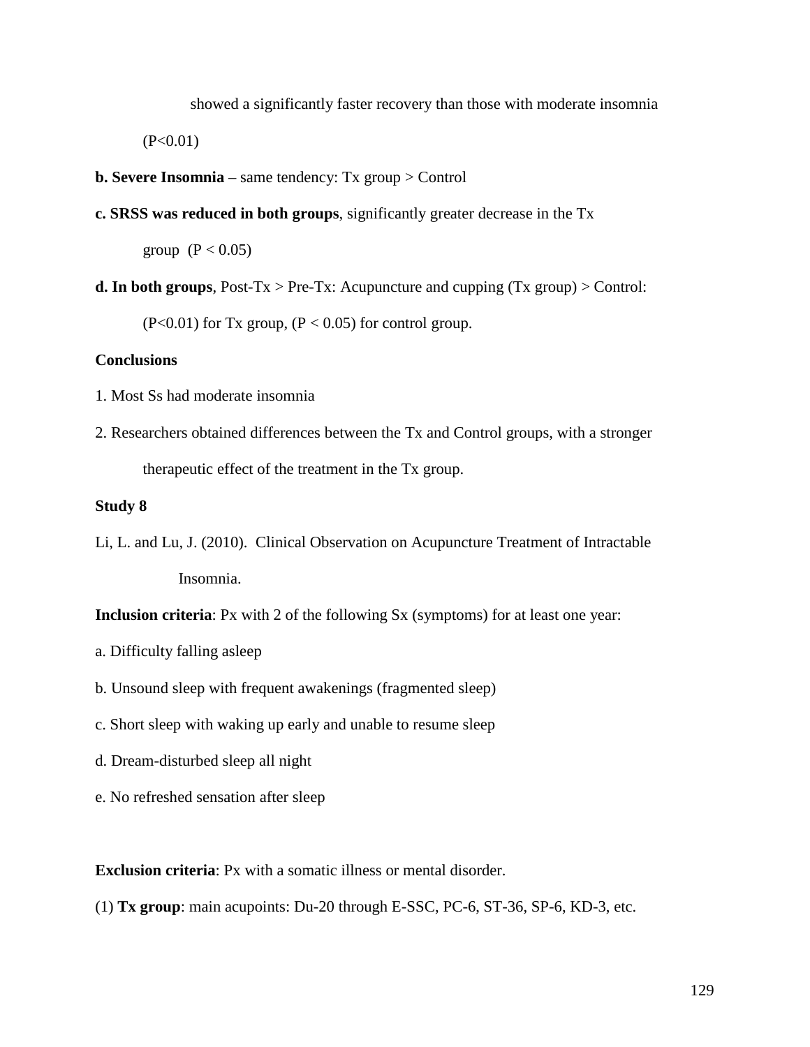showed a significantly faster recovery than those with moderate insomnia ($P<0.01$)

**b. Severe Insomnia** – same tendency: Tx group > Control

**c. SRSS was reduced in both groups**, significantly greater decrease in the Tx group ($P < 0.05$)

**d. In both groups**, Post-Tx > Pre-Tx: Acupuncture and cupping (Tx group) > Control: ($P<0.01$) for Tx group, ($P < 0.05$) for control group.

**Conclusions**

1. Most Ss had moderate insomnia

2. Researchers obtained differences between the Tx and Control groups, with a stronger therapeutic effect of the treatment in the Tx group.

**Study 8**

Li, L. and Lu, J. (2010). Clinical Observation on Acupuncture Treatment of Intractable Insomnia.

**Inclusion criteria**: Px with 2 of the following Sx (symptoms) for at least one year:

a. Difficulty falling asleep

b. Unsound sleep with frequent awakenings (fragmented sleep)

c. Short sleep with waking up early and unable to resume sleep

d. Dream-disturbed sleep all night

e. No refreshed sensation after sleep

**Exclusion criteria**: Px with a somatic illness or mental disorder.

(1) **Tx group**: main acupoints: Du-20 through E-SSC, PC-6, ST-36, SP-6, KD-3, etc.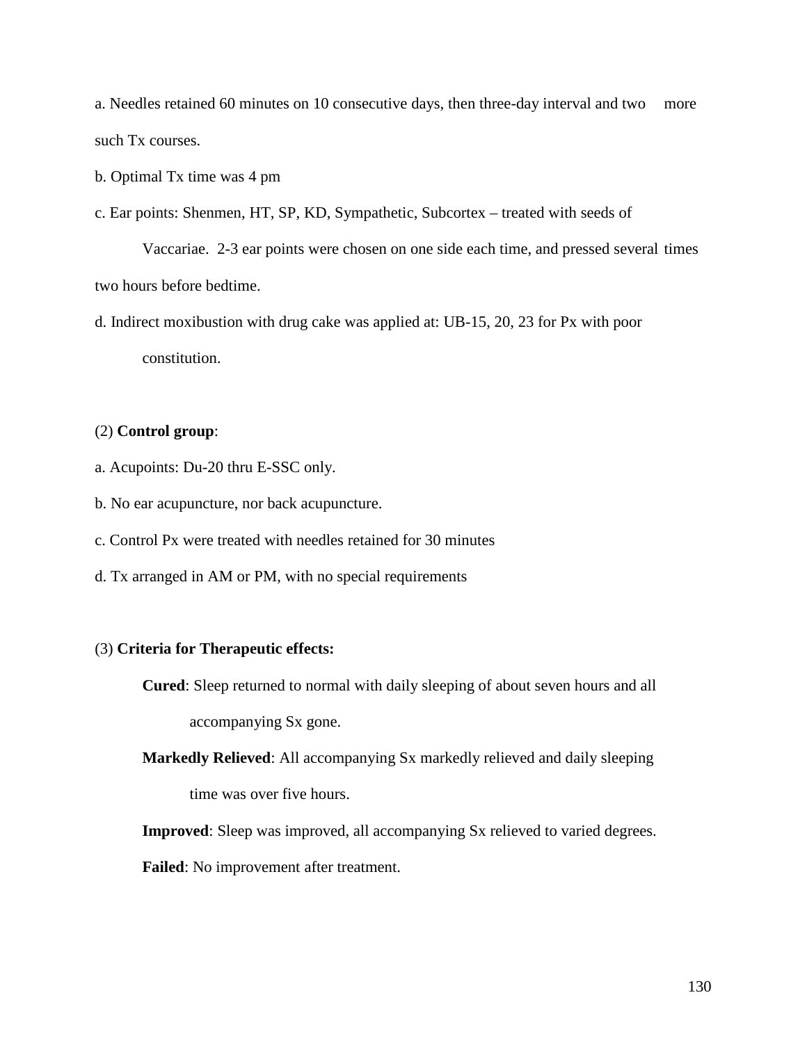a. Needles retained 60 minutes on 10 consecutive days, then three-day interval and two more such Tx courses.

b. Optimal Tx time was 4 pm

c. Ear points: Shenmen, HT, SP, KD, Sympathetic, Subcortex – treated with seeds of Vaccariae. 2-3 ear points were chosen on one side each time, and pressed several times two hours before bedtime.

d. Indirect moxibustion with drug cake was applied at: UB-15, 20, 23 for Px with poor constitution.

(2) **Control group**:

a. Acupoints: Du-20 thru E-SSC only.

b. No ear acupuncture, nor back acupuncture.

c. Control Px were treated with needles retained for 30 minutes

d. Tx arranged in AM or PM, with no special requirements

(3) **Criteria for Therapeutic effects:**

**Cured**: Sleep returned to normal with daily sleeping of about seven hours and all accompanying Sx gone.

**Markedly Relieved**: All accompanying Sx markedly relieved and daily sleeping time was over five hours.

**Improved**: Sleep was improved, all accompanying Sx relieved to varied degrees.

**Failed**: No improvement after treatment.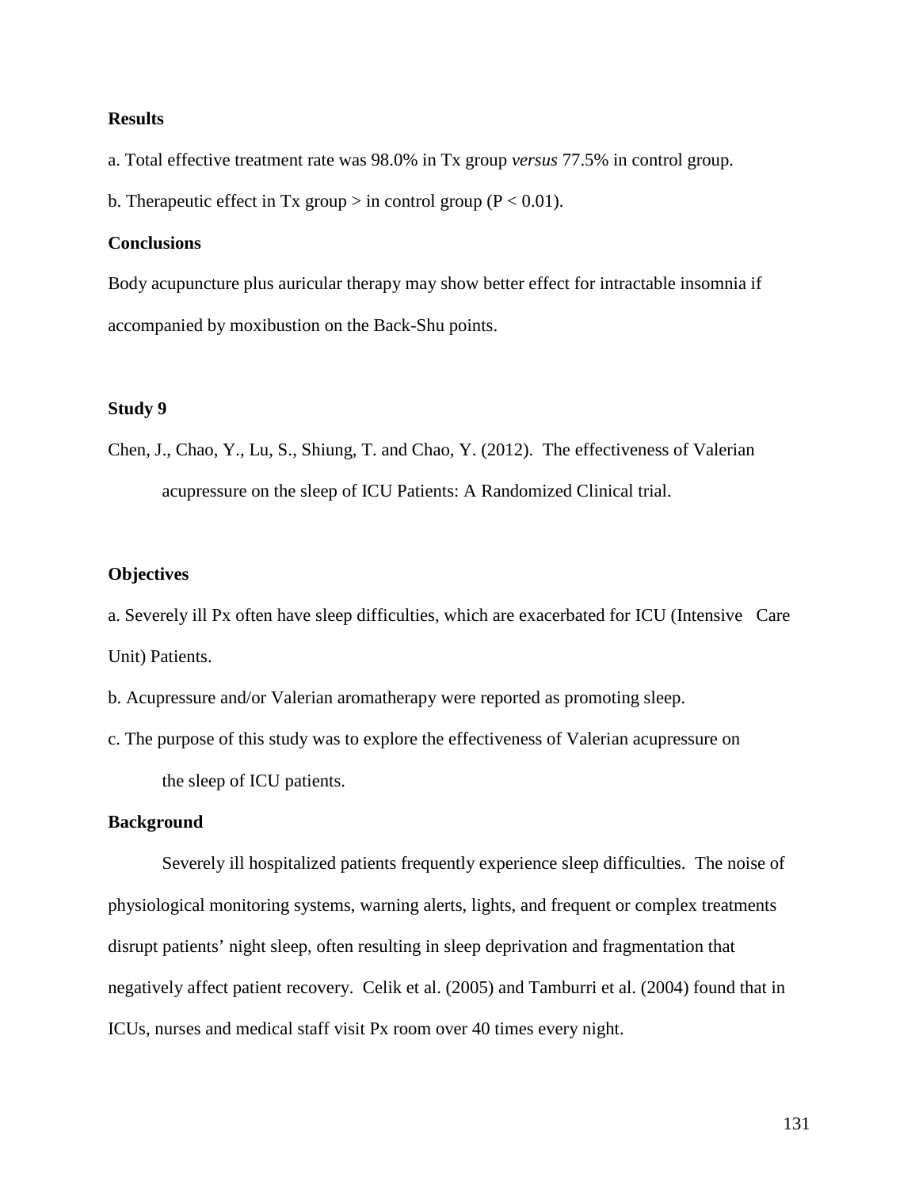**Results**

a. Total effective treatment rate was 98.0% in Tx group *versus* 77.5% in control group.

b. Therapeutic effect in Tx group > in control group ($P < 0.01$).

**Conclusions**

Body acupuncture plus auricular therapy may show better effect for intractable insomnia if accompanied by moxibustion on the Back-Shu points.

**Study 9**

Chen, J., Chao, Y., Lu, S., Shiung, T. and Chao, Y. (2012). The effectiveness of Valerian acupressure on the sleep of ICU Patients: A Randomized Clinical trial.

**Objectives**

a. Severely ill Px often have sleep difficulties, which are exacerbated for ICU (Intensive Care Unit) Patients.

b. Acupressure and/or Valerian aromatherapy were reported as promoting sleep.

c. The purpose of this study was to explore the effectiveness of Valerian acupressure on the sleep of ICU patients.

**Background**

Severely ill hospitalized patients frequently experience sleep difficulties. The noise of physiological monitoring systems, warning alerts, lights, and frequent or complex treatments disrupt patients' night sleep, often resulting in sleep deprivation and fragmentation that negatively affect patient recovery. Celik et al. (2005) and Tamburri et al. (2004) found that in ICUs, nurses and medical staff visit Px room over 40 times every night.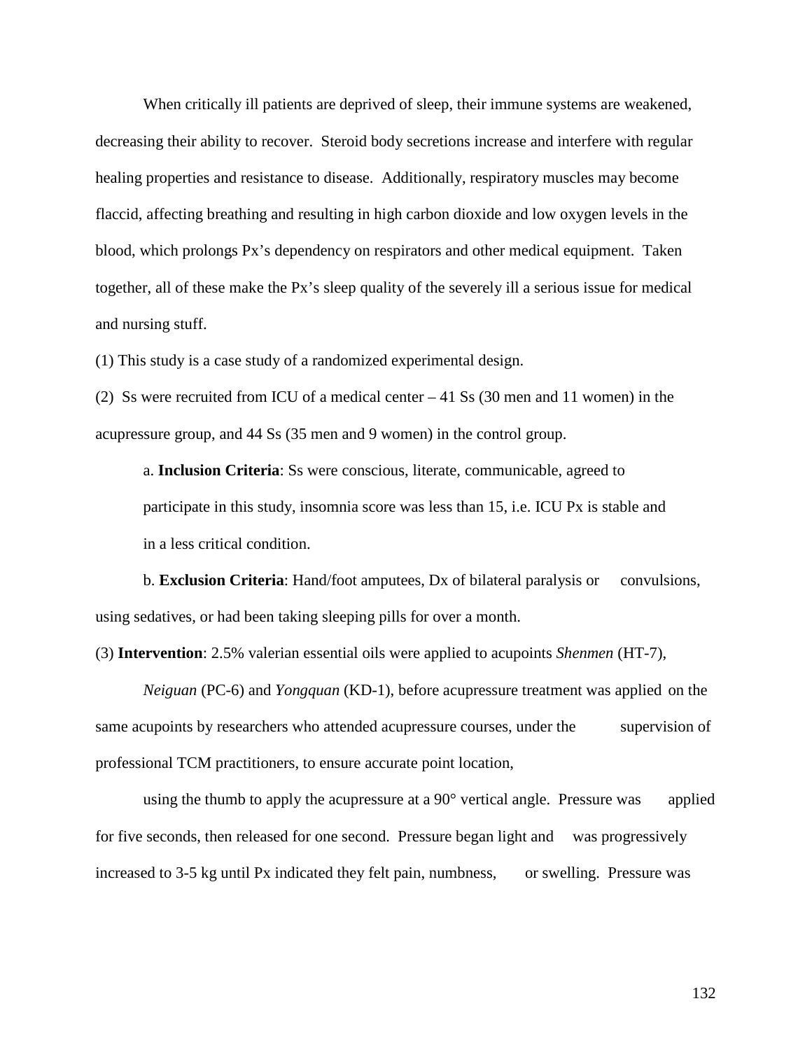When critically ill patients are deprived of sleep, their immune systems are weakened, decreasing their ability to recover. Steroid body secretions increase and interfere with regular healing properties and resistance to disease. Additionally, respiratory muscles may become flaccid, affecting breathing and resulting in high carbon dioxide and low oxygen levels in the blood, which prolongs Px's dependency on respirators and other medical equipment. Taken together, all of these make the Px's sleep quality of the severely ill a serious issue for medical and nursing stuff.

(1) This study is a case study of a randomized experimental design.

(2) Ss were recruited from ICU of a medical center – 41 Ss (30 men and 11 women) in the acupressure group, and 44 Ss (35 men and 9 women) in the control group.

a. **Inclusion Criteria**: Ss were conscious, literate, communicable, agreed to participate in this study, insomnia score was less than 15, i.e. ICU Px is stable and in a less critical condition.

b. **Exclusion Criteria**: Hand/foot amputees, Dx of bilateral paralysis or convulsions, using sedatives, or had been taking sleeping pills for over a month.

(3) **Intervention**: 2.5% valerian essential oils were applied to acupoints *Shenmen* (HT-7), *Neiguan* (PC-6) and *Yongquan* (KD-1), before acupressure treatment was applied on the same acupoints by researchers who attended acupressure courses, under the supervision of professional TCM practitioners, to ensure accurate point location,

using the thumb to apply the acupressure at a 90° vertical angle. Pressure was applied for five seconds, then released for one second. Pressure began light and was progressively increased to 3-5 kg until Px indicated they felt pain, numbness, or swelling. Pressure was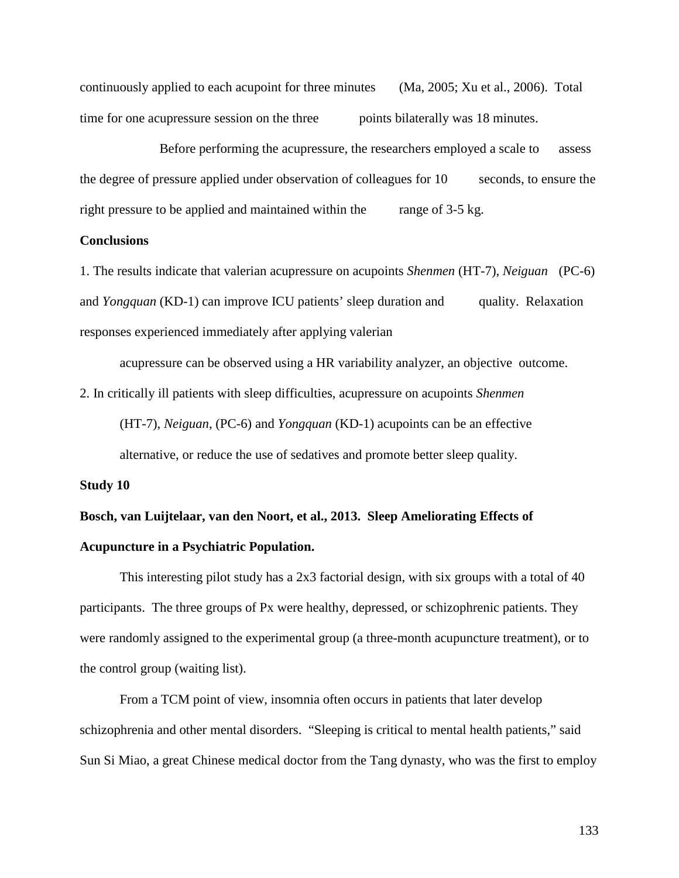continuously applied to each acupoint for three minutes (Ma, 2005; Xu et al., 2006). Total time for one acupressure session on the three points bilaterally was 18 minutes.

Before performing the acupressure, the researchers employed a scale to assess the degree of pressure applied under observation of colleagues for 10 seconds, to ensure the right pressure to be applied and maintained within the range of 3-5 kg.

**Conclusions**

1. The results indicate that valerian acupressure on acupoints *Shenmen* (HT-7), *Neiguan* (PC-6) and *Yongquan* (KD-1) can improve ICU patients' sleep duration and quality. Relaxation responses experienced immediately after applying valerian acupressure can be observed using a HR variability analyzer, an objective outcome.
2. In critically ill patients with sleep difficulties, acupressure on acupoints *Shenmen* (HT-7), *Neiguan*, (PC-6) and *Yongquan* (KD-1) acupoints can be an effective alternative, or reduce the use of sedatives and promote better sleep quality.

**Study 10**

**Bosch, van Luijtelaar, van den Noort, et al., 2013. Sleep Ameliorating Effects of Acupuncture in a Psychiatric Population.**

This interesting pilot study has a 2x3 factorial design, with six groups with a total of 40 participants. The three groups of Px were healthy, depressed, or schizophrenic patients. They were randomly assigned to the experimental group (a three-month acupuncture treatment), or to the control group (waiting list).

From a TCM point of view, insomnia often occurs in patients that later develop schizophrenia and other mental disorders. "Sleeping is critical to mental health patients," said Sun Si Miao, a great Chinese medical doctor from the Tang dynasty, who was the first to employ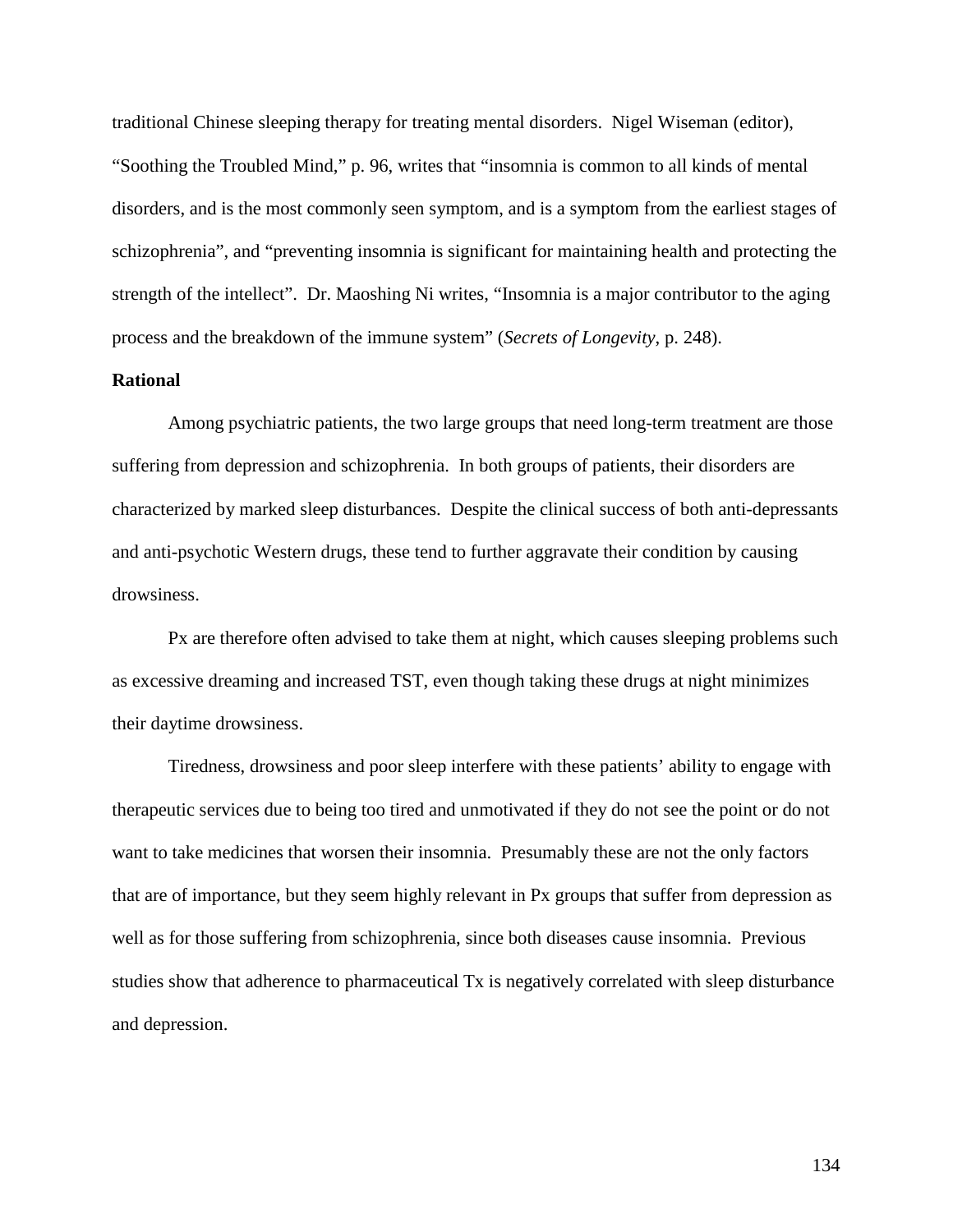traditional Chinese sleeping therapy for treating mental disorders. Nigel Wiseman (editor), "Soothing the Troubled Mind," p. 96, writes that "insomnia is common to all kinds of mental disorders, and is the most commonly seen symptom, and is a symptom from the earliest stages of schizophrenia", and "preventing insomnia is significant for maintaining health and protecting the strength of the intellect". Dr. Maoshing Ni writes, "Insomnia is a major contributor to the aging process and the breakdown of the immune system" (*Secrets of Longevity*, p. 248).

**Rational**

Among psychiatric patients, the two large groups that need long-term treatment are those suffering from depression and schizophrenia. In both groups of patients, their disorders are characterized by marked sleep disturbances. Despite the clinical success of both anti-depressants and anti-psychotic Western drugs, these tend to further aggravate their condition by causing drowsiness.

Px are therefore often advised to take them at night, which causes sleeping problems such as excessive dreaming and increased TST, even though taking these drugs at night minimizes their daytime drowsiness.

Tiredness, drowsiness and poor sleep interfere with these patients' ability to engage with therapeutic services due to being too tired and unmotivated if they do not see the point or do not want to take medicines that worsen their insomnia. Presumably these are not the only factors that are of importance, but they seem highly relevant in Px groups that suffer from depression as well as for those suffering from schizophrenia, since both diseases cause insomnia. Previous studies show that adherence to pharmaceutical Tx is negatively correlated with sleep disturbance and depression.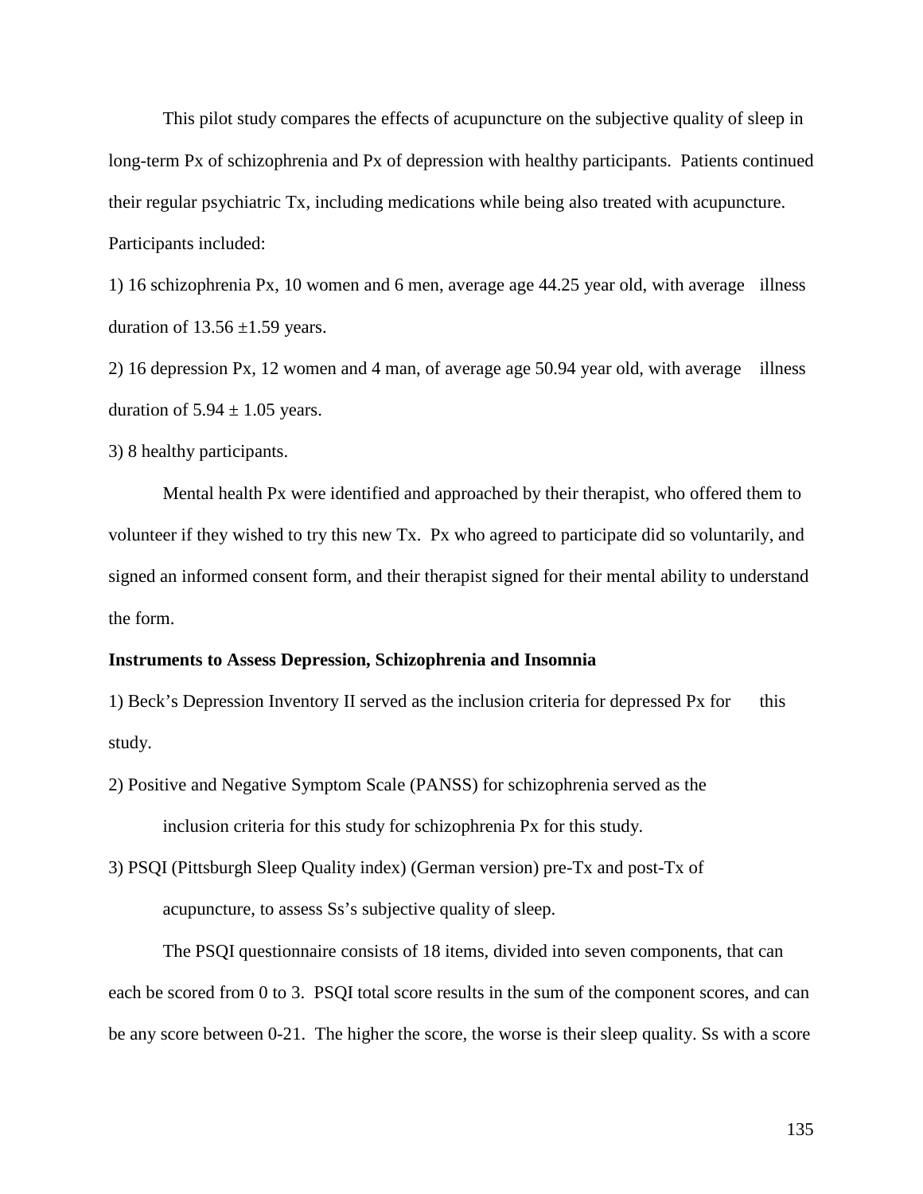This pilot study compares the effects of acupuncture on the subjective quality of sleep in long-term Px of schizophrenia and Px of depression with healthy participants. Patients continued their regular psychiatric Tx, including medications while being also treated with acupuncture. Participants included:

1) 16 schizophrenia Px, 10 women and 6 men, average age 44.25 year old, with average illness duration of 13.56 ±1.59 years.

2) 16 depression Px, 12 women and 4 man, of average age 50.94 year old, with average illness duration of 5.94 ± 1.05 years.

3) 8 healthy participants.

Mental health Px were identified and approached by their therapist, who offered them to volunteer if they wished to try this new Tx. Px who agreed to participate did so voluntarily, and signed an informed consent form, and their therapist signed for their mental ability to understand the form.

**Instruments to Assess Depression, Schizophrenia and Insomnia**

1) Beck's Depression Inventory II served as the inclusion criteria for depressed Px for this study.

2) Positive and Negative Symptom Scale (PANSS) for schizophrenia served as the inclusion criteria for this study for schizophrenia Px for this study.

3) PSQI (Pittsburgh Sleep Quality index) (German version) pre-Tx and post-Tx of acupuncture, to assess Ss's subjective quality of sleep.

The PSQI questionnaire consists of 18 items, divided into seven components, that can each be scored from 0 to 3. PSQI total score results in the sum of the component scores, and can be any score between 0-21. The higher the score, the worse is their sleep quality. Ss with a score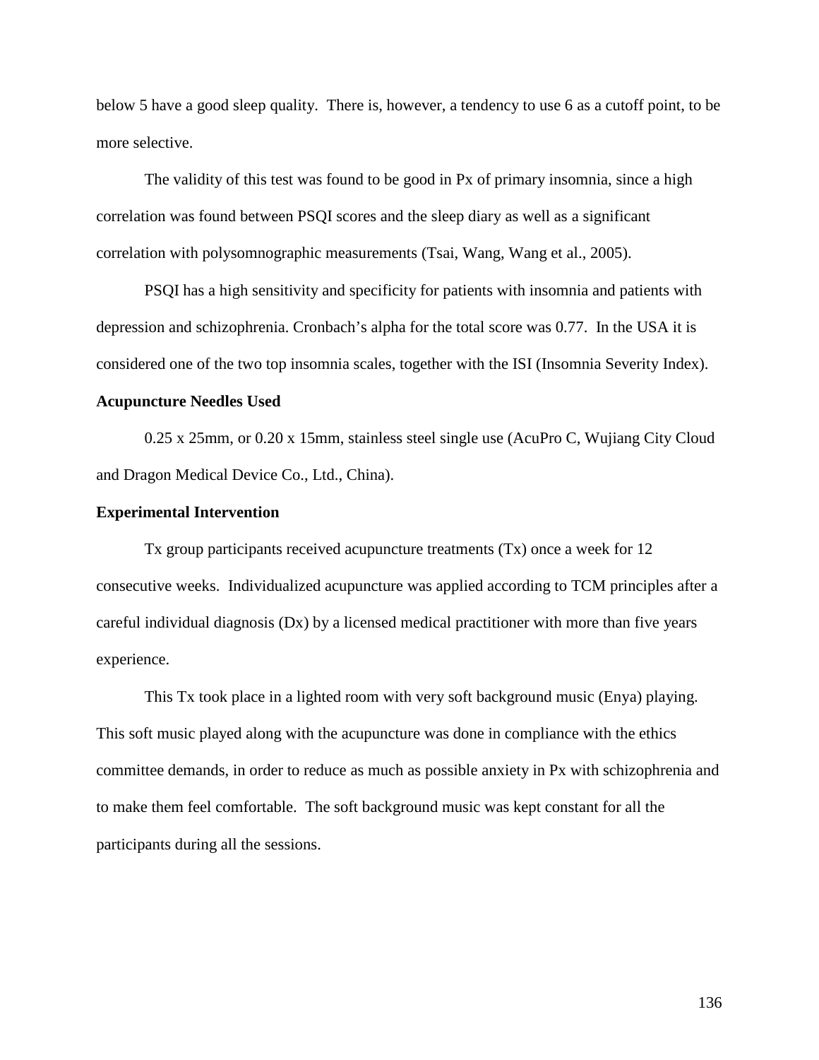below 5 have a good sleep quality. There is, however, a tendency to use 6 as a cutoff point, to be more selective.

The validity of this test was found to be good in Px of primary insomnia, since a high correlation was found between PSQI scores and the sleep diary as well as a significant correlation with polysomnographic measurements (Tsai, Wang, Wang et al., 2005).

PSQI has a high sensitivity and specificity for patients with insomnia and patients with depression and schizophrenia. Cronbach's alpha for the total score was 0.77. In the USA it is considered one of the two top insomnia scales, together with the ISI (Insomnia Severity Index).

**Acupuncture Needles Used**

0.25 x 25mm, or 0.20 x 15mm, stainless steel single use (AcuPro C, Wujiang City Cloud and Dragon Medical Device Co., Ltd., China).

**Experimental Intervention**

Tx group participants received acupuncture treatments (Tx) once a week for 12 consecutive weeks. Individualized acupuncture was applied according to TCM principles after a careful individual diagnosis (Dx) by a licensed medical practitioner with more than five years experience.

This Tx took place in a lighted room with very soft background music (Enya) playing. This soft music played along with the acupuncture was done in compliance with the ethics committee demands, in order to reduce as much as possible anxiety in Px with schizophrenia and to make them feel comfortable. The soft background music was kept constant for all the participants during all the sessions.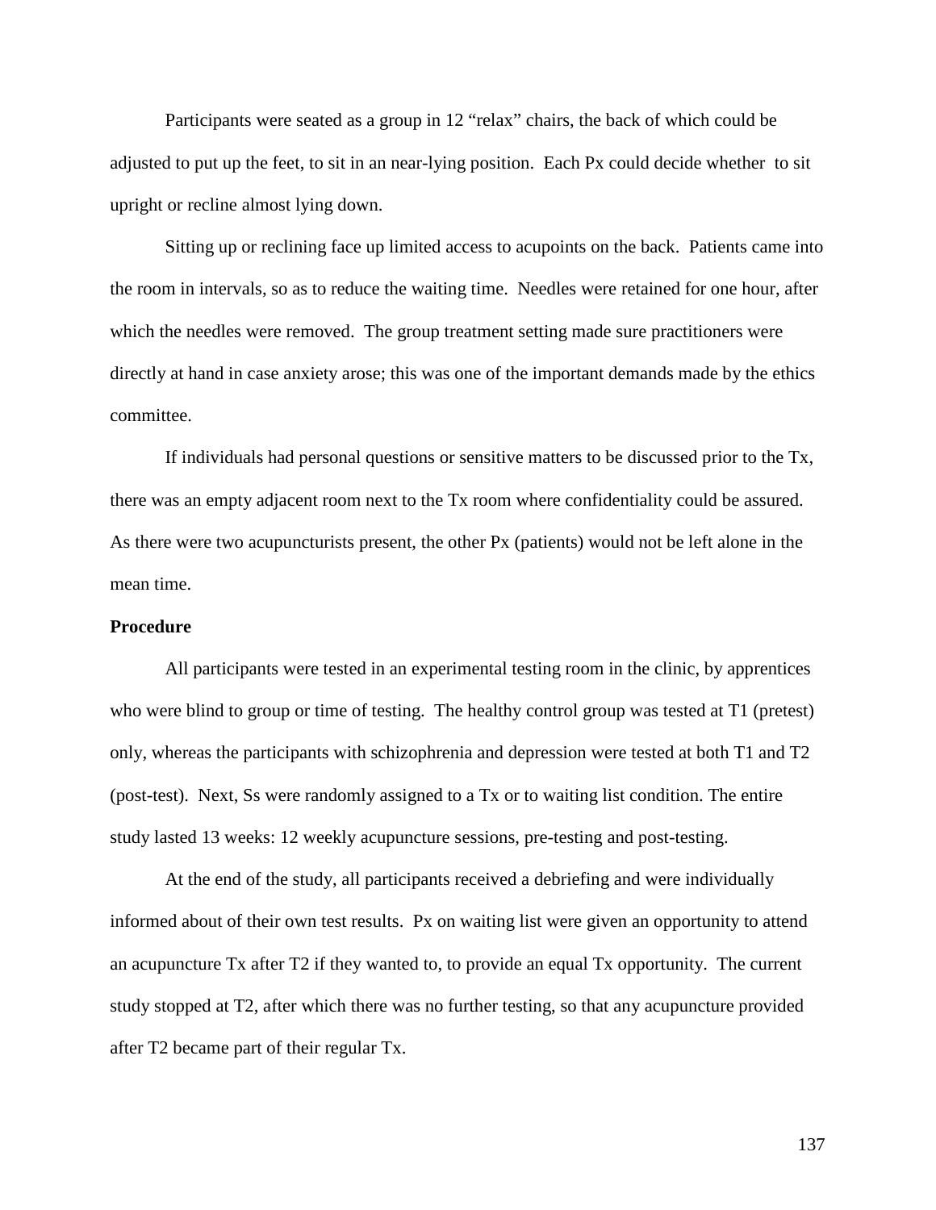Participants were seated as a group in 12 “relax” chairs, the back of which could be adjusted to put up the feet, to sit in an near-lying position. Each Px could decide whether to sit upright or recline almost lying down.

Sitting up or reclining face up limited access to acupoints on the back. Patients came into the room in intervals, so as to reduce the waiting time. Needles were retained for one hour, after which the needles were removed. The group treatment setting made sure practitioners were directly at hand in case anxiety arose; this was one of the important demands made by the ethics committee.

If individuals had personal questions or sensitive matters to be discussed prior to the Tx, there was an empty adjacent room next to the Tx room where confidentiality could be assured. As there were two acupuncturists present, the other Px (patients) would not be left alone in the mean time.

**Procedure**

All participants were tested in an experimental testing room in the clinic, by apprentices who were blind to group or time of testing. The healthy control group was tested at T1 (pretest) only, whereas the participants with schizophrenia and depression were tested at both T1 and T2 (post-test). Next, Ss were randomly assigned to a Tx or to waiting list condition. The entire study lasted 13 weeks: 12 weekly acupuncture sessions, pre-testing and post-testing.

At the end of the study, all participants received a debriefing and were individually informed about of their own test results. Px on waiting list were given an opportunity to attend an acupuncture Tx after T2 if they wanted to, to provide an equal Tx opportunity. The current study stopped at T2, after which there was no further testing, so that any acupuncture provided after T2 became part of their regular Tx.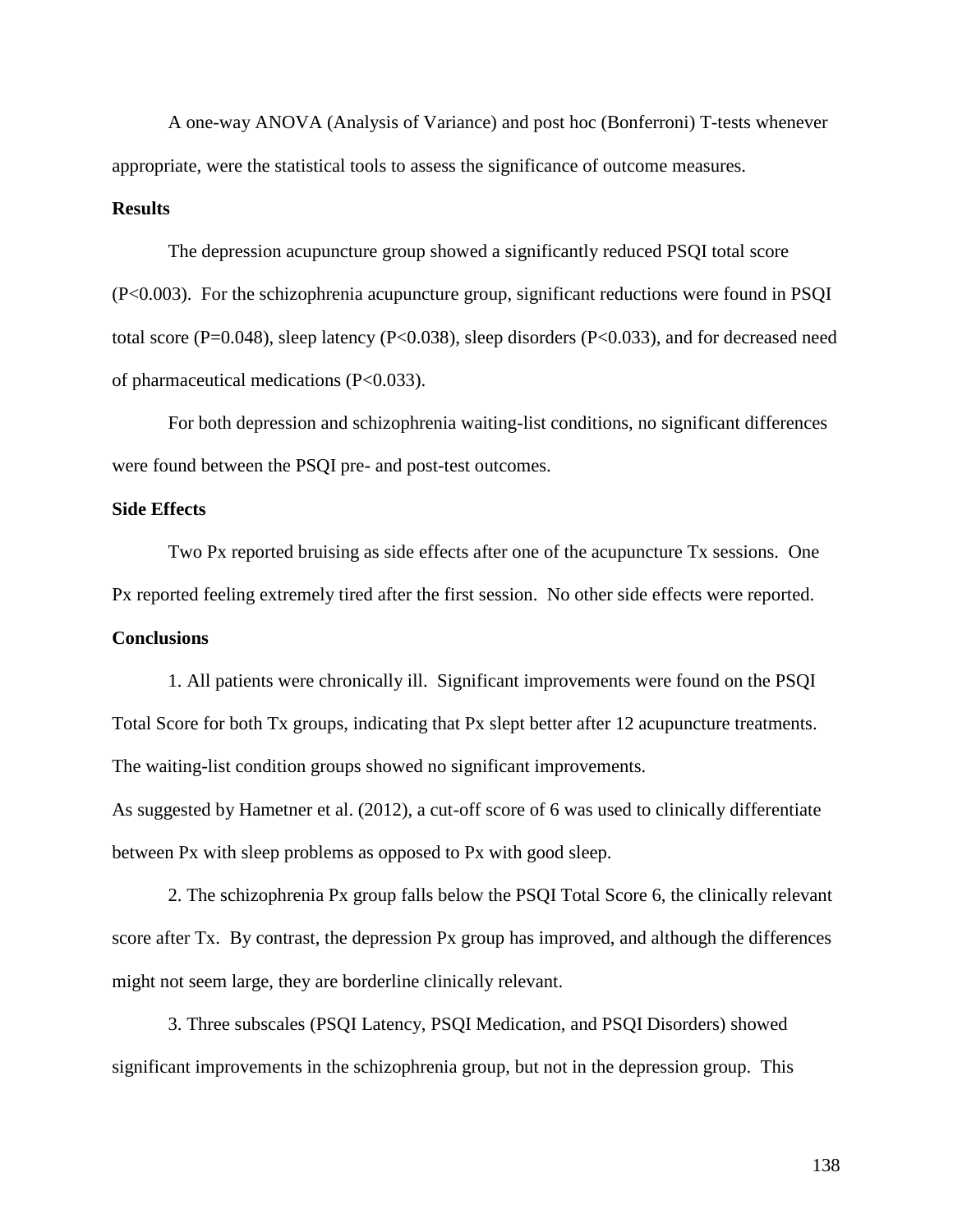A one-way ANOVA (Analysis of Variance) and post hoc (Bonferroni) T-tests whenever appropriate, were the statistical tools to assess the significance of outcome measures.

**Results**

The depression acupuncture group showed a significantly reduced PSQI total score ($P<0.003$). For the schizophrenia acupuncture group, significant reductions were found in PSQI total score ($P=0.048$), sleep latency ($P<0.038$), sleep disorders ($P<0.033$), and for decreased need of pharmaceutical medications ($P<0.033$).

For both depression and schizophrenia waiting-list conditions, no significant differences were found between the PSQI pre- and post-test outcomes.

**Side Effects**

Two Px reported bruising as side effects after one of the acupuncture Tx sessions. One Px reported feeling extremely tired after the first session. No other side effects were reported.

**Conclusions**

1. All patients were chronically ill. Significant improvements were found on the PSQI Total Score for both Tx groups, indicating that Px slept better after 12 acupuncture treatments. The waiting-list condition groups showed no significant improvements.

As suggested by Hametner et al. (2012), a cut-off score of 6 was used to clinically differentiate between Px with sleep problems as opposed to Px with good sleep.

2. The schizophrenia Px group falls below the PSQI Total Score 6, the clinically relevant score after Tx. By contrast, the depression Px group has improved, and although the differences might not seem large, they are borderline clinically relevant.

3. Three subscales (PSQI Latency, PSQI Medication, and PSQI Disorders) showed significant improvements in the schizophrenia group, but not in the depression group. This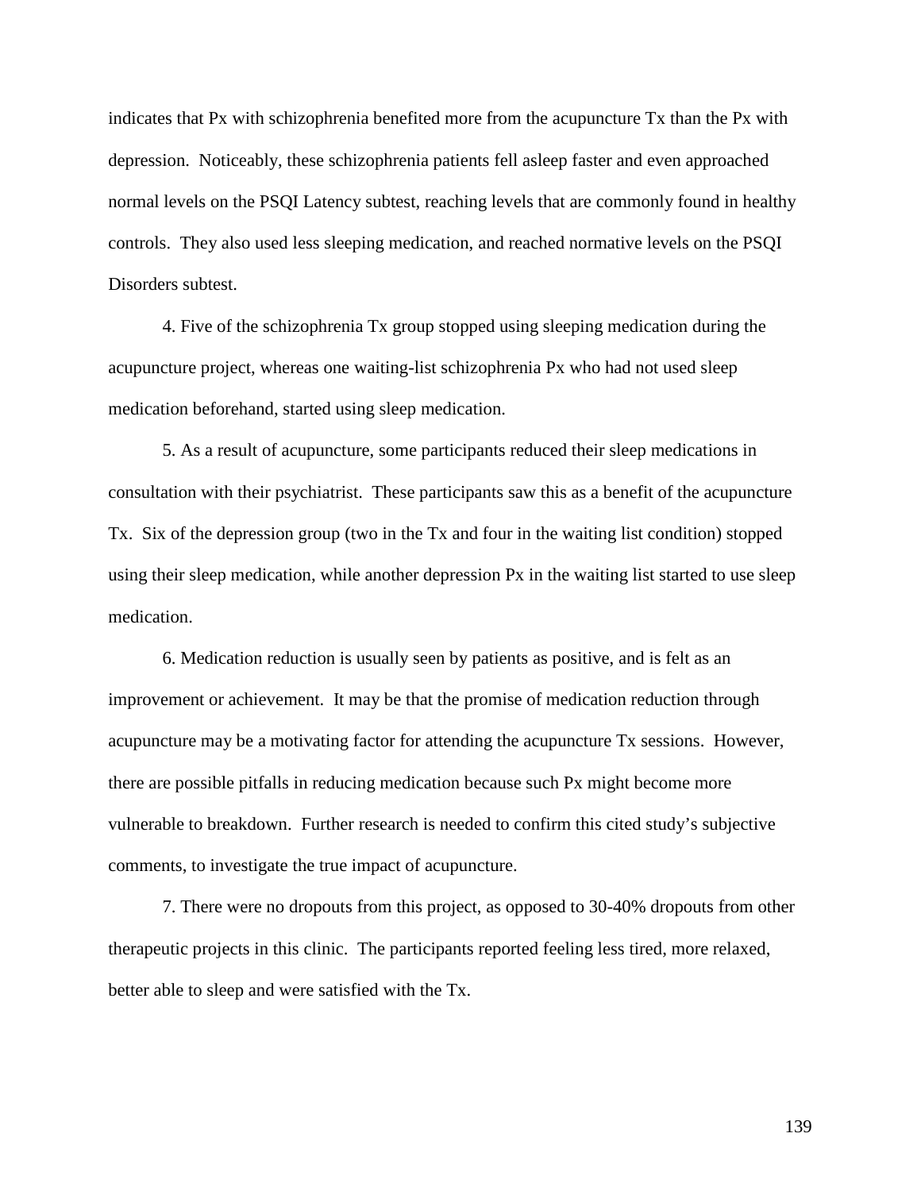indicates that Px with schizophrenia benefited more from the acupuncture Tx than the Px with depression. Noticeably, these schizophrenia patients fell asleep faster and even approached normal levels on the PSQI Latency subtest, reaching levels that are commonly found in healthy controls. They also used less sleeping medication, and reached normative levels on the PSQI Disorders subtest.

4. Five of the schizophrenia Tx group stopped using sleeping medication during the acupuncture project, whereas one waiting-list schizophrenia Px who had not used sleep medication beforehand, started using sleep medication.

5. As a result of acupuncture, some participants reduced their sleep medications in consultation with their psychiatrist. These participants saw this as a benefit of the acupuncture Tx. Six of the depression group (two in the Tx and four in the waiting list condition) stopped using their sleep medication, while another depression Px in the waiting list started to use sleep medication.

6. Medication reduction is usually seen by patients as positive, and is felt as an improvement or achievement. It may be that the promise of medication reduction through acupuncture may be a motivating factor for attending the acupuncture Tx sessions. However, there are possible pitfalls in reducing medication because such Px might become more vulnerable to breakdown. Further research is needed to confirm this cited study's subjective comments, to investigate the true impact of acupuncture.

7. There were no dropouts from this project, as opposed to 30-40% dropouts from other therapeutic projects in this clinic. The participants reported feeling less tired, more relaxed, better able to sleep and were satisfied with the Tx.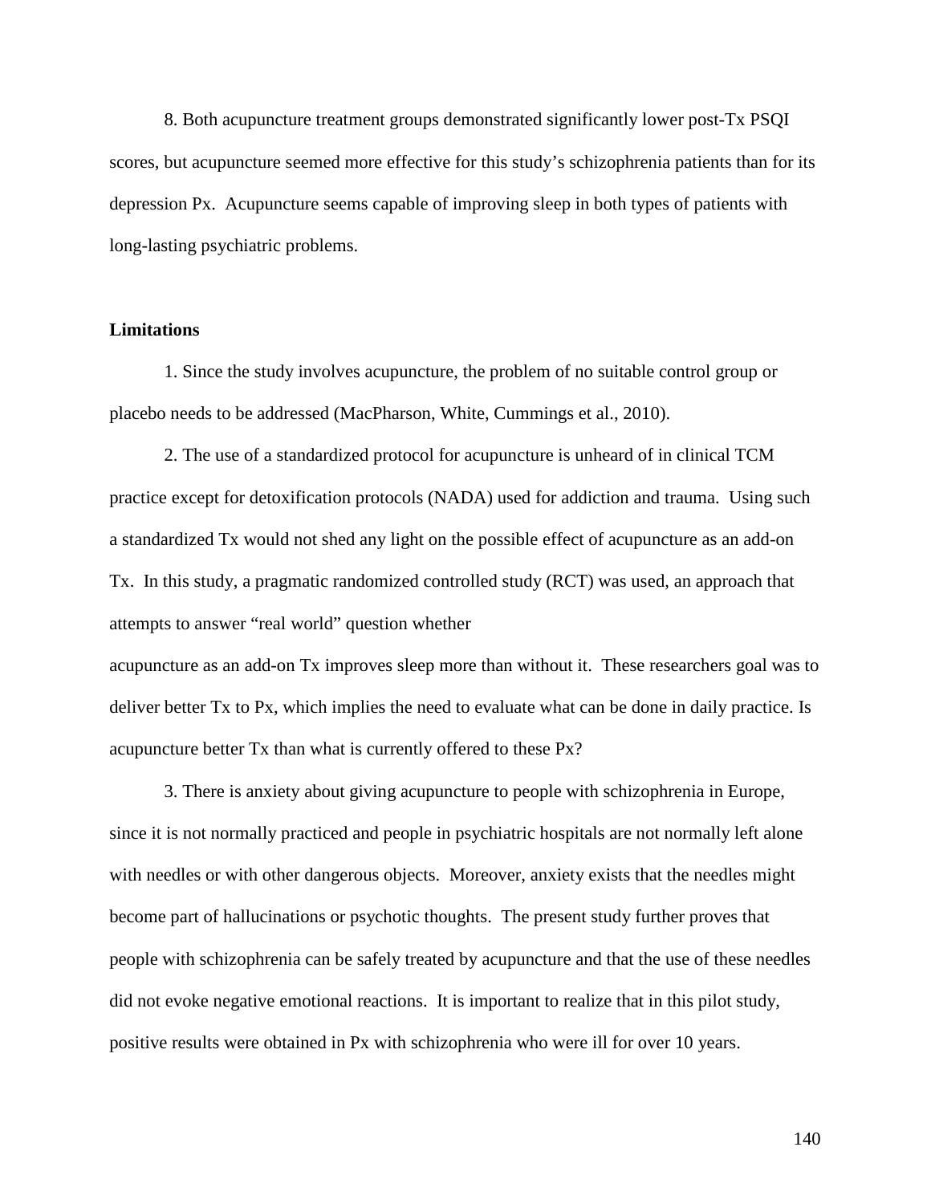8. Both acupuncture treatment groups demonstrated significantly lower post-Tx PSQI scores, but acupuncture seemed more effective for this study's schizophrenia patients than for its depression Px. Acupuncture seems capable of improving sleep in both types of patients with long-lasting psychiatric problems.

**Limitations**

1. Since the study involves acupuncture, the problem of no suitable control group or placebo needs to be addressed (MacPharson, White, Cummings et al., 2010).

2. The use of a standardized protocol for acupuncture is unheard of in clinical TCM practice except for detoxification protocols (NADA) used for addiction and trauma. Using such a standardized Tx would not shed any light on the possible effect of acupuncture as an add-on Tx. In this study, a pragmatic randomized controlled study (RCT) was used, an approach that attempts to answer "real world" question whether

acupuncture as an add-on Tx improves sleep more than without it. These researchers goal was to deliver better Tx to Px, which implies the need to evaluate what can be done in daily practice. Is acupuncture better Tx than what is currently offered to these Px?

3. There is anxiety about giving acupuncture to people with schizophrenia in Europe, since it is not normally practiced and people in psychiatric hospitals are not normally left alone with needles or with other dangerous objects. Moreover, anxiety exists that the needles might become part of hallucinations or psychotic thoughts. The present study further proves that people with schizophrenia can be safely treated by acupuncture and that the use of these needles did not evoke negative emotional reactions. It is important to realize that in this pilot study, positive results were obtained in Px with schizophrenia who were ill for over 10 years.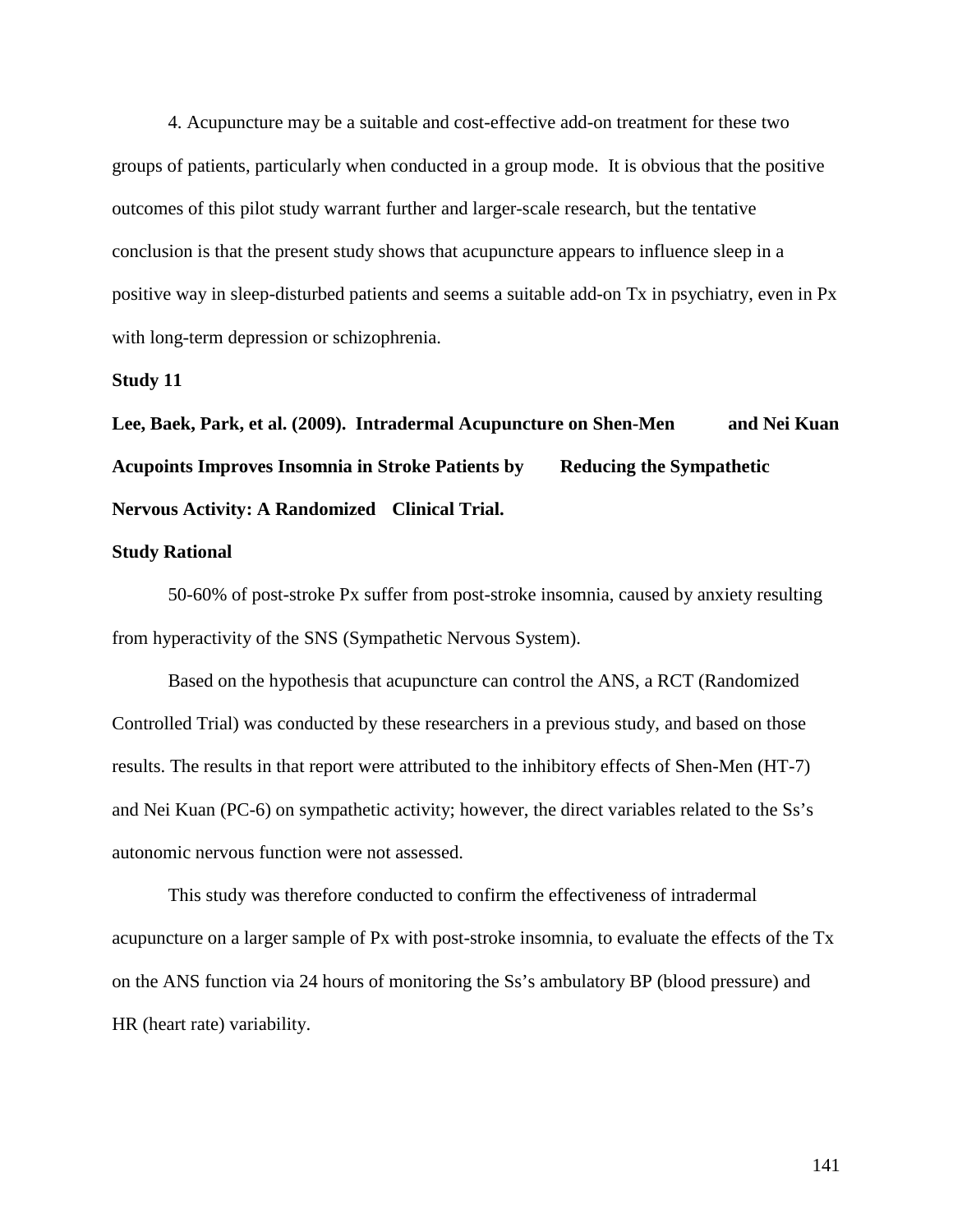4. Acupuncture may be a suitable and cost-effective add-on treatment for these two groups of patients, particularly when conducted in a group mode. It is obvious that the positive outcomes of this pilot study warrant further and larger-scale research, but the tentative conclusion is that the present study shows that acupuncture appears to influence sleep in a positive way in sleep-disturbed patients and seems a suitable add-on Tx in psychiatry, even in Px with long-term depression or schizophrenia.

**Study 11**

**Lee, Baek, Park, et al. (2009). Intradermal Acupuncture on Shen-Men and Nei Kuan Acupoints Improves Insomnia in Stroke Patients by Reducing the Sympathetic Nervous Activity: A Randomized Clinical Trial.**

**Study Rational**

50-60% of post-stroke Px suffer from post-stroke insomnia, caused by anxiety resulting from hyperactivity of the SNS (Sympathetic Nervous System).

Based on the hypothesis that acupuncture can control the ANS, a RCT (Randomized Controlled Trial) was conducted by these researchers in a previous study, and based on those results. The results in that report were attributed to the inhibitory effects of Shen-Men (HT-7) and Nei Kuan (PC-6) on sympathetic activity; however, the direct variables related to the Ss's autonomic nervous function were not assessed.

This study was therefore conducted to confirm the effectiveness of intradermal acupuncture on a larger sample of Px with post-stroke insomnia, to evaluate the effects of the Tx on the ANS function via 24 hours of monitoring the Ss's ambulatory BP (blood pressure) and HR (heart rate) variability.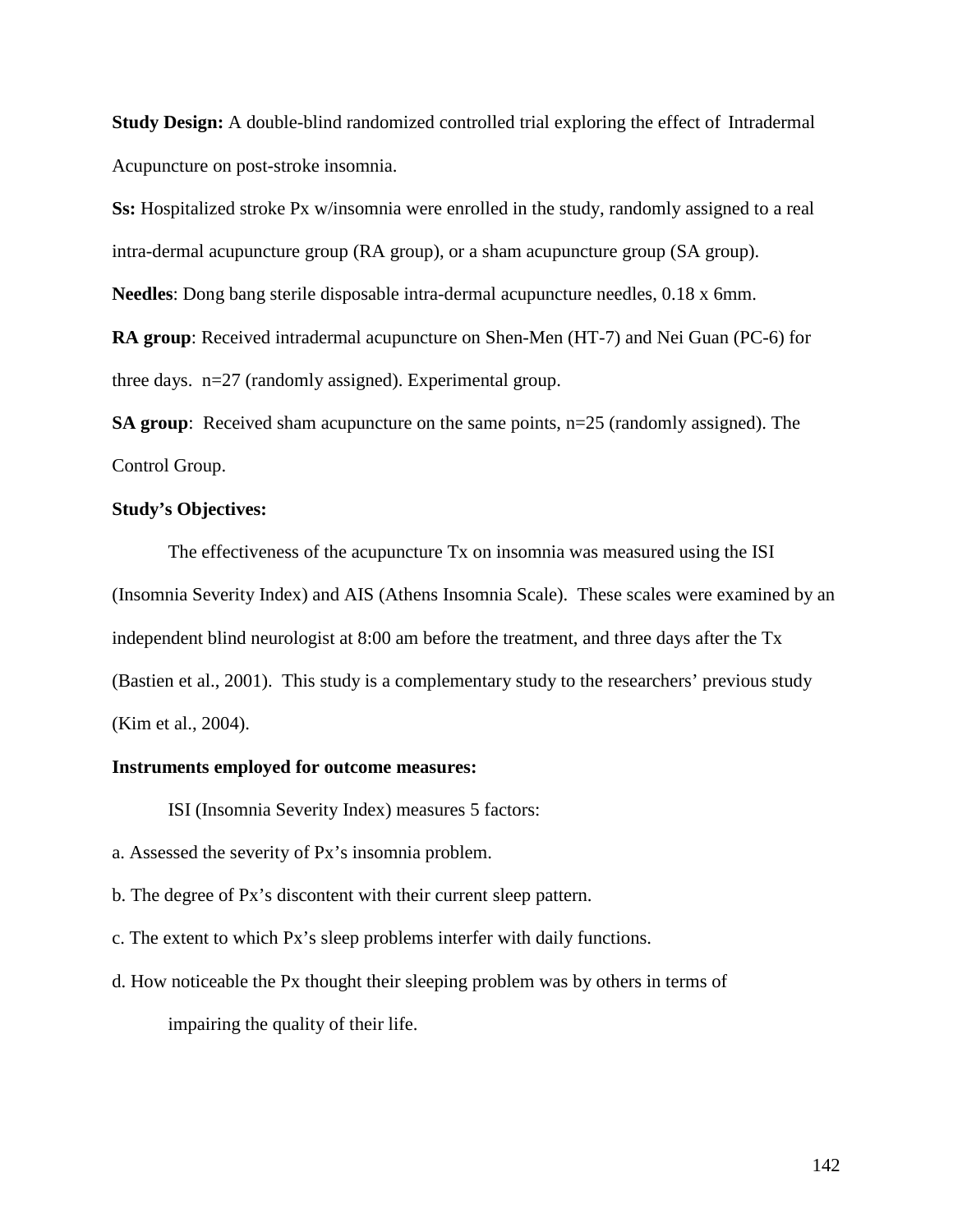**Study Design:** A double-blind randomized controlled trial exploring the effect of Intradermal Acupuncture on post-stroke insomnia.

**Ss:** Hospitalized stroke Px w/insomnia were enrolled in the study, randomly assigned to a real intra-dermal acupuncture group (RA group), or a sham acupuncture group (SA group).

**Needles**: Dong bang sterile disposable intra-dermal acupuncture needles, 0.18 x 6mm.

**RA group**: Received intradermal acupuncture on Shen-Men (HT-7) and Nei Guan (PC-6) for three days. n=27 (randomly assigned). Experimental group.

**SA group**: Received sham acupuncture on the same points, n=25 (randomly assigned). The Control Group.

**Study's Objectives:**

The effectiveness of the acupuncture Tx on insomnia was measured using the ISI (Insomnia Severity Index) and AIS (Athens Insomnia Scale). These scales were examined by an independent blind neurologist at 8:00 am before the treatment, and three days after the Tx (Bastien et al., 2001). This study is a complementary study to the researchers' previous study (Kim et al., 2004).

**Instruments employed for outcome measures:**

ISI (Insomnia Severity Index) measures 5 factors:

a. Assessed the severity of Px's insomnia problem.

b. The degree of Px's discontent with their current sleep pattern.

c. The extent to which Px's sleep problems interfer with daily functions.

d. How noticeable the Px thought their sleeping problem was by others in terms of impairing the quality of their life.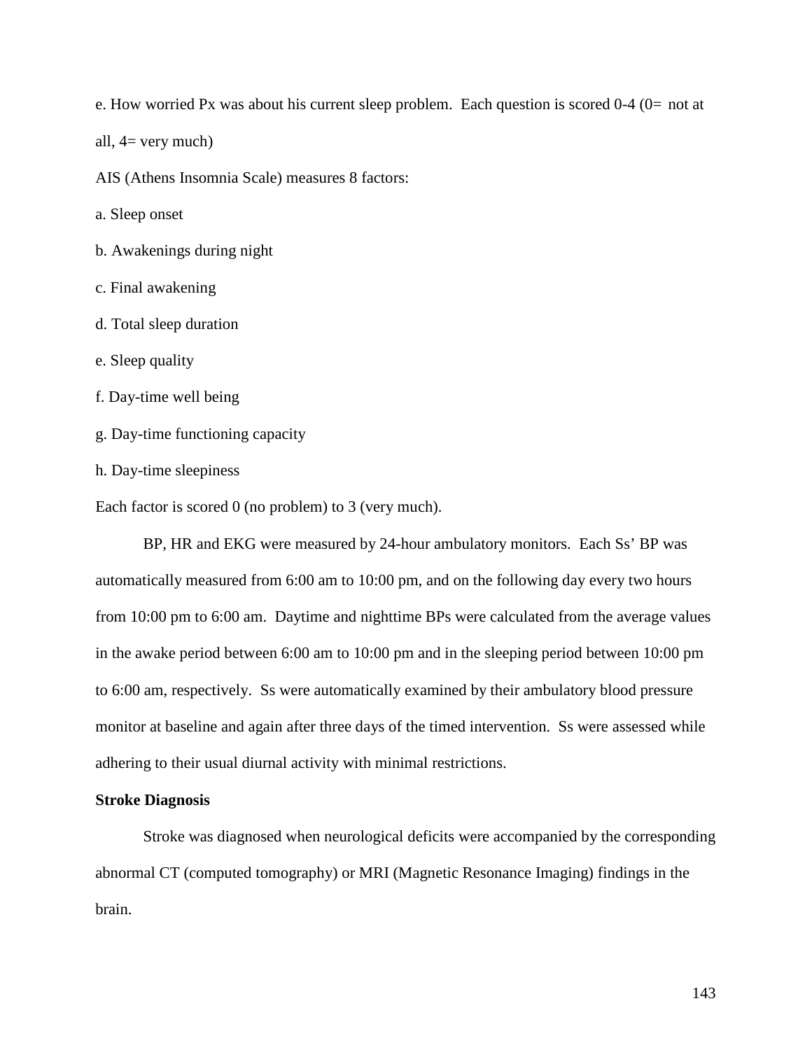e. How worried Px was about his current sleep problem. Each question is scored 0-4 (0= not at all, 4= very much)

AIS (Athens Insomnia Scale) measures 8 factors:

a. Sleep onset

b. Awakenings during night

c. Final awakening

d. Total sleep duration

e. Sleep quality

f. Day-time well being

g. Day-time functioning capacity

h. Day-time sleepiness

Each factor is scored 0 (no problem) to 3 (very much).

BP, HR and EKG were measured by 24-hour ambulatory monitors. Each Ss' BP was automatically measured from 6:00 am to 10:00 pm, and on the following day every two hours from 10:00 pm to 6:00 am. Daytime and nighttime BPs were calculated from the average values in the awake period between 6:00 am to 10:00 pm and in the sleeping period between 10:00 pm to 6:00 am, respectively. Ss were automatically examined by their ambulatory blood pressure monitor at baseline and again after three days of the timed intervention. Ss were assessed while adhering to their usual diurnal activity with minimal restrictions.

**Stroke Diagnosis**

Stroke was diagnosed when neurological deficits were accompanied by the corresponding abnormal CT (computed tomography) or MRI (Magnetic Resonance Imaging) findings in the brain.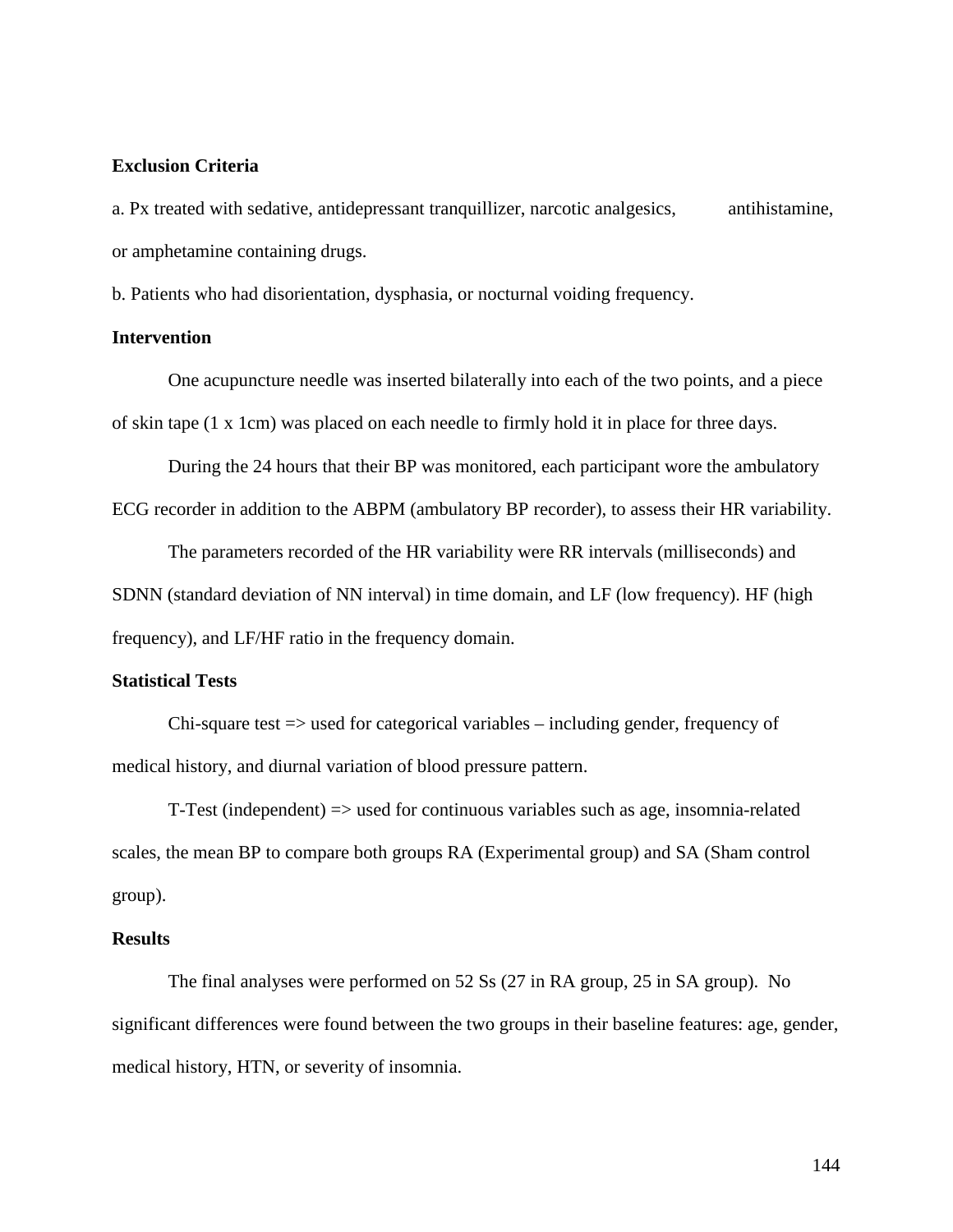**Exclusion Criteria**

a. Px treated with sedative, antidepressant tranquillizer, narcotic analgesics, antihistamine, or amphetamine containing drugs.

b. Patients who had disorientation, dysphasia, or nocturnal voiding frequency.

**Intervention**

One acupuncture needle was inserted bilaterally into each of the two points, and a piece of skin tape (1 x 1cm) was placed on each needle to firmly hold it in place for three days.

During the 24 hours that their BP was monitored, each participant wore the ambulatory ECG recorder in addition to the ABPM (ambulatory BP recorder), to assess their HR variability.

The parameters recorded of the HR variability were RR intervals (milliseconds) and SDNN (standard deviation of NN interval) in time domain, and LF (low frequency). HF (high frequency), and LF/HF ratio in the frequency domain.

**Statistical Tests**

Chi-square test => used for categorical variables – including gender, frequency of medical history, and diurnal variation of blood pressure pattern.

T-Test (independent) => used for continuous variables such as age, insomnia-related scales, the mean BP to compare both groups RA (Experimental group) and SA (Sham control group).

**Results**

The final analyses were performed on 52 Ss (27 in RA group, 25 in SA group). No significant differences were found between the two groups in their baseline features: age, gender, medical history, HTN, or severity of insomnia.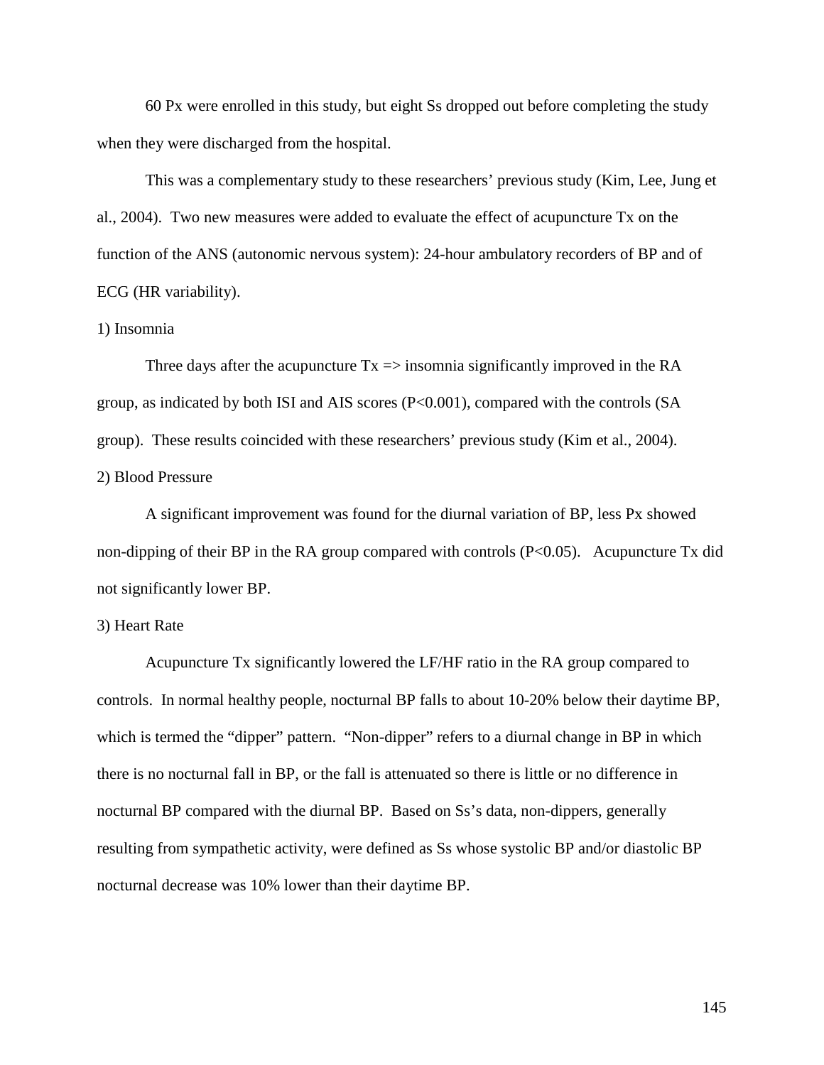60 Px were enrolled in this study, but eight Ss dropped out before completing the study when they were discharged from the hospital.

This was a complementary study to these researchers' previous study (Kim, Lee, Jung et al., 2004). Two new measures were added to evaluate the effect of acupuncture Tx on the function of the ANS (autonomic nervous system): 24-hour ambulatory recorders of BP and of ECG (HR variability).

1) Insomnia

Three days after the acupuncture Tx => insomnia significantly improved in the RA group, as indicated by both ISI and AIS scores ($P<0.001$), compared with the controls (SA group). These results coincided with these researchers' previous study (Kim et al., 2004).

2) Blood Pressure

A significant improvement was found for the diurnal variation of BP, less Px showed non-dipping of their BP in the RA group compared with controls ($P<0.05$). Acupuncture Tx did not significantly lower BP.

3) Heart Rate

Acupuncture Tx significantly lowered the LF/HF ratio in the RA group compared to controls. In normal healthy people, nocturnal BP falls to about 10-20% below their daytime BP, which is termed the "dipper" pattern. "Non-dipper" refers to a diurnal change in BP in which there is no nocturnal fall in BP, or the fall is attenuated so there is little or no difference in nocturnal BP compared with the diurnal BP. Based on Ss's data, non-dippers, generally resulting from sympathetic activity, were defined as Ss whose systolic BP and/or diastolic BP nocturnal decrease was 10% lower than their daytime BP.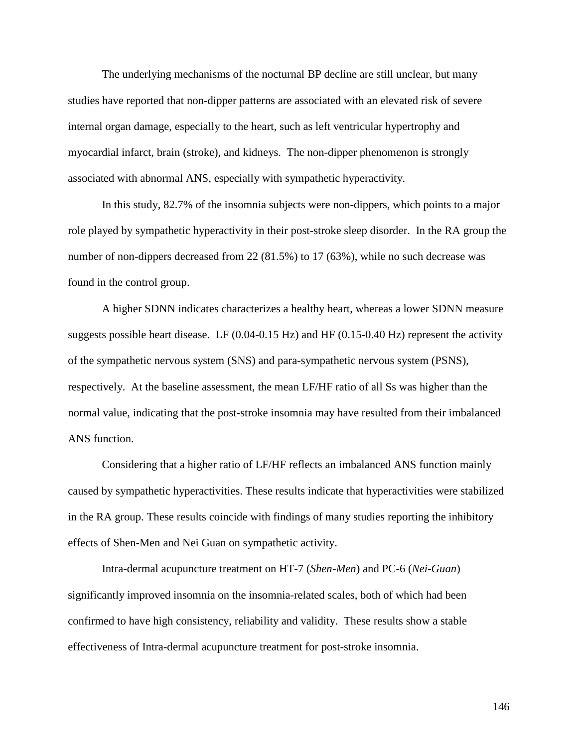The underlying mechanisms of the nocturnal BP decline are still unclear, but many studies have reported that non-dipper patterns are associated with an elevated risk of severe internal organ damage, especially to the heart, such as left ventricular hypertrophy and myocardial infarct, brain (stroke), and kidneys. The non-dipper phenomenon is strongly associated with abnormal ANS, especially with sympathetic hyperactivity.

In this study, 82.7% of the insomnia subjects were non-dippers, which points to a major role played by sympathetic hyperactivity in their post-stroke sleep disorder. In the RA group the number of non-dippers decreased from 22 (81.5%) to 17 (63%), while no such decrease was found in the control group.

A higher SDNN indicates characterizes a healthy heart, whereas a lower SDNN measure suggests possible heart disease. LF (0.04-0.15 Hz) and HF (0.15-0.40 Hz) represent the activity of the sympathetic nervous system (SNS) and para-sympathetic nervous system (PSNS), respectively. At the baseline assessment, the mean LF/HF ratio of all Ss was higher than the normal value, indicating that the post-stroke insomnia may have resulted from their imbalanced ANS function.

Considering that a higher ratio of LF/HF reflects an imbalanced ANS function mainly caused by sympathetic hyperactivities. These results indicate that hyperactivities were stabilized in the RA group. These results coincide with findings of many studies reporting the inhibitory effects of Shen-Men and Nei Guan on sympathetic activity.

Intra-dermal acupuncture treatment on HT-7 (*Shen-Men*) and PC-6 (*Nei-Guan*) significantly improved insomnia on the insomnia-related scales, both of which had been confirmed to have high consistency, reliability and validity. These results show a stable effectiveness of Intra-dermal acupuncture treatment for post-stroke insomnia.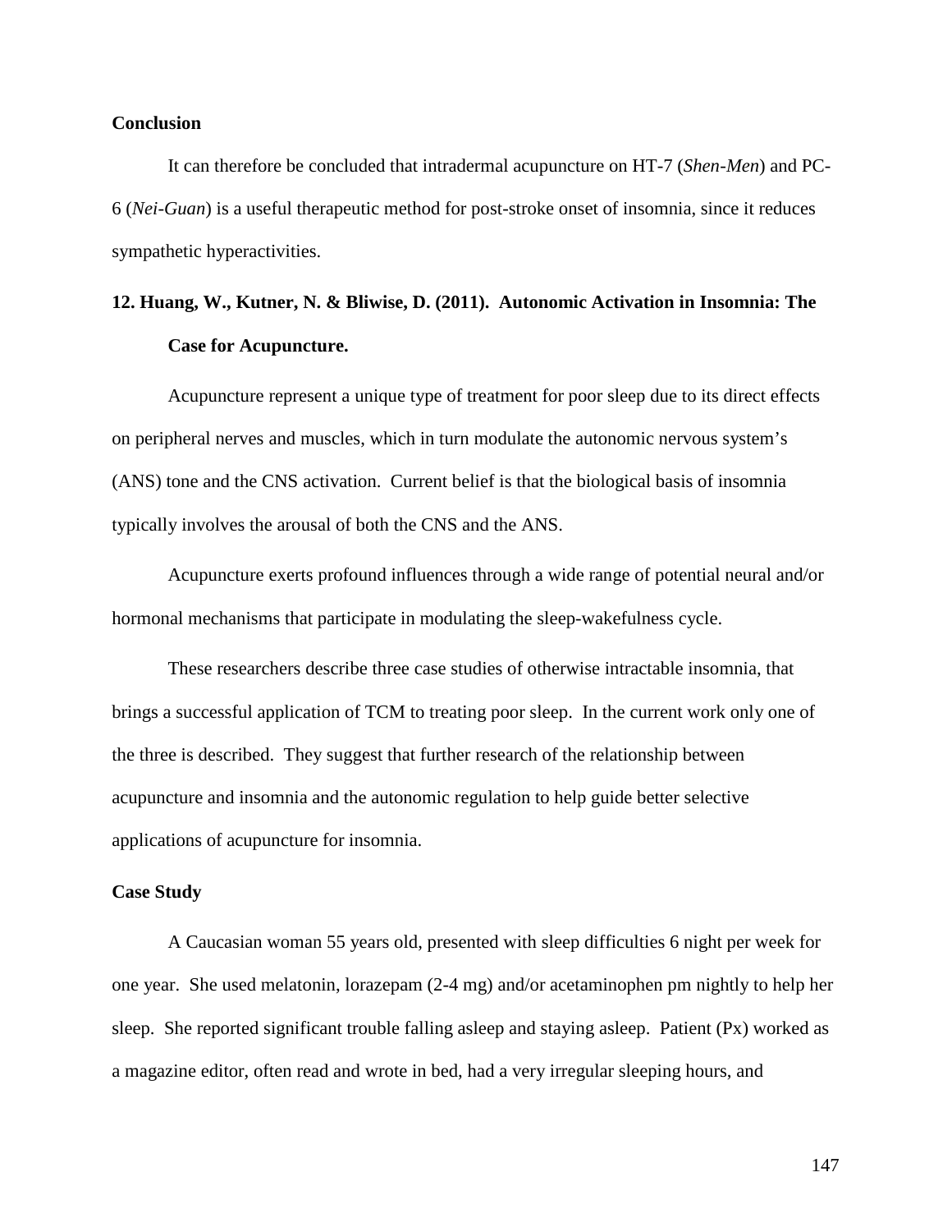**Conclusion**

It can therefore be concluded that intradermal acupuncture on HT-7 (*Shen-Men*) and PC-6 (*Nei-Guan*) is a useful therapeutic method for post-stroke onset of insomnia, since it reduces sympathetic hyperactivities.

**12. Huang, W., Kutner, N. & Bliwise, D. (2011). Autonomic Activation in Insomnia: The Case for Acupuncture.**

Acupuncture represent a unique type of treatment for poor sleep due to its direct effects on peripheral nerves and muscles, which in turn modulate the autonomic nervous system's (ANS) tone and the CNS activation. Current belief is that the biological basis of insomnia typically involves the arousal of both the CNS and the ANS.

Acupuncture exerts profound influences through a wide range of potential neural and/or hormonal mechanisms that participate in modulating the sleep-wakefulness cycle.

These researchers describe three case studies of otherwise intractable insomnia, that brings a successful application of TCM to treating poor sleep. In the current work only one of the three is described. They suggest that further research of the relationship between acupuncture and insomnia and the autonomic regulation to help guide better selective applications of acupuncture for insomnia.

**Case Study**

A Caucasian woman 55 years old, presented with sleep difficulties 6 night per week for one year. She used melatonin, lorazepam (2-4 mg) and/or acetaminophen pm nightly to help her sleep. She reported significant trouble falling asleep and staying asleep. Patient (Px) worked as a magazine editor, often read and wrote in bed, had a very irregular sleeping hours, and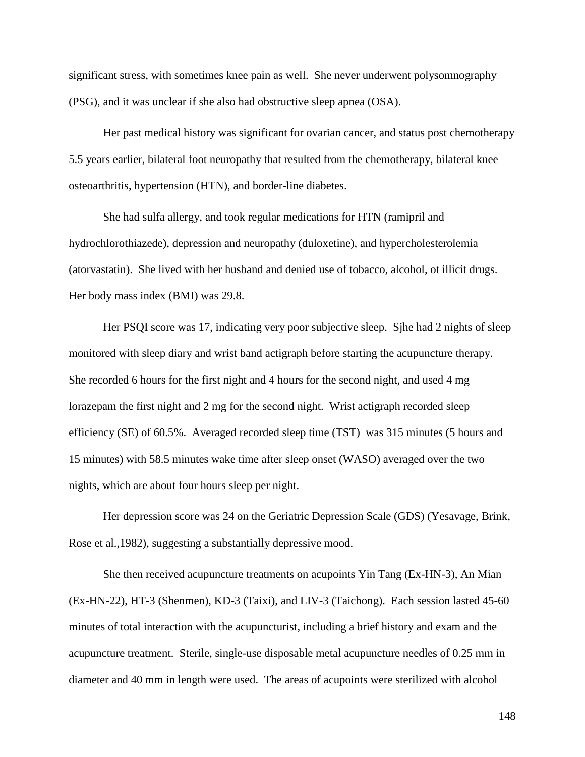significant stress, with sometimes knee pain as well. She never underwent polysomnography (PSG), and it was unclear if she also had obstructive sleep apnea (OSA).

Her past medical history was significant for ovarian cancer, and status post chemotherapy 5.5 years earlier, bilateral foot neuropathy that resulted from the chemotherapy, bilateral knee osteoarthritis, hypertension (HTN), and border-line diabetes.

She had sulfa allergy, and took regular medications for HTN (ramipril and hydrochlorothiazede), depression and neuropathy (duloxetine), and hypercholesterolemia (atorvastatin). She lived with her husband and denied use of tobacco, alcohol, ot illicit drugs. Her body mass index (BMI) was 29.8.

Her PSQI score was 17, indicating very poor subjective sleep. Sjhe had 2 nights of sleep monitored with sleep diary and wrist band actigraph before starting the acupuncture therapy. She recorded 6 hours for the first night and 4 hours for the second night, and used 4 mg lorazepam the first night and 2 mg for the second night. Wrist actigraph recorded sleep efficiency (SE) of 60.5%. Averaged recorded sleep time (TST) was 315 minutes (5 hours and 15 minutes) with 58.5 minutes wake time after sleep onset (WASO) averaged over the two nights, which are about four hours sleep per night.

Her depression score was 24 on the Geriatric Depression Scale (GDS) (Yesavage, Brink, Rose et al.,1982), suggesting a substantially depressive mood.

She then received acupuncture treatments on acupoints Yin Tang (Ex-HN-3), An Mian (Ex-HN-22), HT-3 (Shenmen), KD-3 (Taixi), and LIV-3 (Taichong). Each session lasted 45-60 minutes of total interaction with the acupuncturist, including a brief history and exam and the acupuncture treatment. Sterile, single-use disposable metal acupuncture needles of 0.25 mm in diameter and 40 mm in length were used. The areas of acupoints were sterilized with alcohol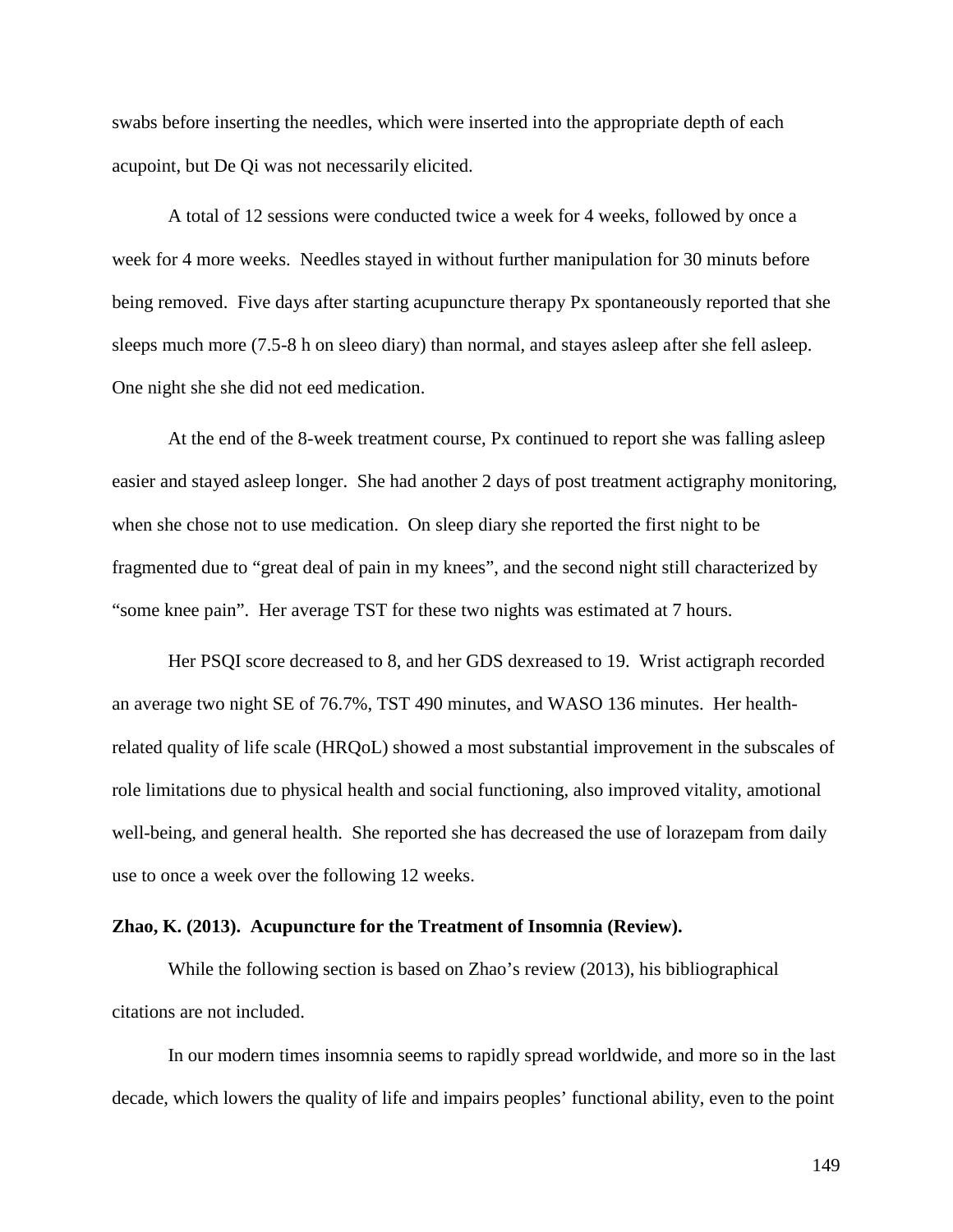swabs before inserting the needles, which were inserted into the appropriate depth of each acupoint, but De Qi was not necessarily elicited.

A total of 12 sessions were conducted twice a week for 4 weeks, followed by once a week for 4 more weeks. Needles stayed in without further manipulation for 30 minuts before being removed. Five days after starting acupuncture therapy Px spontaneously reported that she sleeps much more (7.5-8 h on sleeo diary) than normal, and stayes asleep after she fell asleep. One night she she did not eed medication.

At the end of the 8-week treatment course, Px continued to report she was falling asleep easier and stayed asleep longer. She had another 2 days of post treatment actigraphy monitoring, when she chose not to use medication. On sleep diary she reported the first night to be fragmented due to "great deal of pain in my knees", and the second night still characterized by "some knee pain". Her average TST for these two nights was estimated at 7 hours.

Her PSQI score decreased to 8, and her GDS dexreased to 19. Wrist actigraph recorded an average two night SE of 76.7%, TST 490 minutes, and WASO 136 minutes. Her health-related quality of life scale (HRQoL) showed a most substantial improvement in the subscales of role limitations due to physical health and social functioning, also improved vitality, amotional well-being, and general health. She reported she has decreased the use of lorazepam from daily use to once a week over the following 12 weeks.

**Zhao, K. (2013). Acupuncture for the Treatment of Insomnia (Review).**

While the following section is based on Zhao's review (2013), his bibliographical citations are not included.

In our modern times insomnia seems to rapidly spread worldwide, and more so in the last decade, which lowers the quality of life and impairs peoples' functional ability, even to the point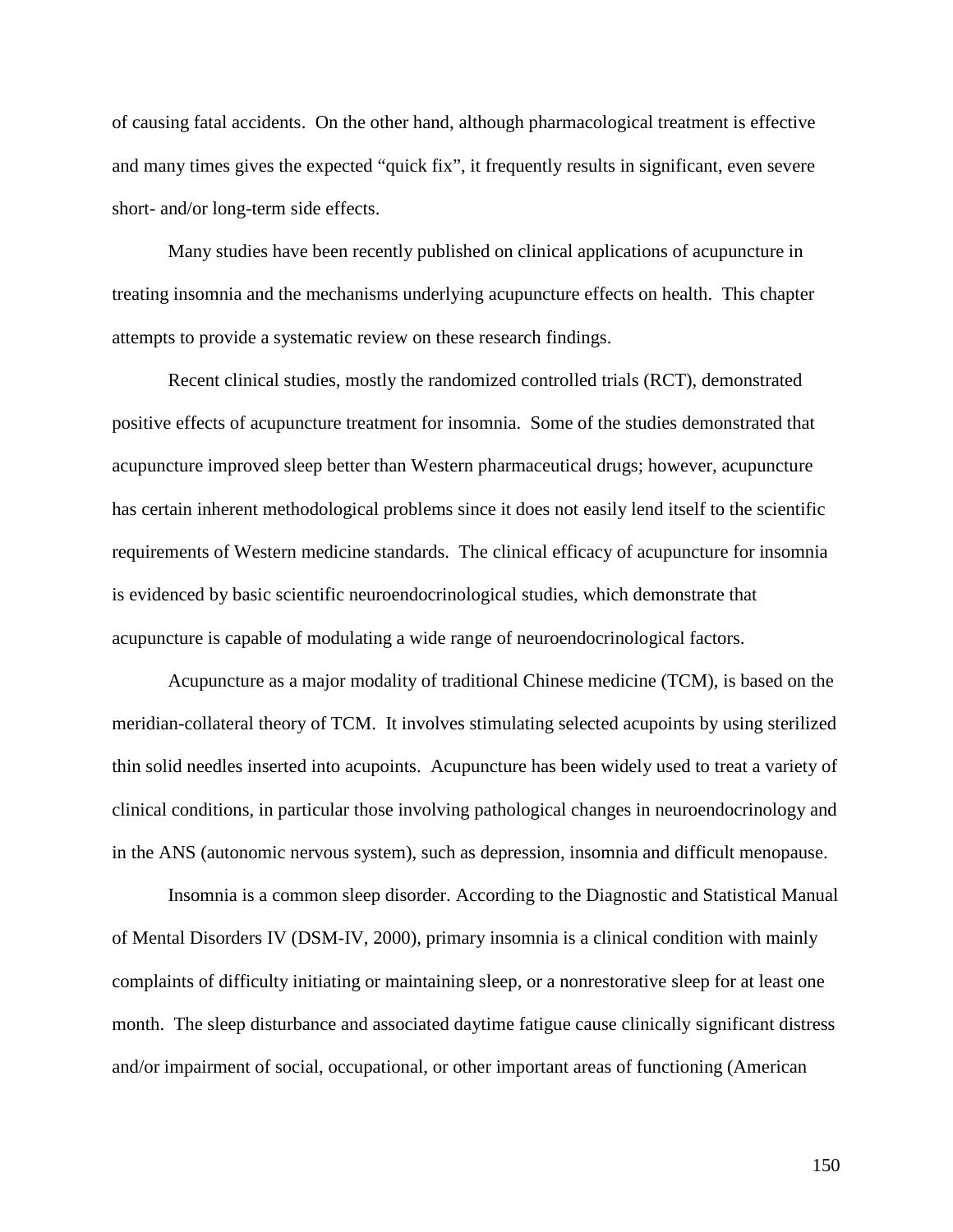of causing fatal accidents. On the other hand, although pharmacological treatment is effective and many times gives the expected "quick fix", it frequently results in significant, even severe short- and/or long-term side effects.

Many studies have been recently published on clinical applications of acupuncture in treating insomnia and the mechanisms underlying acupuncture effects on health. This chapter attempts to provide a systematic review on these research findings.

Recent clinical studies, mostly the randomized controlled trials (RCT), demonstrated positive effects of acupuncture treatment for insomnia. Some of the studies demonstrated that acupuncture improved sleep better than Western pharmaceutical drugs; however, acupuncture has certain inherent methodological problems since it does not easily lend itself to the scientific requirements of Western medicine standards. The clinical efficacy of acupuncture for insomnia is evidenced by basic scientific neuroendocrinological studies, which demonstrate that acupuncture is capable of modulating a wide range of neuroendocrinological factors.

Acupuncture as a major modality of traditional Chinese medicine (TCM), is based on the meridian-collateral theory of TCM. It involves stimulating selected acupoints by using sterilized thin solid needles inserted into acupoints. Acupuncture has been widely used to treat a variety of clinical conditions, in particular those involving pathological changes in neuroendocrinology and in the ANS (autonomic nervous system), such as depression, insomnia and difficult menopause.

Insomnia is a common sleep disorder. According to the Diagnostic and Statistical Manual of Mental Disorders IV (DSM-IV, 2000), primary insomnia is a clinical condition with mainly complaints of difficulty initiating or maintaining sleep, or a nonrestorative sleep for at least one month. The sleep disturbance and associated daytime fatigue cause clinically significant distress and/or impairment of social, occupational, or other important areas of functioning (American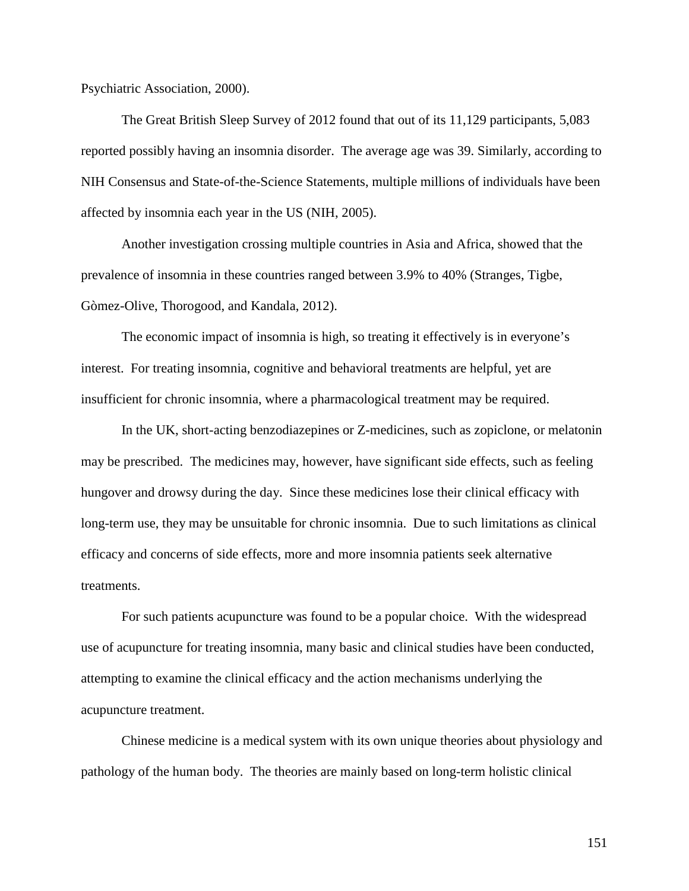Psychiatric Association, 2000).

The Great British Sleep Survey of 2012 found that out of its 11,129 participants, 5,083 reported possibly having an insomnia disorder. The average age was 39. Similarly, according to NIH Consensus and State-of-the-Science Statements, multiple millions of individuals have been affected by insomnia each year in the US (NIH, 2005).

Another investigation crossing multiple countries in Asia and Africa, showed that the prevalence of insomnia in these countries ranged between 3.9% to 40% (Stranges, Tigbe, Gòmez-Olive, Thorogood, and Kandala, 2012).

The economic impact of insomnia is high, so treating it effectively is in everyone's interest. For treating insomnia, cognitive and behavioral treatments are helpful, yet are insufficient for chronic insomnia, where a pharmacological treatment may be required.

In the UK, short-acting benzodiazepines or Z-medicines, such as zopiclone, or melatonin may be prescribed. The medicines may, however, have significant side effects, such as feeling hungover and drowsy during the day. Since these medicines lose their clinical efficacy with long-term use, they may be unsuitable for chronic insomnia. Due to such limitations as clinical efficacy and concerns of side effects, more and more insomnia patients seek alternative treatments.

For such patients acupuncture was found to be a popular choice. With the widespread use of acupuncture for treating insomnia, many basic and clinical studies have been conducted, attempting to examine the clinical efficacy and the action mechanisms underlying the acupuncture treatment.

Chinese medicine is a medical system with its own unique theories about physiology and pathology of the human body. The theories are mainly based on long-term holistic clinical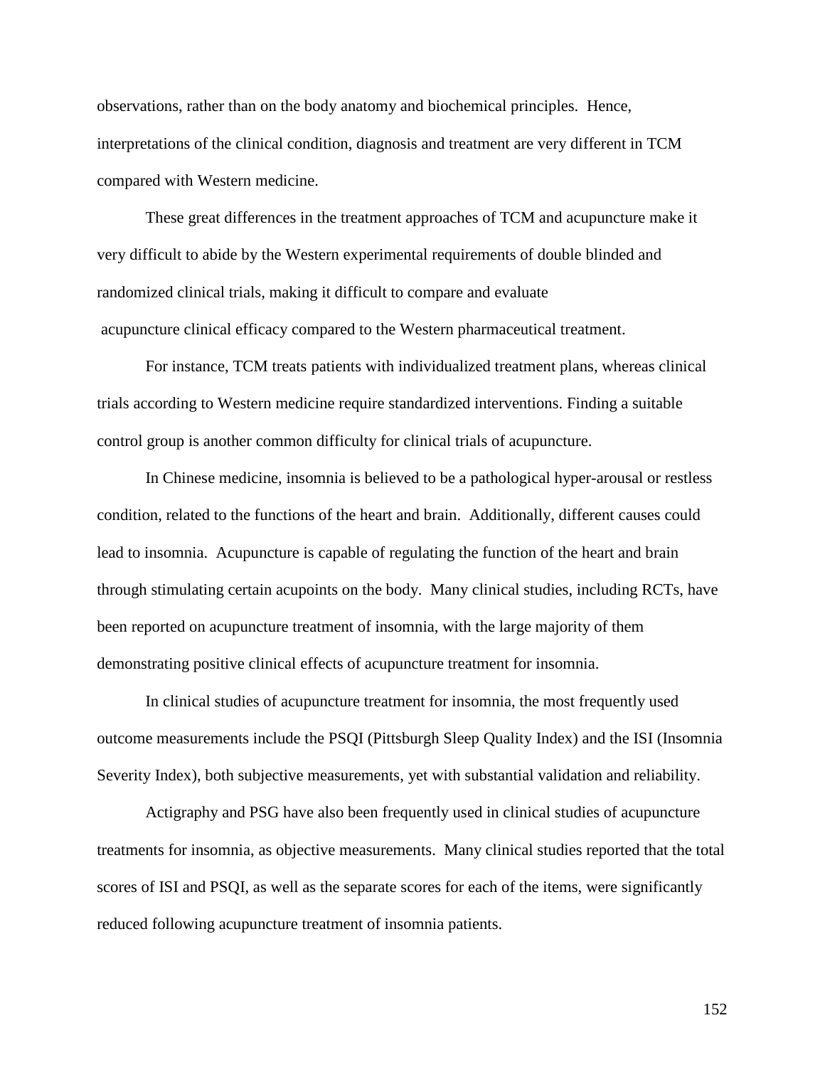observations, rather than on the body anatomy and biochemical principles. Hence, interpretations of the clinical condition, diagnosis and treatment are very different in TCM compared with Western medicine.

These great differences in the treatment approaches of TCM and acupuncture make it very difficult to abide by the Western experimental requirements of double blinded and randomized clinical trials, making it difficult to compare and evaluate acupuncture clinical efficacy compared to the Western pharmaceutical treatment.

For instance, TCM treats patients with individualized treatment plans, whereas clinical trials according to Western medicine require standardized interventions. Finding a suitable control group is another common difficulty for clinical trials of acupuncture.

In Chinese medicine, insomnia is believed to be a pathological hyper-arousal or restless condition, related to the functions of the heart and brain. Additionally, different causes could lead to insomnia. Acupuncture is capable of regulating the function of the heart and brain through stimulating certain acupoints on the body. Many clinical studies, including RCTs, have been reported on acupuncture treatment of insomnia, with the large majority of them demonstrating positive clinical effects of acupuncture treatment for insomnia.

In clinical studies of acupuncture treatment for insomnia, the most frequently used outcome measurements include the PSQI (Pittsburgh Sleep Quality Index) and the ISI (Insomnia Severity Index), both subjective measurements, yet with substantial validation and reliability.

Actigraphy and PSG have also been frequently used in clinical studies of acupuncture treatments for insomnia, as objective measurements. Many clinical studies reported that the total scores of ISI and PSQI, as well as the separate scores for each of the items, were significantly reduced following acupuncture treatment of insomnia patients.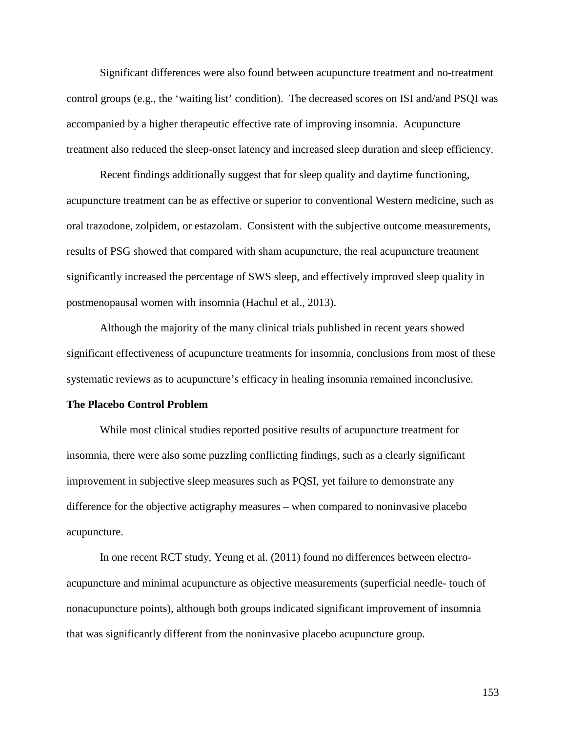Significant differences were also found between acupuncture treatment and no-treatment control groups (e.g., the 'waiting list' condition). The decreased scores on ISI and/and PSQI was accompanied by a higher therapeutic effective rate of improving insomnia. Acupuncture treatment also reduced the sleep-onset latency and increased sleep duration and sleep efficiency.

Recent findings additionally suggest that for sleep quality and daytime functioning, acupuncture treatment can be as effective or superior to conventional Western medicine, such as oral trazodone, zolpidem, or estazolam. Consistent with the subjective outcome measurements, results of PSG showed that compared with sham acupuncture, the real acupuncture treatment significantly increased the percentage of SWS sleep, and effectively improved sleep quality in postmenopausal women with insomnia (Hachul et al., 2013).

Although the majority of the many clinical trials published in recent years showed significant effectiveness of acupuncture treatments for insomnia, conclusions from most of these systematic reviews as to acupuncture's efficacy in healing insomnia remained inconclusive.

**The Placebo Control Problem**

While most clinical studies reported positive results of acupuncture treatment for insomnia, there were also some puzzling conflicting findings, such as a clearly significant improvement in subjective sleep measures such as PQSI, yet failure to demonstrate any difference for the objective actigraphy measures – when compared to noninvasive placebo acupuncture.

In one recent RCT study, Yeung et al. (2011) found no differences between electro-acupuncture and minimal acupuncture as objective measurements (superficial needle- touch of nonacupuncture points), although both groups indicated significant improvement of insomnia that was significantly different from the noninvasive placebo acupuncture group.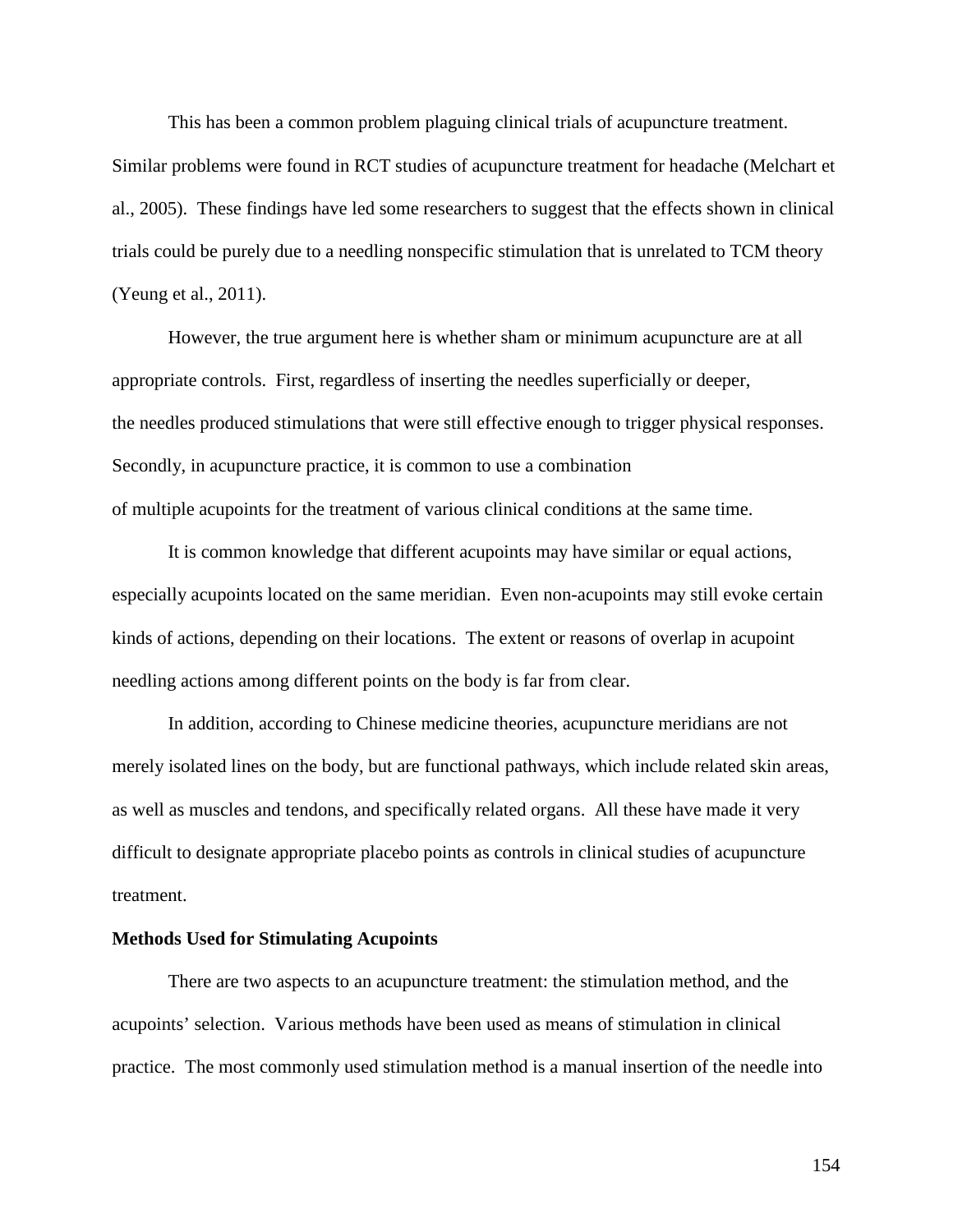This has been a common problem plaguing clinical trials of acupuncture treatment. Similar problems were found in RCT studies of acupuncture treatment for headache (Melchart et al., 2005). These findings have led some researchers to suggest that the effects shown in clinical trials could be purely due to a needling nonspecific stimulation that is unrelated to TCM theory (Yeung et al., 2011).

However, the true argument here is whether sham or minimum acupuncture are at all appropriate controls. First, regardless of inserting the needles superficially or deeper, the needles produced stimulations that were still effective enough to trigger physical responses. Secondly, in acupuncture practice, it is common to use a combination of multiple acupoints for the treatment of various clinical conditions at the same time.

It is common knowledge that different acupoints may have similar or equal actions, especially acupoints located on the same meridian. Even non-acupoints may still evoke certain kinds of actions, depending on their locations. The extent or reasons of overlap in acupoint needling actions among different points on the body is far from clear.

In addition, according to Chinese medicine theories, acupuncture meridians are not merely isolated lines on the body, but are functional pathways, which include related skin areas, as well as muscles and tendons, and specifically related organs. All these have made it very difficult to designate appropriate placebo points as controls in clinical studies of acupuncture treatment.

**Methods Used for Stimulating Acupoints**

There are two aspects to an acupuncture treatment: the stimulation method, and the acupoints' selection. Various methods have been used as means of stimulation in clinical practice. The most commonly used stimulation method is a manual insertion of the needle into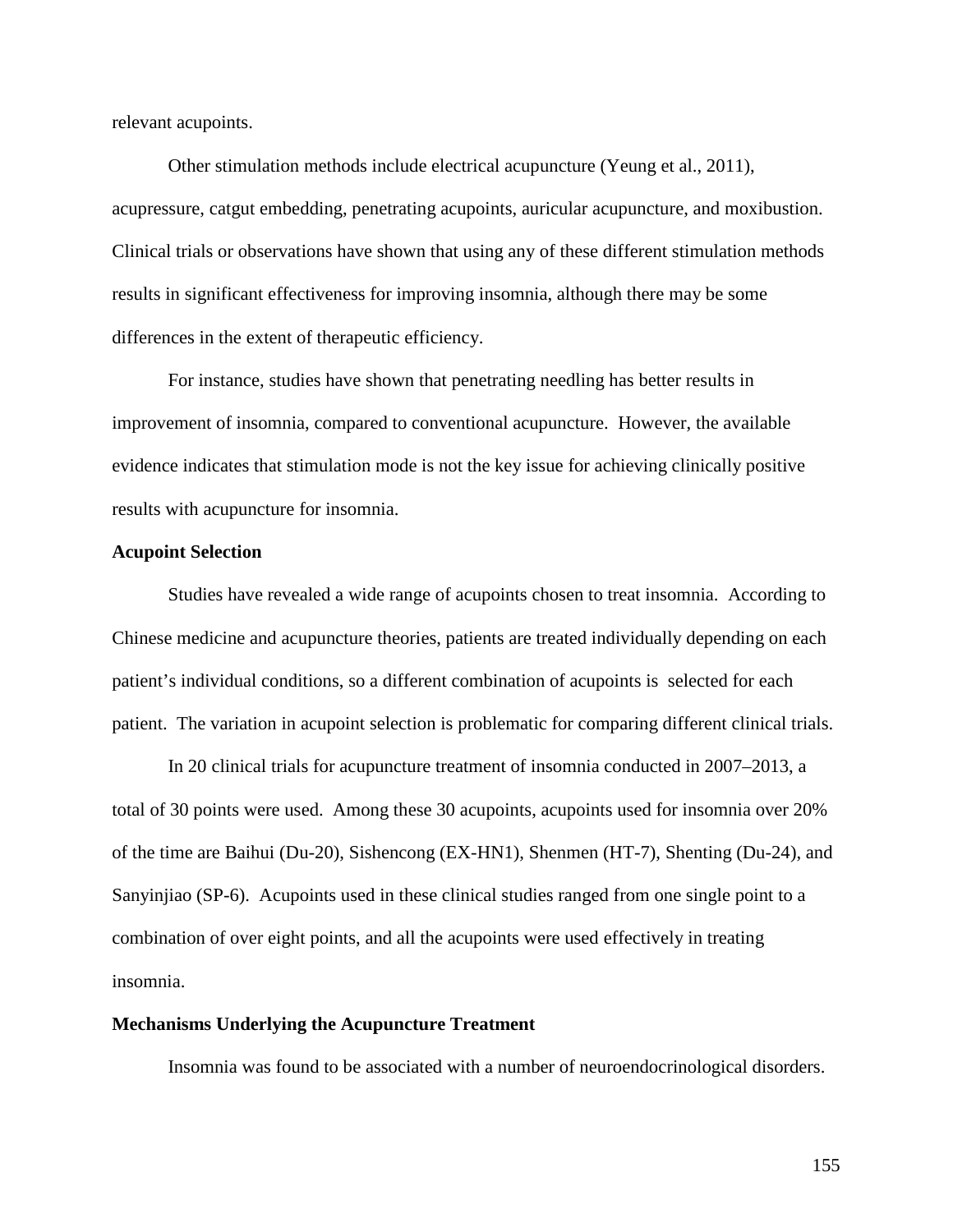relevant acupoints.

Other stimulation methods include electrical acupuncture (Yeung et al., 2011), acupressure, catgut embedding, penetrating acupoints, auricular acupuncture, and moxibustion. Clinical trials or observations have shown that using any of these different stimulation methods results in significant effectiveness for improving insomnia, although there may be some differences in the extent of therapeutic efficiency.

For instance, studies have shown that penetrating needling has better results in improvement of insomnia, compared to conventional acupuncture. However, the available evidence indicates that stimulation mode is not the key issue for achieving clinically positive results with acupuncture for insomnia.

**Acupoint Selection**

Studies have revealed a wide range of acupoints chosen to treat insomnia. According to Chinese medicine and acupuncture theories, patients are treated individually depending on each patient's individual conditions, so a different combination of acupoints is selected for each patient. The variation in acupoint selection is problematic for comparing different clinical trials.

In 20 clinical trials for acupuncture treatment of insomnia conducted in 2007–2013, a total of 30 points were used. Among these 30 acupoints, acupoints used for insomnia over 20% of the time are Baihui (Du-20), Sishencong (EX-HN1), Shenmen (HT-7), Shenting (Du-24), and Sanyinjiao (SP-6). Acupoints used in these clinical studies ranged from one single point to a combination of over eight points, and all the acupoints were used effectively in treating insomnia.

**Mechanisms Underlying the Acupuncture Treatment**

Insomnia was found to be associated with a number of neuroendocrinological disorders.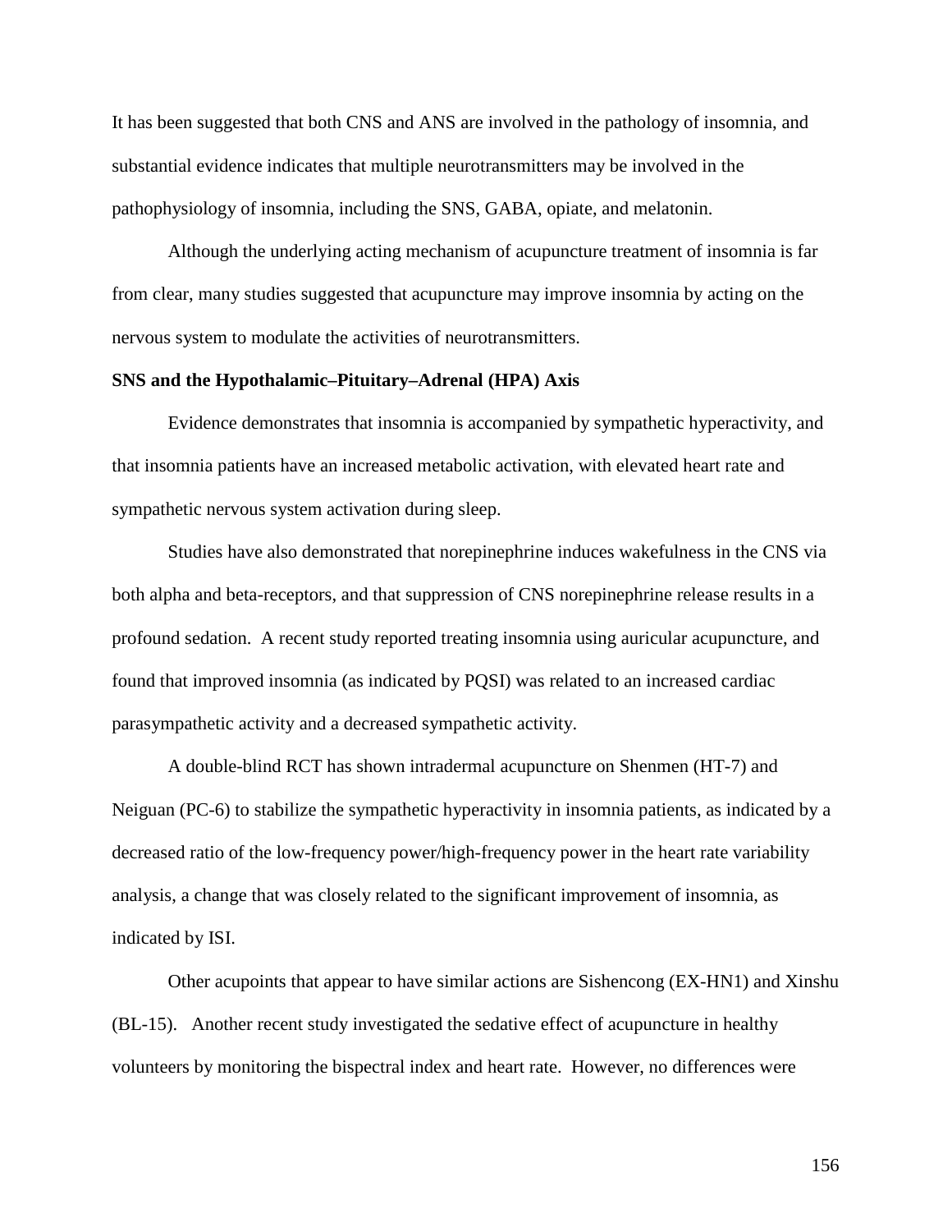It has been suggested that both CNS and ANS are involved in the pathology of insomnia, and substantial evidence indicates that multiple neurotransmitters may be involved in the pathophysiology of insomnia, including the SNS, GABA, opiate, and melatonin.

Although the underlying acting mechanism of acupuncture treatment of insomnia is far from clear, many studies suggested that acupuncture may improve insomnia by acting on the nervous system to modulate the activities of neurotransmitters.

**SNS and the Hypothalamic–Pituitary–Adrenal (HPA) Axis**

Evidence demonstrates that insomnia is accompanied by sympathetic hyperactivity, and that insomnia patients have an increased metabolic activation, with elevated heart rate and sympathetic nervous system activation during sleep.

Studies have also demonstrated that norepinephrine induces wakefulness in the CNS via both alpha and beta-receptors, and that suppression of CNS norepinephrine release results in a profound sedation. A recent study reported treating insomnia using auricular acupuncture, and found that improved insomnia (as indicated by PQSI) was related to an increased cardiac parasympathetic activity and a decreased sympathetic activity.

A double-blind RCT has shown intradermal acupuncture on Shenmen (HT-7) and Neiguan (PC-6) to stabilize the sympathetic hyperactivity in insomnia patients, as indicated by a decreased ratio of the low-frequency power/high-frequency power in the heart rate variability analysis, a change that was closely related to the significant improvement of insomnia, as indicated by ISI.

Other acupoints that appear to have similar actions are Sishencong (EX-HN1) and Xinshu (BL-15). Another recent study investigated the sedative effect of acupuncture in healthy volunteers by monitoring the bispectral index and heart rate. However, no differences were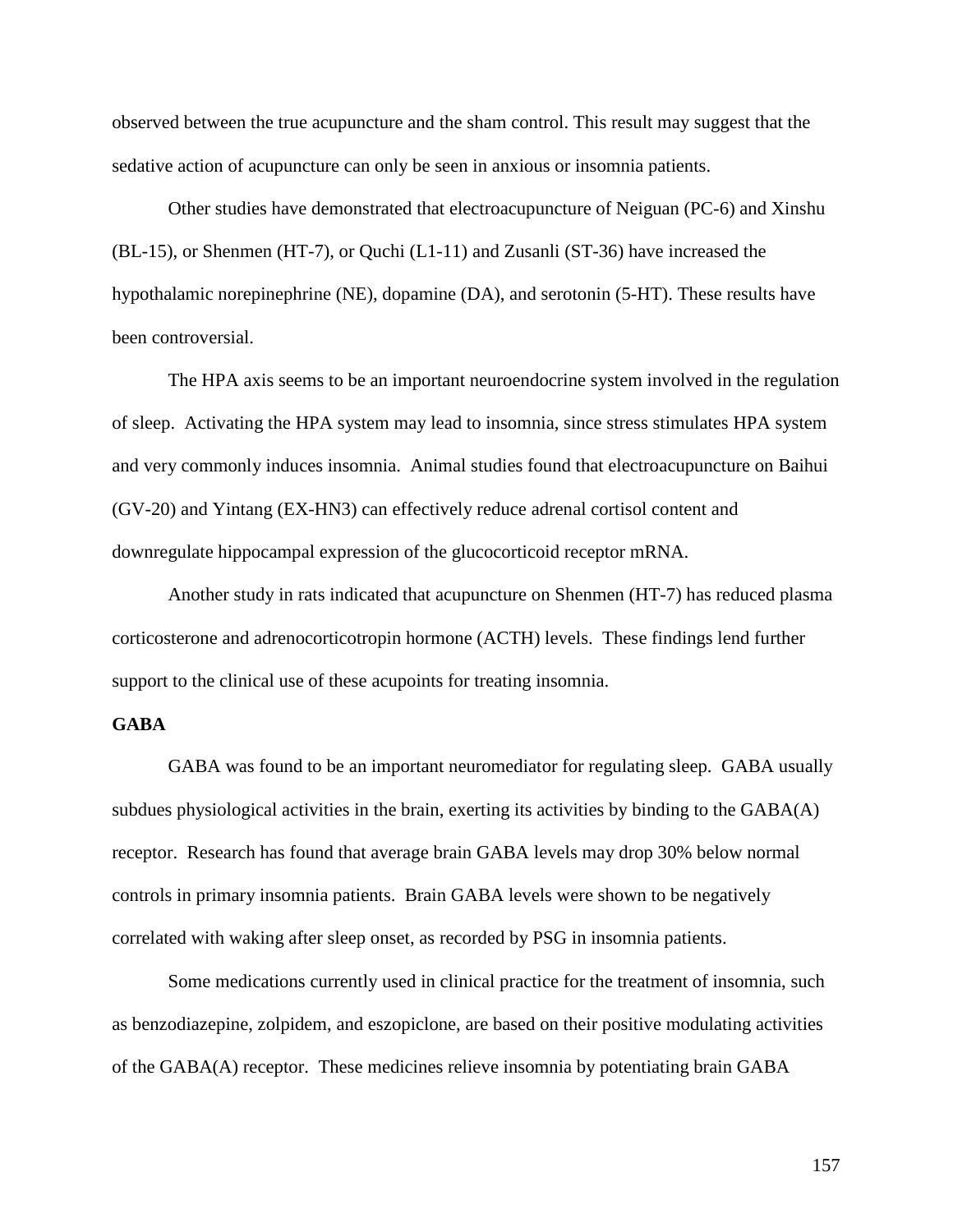observed between the true acupuncture and the sham control. This result may suggest that the sedative action of acupuncture can only be seen in anxious or insomnia patients.

Other studies have demonstrated that electroacupuncture of Neiguan (PC-6) and Xinshu (BL-15), or Shenmen (HT-7), or Quchi (L1-11) and Zusanli (ST-36) have increased the hypothalamic norepinephrine (NE), dopamine (DA), and serotonin (5-HT). These results have been controversial.

The HPA axis seems to be an important neuroendocrine system involved in the regulation of sleep. Activating the HPA system may lead to insomnia, since stress stimulates HPA system and very commonly induces insomnia. Animal studies found that electroacupuncture on Baihui (GV-20) and Yintang (EX-HN3) can effectively reduce adrenal cortisol content and downregulate hippocampal expression of the glucocorticoid receptor mRNA.

Another study in rats indicated that acupuncture on Shenmen (HT-7) has reduced plasma corticosterone and adrenocorticotropin hormone (ACTH) levels. These findings lend further support to the clinical use of these acupoints for treating insomnia.

**GABA**

GABA was found to be an important neuromediator for regulating sleep. GABA usually subdues physiological activities in the brain, exerting its activities by binding to the GABA(A) receptor. Research has found that average brain GABA levels may drop 30% below normal controls in primary insomnia patients. Brain GABA levels were shown to be negatively correlated with waking after sleep onset, as recorded by PSG in insomnia patients.

Some medications currently used in clinical practice for the treatment of insomnia, such as benzodiazepine, zolpidem, and eszopiclone, are based on their positive modulating activities of the GABA(A) receptor. These medicines relieve insomnia by potentiating brain GABA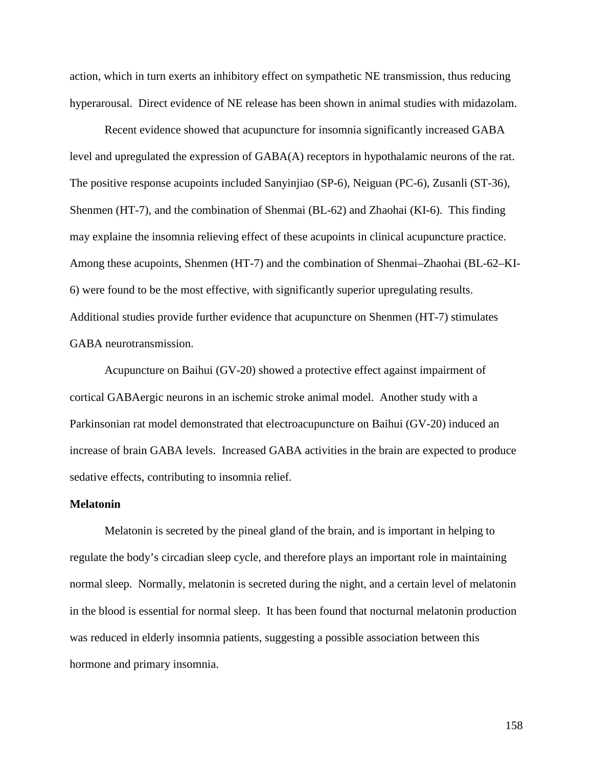action, which in turn exerts an inhibitory effect on sympathetic NE transmission, thus reducing hyperarousal. Direct evidence of NE release has been shown in animal studies with midazolam.

Recent evidence showed that acupuncture for insomnia significantly increased GABA level and upregulated the expression of GABA(A) receptors in hypothalamic neurons of the rat. The positive response acupoints included Sanyinjiao (SP-6), Neiguan (PC-6), Zusanli (ST-36), Shenmen (HT-7), and the combination of Shenmai (BL-62) and Zhaohai (KI-6). This finding may explaine the insomnia relieving effect of these acupoints in clinical acupuncture practice. Among these acupoints, Shenmen (HT-7) and the combination of Shenmai–Zhaohai (BL-62–KI-6) were found to be the most effective, with significantly superior upregulating results. Additional studies provide further evidence that acupuncture on Shenmen (HT-7) stimulates GABA neurotransmission.

Acupuncture on Baihui (GV-20) showed a protective effect against impairment of cortical GABAergic neurons in an ischemic stroke animal model. Another study with a Parkinsonian rat model demonstrated that electroacupuncture on Baihui (GV-20) induced an increase of brain GABA levels. Increased GABA activities in the brain are expected to produce sedative effects, contributing to insomnia relief.

**Melatonin**

Melatonin is secreted by the pineal gland of the brain, and is important in helping to regulate the body's circadian sleep cycle, and therefore plays an important role in maintaining normal sleep. Normally, melatonin is secreted during the night, and a certain level of melatonin in the blood is essential for normal sleep. It has been found that nocturnal melatonin production was reduced in elderly insomnia patients, suggesting a possible association between this hormone and primary insomnia.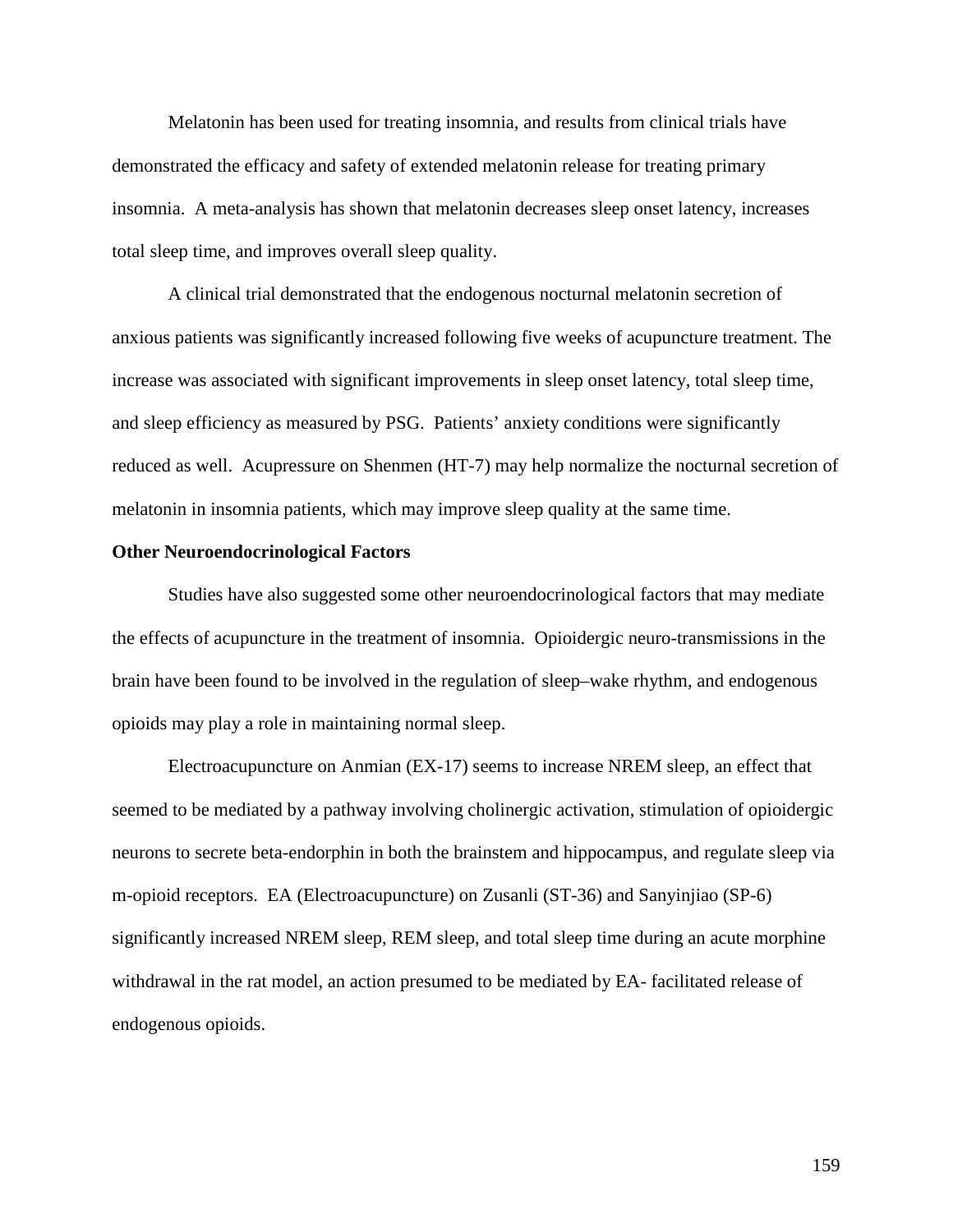Melatonin has been used for treating insomnia, and results from clinical trials have demonstrated the efficacy and safety of extended melatonin release for treating primary insomnia. A meta-analysis has shown that melatonin decreases sleep onset latency, increases total sleep time, and improves overall sleep quality.

A clinical trial demonstrated that the endogenous nocturnal melatonin secretion of anxious patients was significantly increased following five weeks of acupuncture treatment. The increase was associated with significant improvements in sleep onset latency, total sleep time, and sleep efficiency as measured by PSG. Patients' anxiety conditions were significantly reduced as well. Acupressure on Shenmen (HT-7) may help normalize the nocturnal secretion of melatonin in insomnia patients, which may improve sleep quality at the same time.

**Other Neuroendocrinological Factors**

Studies have also suggested some other neuroendocrinological factors that may mediate the effects of acupuncture in the treatment of insomnia. Opioidergic neuro-transmissions in the brain have been found to be involved in the regulation of sleep–wake rhythm, and endogenous opioids may play a role in maintaining normal sleep.

Electroacupuncture on Anmian (EX-17) seems to increase NREM sleep, an effect that seemed to be mediated by a pathway involving cholinergic activation, stimulation of opioidergic neurons to secrete beta-endorphin in both the brainstem and hippocampus, and regulate sleep via m-opioid receptors. EA (Electroacupuncture) on Zusanli (ST-36) and Sanyinjiao (SP-6) significantly increased NREM sleep, REM sleep, and total sleep time during an acute morphine withdrawal in the rat model, an action presumed to be mediated by EA- facilitated release of endogenous opioids.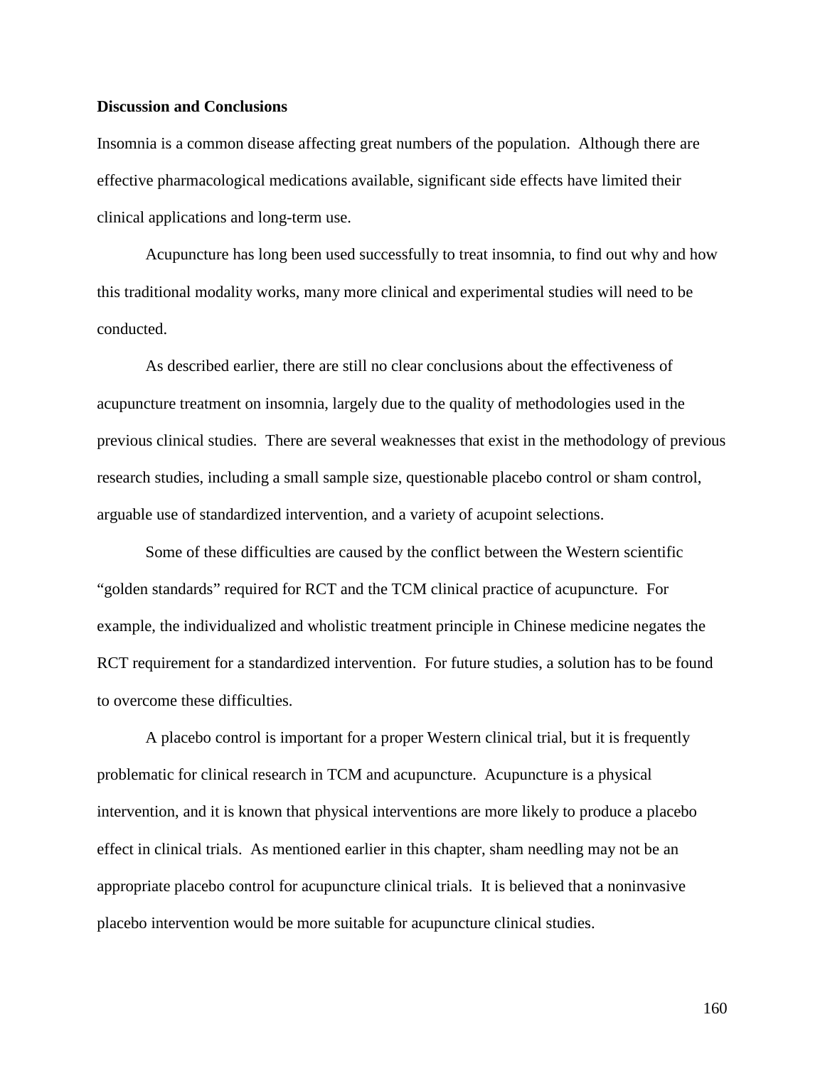**Discussion and Conclusions**

Insomnia is a common disease affecting great numbers of the population. Although there are effective pharmacological medications available, significant side effects have limited their clinical applications and long-term use.

Acupuncture has long been used successfully to treat insomnia, to find out why and how this traditional modality works, many more clinical and experimental studies will need to be conducted.

As described earlier, there are still no clear conclusions about the effectiveness of acupuncture treatment on insomnia, largely due to the quality of methodologies used in the previous clinical studies. There are several weaknesses that exist in the methodology of previous research studies, including a small sample size, questionable placebo control or sham control, arguable use of standardized intervention, and a variety of acupoint selections.

Some of these difficulties are caused by the conflict between the Western scientific "golden standards" required for RCT and the TCM clinical practice of acupuncture. For example, the individualized and wholistic treatment principle in Chinese medicine negates the RCT requirement for a standardized intervention. For future studies, a solution has to be found to overcome these difficulties.

A placebo control is important for a proper Western clinical trial, but it is frequently problematic for clinical research in TCM and acupuncture. Acupuncture is a physical intervention, and it is known that physical interventions are more likely to produce a placebo effect in clinical trials. As mentioned earlier in this chapter, sham needling may not be an appropriate placebo control for acupuncture clinical trials. It is believed that a noninvasive placebo intervention would be more suitable for acupuncture clinical studies.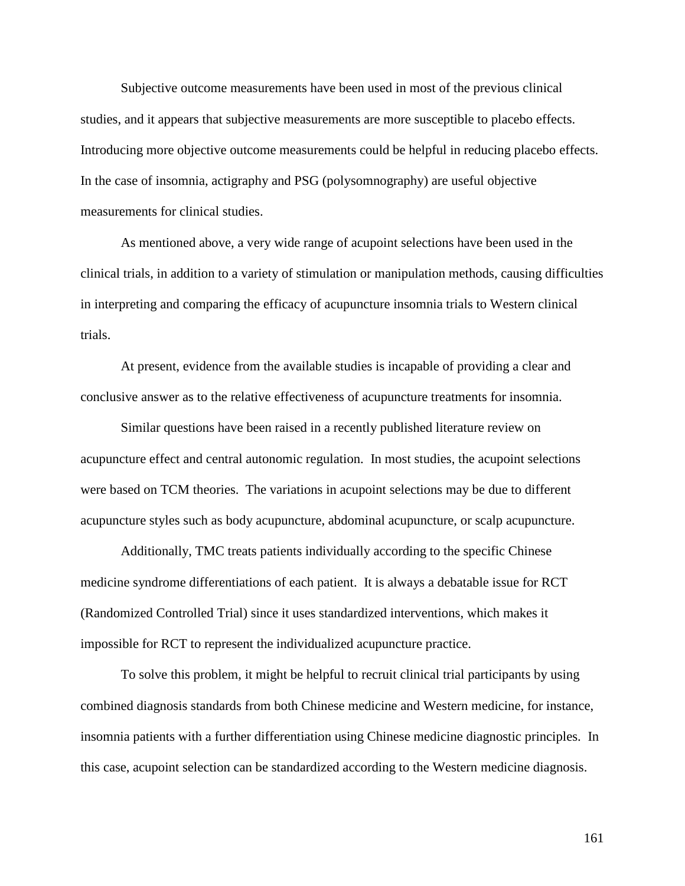Subjective outcome measurements have been used in most of the previous clinical studies, and it appears that subjective measurements are more susceptible to placebo effects. Introducing more objective outcome measurements could be helpful in reducing placebo effects. In the case of insomnia, actigraphy and PSG (polysomnography) are useful objective measurements for clinical studies.

As mentioned above, a very wide range of acupoint selections have been used in the clinical trials, in addition to a variety of stimulation or manipulation methods, causing difficulties in interpreting and comparing the efficacy of acupuncture insomnia trials to Western clinical trials.

At present, evidence from the available studies is incapable of providing a clear and conclusive answer as to the relative effectiveness of acupuncture treatments for insomnia.

Similar questions have been raised in a recently published literature review on acupuncture effect and central autonomic regulation. In most studies, the acupoint selections were based on TCM theories. The variations in acupoint selections may be due to different acupuncture styles such as body acupuncture, abdominal acupuncture, or scalp acupuncture.

Additionally, TMC treats patients individually according to the specific Chinese medicine syndrome differentiations of each patient. It is always a debatable issue for RCT (Randomized Controlled Trial) since it uses standardized interventions, which makes it impossible for RCT to represent the individualized acupuncture practice.

To solve this problem, it might be helpful to recruit clinical trial participants by using combined diagnosis standards from both Chinese medicine and Western medicine, for instance, insomnia patients with a further differentiation using Chinese medicine diagnostic principles. In this case, acupoint selection can be standardized according to the Western medicine diagnosis.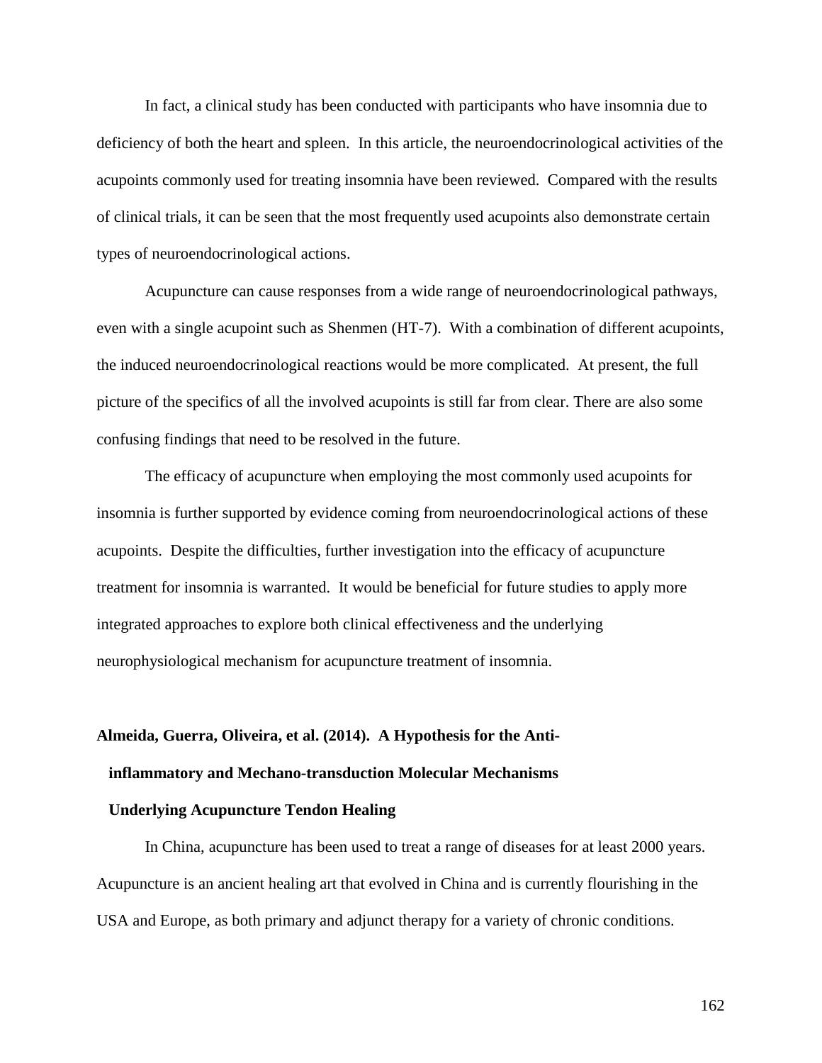In fact, a clinical study has been conducted with participants who have insomnia due to deficiency of both the heart and spleen. In this article, the neuroendocrinological activities of the acupoints commonly used for treating insomnia have been reviewed. Compared with the results of clinical trials, it can be seen that the most frequently used acupoints also demonstrate certain types of neuroendocrinological actions.

Acupuncture can cause responses from a wide range of neuroendocrinological pathways, even with a single acupoint such as Shenmen (HT-7). With a combination of different acupoints, the induced neuroendocrinological reactions would be more complicated. At present, the full picture of the specifics of all the involved acupoints is still far from clear. There are also some confusing findings that need to be resolved in the future.

The efficacy of acupuncture when employing the most commonly used acupoints for insomnia is further supported by evidence coming from neuroendocrinological actions of these acupoints. Despite the difficulties, further investigation into the efficacy of acupuncture treatment for insomnia is warranted. It would be beneficial for future studies to apply more integrated approaches to explore both clinical effectiveness and the underlying neurophysiological mechanism for acupuncture treatment of insomnia.

**Almeida, Guerra, Oliveira, et al. (2014). A Hypothesis for the Anti-inflammatory and Mechano-transduction Molecular Mechanisms Underlying Acupuncture Tendon Healing**

In China, acupuncture has been used to treat a range of diseases for at least 2000 years. Acupuncture is an ancient healing art that evolved in China and is currently flourishing in the USA and Europe, as both primary and adjunct therapy for a variety of chronic conditions.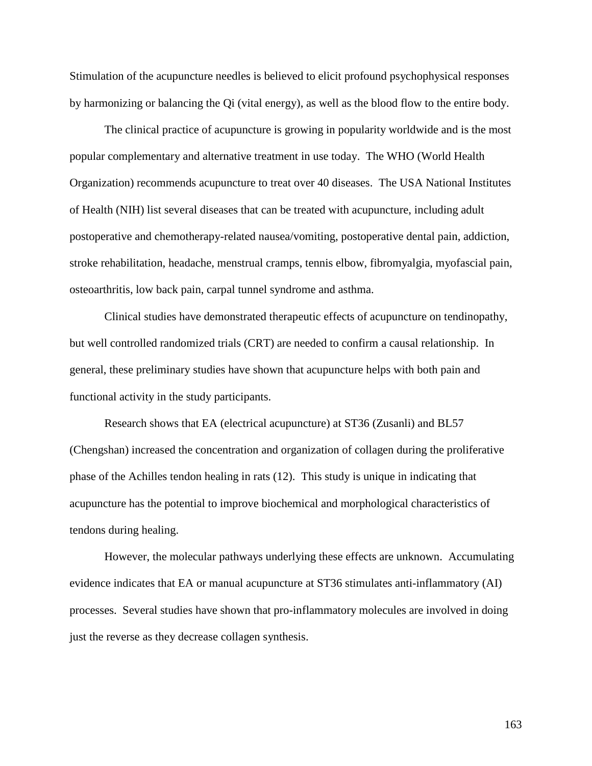Stimulation of the acupuncture needles is believed to elicit profound psychophysical responses by harmonizing or balancing the Qi (vital energy), as well as the blood flow to the entire body.

The clinical practice of acupuncture is growing in popularity worldwide and is the most popular complementary and alternative treatment in use today. The WHO (World Health Organization) recommends acupuncture to treat over 40 diseases. The USA National Institutes of Health (NIH) list several diseases that can be treated with acupuncture, including adult postoperative and chemotherapy-related nausea/vomiting, postoperative dental pain, addiction, stroke rehabilitation, headache, menstrual cramps, tennis elbow, fibromyalgia, myofascial pain, osteoarthritis, low back pain, carpal tunnel syndrome and asthma.

Clinical studies have demonstrated therapeutic effects of acupuncture on tendinopathy, but well controlled randomized trials (CRT) are needed to confirm a causal relationship. In general, these preliminary studies have shown that acupuncture helps with both pain and functional activity in the study participants.

Research shows that EA (electrical acupuncture) at ST36 (Zusanli) and BL57 (Chengshan) increased the concentration and organization of collagen during the proliferative phase of the Achilles tendon healing in rats (12). This study is unique in indicating that acupuncture has the potential to improve biochemical and morphological characteristics of tendons during healing.

However, the molecular pathways underlying these effects are unknown. Accumulating evidence indicates that EA or manual acupuncture at ST36 stimulates anti-inflammatory (AI) processes. Several studies have shown that pro-inflammatory molecules are involved in doing just the reverse as they decrease collagen synthesis.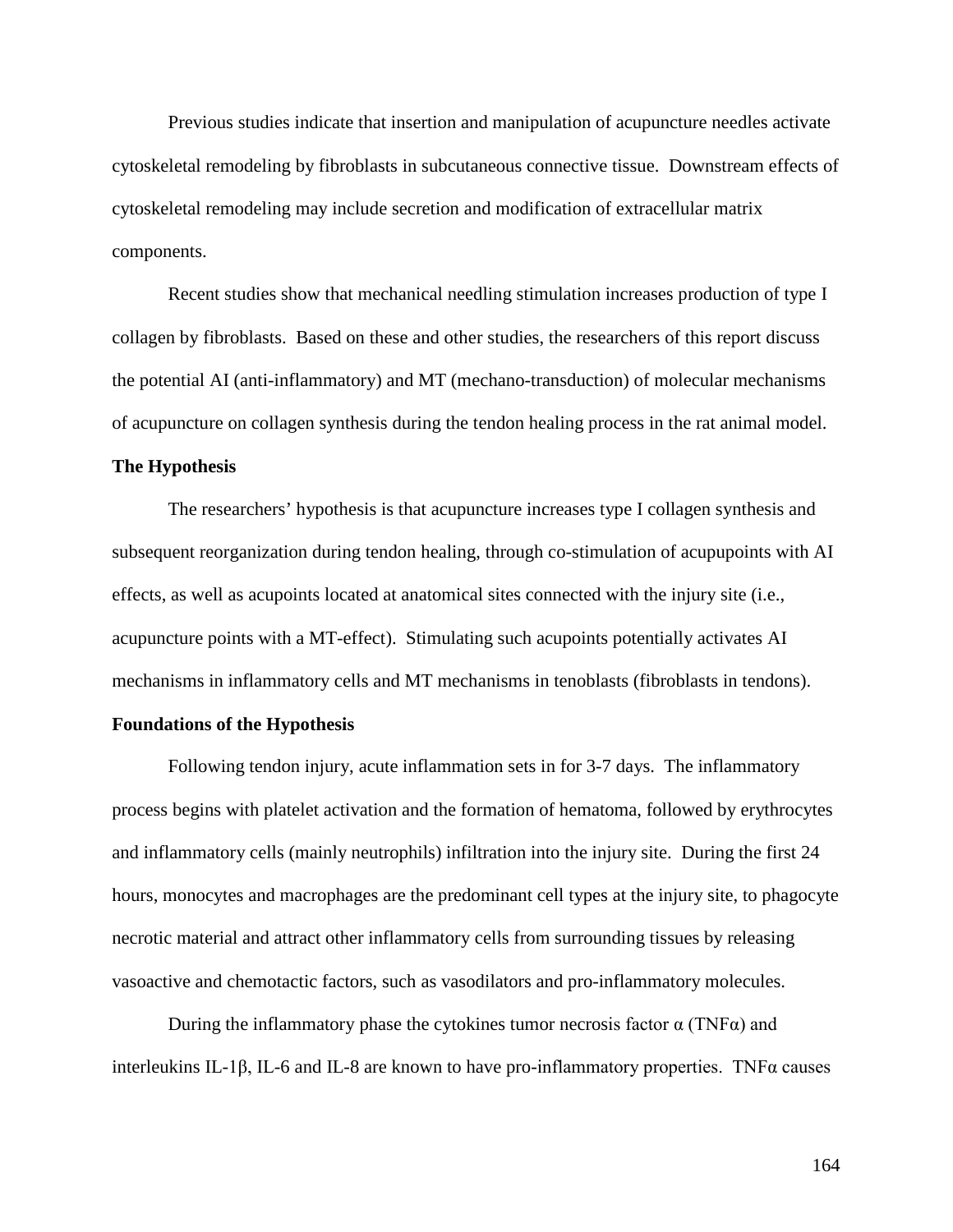Previous studies indicate that insertion and manipulation of acupuncture needles activate cytoskeletal remodeling by fibroblasts in subcutaneous connective tissue. Downstream effects of cytoskeletal remodeling may include secretion and modification of extracellular matrix components.

Recent studies show that mechanical needling stimulation increases production of type I collagen by fibroblasts. Based on these and other studies, the researchers of this report discuss the potential AI (anti-inflammatory) and MT (mechano-transduction) of molecular mechanisms of acupuncture on collagen synthesis during the tendon healing process in the rat animal model.

**The Hypothesis**

The researchers' hypothesis is that acupuncture increases type I collagen synthesis and subsequent reorganization during tendon healing, through co-stimulation of acupupoints with AI effects, as well as acupoints located at anatomical sites connected with the injury site (i.e., acupuncture points with a MT-effect). Stimulating such acupoints potentially activates AI mechanisms in inflammatory cells and MT mechanisms in tenoblasts (fibroblasts in tendons).

**Foundations of the Hypothesis**

Following tendon injury, acute inflammation sets in for 3-7 days. The inflammatory process begins with platelet activation and the formation of hematoma, followed by erythrocytes and inflammatory cells (mainly neutrophils) infiltration into the injury site. During the first 24 hours, monocytes and macrophages are the predominant cell types at the injury site, to phagocyte necrotic material and attract other inflammatory cells from surrounding tissues by releasing vasoactive and chemotactic factors, such as vasodilators and pro-inflammatory molecules.

During the inflammatory phase the cytokines tumor necrosis factor α (TNFα) and interleukins IL-1β, IL-6 and IL-8 are known to have pro-inflammatory properties. TNFα causes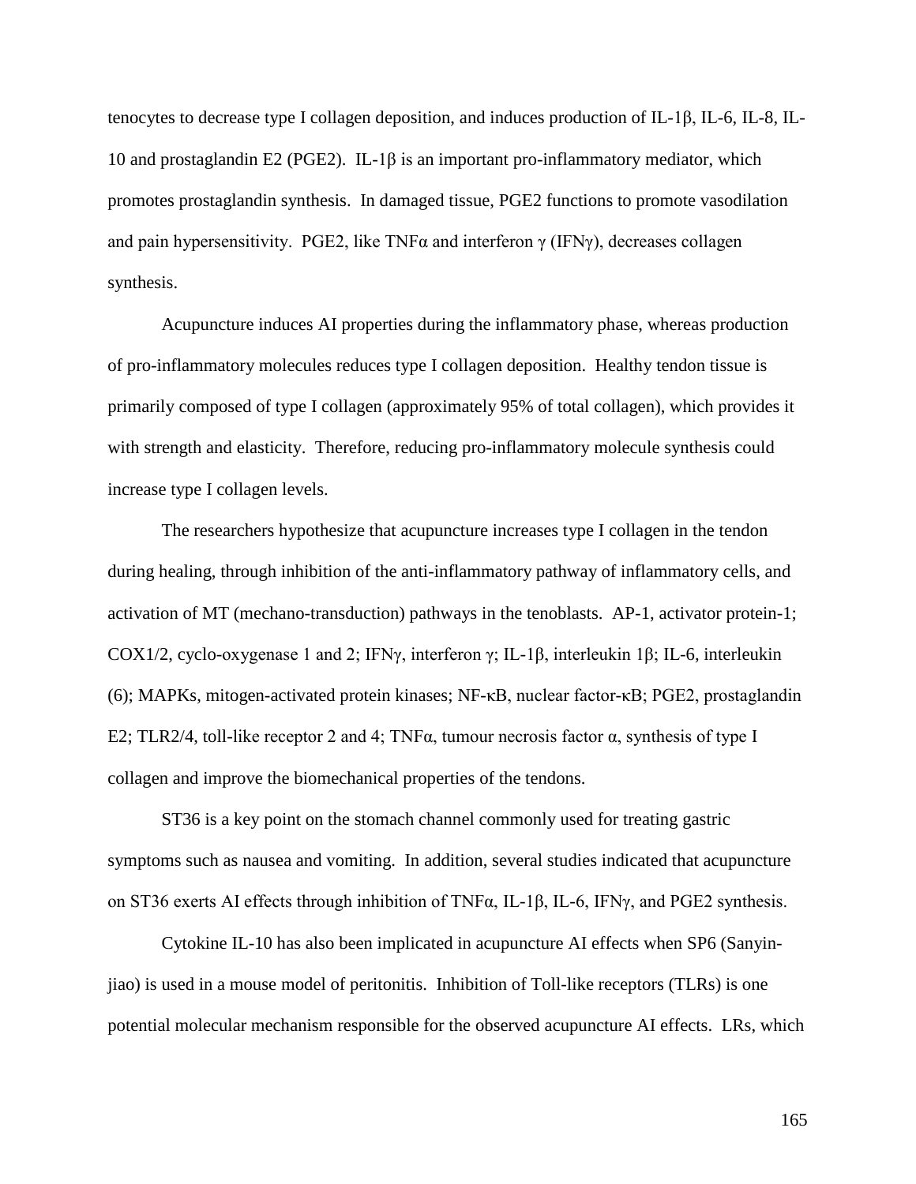tenocytes to decrease type I collagen deposition, and induces production of IL-1β, IL-6, IL-8, IL-10 and prostaglandin E2 (PGE2). IL-1β is an important pro-inflammatory mediator, which promotes prostaglandin synthesis. In damaged tissue, PGE2 functions to promote vasodilation and pain hypersensitivity. PGE2, like TNFα and interferon γ (IFNγ), decreases collagen synthesis.

Acupuncture induces AI properties during the inflammatory phase, whereas production of pro-inflammatory molecules reduces type I collagen deposition. Healthy tendon tissue is primarily composed of type I collagen (approximately 95% of total collagen), which provides it with strength and elasticity. Therefore, reducing pro-inflammatory molecule synthesis could increase type I collagen levels.

The researchers hypothesize that acupuncture increases type I collagen in the tendon during healing, through inhibition of the anti-inflammatory pathway of inflammatory cells, and activation of MT (mechano-transduction) pathways in the tenoblasts. AP-1, activator protein-1; COX1/2, cyclo-oxygenase 1 and 2; IFNγ, interferon γ; IL-1β, interleukin 1β; IL-6, interleukin (6); MAPKs, mitogen-activated protein kinases; NF-κB, nuclear factor-κB; PGE2, prostaglandin E2; TLR2/4, toll-like receptor 2 and 4; TNFα, tumour necrosis factor α, synthesis of type I collagen and improve the biomechanical properties of the tendons.

ST36 is a key point on the stomach channel commonly used for treating gastric symptoms such as nausea and vomiting. In addition, several studies indicated that acupuncture on ST36 exerts AI effects through inhibition of TNFα, IL-1β, IL-6, IFNγ, and PGE2 synthesis.

Cytokine IL-10 has also been implicated in acupuncture AI effects when SP6 (Sanyin-jiao) is used in a mouse model of peritonitis. Inhibition of Toll-like receptors (TLRs) is one potential molecular mechanism responsible for the observed acupuncture AI effects. LRs, which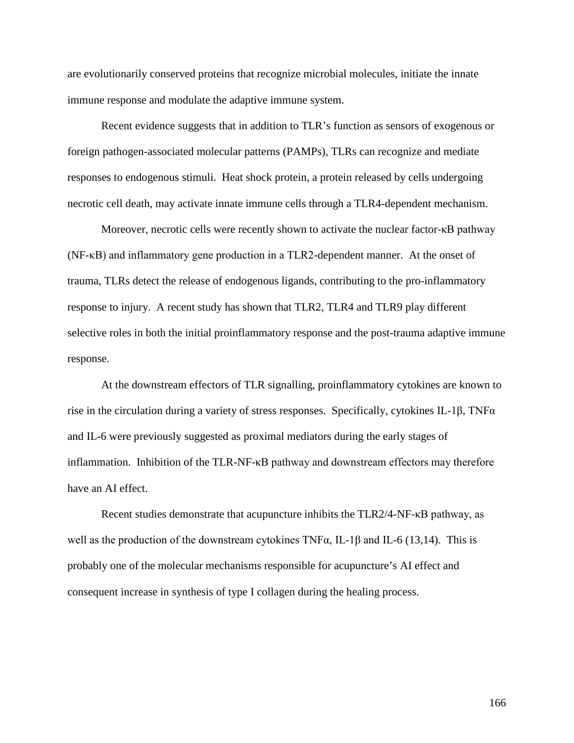are evolutionarily conserved proteins that recognize microbial molecules, initiate the innate immune response and modulate the adaptive immune system.

Recent evidence suggests that in addition to TLR's function as sensors of exogenous or foreign pathogen-associated molecular patterns (PAMPs), TLRs can recognize and mediate responses to endogenous stimuli. Heat shock protein, a protein released by cells undergoing necrotic cell death, may activate innate immune cells through a TLR4-dependent mechanism.

Moreover, necrotic cells were recently shown to activate the nuclear factor-κB pathway (NF-κB) and inflammatory gene production in a TLR2-dependent manner. At the onset of trauma, TLRs detect the release of endogenous ligands, contributing to the pro-inflammatory response to injury. A recent study has shown that TLR2, TLR4 and TLR9 play different selective roles in both the initial proinflammatory response and the post-trauma adaptive immune response.

At the downstream effectors of TLR signalling, proinflammatory cytokines are known to rise in the circulation during a variety of stress responses. Specifically, cytokines IL-1β, TNFα and IL-6 were previously suggested as proximal mediators during the early stages of inflammation. Inhibition of the TLR-NF-κB pathway and downstream effectors may therefore have an AI effect.

Recent studies demonstrate that acupuncture inhibits the TLR2/4-NF-κB pathway, as well as the production of the downstream cytokines TNFα, IL-1β and IL-6 (13,14). This is probably one of the molecular mechanisms responsible for acupuncture's AI effect and consequent increase in synthesis of type I collagen during the healing process.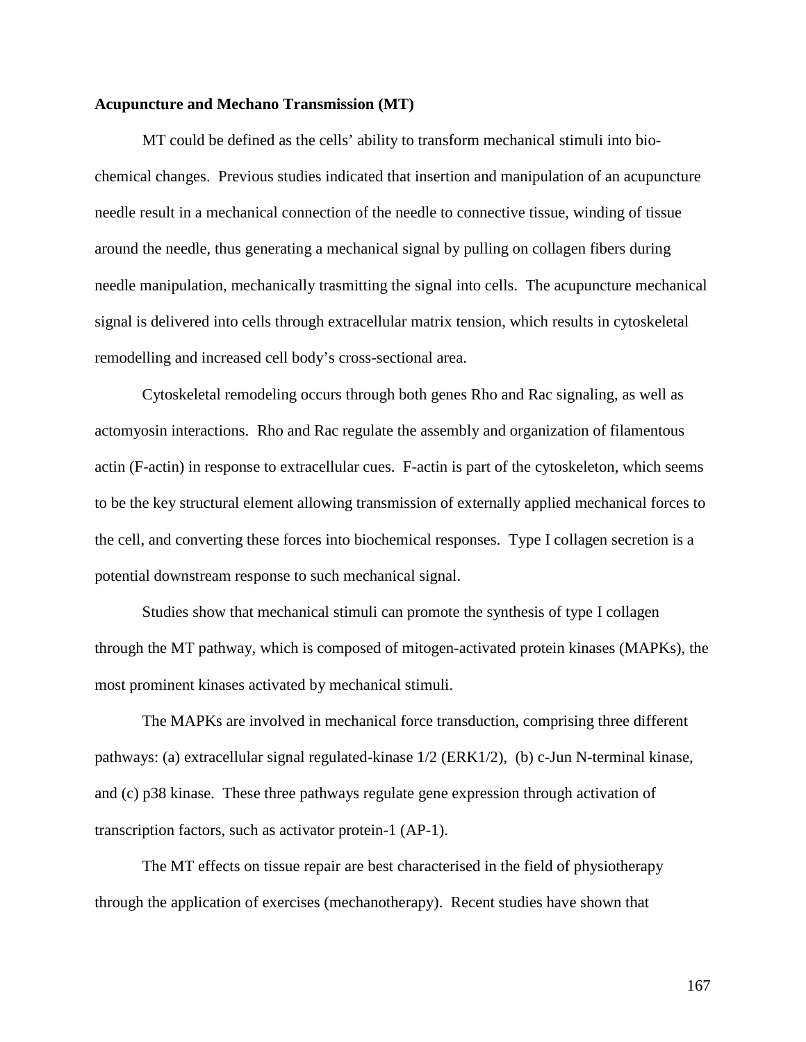**Acupuncture and Mechano Transmission (MT)**

MT could be defined as the cells' ability to transform mechanical stimuli into bio-chemical changes. Previous studies indicated that insertion and manipulation of an acupuncture needle result in a mechanical connection of the needle to connective tissue, winding of tissue around the needle, thus generating a mechanical signal by pulling on collagen fibers during needle manipulation, mechanically trasmitting the signal into cells. The acupuncture mechanical signal is delivered into cells through extracellular matrix tension, which results in cytoskeletal remodelling and increased cell body's cross-sectional area.

Cytoskeletal remodeling occurs through both genes Rho and Rac signaling, as well as actomyosin interactions. Rho and Rac regulate the assembly and organization of filamentous actin (F-actin) in response to extracellular cues. F-actin is part of the cytoskeleton, which seems to be the key structural element allowing transmission of externally applied mechanical forces to the cell, and converting these forces into biochemical responses. Type I collagen secretion is a potential downstream response to such mechanical signal.

Studies show that mechanical stimuli can promote the synthesis of type I collagen through the MT pathway, which is composed of mitogen-activated protein kinases (MAPKs), the most prominent kinases activated by mechanical stimuli.

The MAPKs are involved in mechanical force transduction, comprising three different pathways: (a) extracellular signal regulated-kinase 1/2 (ERK1/2), (b) c-Jun N-terminal kinase, and (c) p38 kinase. These three pathways regulate gene expression through activation of transcription factors, such as activator protein-1 (AP-1).

The MT effects on tissue repair are best characterised in the field of physiotherapy through the application of exercises (mechanotherapy). Recent studies have shown that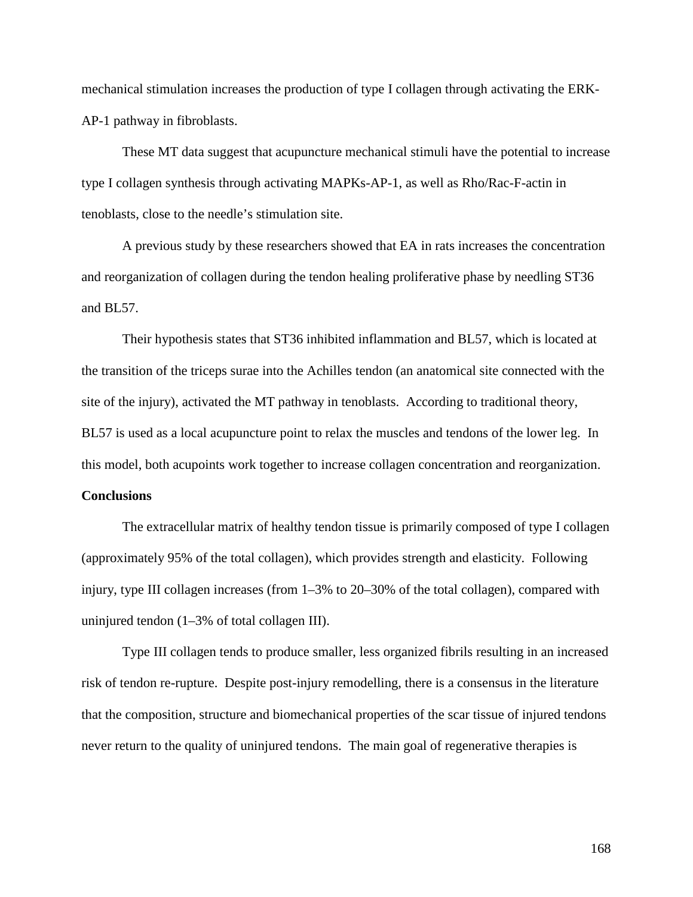mechanical stimulation increases the production of type I collagen through activating the ERK-AP-1 pathway in fibroblasts.

These MT data suggest that acupuncture mechanical stimuli have the potential to increase type I collagen synthesis through activating MAPKs-AP-1, as well as Rho/Rac-F-actin in tenoblasts, close to the needle's stimulation site.

A previous study by these researchers showed that EA in rats increases the concentration and reorganization of collagen during the tendon healing proliferative phase by needling ST36 and BL57.

Their hypothesis states that ST36 inhibited inflammation and BL57, which is located at the transition of the triceps surae into the Achilles tendon (an anatomical site connected with the site of the injury), activated the MT pathway in tenoblasts. According to traditional theory, BL57 is used as a local acupuncture point to relax the muscles and tendons of the lower leg. In this model, both acupoints work together to increase collagen concentration and reorganization.

**Conclusions**

The extracellular matrix of healthy tendon tissue is primarily composed of type I collagen (approximately 95% of the total collagen), which provides strength and elasticity. Following injury, type III collagen increases (from 1–3% to 20–30% of the total collagen), compared with uninjured tendon (1–3% of total collagen III).

Type III collagen tends to produce smaller, less organized fibrils resulting in an increased risk of tendon re-rupture. Despite post-injury remodelling, there is a consensus in the literature that the composition, structure and biomechanical properties of the scar tissue of injured tendons never return to the quality of uninjured tendons. The main goal of regenerative therapies is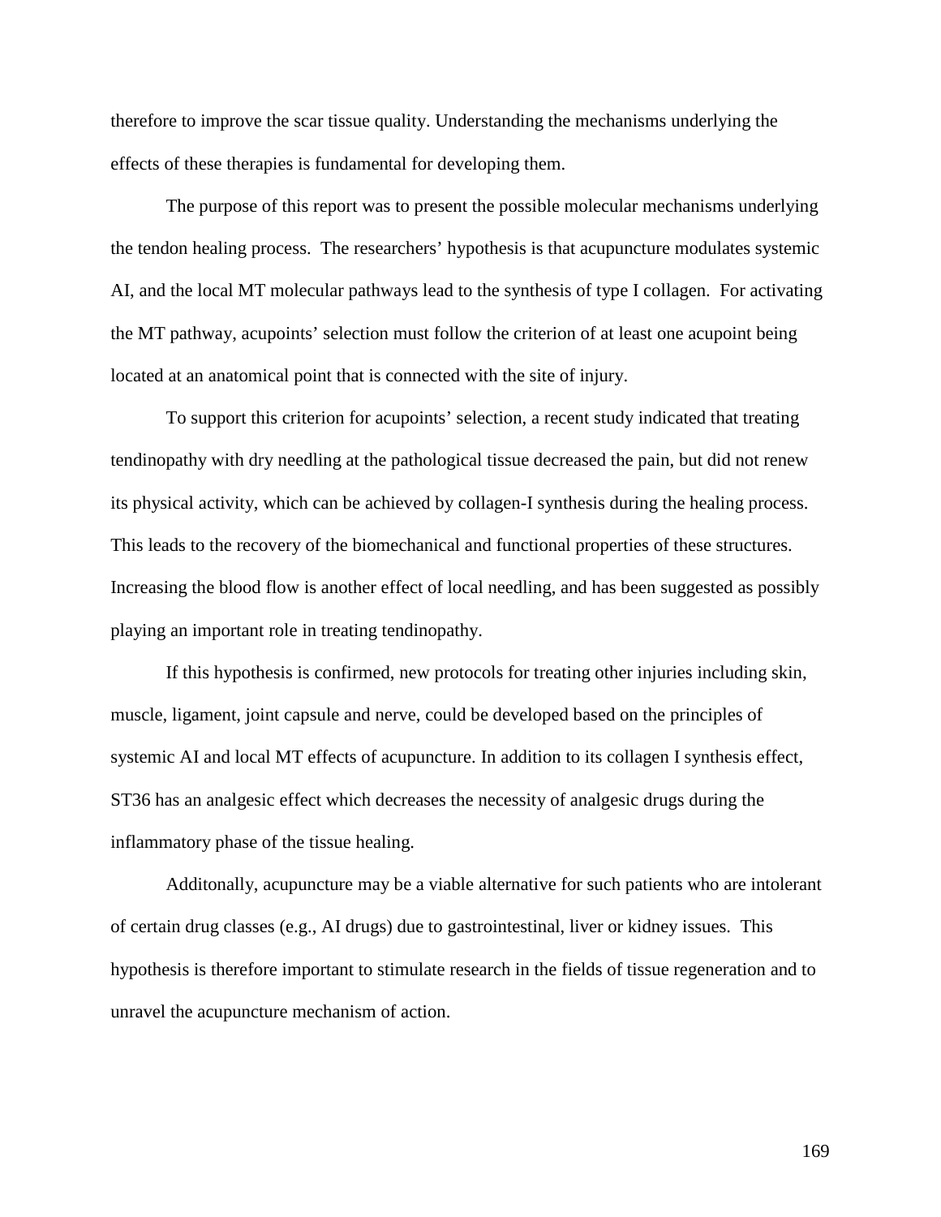therefore to improve the scar tissue quality. Understanding the mechanisms underlying the effects of these therapies is fundamental for developing them.

The purpose of this report was to present the possible molecular mechanisms underlying the tendon healing process. The researchers' hypothesis is that acupuncture modulates systemic AI, and the local MT molecular pathways lead to the synthesis of type I collagen. For activating the MT pathway, acupoints' selection must follow the criterion of at least one acupoint being located at an anatomical point that is connected with the site of injury.

To support this criterion for acupoints' selection, a recent study indicated that treating tendinopathy with dry needling at the pathological tissue decreased the pain, but did not renew its physical activity, which can be achieved by collagen-I synthesis during the healing process. This leads to the recovery of the biomechanical and functional properties of these structures. Increasing the blood flow is another effect of local needling, and has been suggested as possibly playing an important role in treating tendinopathy.

If this hypothesis is confirmed, new protocols for treating other injuries including skin, muscle, ligament, joint capsule and nerve, could be developed based on the principles of systemic AI and local MT effects of acupuncture. In addition to its collagen I synthesis effect, ST36 has an analgesic effect which decreases the necessity of analgesic drugs during the inflammatory phase of the tissue healing.

Additonally, acupuncture may be a viable alternative for such patients who are intolerant of certain drug classes (e.g., AI drugs) due to gastrointestinal, liver or kidney issues. This hypothesis is therefore important to stimulate research in the fields of tissue regeneration and to unravel the acupuncture mechanism of action.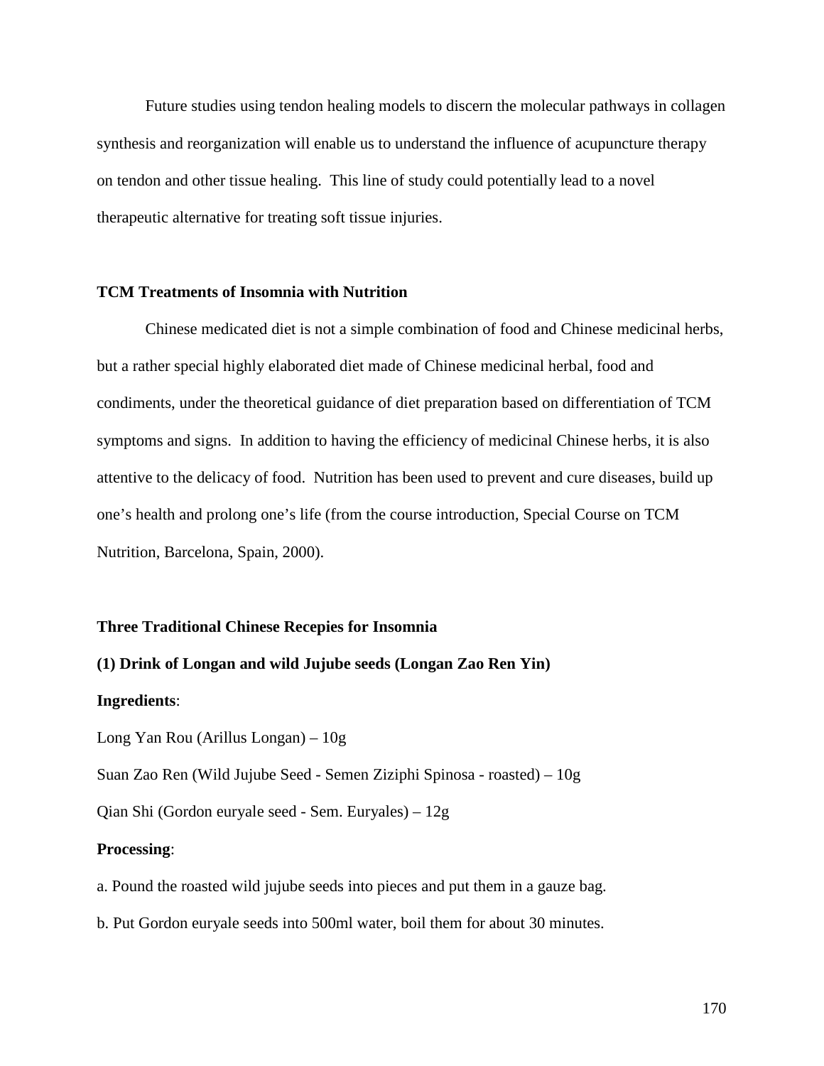Future studies using tendon healing models to discern the molecular pathways in collagen synthesis and reorganization will enable us to understand the influence of acupuncture therapy on tendon and other tissue healing. This line of study could potentially lead to a novel therapeutic alternative for treating soft tissue injuries.

**TCM Treatments of Insomnia with Nutrition**

Chinese medicated diet is not a simple combination of food and Chinese medicinal herbs, but a rather special highly elaborated diet made of Chinese medicinal herbal, food and condiments, under the theoretical guidance of diet preparation based on differentiation of TCM symptoms and signs. In addition to having the efficiency of medicinal Chinese herbs, it is also attentive to the delicacy of food. Nutrition has been used to prevent and cure diseases, build up one's health and prolong one's life (from the course introduction, Special Course on TCM Nutrition, Barcelona, Spain, 2000).

**Three Traditional Chinese Recepies for Insomnia**

**(1) Drink of Longan and wild Jujube seeds (Longan Zao Ren Yin)**

**Ingredients**:

Long Yan Rou (Arillus Longan) – 10g

Suan Zao Ren (Wild Jujube Seed - Semen Ziziphi Spinosa - roasted) – 10g

Qian Shi (Gordon euryale seed - Sem. Euryales) – 12g

**Processing**:

a. Pound the roasted wild jujube seeds into pieces and put them in a gauze bag.

b. Put Gordon euryale seeds into 500ml water, boil them for about 30 minutes.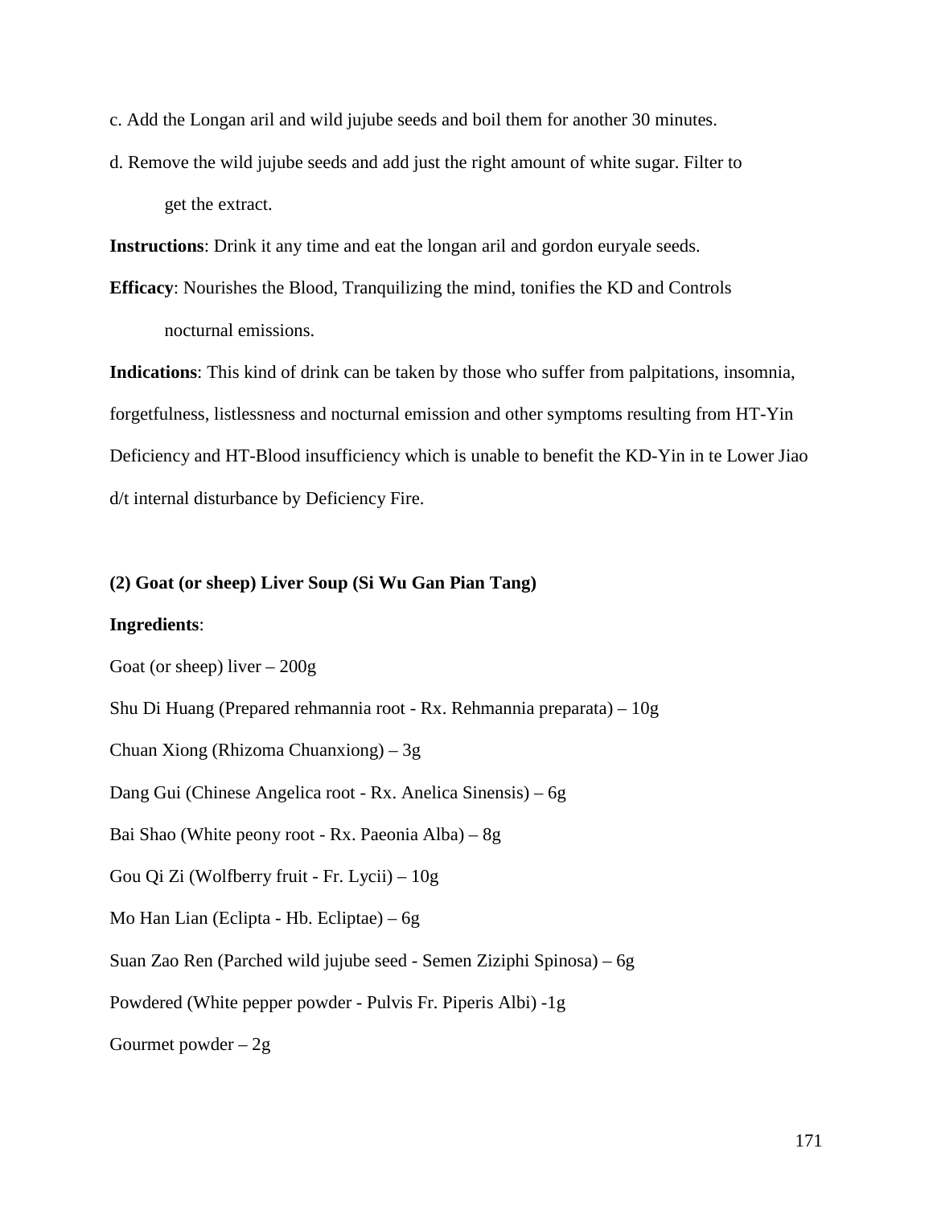c. Add the Longan aril and wild jujube seeds and boil them for another 30 minutes.

d. Remove the wild jujube seeds and add just the right amount of white sugar. Filter to get the extract.

**Instructions**: Drink it any time and eat the longan aril and gordon euryale seeds.

**Efficacy**: Nourishes the Blood, Tranquilizing the mind, tonifies the KD and Controls nocturnal emissions.

**Indications**: This kind of drink can be taken by those who suffer from palpitations, insomnia, forgetfulness, listlessness and nocturnal emission and other symptoms resulting from HT-Yin Deficiency and HT-Blood insufficiency which is unable to benefit the KD-Yin in te Lower Jiao d/t internal disturbance by Deficiency Fire.

**(2) Goat (or sheep) Liver Soup (Si Wu Gan Pian Tang)**

**Ingredients**:

Goat (or sheep) liver – 200g

Shu Di Huang (Prepared rehmannia root - Rx. Rehmannia preparata) – 10g

Chuan Xiong (Rhizoma Chuanxiong) – 3g

Dang Gui (Chinese Angelica root - Rx. Anelica Sinensis) – 6g

Bai Shao (White peony root - Rx. Paeonia Alba) – 8g

Gou Qi Zi (Wolfberry fruit - Fr. Lycii) – 10g

Mo Han Lian (Eclipta - Hb. Ecliptae) – 6g

Suan Zao Ren (Parched wild jujube seed - Semen Ziziphi Spinosa) – 6g

Powdered (White pepper powder - Pulvis Fr. Piperis Albi) -1g

Gourmet powder – 2g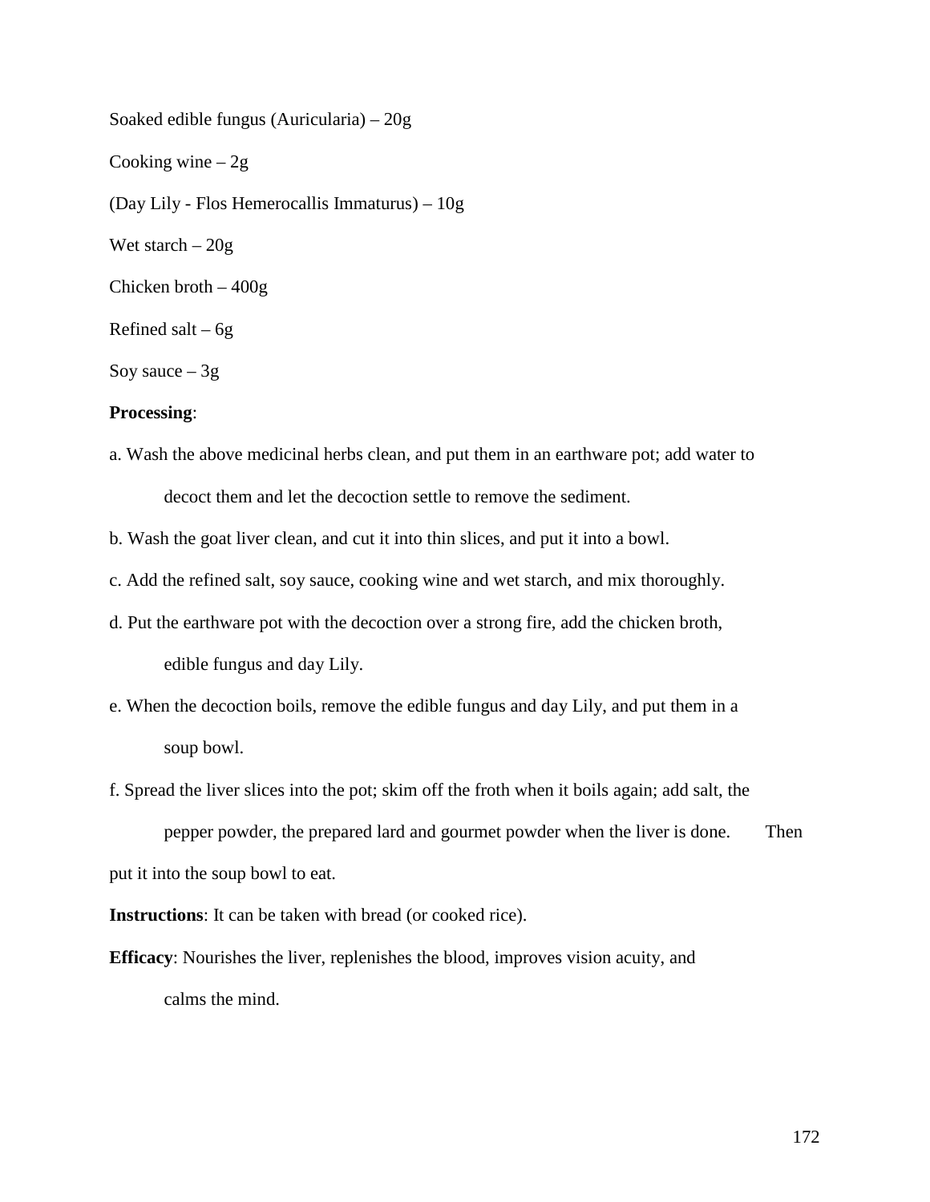Soaked edible fungus (Auricularia) – 20g

Cooking wine – 2g

(Day Lily - Flos Hemerocallis Immaturus) – 10g

Wet starch – 20g

Chicken broth – 400g

Refined salt – 6g

Soy sauce – 3g

**Processing**:

a. Wash the above medicinal herbs clean, and put them in an earthware pot; add water to decoct them and let the decoction settle to remove the sediment.

b. Wash the goat liver clean, and cut it into thin slices, and put it into a bowl.

c. Add the refined salt, soy sauce, cooking wine and wet starch, and mix thoroughly.

d. Put the earthware pot with the decoction over a strong fire, add the chicken broth, edible fungus and day Lily.

e. When the decoction boils, remove the edible fungus and day Lily, and put them in a soup bowl.

f. Spread the liver slices into the pot; skim off the froth when it boils again; add salt, the pepper powder, the prepared lard and gourmet powder when the liver is done. Then put it into the soup bowl to eat.

**Instructions**: It can be taken with bread (or cooked rice).

**Efficacy**: Nourishes the liver, replenishes the blood, improves vision acuity, and calms the mind.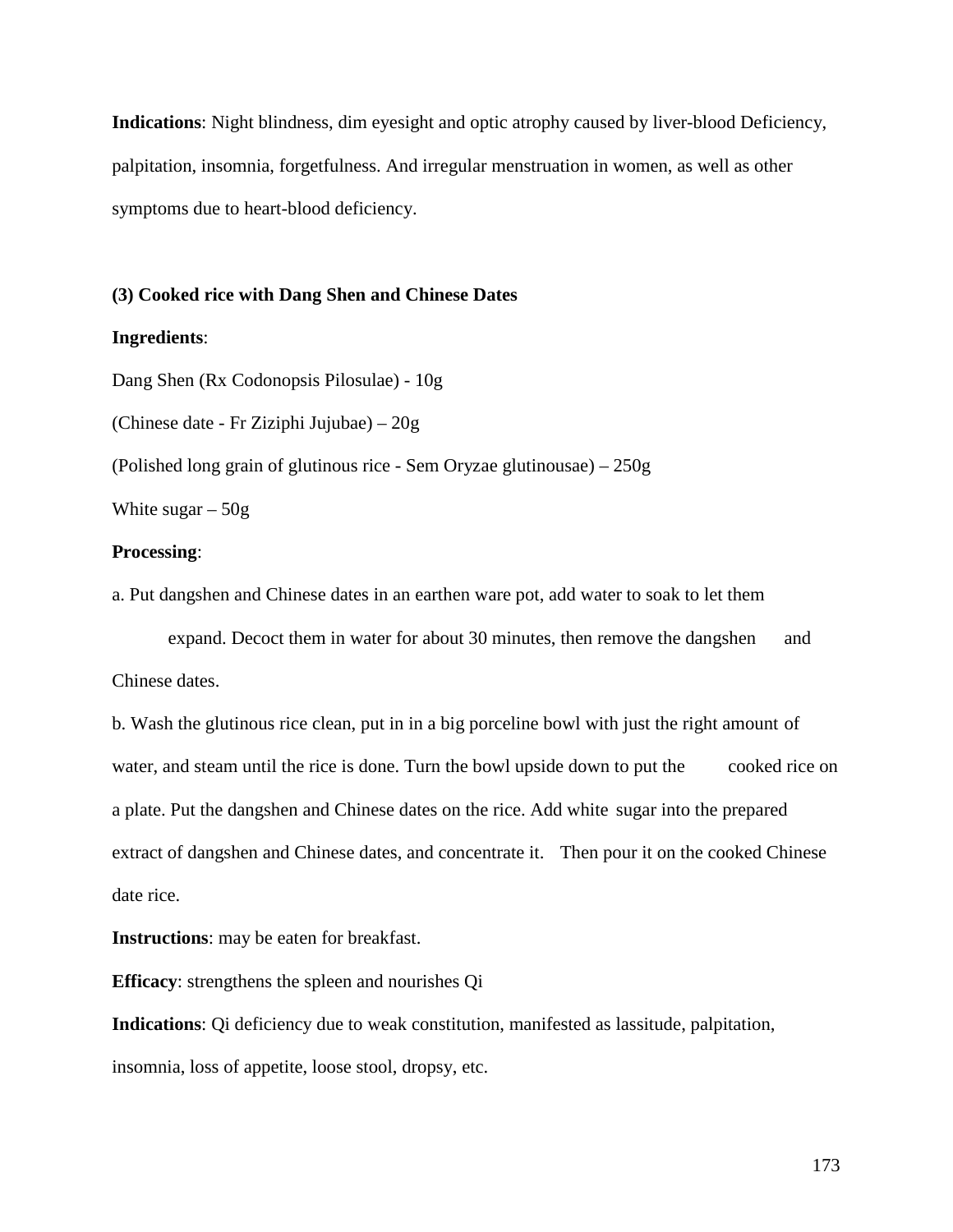**Indications**: Night blindness, dim eyesight and optic atrophy caused by liver-blood Deficiency, palpitation, insomnia, forgetfulness. And irregular menstruation in women, as well as other symptoms due to heart-blood deficiency.

**(3) Cooked rice with Dang Shen and Chinese Dates**

**Ingredients**:

Dang Shen (Rx Codonopsis Pilosulae) - 10g

(Chinese date - Fr Ziziphi Jujubae) – 20g

(Polished long grain of glutinous rice - Sem Oryzae glutinousae) – 250g

White sugar – 50g

**Processing**:

a. Put dangshen and Chinese dates in an earthen ware pot, add water to soak to let them expand. Decoct them in water for about 30 minutes, then remove the dangshen and Chinese dates.

b. Wash the glutinous rice clean, put in in a big porceline bowl with just the right amount of water, and steam until the rice is done. Turn the bowl upside down to put the cooked rice on a plate. Put the dangshen and Chinese dates on the rice. Add white sugar into the prepared extract of dangshen and Chinese dates, and concentrate it. Then pour it on the cooked Chinese date rice.

**Instructions**: may be eaten for breakfast.

**Efficacy**: strengthens the spleen and nourishes Qi

**Indications**: Qi deficiency due to weak constitution, manifested as lassitude, palpitation, insomnia, loss of appetite, loose stool, dropsy, etc.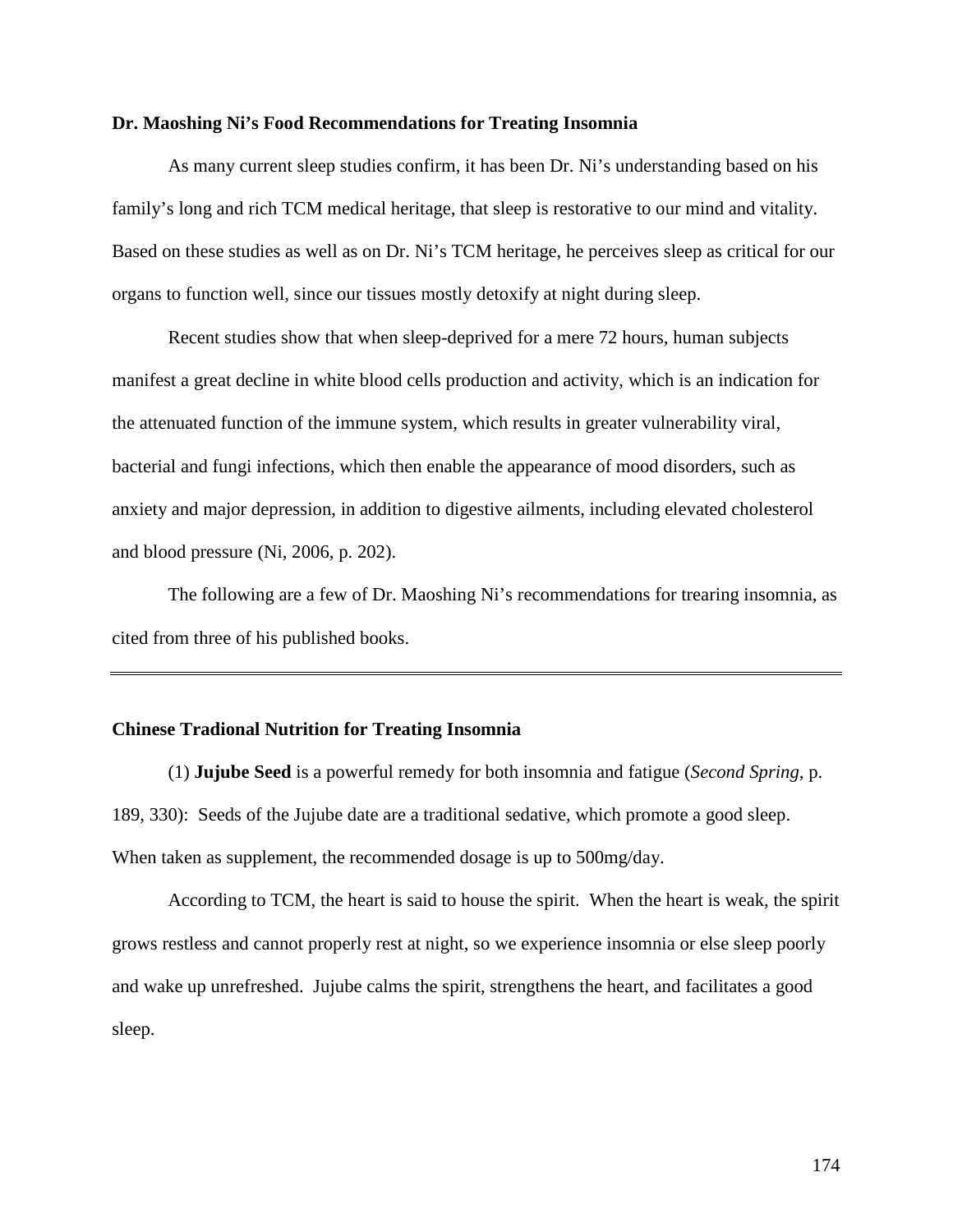**Dr. Maoshing Ni's Food Recommendations for Treating Insomnia**

As many current sleep studies confirm, it has been Dr. Ni's understanding based on his family's long and rich TCM medical heritage, that sleep is restorative to our mind and vitality. Based on these studies as well as on Dr. Ni's TCM heritage, he perceives sleep as critical for our organs to function well, since our tissues mostly detoxify at night during sleep.

Recent studies show that when sleep-deprived for a mere 72 hours, human subjects manifest a great decline in white blood cells production and activity, which is an indication for the attenuated function of the immune system, which results in greater vulnerability viral, bacterial and fungi infections, which then enable the appearance of mood disorders, such as anxiety and major depression, in addition to digestive ailments, including elevated cholesterol and blood pressure (Ni, 2006, p. 202).

The following are a few of Dr. Maoshing Ni's recommendations for trearing insomnia, as cited from three of his published books.

---

**Chinese Tradional Nutrition for Treating Insomnia**

(1) **Jujube Seed** is a powerful remedy for both insomnia and fatigue (*Second Spring,* p. 189, 330): Seeds of the Jujube date are a traditional sedative, which promote a good sleep. When taken as supplement, the recommended dosage is up to 500mg/day.

According to TCM, the heart is said to house the spirit. When the heart is weak, the spirit grows restless and cannot properly rest at night, so we experience insomnia or else sleep poorly and wake up unrefreshed. Jujube calms the spirit, strengthens the heart, and facilitates a good sleep.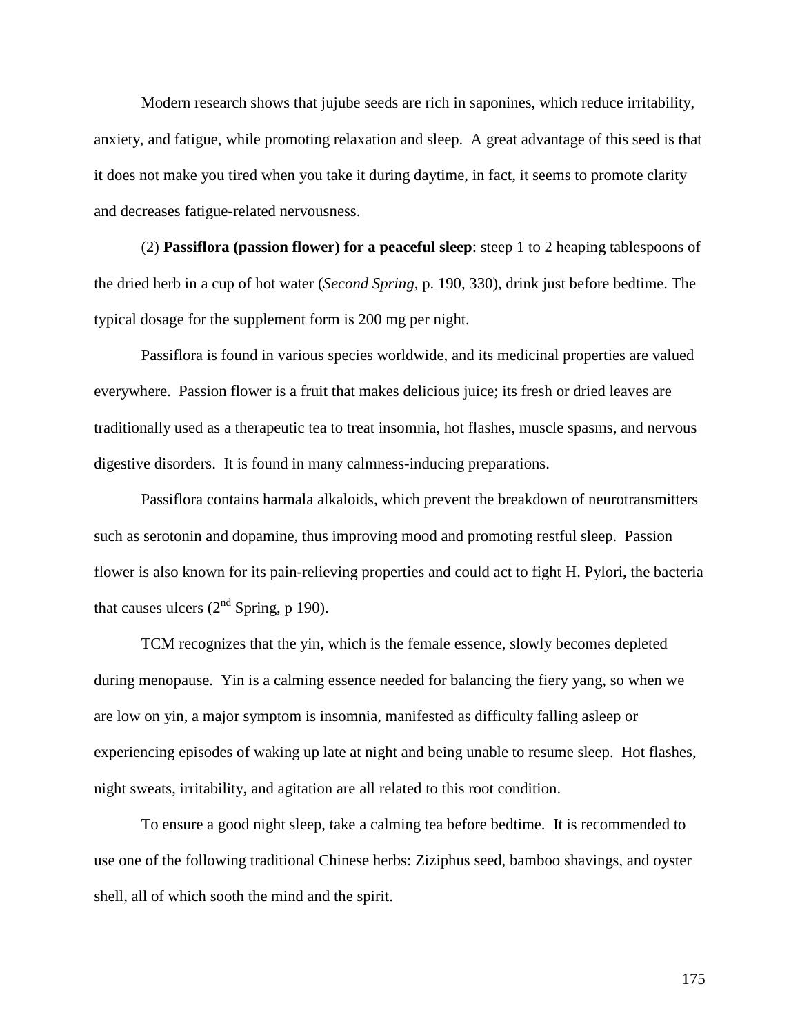Modern research shows that jujube seeds are rich in saponines, which reduce irritability, anxiety, and fatigue, while promoting relaxation and sleep. A great advantage of this seed is that it does not make you tired when you take it during daytime, in fact, it seems to promote clarity and decreases fatigue-related nervousness.

(2) **Passiflora (passion flower) for a peaceful sleep**: steep 1 to 2 heaping tablespoons of the dried herb in a cup of hot water (*Second Spring*, p. 190, 330), drink just before bedtime. The typical dosage for the supplement form is 200 mg per night.

Passiflora is found in various species worldwide, and its medicinal properties are valued everywhere. Passion flower is a fruit that makes delicious juice; its fresh or dried leaves are traditionally used as a therapeutic tea to treat insomnia, hot flashes, muscle spasms, and nervous digestive disorders. It is found in many calmness-inducing preparations.

Passiflora contains harmala alkaloids, which prevent the breakdown of neurotransmitters such as serotonin and dopamine, thus improving mood and promoting restful sleep. Passion flower is also known for its pain-relieving properties and could act to fight H. Pylori, the bacteria that causes ulcers (2nd Spring, p 190).

TCM recognizes that the yin, which is the female essence, slowly becomes depleted during menopause. Yin is a calming essence needed for balancing the fiery yang, so when we are low on yin, a major symptom is insomnia, manifested as difficulty falling asleep or experiencing episodes of waking up late at night and being unable to resume sleep. Hot flashes, night sweats, irritability, and agitation are all related to this root condition.

To ensure a good night sleep, take a calming tea before bedtime. It is recommended to use one of the following traditional Chinese herbs: Ziziphus seed, bamboo shavings, and oyster shell, all of which sooth the mind and the spirit.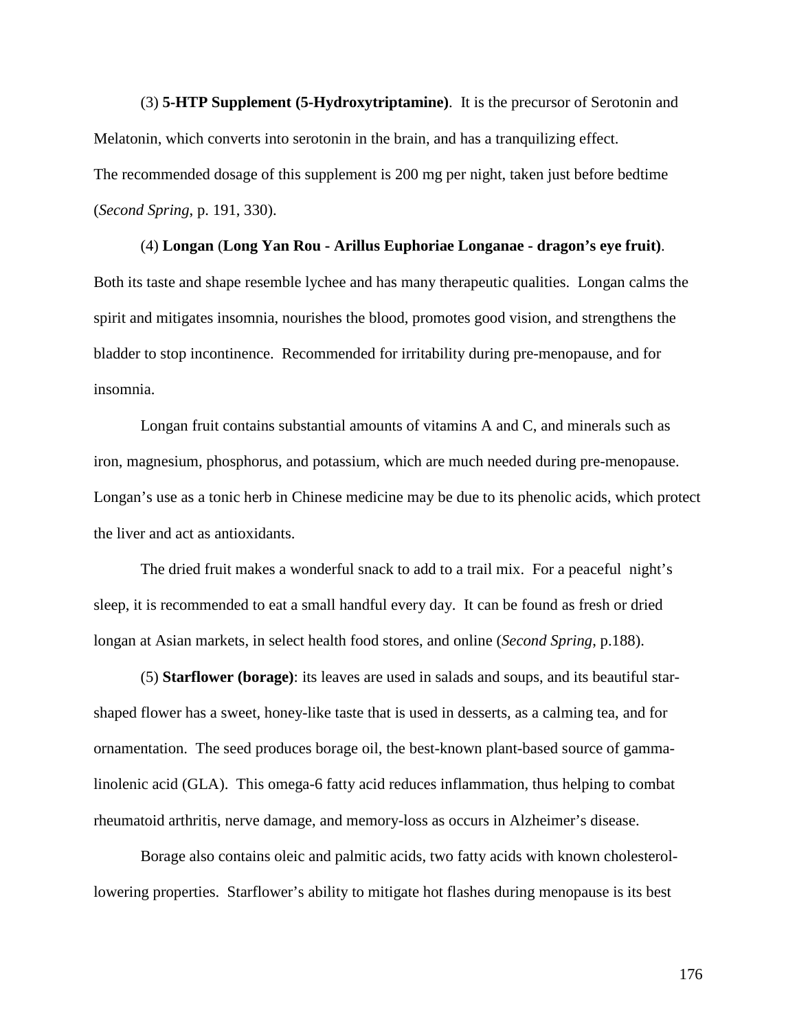(3) **5-HTP Supplement (5-Hydroxytriptamine)**. It is the precursor of Serotonin and Melatonin, which converts into serotonin in the brain, and has a tranquilizing effect. The recommended dosage of this supplement is 200 mg per night, taken just before bedtime (*Second Spring*, p. 191, 330).

(4) **Longan** (**Long Yan Rou - Arillus Euphoriae Longanae - dragon's eye fruit)**. Both its taste and shape resemble lychee and has many therapeutic qualities. Longan calms the spirit and mitigates insomnia, nourishes the blood, promotes good vision, and strengthens the bladder to stop incontinence. Recommended for irritability during pre-menopause, and for insomnia.

Longan fruit contains substantial amounts of vitamins A and C, and minerals such as iron, magnesium, phosphorus, and potassium, which are much needed during pre-menopause. Longan's use as a tonic herb in Chinese medicine may be due to its phenolic acids, which protect the liver and act as antioxidants.

The dried fruit makes a wonderful snack to add to a trail mix. For a peaceful night's sleep, it is recommended to eat a small handful every day. It can be found as fresh or dried longan at Asian markets, in select health food stores, and online (*Second Spring*, p.188).

(5) **Starflower (borage)**: its leaves are used in salads and soups, and its beautiful star-shaped flower has a sweet, honey-like taste that is used in desserts, as a calming tea, and for ornamentation. The seed produces borage oil, the best-known plant-based source of gamma-linolenic acid (GLA). This omega-6 fatty acid reduces inflammation, thus helping to combat rheumatoid arthritis, nerve damage, and memory-loss as occurs in Alzheimer's disease.

Borage also contains oleic and palmitic acids, two fatty acids with known cholesterol-lowering properties. Starflower's ability to mitigate hot flashes during menopause is its best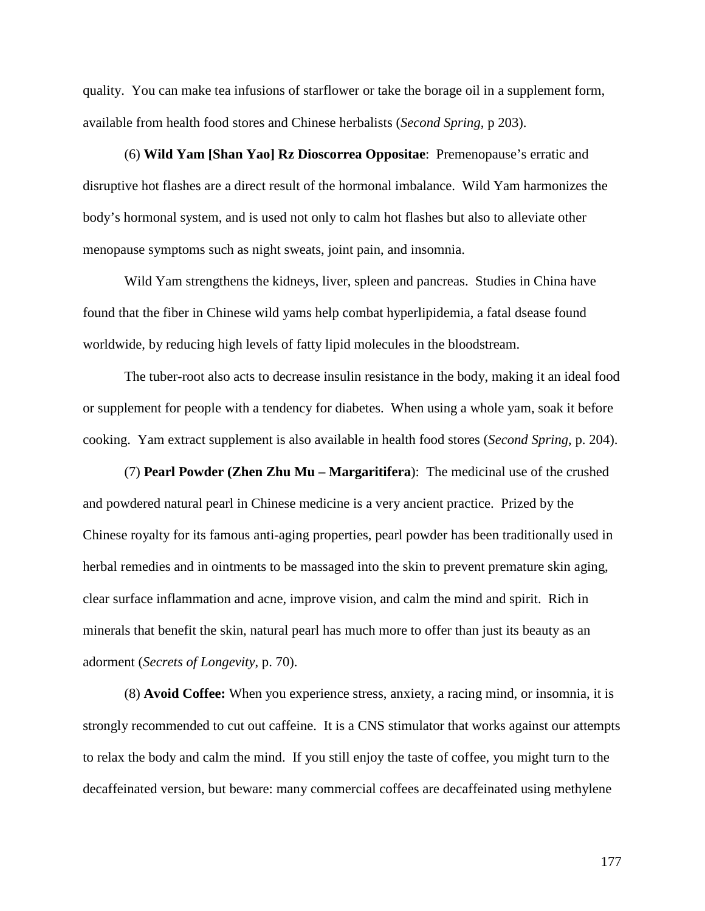quality. You can make tea infusions of starflower or take the borage oil in a supplement form, available from health food stores and Chinese herbalists (*Second Spring*, p 203).

(6) **Wild Yam [Shan Yao] Rz Dioscorrea Oppositae**: Premenopause's erratic and disruptive hot flashes are a direct result of the hormonal imbalance. Wild Yam harmonizes the body's hormonal system, and is used not only to calm hot flashes but also to alleviate other menopause symptoms such as night sweats, joint pain, and insomnia.

Wild Yam strengthens the kidneys, liver, spleen and pancreas. Studies in China have found that the fiber in Chinese wild yams help combat hyperlipidemia, a fatal dsease found worldwide, by reducing high levels of fatty lipid molecules in the bloodstream.

The tuber-root also acts to decrease insulin resistance in the body, making it an ideal food or supplement for people with a tendency for diabetes. When using a whole yam, soak it before cooking. Yam extract supplement is also available in health food stores (*Second Spring*, p. 204).

(7) **Pearl Powder (Zhen Zhu Mu – Margaritifera**): The medicinal use of the crushed and powdered natural pearl in Chinese medicine is a very ancient practice. Prized by the Chinese royalty for its famous anti-aging properties, pearl powder has been traditionally used in herbal remedies and in ointments to be massaged into the skin to prevent premature skin aging, clear surface inflammation and acne, improve vision, and calm the mind and spirit. Rich in minerals that benefit the skin, natural pearl has much more to offer than just its beauty as an adorment (*Secrets of Longevity*, p. 70).

(8) **Avoid Coffee:** When you experience stress, anxiety, a racing mind, or insomnia, it is strongly recommended to cut out caffeine. It is a CNS stimulator that works against our attempts to relax the body and calm the mind. If you still enjoy the taste of coffee, you might turn to the decaffeinated version, but beware: many commercial coffees are decaffeinated using methylene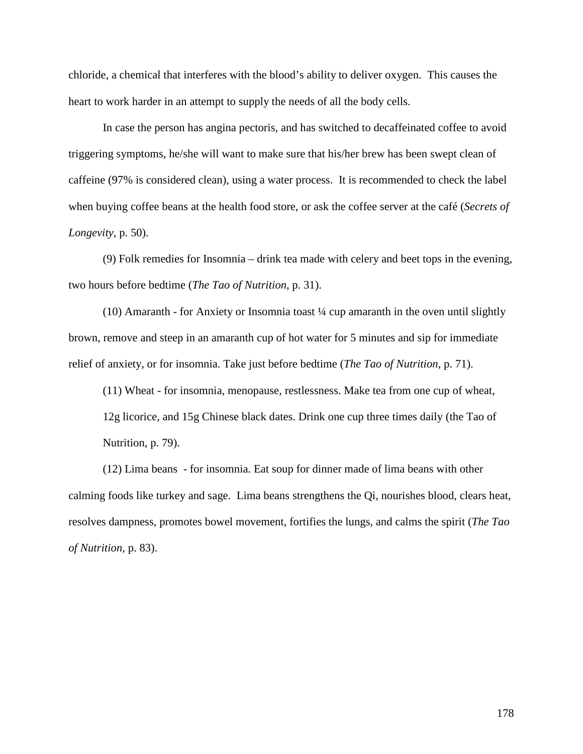chloride, a chemical that interferes with the blood's ability to deliver oxygen. This causes the heart to work harder in an attempt to supply the needs of all the body cells.

In case the person has angina pectoris, and has switched to decaffeinated coffee to avoid triggering symptoms, he/she will want to make sure that his/her brew has been swept clean of caffeine (97% is considered clean), using a water process. It is recommended to check the label when buying coffee beans at the health food store, or ask the coffee server at the café (*Secrets of Longevity*, p. 50).

(9) Folk remedies for Insomnia – drink tea made with celery and beet tops in the evening, two hours before bedtime (*The Tao of Nutrition*, p. 31).

(10) Amaranth - for Anxiety or Insomnia toast ¼ cup amaranth in the oven until slightly brown, remove and steep in an amaranth cup of hot water for 5 minutes and sip for immediate relief of anxiety, or for insomnia. Take just before bedtime (*The Tao of Nutrition*, p. 71).

(11) Wheat - for insomnia, menopause, restlessness. Make tea from one cup of wheat, 12g licorice, and 15g Chinese black dates. Drink one cup three times daily (the Tao of Nutrition, p. 79).

(12) Lima beans - for insomnia. Eat soup for dinner made of lima beans with other calming foods like turkey and sage. Lima beans strengthens the Qi, nourishes blood, clears heat, resolves dampness, promotes bowel movement, fortifies the lungs, and calms the spirit (*The Tao of Nutrition*, p. 83).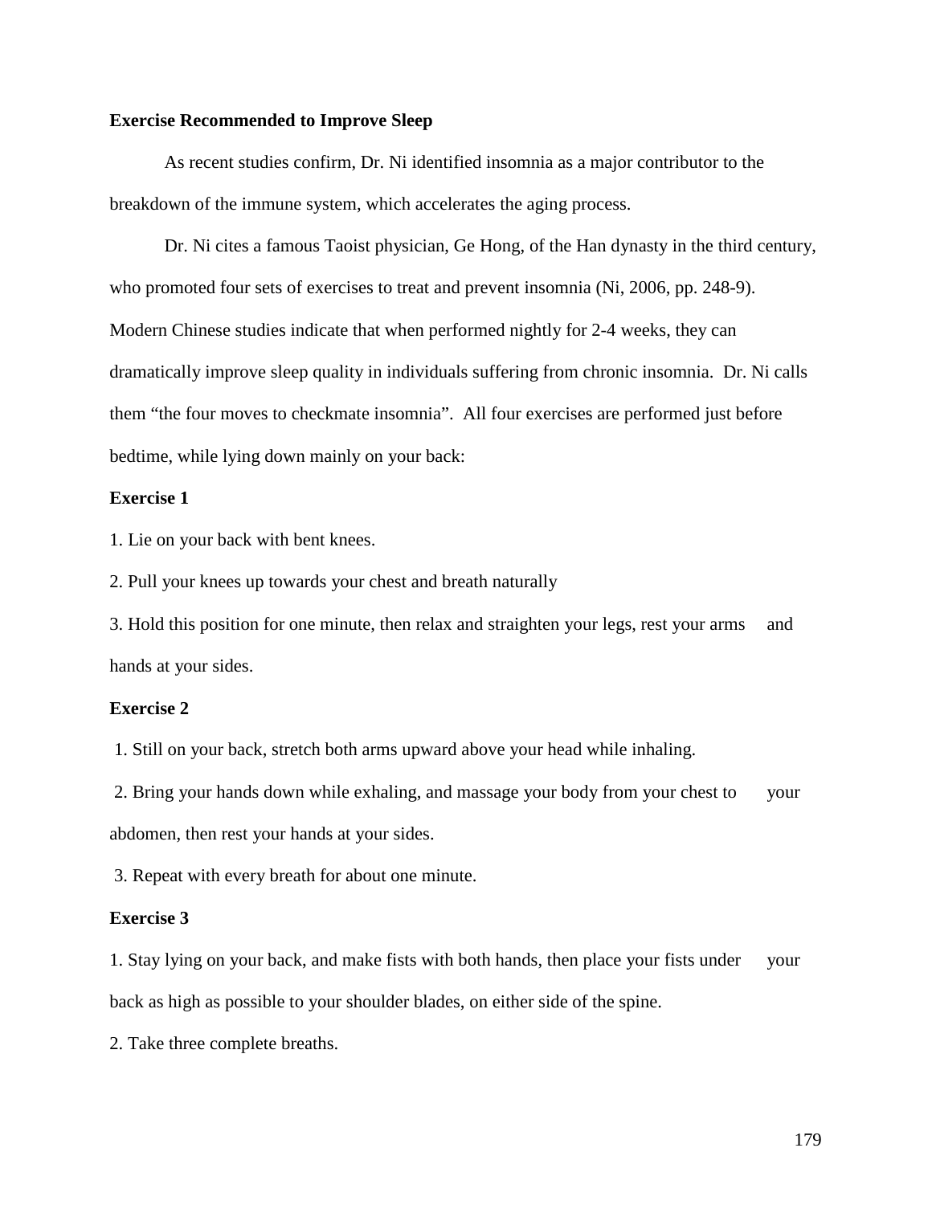**Exercise Recommended to Improve Sleep**

As recent studies confirm, Dr. Ni identified insomnia as a major contributor to the breakdown of the immune system, which accelerates the aging process.

Dr. Ni cites a famous Taoist physician, Ge Hong, of the Han dynasty in the third century, who promoted four sets of exercises to treat and prevent insomnia (Ni, 2006, pp. 248-9). Modern Chinese studies indicate that when performed nightly for 2-4 weeks, they can dramatically improve sleep quality in individuals suffering from chronic insomnia. Dr. Ni calls them "the four moves to checkmate insomnia". All four exercises are performed just before bedtime, while lying down mainly on your back:

**Exercise 1**

1. Lie on your back with bent knees.
2. Pull your knees up towards your chest and breath naturally
3. Hold this position for one minute, then relax and straighten your legs, rest your arms and hands at your sides.

**Exercise 2**

1. Still on your back, stretch both arms upward above your head while inhaling.
2. Bring your hands down while exhaling, and massage your body from your chest to your abdomen, then rest your hands at your sides.
3. Repeat with every breath for about one minute.

**Exercise 3**

1. Stay lying on your back, and make fists with both hands, then place your fists under your back as high as possible to your shoulder blades, on either side of the spine.
2. Take three complete breaths.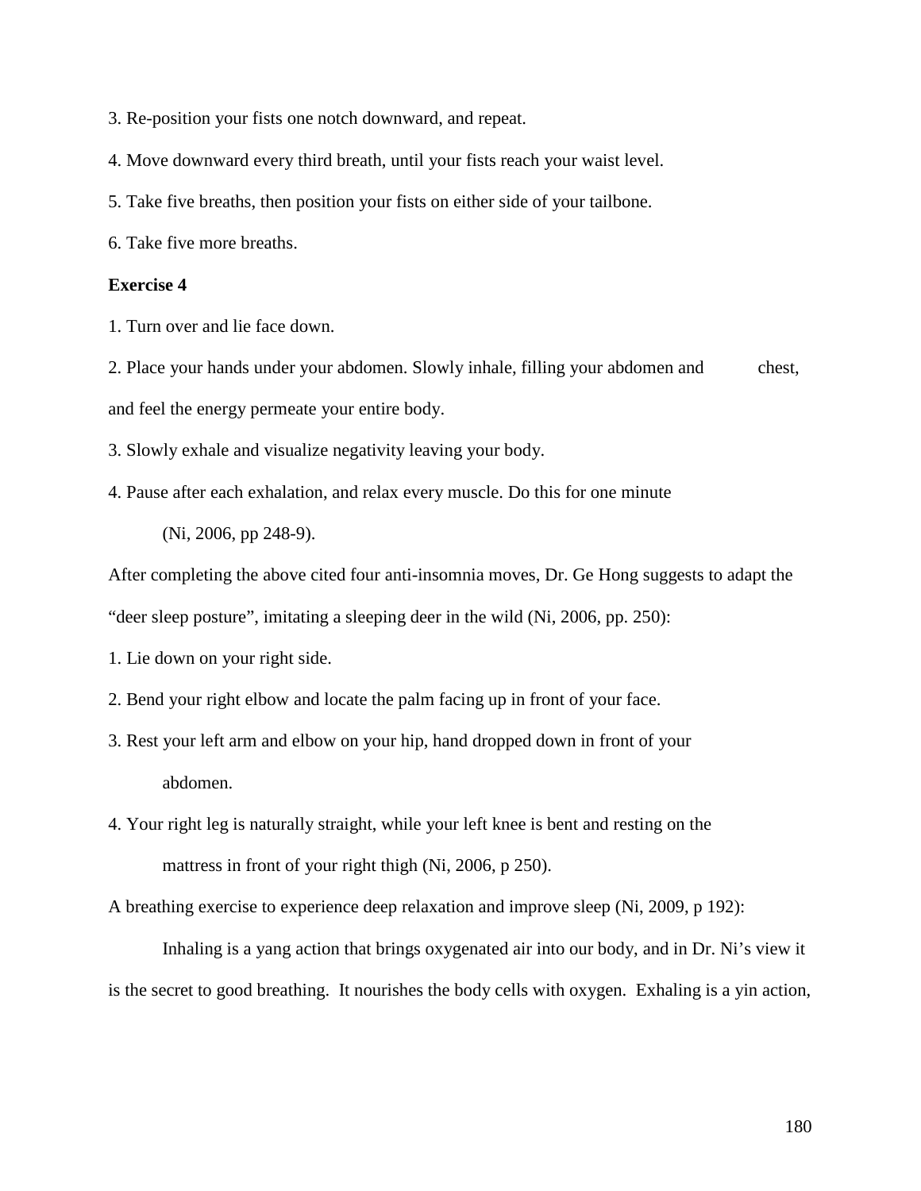3. Re-position your fists one notch downward, and repeat.

4. Move downward every third breath, until your fists reach your waist level.

5. Take five breaths, then position your fists on either side of your tailbone.

6. Take five more breaths.

**Exercise 4**

1. Turn over and lie face down.

2. Place your hands under your abdomen. Slowly inhale, filling your abdomen and chest, and feel the energy permeate your entire body.

3. Slowly exhale and visualize negativity leaving your body.

4. Pause after each exhalation, and relax every muscle. Do this for one minute (Ni, 2006, pp 248-9).

After completing the above cited four anti-insomnia moves, Dr. Ge Hong suggests to adapt the "deer sleep posture", imitating a sleeping deer in the wild (Ni, 2006, pp. 250):

1. Lie down on your right side.

2. Bend your right elbow and locate the palm facing up in front of your face.

3. Rest your left arm and elbow on your hip, hand dropped down in front of your abdomen.

4. Your right leg is naturally straight, while your left knee is bent and resting on the mattress in front of your right thigh (Ni, 2006, p 250).

A breathing exercise to experience deep relaxation and improve sleep (Ni, 2009, p 192):

Inhaling is a yang action that brings oxygenated air into our body, and in Dr. Ni's view it is the secret to good breathing. It nourishes the body cells with oxygen. Exhaling is a yin action,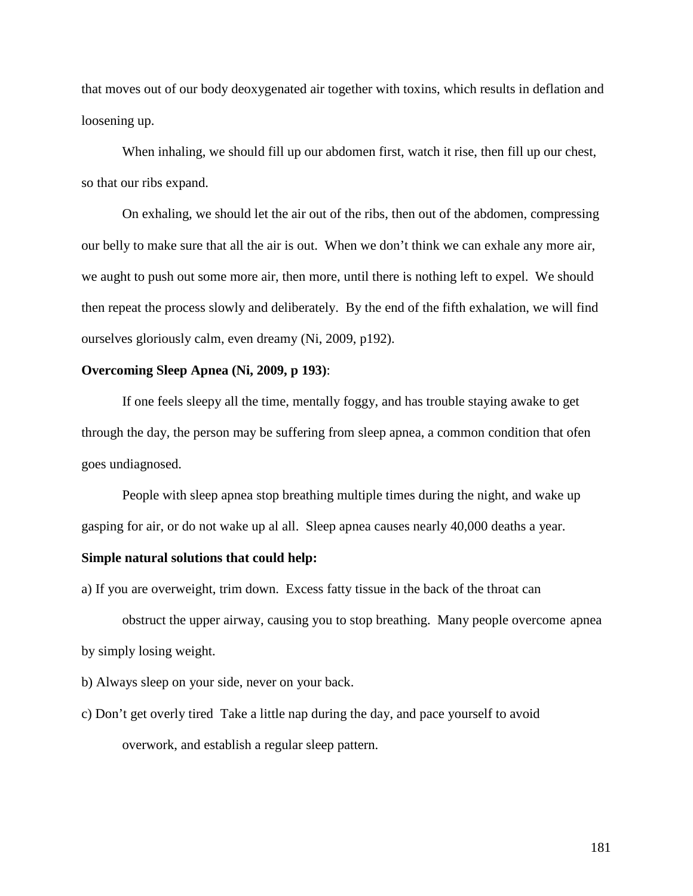that moves out of our body deoxygenated air together with toxins, which results in deflation and loosening up.

When inhaling, we should fill up our abdomen first, watch it rise, then fill up our chest, so that our ribs expand.

On exhaling, we should let the air out of the ribs, then out of the abdomen, compressing our belly to make sure that all the air is out. When we don't think we can exhale any more air, we aught to push out some more air, then more, until there is nothing left to expel. We should then repeat the process slowly and deliberately. By the end of the fifth exhalation, we will find ourselves gloriously calm, even dreamy (Ni, 2009, p192).

**Overcoming Sleep Apnea (Ni, 2009, p 193)**:

If one feels sleepy all the time, mentally foggy, and has trouble staying awake to get through the day, the person may be suffering from sleep apnea, a common condition that ofen goes undiagnosed.

People with sleep apnea stop breathing multiple times during the night, and wake up gasping for air, or do not wake up al all. Sleep apnea causes nearly 40,000 deaths a year.

**Simple natural solutions that could help:**

a) If you are overweight, trim down. Excess fatty tissue in the back of the throat can obstruct the upper airway, causing you to stop breathing. Many people overcome apnea by simply losing weight.

b) Always sleep on your side, never on your back.

c) Don't get overly tired Take a little nap during the day, and pace yourself to avoid overwork, and establish a regular sleep pattern.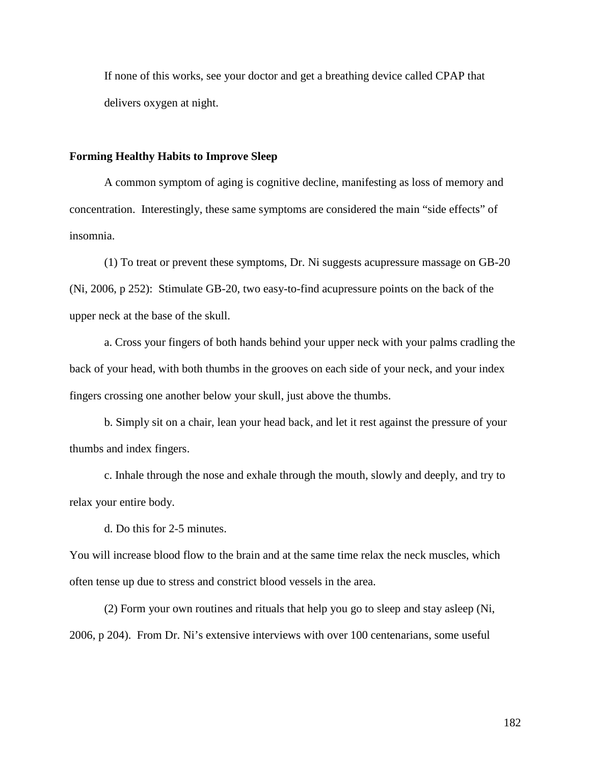If none of this works, see your doctor and get a breathing device called CPAP that delivers oxygen at night.

**Forming Healthy Habits to Improve Sleep**

A common symptom of aging is cognitive decline, manifesting as loss of memory and concentration. Interestingly, these same symptoms are considered the main "side effects" of insomnia.

(1) To treat or prevent these symptoms, Dr. Ni suggests acupressure massage on GB-20 (Ni, 2006, p 252): Stimulate GB-20, two easy-to-find acupressure points on the back of the upper neck at the base of the skull.

a. Cross your fingers of both hands behind your upper neck with your palms cradling the back of your head, with both thumbs in the grooves on each side of your neck, and your index fingers crossing one another below your skull, just above the thumbs.

b. Simply sit on a chair, lean your head back, and let it rest against the pressure of your thumbs and index fingers.

c. Inhale through the nose and exhale through the mouth, slowly and deeply, and try to relax your entire body.

d. Do this for 2-5 minutes.

You will increase blood flow to the brain and at the same time relax the neck muscles, which often tense up due to stress and constrict blood vessels in the area.

(2) Form your own routines and rituals that help you go to sleep and stay asleep (Ni, 2006, p 204). From Dr. Ni's extensive interviews with over 100 centenarians, some useful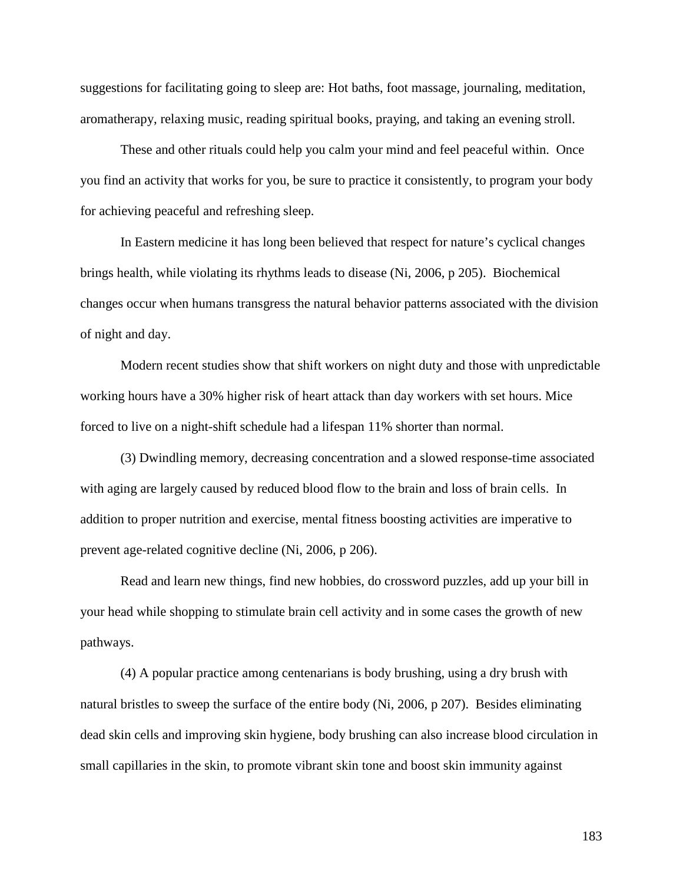suggestions for facilitating going to sleep are: Hot baths, foot massage, journaling, meditation, aromatherapy, relaxing music, reading spiritual books, praying, and taking an evening stroll.

These and other rituals could help you calm your mind and feel peaceful within. Once you find an activity that works for you, be sure to practice it consistently, to program your body for achieving peaceful and refreshing sleep.

In Eastern medicine it has long been believed that respect for nature's cyclical changes brings health, while violating its rhythms leads to disease (Ni, 2006, p 205). Biochemical changes occur when humans transgress the natural behavior patterns associated with the division of night and day.

Modern recent studies show that shift workers on night duty and those with unpredictable working hours have a 30% higher risk of heart attack than day workers with set hours. Mice forced to live on a night-shift schedule had a lifespan 11% shorter than normal.

(3) Dwindling memory, decreasing concentration and a slowed response-time associated with aging are largely caused by reduced blood flow to the brain and loss of brain cells. In addition to proper nutrition and exercise, mental fitness boosting activities are imperative to prevent age-related cognitive decline (Ni, 2006, p 206).

Read and learn new things, find new hobbies, do crossword puzzles, add up your bill in your head while shopping to stimulate brain cell activity and in some cases the growth of new pathways.

(4) A popular practice among centenarians is body brushing, using a dry brush with natural bristles to sweep the surface of the entire body (Ni, 2006, p 207). Besides eliminating dead skin cells and improving skin hygiene, body brushing can also increase blood circulation in small capillaries in the skin, to promote vibrant skin tone and boost skin immunity against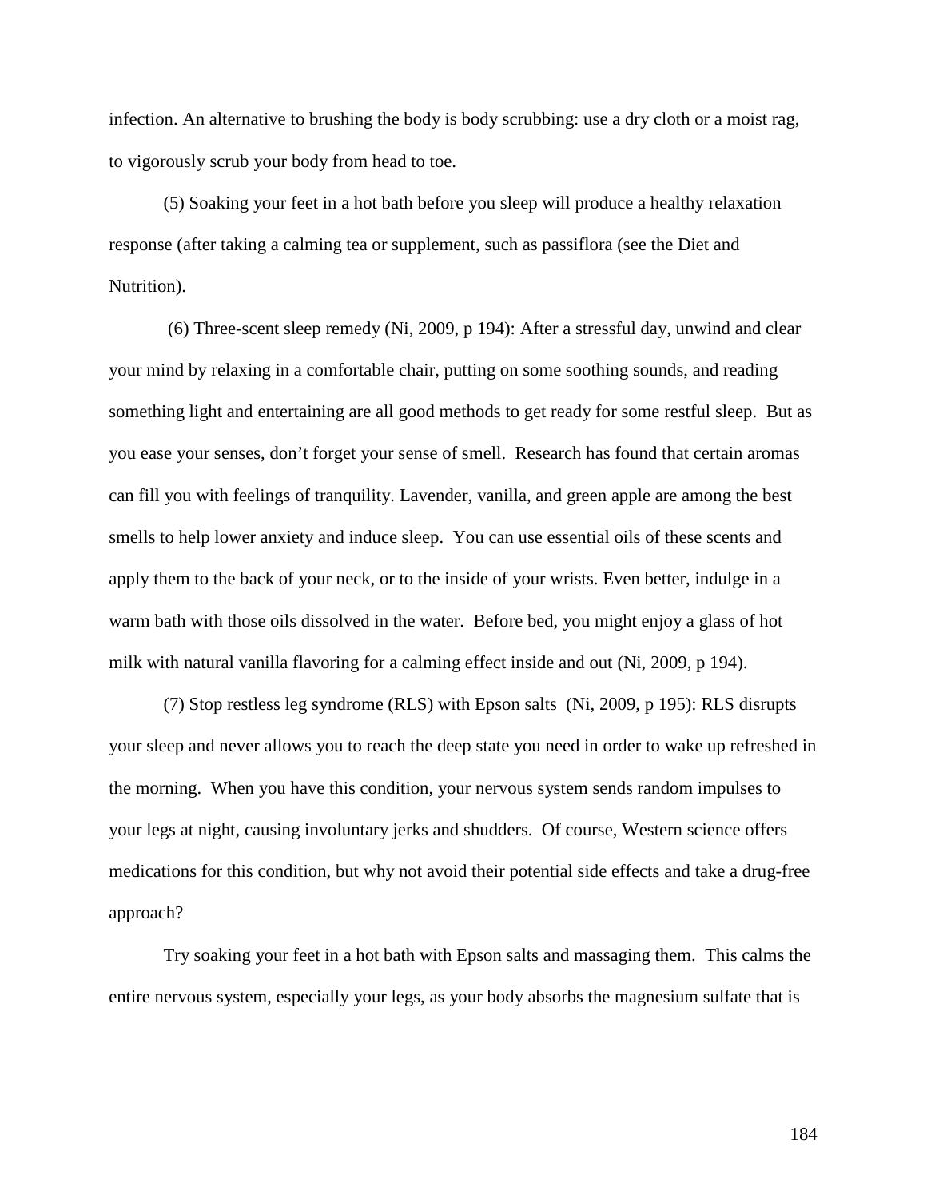infection. An alternative to brushing the body is body scrubbing: use a dry cloth or a moist rag, to vigorously scrub your body from head to toe.

(5) Soaking your feet in a hot bath before you sleep will produce a healthy relaxation response (after taking a calming tea or supplement, such as passiflora (see the Diet and Nutrition).

(6) Three-scent sleep remedy (Ni, 2009, p 194): After a stressful day, unwind and clear your mind by relaxing in a comfortable chair, putting on some soothing sounds, and reading something light and entertaining are all good methods to get ready for some restful sleep. But as you ease your senses, don't forget your sense of smell. Research has found that certain aromas can fill you with feelings of tranquility. Lavender, vanilla, and green apple are among the best smells to help lower anxiety and induce sleep. You can use essential oils of these scents and apply them to the back of your neck, or to the inside of your wrists. Even better, indulge in a warm bath with those oils dissolved in the water. Before bed, you might enjoy a glass of hot milk with natural vanilla flavoring for a calming effect inside and out (Ni, 2009, p 194).

(7) Stop restless leg syndrome (RLS) with Epson salts (Ni, 2009, p 195): RLS disrupts your sleep and never allows you to reach the deep state you need in order to wake up refreshed in the morning. When you have this condition, your nervous system sends random impulses to your legs at night, causing involuntary jerks and shudders. Of course, Western science offers medications for this condition, but why not avoid their potential side effects and take a drug-free approach?

Try soaking your feet in a hot bath with Epson salts and massaging them. This calms the entire nervous system, especially your legs, as your body absorbs the magnesium sulfate that is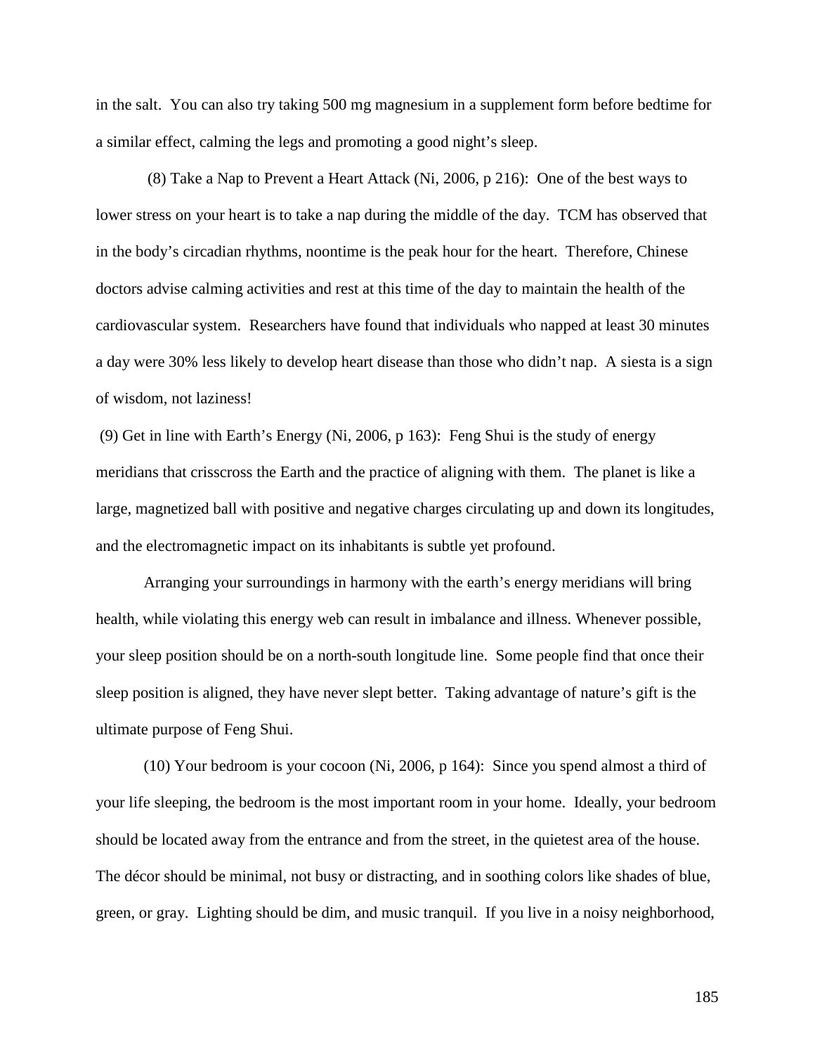in the salt. You can also try taking 500 mg magnesium in a supplement form before bedtime for a similar effect, calming the legs and promoting a good night's sleep.

(8) Take a Nap to Prevent a Heart Attack (Ni, 2006, p 216): One of the best ways to lower stress on your heart is to take a nap during the middle of the day. TCM has observed that in the body's circadian rhythms, noontime is the peak hour for the heart. Therefore, Chinese doctors advise calming activities and rest at this time of the day to maintain the health of the cardiovascular system. Researchers have found that individuals who napped at least 30 minutes a day were 30% less likely to develop heart disease than those who didn't nap. A siesta is a sign of wisdom, not laziness!

(9) Get in line with Earth's Energy (Ni, 2006, p 163): Feng Shui is the study of energy meridians that crisscross the Earth and the practice of aligning with them. The planet is like a large, magnetized ball with positive and negative charges circulating up and down its longitudes, and the electromagnetic impact on its inhabitants is subtle yet profound.

Arranging your surroundings in harmony with the earth's energy meridians will bring health, while violating this energy web can result in imbalance and illness. Whenever possible, your sleep position should be on a north-south longitude line. Some people find that once their sleep position is aligned, they have never slept better. Taking advantage of nature's gift is the ultimate purpose of Feng Shui.

(10) Your bedroom is your cocoon (Ni, 2006, p 164): Since you spend almost a third of your life sleeping, the bedroom is the most important room in your home. Ideally, your bedroom should be located away from the entrance and from the street, in the quietest area of the house. The décor should be minimal, not busy or distracting, and in soothing colors like shades of blue, green, or gray. Lighting should be dim, and music tranquil. If you live in a noisy neighborhood,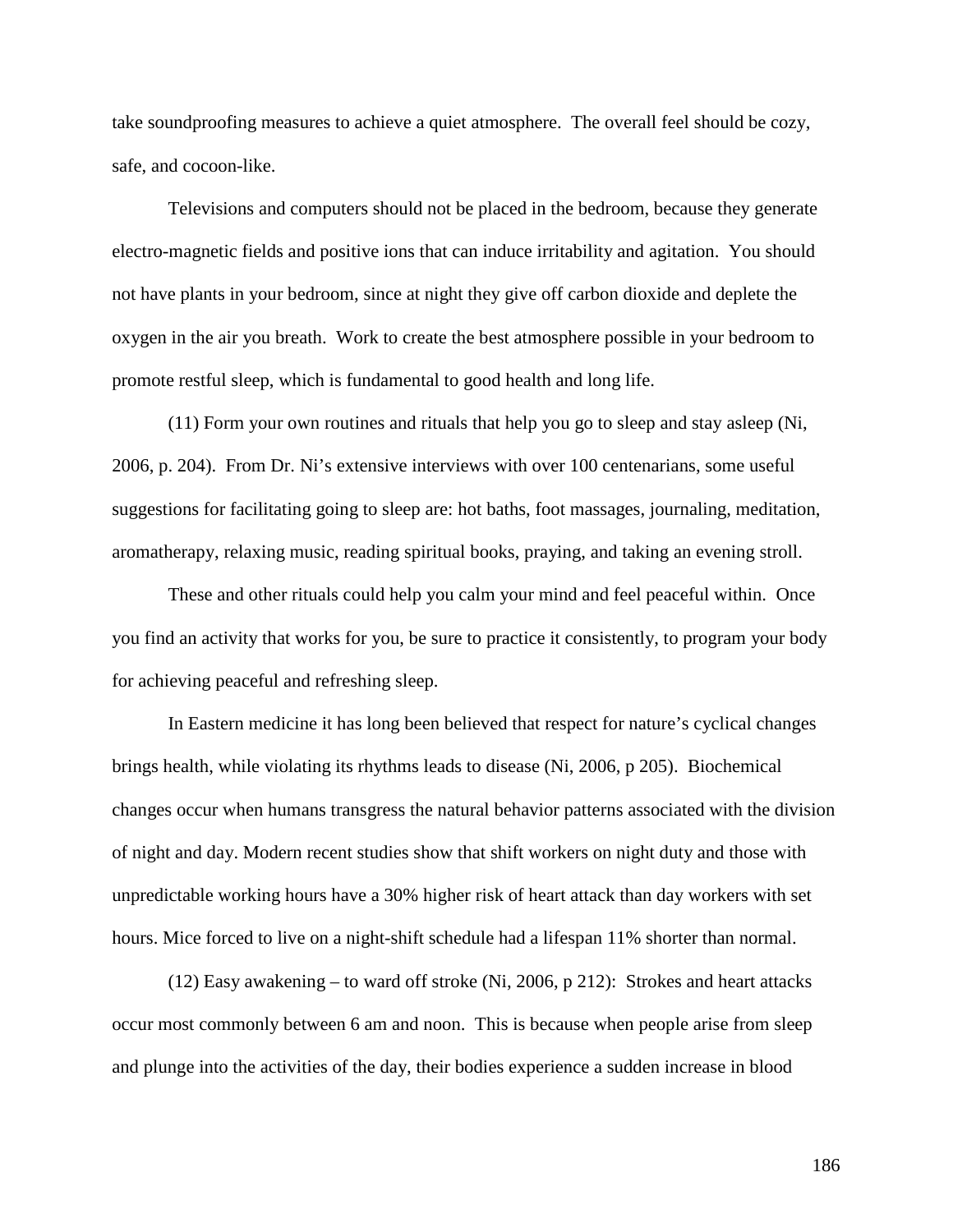take soundproofing measures to achieve a quiet atmosphere. The overall feel should be cozy, safe, and cocoon-like.

Televisions and computers should not be placed in the bedroom, because they generate electro-magnetic fields and positive ions that can induce irritability and agitation. You should not have plants in your bedroom, since at night they give off carbon dioxide and deplete the oxygen in the air you breath. Work to create the best atmosphere possible in your bedroom to promote restful sleep, which is fundamental to good health and long life.

(11) Form your own routines and rituals that help you go to sleep and stay asleep (Ni, 2006, p. 204). From Dr. Ni's extensive interviews with over 100 centenarians, some useful suggestions for facilitating going to sleep are: hot baths, foot massages, journaling, meditation, aromatherapy, relaxing music, reading spiritual books, praying, and taking an evening stroll.

These and other rituals could help you calm your mind and feel peaceful within. Once you find an activity that works for you, be sure to practice it consistently, to program your body for achieving peaceful and refreshing sleep.

In Eastern medicine it has long been believed that respect for nature's cyclical changes brings health, while violating its rhythms leads to disease (Ni, 2006, p 205). Biochemical changes occur when humans transgress the natural behavior patterns associated with the division of night and day. Modern recent studies show that shift workers on night duty and those with unpredictable working hours have a 30% higher risk of heart attack than day workers with set hours. Mice forced to live on a night-shift schedule had a lifespan 11% shorter than normal.

(12) Easy awakening – to ward off stroke (Ni, 2006, p 212): Strokes and heart attacks occur most commonly between 6 am and noon. This is because when people arise from sleep and plunge into the activities of the day, their bodies experience a sudden increase in blood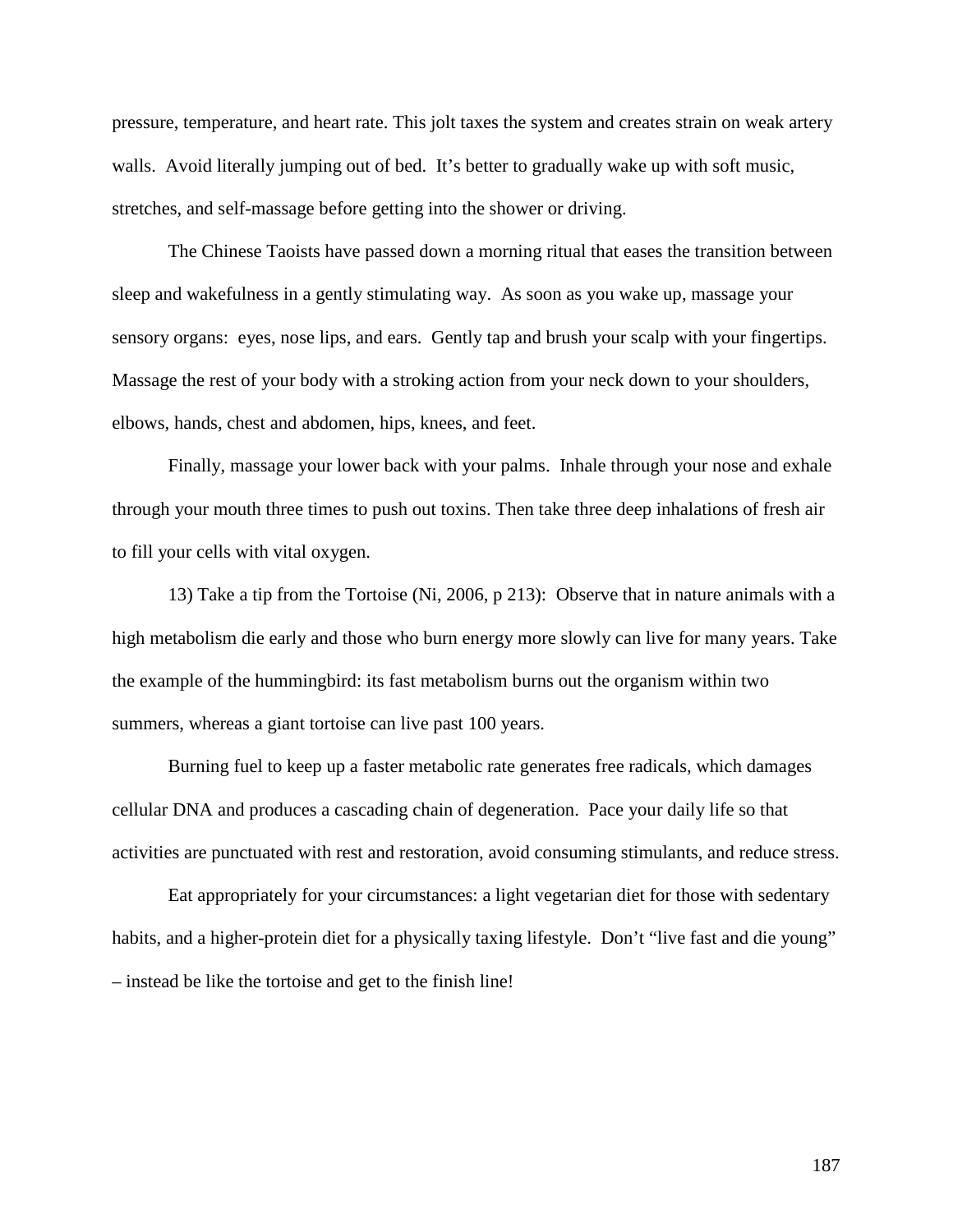pressure, temperature, and heart rate. This jolt taxes the system and creates strain on weak artery walls. Avoid literally jumping out of bed. It's better to gradually wake up with soft music, stretches, and self-massage before getting into the shower or driving.

The Chinese Taoists have passed down a morning ritual that eases the transition between sleep and wakefulness in a gently stimulating way. As soon as you wake up, massage your sensory organs: eyes, nose lips, and ears. Gently tap and brush your scalp with your fingertips. Massage the rest of your body with a stroking action from your neck down to your shoulders, elbows, hands, chest and abdomen, hips, knees, and feet.

Finally, massage your lower back with your palms. Inhale through your nose and exhale through your mouth three times to push out toxins. Then take three deep inhalations of fresh air to fill your cells with vital oxygen.

13) Take a tip from the Tortoise (Ni, 2006, p 213): Observe that in nature animals with a high metabolism die early and those who burn energy more slowly can live for many years. Take the example of the hummingbird: its fast metabolism burns out the organism within two summers, whereas a giant tortoise can live past 100 years.

Burning fuel to keep up a faster metabolic rate generates free radicals, which damages cellular DNA and produces a cascading chain of degeneration. Pace your daily life so that activities are punctuated with rest and restoration, avoid consuming stimulants, and reduce stress.

Eat appropriately for your circumstances: a light vegetarian diet for those with sedentary habits, and a higher-protein diet for a physically taxing lifestyle. Don't "live fast and die young" – instead be like the tortoise and get to the finish line!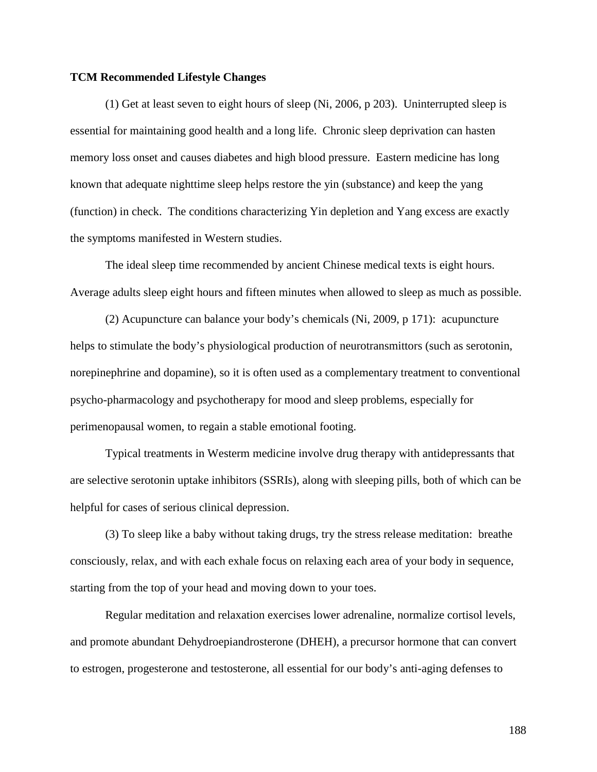**TCM Recommended Lifestyle Changes**

(1) Get at least seven to eight hours of sleep (Ni, 2006, p 203). Uninterrupted sleep is essential for maintaining good health and a long life. Chronic sleep deprivation can hasten memory loss onset and causes diabetes and high blood pressure. Eastern medicine has long known that adequate nighttime sleep helps restore the yin (substance) and keep the yang (function) in check. The conditions characterizing Yin depletion and Yang excess are exactly the symptoms manifested in Western studies.

The ideal sleep time recommended by ancient Chinese medical texts is eight hours. Average adults sleep eight hours and fifteen minutes when allowed to sleep as much as possible.

(2) Acupuncture can balance your body's chemicals (Ni, 2009, p 171): acupuncture helps to stimulate the body's physiological production of neurotransmittors (such as serotonin, norepinephrine and dopamine), so it is often used as a complementary treatment to conventional psycho-pharmacology and psychotherapy for mood and sleep problems, especially for perimenopausal women, to regain a stable emotional footing.

Typical treatments in Westerm medicine involve drug therapy with antidepressants that are selective serotonin uptake inhibitors (SSRIs), along with sleeping pills, both of which can be helpful for cases of serious clinical depression.

(3) To sleep like a baby without taking drugs, try the stress release meditation: breathe consciously, relax, and with each exhale focus on relaxing each area of your body in sequence, starting from the top of your head and moving down to your toes.

Regular meditation and relaxation exercises lower adrenaline, normalize cortisol levels, and promote abundant Dehydroepiandrosterone (DHEH), a precursor hormone that can convert to estrogen, progesterone and testosterone, all essential for our body's anti-aging defenses to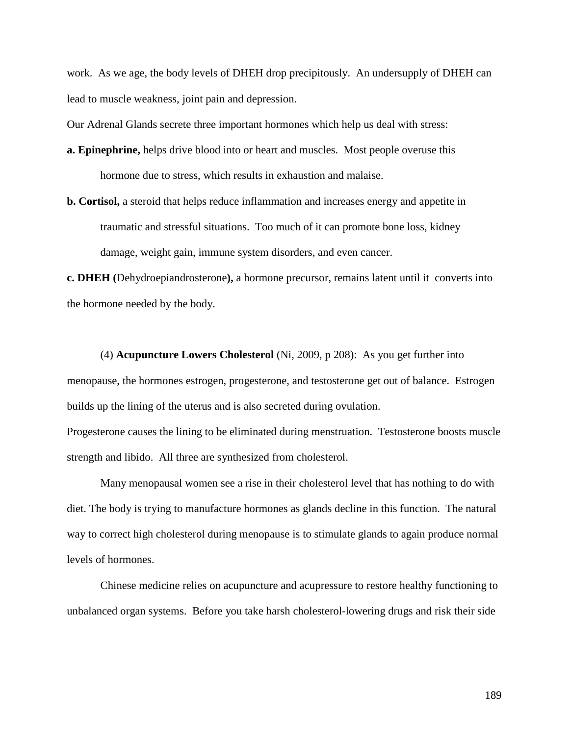work. As we age, the body levels of DHEH drop precipitously. An undersupply of DHEH can lead to muscle weakness, joint pain and depression.

Our Adrenal Glands secrete three important hormones which help us deal with stress:

**a. Epinephrine,** helps drive blood into or heart and muscles. Most people overuse this hormone due to stress, which results in exhaustion and malaise.

**b. Cortisol,** a steroid that helps reduce inflammation and increases energy and appetite in traumatic and stressful situations. Too much of it can promote bone loss, kidney damage, weight gain, immune system disorders, and even cancer.

**c. DHEH (**Dehydroepiandrosterone**),** a hormone precursor, remains latent until it converts into the hormone needed by the body.

(4) **Acupuncture Lowers Cholesterol** (Ni, 2009, p 208): As you get further into menopause, the hormones estrogen, progesterone, and testosterone get out of balance. Estrogen builds up the lining of the uterus and is also secreted during ovulation.

Progesterone causes the lining to be eliminated during menstruation. Testosterone boosts muscle strength and libido. All three are synthesized from cholesterol.

Many menopausal women see a rise in their cholesterol level that has nothing to do with diet. The body is trying to manufacture hormones as glands decline in this function. The natural way to correct high cholesterol during menopause is to stimulate glands to again produce normal levels of hormones.

Chinese medicine relies on acupuncture and acupressure to restore healthy functioning to unbalanced organ systems. Before you take harsh cholesterol-lowering drugs and risk their side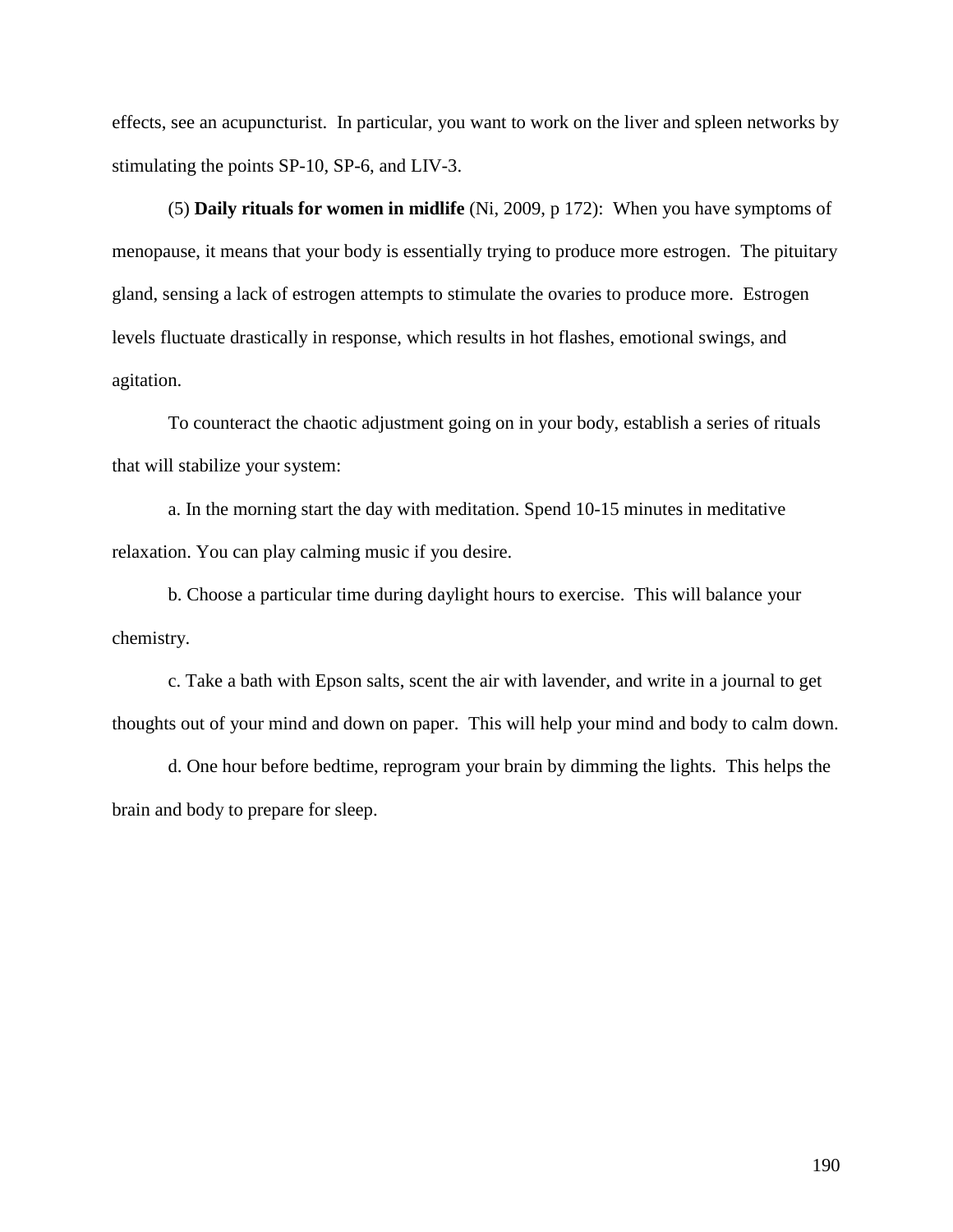effects, see an acupuncturist. In particular, you want to work on the liver and spleen networks by stimulating the points SP-10, SP-6, and LIV-3.

(5) **Daily rituals for women in midlife** (Ni, 2009, p 172): When you have symptoms of menopause, it means that your body is essentially trying to produce more estrogen. The pituitary gland, sensing a lack of estrogen attempts to stimulate the ovaries to produce more. Estrogen levels fluctuate drastically in response, which results in hot flashes, emotional swings, and agitation.

To counteract the chaotic adjustment going on in your body, establish a series of rituals that will stabilize your system:

a. In the morning start the day with meditation. Spend 10-15 minutes in meditative relaxation. You can play calming music if you desire.

b. Choose a particular time during daylight hours to exercise. This will balance your chemistry.

c. Take a bath with Epson salts, scent the air with lavender, and write in a journal to get thoughts out of your mind and down on paper. This will help your mind and body to calm down.

d. One hour before bedtime, reprogram your brain by dimming the lights. This helps the brain and body to prepare for sleep.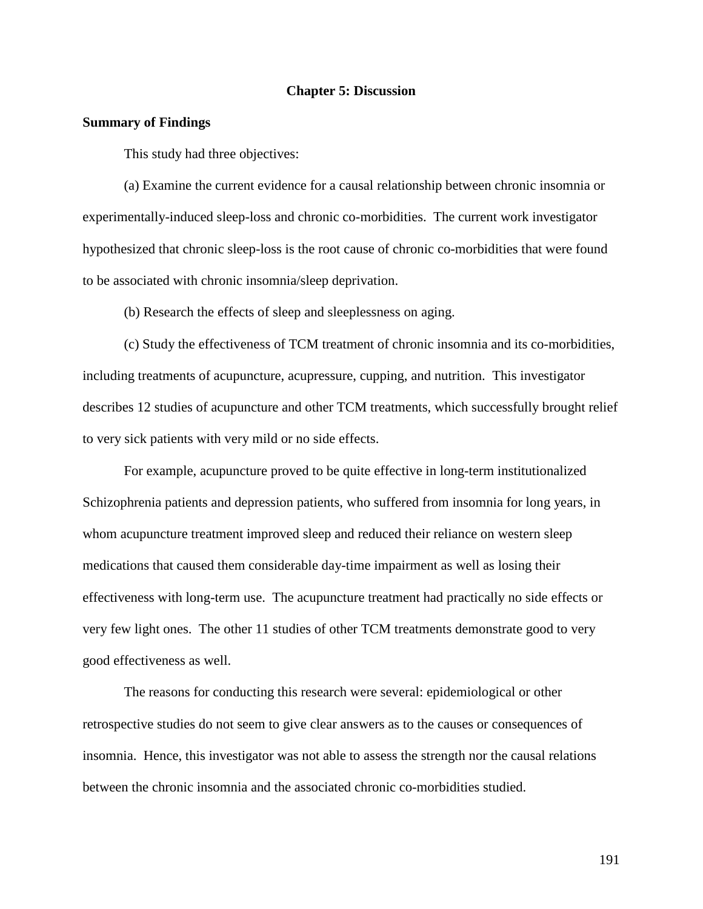# Chapter 5: Discussion

## Summary of Findings

This study had three objectives:

(a) Examine the current evidence for a causal relationship between chronic insomnia or experimentally-induced sleep-loss and chronic co-morbidities. The current work investigator hypothesized that chronic sleep-loss is the root cause of chronic co-morbidities that were found to be associated with chronic insomnia/sleep deprivation.

(b) Research the effects of sleep and sleeplessness on aging.

(c) Study the effectiveness of TCM treatment of chronic insomnia and its co-morbidities, including treatments of acupuncture, acupressure, cupping, and nutrition. This investigator describes 12 studies of acupuncture and other TCM treatments, which successfully brought relief to very sick patients with very mild or no side effects.

For example, acupuncture proved to be quite effective in long-term institutionalized Schizophrenia patients and depression patients, who suffered from insomnia for long years, in whom acupuncture treatment improved sleep and reduced their reliance on western sleep medications that caused them considerable day-time impairment as well as losing their effectiveness with long-term use. The acupuncture treatment had practically no side effects or very few light ones. The other 11 studies of other TCM treatments demonstrate good to very good effectiveness as well.

The reasons for conducting this research were several: epidemiological or other retrospective studies do not seem to give clear answers as to the causes or consequences of insomnia. Hence, this investigator was not able to assess the strength nor the causal relations between the chronic insomnia and the associated chronic co-morbidities studied.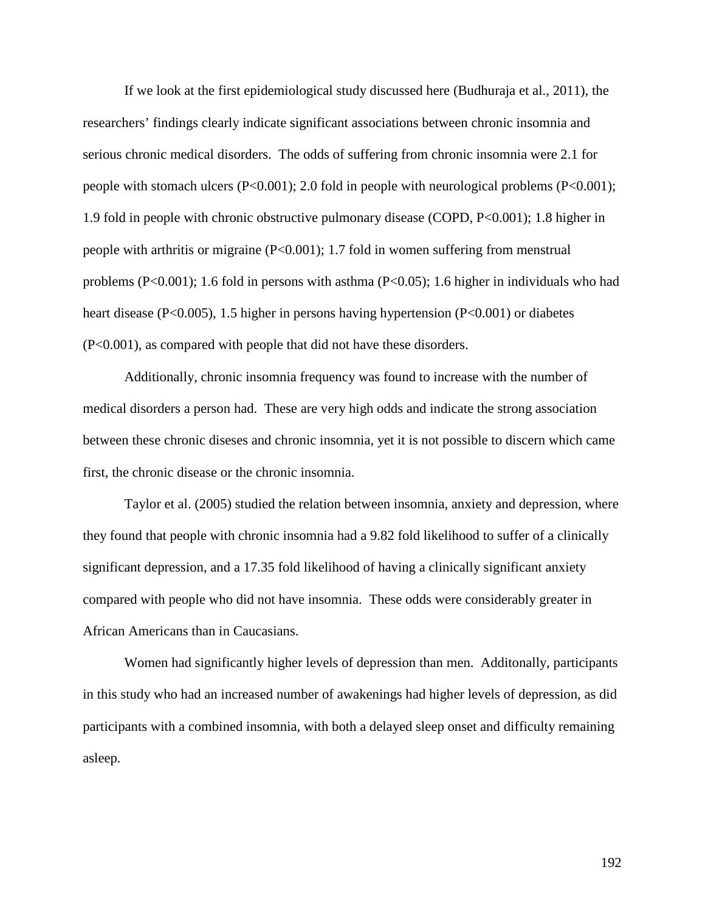If we look at the first epidemiological study discussed here (Budhuraja et al., 2011), the researchers' findings clearly indicate significant associations between chronic insomnia and serious chronic medical disorders. The odds of suffering from chronic insomnia were 2.1 for people with stomach ulcers ($P<0.001$); 2.0 fold in people with neurological problems ($P<0.001$); 1.9 fold in people with chronic obstructive pulmonary disease (COPD, $P<0.001$); 1.8 higher in people with arthritis or migraine ($P<0.001$); 1.7 fold in women suffering from menstrual problems ($P<0.001$); 1.6 fold in persons with asthma ($P<0.05$); 1.6 higher in individuals who had heart disease ($P<0.005$), 1.5 higher in persons having hypertension ($P<0.001$) or diabetes ($P<0.001$), as compared with people that did not have these disorders.

Additionally, chronic insomnia frequency was found to increase with the number of medical disorders a person had. These are very high odds and indicate the strong association between these chronic diseses and chronic insomnia, yet it is not possible to discern which came first, the chronic disease or the chronic insomnia.

Taylor et al. (2005) studied the relation between insomnia, anxiety and depression, where they found that people with chronic insomnia had a 9.82 fold likelihood to suffer of a clinically significant depression, and a 17.35 fold likelihood of having a clinically significant anxiety compared with people who did not have insomnia. These odds were considerably greater in African Americans than in Caucasians.

Women had significantly higher levels of depression than men. Additonally, participants in this study who had an increased number of awakenings had higher levels of depression, as did participants with a combined insomnia, with both a delayed sleep onset and difficulty remaining asleep.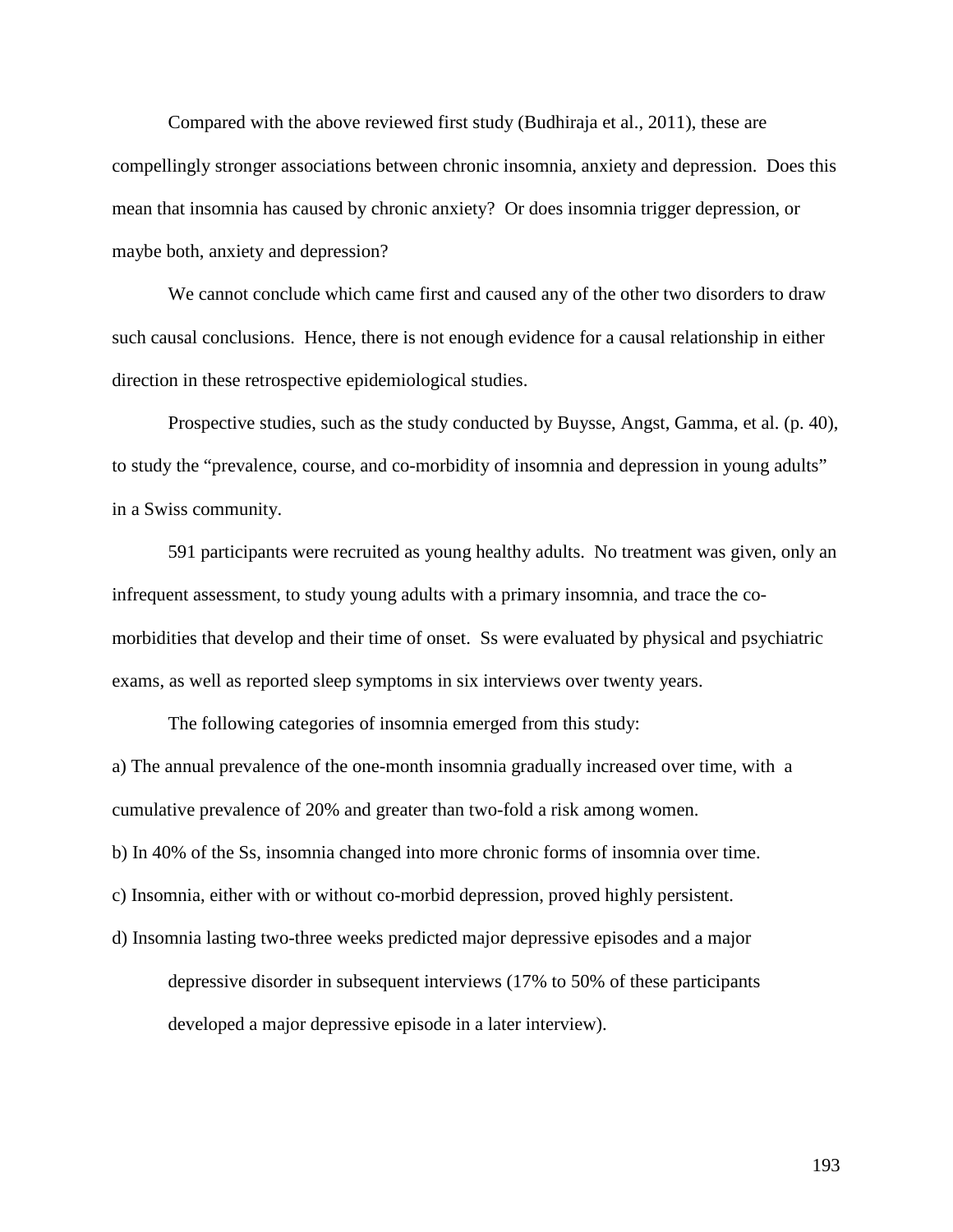Compared with the above reviewed first study (Budhiraja et al., 2011), these are compellingly stronger associations between chronic insomnia, anxiety and depression. Does this mean that insomnia has caused by chronic anxiety? Or does insomnia trigger depression, or maybe both, anxiety and depression?

We cannot conclude which came first and caused any of the other two disorders to draw such causal conclusions. Hence, there is not enough evidence for a causal relationship in either direction in these retrospective epidemiological studies.

Prospective studies, such as the study conducted by Buysse, Angst, Gamma, et al. (p. 40), to study the "prevalence, course, and co-morbidity of insomnia and depression in young adults" in a Swiss community.

591 participants were recruited as young healthy adults. No treatment was given, only an infrequent assessment, to study young adults with a primary insomnia, and trace the co-morbidities that develop and their time of onset. Ss were evaluated by physical and psychiatric exams, as well as reported sleep symptoms in six interviews over twenty years.

The following categories of insomnia emerged from this study:

a) The annual prevalence of the one-month insomnia gradually increased over time, with a cumulative prevalence of 20% and greater than two-fold a risk among women.

b) In 40% of the Ss, insomnia changed into more chronic forms of insomnia over time.

c) Insomnia, either with or without co-morbid depression, proved highly persistent.

d) Insomnia lasting two-three weeks predicted major depressive episodes and a major depressive disorder in subsequent interviews (17% to 50% of these participants developed a major depressive episode in a later interview).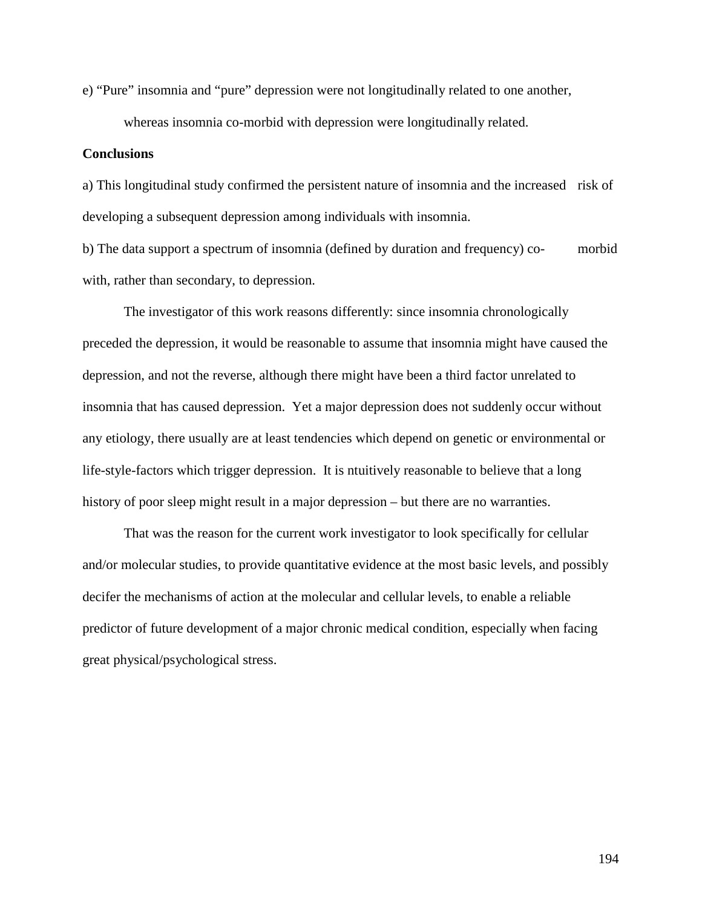e) "Pure" insomnia and "pure" depression were not longitudinally related to one another, whereas insomnia co-morbid with depression were longitudinally related.

**Conclusions**

a) This longitudinal study confirmed the persistent nature of insomnia and the increased risk of developing a subsequent depression among individuals with insomnia.

b) The data support a spectrum of insomnia (defined by duration and frequency) co-morbid with, rather than secondary, to depression.

The investigator of this work reasons differently: since insomnia chronologically preceded the depression, it would be reasonable to assume that insomnia might have caused the depression, and not the reverse, although there might have been a third factor unrelated to insomnia that has caused depression. Yet a major depression does not suddenly occur without any etiology, there usually are at least tendencies which depend on genetic or environmental or life-style-factors which trigger depression. It is ntuitively reasonable to believe that a long history of poor sleep might result in a major depression – but there are no warranties.

That was the reason for the current work investigator to look specifically for cellular and/or molecular studies, to provide quantitative evidence at the most basic levels, and possibly decifer the mechanisms of action at the molecular and cellular levels, to enable a reliable predictor of future development of a major chronic medical condition, especially when facing great physical/psychological stress.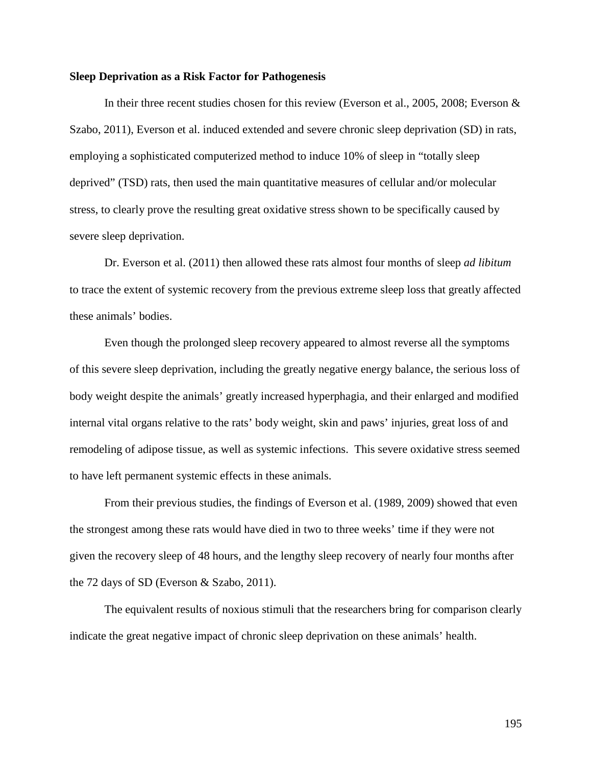**Sleep Deprivation as a Risk Factor for Pathogenesis**

In their three recent studies chosen for this review (Everson et al., 2005, 2008; Everson & Szabo, 2011), Everson et al. induced extended and severe chronic sleep deprivation (SD) in rats, employing a sophisticated computerized method to induce 10% of sleep in "totally sleep deprived" (TSD) rats, then used the main quantitative measures of cellular and/or molecular stress, to clearly prove the resulting great oxidative stress shown to be specifically caused by severe sleep deprivation.

Dr. Everson et al. (2011) then allowed these rats almost four months of sleep *ad libitum* to trace the extent of systemic recovery from the previous extreme sleep loss that greatly affected these animals' bodies.

Even though the prolonged sleep recovery appeared to almost reverse all the symptoms of this severe sleep deprivation, including the greatly negative energy balance, the serious loss of body weight despite the animals' greatly increased hyperphagia, and their enlarged and modified internal vital organs relative to the rats' body weight, skin and paws' injuries, great loss of and remodeling of adipose tissue, as well as systemic infections. This severe oxidative stress seemed to have left permanent systemic effects in these animals.

From their previous studies, the findings of Everson et al. (1989, 2009) showed that even the strongest among these rats would have died in two to three weeks' time if they were not given the recovery sleep of 48 hours, and the lengthy sleep recovery of nearly four months after the 72 days of SD (Everson & Szabo, 2011).

The equivalent results of noxious stimuli that the researchers bring for comparison clearly indicate the great negative impact of chronic sleep deprivation on these animals' health.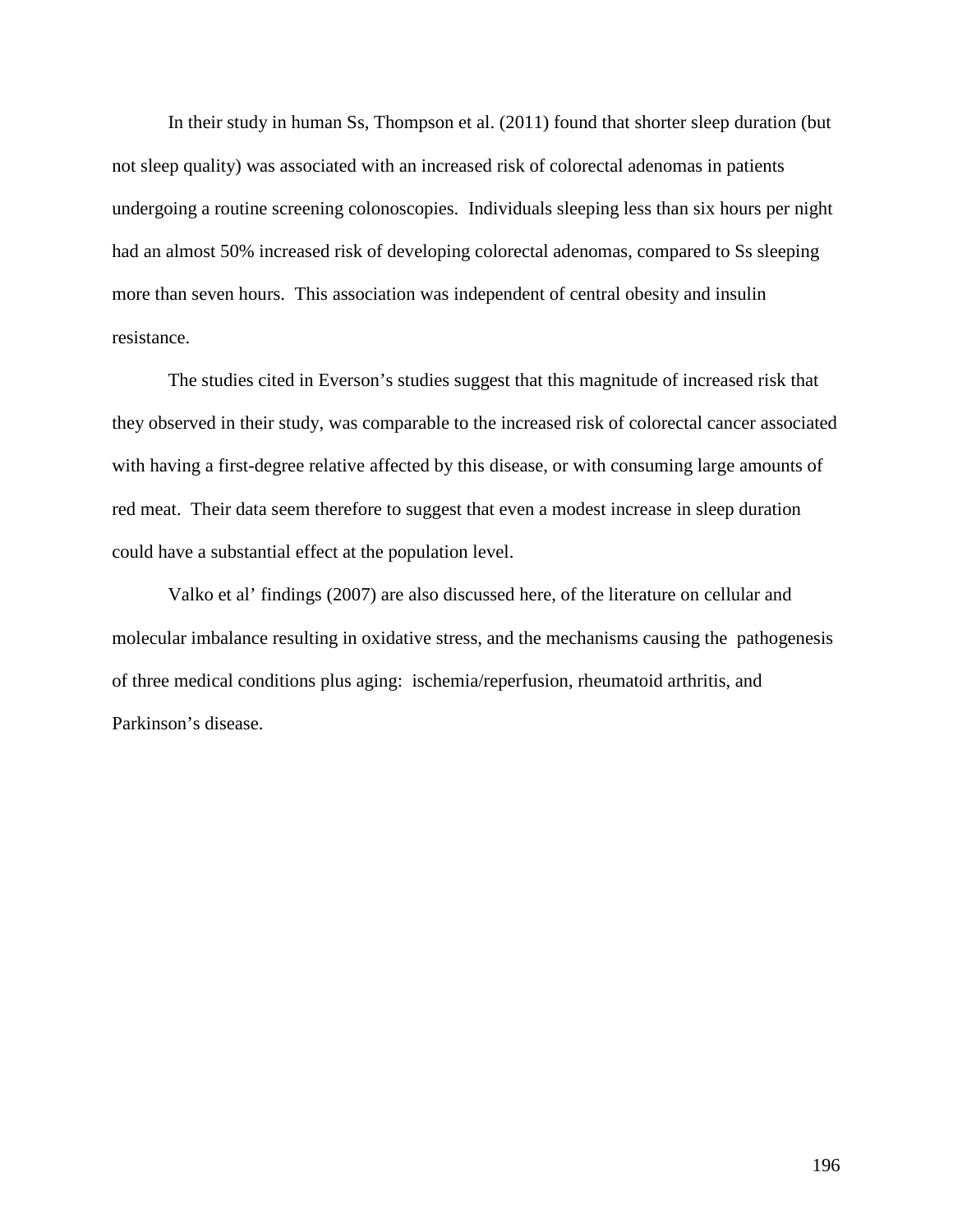In their study in human Ss, Thompson et al. (2011) found that shorter sleep duration (but not sleep quality) was associated with an increased risk of colorectal adenomas in patients undergoing a routine screening colonoscopies.  Individuals sleeping less than six hours per night had an almost 50% increased risk of developing colorectal adenomas, compared to Ss sleeping more than seven hours.  This association was independent of central obesity and insulin resistance.

The studies cited in Everson's studies suggest that this magnitude of increased risk that they observed in their study, was comparable to the increased risk of colorectal cancer associated with having a first-degree relative affected by this disease, or with consuming large amounts of red meat.  Their data seem therefore to suggest that even a modest increase in sleep duration could have a substantial effect at the population level.

Valko et al' findings (2007) are also discussed here, of the literature on cellular and molecular imbalance resulting in oxidative stress, and the mechanisms causing the  pathogenesis of three medical conditions plus aging:  ischemia/reperfusion, rheumatoid arthritis, and Parkinson's disease.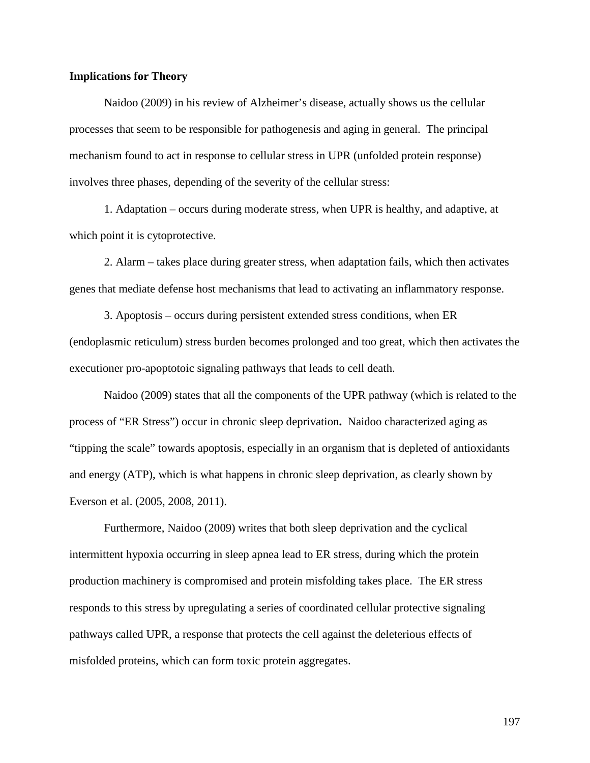**Implications for Theory**

Naidoo (2009) in his review of Alzheimer's disease, actually shows us the cellular processes that seem to be responsible for pathogenesis and aging in general. The principal mechanism found to act in response to cellular stress in UPR (unfolded protein response) involves three phases, depending of the severity of the cellular stress:

1. Adaptation – occurs during moderate stress, when UPR is healthy, and adaptive, at which point it is cytoprotective.

2. Alarm – takes place during greater stress, when adaptation fails, which then activates genes that mediate defense host mechanisms that lead to activating an inflammatory response.

3. Apoptosis – occurs during persistent extended stress conditions, when ER (endoplasmic reticulum) stress burden becomes prolonged and too great, which then activates the executioner pro-apoptotoic signaling pathways that leads to cell death.

Naidoo (2009) states that all the components of the UPR pathway (which is related to the process of "ER Stress") occur in chronic sleep deprivation**.** Naidoo characterized aging as "tipping the scale" towards apoptosis, especially in an organism that is depleted of antioxidants and energy (ATP), which is what happens in chronic sleep deprivation, as clearly shown by Everson et al. (2005, 2008, 2011).

Furthermore, Naidoo (2009) writes that both sleep deprivation and the cyclical intermittent hypoxia occurring in sleep apnea lead to ER stress, during which the protein production machinery is compromised and protein misfolding takes place. The ER stress responds to this stress by upregulating a series of coordinated cellular protective signaling pathways called UPR, a response that protects the cell against the deleterious effects of misfolded proteins, which can form toxic protein aggregates.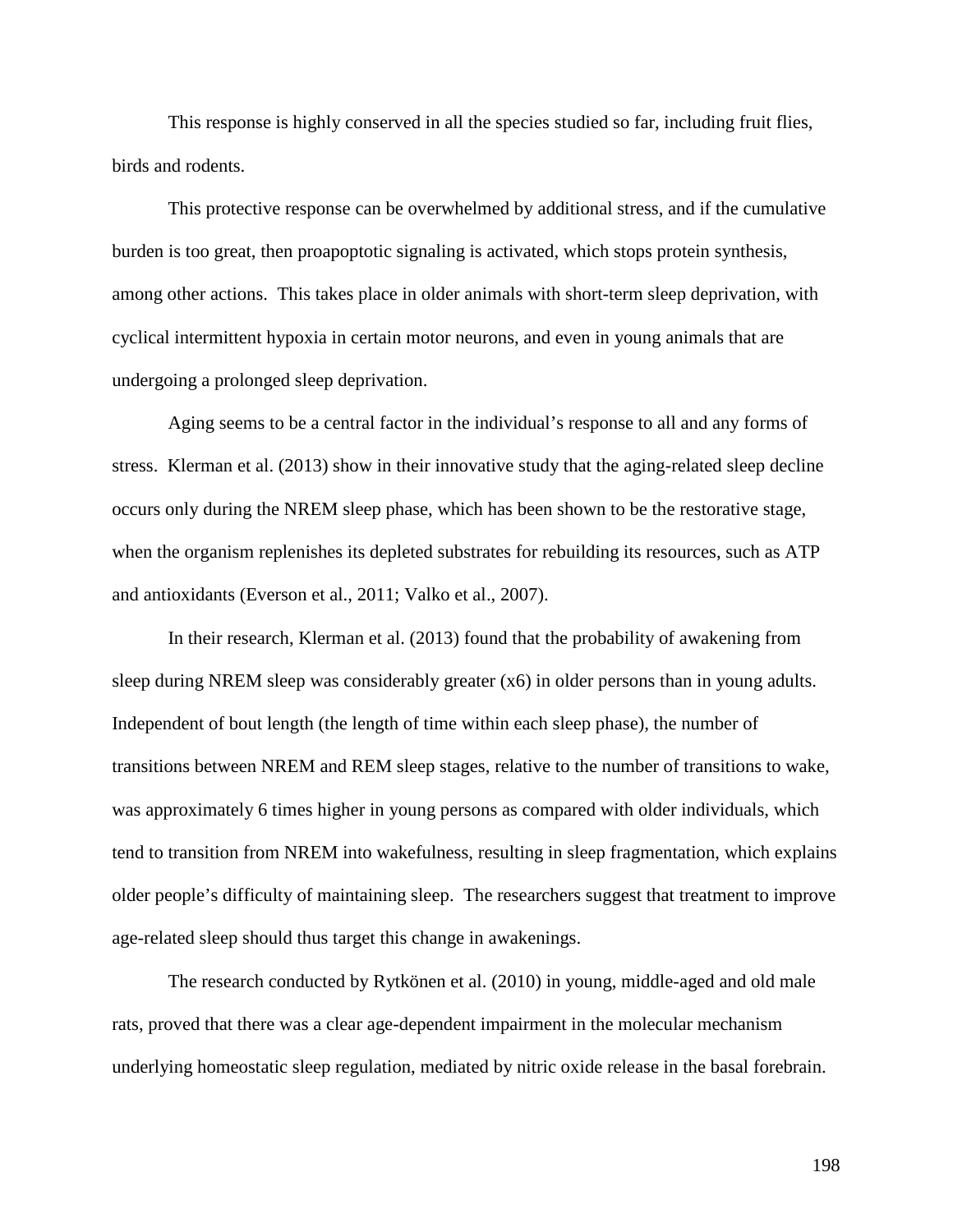This response is highly conserved in all the species studied so far, including fruit flies, birds and rodents.

This protective response can be overwhelmed by additional stress, and if the cumulative burden is too great, then proapoptotic signaling is activated, which stops protein synthesis, among other actions. This takes place in older animals with short-term sleep deprivation, with cyclical intermittent hypoxia in certain motor neurons, and even in young animals that are undergoing a prolonged sleep deprivation.

Aging seems to be a central factor in the individual's response to all and any forms of stress. Klerman et al. (2013) show in their innovative study that the aging-related sleep decline occurs only during the NREM sleep phase, which has been shown to be the restorative stage, when the organism replenishes its depleted substrates for rebuilding its resources, such as ATP and antioxidants (Everson et al., 2011; Valko et al., 2007).

In their research, Klerman et al. (2013) found that the probability of awakening from sleep during NREM sleep was considerably greater (x6) in older persons than in young adults. Independent of bout length (the length of time within each sleep phase), the number of transitions between NREM and REM sleep stages, relative to the number of transitions to wake, was approximately 6 times higher in young persons as compared with older individuals, which tend to transition from NREM into wakefulness, resulting in sleep fragmentation, which explains older people's difficulty of maintaining sleep. The researchers suggest that treatment to improve age-related sleep should thus target this change in awakenings.

The research conducted by Rytkönen et al. (2010) in young, middle-aged and old male rats, proved that there was a clear age-dependent impairment in the molecular mechanism underlying homeostatic sleep regulation, mediated by nitric oxide release in the basal forebrain.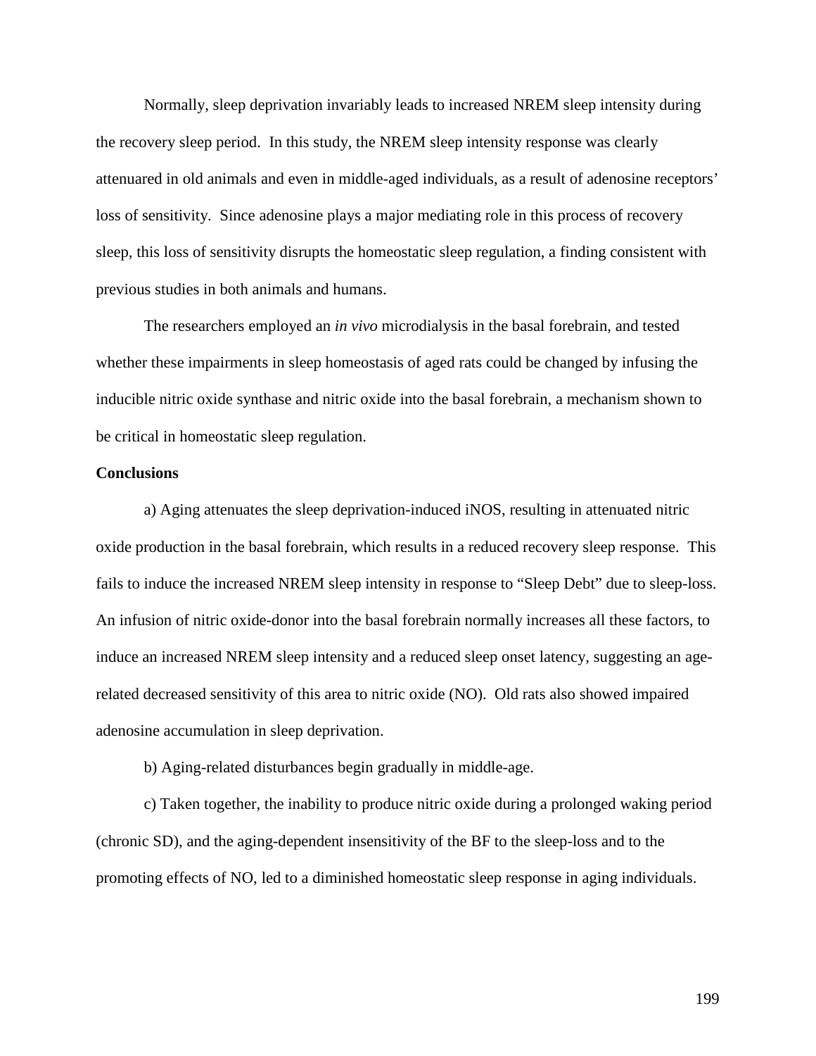Normally, sleep deprivation invariably leads to increased NREM sleep intensity during the recovery sleep period. In this study, the NREM sleep intensity response was clearly attenuared in old animals and even in middle-aged individuals, as a result of adenosine receptors' loss of sensitivity. Since adenosine plays a major mediating role in this process of recovery sleep, this loss of sensitivity disrupts the homeostatic sleep regulation, a finding consistent with previous studies in both animals and humans.

The researchers employed an *in vivo* microdialysis in the basal forebrain, and tested whether these impairments in sleep homeostasis of aged rats could be changed by infusing the inducible nitric oxide synthase and nitric oxide into the basal forebrain, a mechanism shown to be critical in homeostatic sleep regulation.

**Conclusions**

a) Aging attenuates the sleep deprivation-induced iNOS, resulting in attenuated nitric oxide production in the basal forebrain, which results in a reduced recovery sleep response. This fails to induce the increased NREM sleep intensity in response to "Sleep Debt" due to sleep-loss. An infusion of nitric oxide-donor into the basal forebrain normally increases all these factors, to induce an increased NREM sleep intensity and a reduced sleep onset latency, suggesting an age-related decreased sensitivity of this area to nitric oxide (NO). Old rats also showed impaired adenosine accumulation in sleep deprivation.

b) Aging-related disturbances begin gradually in middle-age.

c) Taken together, the inability to produce nitric oxide during a prolonged waking period (chronic SD), and the aging-dependent insensitivity of the BF to the sleep-loss and to the promoting effects of NO, led to a diminished homeostatic sleep response in aging individuals.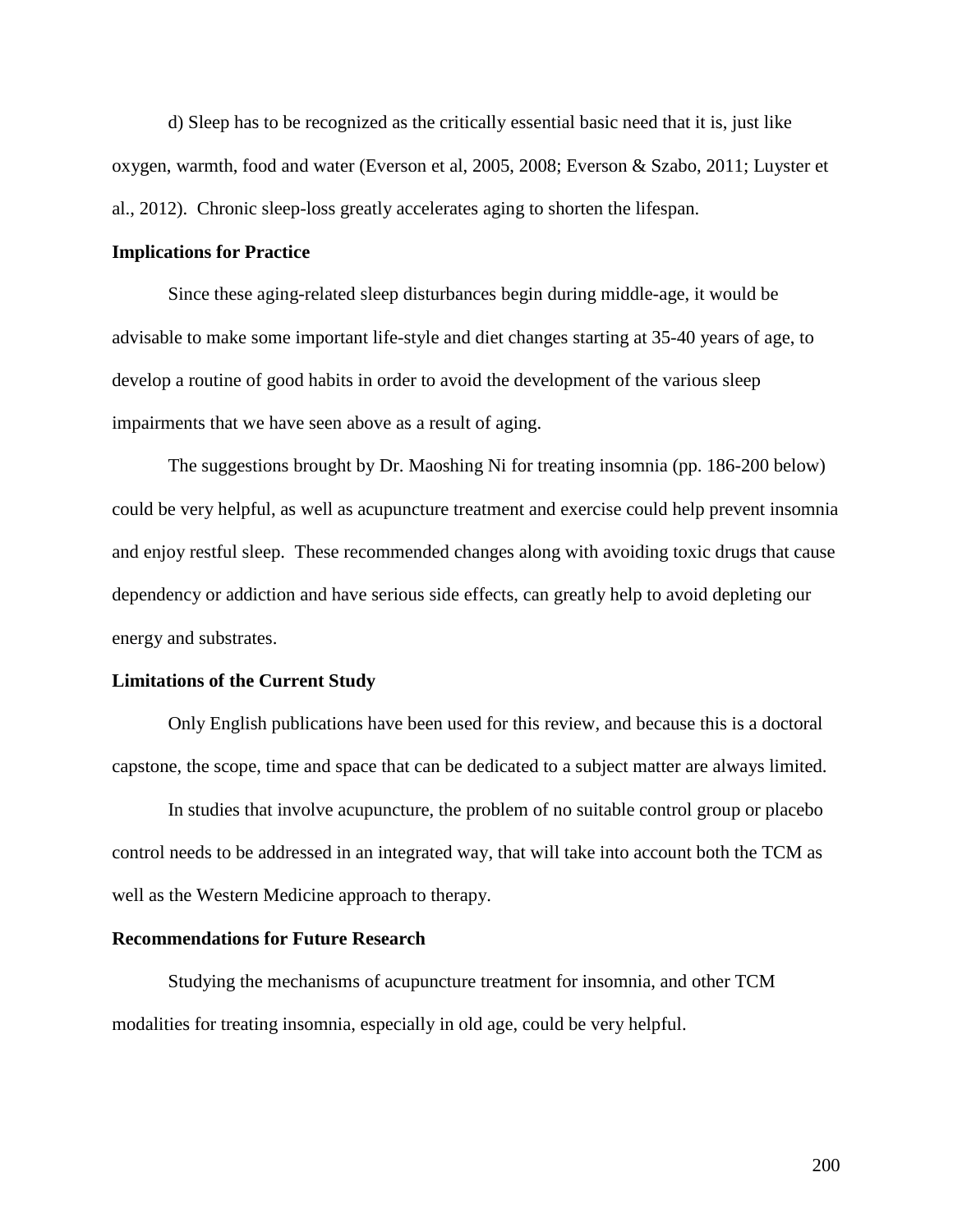d) Sleep has to be recognized as the critically essential basic need that it is, just like oxygen, warmth, food and water (Everson et al, 2005, 2008; Everson & Szabo, 2011; Luyster et al., 2012). Chronic sleep-loss greatly accelerates aging to shorten the lifespan.

### Implications for Practice

Since these aging-related sleep disturbances begin during middle-age, it would be advisable to make some important life-style and diet changes starting at 35-40 years of age, to develop a routine of good habits in order to avoid the development of the various sleep impairments that we have seen above as a result of aging.

The suggestions brought by Dr. Maoshing Ni for treating insomnia (pp. 186-200 below) could be very helpful, as well as acupuncture treatment and exercise could help prevent insomnia and enjoy restful sleep. These recommended changes along with avoiding toxic drugs that cause dependency or addiction and have serious side effects, can greatly help to avoid depleting our energy and substrates.

### Limitations of the Current Study

Only English publications have been used for this review, and because this is a doctoral capstone, the scope, time and space that can be dedicated to a subject matter are always limited.

In studies that involve acupuncture, the problem of no suitable control group or placebo control needs to be addressed in an integrated way, that will take into account both the TCM as well as the Western Medicine approach to therapy.

### Recommendations for Future Research

Studying the mechanisms of acupuncture treatment for insomnia, and other TCM modalities for treating insomnia, especially in old age, could be very helpful.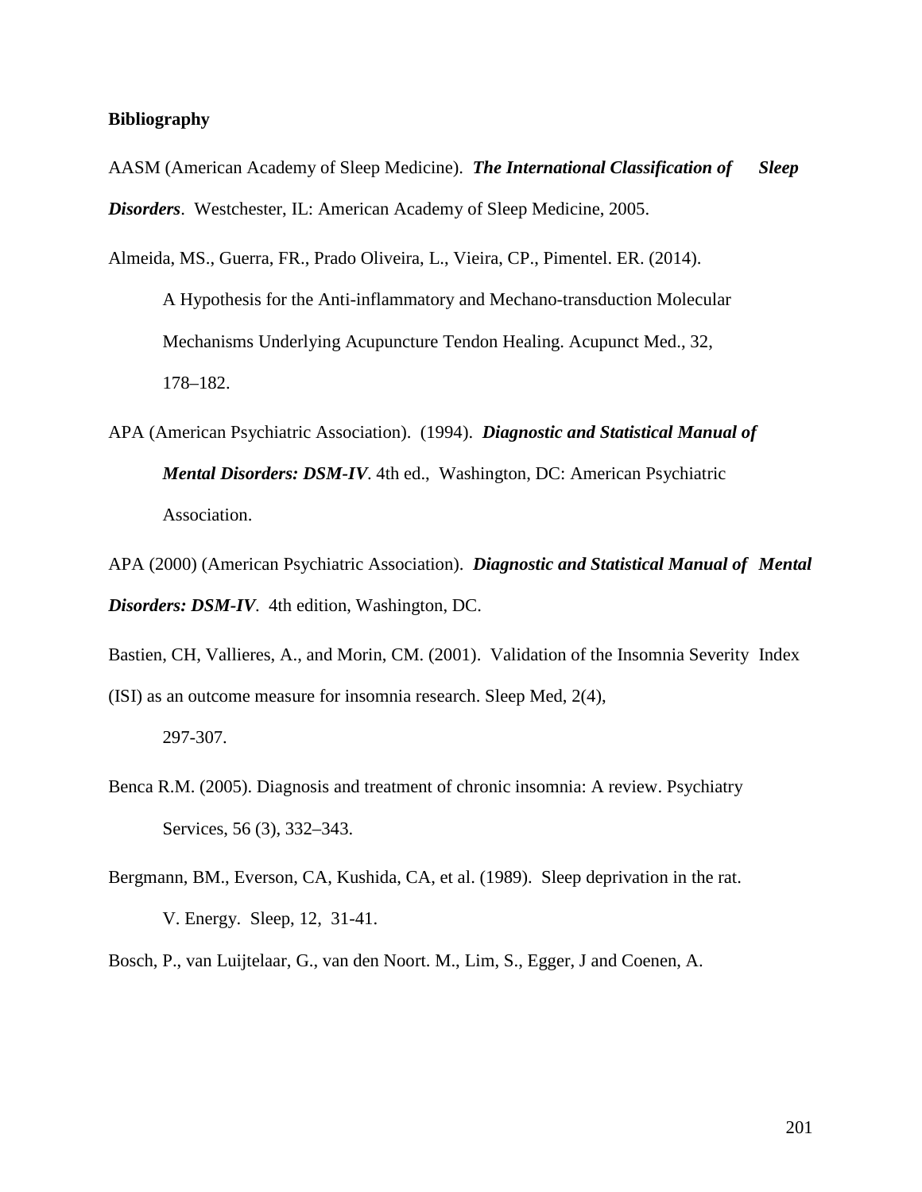**Bibliography**

AASM (American Academy of Sleep Medicine). ***The International Classification of Sleep Disorders***. Westchester, IL: American Academy of Sleep Medicine, 2005.

Almeida, MS., Guerra, FR., Prado Oliveira, L., Vieira, CP., Pimentel. ER. (2014). A Hypothesis for the Anti-inflammatory and Mechano-transduction Molecular Mechanisms Underlying Acupuncture Tendon Healing. Acupunct Med., 32, 178–182.

APA (American Psychiatric Association). (1994). ***Diagnostic and Statistical Manual of Mental Disorders: DSM-IV***. 4th ed., Washington, DC: American Psychiatric Association.

APA (2000) (American Psychiatric Association). ***Diagnostic and Statistical Manual of Mental Disorders: DSM-IV***. 4th edition, Washington, DC.

Bastien, CH, Vallieres, A., and Morin, CM. (2001). Validation of the Insomnia Severity Index (ISI) as an outcome measure for insomnia research. Sleep Med, 2(4), 297-307.

Benca R.M. (2005). Diagnosis and treatment of chronic insomnia: A review. Psychiatry Services, 56 (3), 332–343.

Bergmann, BM., Everson, CA, Kushida, CA, et al. (1989). Sleep deprivation in the rat. V. Energy. Sleep, 12, 31-41.

Bosch, P., van Luijtelaar, G., van den Noort. M., Lim, S., Egger, J and Coenen, A.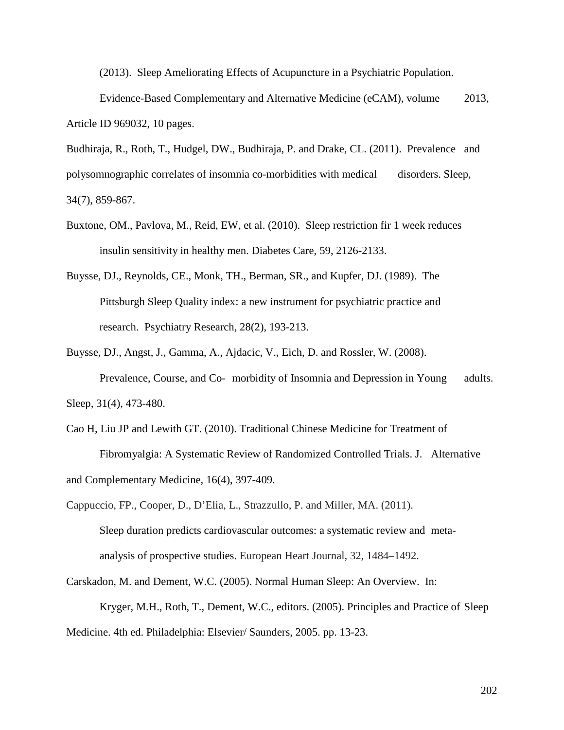(2013). Sleep Ameliorating Effects of Acupuncture in a Psychiatric Population. Evidence-Based Complementary and Alternative Medicine (eCAM), volume 2013, Article ID 969032, 10 pages.

Budhiraja, R., Roth, T., Hudgel, DW., Budhiraja, P. and Drake, CL. (2011). Prevalence and polysomnographic correlates of insomnia co-morbidities with medical disorders. Sleep, 34(7), 859-867.

Buxtone, OM., Pavlova, M., Reid, EW, et al. (2010). Sleep restriction fir 1 week reduces insulin sensitivity in healthy men. Diabetes Care, 59, 2126-2133.

Buysse, DJ., Reynolds, CE., Monk, TH., Berman, SR., and Kupfer, DJ. (1989). The Pittsburgh Sleep Quality index: a new instrument for psychiatric practice and research. Psychiatry Research, 28(2), 193-213.

Buysse, DJ., Angst, J., Gamma, A., Ajdacic, V., Eich, D. and Rossler, W. (2008). Prevalence, Course, and Co- morbidity of Insomnia and Depression in Young adults. Sleep, 31(4), 473-480.

Cao H, Liu JP and Lewith GT. (2010). Traditional Chinese Medicine for Treatment of Fibromyalgia: A Systematic Review of Randomized Controlled Trials. J. Alternative and Complementary Medicine, 16(4), 397-409.

Cappuccio, FP., Cooper, D., D'Elia, L., Strazzullo, P. and Miller, MA. (2011). Sleep duration predicts cardiovascular outcomes: a systematic review and meta-analysis of prospective studies. European Heart Journal, 32, 1484–1492.

Carskadon, M. and Dement, W.C. (2005). Normal Human Sleep: An Overview. In: Kryger, M.H., Roth, T., Dement, W.C., editors. (2005). Principles and Practice of Sleep Medicine. 4th ed. Philadelphia: Elsevier/ Saunders, 2005. pp. 13-23.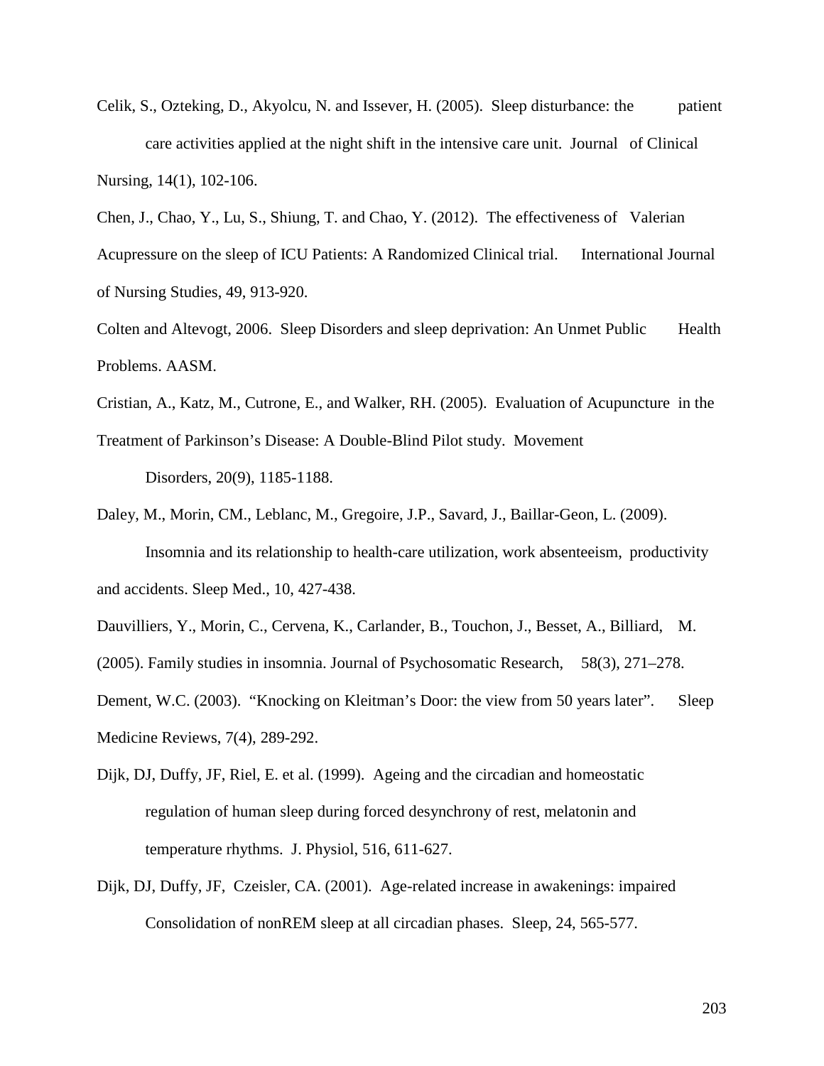Celik, S., Ozteking, D., Akyolcu, N. and Issever, H. (2005). Sleep disturbance: the patient care activities applied at the night shift in the intensive care unit. Journal of Clinical Nursing, 14(1), 102-106.

Chen, J., Chao, Y., Lu, S., Shiung, T. and Chao, Y. (2012). The effectiveness of Valerian Acupressure on the sleep of ICU Patients: A Randomized Clinical trial. International Journal of Nursing Studies, 49, 913-920.

Colten and Altevogt, 2006. Sleep Disorders and sleep deprivation: An Unmet Public Health Problems. AASM.

Cristian, A., Katz, M., Cutrone, E., and Walker, RH. (2005). Evaluation of Acupuncture in the Treatment of Parkinson's Disease: A Double-Blind Pilot study. Movement Disorders, 20(9), 1185-1188.

Daley, M., Morin, CM., Leblanc, M., Gregoire, J.P., Savard, J., Baillar-Geon, L. (2009). Insomnia and its relationship to health-care utilization, work absenteeism, productivity and accidents. Sleep Med., 10, 427-438.

Dauvilliers, Y., Morin, C., Cervena, K., Carlander, B., Touchon, J., Besset, A., Billiard, M. (2005). Family studies in insomnia. Journal of Psychosomatic Research, 58(3), 271–278.

Dement, W.C. (2003). "Knocking on Kleitman's Door: the view from 50 years later". Sleep Medicine Reviews, 7(4), 289-292.

Dijk, DJ, Duffy, JF, Riel, E. et al. (1999). Ageing and the circadian and homeostatic regulation of human sleep during forced desynchrony of rest, melatonin and temperature rhythms. J. Physiol, 516, 611-627.

Dijk, DJ, Duffy, JF, Czeisler, CA. (2001). Age-related increase in awakenings: impaired Consolidation of nonREM sleep at all circadian phases. Sleep, 24, 565-577.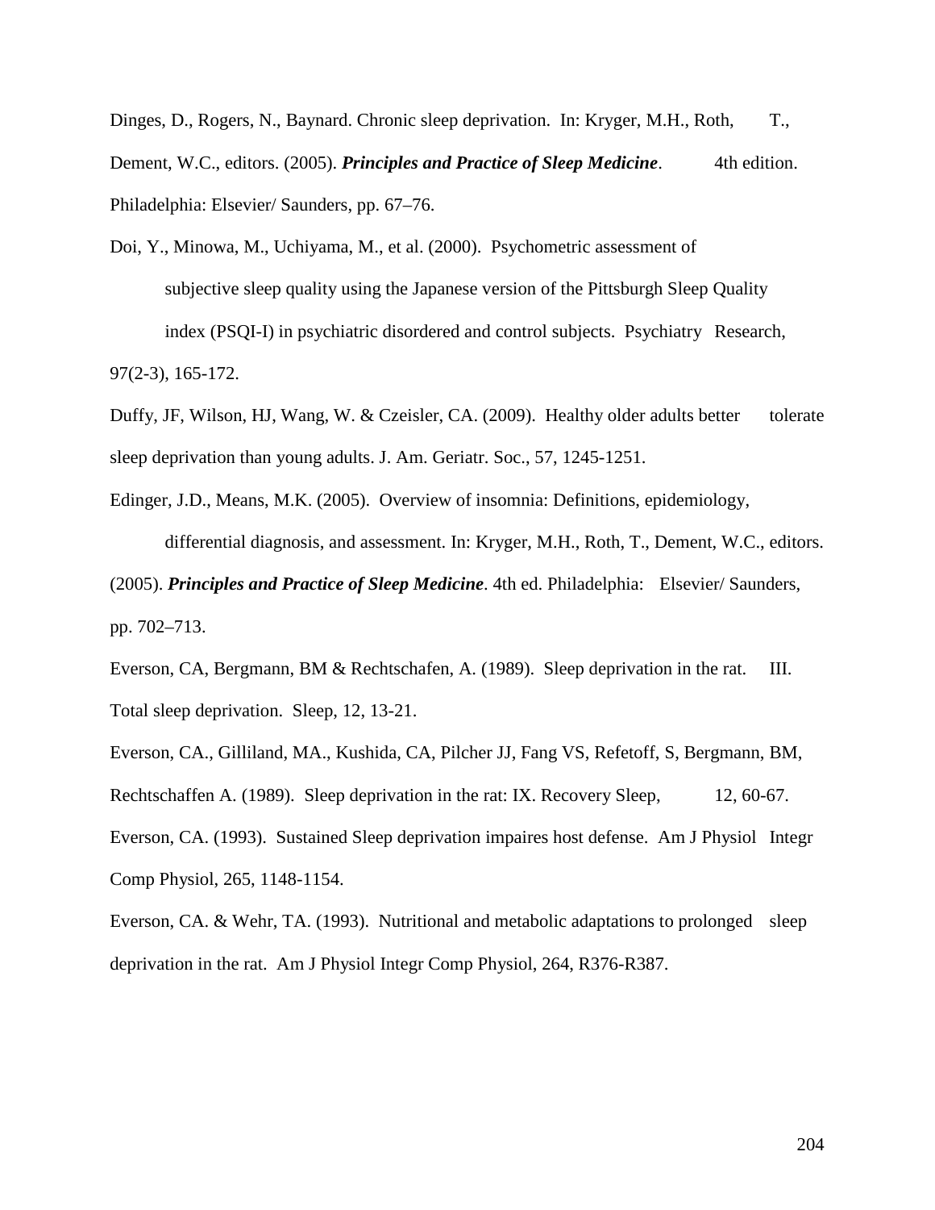Dinges, D., Rogers, N., Baynard. Chronic sleep deprivation. In: Kryger, M.H., Roth, T., Dement, W.C., editors. (2005). ***Principles and Practice of Sleep Medicine***. 4th edition. Philadelphia: Elsevier/ Saunders, pp. 67–76.

Doi, Y., Minowa, M., Uchiyama, M., et al. (2000). Psychometric assessment of subjective sleep quality using the Japanese version of the Pittsburgh Sleep Quality index (PSQI-I) in psychiatric disordered and control subjects. Psychiatry Research, 97(2-3), 165-172.

Duffy, JF, Wilson, HJ, Wang, W. & Czeisler, CA. (2009). Healthy older adults better tolerate sleep deprivation than young adults. J. Am. Geriatr. Soc., 57, 1245-1251.

Edinger, J.D., Means, M.K. (2005). Overview of insomnia: Definitions, epidemiology, differential diagnosis, and assessment. In: Kryger, M.H., Roth, T., Dement, W.C., editors. (2005). ***Principles and Practice of Sleep Medicine***. 4th ed. Philadelphia: Elsevier/ Saunders, pp. 702–713.

Everson, CA, Bergmann, BM & Rechtschafen, A. (1989). Sleep deprivation in the rat. III. Total sleep deprivation. Sleep, 12, 13-21.

Everson, CA., Gilliland, MA., Kushida, CA, Pilcher JJ, Fang VS, Refetoff, S, Bergmann, BM, Rechtschaffen A. (1989). Sleep deprivation in the rat: IX. Recovery Sleep, 12, 60-67.

Everson, CA. (1993). Sustained Sleep deprivation impaires host defense. Am J Physiol Integr Comp Physiol, 265, 1148-1154.

Everson, CA. & Wehr, TA. (1993). Nutritional and metabolic adaptations to prolonged sleep deprivation in the rat. Am J Physiol Integr Comp Physiol, 264, R376-R387.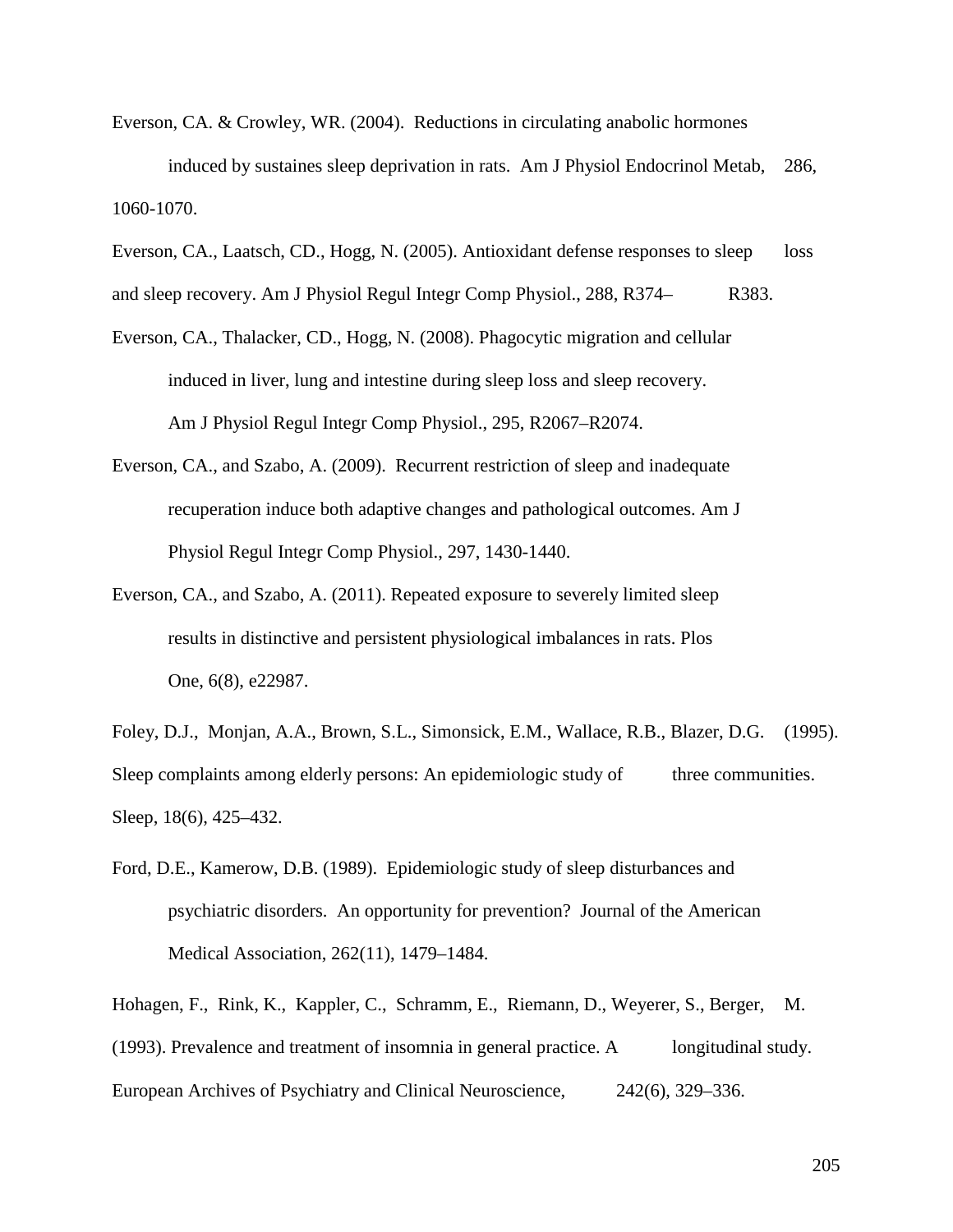Everson, CA. & Crowley, WR. (2004). Reductions in circulating anabolic hormones induced by sustaines sleep deprivation in rats. Am J Physiol Endocrinol Metab, 286, 1060-1070.

Everson, CA., Laatsch, CD., Hogg, N. (2005). Antioxidant defense responses to sleep loss and sleep recovery. Am J Physiol Regul Integr Comp Physiol., 288, R374– R383.

Everson, CA., Thalacker, CD., Hogg, N. (2008). Phagocytic migration and cellular induced in liver, lung and intestine during sleep loss and sleep recovery. Am J Physiol Regul Integr Comp Physiol., 295, R2067–R2074.

Everson, CA., and Szabo, A. (2009). Recurrent restriction of sleep and inadequate recuperation induce both adaptive changes and pathological outcomes. Am J Physiol Regul Integr Comp Physiol., 297, 1430-1440.

Everson, CA., and Szabo, A. (2011). Repeated exposure to severely limited sleep results in distinctive and persistent physiological imbalances in rats. Plos One, 6(8), e22987.

Foley, D.J., Monjan, A.A., Brown, S.L., Simonsick, E.M., Wallace, R.B., Blazer, D.G. (1995). Sleep complaints among elderly persons: An epidemiologic study of three communities. Sleep, 18(6), 425–432.

Ford, D.E., Kamerow, D.B. (1989). Epidemiologic study of sleep disturbances and psychiatric disorders. An opportunity for prevention? Journal of the American Medical Association, 262(11), 1479–1484.

Hohagen, F., Rink, K., Kappler, C., Schramm, E., Riemann, D., Weyerer, S., Berger, M. (1993). Prevalence and treatment of insomnia in general practice. A longitudinal study. European Archives of Psychiatry and Clinical Neuroscience, 242(6), 329–336.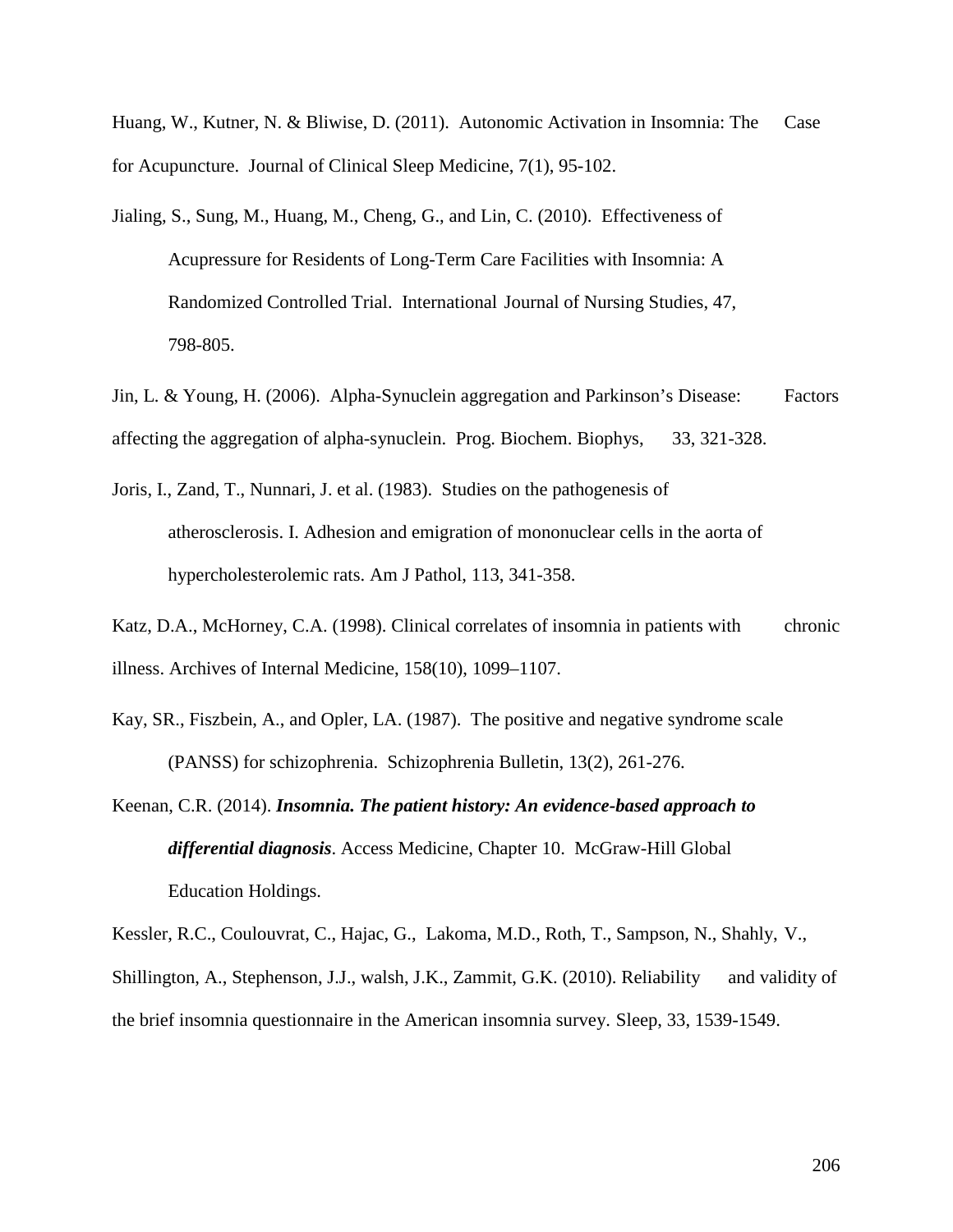Huang, W., Kutner, N. & Bliwise, D. (2011). Autonomic Activation in Insomnia: The Case for Acupuncture. Journal of Clinical Sleep Medicine, 7(1), 95-102.

Jialing, S., Sung, M., Huang, M., Cheng, G., and Lin, C. (2010). Effectiveness of Acupressure for Residents of Long-Term Care Facilities with Insomnia: A Randomized Controlled Trial. International Journal of Nursing Studies, 47, 798-805.

Jin, L. & Young, H. (2006). Alpha-Synuclein aggregation and Parkinson's Disease: Factors affecting the aggregation of alpha-synuclein. Prog. Biochem. Biophys, 33, 321-328.

Joris, I., Zand, T., Nunnari, J. et al. (1983). Studies on the pathogenesis of atherosclerosis. I. Adhesion and emigration of mononuclear cells in the aorta of hypercholesterolemic rats. Am J Pathol, 113, 341-358.

Katz, D.A., McHorney, C.A. (1998). Clinical correlates of insomnia in patients with chronic illness. Archives of Internal Medicine, 158(10), 1099–1107.

Kay, SR., Fiszbein, A., and Opler, LA. (1987). The positive and negative syndrome scale (PANSS) for schizophrenia. Schizophrenia Bulletin, 13(2), 261-276.

Keenan, C.R. (2014). ***Insomnia. The patient history: An evidence-based approach to differential diagnosis***. Access Medicine, Chapter 10. McGraw-Hill Global Education Holdings.

Kessler, R.C., Coulouvrat, C., Hajac, G., Lakoma, M.D., Roth, T., Sampson, N., Shahly, V., Shillington, A., Stephenson, J.J., walsh, J.K., Zammit, G.K. (2010). Reliability and validity of the brief insomnia questionnaire in the American insomnia survey. Sleep, 33, 1539-1549.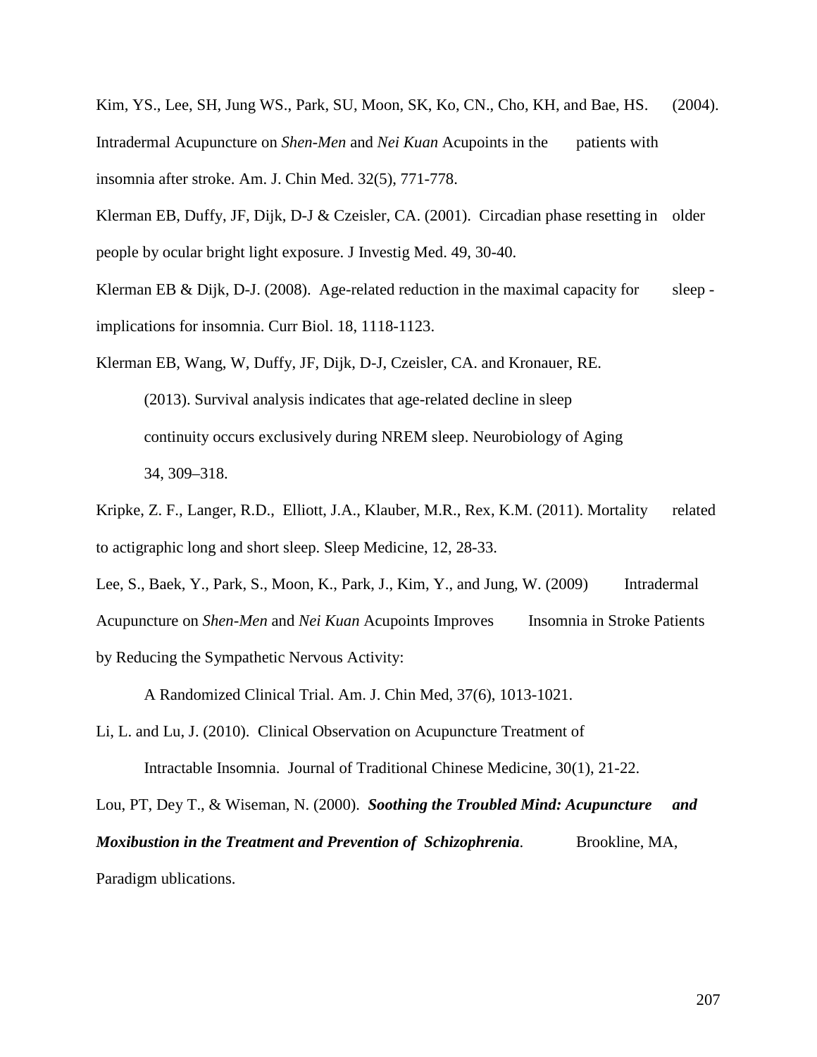Kim, YS., Lee, SH, Jung WS., Park, SU, Moon, SK, Ko, CN., Cho, KH, and Bae, HS. (2004). Intradermal Acupuncture on *Shen-Men* and *Nei Kuan* Acupoints in the patients with insomnia after stroke. Am. J. Chin Med. 32(5), 771-778.

Klerman EB, Duffy, JF, Dijk, D-J & Czeisler, CA. (2001). Circadian phase resetting in older people by ocular bright light exposure. J Investig Med. 49, 30-40.

Klerman EB & Dijk, D-J. (2008). Age-related reduction in the maximal capacity for sleep - implications for insomnia. Curr Biol. 18, 1118-1123.

Klerman EB, Wang, W, Duffy, JF, Dijk, D-J, Czeisler, CA. and Kronauer, RE. (2013). Survival analysis indicates that age-related decline in sleep continuity occurs exclusively during NREM sleep. Neurobiology of Aging 34, 309–318.

Kripke, Z. F., Langer, R.D., Elliott, J.A., Klauber, M.R., Rex, K.M. (2011). Mortality related to actigraphic long and short sleep. Sleep Medicine, 12, 28-33.

Lee, S., Baek, Y., Park, S., Moon, K., Park, J., Kim, Y., and Jung, W. (2009) Intradermal Acupuncture on *Shen-Men* and *Nei Kuan* Acupoints Improves Insomnia in Stroke Patients by Reducing the Sympathetic Nervous Activity: A Randomized Clinical Trial. Am. J. Chin Med, 37(6), 1013-1021.

Li, L. and Lu, J. (2010). Clinical Observation on Acupuncture Treatment of Intractable Insomnia. Journal of Traditional Chinese Medicine, 30(1), 21-22.

Lou, PT, Dey T., & Wiseman, N. (2000). ***Soothing the Troubled Mind: Acupuncture and Moxibustion in the Treatment and Prevention of Schizophrenia***. Brookline, MA, Paradigm ublications.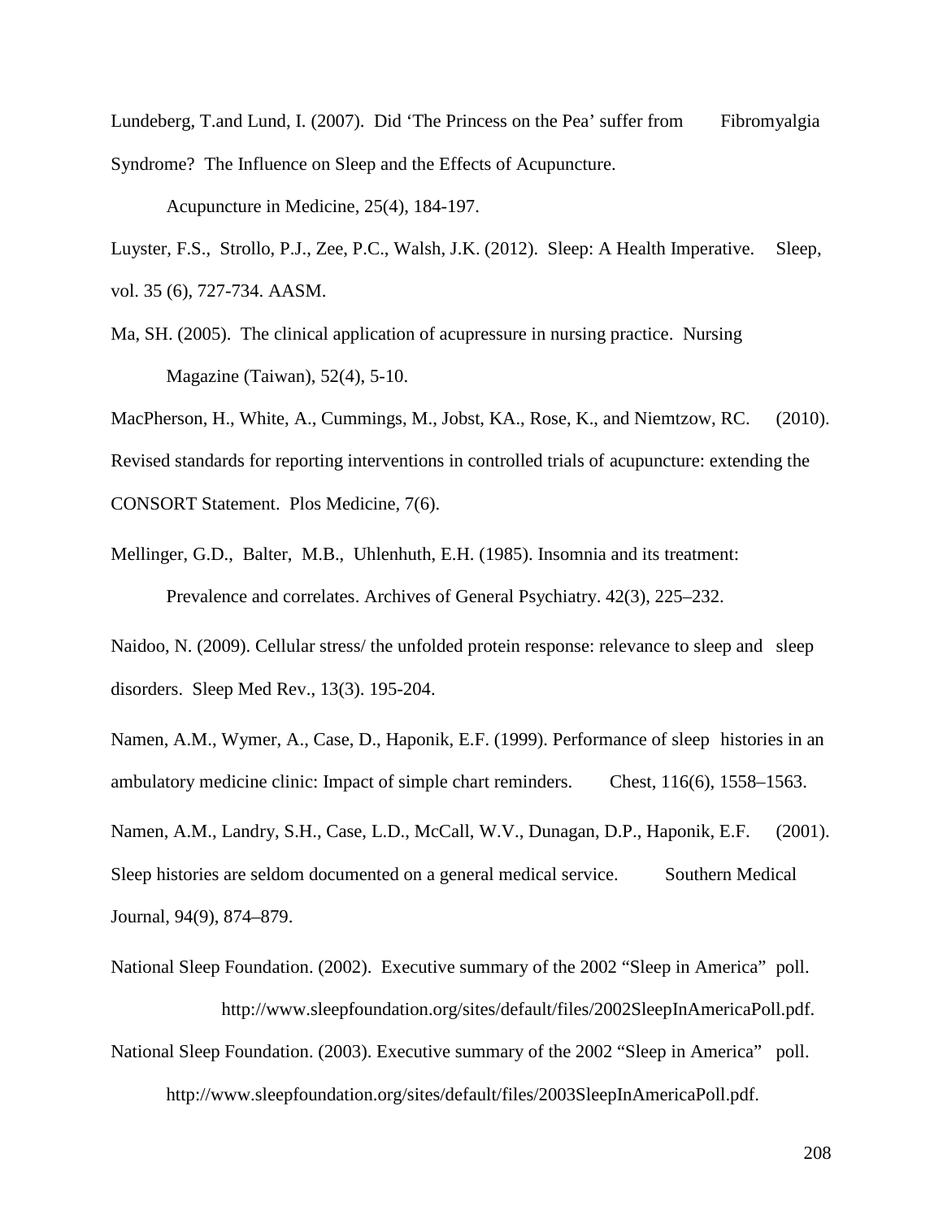Lundeberg, T.and Lund, I. (2007). Did 'The Princess on the Pea' suffer from Fibromyalgia Syndrome? The Influence on Sleep and the Effects of Acupuncture. Acupuncture in Medicine, 25(4), 184-197.

Luyster, F.S., Strollo, P.J., Zee, P.C., Walsh, J.K. (2012). Sleep: A Health Imperative. Sleep, vol. 35 (6), 727-734. AASM.

Ma, SH. (2005). The clinical application of acupressure in nursing practice. Nursing Magazine (Taiwan), 52(4), 5-10.

MacPherson, H., White, A., Cummings, M., Jobst, KA., Rose, K., and Niemtzow, RC. (2010). Revised standards for reporting interventions in controlled trials of acupuncture: extending the CONSORT Statement. Plos Medicine, 7(6).

Mellinger, G.D., Balter, M.B., Uhlenhuth, E.H. (1985). Insomnia and its treatment: Prevalence and correlates. Archives of General Psychiatry. 42(3), 225–232.

Naidoo, N. (2009). Cellular stress/ the unfolded protein response: relevance to sleep and sleep disorders. Sleep Med Rev., 13(3). 195-204.

Namen, A.M., Wymer, A., Case, D., Haponik, E.F. (1999). Performance of sleep histories in an ambulatory medicine clinic: Impact of simple chart reminders. Chest, 116(6), 1558–1563.

Namen, A.M., Landry, S.H., Case, L.D., McCall, W.V., Dunagan, D.P., Haponik, E.F. (2001). Sleep histories are seldom documented on a general medical service. Southern Medical Journal, 94(9), 874–879.

National Sleep Foundation. (2002). Executive summary of the 2002 "Sleep in America" poll. http://www.sleepfoundation.org/sites/default/files/2002SleepInAmericaPoll.pdf.

National Sleep Foundation. (2003). Executive summary of the 2002 "Sleep in America" poll. http://www.sleepfoundation.org/sites/default/files/2003SleepInAmericaPoll.pdf.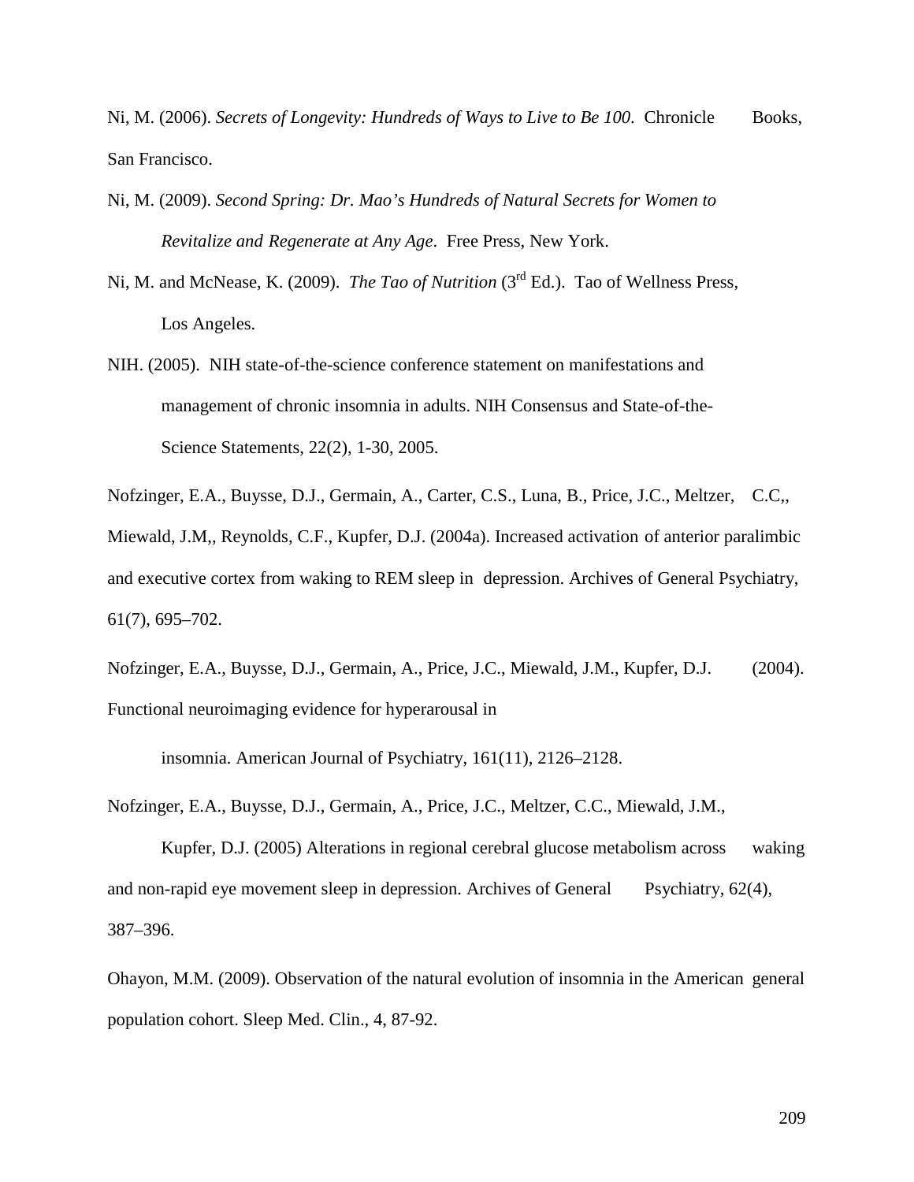Ni, M. (2006). *Secrets of Longevity: Hundreds of Ways to Live to Be 100*. Chronicle Books, San Francisco.

Ni, M. (2009). *Second Spring: Dr. Mao's Hundreds of Natural Secrets for Women to Revitalize and Regenerate at Any Age*. Free Press, New York.

Ni, M. and McNease, K. (2009). *The Tao of Nutrition* (3rd Ed.). Tao of Wellness Press, Los Angeles.

NIH. (2005). NIH state-of-the-science conference statement on manifestations and management of chronic insomnia in adults. NIH Consensus and State-of-the-Science Statements, 22(2), 1-30, 2005.

Nofzinger, E.A., Buysse, D.J., Germain, A., Carter, C.S., Luna, B., Price, J.C., Meltzer, C.C,, Miewald, J.M,, Reynolds, C.F., Kupfer, D.J. (2004a). Increased activation of anterior paralimbic and executive cortex from waking to REM sleep in depression. Archives of General Psychiatry, 61(7), 695–702.

Nofzinger, E.A., Buysse, D.J., Germain, A., Price, J.C., Miewald, J.M., Kupfer, D.J. (2004). Functional neuroimaging evidence for hyperarousal in insomnia. American Journal of Psychiatry, 161(11), 2126–2128.

Nofzinger, E.A., Buysse, D.J., Germain, A., Price, J.C., Meltzer, C.C., Miewald, J.M., Kupfer, D.J. (2005) Alterations in regional cerebral glucose metabolism across waking and non-rapid eye movement sleep in depression. Archives of General Psychiatry, 62(4), 387–396.

Ohayon, M.M. (2009). Observation of the natural evolution of insomnia in the American general population cohort. Sleep Med. Clin., 4, 87-92.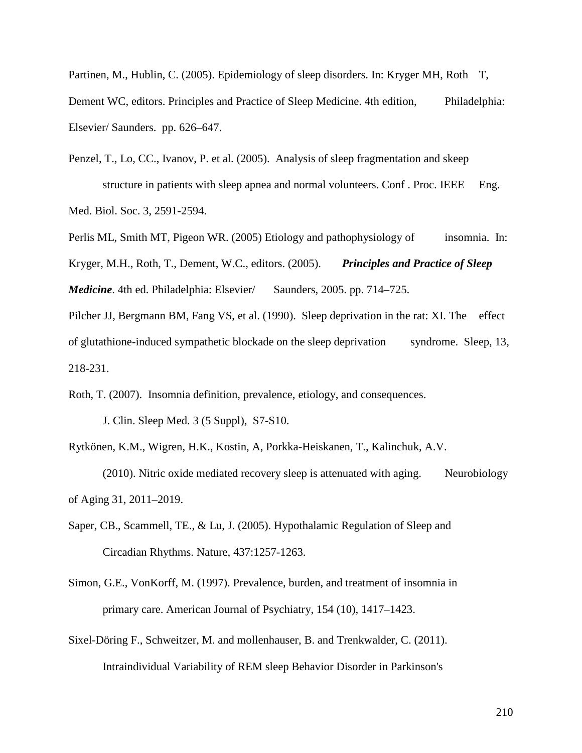Partinen, M., Hublin, C. (2005). Epidemiology of sleep disorders. In: Kryger MH, Roth T, Dement WC, editors. Principles and Practice of Sleep Medicine. 4th edition, Philadelphia: Elsevier/ Saunders. pp. 626–647.

Penzel, T., Lo, CC., Ivanov, P. et al. (2005). Analysis of sleep fragmentation and skeep structure in patients with sleep apnea and normal volunteers. Conf . Proc. IEEE Eng. Med. Biol. Soc. 3, 2591-2594.

Perlis ML, Smith MT, Pigeon WR. (2005) Etiology and pathophysiology of insomnia. In: Kryger, M.H., Roth, T., Dement, W.C., editors. (2005). ***Principles and Practice of Sleep Medicine***. 4th ed. Philadelphia: Elsevier/ Saunders, 2005. pp. 714–725.

Pilcher JJ, Bergmann BM, Fang VS, et al. (1990). Sleep deprivation in the rat: XI. The effect of glutathione-induced sympathetic blockade on the sleep deprivation syndrome. Sleep, 13, 218-231.

Roth, T. (2007). Insomnia definition, prevalence, etiology, and consequences. J. Clin. Sleep Med. 3 (5 Suppl), S7-S10.

Rytkönen, K.M., Wigren, H.K., Kostin, A, Porkka-Heiskanen, T., Kalinchuk, A.V. (2010). Nitric oxide mediated recovery sleep is attenuated with aging. Neurobiology of Aging 31, 2011–2019.

Saper, CB., Scammell, TE., & Lu, J. (2005). Hypothalamic Regulation of Sleep and Circadian Rhythms. Nature, 437:1257-1263.

Simon, G.E., VonKorff, M. (1997). Prevalence, burden, and treatment of insomnia in primary care. American Journal of Psychiatry, 154 (10), 1417–1423.

Sixel-Döring F., Schweitzer, M. and mollenhauser, B. and Trenkwalder, C. (2011). Intraindividual Variability of REM sleep Behavior Disorder in Parkinson's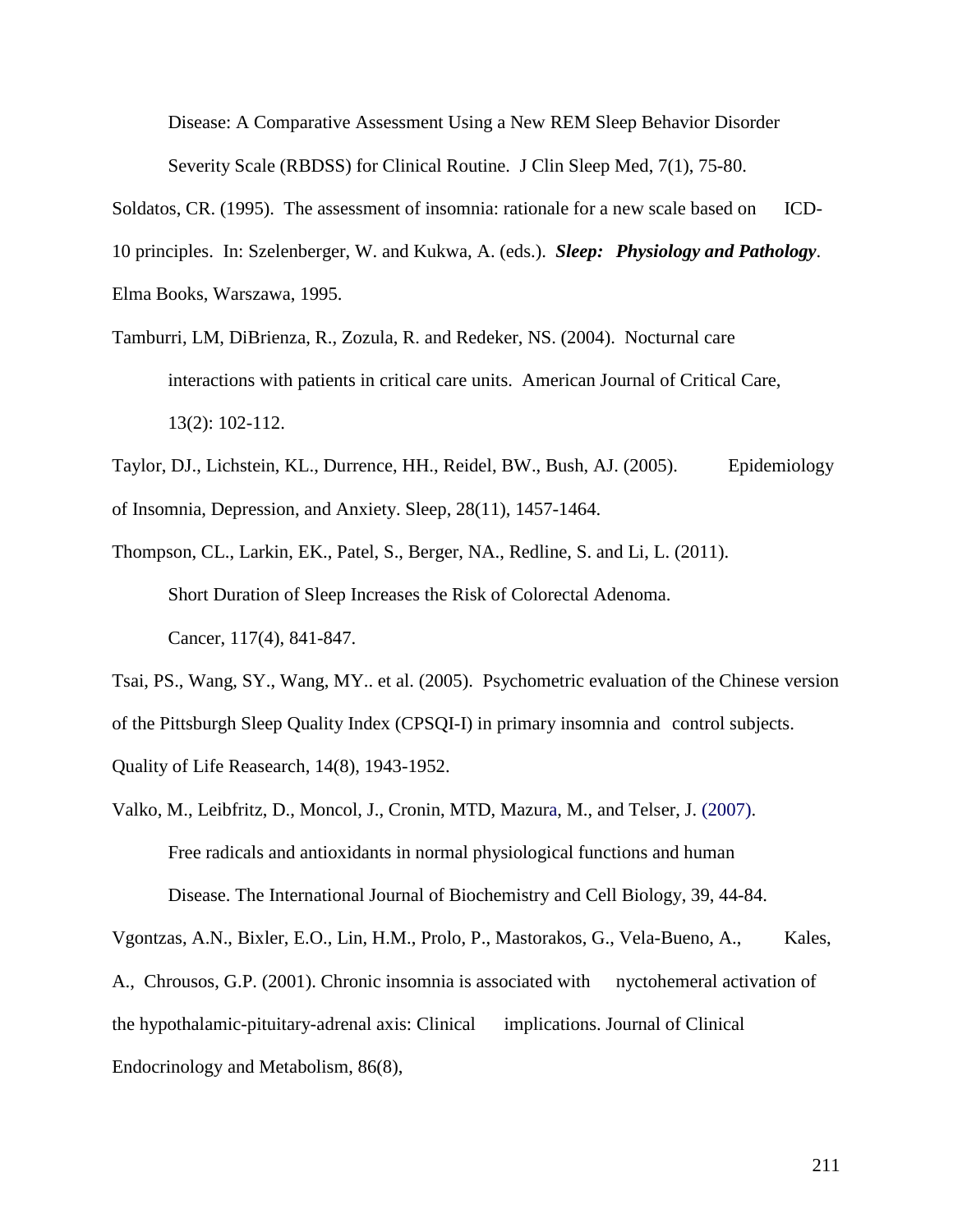Disease: A Comparative Assessment Using a New REM Sleep Behavior Disorder Severity Scale (RBDSS) for Clinical Routine. J Clin Sleep Med, 7(1), 75-80.

Soldatos, CR. (1995). The assessment of insomnia: rationale for a new scale based on ICD-10 principles. In: Szelenberger, W. and Kukwa, A. (eds.). ***Sleep: Physiology and Pathology***. Elma Books, Warszawa, 1995.

Tamburri, LM, DiBrienza, R., Zozula, R. and Redeker, NS. (2004). Nocturnal care interactions with patients in critical care units. American Journal of Critical Care, 13(2): 102-112.

Taylor, DJ., Lichstein, KL., Durrence, HH., Reidel, BW., Bush, AJ. (2005). Epidemiology of Insomnia, Depression, and Anxiety. Sleep, 28(11), 1457-1464.

Thompson, CL., Larkin, EK., Patel, S., Berger, NA., Redline, S. and Li, L. (2011). Short Duration of Sleep Increases the Risk of Colorectal Adenoma. Cancer, 117(4), 841-847.

Tsai, PS., Wang, SY., Wang, MY.. et al. (2005). Psychometric evaluation of the Chinese version of the Pittsburgh Sleep Quality Index (CPSQI-I) in primary insomnia and control subjects. Quality of Life Reasearch, 14(8), 1943-1952.

Valko, M., Leibfritz, D., Moncol, J., Cronin, MTD, Mazura, M., and Telser, J. (2007). Free radicals and antioxidants in normal physiological functions and human Disease. The International Journal of Biochemistry and Cell Biology, 39, 44-84.

Vgontzas, A.N., Bixler, E.O., Lin, H.M., Prolo, P., Mastorakos, G., Vela-Bueno, A., Kales, A., Chrousos, G.P. (2001). Chronic insomnia is associated with nyctohemeral activation of the hypothalamic-pituitary-adrenal axis: Clinical implications. Journal of Clinical Endocrinology and Metabolism, 86(8),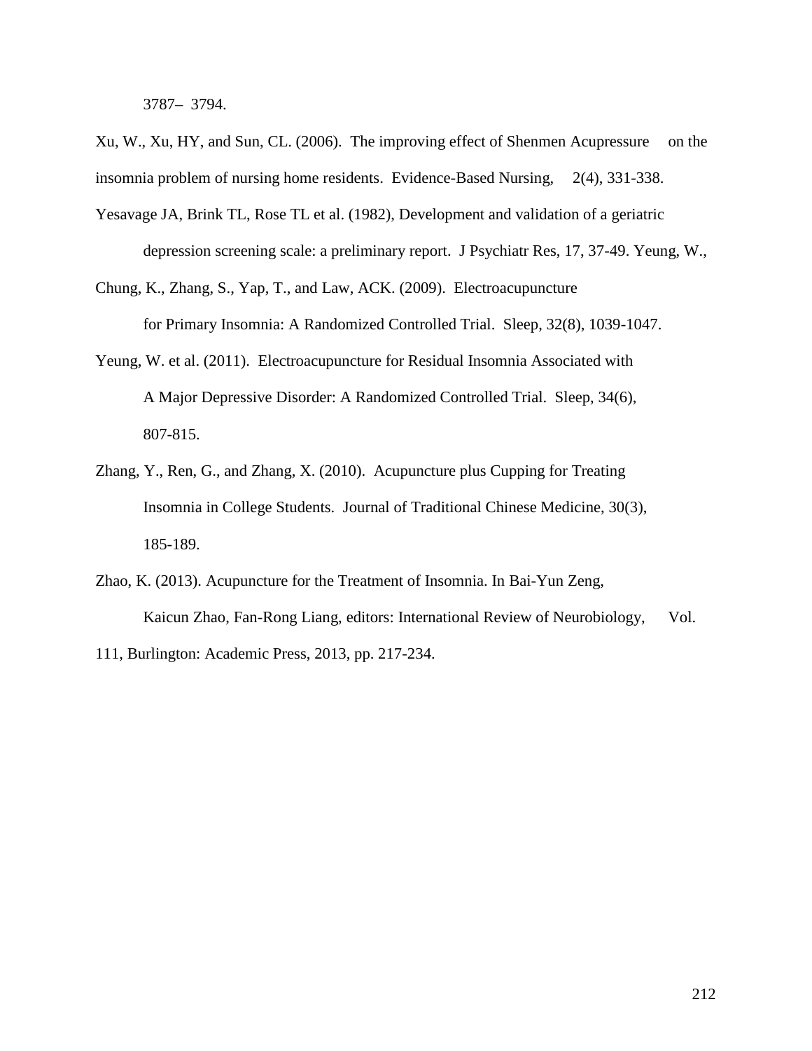3787– 3794.

Xu, W., Xu, HY, and Sun, CL. (2006). The improving effect of Shenmen Acupressure on the insomnia problem of nursing home residents. Evidence-Based Nursing, 2(4), 331-338.

Yesavage JA, Brink TL, Rose TL et al. (1982), Development and validation of a geriatric depression screening scale: a preliminary report. J Psychiatr Res, 17, 37-49.

Yeung, W., Chung, K., Zhang, S., Yap, T., and Law, ACK. (2009). Electroacupuncture for Primary Insomnia: A Randomized Controlled Trial. Sleep, 32(8), 1039-1047.

Yeung, W. et al. (2011). Electroacupuncture for Residual Insomnia Associated with A Major Depressive Disorder: A Randomized Controlled Trial. Sleep, 34(6), 807-815.

Zhang, Y., Ren, G., and Zhang, X. (2010). Acupuncture plus Cupping for Treating Insomnia in College Students. Journal of Traditional Chinese Medicine, 30(3), 185-189.

Zhao, K. (2013). Acupuncture for the Treatment of Insomnia. In Bai-Yun Zeng, Kaicun Zhao, Fan-Rong Liang, editors: International Review of Neurobiology, Vol. 111, Burlington: Academic Press, 2013, pp. 217-234.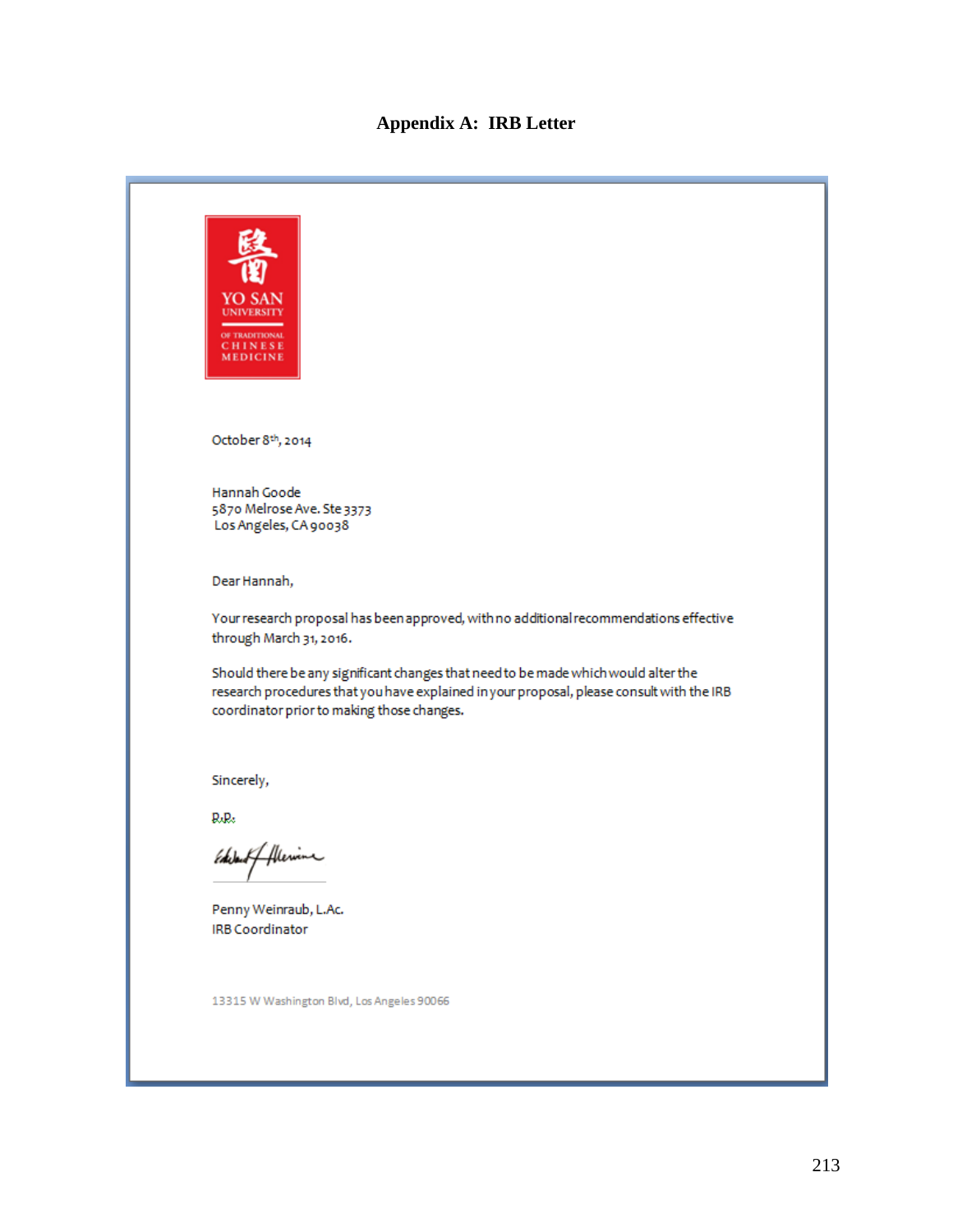## Appendix A: IRB Letter

YO SAN UNIVERSITY OF TRADITIONAL CHINESE MEDICINE

October 8th, 2014

Hannah Goode
5870 Melrose Ave. Ste 3373
Los Angeles, CA 90038

Dear Hannah,

Your research proposal has been approved, with no additional recommendations effective through March 31, 2016.

Should there be any significant changes that need to be made which would alter the research procedures that you have explained in your proposal, please consult with the IRB coordinator prior to making those changes.

Sincerely,

P.P.

Penny Weinraub, L.Ac.
IRB Coordinator

13315 W Washington Blvd, Los Angeles 90066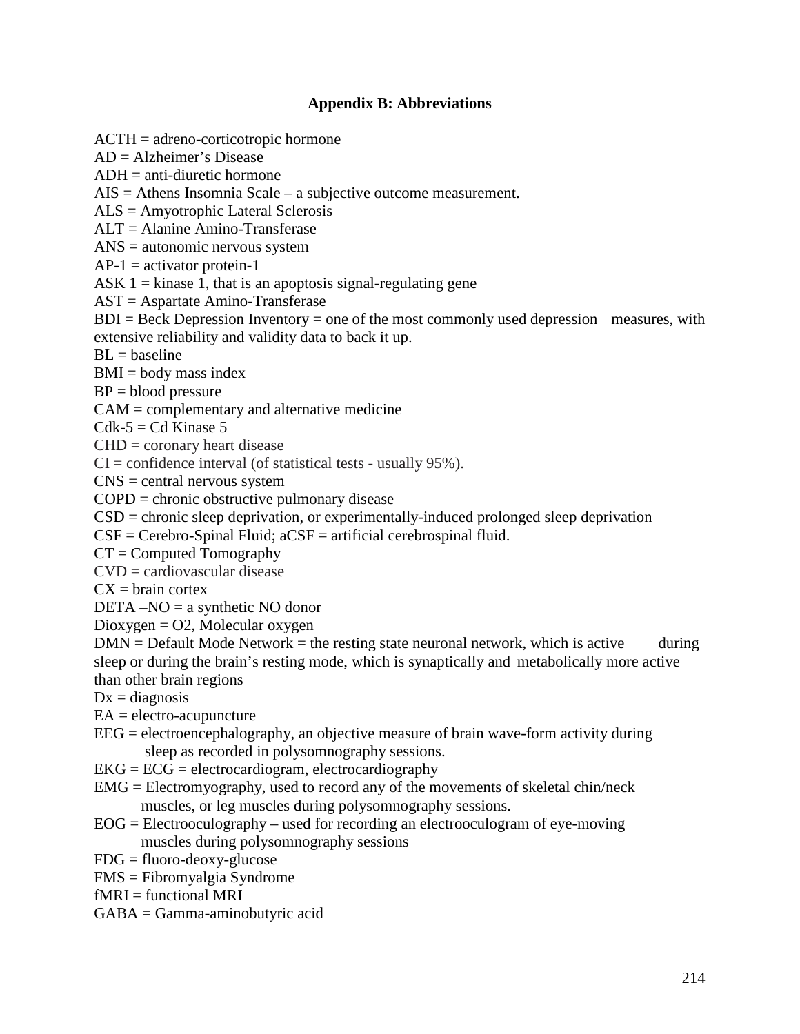## Appendix B: Abbreviations

ACTH = adreno-corticotropic hormone
AD = Alzheimer's Disease
ADH = anti-diuretic hormone
AIS = Athens Insomnia Scale – a subjective outcome measurement.
ALS = Amyotrophic Lateral Sclerosis
ALT = Alanine Amino-Transferase
ANS = autonomic nervous system
AP-1 = activator protein-1
ASK 1 = kinase 1, that is an apoptosis signal-regulating gene
AST = Aspartate Amino-Transferase
BDI = Beck Depression Inventory = one of the most commonly used depression measures, with extensive reliability and validity data to back it up.
BL = baseline
BMI = body mass index
BP = blood pressure
CAM = complementary and alternative medicine
Cdk-5 = Cd Kinase 5
CHD = coronary heart disease
CI = confidence interval (of statistical tests - usually 95%).
CNS = central nervous system
COPD = chronic obstructive pulmonary disease
CSD = chronic sleep deprivation, or experimentally-induced prolonged sleep deprivation
CSF = Cerebro-Spinal Fluid; aCSF = artificial cerebrospinal fluid.
CT = Computed Tomography
CVD = cardiovascular disease
CX = brain cortex
DETA –NO = a synthetic NO donor
Dioxygen = O2, Molecular oxygen
DMN = Default Mode Network = the resting state neuronal network, which is active during sleep or during the brain's resting mode, which is synaptically and metabolically more active than other brain regions
Dx = diagnosis
EA = electro-acupuncture
EEG = electroencephalography, an objective measure of brain wave-form activity during sleep as recorded in polysomnography sessions.
EKG = ECG = electrocardiogram, electrocardiography
EMG = Electromyography, used to record any of the movements of skeletal chin/neck muscles, or leg muscles during polysomnography sessions.
EOG = Electrooculography – used for recording an electrooculogram of eye-moving muscles during polysomnography sessions
FDG = fluoro-deoxy-glucose
FMS = Fibromyalgia Syndrome
fMRI = functional MRI
GABA = Gamma-aminobutyric acid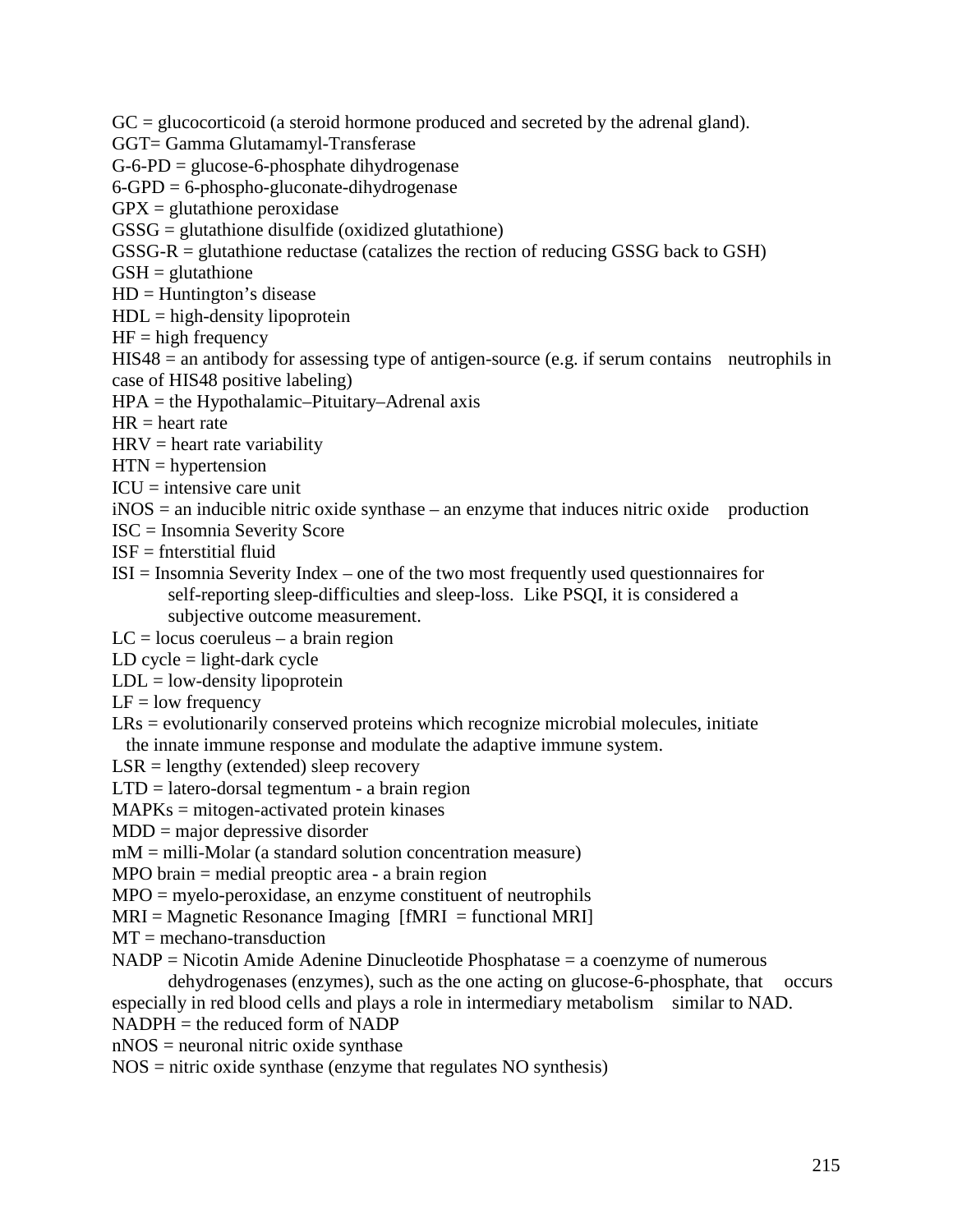GC = glucocorticoid (a steroid hormone produced and secreted by the adrenal gland).

GGT= Gamma Glutamamyl-Transferase

G-6-PD = glucose-6-phosphate dihydrogenase

6-GPD = 6-phospho-gluconate-dihydrogenase

GPX = glutathione peroxidase

GSSG = glutathione disulfide (oxidized glutathione)

GSSG-R = glutathione reductase (catalizes the rection of reducing GSSG back to GSH)

GSH = glutathione

HD = Huntington's disease

HDL = high-density lipoprotein

HF = high frequency

HIS48 = an antibody for assessing type of antigen-source (e.g. if serum contains neutrophils in case of HIS48 positive labeling)

HPA = the Hypothalamic–Pituitary–Adrenal axis

HR = heart rate

HRV = heart rate variability

HTN = hypertension

ICU = intensive care unit

iNOS = an inducible nitric oxide synthase – an enzyme that induces nitric oxide production

ISC = Insomnia Severity Score

ISF = fnterstitial fluid

ISI = Insomnia Severity Index – one of the two most frequently used questionnaires for self-reporting sleep-difficulties and sleep-loss. Like PSQI, it is considered a subjective outcome measurement.

LC = locus coeruleus – a brain region

LD cycle = light-dark cycle

LDL = low-density lipoprotein

LF = low frequency

LRs = evolutionarily conserved proteins which recognize microbial molecules, initiate the innate immune response and modulate the adaptive immune system.

LSR = lengthy (extended) sleep recovery

LTD = latero-dorsal tegmentum - a brain region

MAPKs = mitogen-activated protein kinases

MDD = major depressive disorder

mM = milli-Molar (a standard solution concentration measure)

MPO brain = medial preoptic area - a brain region

MPO = myelo-peroxidase, an enzyme constituent of neutrophils

MRI = Magnetic Resonance Imaging [fMRI = functional MRI]

MT = mechano-transduction

NADP = Nicotin Amide Adenine Dinucleotide Phosphatase = a coenzyme of numerous dehydrogenases (enzymes), such as the one acting on glucose-6-phosphate, that occurs especially in red blood cells and plays a role in intermediary metabolism similar to NAD.

NADPH = the reduced form of NADP

nNOS = neuronal nitric oxide synthase

NOS = nitric oxide synthase (enzyme that regulates NO synthesis)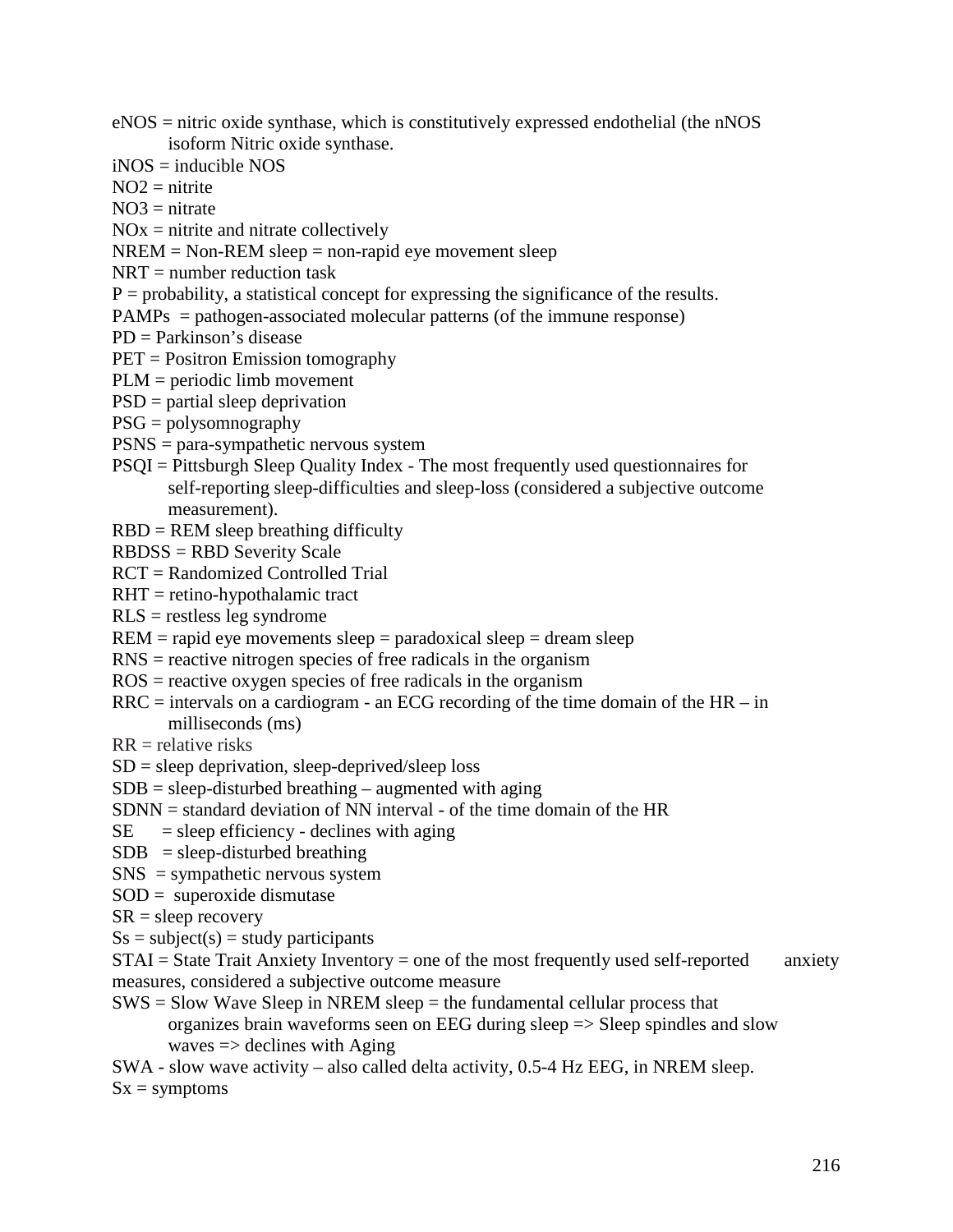eNOS = nitric oxide synthase, which is constitutively expressed endothelial (the nNOS isoform Nitric oxide synthase.

iNOS = inducible NOS

NO2 = nitrite

NO3 = nitrate

NOx = nitrite and nitrate collectively

NREM = Non-REM sleep = non-rapid eye movement sleep

NRT = number reduction task

P = probability, a statistical concept for expressing the significance of the results.

PAMPs = pathogen-associated molecular patterns (of the immune response)

PD = Parkinson's disease

PET = Positron Emission tomography

PLM = periodic limb movement

PSD = partial sleep deprivation

PSG = polysomnography

PSNS = para-sympathetic nervous system

PSQI = Pittsburgh Sleep Quality Index - The most frequently used questionnaires for self-reporting sleep-difficulties and sleep-loss (considered a subjective outcome measurement).

RBD = REM sleep breathing difficulty

RBDSS = RBD Severity Scale

RCT = Randomized Controlled Trial

RHT = retino-hypothalamic tract

RLS = restless leg syndrome

REM = rapid eye movements sleep = paradoxical sleep = dream sleep

RNS = reactive nitrogen species of free radicals in the organism

ROS = reactive oxygen species of free radicals in the organism

RRC = intervals on a cardiogram - an ECG recording of the time domain of the HR – in milliseconds (ms)

RR = relative risks

SD = sleep deprivation, sleep-deprived/sleep loss

SDB = sleep-disturbed breathing – augmented with aging

SDNN = standard deviation of NN interval - of the time domain of the HR

SE = sleep efficiency - declines with aging

SDB = sleep-disturbed breathing

SNS = sympathetic nervous system

SOD = superoxide dismutase

SR = sleep recovery

Ss = subject(s) = study participants

STAI = State Trait Anxiety Inventory = one of the most frequently used self-reported anxiety measures, considered a subjective outcome measure

SWS = Slow Wave Sleep in NREM sleep = the fundamental cellular process that organizes brain waveforms seen on EEG during sleep => Sleep spindles and slow waves => declines with Aging

SWA - slow wave activity – also called delta activity, 0.5-4 Hz EEG, in NREM sleep.

Sx = symptoms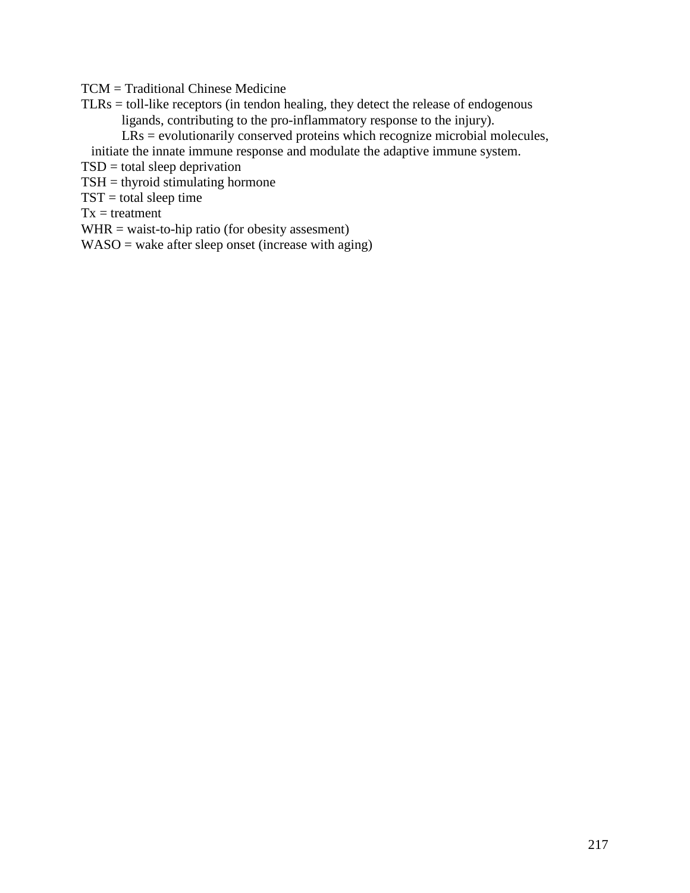TCM = Traditional Chinese Medicine

TLRs = toll-like receptors (in tendon healing, they detect the release of endogenous ligands, contributing to the pro-inflammatory response to the injury).
LRs = evolutionarily conserved proteins which recognize microbial molecules, initiate the innate immune response and modulate the adaptive immune system.

TSD = total sleep deprivation

TSH = thyroid stimulating hormone

TST = total sleep time

Tx = treatment

WHR = waist-to-hip ratio (for obesity assesment)

WASO = wake after sleep onset (increase with aging)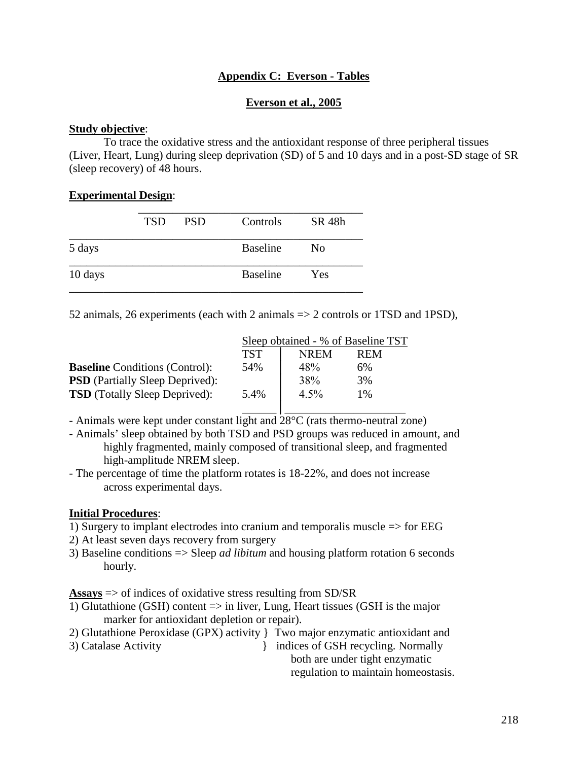## Appendix C: Everson - Tables

### Everson et al., 2005

**Study objective**:

To trace the oxidative stress and the antioxidant response of three peripheral tissues (Liver, Heart, Lung) during sleep deprivation (SD) of 5 and 10 days and in a post-SD stage of SR (sleep recovery) of 48 hours.

**Experimental Design**:

| | TSD | PSD | Controls | SR 48h |
|---|---|---|---|---|
| 5 days | | | Baseline | No |
| 10 days | | | Baseline | Yes |

52 animals, 26 experiments (each with 2 animals => 2 controls or 1TSD and 1PSD),

| | Sleep obtained - % of Baseline TST | | |
|---|---|---|---|
| | TST | NREM | REM |
| **Baseline** Conditions (Control): | 54% | 48% | 6% |
| **PSD** (Partially Sleep Deprived): | | 38% | 3% |
| **TSD** (Totally Sleep Deprived): | 5.4% | 4.5% | 1% |

- Animals were kept under constant light and 28°C (rats thermo-neutral zone)
- Animals' sleep obtained by both TSD and PSD groups was reduced in amount, and highly fragmented, mainly composed of transitional sleep, and fragmented high-amplitude NREM sleep.
- The percentage of time the platform rotates is 18-22%, and does not increase across experimental days.

**Initial Procedures**:

1) Surgery to implant electrodes into cranium and temporalis muscle => for EEG
2) At least seven days recovery from surgery
3) Baseline conditions => Sleep *ad libitum* and housing platform rotation 6 seconds hourly.

**Assays** => of indices of oxidative stress resulting from SD/SR

1) Glutathione (GSH) content => in liver, Lung, Heart tissues (GSH is the major marker for antioxidant depletion or repair).
2) Glutathione Peroxidase (GPX) activity } Two major enzymatic antioxidant and
3) Catalase Activity } indices of GSH recycling. Normally both are under tight enzymatic regulation to maintain homeostasis.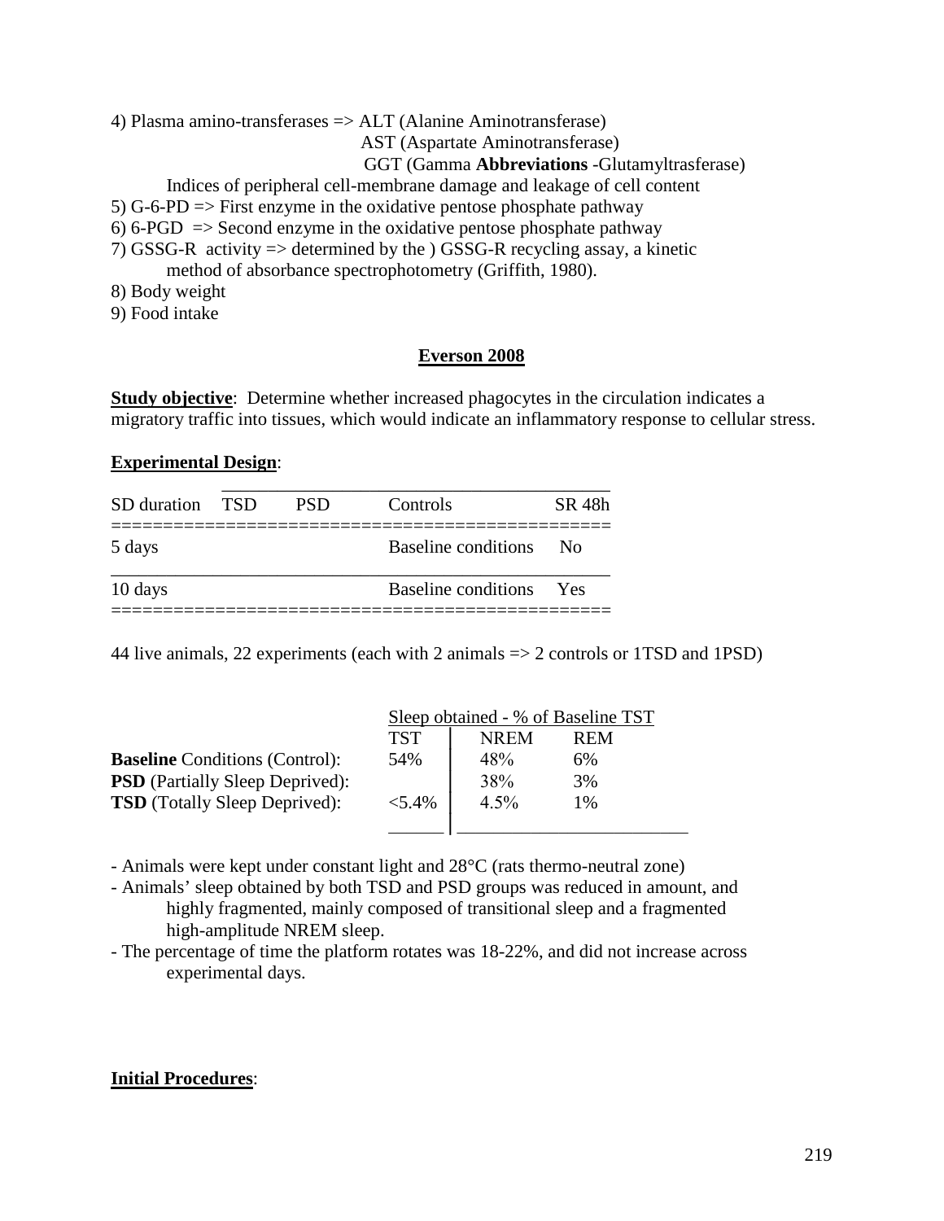4) Plasma amino-transferases => ALT (Alanine Aminotransferase)
AST (Aspartate Aminotransferase)
GGT (Gamma **Abbreviations** -Glutamyltrasferase)
Indices of peripheral cell-membrane damage and leakage of cell content

5) G-6-PD => First enzyme in the oxidative pentose phosphate pathway

6) 6-PGD => Second enzyme in the oxidative pentose phosphate pathway

7) GSSG-R activity => determined by the ) GSSG-R recycling assay, a kinetic method of absorbance spectrophotometry (Griffith, 1980).

8) Body weight

9) Food intake

## Everson 2008

**Study objective**: Determine whether increased phagocytes in the circulation indicates a migratory traffic into tissues, which would indicate an inflammatory response to cellular stress.

**Experimental Design**:

| SD duration | TSD | PSD | Controls | SR 48h |
|---|---|---|---|---|
| 5 days | | | Baseline conditions | No |
| 10 days | | | Baseline conditions | Yes |

44 live animals, 22 experiments (each with 2 animals => 2 controls or 1TSD and 1PSD)

| | Sleep obtained - % of Baseline TST | | |
|---|---|---|---|
| | TST | NREM | REM |
| **Baseline** Conditions (Control): | 54% | 48% | 6% |
| **PSD** (Partially Sleep Deprived): | | 38% | 3% |
| **TSD** (Totally Sleep Deprived): | <5.4% | 4.5% | 1% |

- Animals were kept under constant light and 28°C (rats thermo-neutral zone)
- Animals' sleep obtained by both TSD and PSD groups was reduced in amount, and highly fragmented, mainly composed of transitional sleep and a fragmented high-amplitude NREM sleep.
- The percentage of time the platform rotates was 18-22%, and did not increase across experimental days.

**Initial Procedures**: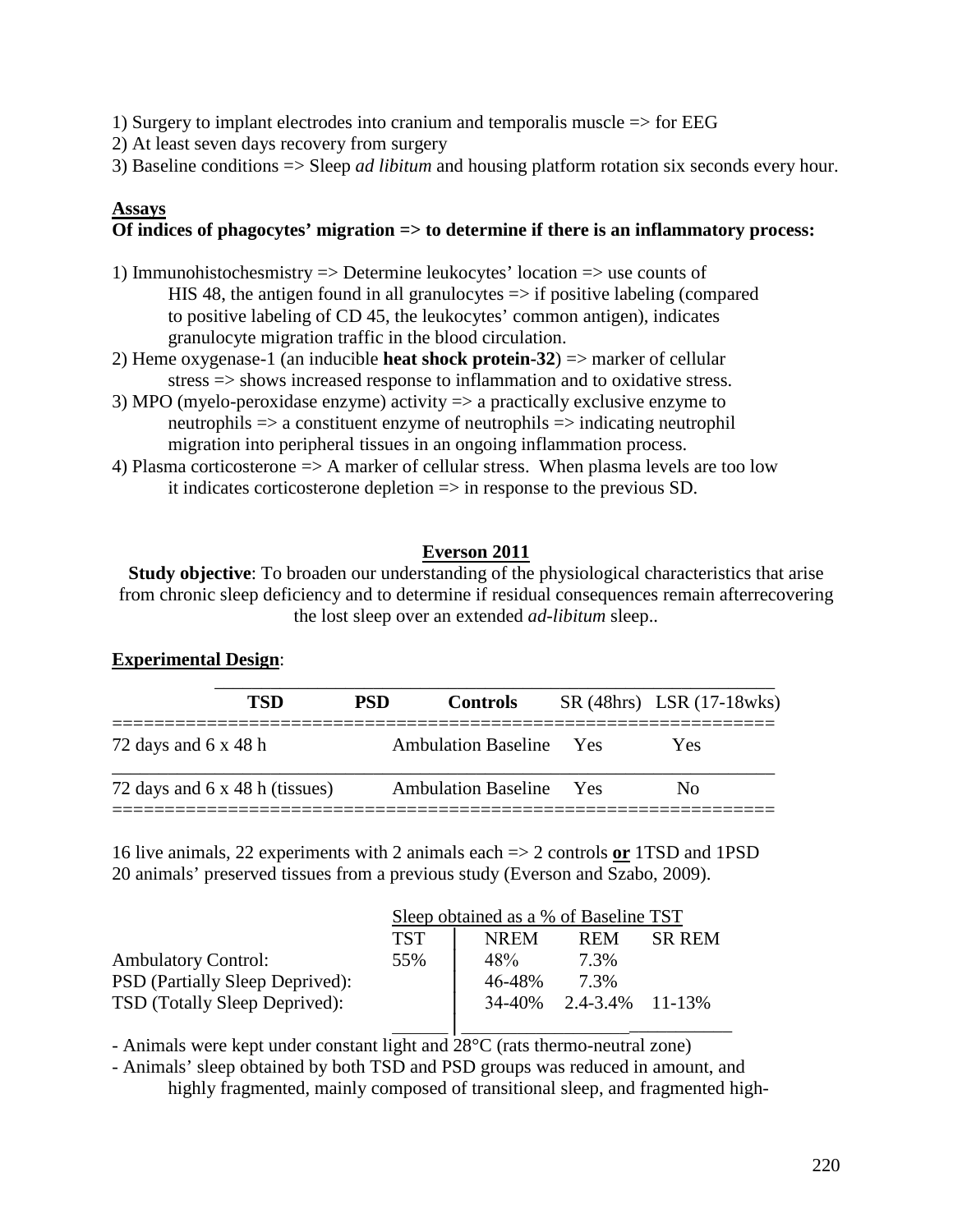1) Surgery to implant electrodes into cranium and temporalis muscle => for EEG
2) At least seven days recovery from surgery
3) Baseline conditions => Sleep *ad libitum* and housing platform rotation six seconds every hour.

**Assays**

**Of indices of phagocytes' migration => to determine if there is an inflammatory process:**

1) Immunohistochesmistry => Determine leukocytes' location => use counts of HIS 48, the antigen found in all granulocytes => if positive labeling (compared to positive labeling of CD 45, the leukocytes' common antigen), indicates granulocyte migration traffic in the blood circulation.
2) Heme oxygenase-1 (an inducible **heat shock protein-32**) => marker of cellular stress => shows increased response to inflammation and to oxidative stress.
3) MPO (myelo-peroxidase enzyme) activity => a practically exclusive enzyme to neutrophils => a constituent enzyme of neutrophils => indicating neutrophil migration into peripheral tissues in an ongoing inflammation process.
4) Plasma corticosterone => A marker of cellular stress. When plasma levels are too low it indicates corticosterone depletion => in response to the previous SD.

## Everson 2011

**Study objective**: To broaden our understanding of the physiological characteristics that arise from chronic sleep deficiency and to determine if residual consequences remain afterrecovering the lost sleep over an extended *ad-libitum* sleep..

**Experimental Design**:

| TSD | PSD | Controls | SR (48hrs) | LSR (17-18wks) |
|---|---|---|---|---|
| 72 days and 6 x 48 h | | Ambulation Baseline | Yes | Yes |
| 72 days and 6 x 48 h (tissues) | | Ambulation Baseline | Yes | No |

16 live animals, 22 experiments with 2 animals each => 2 controls **or** 1TSD and 1PSD
20 animals' preserved tissues from a previous study (Everson and Szabo, 2009).

| | Sleep obtained as a % of Baseline TST | | | |
|---|---|---|---|---|
| | TST | NREM | REM | SR REM |
| Ambulatory Control: | 55% | 48% | 7.3% | |
| PSD (Partially Sleep Deprived): | | 46-48% | 7.3% | |
| TSD (Totally Sleep Deprived): | | 34-40% | 2.4-3.4% | 11-13% |

- Animals were kept under constant light and 28°C (rats thermo-neutral zone)
- Animals' sleep obtained by both TSD and PSD groups was reduced in amount, and highly fragmented, mainly composed of transitional sleep, and fragmented high-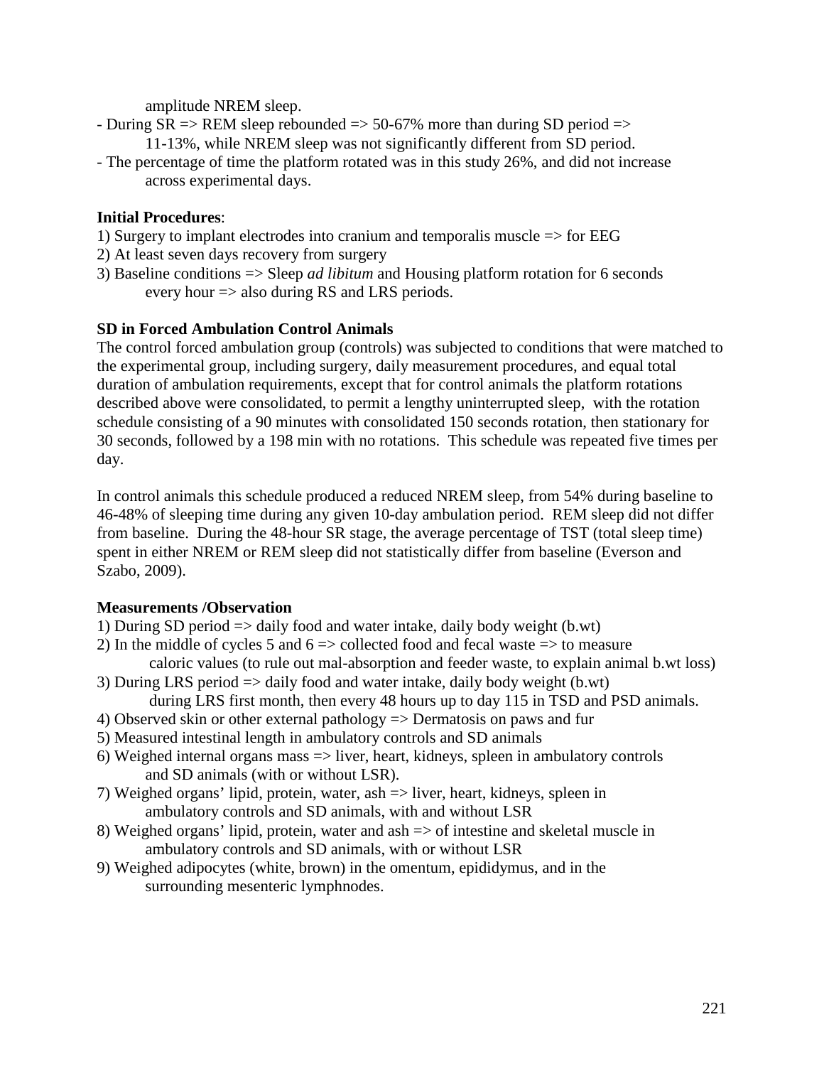amplitude NREM sleep.

- During SR => REM sleep rebounded => 50-67% more than during SD period => 11-13%, while NREM sleep was not significantly different from SD period.
- The percentage of time the platform rotated was in this study 26%, and did not increase across experimental days.

**Initial Procedures**:

1) Surgery to implant electrodes into cranium and temporalis muscle => for EEG
2) At least seven days recovery from surgery
3) Baseline conditions => Sleep *ad libitum* and Housing platform rotation for 6 seconds every hour => also during RS and LRS periods.

**SD in Forced Ambulation Control Animals**

The control forced ambulation group (controls) was subjected to conditions that were matched to the experimental group, including surgery, daily measurement procedures, and equal total duration of ambulation requirements, except that for control animals the platform rotations described above were consolidated, to permit a lengthy uninterrupted sleep, with the rotation schedule consisting of a 90 minutes with consolidated 150 seconds rotation, then stationary for 30 seconds, followed by a 198 min with no rotations. This schedule was repeated five times per day.

In control animals this schedule produced a reduced NREM sleep, from 54% during baseline to 46-48% of sleeping time during any given 10-day ambulation period. REM sleep did not differ from baseline. During the 48-hour SR stage, the average percentage of TST (total sleep time) spent in either NREM or REM sleep did not statistically differ from baseline (Everson and Szabo, 2009).

**Measurements /Observation**

1) During SD period => daily food and water intake, daily body weight (b.wt)
2) In the middle of cycles 5 and 6 => collected food and fecal waste => to measure caloric values (to rule out mal-absorption and feeder waste, to explain animal b.wt loss)
3) During LRS period => daily food and water intake, daily body weight (b.wt) during LRS first month, then every 48 hours up to day 115 in TSD and PSD animals.
4) Observed skin or other external pathology => Dermatosis on paws and fur
5) Measured intestinal length in ambulatory controls and SD animals
6) Weighed internal organs mass => liver, heart, kidneys, spleen in ambulatory controls and SD animals (with or without LSR).
7) Weighed organs' lipid, protein, water, ash => liver, heart, kidneys, spleen in ambulatory controls and SD animals, with and without LSR
8) Weighed organs' lipid, protein, water and ash => of intestine and skeletal muscle in ambulatory controls and SD animals, with or without LSR
9) Weighed adipocytes (white, brown) in the omentum, epididymus, and in the surrounding mesenteric lymphnodes.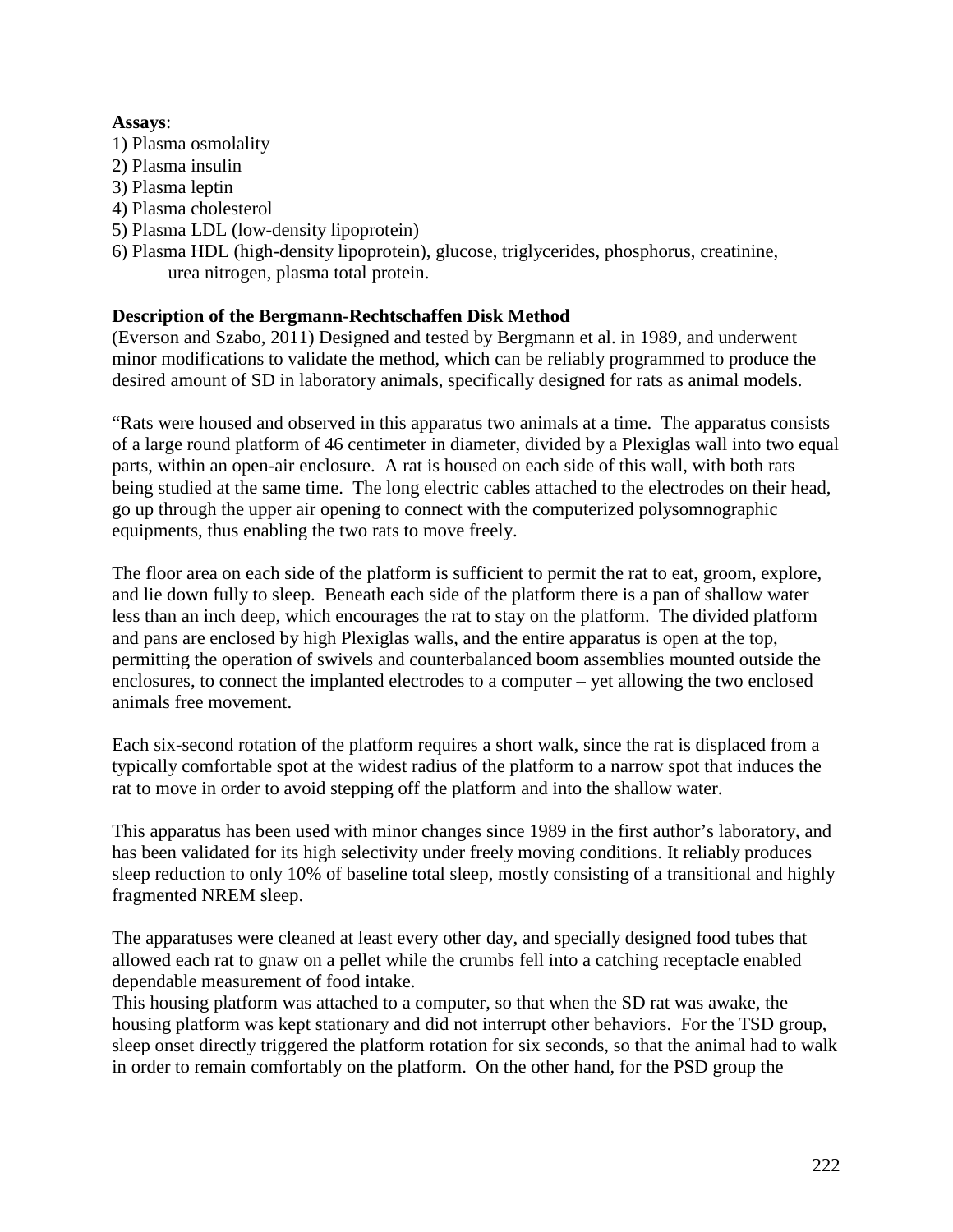**Assays**:

1) Plasma osmolality
2) Plasma insulin
3) Plasma leptin
4) Plasma cholesterol
5) Plasma LDL (low-density lipoprotein)
6) Plasma HDL (high-density lipoprotein), glucose, triglycerides, phosphorus, creatinine, urea nitrogen, plasma total protein.

**Description of the Bergmann-Rechtschaffen Disk Method**

(Everson and Szabo, 2011) Designed and tested by Bergmann et al. in 1989, and underwent minor modifications to validate the method, which can be reliably programmed to produce the desired amount of SD in laboratory animals, specifically designed for rats as animal models.

"Rats were housed and observed in this apparatus two animals at a time. The apparatus consists of a large round platform of 46 centimeter in diameter, divided by a Plexiglas wall into two equal parts, within an open-air enclosure. A rat is housed on each side of this wall, with both rats being studied at the same time. The long electric cables attached to the electrodes on their head, go up through the upper air opening to connect with the computerized polysomnographic equipments, thus enabling the two rats to move freely.

The floor area on each side of the platform is sufficient to permit the rat to eat, groom, explore, and lie down fully to sleep. Beneath each side of the platform there is a pan of shallow water less than an inch deep, which encourages the rat to stay on the platform. The divided platform and pans are enclosed by high Plexiglas walls, and the entire apparatus is open at the top, permitting the operation of swivels and counterbalanced boom assemblies mounted outside the enclosures, to connect the implanted electrodes to a computer – yet allowing the two enclosed animals free movement.

Each six-second rotation of the platform requires a short walk, since the rat is displaced from a typically comfortable spot at the widest radius of the platform to a narrow spot that induces the rat to move in order to avoid stepping off the platform and into the shallow water.

This apparatus has been used with minor changes since 1989 in the first author's laboratory, and has been validated for its high selectivity under freely moving conditions. It reliably produces sleep reduction to only 10% of baseline total sleep, mostly consisting of a transitional and highly fragmented NREM sleep.

The apparatuses were cleaned at least every other day, and specially designed food tubes that allowed each rat to gnaw on a pellet while the crumbs fell into a catching receptacle enabled dependable measurement of food intake.

This housing platform was attached to a computer, so that when the SD rat was awake, the housing platform was kept stationary and did not interrupt other behaviors. For the TSD group, sleep onset directly triggered the platform rotation for six seconds, so that the animal had to walk in order to remain comfortably on the platform. On the other hand, for the PSD group the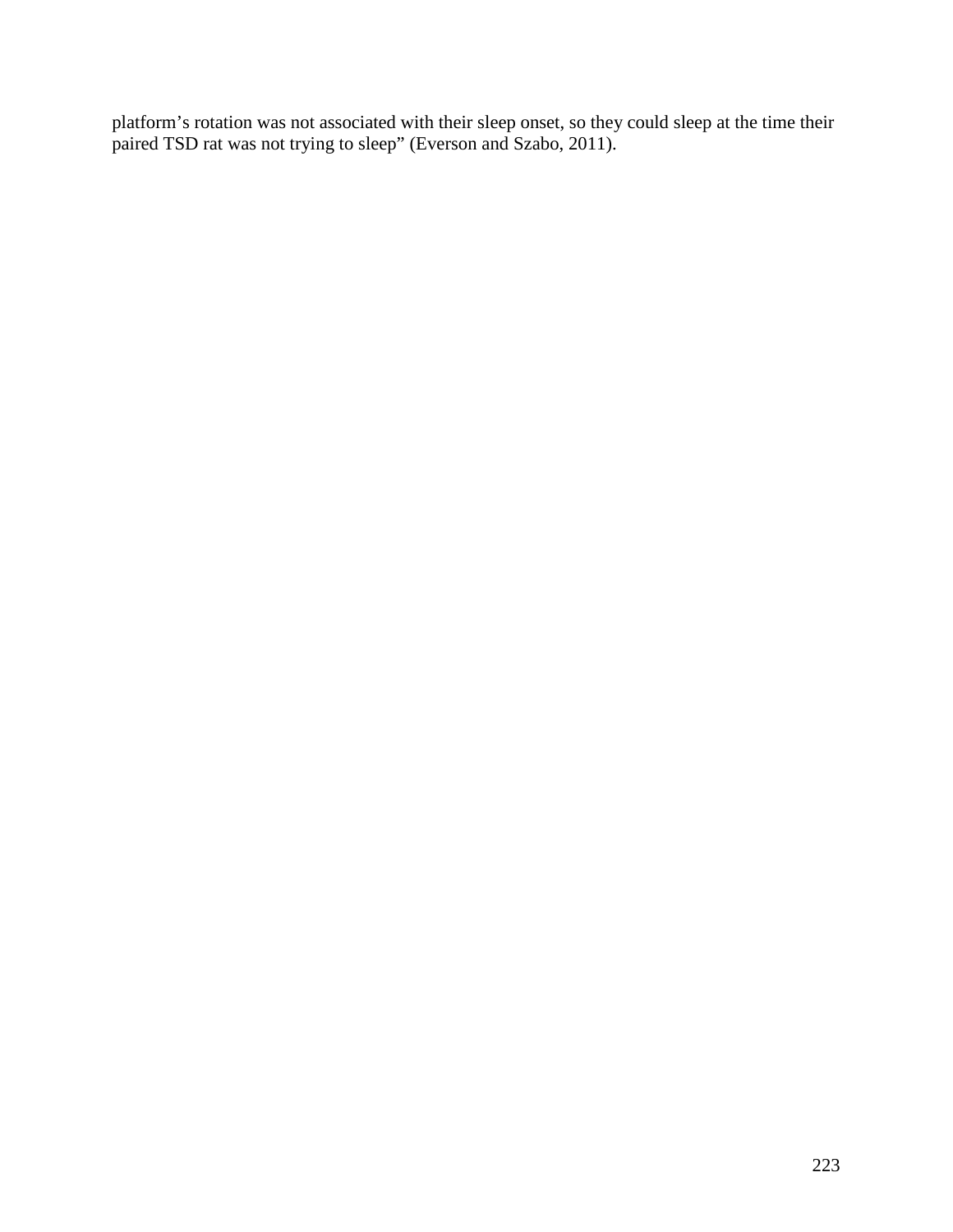platform's rotation was not associated with their sleep onset, so they could sleep at the time their paired TSD rat was not trying to sleep" (Everson and Szabo, 2011).